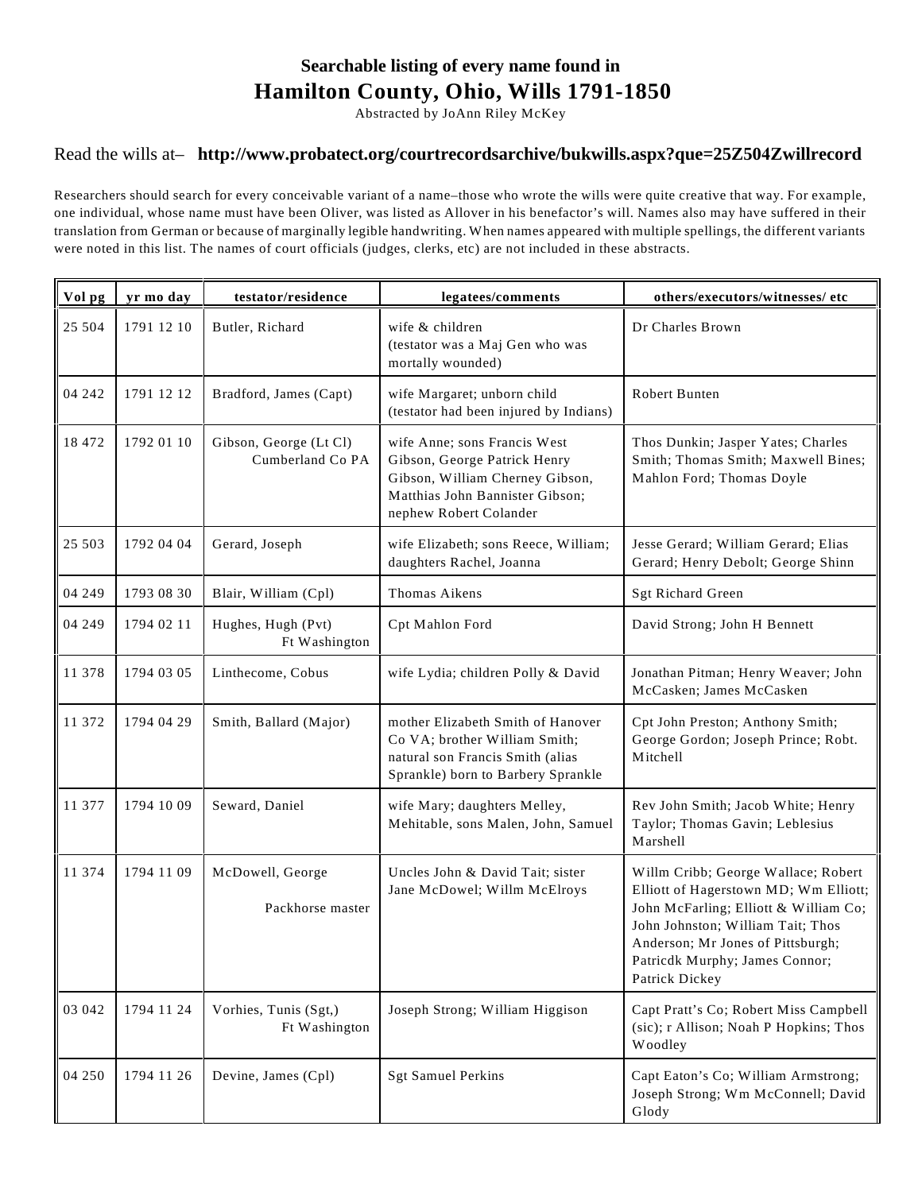# Searchable listing of every name found in
# Hamilton County, Ohio, Wills 1791-1850

Abstracted by JoAnn Riley McKey

Read the wills at– **http://www.probatect.org/courtrecordsarchive/bukwills.aspx?que=25Z504Zwillrecord**

Researchers should search for every conceivable variant of a name–those who wrote the wills were quite creative that way. For example, one individual, whose name must have been Oliver, was listed as Allover in his benefactor's will. Names also may have suffered in their translation from German or because of marginally legible handwriting. When names appeared with multiple spellings, the different variants were noted in this list. The names of court officials (judges, clerks, etc) are not included in these abstracts.

| Vol pg | yr mo day | testator/residence | legatees/comments | others/executors/witnesses/ etc |
|---|---|---|---|---|
| 25 504 | 1791 12 10 | Butler, Richard | wife & children (testator was a Maj Gen who was mortally wounded) | Dr Charles Brown |
| 04 242 | 1791 12 12 | Bradford, James (Capt) | wife Margaret; unborn child (testator had been injured by Indians) | Robert Bunten |
| 18 472 | 1792 01 10 | Gibson, George (Lt Cl) Cumberland Co PA | wife Anne; sons Francis West Gibson, George Patrick Henry Gibson, William Cherney Gibson, Matthias John Bannister Gibson; nephew Robert Colander | Thos Dunkin; Jasper Yates; Charles Smith; Thomas Smith; Maxwell Bines; Mahlon Ford; Thomas Doyle |
| 25 503 | 1792 04 04 | Gerard, Joseph | wife Elizabeth; sons Reece, William; daughters Rachel, Joanna | Jesse Gerard; William Gerard; Elias Gerard; Henry Debolt; George Shinn |
| 04 249 | 1793 08 30 | Blair, William (Cpl) | Thomas Aikens | Sgt Richard Green |
| 04 249 | 1794 02 11 | Hughes, Hugh (Pvt) Ft Washington | Cpt Mahlon Ford | David Strong; John H Bennett |
| 11 378 | 1794 03 05 | Linthecome, Cobus | wife Lydia; children Polly & David | Jonathan Pitman; Henry Weaver; John McCasken; James McCasken |
| 11 372 | 1794 04 29 | Smith, Ballard (Major) | mother Elizabeth Smith of Hanover Co VA; brother William Smith; natural son Francis Smith (alias Sprankle) born to Barbery Sprankle | Cpt John Preston; Anthony Smith; George Gordon; Joseph Prince; Robt. Mitchell |
| 11 377 | 1794 10 09 | Seward, Daniel | wife Mary; daughters Melley, Mehitable, sons Malen, John, Samuel | Rev John Smith; Jacob White; Henry Taylor; Thomas Gavin; Leblesius Marshell |
| 11 374 | 1794 11 09 | McDowell, George Packhorse master | Uncles John & David Tait; sister Jane McDowel; Willm McElroys | Willm Cribb; George Wallace; Robert Elliott of Hagerstown MD; Wm Elliott; John McFarling; Elliott & William Co; John Johnston; William Tait; Thos Anderson; Mr Jones of Pittsburgh; Patricdk Murphy; James Connor; Patrick Dickey |
| 03 042 | 1794 11 24 | Vorhies, Tunis (Sgt,) Ft Washington | Joseph Strong; William Higgison | Capt Pratt's Co; Robert Miss Campbell (sic); r Allison; Noah P Hopkins; Thos Woodley |
| 04 250 | 1794 11 26 | Devine, James (Cpl) | Sgt Samuel Perkins | Capt Eaton's Co; William Armstrong; Joseph Strong; Wm McConnell; David Glody |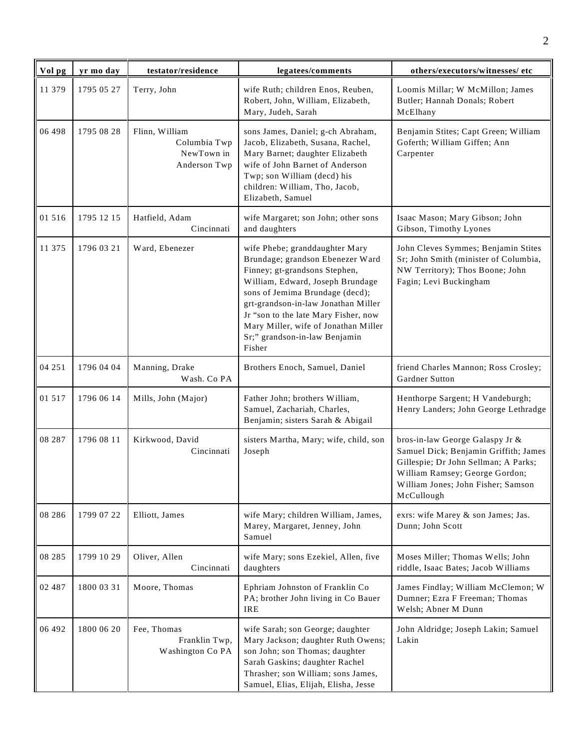| Vol pg | yr mo day | testator/residence | legatees/comments | others/executors/witnesses/ etc |
|---|---|---|---|---|
| 11 379 | 1795 05 27 | Terry, John | wife Ruth; children Enos, Reuben, Robert, John, William, Elizabeth, Mary, Judeh, Sarah | Loomis Millar; W McMillon; James Butler; Hannah Donals; Robert McElhany |
| 06 498 | 1795 08 28 | Flinn, William Columbia Twp NewTown in Anderson Twp | sons James, Daniel; g-ch Abraham, Jacob, Elizabeth, Susana, Rachel, Mary Barnet; daughter Elizabeth wife of John Barnet of Anderson Twp; son William (decd) his children: William, Tho, Jacob, Elizabeth, Samuel | Benjamin Stites; Capt Green; William Goferth; William Giffen; Ann Carpenter |
| 01 516 | 1795 12 15 | Hatfield, Adam Cincinnati | wife Margaret; son John; other sons and daughters | Isaac Mason; Mary Gibson; John Gibson, Timothy Lyones |
| 11 375 | 1796 03 21 | Ward, Ebenezer | wife Phebe; granddaughter Mary Brundage; grandson Ebenezer Ward Finney; gt-grandsons Stephen, William, Edward, Joseph Brundage sons of Jemima Brundage (decd); grt-grandson-in-law Jonathan Miller Jr "son to the late Mary Fisher, now Mary Miller, wife of Jonathan Miller Sr;" grandson-in-law Benjamin Fisher | John Cleves Symmes; Benjamin Stites Sr; John Smith (minister of Columbia, NW Territory); Thos Boone; John Fagin; Levi Buckingham |
| 04 251 | 1796 04 04 | Manning, Drake Wash. Co PA | Brothers Enoch, Samuel, Daniel | friend Charles Mannon; Ross Crosley; Gardner Sutton |
| 01 517 | 1796 06 14 | Mills, John (Major) | Father John; brothers William, Samuel, Zachariah, Charles, Benjamin; sisters Sarah & Abigail | Henthorpe Sargent; H Vandeburgh; Henry Landers; John George Lethradge |
| 08 287 | 1796 08 11 | Kirkwood, David Cincinnati | sisters Martha, Mary; wife, child, son Joseph | bros-in-law George Galaspy Jr & Samuel Dick; Benjamin Griffith; James Gillespie; Dr John Sellman; A Parks; William Ramsey; George Gordon; William Jones; John Fisher; Samson McCullough |
| 08 286 | 1799 07 22 | Elliott, James | wife Mary; children William, James, Marey, Margaret, Jenney, John Samuel | exrs: wife Marey & son James; Jas. Dunn; John Scott |
| 08 285 | 1799 10 29 | Oliver, Allen Cincinnati | wife Mary; sons Ezekiel, Allen, five daughters | Moses Miller; Thomas Wells; John riddle, Isaac Bates; Jacob Williams |
| 02 487 | 1800 03 31 | Moore, Thomas | Ephriam Johnston of Franklin Co PA; brother John living in Co Bauer IRE | James Findlay; William McClemon; W Dumner; Ezra F Freeman; Thomas Welsh; Abner M Dunn |
| 06 492 | 1800 06 20 | Fee, Thomas Franklin Twp, Washington Co PA | wife Sarah; son George; daughter Mary Jackson; daughter Ruth Owens; son John; son Thomas; daughter Sarah Gaskins; daughter Rachel Thrasher; son William; sons James, Samuel, Elias, Elijah, Elisha, Jesse | John Aldridge; Joseph Lakin; Samuel Lakin |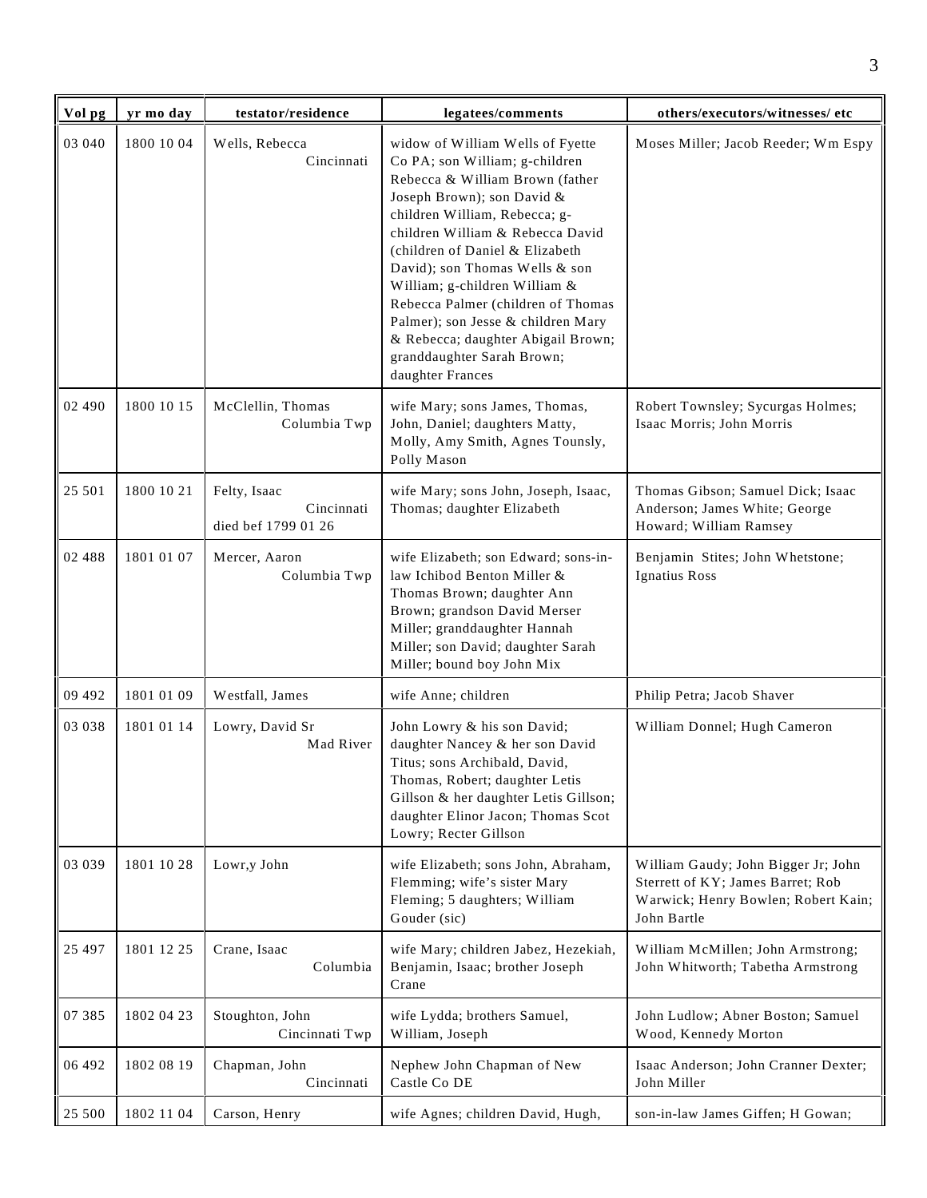| Vol pg | yr mo day | testator/residence | legatees/comments | others/executors/witnesses/ etc |
|---|---|---|---|---|
| 03 040 | 1800 10 04 | Wells, Rebecca Cincinnati | widow of William Wells of Fyette Co PA; son William; g-children Rebecca & William Brown (father Joseph Brown); son David & children William, Rebecca; g-children William & Rebecca David (children of Daniel & Elizabeth David); son Thomas Wells & son William; g-children William & Rebecca Palmer (children of Thomas Palmer); son Jesse & children Mary & Rebecca; daughter Abigail Brown; granddaughter Sarah Brown; daughter Frances | Moses Miller; Jacob Reeder; Wm Espy |
| 02 490 | 1800 10 15 | McClellin, Thomas Columbia Twp | wife Mary; sons James, Thomas, John, Daniel; daughters Matty, Molly, Amy Smith, Agnes Tounsly, Polly Mason | Robert Townsley; Sycurgas Holmes; Isaac Morris; John Morris |
| 25 501 | 1800 10 21 | Felty, Isaac Cincinnati died bef 1799 01 26 | wife Mary; sons John, Joseph, Isaac, Thomas; daughter Elizabeth | Thomas Gibson; Samuel Dick; Isaac Anderson; James White; George Howard; William Ramsey |
| 02 488 | 1801 01 07 | Mercer, Aaron Columbia Twp | wife Elizabeth; son Edward; sons-in-law Ichibod Benton Miller & Thomas Brown; daughter Ann Brown; grandson David Merser Miller; granddaughter Hannah Miller; son David; daughter Sarah Miller; bound boy John Mix | Benjamin Stites; John Whetstone; Ignatius Ross |
| 09 492 | 1801 01 09 | Westfall, James | wife Anne; children | Philip Petra; Jacob Shaver |
| 03 038 | 1801 01 14 | Lowry, David Sr Mad River | John Lowry & his son David; daughter Nancey & her son David Titus; sons Archibald, David, Thomas, Robert; daughter Letis Gillson & her daughter Letis Gillson; daughter Elinor Jacon; Thomas Scot Lowry; Recter Gillson | William Donnel; Hugh Cameron |
| 03 039 | 1801 10 28 | Lowr,y John | wife Elizabeth; sons John, Abraham, Flemming; wife's sister Mary Fleming; 5 daughters; William Gouder (sic) | William Gaudy; John Bigger Jr; John Sterrett of KY; James Barret; Rob Warwick; Henry Bowlen; Robert Kain; John Bartle |
| 25 497 | 1801 12 25 | Crane, Isaac Columbia | wife Mary; children Jabez, Hezekiah, Benjamin, Isaac; brother Joseph Crane | William McMillen; John Armstrong; John Whitworth; Tabetha Armstrong |
| 07 385 | 1802 04 23 | Stoughton, John Cincinnati Twp | wife Lydda; brothers Samuel, William, Joseph | John Ludlow; Abner Boston; Samuel Wood, Kennedy Morton |
| 06 492 | 1802 08 19 | Chapman, John Cincinnati | Nephew John Chapman of New Castle Co DE | Isaac Anderson; John Cranner Dexter; John Miller |
| 25 500 | 1802 11 04 | Carson, Henry | wife Agnes; children David, Hugh, | son-in-law James Giffen; H Gowan; |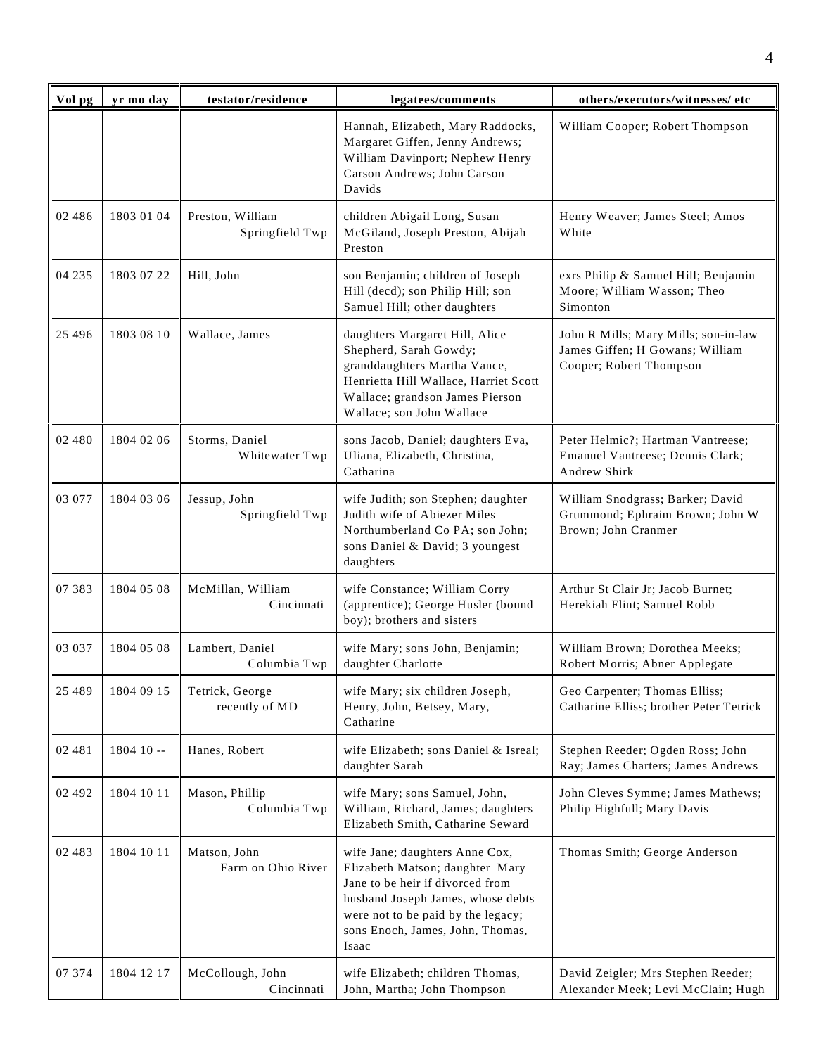| Vol pg | yr mo day | testator/residence | legatees/comments | others/executors/witnesses/ etc |
| --- | --- | --- | --- | --- |
| | | | Hannah, Elizabeth, Mary Raddocks, Margaret Giffen, Jenny Andrews; William Davinport; Nephew Henry Carson Andrews; John Carson Davids | William Cooper; Robert Thompson |
| 02 486 | 1803 01 04 | Preston, William Springfield Twp | children Abigail Long, Susan McGiland, Joseph Preston, Abijah Preston | Henry Weaver; James Steel; Amos White |
| 04 235 | 1803 07 22 | Hill, John | son Benjamin; children of Joseph Hill (decd); son Philip Hill; son Samuel Hill; other daughters | exrs Philip & Samuel Hill; Benjamin Moore; William Wasson; Theo Simonton |
| 25 496 | 1803 08 10 | Wallace, James | daughters Margaret Hill, Alice Shepherd, Sarah Gowdy; granddaughters Martha Vance, Henrietta Hill Wallace, Harriet Scott Wallace; grandson James Pierson Wallace; son John Wallace | John R Mills; Mary Mills; son-in-law James Giffen; H Gowans; William Cooper; Robert Thompson |
| 02 480 | 1804 02 06 | Storms, Daniel Whitewater Twp | sons Jacob, Daniel; daughters Eva, Uliana, Elizabeth, Christina, Catharina | Peter Helmic?; Hartman Vantreese; Emanuel Vantreese; Dennis Clark; Andrew Shirk |
| 03 077 | 1804 03 06 | Jessup, John Springfield Twp | wife Judith; son Stephen; daughter Judith wife of Abiezer Miles Northumberland Co PA; son John; sons Daniel & David; 3 youngest daughters | William Snodgrass; Barker; David Grummond; Ephraim Brown; John W Brown; John Cranmer |
| 07 383 | 1804 05 08 | McMillan, William Cincinnati | wife Constance; William Corry (apprentice); George Husler (bound boy); brothers and sisters | Arthur St Clair Jr; Jacob Burnet; Herekiah Flint; Samuel Robb |
| 03 037 | 1804 05 08 | Lambert, Daniel Columbia Twp | wife Mary; sons John, Benjamin; daughter Charlotte | William Brown; Dorothea Meeks; Robert Morris; Abner Applegate |
| 25 489 | 1804 09 15 | Tetrick, George recently of MD | wife Mary; six children Joseph, Henry, John, Betsey, Mary, Catharine | Geo Carpenter; Thomas Elliss; Catharine Elliss; brother Peter Tetrick |
| 02 481 | 1804 10 -- | Hanes, Robert | wife Elizabeth; sons Daniel & Isreal; daughter Sarah | Stephen Reeder; Ogden Ross; John Ray; James Charters; James Andrews |
| 02 492 | 1804 10 11 | Mason, Phillip Columbia Twp | wife Mary; sons Samuel, John, William, Richard, James; daughters Elizabeth Smith, Catharine Seward | John Cleves Symme; James Mathews; Philip Highfull; Mary Davis |
| 02 483 | 1804 10 11 | Matson, John Farm on Ohio River | wife Jane; daughters Anne Cox, Elizabeth Matson; daughter Mary Jane to be heir if divorced from husband Joseph James, whose debts were not to be paid by the legacy; sons Enoch, James, John, Thomas, Isaac | Thomas Smith; George Anderson |
| 07 374 | 1804 12 17 | McCollough, John Cincinnati | wife Elizabeth; children Thomas, John, Martha; John Thompson | David Zeigler; Mrs Stephen Reeder; Alexander Meek; Levi McClain; Hugh |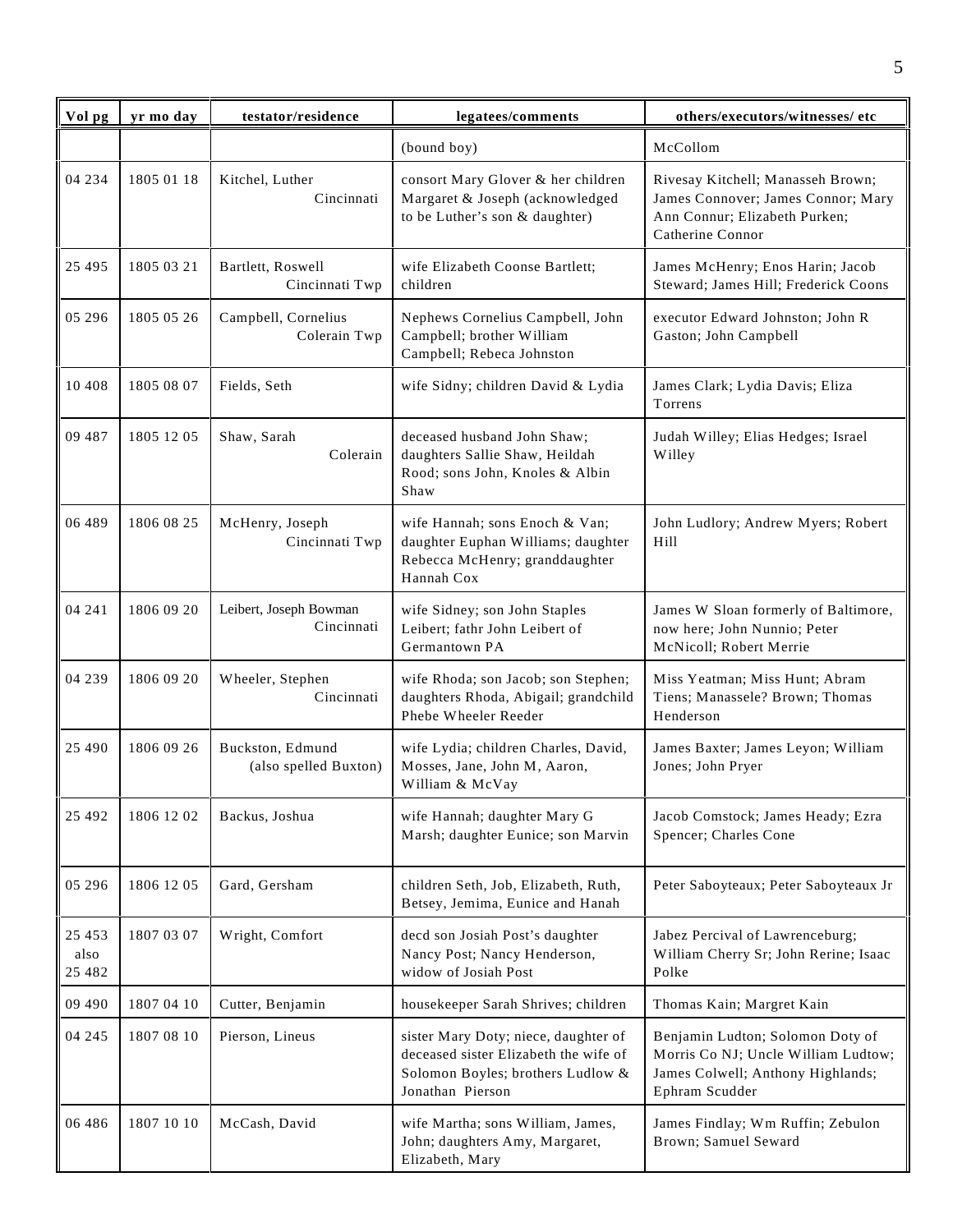| Vol pg | yr mo day | testator/residence | legatees/comments | others/executors/witnesses/ etc |
|---|---|---|---|---|
| | | | (bound boy) | McCollom |
| 04 234 | 1805 01 18 | Kitchel, Luther Cincinnati | consort Mary Glover & her children Margaret & Joseph (acknowledged to be Luther's son & daughter) | Rivesay Kitchell; Manasseh Brown; James Connover; James Connor; Mary Ann Connur; Elizabeth Purken; Catherine Connor |
| 25 495 | 1805 03 21 | Bartlett, Roswell Cincinnati Twp | wife Elizabeth Coonse Bartlett; children | James McHenry; Enos Harin; Jacob Steward; James Hill; Frederick Coons |
| 05 296 | 1805 05 26 | Campbell, Cornelius Colerain Twp | Nephews Cornelius Campbell, John Campbell; brother William Campbell; Rebeca Johnston | executor Edward Johnston; John R Gaston; John Campbell |
| 10 408 | 1805 08 07 | Fields, Seth | wife Sidny; children David & Lydia | James Clark; Lydia Davis; Eliza Torrens |
| 09 487 | 1805 12 05 | Shaw, Sarah Colerain | deceased husband John Shaw; daughters Sallie Shaw, Heildah Rood; sons John, Knoles & Albin Shaw | Judah Willey; Elias Hedges; Israel Willey |
| 06 489 | 1806 08 25 | McHenry, Joseph Cincinnati Twp | wife Hannah; sons Enoch & Van; daughter Euphan Williams; daughter Rebecca McHenry; granddaughter Hannah Cox | John Ludlory; Andrew Myers; Robert Hill |
| 04 241 | 1806 09 20 | Leibert, Joseph Bowman Cincinnati | wife Sidney; son John Staples Leibert; fathr John Leibert of Germantown PA | James W Sloan formerly of Baltimore, now here; John Nunnio; Peter McNicoll; Robert Merrie |
| 04 239 | 1806 09 20 | Wheeler, Stephen Cincinnati | wife Rhoda; son Jacob; son Stephen; daughters Rhoda, Abigail; grandchild Phebe Wheeler Reeder | Miss Yeatman; Miss Hunt; Abram Tiens; Manassele? Brown; Thomas Henderson |
| 25 490 | 1806 09 26 | Buckston, Edmund (also spelled Buxton) | wife Lydia; children Charles, David, Mosses, Jane, John M, Aaron, William & McVay | James Baxter; James Leyon; William Jones; John Pryer |
| 25 492 | 1806 12 02 | Backus, Joshua | wife Hannah; daughter Mary G Marsh; daughter Eunice; son Marvin | Jacob Comstock; James Heady; Ezra Spencer; Charles Cone |
| 05 296 | 1806 12 05 | Gard, Gersham | children Seth, Job, Elizabeth, Ruth, Betsey, Jemima, Eunice and Hanah | Peter Saboyteaux; Peter Saboyteaux Jr |
| 25 453 also 25 482 | 1807 03 07 | Wright, Comfort | decd son Josiah Post's daughter Nancy Post; Nancy Henderson, widow of Josiah Post | Jabez Percival of Lawrenceburg; William Cherry Sr; John Rerine; Isaac Polke |
| 09 490 | 1807 04 10 | Cutter, Benjamin | housekeeper Sarah Shrives; children | Thomas Kain; Margret Kain |
| 04 245 | 1807 08 10 | Pierson, Lineus | sister Mary Doty; niece, daughter of deceased sister Elizabeth the wife of Solomon Boyles; brothers Ludlow & Jonathan Pierson | Benjamin Ludton; Solomon Doty of Morris Co NJ; Uncle William Ludtow; James Colwell; Anthony Highlands; Ephram Scudder |
| 06 486 | 1807 10 10 | McCash, David | wife Martha; sons William, James, John; daughters Amy, Margaret, Elizabeth, Mary | James Findlay; Wm Ruffin; Zebulon Brown; Samuel Seward |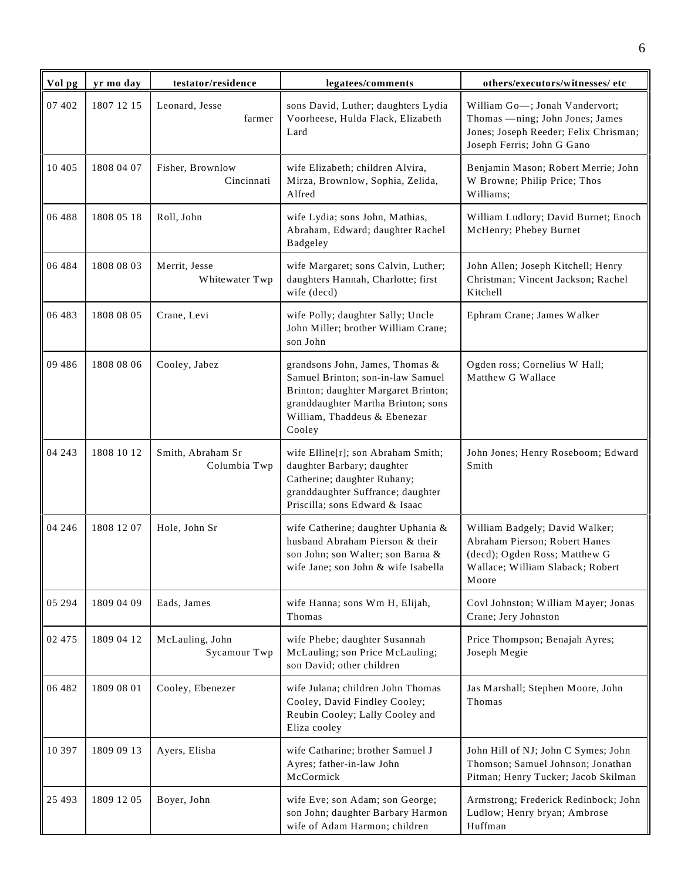| Vol pg | yr mo day | testator/residence | legatees/comments | others/executors/witnesses/ etc |
|---|---|---|---|---|
| 07 402 | 1807 12 15 | Leonard, Jesse farmer | sons David, Luther; daughters Lydia Voorheese, Hulda Flack, Elizabeth Lard | William Go—; Jonah Vandervort; Thomas —ning; John Jones; James Jones; Joseph Reeder; Felix Chrisman; Joseph Ferris; John G Gano |
| 10 405 | 1808 04 07 | Fisher, Brownlow Cincinnati | wife Elizabeth; children Alvira, Mirza, Brownlow, Sophia, Zelida, Alfred | Benjamin Mason; Robert Merrie; John W Browne; Philip Price; Thos Williams; |
| 06 488 | 1808 05 18 | Roll, John | wife Lydia; sons John, Mathias, Abraham, Edward; daughter Rachel Badgeley | William Ludlory; David Burnet; Enoch McHenry; Phebey Burnet |
| 06 484 | 1808 08 03 | Merrit, Jesse Whitewater Twp | wife Margaret; sons Calvin, Luther; daughters Hannah, Charlotte; first wife (decd) | John Allen; Joseph Kitchell; Henry Christman; Vincent Jackson; Rachel Kitchell |
| 06 483 | 1808 08 05 | Crane, Levi | wife Polly; daughter Sally; Uncle John Miller; brother William Crane; son John | Ephram Crane; James Walker |
| 09 486 | 1808 08 06 | Cooley, Jabez | grandsons John, James, Thomas & Samuel Brinton; son-in-law Samuel Brinton; daughter Margaret Brinton; granddaughter Martha Brinton; sons William, Thaddeus & Ebenezar Cooley | Ogden ross; Cornelius W Hall; Matthew G Wallace |
| 04 243 | 1808 10 12 | Smith, Abraham Sr Columbia Twp | wife Elline[r]; son Abraham Smith; daughter Barbary; daughter Catherine; daughter Ruhany; granddaughter Suffrance; daughter Priscilla; sons Edward & Isaac | John Jones; Henry Roseboom; Edward Smith |
| 04 246 | 1808 12 07 | Hole, John Sr | wife Catherine; daughter Uphania & husband Abraham Pierson & their son John; son Walter; son Barna & wife Jane; son John & wife Isabella | William Badgely; David Walker; Abraham Pierson; Robert Hanes (decd); Ogden Ross; Matthew G Wallace; William Slaback; Robert Moore |
| 05 294 | 1809 04 09 | Eads, James | wife Hanna; sons Wm H, Elijah, Thomas | Covl Johnston; William Mayer; Jonas Crane; Jery Johnston |
| 02 475 | 1809 04 12 | McLauling, John Sycamour Twp | wife Phebe; daughter Susannah McLauling; son Price McLauling; son David; other children | Price Thompson; Benajah Ayres; Joseph Megie |
| 06 482 | 1809 08 01 | Cooley, Ebenezer | wife Julana; children John Thomas Cooley, David Findley Cooley; Reubin Cooley; Lally Cooley and Eliza cooley | Jas Marshall; Stephen Moore, John Thomas |
| 10 397 | 1809 09 13 | Ayers, Elisha | wife Catharine; brother Samuel J Ayres; father-in-law John McCormick | John Hill of NJ; John C Symes; John Thomson; Samuel Johnson; Jonathan Pitman; Henry Tucker; Jacob Skilman |
| 25 493 | 1809 12 05 | Boyer, John | wife Eve; son Adam; son George; son John; daughter Barbary Harmon wife of Adam Harmon; children | Armstrong; Frederick Redinbock; John Ludlow; Henry bryan; Ambrose Huffman |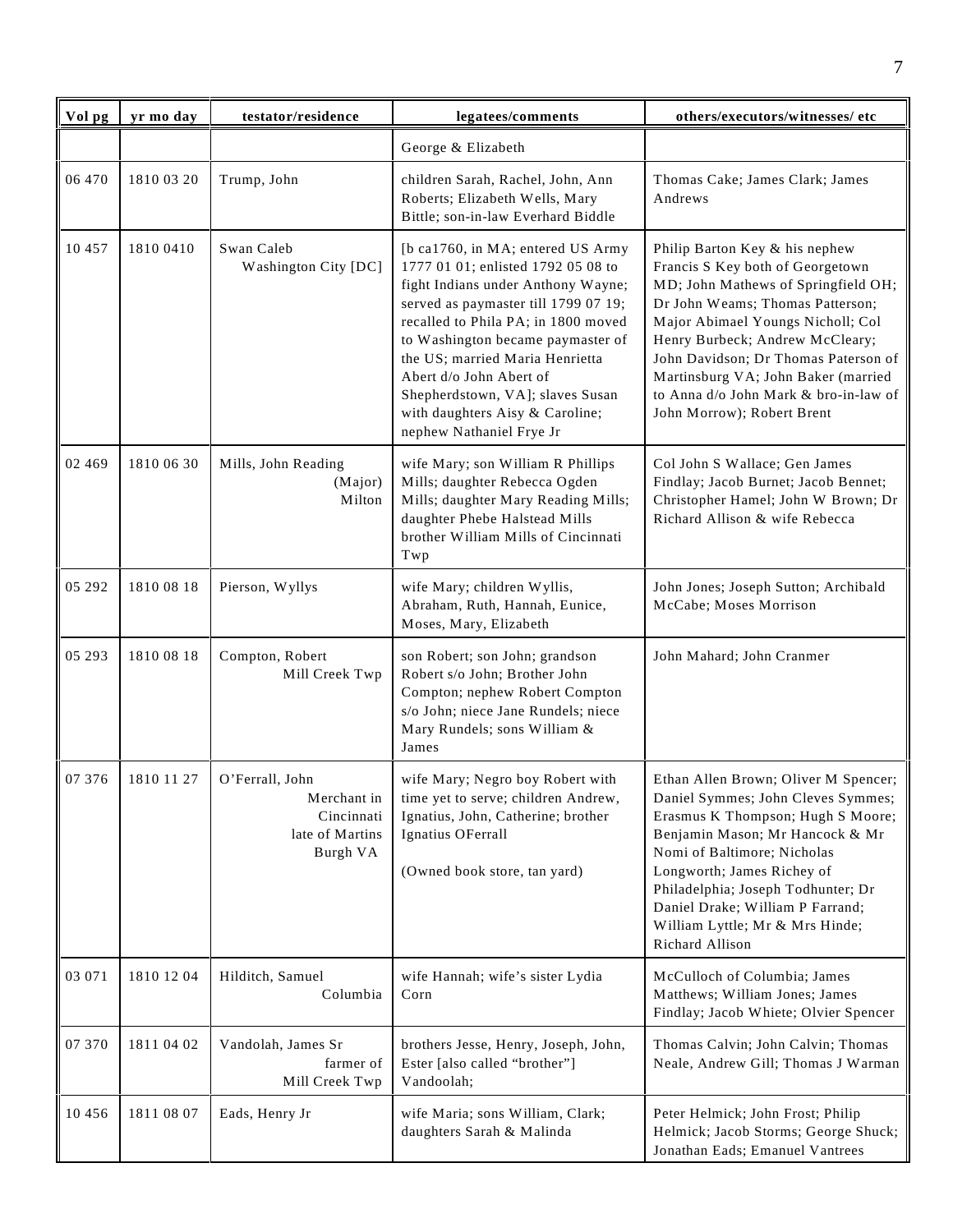| Vol pg | yr mo day | testator/residence | legatees/comments | others/executors/witnesses/ etc |
|---|---|---|---|---|
| | | | George & Elizabeth | |
| 06 470 | 1810 03 20 | Trump, John | children Sarah, Rachel, John, Ann Roberts; Elizabeth Wells, Mary Bittle; son-in-law Everhard Biddle | Thomas Cake; James Clark; James Andrews |
| 10 457 | 1810 0410 | Swan Caleb Washington City [DC] | [b ca1760, in MA; entered US Army 1777 01 01; enlisted 1792 05 08 to fight Indians under Anthony Wayne; served as paymaster till 1799 07 19; recalled to Phila PA; in 1800 moved to Washington became paymaster of the US; married Maria Henrietta Abert d/o John Abert of Shepherdstown, VA]; slaves Susan with daughters Aisy & Caroline; nephew Nathaniel Frye Jr | Philip Barton Key & his nephew Francis S Key both of Georgetown MD; John Mathews of Springfield OH; Dr John Weams; Thomas Patterson; Major Abimael Youngs Nicholl; Col Henry Burbeck; Andrew McCleary; John Davidson; Dr Thomas Paterson of Martinsburg VA; John Baker (married to Anna d/o John Mark & bro-in-law of John Morrow); Robert Brent |
| 02 469 | 1810 06 30 | Mills, John Reading (Major) Milton | wife Mary; son William R Phillips Mills; daughter Rebecca Ogden Mills; daughter Mary Reading Mills; daughter Phebe Halstead Mills brother William Mills of Cincinnati Twp | Col John S Wallace; Gen James Findlay; Jacob Burnet; Jacob Bennet; Christopher Hamel; John W Brown; Dr Richard Allison & wife Rebecca |
| 05 292 | 1810 08 18 | Pierson, Wyllys | wife Mary; children Wyllis, Abraham, Ruth, Hannah, Eunice, Moses, Mary, Elizabeth | John Jones; Joseph Sutton; Archibald McCabe; Moses Morrison |
| 05 293 | 1810 08 18 | Compton, Robert Mill Creek Twp | son Robert; son John; grandson Robert s/o John; Brother John Compton; nephew Robert Compton s/o John; niece Jane Rundels; niece Mary Rundels; sons William & James | John Mahard; John Cranmer |
| 07 376 | 1810 11 27 | O'Ferrall, John Merchant in Cincinnati late of Martins Burgh VA | wife Mary; Negro boy Robert with time yet to serve; children Andrew, Ignatius, John, Catherine; brother Ignatius OFerrall<br><br>(Owned book store, tan yard) | Ethan Allen Brown; Oliver M Spencer; Daniel Symmes; John Cleves Symmes; Erasmus K Thompson; Hugh S Moore; Benjamin Mason; Mr Hancock & Mr Nomi of Baltimore; Nicholas Longworth; James Richey of Philadelphia; Joseph Todhunter; Dr Daniel Drake; William P Farrand; William Lyttle; Mr & Mrs Hinde; Richard Allison |
| 03 071 | 1810 12 04 | Hilditch, Samuel Columbia | wife Hannah; wife's sister Lydia Corn | McCulloch of Columbia; James Matthews; William Jones; James Findlay; Jacob Whiete; Olvier Spencer |
| 07 370 | 1811 04 02 | Vandolah, James Sr farmer of Mill Creek Twp | brothers Jesse, Henry, Joseph, John, Ester [also called "brother"] Vandoolah; | Thomas Calvin; John Calvin; Thomas Neale, Andrew Gill; Thomas J Warman |
| 10 456 | 1811 08 07 | Eads, Henry Jr | wife Maria; sons William, Clark; daughters Sarah & Malinda | Peter Helmick; John Frost; Philip Helmick; Jacob Storms; George Shuck; Jonathan Eads; Emanuel Vantrees |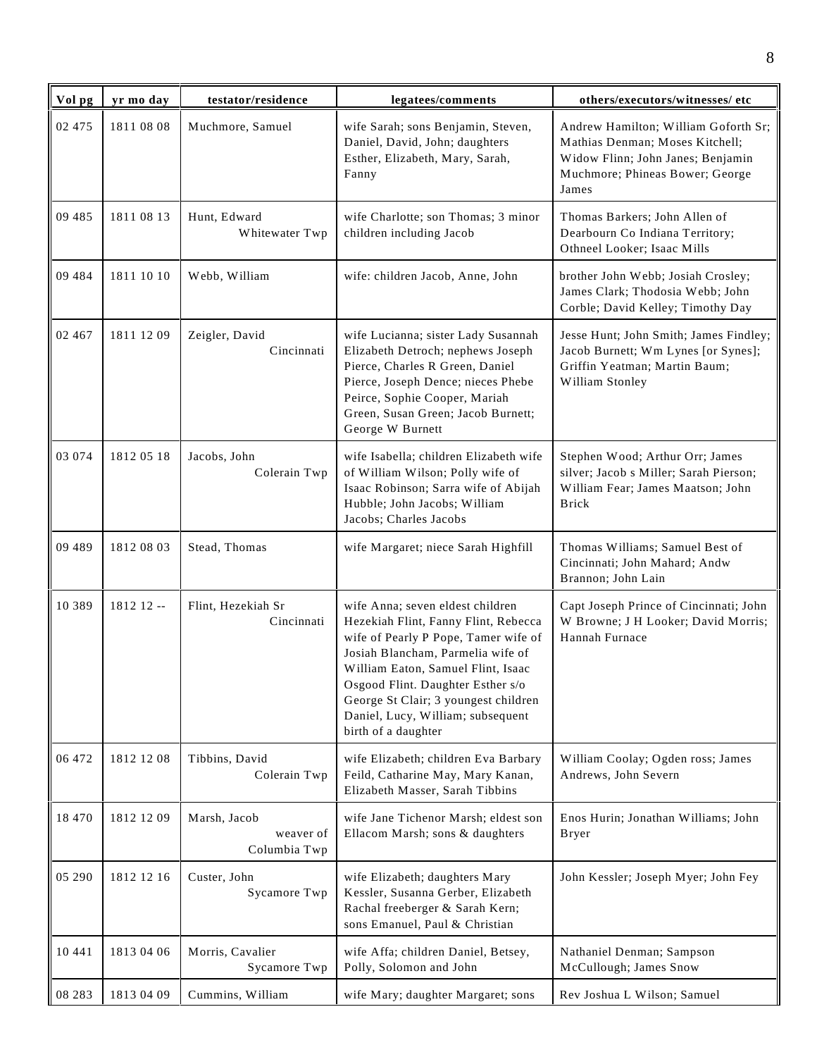| Vol pg | yr mo day | testator/residence | legatees/comments | others/executors/witnesses/ etc |
|---|---|---|---|---|
| 02 475 | 1811 08 08 | Muchmore, Samuel | wife Sarah; sons Benjamin, Steven, Daniel, David, John; daughters Esther, Elizabeth, Mary, Sarah, Fanny | Andrew Hamilton; William Goforth Sr; Mathias Denman; Moses Kitchell; Widow Flinn; John Janes; Benjamin Muchmore; Phineas Bower; George James |
| 09 485 | 1811 08 13 | Hunt, Edward Whitewater Twp | wife Charlotte; son Thomas; 3 minor children including Jacob | Thomas Barkers; John Allen of Dearbourn Co Indiana Territory; Othneel Looker; Isaac Mills |
| 09 484 | 1811 10 10 | Webb, William | wife: children Jacob, Anne, John | brother John Webb; Josiah Crosley; James Clark; Thodosia Webb; John Corble; David Kelley; Timothy Day |
| 02 467 | 1811 12 09 | Zeigler, David Cincinnati | wife Lucianna; sister Lady Susannah Elizabeth Detroch; nephews Joseph Pierce, Charles R Green, Daniel Pierce, Joseph Dence; nieces Phebe Peirce, Sophie Cooper, Mariah Green, Susan Green; Jacob Burnett; George W Burnett | Jesse Hunt; John Smith; James Findley; Jacob Burnett; Wm Lynes [or Synes]; Griffin Yeatman; Martin Baum; William Stonley |
| 03 074 | 1812 05 18 | Jacobs, John Colerain Twp | wife Isabella; children Elizabeth wife of William Wilson; Polly wife of Isaac Robinson; Sarra wife of Abijah Hubble; John Jacobs; William Jacobs; Charles Jacobs | Stephen Wood; Arthur Orr; James silver; Jacob s Miller; Sarah Pierson; William Fear; James Maatson; John Brick |
| 09 489 | 1812 08 03 | Stead, Thomas | wife Margaret; niece Sarah Highfill | Thomas Williams; Samuel Best of Cincinnati; John Mahard; Andw Brannon; John Lain |
| 10 389 | 1812 12 -- | Flint, Hezekiah Sr Cincinnati | wife Anna; seven eldest children Hezekiah Flint, Fanny Flint, Rebecca wife of Pearly P Pope, Tamer wife of Josiah Blancham, Parmelia wife of William Eaton, Samuel Flint, Isaac Osgood Flint. Daughter Esther s/o George St Clair; 3 youngest children Daniel, Lucy, William; subsequent birth of a daughter | Capt Joseph Prince of Cincinnati; John W Browne; J H Looker; David Morris; Hannah Furnace |
| 06 472 | 1812 12 08 | Tibbins, David Colerain Twp | wife Elizabeth; children Eva Barbary Feild, Catharine May, Mary Kanan, Elizabeth Masser, Sarah Tibbins | William Coolay; Ogden ross; James Andrews, John Severn |
| 18 470 | 1812 12 09 | Marsh, Jacob weaver of Columbia Twp | wife Jane Tichenor Marsh; eldest son Ellacom Marsh; sons & daughters | Enos Hurin; Jonathan Williams; John Bryer |
| 05 290 | 1812 12 16 | Custer, John Sycamore Twp | wife Elizabeth; daughters Mary Kessler, Susanna Gerber, Elizabeth Rachal freeberger & Sarah Kern; sons Emanuel, Paul & Christian | John Kessler; Joseph Myer; John Fey |
| 10 441 | 1813 04 06 | Morris, Cavalier Sycamore Twp | wife Affa; children Daniel, Betsey, Polly, Solomon and John | Nathaniel Denman; Sampson McCullough; James Snow |
| 08 283 | 1813 04 09 | Cummins, William | wife Mary; daughter Margaret; sons | Rev Joshua L Wilson; Samuel |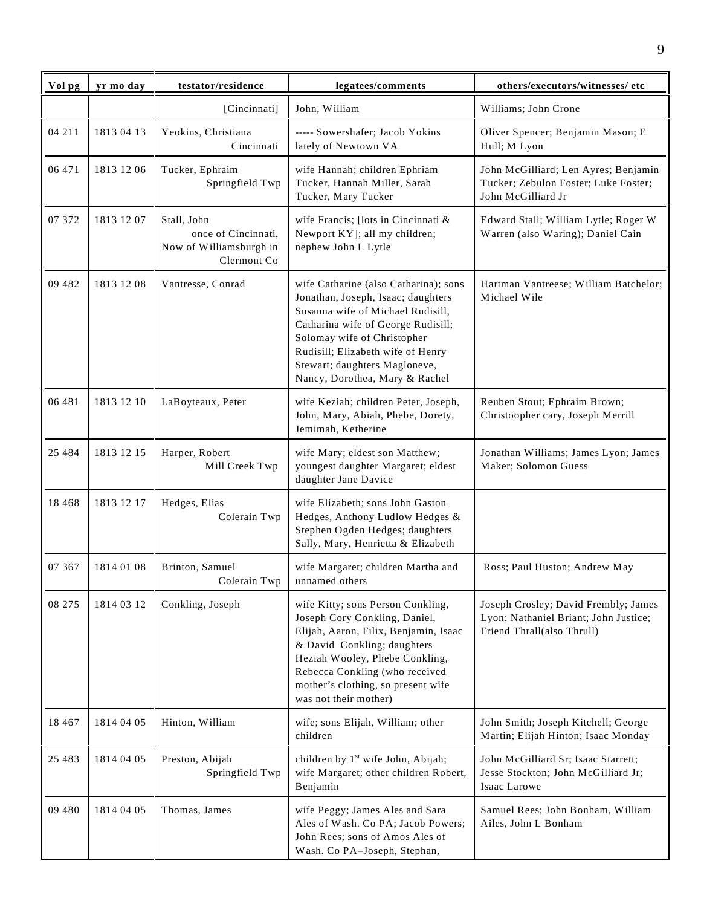| Vol pg | yr mo day | testator/residence | legatees/comments | others/executors/witnesses/ etc |
|---|---|---|---|---|
| | | [Cincinnati] | John, William | Williams; John Crone |
| 04 211 | 1813 04 13 | Yeokins, Christiana Cincinnati | ----- Sowershafer; Jacob Yokins lately of Newtown VA | Oliver Spencer; Benjamin Mason; E Hull; M Lyon |
| 06 471 | 1813 12 06 | Tucker, Ephraim Springfield Twp | wife Hannah; children Ephriam Tucker, Hannah Miller, Sarah Tucker, Mary Tucker | John McGilliard; Len Ayres; Benjamin Tucker; Zebulon Foster; Luke Foster; John McGilliard Jr |
| 07 372 | 1813 12 07 | Stall, John once of Cincinnati, Now of Williamsburgh in Clermont Co | wife Francis; [lots in Cincinnati & Newport KY]; all my children; nephew John L Lytle | Edward Stall; William Lytle; Roger W Warren (also Waring); Daniel Cain |
| 09 482 | 1813 12 08 | Vantresse, Conrad | wife Catharine (also Catharina); sons Jonathan, Joseph, Isaac; daughters Susanna wife of Michael Rudisill, Catharina wife of George Rudisill; Solomay wife of Christopher Rudisill; Elizabeth wife of Henry Stewart; daughters Magloneve, Nancy, Dorothea, Mary & Rachel | Hartman Vantreese; William Batchelor; Michael Wile |
| 06 481 | 1813 12 10 | LaBoyteaux, Peter | wife Keziah; children Peter, Joseph, John, Mary, Abiah, Phebe, Dorety, Jemimah, Ketherine | Reuben Stout; Ephraim Brown; Christoopher cary, Joseph Merrill |
| 25 484 | 1813 12 15 | Harper, Robert Mill Creek Twp | wife Mary; eldest son Matthew; youngest daughter Margaret; eldest daughter Jane Davice | Jonathan Williams; James Lyon; James Maker; Solomon Guess |
| 18 468 | 1813 12 17 | Hedges, Elias Colerain Twp | wife Elizabeth; sons John Gaston Hedges, Anthony Ludlow Hedges & Stephen Ogden Hedges; daughters Sally, Mary, Henrietta & Elizabeth | |
| 07 367 | 1814 01 08 | Brinton, Samuel Colerain Twp | wife Margaret; children Martha and unnamed others | Ross; Paul Huston; Andrew May |
| 08 275 | 1814 03 12 | Conkling, Joseph | wife Kitty; sons Person Conkling, Joseph Cory Conkling, Daniel, Elijah, Aaron, Filix, Benjamin, Isaac & David Conkling; daughters Heziah Wooley, Phebe Conkling, Rebecca Conkling (who received mother's clothing, so present wife was not their mother) | Joseph Crosley; David Frembly; James Lyon; Nathaniel Briant; John Justice; Friend Thrall(also Thrull) |
| 18 467 | 1814 04 05 | Hinton, William | wife; sons Elijah, William; other children | John Smith; Joseph Kitchell; George Martin; Elijah Hinton; Isaac Monday |
| 25 483 | 1814 04 05 | Preston, Abijah Springfield Twp | children by 1st wife John, Abijah; wife Margaret; other children Robert, Benjamin | John McGilliard Sr; Isaac Starrett; Jesse Stockton; John McGilliard Jr; Isaac Larowe |
| 09 480 | 1814 04 05 | Thomas, James | wife Peggy; James Ales and Sara Ales of Wash. Co PA; Jacob Powers; John Rees; sons of Amos Ales of Wash. Co PA–Joseph, Stephan, | Samuel Rees; John Bonham, William Ailes, John L Bonham |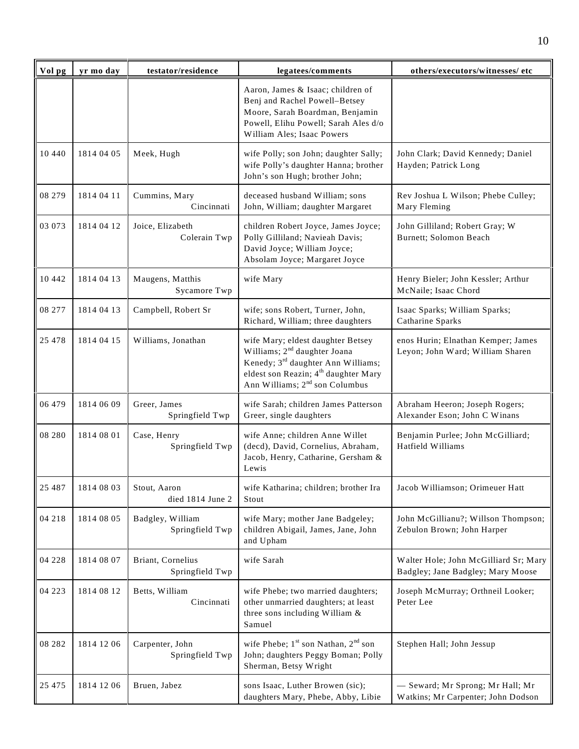| Vol pg | yr mo day | testator/residence | legatees/comments | others/executors/witnesses/ etc |
|---|---|---|---|---|
| | | | Aaron, James & Isaac; children of Benj and Rachel Powell–Betsey Moore, Sarah Boardman, Benjamin Powell, Elihu Powell; Sarah Ales d/o William Ales; Isaac Powers | |
| 10 440 | 1814 04 05 | Meek, Hugh | wife Polly; son John; daughter Sally; wife Polly's daughter Hanna; brother John's son Hugh; brother John; | John Clark; David Kennedy; Daniel Hayden; Patrick Long |
| 08 279 | 1814 04 11 | Cummins, Mary Cincinnati | deceased husband William; sons John, William; daughter Margaret | Rev Joshua L Wilson; Phebe Culley; Mary Fleming |
| 03 073 | 1814 04 12 | Joice, Elizabeth Colerain Twp | children Robert Joyce, James Joyce; Polly Gilliland; Navieah Davis; David Joyce; William Joyce; Absolam Joyce; Margaret Joyce | John Gilliland; Robert Gray; W Burnett; Solomon Beach |
| 10 442 | 1814 04 13 | Maugens, Matthis Sycamore Twp | wife Mary | Henry Bieler; John Kessler; Arthur McNaile; Isaac Chord |
| 08 277 | 1814 04 13 | Campbell, Robert Sr | wife; sons Robert, Turner, John, Richard, William; three daughters | Isaac Sparks; William Sparks; Catharine Sparks |
| 25 478 | 1814 04 15 | Williams, Jonathan | wife Mary; eldest daughter Betsey Williams; 2nd daughter Joana Kenedy; 3rd daughter Ann Williams; eldest son Reazin; 4th daughter Mary Ann Williams; 2nd son Columbus | enos Hurin; Elnathan Kemper; James Leyon; John Ward; William Sharen |
| 06 479 | 1814 06 09 | Greer, James Springfield Twp | wife Sarah; children James Patterson Greer, single daughters | Abraham Heeron; Joseph Rogers; Alexander Eson; John C Winans |
| 08 280 | 1814 08 01 | Case, Henry Springfield Twp | wife Anne; children Anne Willet (decd), David, Cornelius, Abraham, Jacob, Henry, Catharine, Gersham & Lewis | Benjamin Purlee; John McGilliard; Hatfield Williams |
| 25 487 | 1814 08 03 | Stout, Aaron died 1814 June 2 | wife Katharina; children; brother Ira Stout | Jacob Williamson; Orimeuer Hatt |
| 04 218 | 1814 08 05 | Badgley, William Springfield Twp | wife Mary; mother Jane Badgeley; children Abigail, James, Jane, John and Upham | John McGillianu?; Willson Thompson; Zebulon Brown; John Harper |
| 04 228 | 1814 08 07 | Briant, Cornelius Springfield Twp | wife Sarah | Walter Hole; John McGilliard Sr; Mary Badgley; Jane Badgley; Mary Moose |
| 04 223 | 1814 08 12 | Betts, William Cincinnati | wife Phebe; two married daughters; other unmarried daughters; at least three sons including William & Samuel | Joseph McMurray; Orthneil Looker; Peter Lee |
| 08 282 | 1814 12 06 | Carpenter, John Springfield Twp | wife Phebe; 1st son Nathan, 2nd son John; daughters Peggy Boman; Polly Sherman, Betsy Wright | Stephen Hall; John Jessup |
| 25 475 | 1814 12 06 | Bruen, Jabez | sons Isaac, Luther Browen (sic); daughters Mary, Phebe, Abby, Libie | — Seward; Mr Sprong; Mr Hall; Mr Watkins; Mr Carpenter; John Dodson |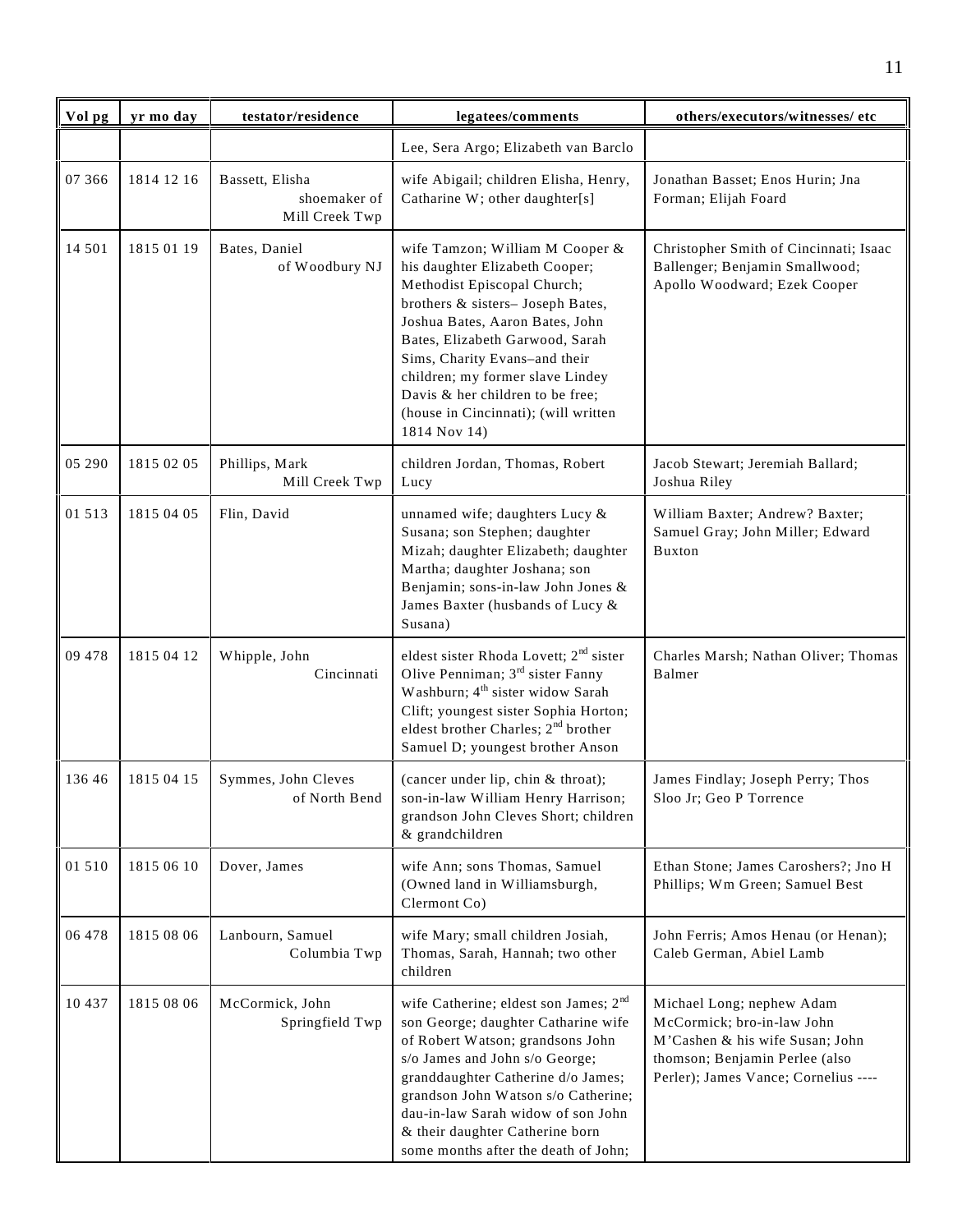| Vol pg | yr mo day | testator/residence | legatees/comments | others/executors/witnesses/ etc |
|---|---|---|---|---|
| | | | Lee, Sera Argo; Elizabeth van Barclo | |
| 07 366 | 1814 12 16 | Bassett, Elisha shoemaker of Mill Creek Twp | wife Abigail; children Elisha, Henry, Catharine W; other daughter[s] | Jonathan Basset; Enos Hurin; Jna Forman; Elijah Foard |
| 14 501 | 1815 01 19 | Bates, Daniel of Woodbury NJ | wife Tamzon; William M Cooper & his daughter Elizabeth Cooper; Methodist Episcopal Church; brothers & sisters– Joseph Bates, Joshua Bates, Aaron Bates, John Bates, Elizabeth Garwood, Sarah Sims, Charity Evans–and their children; my former slave Lindey Davis & her children to be free; (house in Cincinnati); (will written 1814 Nov 14) | Christopher Smith of Cincinnati; Isaac Ballenger; Benjamin Smallwood; Apollo Woodward; Ezek Cooper |
| 05 290 | 1815 02 05 | Phillips, Mark Mill Creek Twp | children Jordan, Thomas, Robert Lucy | Jacob Stewart; Jeremiah Ballard; Joshua Riley |
| 01 513 | 1815 04 05 | Flin, David | unnamed wife; daughters Lucy & Susana; son Stephen; daughter Mizah; daughter Elizabeth; daughter Martha; daughter Joshana; son Benjamin; sons-in-law John Jones & James Baxter (husbands of Lucy & Susana) | William Baxter; Andrew? Baxter; Samuel Gray; John Miller; Edward Buxton |
| 09 478 | 1815 04 12 | Whipple, John Cincinnati | eldest sister Rhoda Lovett; 2nd sister Olive Penniman; 3rd sister Fanny Washburn; 4th sister widow Sarah Clift; youngest sister Sophia Horton; eldest brother Charles; 2nd brother Samuel D; youngest brother Anson | Charles Marsh; Nathan Oliver; Thomas Balmer |
| 136 46 | 1815 04 15 | Symmes, John Cleves of North Bend | (cancer under lip, chin & throat); son-in-law William Henry Harrison; grandson John Cleves Short; children & grandchildren | James Findlay; Joseph Perry; Thos Sloo Jr; Geo P Torrence |
| 01 510 | 1815 06 10 | Dover, James | wife Ann; sons Thomas, Samuel (Owned land in Williamsburgh, Clermont Co) | Ethan Stone; James Caroshers?; Jno H Phillips; Wm Green; Samuel Best |
| 06 478 | 1815 08 06 | Lanbourn, Samuel Columbia Twp | wife Mary; small children Josiah, Thomas, Sarah, Hannah; two other children | John Ferris; Amos Henau (or Henan); Caleb German, Abiel Lamb |
| 10 437 | 1815 08 06 | McCormick, John Springfield Twp | wife Catherine; eldest son James; 2nd son George; daughter Catharine wife of Robert Watson; grandsons John s/o James and John s/o George; granddaughter Catherine d/o James; grandson John Watson s/o Catherine; dau-in-law Sarah widow of son John & their daughter Catherine born some months after the death of John; | Michael Long; nephew Adam McCormick; bro-in-law John M'Cashen & his wife Susan; John thomson; Benjamin Perlee (also Perler); James Vance; Cornelius ---- |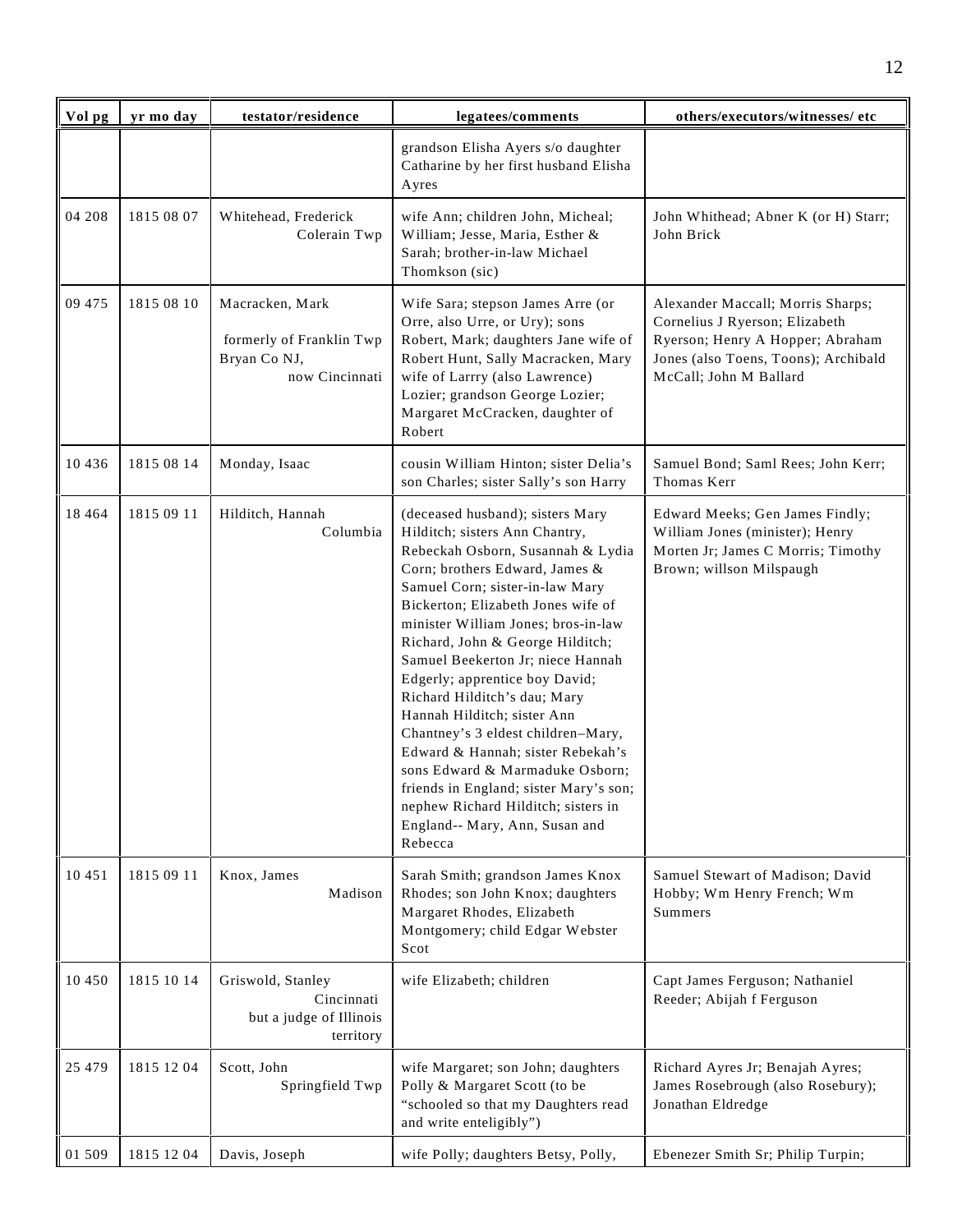| Vol pg | yr mo day | testator/residence | legatees/comments | others/executors/witnesses/ etc |
|---|---|---|---|---|
| | | | grandson Elisha Ayers s/o daughter Catharine by her first husband Elisha Ayres | |
| 04 208 | 1815 08 07 | Whitehead, Frederick Colerain Twp | wife Ann; children John, Micheal; William; Jesse, Maria, Esther & Sarah; brother-in-law Michael Thomkson (sic) | John Whithead; Abner K (or H) Starr; John Brick |
| 09 475 | 1815 08 10 | Macracken, Mark formerly of Franklin Twp Bryan Co NJ, now Cincinnati | Wife Sara; stepson James Arre (or Orre, also Urre, or Ury); sons Robert, Mark; daughters Jane wife of Robert Hunt, Sally Macracken, Mary wife of Larrry (also Lawrence) Lozier; grandson George Lozier; Margaret McCracken, daughter of Robert | Alexander Maccall; Morris Sharps; Cornelius J Ryerson; Elizabeth Ryerson; Henry A Hopper; Abraham Jones (also Toens, Toons); Archibald McCall; John M Ballard |
| 10 436 | 1815 08 14 | Monday, Isaac | cousin William Hinton; sister Delia's son Charles; sister Sally's son Harry | Samuel Bond; Saml Rees; John Kerr; Thomas Kerr |
| 18 464 | 1815 09 11 | Hilditch, Hannah Columbia | (deceased husband); sisters Mary Hilditch; sisters Ann Chantry, Rebeckah Osborn, Susannah & Lydia Corn; brothers Edward, James & Samuel Corn; sister-in-law Mary Bickerton; Elizabeth Jones wife of minister William Jones; bros-in-law Richard, John & George Hilditch; Samuel Beekerton Jr; niece Hannah Edgerly; apprentice boy David; Richard Hilditch's dau; Mary Hannah Hilditch; sister Ann Chantney's 3 eldest children–Mary, Edward & Hannah; sister Rebekah's sons Edward & Marmaduke Osborn; friends in England; sister Mary's son; nephew Richard Hilditch; sisters in England-- Mary, Ann, Susan and Rebecca | Edward Meeks; Gen James Findly; William Jones (minister); Henry Morten Jr; James C Morris; Timothy Brown; willson Milspaugh |
| 10 451 | 1815 09 11 | Knox, James Madison | Sarah Smith; grandson James Knox Rhodes; son John Knox; daughters Margaret Rhodes, Elizabeth Montgomery; child Edgar Webster Scot | Samuel Stewart of Madison; David Hobby; Wm Henry French; Wm Summers |
| 10 450 | 1815 10 14 | Griswold, Stanley Cincinnati but a judge of Illinois territory | wife Elizabeth; children | Capt James Ferguson; Nathaniel Reeder; Abijah f Ferguson |
| 25 479 | 1815 12 04 | Scott, John Springfield Twp | wife Margaret; son John; daughters Polly & Margaret Scott (to be "schooled so that my Daughters read and write enteligibly") | Richard Ayres Jr; Benajah Ayres; James Rosebrough (also Rosebury); Jonathan Eldredge |
| 01 509 | 1815 12 04 | Davis, Joseph | wife Polly; daughters Betsy, Polly, | Ebenezer Smith Sr; Philip Turpin; |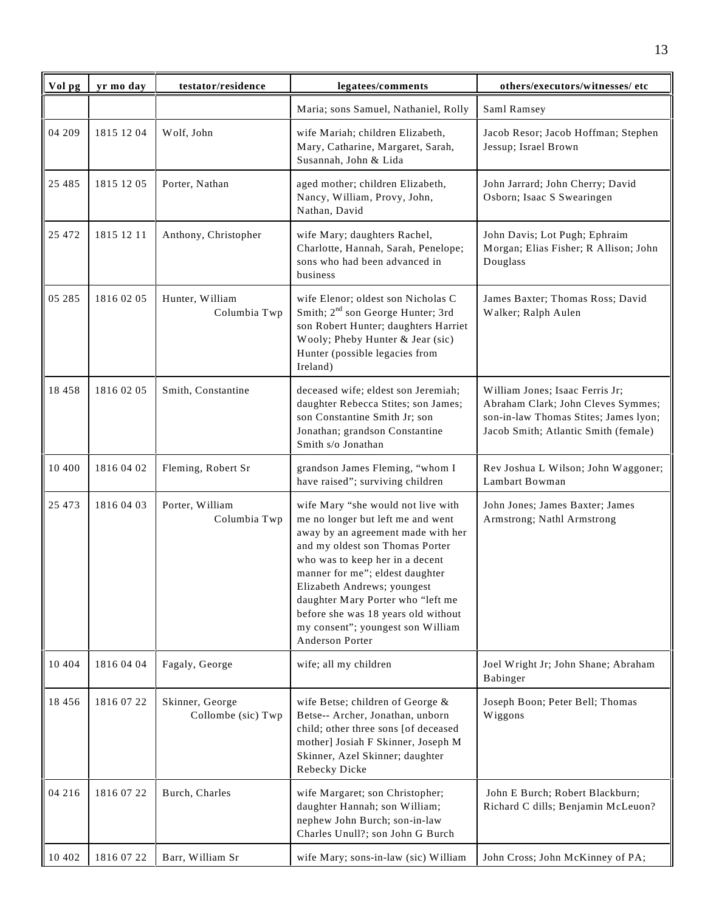| Vol pg | yr mo day | testator/residence | legatees/comments | others/executors/witnesses/ etc |
|---|---|---|---|---|
| | | | Maria; sons Samuel, Nathaniel, Rolly | Saml Ramsey |
| 04 209 | 1815 12 04 | Wolf, John | wife Mariah; children Elizabeth, Mary, Catharine, Margaret, Sarah, Susannah, John & Lida | Jacob Resor; Jacob Hoffman; Stephen Jessup; Israel Brown |
| 25 485 | 1815 12 05 | Porter, Nathan | aged mother; children Elizabeth, Nancy, William, Provy, John, Nathan, David | John Jarrard; John Cherry; David Osborn; Isaac S Swearingen |
| 25 472 | 1815 12 11 | Anthony, Christopher | wife Mary; daughters Rachel, Charlotte, Hannah, Sarah, Penelope; sons who had been advanced in business | John Davis; Lot Pugh; Ephraim Morgan; Elias Fisher; R Allison; John Douglass |
| 05 285 | 1816 02 05 | Hunter, William Columbia Twp | wife Elenor; oldest son Nicholas C Smith; 2nd son George Hunter; 3rd son Robert Hunter; daughters Harriet Wooly; Pheby Hunter & Jear (sic) Hunter (possible legacies from Ireland) | James Baxter; Thomas Ross; David Walker; Ralph Aulen |
| 18 458 | 1816 02 05 | Smith, Constantine | deceased wife; eldest son Jeremiah; daughter Rebecca Stites; son James; son Constantine Smith Jr; son Jonathan; grandson Constantine Smith s/o Jonathan | William Jones; Isaac Ferris Jr; Abraham Clark; John Cleves Symmes; son-in-law Thomas Stites; James lyon; Jacob Smith; Atlantic Smith (female) |
| 10 400 | 1816 04 02 | Fleming, Robert Sr | grandson James Fleming, "whom I have raised"; surviving children | Rev Joshua L Wilson; John Waggoner; Lambart Bowman |
| 25 473 | 1816 04 03 | Porter, William Columbia Twp | wife Mary "she would not live with me no longer but left me and went away by an agreement made with her and my oldest son Thomas Porter who was to keep her in a decent manner for me"; eldest daughter Elizabeth Andrews; youngest daughter Mary Porter who "left me before she was 18 years old without my consent"; youngest son William Anderson Porter | John Jones; James Baxter; James Armstrong; Nathl Armstrong |
| 10 404 | 1816 04 04 | Fagaly, George | wife; all my children | Joel Wright Jr; John Shane; Abraham Babinger |
| 18 456 | 1816 07 22 | Skinner, George Collombe (sic) Twp | wife Betse; children of George & Betse-- Archer, Jonathan, unborn child; other three sons [of deceased mother] Josiah F Skinner, Joseph M Skinner, Azel Skinner; daughter Rebecky Dicke | Joseph Boon; Peter Bell; Thomas Wiggons |
| 04 216 | 1816 07 22 | Burch, Charles | wife Margaret; son Christopher; daughter Hannah; son William; nephew John Burch; son-in-law Charles Unull?; son John G Burch | John E Burch; Robert Blackburn; Richard C dills; Benjamin McLeuon? |
| 10 402 | 1816 07 22 | Barr, William Sr | wife Mary; sons-in-law (sic) William | John Cross; John McKinney of PA; |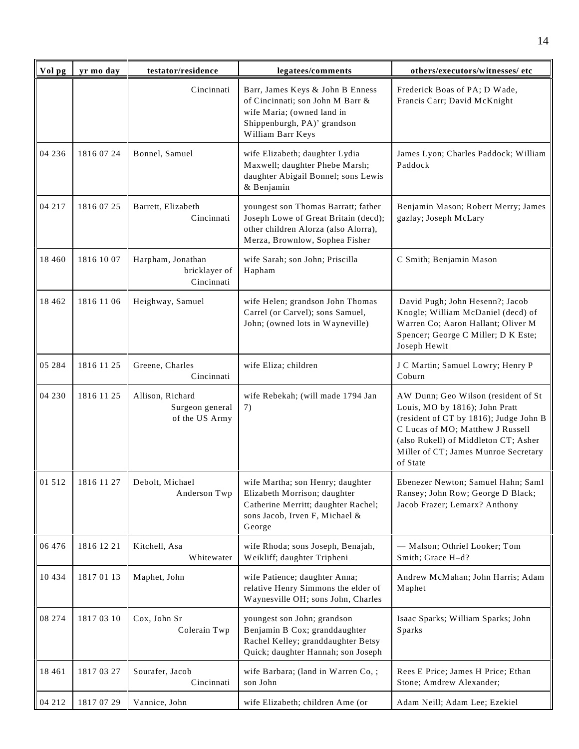| Vol pg | yr mo day | testator/residence | legatees/comments | others/executors/witnesses/ etc |
|---|---|---|---|---|
| | | Cincinnati | Barr, James Keys & John B Enness of Cincinnati; son John M Barr & wife Maria; (owned land in Shippenburgh, PA)' grandson William Barr Keys | Frederick Boas of PA; D Wade, Francis Carr; David McKnight |
| 04 236 | 1816 07 24 | Bonnel, Samuel | wife Elizabeth; daughter Lydia Maxwell; daughter Phebe Marsh; daughter Abigail Bonnel; sons Lewis & Benjamin | James Lyon; Charles Paddock; William Paddock |
| 04 217 | 1816 07 25 | Barrett, Elizabeth Cincinnati | youngest son Thomas Barratt; father Joseph Lowe of Great Britain (decd); other children Alorza (also Alorra), Merza, Brownlow, Sophea Fisher | Benjamin Mason; Robert Merry; James gazlay; Joseph McLary |
| 18 460 | 1816 10 07 | Harpham, Jonathan bricklayer of Cincinnati | wife Sarah; son John; Priscilla Hapham | C Smith; Benjamin Mason |
| 18 462 | 1816 11 06 | Heighway, Samuel | wife Helen; grandson John Thomas Carrel (or Carvel); sons Samuel, John; (owned lots in Wayneville) | David Pugh; John Hesenn?; Jacob Knogle; William McDaniel (decd) of Warren Co; Aaron Hallant; Oliver M Spencer; George C Miller; D K Este; Joseph Hewit |
| 05 284 | 1816 11 25 | Greene, Charles Cincinnati | wife Eliza; children | J C Martin; Samuel Lowry; Henry P Coburn |
| 04 230 | 1816 11 25 | Allison, Richard Surgeon general of the US Army | wife Rebekah; (will made 1794 Jan 7) | AW Dunn; Geo Wilson (resident of St Louis, MO by 1816); John Pratt (resident of CT by 1816); Judge John B C Lucas of MO; Matthew J Russell (also Rukell) of Middleton CT; Asher Miller of CT; James Munroe Secretary of State |
| 01 512 | 1816 11 27 | Debolt, Michael Anderson Twp | wife Martha; son Henry; daughter Elizabeth Morrison; daughter Catherine Merritt; daughter Rachel; sons Jacob, Irven F, Michael & George | Ebenezer Newton; Samuel Hahn; Saml Ransey; John Row; George D Black; Jacob Frazer; Lemarx? Anthony |
| 06 476 | 1816 12 21 | Kitchell, Asa Whitewater | wife Rhoda; sons Joseph, Benajah, Weikliff; daughter Tripheni | — Malson; Othriel Looker; Tom Smith; Grace H–d? |
| 10 434 | 1817 01 13 | Maphet, John | wife Patience; daughter Anna; relative Henry Simmons the elder of Waynesville OH; sons John, Charles | Andrew McMahan; John Harris; Adam Maphet |
| 08 274 | 1817 03 10 | Cox, John Sr Colerain Twp | youngest son John; grandson Benjamin B Cox; granddaughter Rachel Kelley; granddaughter Betsy Quick; daughter Hannah; son Joseph | Isaac Sparks; William Sparks; John Sparks |
| 18 461 | 1817 03 27 | Sourafer, Jacob Cincinnati | wife Barbara; (land in Warren Co, ; son John | Rees E Price; James H Price; Ethan Stone; Amdrew Alexander; |
| 04 212 | 1817 07 29 | Vannice, John | wife Elizabeth; children Ame (or | Adam Neill; Adam Lee; Ezekiel |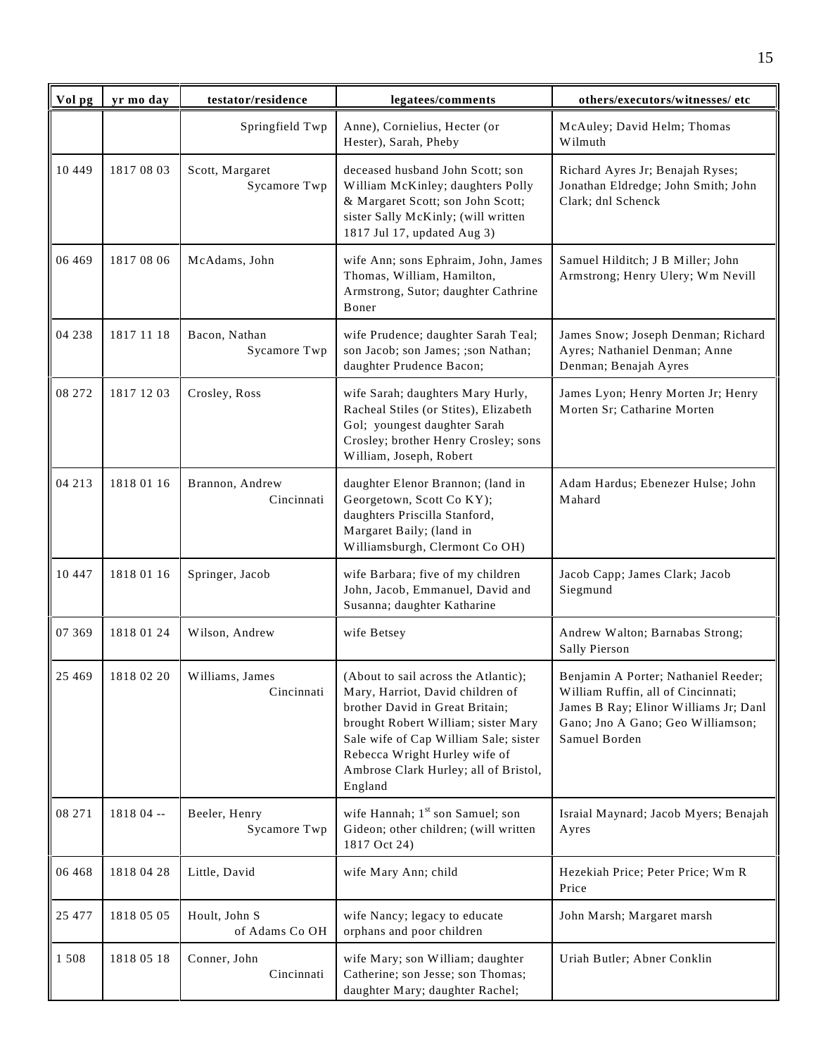| Vol pg | yr mo day | testator/residence | legatees/comments | others/executors/witnesses/ etc |
|---|---|---|---|---|
| | | Springfield Twp | Anne), Cornielius, Hecter (or Hester), Sarah, Pheby | McAuley; David Helm; Thomas Wilmuth |
| 10 449 | 1817 08 03 | Scott, Margaret Sycamore Twp | deceased husband John Scott; son William McKinley; daughters Polly & Margaret Scott; son John Scott; sister Sally McKinly; (will written 1817 Jul 17, updated Aug 3) | Richard Ayres Jr; Benajah Ryses; Jonathan Eldredge; John Smith; John Clark; dnl Schenck |
| 06 469 | 1817 08 06 | McAdams, John | wife Ann; sons Ephraim, John, James Thomas, William, Hamilton, Armstrong, Sutor; daughter Cathrine Boner | Samuel Hilditch; J B Miller; John Armstrong; Henry Ulery; Wm Nevill |
| 04 238 | 1817 11 18 | Bacon, Nathan Sycamore Twp | wife Prudence; daughter Sarah Teal; son Jacob; son James; ;son Nathan; daughter Prudence Bacon; | James Snow; Joseph Denman; Richard Ayres; Nathaniel Denman; Anne Denman; Benajah Ayres |
| 08 272 | 1817 12 03 | Crosley, Ross | wife Sarah; daughters Mary Hurly, Racheal Stiles (or Stites), Elizabeth Gol; youngest daughter Sarah Crosley; brother Henry Crosley; sons William, Joseph, Robert | James Lyon; Henry Morten Jr; Henry Morten Sr; Catharine Morten |
| 04 213 | 1818 01 16 | Brannon, Andrew Cincinnati | daughter Elenor Brannon; (land in Georgetown, Scott Co KY); daughters Priscilla Stanford, Margaret Baily; (land in Williamsburgh, Clermont Co OH) | Adam Hardus; Ebenezer Hulse; John Mahard |
| 10 447 | 1818 01 16 | Springer, Jacob | wife Barbara; five of my children John, Jacob, Emmanuel, David and Susanna; daughter Katharine | Jacob Capp; James Clark; Jacob Siegmund |
| 07 369 | 1818 01 24 | Wilson, Andrew | wife Betsey | Andrew Walton; Barnabas Strong; Sally Pierson |
| 25 469 | 1818 02 20 | Williams, James Cincinnati | (About to sail across the Atlantic); Mary, Harriot, David children of brother David in Great Britain; brought Robert William; sister Mary Sale wife of Cap William Sale; sister Rebecca Wright Hurley wife of Ambrose Clark Hurley; all of Bristol, England | Benjamin A Porter; Nathaniel Reeder; William Ruffin, all of Cincinnati; James B Ray; Elinor Williams Jr; Danl Gano; Jno A Gano; Geo Williamson; Samuel Borden |
| 08 271 | 1818 04 -- | Beeler, Henry Sycamore Twp | wife Hannah; 1st son Samuel; son Gideon; other children; (will written 1817 Oct 24) | Israial Maynard; Jacob Myers; Benajah Ayres |
| 06 468 | 1818 04 28 | Little, David | wife Mary Ann; child | Hezekiah Price; Peter Price; Wm R Price |
| 25 477 | 1818 05 05 | Hoult, John S of Adams Co OH | wife Nancy; legacy to educate orphans and poor children | John Marsh; Margaret marsh |
| 1 508 | 1818 05 18 | Conner, John Cincinnati | wife Mary; son William; daughter Catherine; son Jesse; son Thomas; daughter Mary; daughter Rachel; | Uriah Butler; Abner Conklin |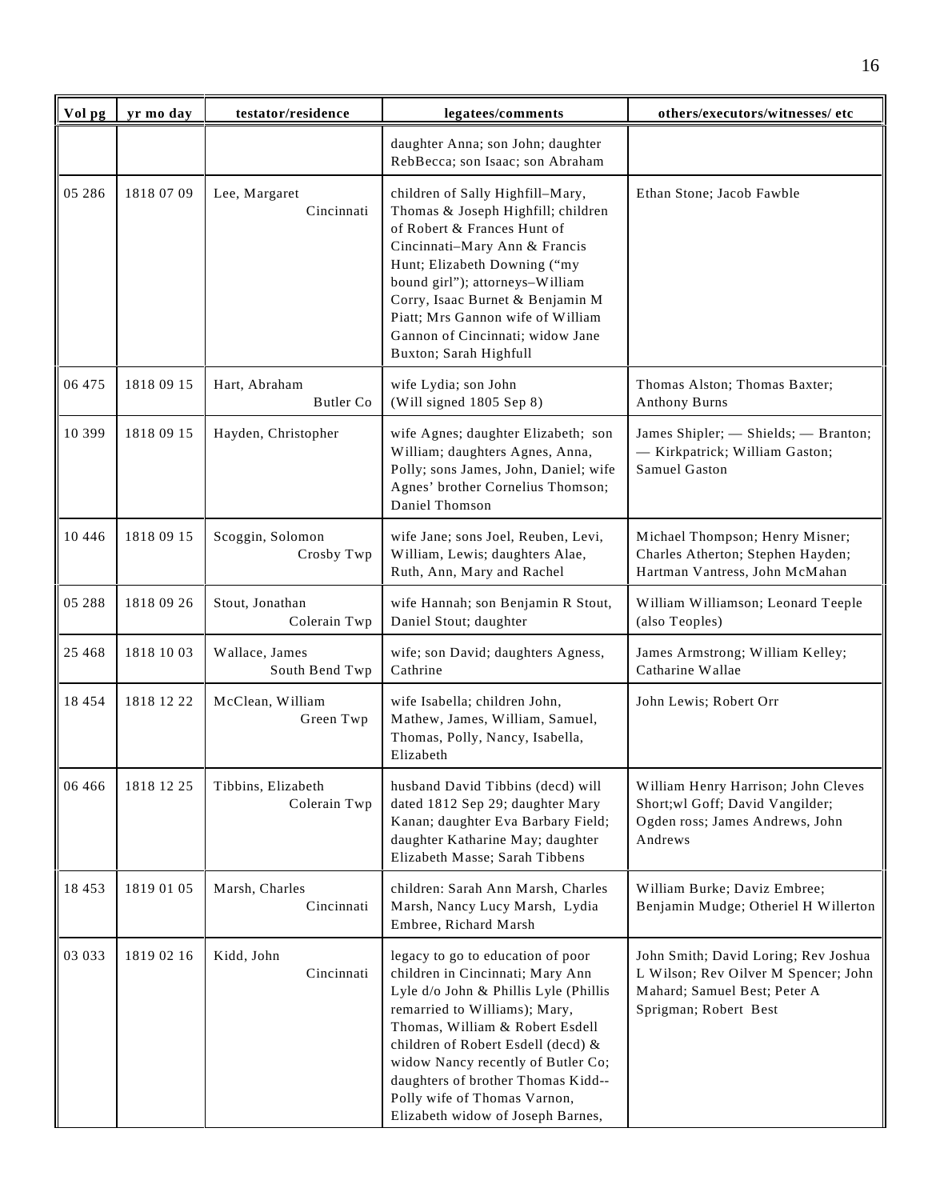| Vol pg | yr mo day | testator/residence | legatees/comments | others/executors/witnesses/ etc |
|---|---|---|---|---|
| | | | daughter Anna; son John; daughter RebBecca; son Isaac; son Abraham | |
| 05 286 | 1818 07 09 | Lee, Margaret Cincinnati | children of Sally Highfill–Mary, Thomas & Joseph Highfill; children of Robert & Frances Hunt of Cincinnati–Mary Ann & Francis Hunt; Elizabeth Downing ("my bound girl"); attorneys–William Corry, Isaac Burnet & Benjamin M Piatt; Mrs Gannon wife of William Gannon of Cincinnati; widow Jane Buxton; Sarah Highfull | Ethan Stone; Jacob Fawble |
| 06 475 | 1818 09 15 | Hart, Abraham Butler Co | wife Lydia; son John (Will signed 1805 Sep 8) | Thomas Alston; Thomas Baxter; Anthony Burns |
| 10 399 | 1818 09 15 | Hayden, Christopher | wife Agnes; daughter Elizabeth; son William; daughters Agnes, Anna, Polly; sons James, John, Daniel; wife Agnes' brother Cornelius Thomson; Daniel Thomson | James Shipler; — Shields; — Branton; — Kirkpatrick; William Gaston; Samuel Gaston |
| 10 446 | 1818 09 15 | Scoggin, Solomon Crosby Twp | wife Jane; sons Joel, Reuben, Levi, William, Lewis; daughters Alae, Ruth, Ann, Mary and Rachel | Michael Thompson; Henry Misner; Charles Atherton; Stephen Hayden; Hartman Vantress, John McMahan |
| 05 288 | 1818 09 26 | Stout, Jonathan Colerain Twp | wife Hannah; son Benjamin R Stout, Daniel Stout; daughter | William Williamson; Leonard Teeple (also Teoples) |
| 25 468 | 1818 10 03 | Wallace, James South Bend Twp | wife; son David; daughters Agness, Cathrine | James Armstrong; William Kelley; Catharine Wallae |
| 18 454 | 1818 12 22 | McClean, William Green Twp | wife Isabella; children John, Mathew, James, William, Samuel, Thomas, Polly, Nancy, Isabella, Elizabeth | John Lewis; Robert Orr |
| 06 466 | 1818 12 25 | Tibbins, Elizabeth Colerain Twp | husband David Tibbins (decd) will dated 1812 Sep 29; daughter Mary Kanan; daughter Eva Barbary Field; daughter Katharine May; daughter Elizabeth Masse; Sarah Tibbens | William Henry Harrison; John Cleves Short;wl Goff; David Vangilder; Ogden ross; James Andrews, John Andrews |
| 18 453 | 1819 01 05 | Marsh, Charles Cincinnati | children: Sarah Ann Marsh, Charles Marsh, Nancy Lucy Marsh, Lydia Embree, Richard Marsh | William Burke; Daviz Embree; Benjamin Mudge; Otheriel H Willerton |
| 03 033 | 1819 02 16 | Kidd, John Cincinnati | legacy to go to education of poor children in Cincinnati; Mary Ann Lyle d/o John & Phillis Lyle (Phillis remarried to Williams); Mary, Thomas, William & Robert Esdell children of Robert Esdell (decd) & widow Nancy recently of Butler Co; daughters of brother Thomas Kidd-- Polly wife of Thomas Varnon, Elizabeth widow of Joseph Barnes, | John Smith; David Loring; Rev Joshua L Wilson; Rev Oilver M Spencer; John Mahard; Samuel Best; Peter A Sprigman; Robert Best |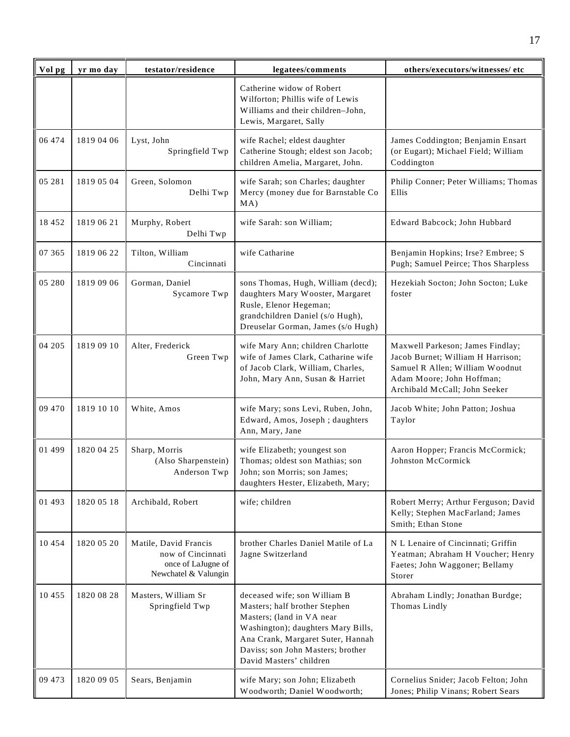| Vol pg | yr mo day | testator/residence | legatees/comments | others/executors/witnesses/ etc |
|---|---|---|---|---|
| | | | Catherine widow of Robert Wilforton; Phillis wife of Lewis Williams and their children–John, Lewis, Margaret, Sally | |
| 06 474 | 1819 04 06 | Lyst, John Springfield Twp | wife Rachel; eldest daughter Catherine Stough; eldest son Jacob; children Amelia, Margaret, John. | James Coddington; Benjamin Ensart (or Eugart); Michael Field; William Coddington |
| 05 281 | 1819 05 04 | Green, Solomon Delhi Twp | wife Sarah; son Charles; daughter Mercy (money due for Barnstable Co MA) | Philip Conner; Peter Williams; Thomas Ellis |
| 18 452 | 1819 06 21 | Murphy, Robert Delhi Twp | wife Sarah: son William; | Edward Babcock; John Hubbard |
| 07 365 | 1819 06 22 | Tilton, William Cincinnati | wife Catharine | Benjamin Hopkins; Irse? Embree; S Pugh; Samuel Peirce; Thos Sharpless |
| 05 280 | 1819 09 06 | Gorman, Daniel Sycamore Twp | sons Thomas, Hugh, William (decd); daughters Mary Wooster, Margaret Rusle, Elenor Hegeman; grandchildren Daniel (s/o Hugh), Dreuselar Gorman, James (s/o Hugh) | Hezekiah Socton; John Socton; Luke foster |
| 04 205 | 1819 09 10 | Alter, Frederick Green Twp | wife Mary Ann; children Charlotte wife of James Clark, Catharine wife of Jacob Clark, William, Charles, John, Mary Ann, Susan & Harriet | Maxwell Parkeson; James Findlay; Jacob Burnet; William H Harrison; Samuel R Allen; William Woodnut Adam Moore; John Hoffman; Archibald McCall; John Seeker |
| 09 470 | 1819 10 10 | White, Amos | wife Mary; sons Levi, Ruben, John, Edward, Amos, Joseph ; daughters Ann, Mary, Jane | Jacob White; John Patton; Joshua Taylor |
| 01 499 | 1820 04 25 | Sharp, Morris (Also Sharpenstein) Anderson Twp | wife Elizabeth; youngest son Thomas; oldest son Mathias; son John; son Morris; son James; daughters Hester, Elizabeth, Mary; | Aaron Hopper; Francis McCormick; Johnston McCormick |
| 01 493 | 1820 05 18 | Archibald, Robert | wife; children | Robert Merry; Arthur Ferguson; David Kelly; Stephen MacFarland; James Smith; Ethan Stone |
| 10 454 | 1820 05 20 | Matile, David Francis now of Cincinnati once of LaJugne of Newchatel & Valungin | brother Charles Daniel Matile of La Jagne Switzerland | N L Lenaire of Cincinnati; Griffin Yeatman; Abraham H Voucher; Henry Faetes; John Waggoner; Bellamy Storer |
| 10 455 | 1820 08 28 | Masters, William Sr Springfield Twp | deceased wife; son William B Masters; half brother Stephen Masters; (land in VA near Washington); daughters Mary Bills, Ana Crank, Margaret Suter, Hannah Daviss; son John Masters; brother David Masters' children | Abraham Lindly; Jonathan Burdge; Thomas Lindly |
| 09 473 | 1820 09 05 | Sears, Benjamin | wife Mary; son John; Elizabeth Woodworth; Daniel Woodworth; | Cornelius Snider; Jacob Felton; John Jones; Philip Vinans; Robert Sears |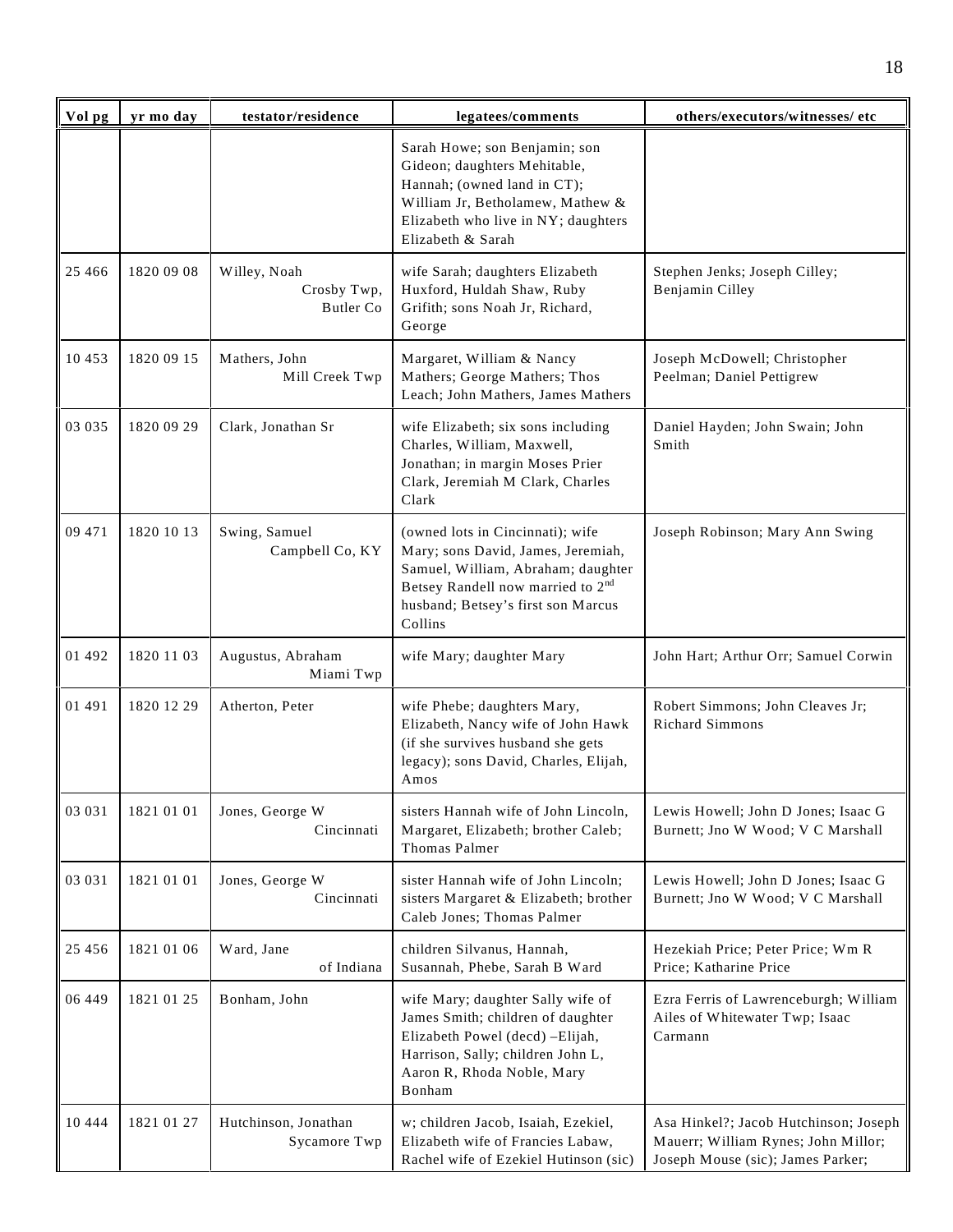| Vol pg | yr mo day | testator/residence | legatees/comments | others/executors/witnesses/ etc |
|---|---|---|---|---|
| | | | Sarah Howe; son Benjamin; son Gideon; daughters Mehitable, Hannah; (owned land in CT); William Jr, Betholamew, Mathew & Elizabeth who live in NY; daughters Elizabeth & Sarah | |
| 25 466 | 1820 09 08 | Willey, Noah Crosby Twp, Butler Co | wife Sarah; daughters Elizabeth Huxford, Huldah Shaw, Ruby Grifith; sons Noah Jr, Richard, George | Stephen Jenks; Joseph Cilley; Benjamin Cilley |
| 10 453 | 1820 09 15 | Mathers, John Mill Creek Twp | Margaret, William & Nancy Mathers; George Mathers; Thos Leach; John Mathers, James Mathers | Joseph McDowell; Christopher Peelman; Daniel Pettigrew |
| 03 035 | 1820 09 29 | Clark, Jonathan Sr | wife Elizabeth; six sons including Charles, William, Maxwell, Jonathan; in margin Moses Prier Clark, Jeremiah M Clark, Charles Clark | Daniel Hayden; John Swain; John Smith |
| 09 471 | 1820 10 13 | Swing, Samuel Campbell Co, KY | (owned lots in Cincinnati); wife Mary; sons David, James, Jeremiah, Samuel, William, Abraham; daughter Betsey Randell now married to 2nd husband; Betsey's first son Marcus Collins | Joseph Robinson; Mary Ann Swing |
| 01 492 | 1820 11 03 | Augustus, Abraham Miami Twp | wife Mary; daughter Mary | John Hart; Arthur Orr; Samuel Corwin |
| 01 491 | 1820 12 29 | Atherton, Peter | wife Phebe; daughters Mary, Elizabeth, Nancy wife of John Hawk (if she survives husband she gets legacy); sons David, Charles, Elijah, Amos | Robert Simmons; John Cleaves Jr; Richard Simmons |
| 03 031 | 1821 01 01 | Jones, George W Cincinnati | sisters Hannah wife of John Lincoln, Margaret, Elizabeth; brother Caleb; Thomas Palmer | Lewis Howell; John D Jones; Isaac G Burnett; Jno W Wood; V C Marshall |
| 03 031 | 1821 01 01 | Jones, George W Cincinnati | sister Hannah wife of John Lincoln; sisters Margaret & Elizabeth; brother Caleb Jones; Thomas Palmer | Lewis Howell; John D Jones; Isaac G Burnett; Jno W Wood; V C Marshall |
| 25 456 | 1821 01 06 | Ward, Jane of Indiana | children Silvanus, Hannah, Susannah, Phebe, Sarah B Ward | Hezekiah Price; Peter Price; Wm R Price; Katharine Price |
| 06 449 | 1821 01 25 | Bonham, John | wife Mary; daughter Sally wife of James Smith; children of daughter Elizabeth Powel (decd) –Elijah, Harrison, Sally; children John L, Aaron R, Rhoda Noble, Mary Bonham | Ezra Ferris of Lawrenceburgh; William Ailes of Whitewater Twp; Isaac Carmann |
| 10 444 | 1821 01 27 | Hutchinson, Jonathan Sycamore Twp | w; children Jacob, Isaiah, Ezekiel, Elizabeth wife of Francies Labaw, Rachel wife of Ezekiel Hutinson (sic) | Asa Hinkel?; Jacob Hutchinson; Joseph Mauerr; William Rynes; John Millor; Joseph Mouse (sic); James Parker; |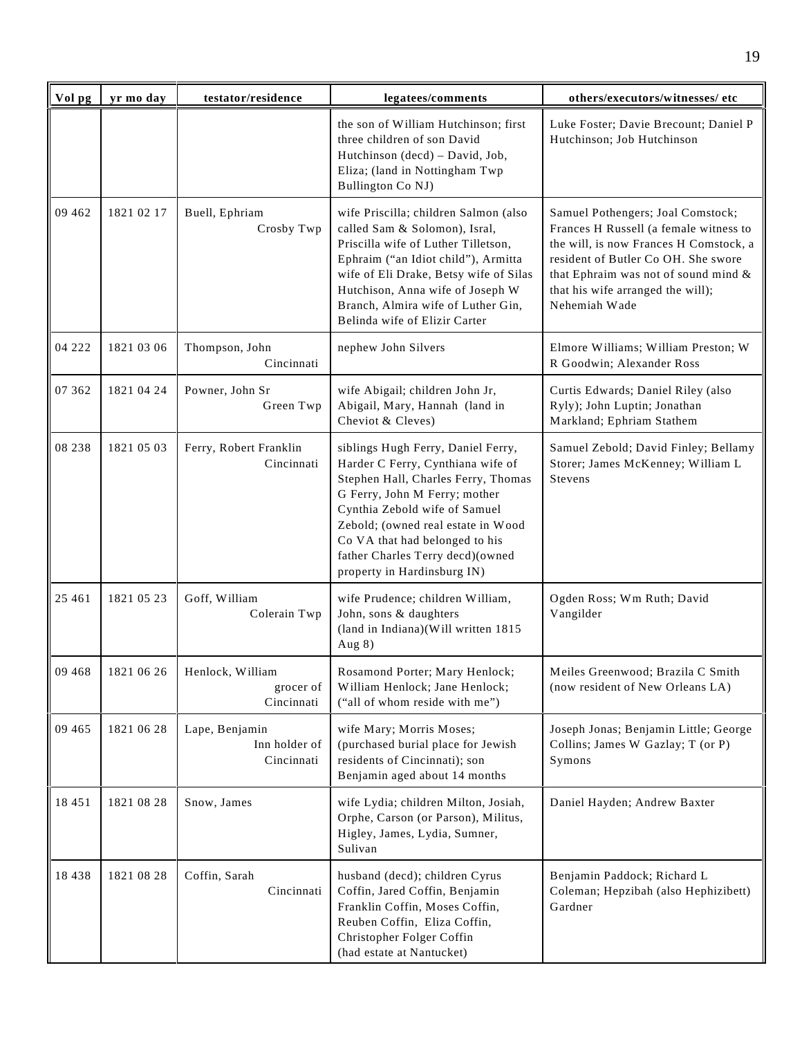| Vol pg | yr mo day | testator/residence | legatees/comments | others/executors/witnesses/ etc |
|---|---|---|---|---|
| | | | the son of William Hutchinson; first three children of son David Hutchinson (decd) – David, Job, Eliza; (land in Nottingham Twp Bullington Co NJ) | Luke Foster; Davie Brecount; Daniel P Hutchinson; Job Hutchinson |
| 09 462 | 1821 02 17 | Buell, Ephriam Crosby Twp | wife Priscilla; children Salmon (also called Sam & Solomon), Isral, Priscilla wife of Luther Tilletson, Ephraim ("an Idiot child"), Armitta wife of Eli Drake, Betsy wife of Silas Hutchison, Anna wife of Joseph W Branch, Almira wife of Luther Gin, Belinda wife of Elizir Carter | Samuel Pothengers; Joal Comstock; Frances H Russell (a female witness to the will, is now Frances H Comstock, a resident of Butler Co OH. She swore that Ephraim was not of sound mind & that his wife arranged the will); Nehemiah Wade |
| 04 222 | 1821 03 06 | Thompson, John Cincinnati | nephew John Silvers | Elmore Williams; William Preston; W R Goodwin; Alexander Ross |
| 07 362 | 1821 04 24 | Powner, John Sr Green Twp | wife Abigail; children John Jr, Abigail, Mary, Hannah (land in Cheviot & Cleves) | Curtis Edwards; Daniel Riley (also Ryly); John Luptin; Jonathan Markland; Ephriam Stathem |
| 08 238 | 1821 05 03 | Ferry, Robert Franklin Cincinnati | siblings Hugh Ferry, Daniel Ferry, Harder C Ferry, Cynthiana wife of Stephen Hall, Charles Ferry, Thomas G Ferry, John M Ferry; mother Cynthia Zebold wife of Samuel Zebold; (owned real estate in Wood Co VA that had belonged to his father Charles Terry decd)(owned property in Hardinsburg IN) | Samuel Zebold; David Finley; Bellamy Storer; James McKenney; William L Stevens |
| 25 461 | 1821 05 23 | Goff, William Colerain Twp | wife Prudence; children William, John, sons & daughters (land in Indiana)(Will written 1815 Aug 8) | Ogden Ross; Wm Ruth; David Vangilder |
| 09 468 | 1821 06 26 | Henlock, William grocer of Cincinnati | Rosamond Porter; Mary Henlock; William Henlock; Jane Henlock; ("all of whom reside with me") | Meiles Greenwood; Brazila C Smith (now resident of New Orleans LA) |
| 09 465 | 1821 06 28 | Lape, Benjamin Inn holder of Cincinnati | wife Mary; Morris Moses; (purchased burial place for Jewish residents of Cincinnati); son Benjamin aged about 14 months | Joseph Jonas; Benjamin Little; George Collins; James W Gazlay; T (or P) Symons |
| 18 451 | 1821 08 28 | Snow, James | wife Lydia; children Milton, Josiah, Orphe, Carson (or Parson), Militus, Higley, James, Lydia, Sumner, Sulivan | Daniel Hayden; Andrew Baxter |
| 18 438 | 1821 08 28 | Coffin, Sarah Cincinnati | husband (decd); children Cyrus Coffin, Jared Coffin, Benjamin Franklin Coffin, Moses Coffin, Reuben Coffin, Eliza Coffin, Christopher Folger Coffin (had estate at Nantucket) | Benjamin Paddock; Richard L Coleman; Hepzibah (also Hephizibett) Gardner |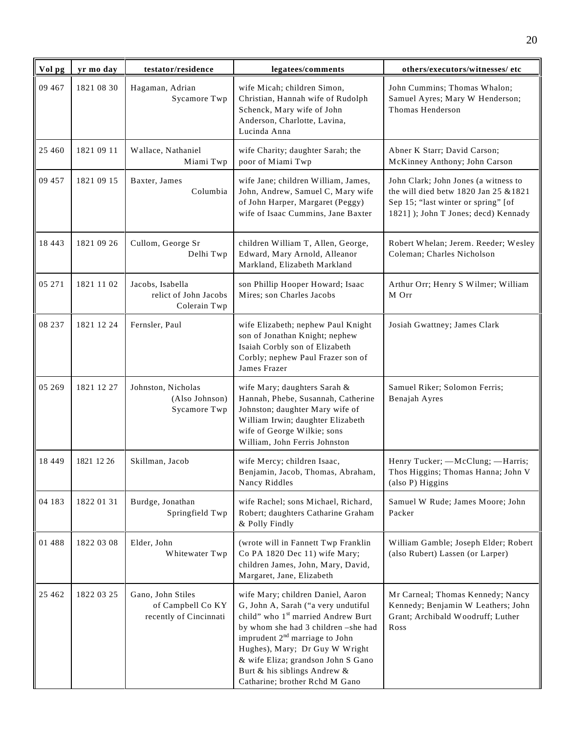| Vol pg | yr mo day | testator/residence | legatees/comments | others/executors/witnesses/ etc |
|---|---|---|---|---|
| 09 467 | 1821 08 30 | Hagaman, Adrian Sycamore Twp | wife Micah; children Simon, Christian, Hannah wife of Rudolph Schenck, Mary wife of John Anderson, Charlotte, Lavina, Lucinda Anna | John Cummins; Thomas Whalon; Samuel Ayres; Mary W Henderson; Thomas Henderson |
| 25 460 | 1821 09 11 | Wallace, Nathaniel Miami Twp | wife Charity; daughter Sarah; the poor of Miami Twp | Abner K Starr; David Carson; McKinney Anthony; John Carson |
| 09 457 | 1821 09 15 | Baxter, James Columbia | wife Jane; children William, James, John, Andrew, Samuel C, Mary wife of John Harper, Margaret (Peggy) wife of Isaac Cummins, Jane Baxter | John Clark; John Jones (a witness to the will died betw 1820 Jan 25 &1821 Sep 15; "last winter or spring" [of 1821] ); John T Jones; decd) Kennady |
| 18 443 | 1821 09 26 | Cullom, George Sr Delhi Twp | children William T, Allen, George, Edward, Mary Arnold, Alleanor Markland, Elizabeth Markland | Robert Whelan; Jerem. Reeder; Wesley Coleman; Charles Nicholson |
| 05 271 | 1821 11 02 | Jacobs, Isabella relict of John Jacobs Colerain Twp | son Phillip Hooper Howard; Isaac Mires; son Charles Jacobs | Arthur Orr; Henry S Wilmer; William M Orr |
| 08 237 | 1821 12 24 | Fernsler, Paul | wife Elizabeth; nephew Paul Knight son of Jonathan Knight; nephew Isaiah Corbly son of Elizabeth Corbly; nephew Paul Frazer son of James Frazer | Josiah Gwattney; James Clark |
| 05 269 | 1821 12 27 | Johnston, Nicholas (Also Johnson) Sycamore Twp | wife Mary; daughters Sarah & Hannah, Phebe, Susannah, Catherine Johnston; daughter Mary wife of William Irwin; daughter Elizabeth wife of George Wilkie; sons William, John Ferris Johnston | Samuel Riker; Solomon Ferris; Benajah Ayres |
| 18 449 | 1821 12 26 | Skillman, Jacob | wife Mercy; children Isaac, Benjamin, Jacob, Thomas, Abraham, Nancy Riddles | Henry Tucker; —McClung; —Harris; Thos Higgins; Thomas Hanna; John V (also P) Higgins |
| 04 183 | 1822 01 31 | Burdge, Jonathan Springfield Twp | wife Rachel; sons Michael, Richard, Robert; daughters Catharine Graham & Polly Findly | Samuel W Rude; James Moore; John Packer |
| 01 488 | 1822 03 08 | Elder, John Whitewater Twp | (wrote will in Fannett Twp Franklin Co PA 1820 Dec 11) wife Mary; children James, John, Mary, David, Margaret, Jane, Elizabeth | William Gamble; Joseph Elder; Robert (also Rubert) Lassen (or Larper) |
| 25 462 | 1822 03 25 | Gano, John Stiles of Campbell Co KY recently of Cincinnati | wife Mary; children Daniel, Aaron G, John A, Sarah ("a very undutiful child" who 1st married Andrew Burt by whom she had 3 children –she had imprudent 2nd marriage to John Hughes), Mary; Dr Guy W Wright & wife Eliza; grandson John S Gano Burt & his siblings Andrew & Catharine; brother Rchd M Gano | Mr Carneal; Thomas Kennedy; Nancy Kennedy; Benjamin W Leathers; John Grant; Archibald Woodruff; Luther Ross |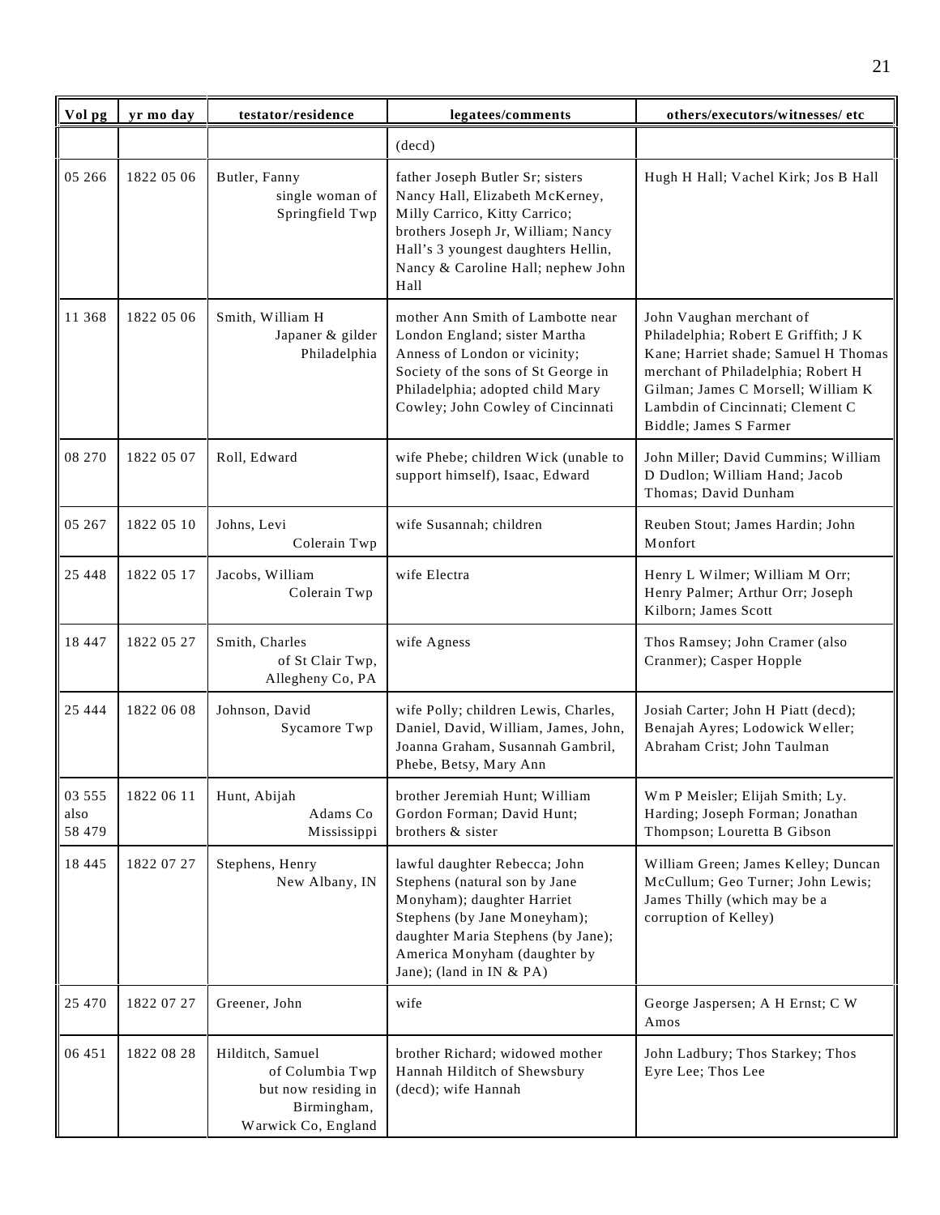| Vol pg | yr mo day | testator/residence | legatees/comments | others/executors/witnesses/ etc |
|---|---|---|---|---|
| | | | (decd) | |
| 05 266 | 1822 05 06 | Butler, Fanny single woman of Springfield Twp | father Joseph Butler Sr; sisters Nancy Hall, Elizabeth McKerney, Milly Carrico, Kitty Carrico; brothers Joseph Jr, William; Nancy Hall's 3 youngest daughters Hellin, Nancy & Caroline Hall; nephew John Hall | Hugh H Hall; Vachel Kirk; Jos B Hall |
| 11 368 | 1822 05 06 | Smith, William H Japaner & gilder Philadelphia | mother Ann Smith of Lambotte near London England; sister Martha Anness of London or vicinity; Society of the sons of St George in Philadelphia; adopted child Mary Cowley; John Cowley of Cincinnati | John Vaughan merchant of Philadelphia; Robert E Griffith; J K Kane; Harriet shade; Samuel H Thomas merchant of Philadelphia; Robert H Gilman; James C Morsell; William K Lambdin of Cincinnati; Clement C Biddle; James S Farmer |
| 08 270 | 1822 05 07 | Roll, Edward | wife Phebe; children Wick (unable to support himself), Isaac, Edward | John Miller; David Cummins; William D Dudlon; William Hand; Jacob Thomas; David Dunham |
| 05 267 | 1822 05 10 | Johns, Levi Colerain Twp | wife Susannah; children | Reuben Stout; James Hardin; John Monfort |
| 25 448 | 1822 05 17 | Jacobs, William Colerain Twp | wife Electra | Henry L Wilmer; William M Orr; Henry Palmer; Arthur Orr; Joseph Kilborn; James Scott |
| 18 447 | 1822 05 27 | Smith, Charles of St Clair Twp, Allegheny Co, PA | wife Agness | Thos Ramsey; John Cramer (also Cranmer); Casper Hopple |
| 25 444 | 1822 06 08 | Johnson, David Sycamore Twp | wife Polly; children Lewis, Charles, Daniel, David, William, James, John, Joanna Graham, Susannah Gambril, Phebe, Betsy, Mary Ann | Josiah Carter; John H Piatt (decd); Benajah Ayres; Lodowick Weller; Abraham Crist; John Taulman |
| 03 555 also 58 479 | 1822 06 11 | Hunt, Abijah Adams Co Mississippi | brother Jeremiah Hunt; William Gordon Forman; David Hunt; brothers & sister | Wm P Meisler; Elijah Smith; Ly. Harding; Joseph Forman; Jonathan Thompson; Louretta B Gibson |
| 18 445 | 1822 07 27 | Stephens, Henry New Albany, IN | lawful daughter Rebecca; John Stephens (natural son by Jane Monyham); daughter Harriet Stephens (by Jane Moneyham); daughter Maria Stephens (by Jane); America Monyham (daughter by Jane); (land in IN & PA) | William Green; James Kelley; Duncan McCullum; Geo Turner; John Lewis; James Thilly (which may be a corruption of Kelley) |
| 25 470 | 1822 07 27 | Greener, John | wife | George Jaspersen; A H Ernst; C W Amos |
| 06 451 | 1822 08 28 | Hilditch, Samuel of Columbia Twp but now residing in Birmingham, Warwick Co, England | brother Richard; widowed mother Hannah Hilditch of Shewsbury (decd); wife Hannah | John Ladbury; Thos Starkey; Thos Eyre Lee; Thos Lee |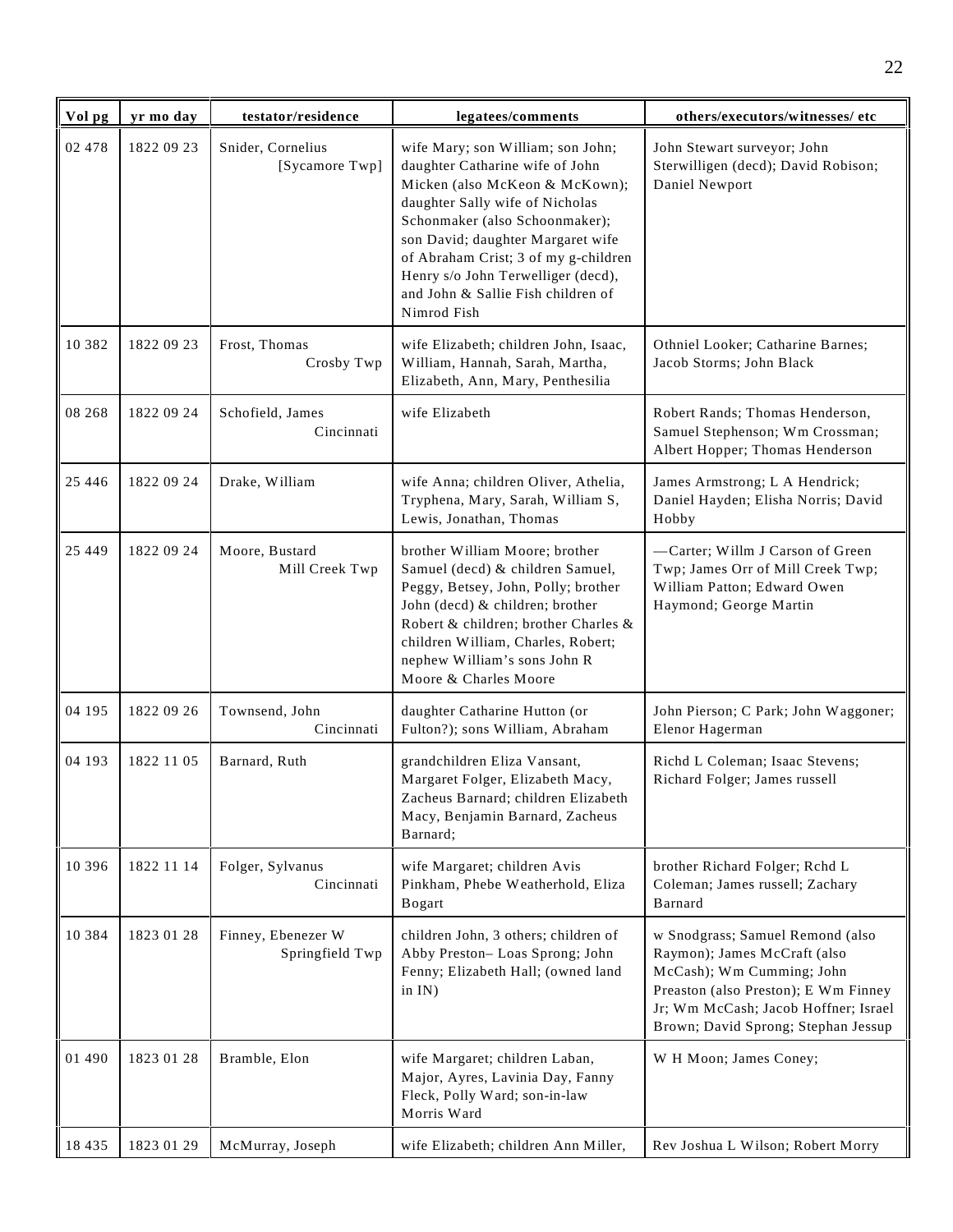| Vol pg | yr mo day | testator/residence | legatees/comments | others/executors/witnesses/ etc |
|---|---|---|---|---|
| 02 478 | 1822 09 23 | Snider, Cornelius [Sycamore Twp] | wife Mary; son William; son John; daughter Catharine wife of John Micken (also McKeon & McKown); daughter Sally wife of Nicholas Schonmaker (also Schoonmaker); son David; daughter Margaret wife of Abraham Crist; 3 of my g-children Henry s/o John Terwelliger (decd), and John & Sallie Fish children of Nimrod Fish | John Stewart surveyor; John Sterwilligen (decd); David Robison; Daniel Newport |
| 10 382 | 1822 09 23 | Frost, Thomas Crosby Twp | wife Elizabeth; children John, Isaac, William, Hannah, Sarah, Martha, Elizabeth, Ann, Mary, Penthesilia | Othniel Looker; Catharine Barnes; Jacob Storms; John Black |
| 08 268 | 1822 09 24 | Schofield, James Cincinnati | wife Elizabeth | Robert Rands; Thomas Henderson, Samuel Stephenson; Wm Crossman; Albert Hopper; Thomas Henderson |
| 25 446 | 1822 09 24 | Drake, William | wife Anna; children Oliver, Athelia, Tryphena, Mary, Sarah, William S, Lewis, Jonathan, Thomas | James Armstrong; L A Hendrick; Daniel Hayden; Elisha Norris; David Hobby |
| 25 449 | 1822 09 24 | Moore, Bustard Mill Creek Twp | brother William Moore; brother Samuel (decd) & children Samuel, Peggy, Betsey, John, Polly; brother John (decd) & children; brother Robert & children; brother Charles & children William, Charles, Robert; nephew William's sons John R Moore & Charles Moore | —Carter; Willm J Carson of Green Twp; James Orr of Mill Creek Twp; William Patton; Edward Owen Haymond; George Martin |
| 04 195 | 1822 09 26 | Townsend, John Cincinnati | daughter Catharine Hutton (or Fulton?); sons William, Abraham | John Pierson; C Park; John Waggoner; Elenor Hagerman |
| 04 193 | 1822 11 05 | Barnard, Ruth | grandchildren Eliza Vansant, Margaret Folger, Elizabeth Macy, Zacheus Barnard; children Elizabeth Macy, Benjamin Barnard, Zacheus Barnard; | Richd L Coleman; Isaac Stevens; Richard Folger; James russell |
| 10 396 | 1822 11 14 | Folger, Sylvanus Cincinnati | wife Margaret; children Avis Pinkham, Phebe Weatherhold, Eliza Bogart | brother Richard Folger; Rchd L Coleman; James russell; Zachary Barnard |
| 10 384 | 1823 01 28 | Finney, Ebenezer W Springfield Twp | children John, 3 others; children of Abby Preston– Loas Sprong; John Fenny; Elizabeth Hall; (owned land in IN) | w Snodgrass; Samuel Remond (also Raymon); James McCraft (also McCash); Wm Cumming; John Preaston (also Preston); E Wm Finney Jr; Wm McCash; Jacob Hoffner; Israel Brown; David Sprong; Stephan Jessup |
| 01 490 | 1823 01 28 | Bramble, Elon | wife Margaret; children Laban, Major, Ayres, Lavinia Day, Fanny Fleck, Polly Ward; son-in-law Morris Ward | W H Moon; James Coney; |
| 18 435 | 1823 01 29 | McMurray, Joseph | wife Elizabeth; children Ann Miller, | Rev Joshua L Wilson; Robert Morry |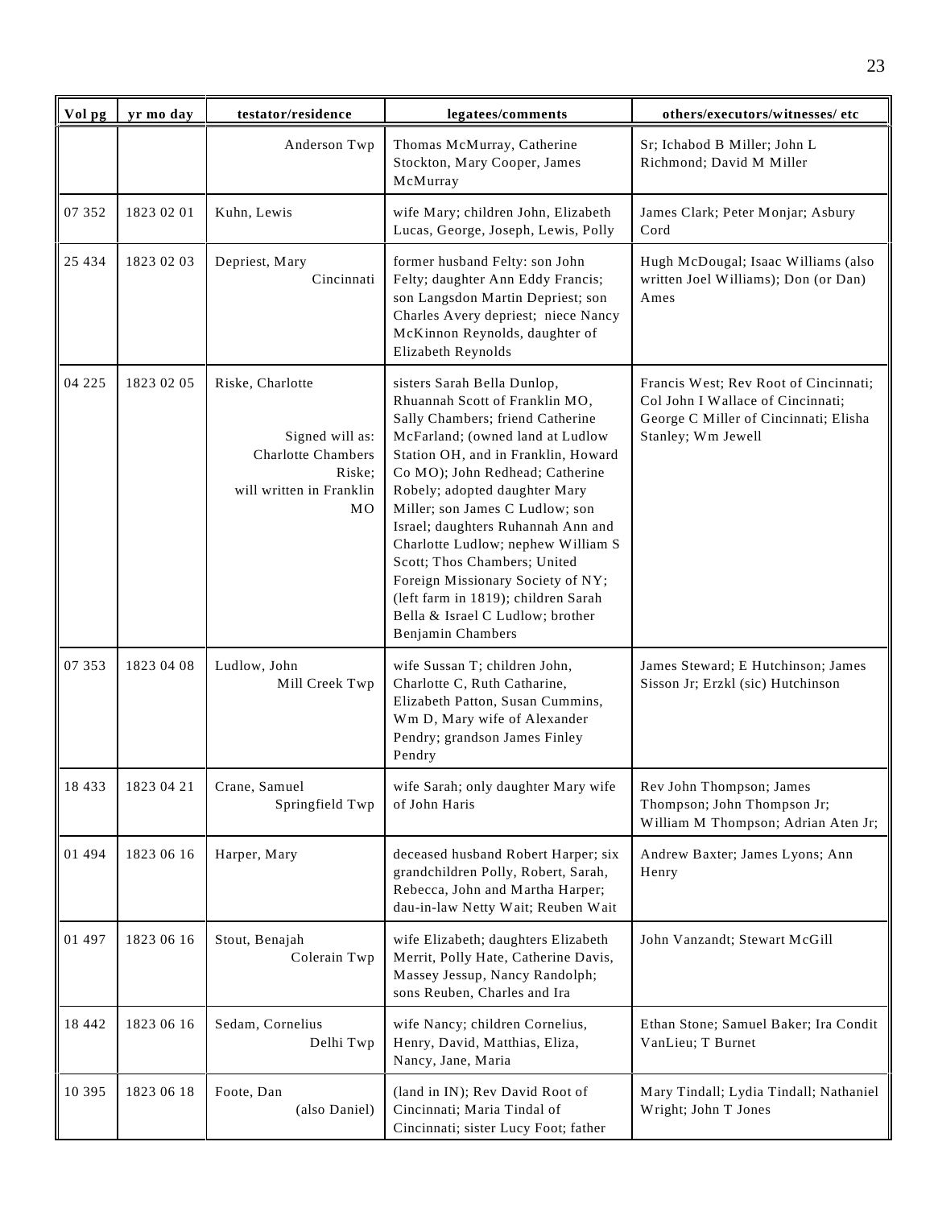| Vol pg | yr mo day | testator/residence | legatees/comments | others/executors/witnesses/ etc |
|---|---|---|---|---|
| | | Anderson Twp | Thomas McMurray, Catherine Stockton, Mary Cooper, James McMurray | Sr; Ichabod B Miller; John L Richmond; David M Miller |
| 07 352 | 1823 02 01 | Kuhn, Lewis | wife Mary; children John, Elizabeth Lucas, George, Joseph, Lewis, Polly | James Clark; Peter Monjar; Asbury Cord |
| 25 434 | 1823 02 03 | Depriest, Mary<br>Cincinnati | former husband Felty: son John Felty; daughter Ann Eddy Francis; son Langsdon Martin Depriest; son Charles Avery depriest; niece Nancy McKinnon Reynolds, daughter of Elizabeth Reynolds | Hugh McDougal; Isaac Williams (also written Joel Williams); Don (or Dan) Ames |
| 04 225 | 1823 02 05 | Riske, Charlotte<br><br>Signed will as: Charlotte Chambers Riske; will written in Franklin MO | sisters Sarah Bella Dunlop, Rhuannah Scott of Franklin MO, Sally Chambers; friend Catherine McFarland; (owned land at Ludlow Station OH, and in Franklin, Howard Co MO); John Redhead; Catherine Robely; adopted daughter Mary Miller; son James C Ludlow; son Israel; daughters Ruhannah Ann and Charlotte Ludlow; nephew William S Scott; Thos Chambers; United Foreign Missionary Society of NY; (left farm in 1819); children Sarah Bella & Israel C Ludlow; brother Benjamin Chambers | Francis West; Rev Root of Cincinnati; Col John I Wallace of Cincinnati; George C Miller of Cincinnati; Elisha Stanley; Wm Jewell |
| 07 353 | 1823 04 08 | Ludlow, John<br>Mill Creek Twp | wife Sussan T; children John, Charlotte C, Ruth Catharine, Elizabeth Patton, Susan Cummins, Wm D, Mary wife of Alexander Pendry; grandson James Finley Pendry | James Steward; E Hutchinson; James Sisson Jr; Erzkl (sic) Hutchinson |
| 18 433 | 1823 04 21 | Crane, Samuel<br>Springfield Twp | wife Sarah; only daughter Mary wife of John Haris | Rev John Thompson; James Thompson; John Thompson Jr; William M Thompson; Adrian Aten Jr; |
| 01 494 | 1823 06 16 | Harper, Mary | deceased husband Robert Harper; six grandchildren Polly, Robert, Sarah, Rebecca, John and Martha Harper; dau-in-law Netty Wait; Reuben Wait | Andrew Baxter; James Lyons; Ann Henry |
| 01 497 | 1823 06 16 | Stout, Benajah<br>Colerain Twp | wife Elizabeth; daughters Elizabeth Merrit, Polly Hate, Catherine Davis, Massey Jessup, Nancy Randolph; sons Reuben, Charles and Ira | John Vanzandt; Stewart McGill |
| 18 442 | 1823 06 16 | Sedam, Cornelius<br>Delhi Twp | wife Nancy; children Cornelius, Henry, David, Matthias, Eliza, Nancy, Jane, Maria | Ethan Stone; Samuel Baker; Ira Condit VanLieu; T Burnet |
| 10 395 | 1823 06 18 | Foote, Dan<br>(also Daniel) | (land in IN); Rev David Root of Cincinnati; Maria Tindal of Cincinnati; sister Lucy Foot; father | Mary Tindall; Lydia Tindall; Nathaniel Wright; John T Jones |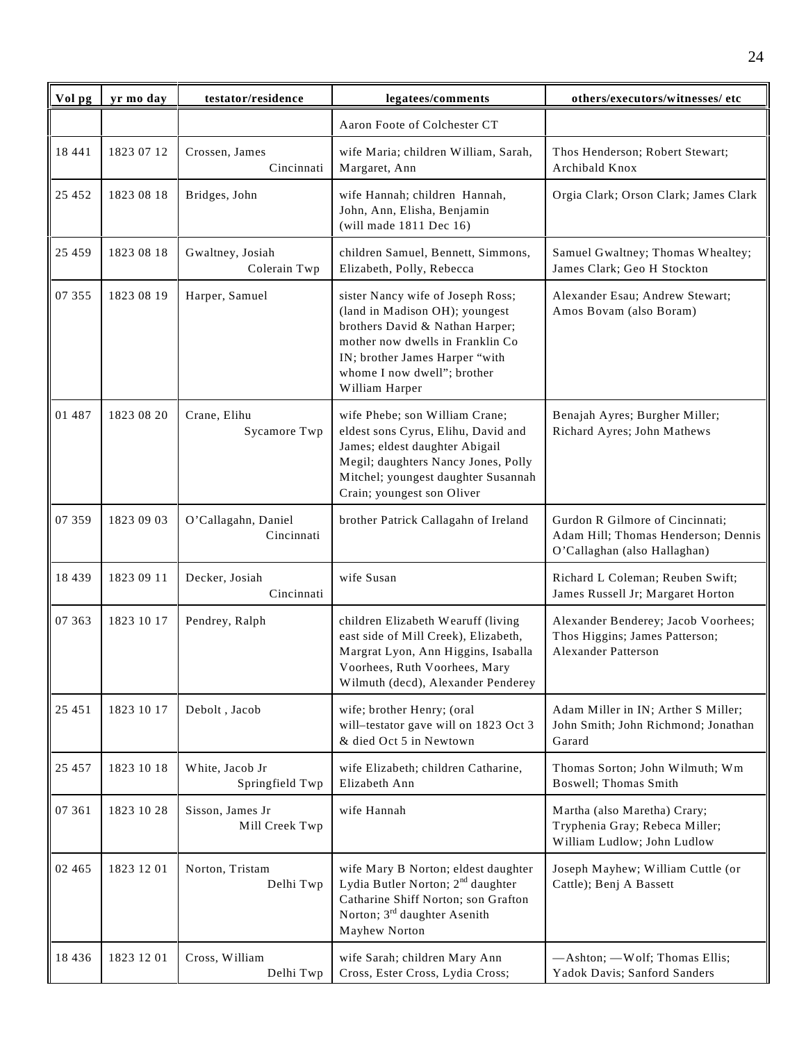| Vol pg | yr mo day | testator/residence | legatees/comments | others/executors/witnesses/ etc |
|---|---|---|---|---|
| | | | Aaron Foote of Colchester CT | |
| 18 441 | 1823 07 12 | Crossen, James Cincinnati | wife Maria; children William, Sarah, Margaret, Ann | Thos Henderson; Robert Stewart; Archibald Knox |
| 25 452 | 1823 08 18 | Bridges, John | wife Hannah; children Hannah, John, Ann, Elisha, Benjamin (will made 1811 Dec 16) | Orgia Clark; Orson Clark; James Clark |
| 25 459 | 1823 08 18 | Gwaltney, Josiah Colerain Twp | children Samuel, Bennett, Simmons, Elizabeth, Polly, Rebecca | Samuel Gwaltney; Thomas Whealtey; James Clark; Geo H Stockton |
| 07 355 | 1823 08 19 | Harper, Samuel | sister Nancy wife of Joseph Ross; (land in Madison OH); youngest brothers David & Nathan Harper; mother now dwells in Franklin Co IN; brother James Harper "with whome I now dwell"; brother William Harper | Alexander Esau; Andrew Stewart; Amos Bovam (also Boram) |
| 01 487 | 1823 08 20 | Crane, Elihu Sycamore Twp | wife Phebe; son William Crane; eldest sons Cyrus, Elihu, David and James; eldest daughter Abigail Megil; daughters Nancy Jones, Polly Mitchel; youngest daughter Susannah Crain; youngest son Oliver | Benajah Ayres; Burgher Miller; Richard Ayres; John Mathews |
| 07 359 | 1823 09 03 | O'Callagahn, Daniel Cincinnati | brother Patrick Callagahn of Ireland | Gurdon R Gilmore of Cincinnati; Adam Hill; Thomas Henderson; Dennis O'Callaghan (also Hallaghan) |
| 18 439 | 1823 09 11 | Decker, Josiah Cincinnati | wife Susan | Richard L Coleman; Reuben Swift; James Russell Jr; Margaret Horton |
| 07 363 | 1823 10 17 | Pendrey, Ralph | children Elizabeth Wearuff (living east side of Mill Creek), Elizabeth, Margrat Lyon, Ann Higgins, Isaballa Voorhees, Ruth Voorhees, Mary Wilmuth (decd), Alexander Penderey | Alexander Benderey; Jacob Voorhees; Thos Higgins; James Patterson; Alexander Patterson |
| 25 451 | 1823 10 17 | Debolt , Jacob | wife; brother Henry; (oral will–testator gave will on 1823 Oct 3 & died Oct 5 in Newtown | Adam Miller in IN; Arther S Miller; John Smith; John Richmond; Jonathan Garard |
| 25 457 | 1823 10 18 | White, Jacob Jr Springfield Twp | wife Elizabeth; children Catharine, Elizabeth Ann | Thomas Sorton; John Wilmuth; Wm Boswell; Thomas Smith |
| 07 361 | 1823 10 28 | Sisson, James Jr Mill Creek Twp | wife Hannah | Martha (also Maretha) Crary; Tryphenia Gray; Rebeca Miller; William Ludlow; John Ludlow |
| 02 465 | 1823 12 01 | Norton, Tristam Delhi Twp | wife Mary B Norton; eldest daughter Lydia Butler Norton; 2nd daughter Catharine Shiff Norton; son Grafton Norton; 3rd daughter Asenith Mayhew Norton | Joseph Mayhew; William Cuttle (or Cattle); Benj A Bassett |
| 18 436 | 1823 12 01 | Cross, William Delhi Twp | wife Sarah; children Mary Ann Cross, Ester Cross, Lydia Cross; | —Ashton; —Wolf; Thomas Ellis; Yadok Davis; Sanford Sanders |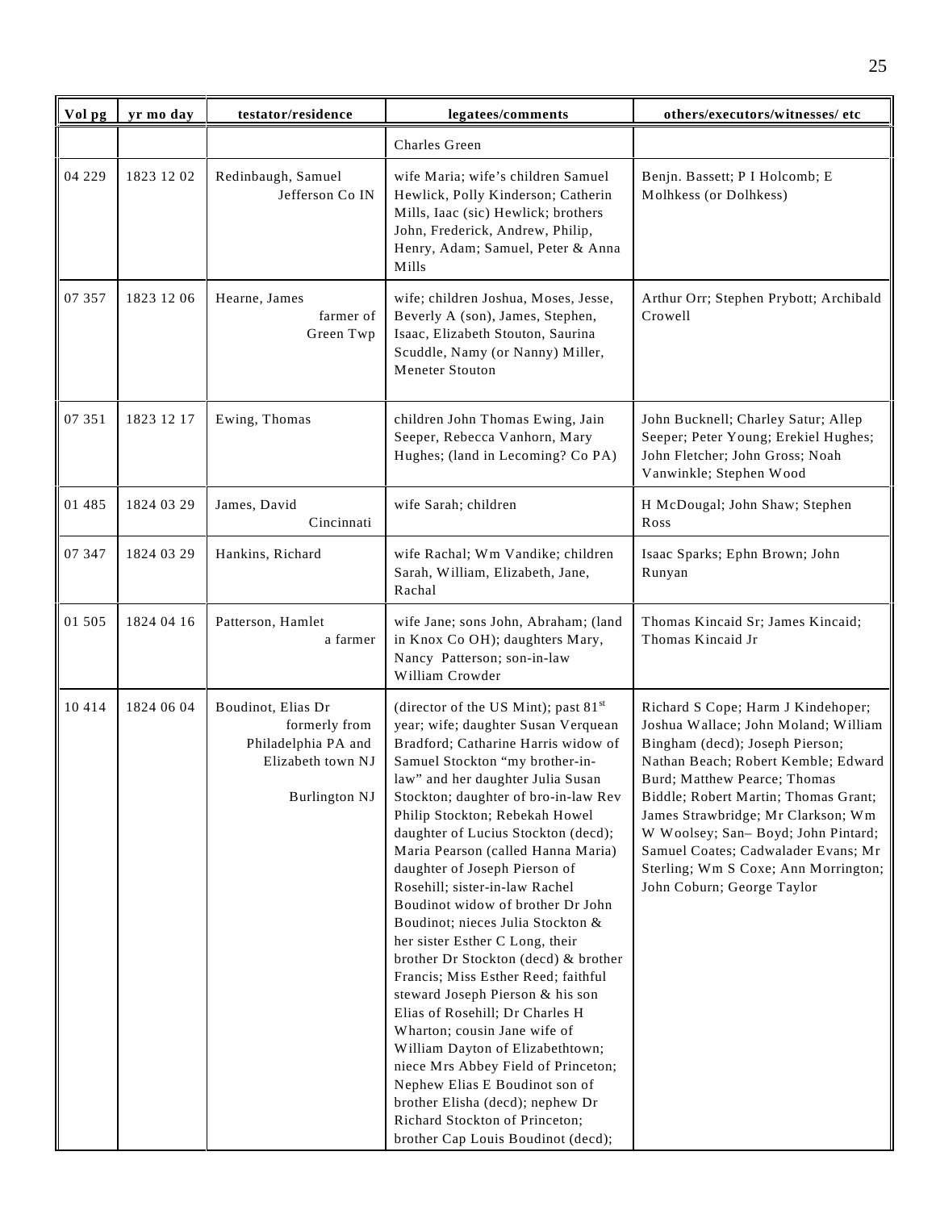| Vol pg | yr mo day | testator/residence | legatees/comments | others/executors/witnesses/ etc |
|---|---|---|---|---|
| | | | Charles Green | |
| 04 229 | 1823 12 02 | Redinbaugh, Samuel Jefferson Co IN | wife Maria; wife's children Samuel Hewlick, Polly Kinderson; Catherin Mills, Iaac (sic) Hewlick; brothers John, Frederick, Andrew, Philip, Henry, Adam; Samuel, Peter & Anna Mills | Benjn. Bassett; P I Holcomb; E Molhkess (or Dolhkess) |
| 07 357 | 1823 12 06 | Hearne, James farmer of Green Twp | wife; children Joshua, Moses, Jesse, Beverly A (son), James, Stephen, Isaac, Elizabeth Stouton, Saurina Scuddle, Namy (or Nanny) Miller, Meneter Stouton | Arthur Orr; Stephen Prybott; Archibald Crowell |
| 07 351 | 1823 12 17 | Ewing, Thomas | children John Thomas Ewing, Jain Seeper, Rebecca Vanhorn, Mary Hughes; (land in Lecoming? Co PA) | John Bucknell; Charley Satur; Allep Seeper; Peter Young; Erekiel Hughes; John Fletcher; John Gross; Noah Vanwinkle; Stephen Wood |
| 01 485 | 1824 03 29 | James, David Cincinnati | wife Sarah; children | H McDougal; John Shaw; Stephen Ross |
| 07 347 | 1824 03 29 | Hankins, Richard | wife Rachal; Wm Vandike; children Sarah, William, Elizabeth, Jane, Rachal | Isaac Sparks; Ephn Brown; John Runyan |
| 01 505 | 1824 04 16 | Patterson, Hamlet a farmer | wife Jane; sons John, Abraham; (land in Knox Co OH); daughters Mary, Nancy Patterson; son-in-law William Crowder | Thomas Kincaid Sr; James Kincaid; Thomas Kincaid Jr |
| 10 414 | 1824 06 04 | Boudinot, Elias Dr formerly from Philadelphia PA and Elizabeth town NJ Burlington NJ | (director of the US Mint); past 81st year; wife; daughter Susan Verquean Bradford; Catharine Harris widow of Samuel Stockton "my brother-in-law" and her daughter Julia Susan Stockton; daughter of bro-in-law Rev Philip Stockton; Rebekah Howel daughter of Lucius Stockton (decd); Maria Pearson (called Hanna Maria) daughter of Joseph Pierson of Rosehill; sister-in-law Rachel Boudinot widow of brother Dr John Boudinot; nieces Julia Stockton & her sister Esther C Long, their brother Dr Stockton (decd) & brother Francis; Miss Esther Reed; faithful steward Joseph Pierson & his son Elias of Rosehill; Dr Charles H Wharton; cousin Jane wife of William Dayton of Elizabethtown; niece Mrs Abbey Field of Princeton; Nephew Elias E Boudinot son of brother Elisha (decd); nephew Dr Richard Stockton of Princeton; brother Cap Louis Boudinot (decd); | Richard S Cope; Harm J Kindehoper; Joshua Wallace; John Moland; William Bingham (decd); Joseph Pierson; Nathan Beach; Robert Kemble; Edward Burd; Matthew Pearce; Thomas Biddle; Robert Martin; Thomas Grant; James Strawbridge; Mr Clarkson; Wm W Woolsey; San– Boyd; John Pintard; Samuel Coates; Cadwalader Evans; Mr Sterling; Wm S Coxe; Ann Morrington; John Coburn; George Taylor |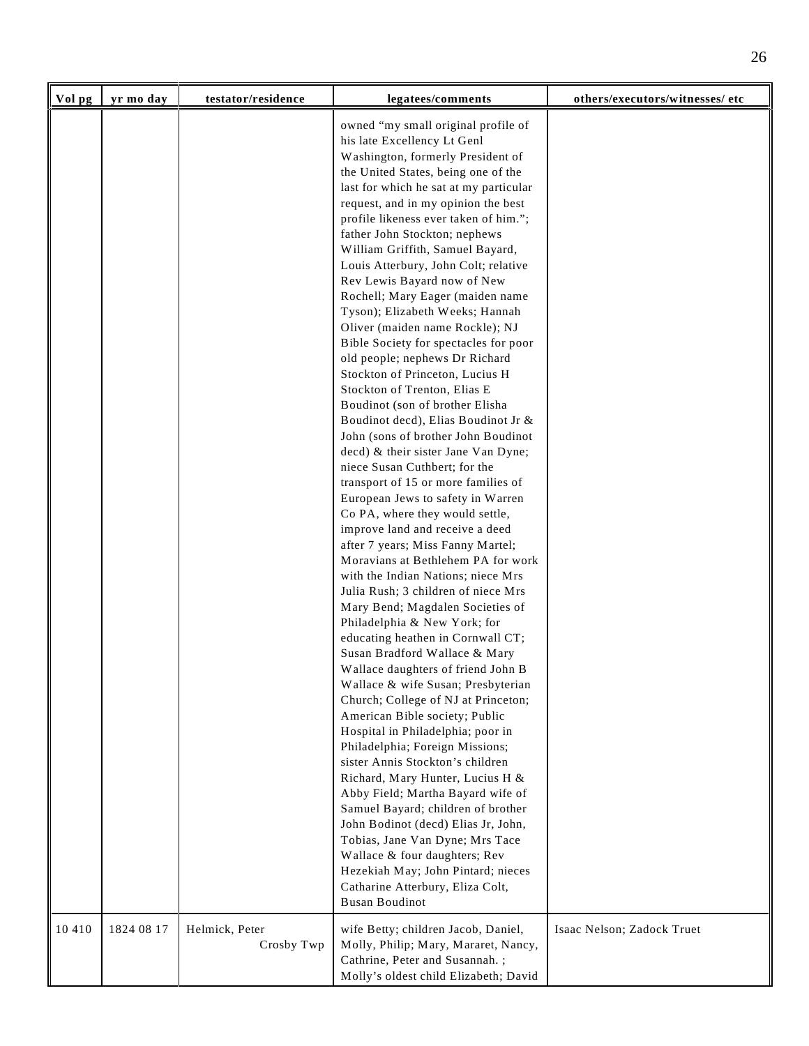| Vol pg | yr mo day | testator/residence | legatees/comments | others/executors/witnesses/ etc |
|---|---|---|---|---|
| | | | owned "my small original profile of his late Excellency Lt Genl Washington, formerly President of the United States, being one of the last for which he sat at my particular request, and in my opinion the best profile likeness ever taken of him."; father John Stockton; nephews William Griffith, Samuel Bayard, Louis Atterbury, John Colt; relative Rev Lewis Bayard now of New Rochell; Mary Eager (maiden name Tyson); Elizabeth Weeks; Hannah Oliver (maiden name Rockle); NJ Bible Society for spectacles for poor old people; nephews Dr Richard Stockton of Princeton, Lucius H Stockton of Trenton, Elias E Boudinot (son of brother Elisha Boudinot decd), Elias Boudinot Jr & John (sons of brother John Boudinot decd) & their sister Jane Van Dyne; niece Susan Cuthbert; for the transport of 15 or more families of European Jews to safety in Warren Co PA, where they would settle, improve land and receive a deed after 7 years; Miss Fanny Martel; Moravians at Bethlehem PA for work with the Indian Nations; niece Mrs Julia Rush; 3 children of niece Mrs Mary Bend; Magdalen Societies of Philadelphia & New York; for educating heathen in Cornwall CT; Susan Bradford Wallace & Mary Wallace daughters of friend John B Wallace & wife Susan; Presbyterian Church; College of NJ at Princeton; American Bible society; Public Hospital in Philadelphia; poor in Philadelphia; Foreign Missions; sister Annis Stockton's children Richard, Mary Hunter, Lucius H & Abby Field; Martha Bayard wife of Samuel Bayard; children of brother John Bodinot (decd) Elias Jr, John, Tobias, Jane Van Dyne; Mrs Tace Wallace & four daughters; Rev Hezekiah May; John Pintard; nieces Catharine Atterbury, Eliza Colt, Busan Boudinot | |
| 10 410 | 1824 08 17 | Helmick, Peter Crosby Twp | wife Betty; children Jacob, Daniel, Molly, Philip; Mary, Mararet, Nancy, Cathrine, Peter and Susannah. ; Molly's oldest child Elizabeth; David | Isaac Nelson; Zadock Truet |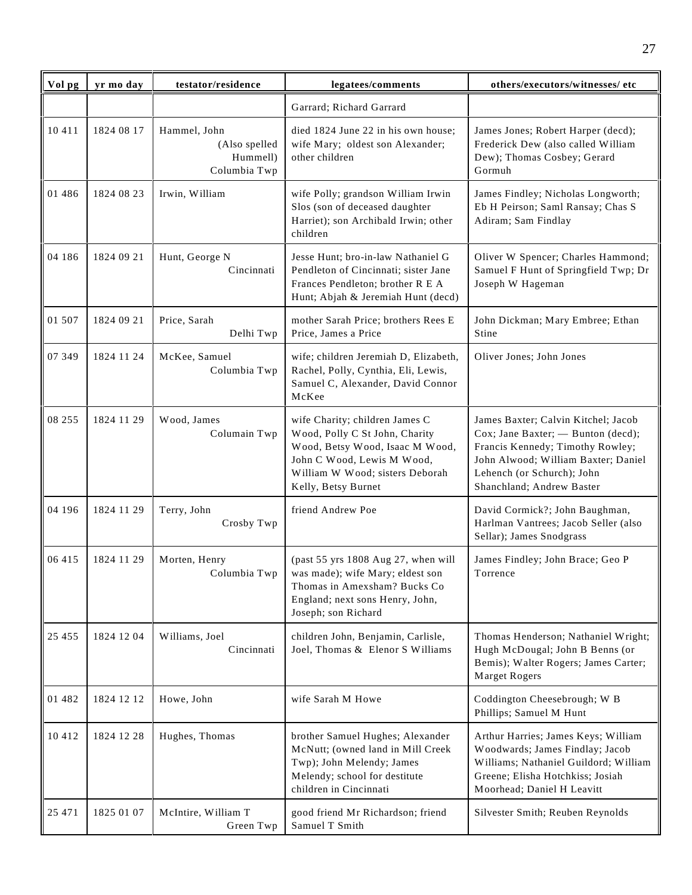| Vol pg | yr mo day | testator/residence | legatees/comments | others/executors/witnesses/ etc |
|---|---|---|---|---|
| | | | Garrard; Richard Garrard | |
| 10 411 | 1824 08 17 | Hammel, John (Also spelled Hummell) Columbia Twp | died 1824 June 22 in his own house; wife Mary; oldest son Alexander; other children | James Jones; Robert Harper (decd); Frederick Dew (also called William Dew); Thomas Cosbey; Gerard Gormuh |
| 01 486 | 1824 08 23 | Irwin, William | wife Polly; grandson William Irwin Slos (son of deceased daughter Harriet); son Archibald Irwin; other children | James Findley; Nicholas Longworth; Eb H Peirson; Saml Ransay; Chas S Adiram; Sam Findlay |
| 04 186 | 1824 09 21 | Hunt, George N Cincinnati | Jesse Hunt; bro-in-law Nathaniel G Pendleton of Cincinnati; sister Jane Frances Pendleton; brother R E A Hunt; Abjah & Jeremiah Hunt (decd) | Oliver W Spencer; Charles Hammond; Samuel F Hunt of Springfield Twp; Dr Joseph W Hageman |
| 01 507 | 1824 09 21 | Price, Sarah Delhi Twp | mother Sarah Price; brothers Rees E Price, James a Price | John Dickman; Mary Embree; Ethan Stine |
| 07 349 | 1824 11 24 | McKee, Samuel Columbia Twp | wife; children Jeremiah D, Elizabeth, Rachel, Polly, Cynthia, Eli, Lewis, Samuel C, Alexander, David Connor McKee | Oliver Jones; John Jones |
| 08 255 | 1824 11 29 | Wood, James Columain Twp | wife Charity; children James C Wood, Polly C St John, Charity Wood, Betsy Wood, Isaac M Wood, John C Wood, Lewis M Wood, William W Wood; sisters Deborah Kelly, Betsy Burnet | James Baxter; Calvin Kitchel; Jacob Cox; Jane Baxter; — Bunton (decd); Francis Kennedy; Timothy Rowley; John Alwood; William Baxter; Daniel Lehench (or Schurch); John Shanchland; Andrew Baster |
| 04 196 | 1824 11 29 | Terry, John Crosby Twp | friend Andrew Poe | David Cormick?; John Baughman, Harlman Vantrees; Jacob Seller (also Sellar); James Snodgrass |
| 06 415 | 1824 11 29 | Morten, Henry Columbia Twp | (past 55 yrs 1808 Aug 27, when will was made); wife Mary; eldest son Thomas in Amexsham? Bucks Co England; next sons Henry, John, Joseph; son Richard | James Findley; John Brace; Geo P Torrence |
| 25 455 | 1824 12 04 | Williams, Joel Cincinnati | children John, Benjamin, Carlisle, Joel, Thomas & Elenor S Williams | Thomas Henderson; Nathaniel Wright; Hugh McDougal; John B Benns (or Bemis); Walter Rogers; James Carter; Marget Rogers |
| 01 482 | 1824 12 12 | Howe, John | wife Sarah M Howe | Coddington Cheesebrough; W B Phillips; Samuel M Hunt |
| 10 412 | 1824 12 28 | Hughes, Thomas | brother Samuel Hughes; Alexander McNutt; (owned land in Mill Creek Twp); John Melendy; James Melendy; school for destitute children in Cincinnati | Arthur Harries; James Keys; William Woodwards; James Findlay; Jacob Williams; Nathaniel Guildord; William Greene; Elisha Hotchkiss; Josiah Moorhead; Daniel H Leavitt |
| 25 471 | 1825 01 07 | McIntire, William T Green Twp | good friend Mr Richardson; friend Samuel T Smith | Silvester Smith; Reuben Reynolds |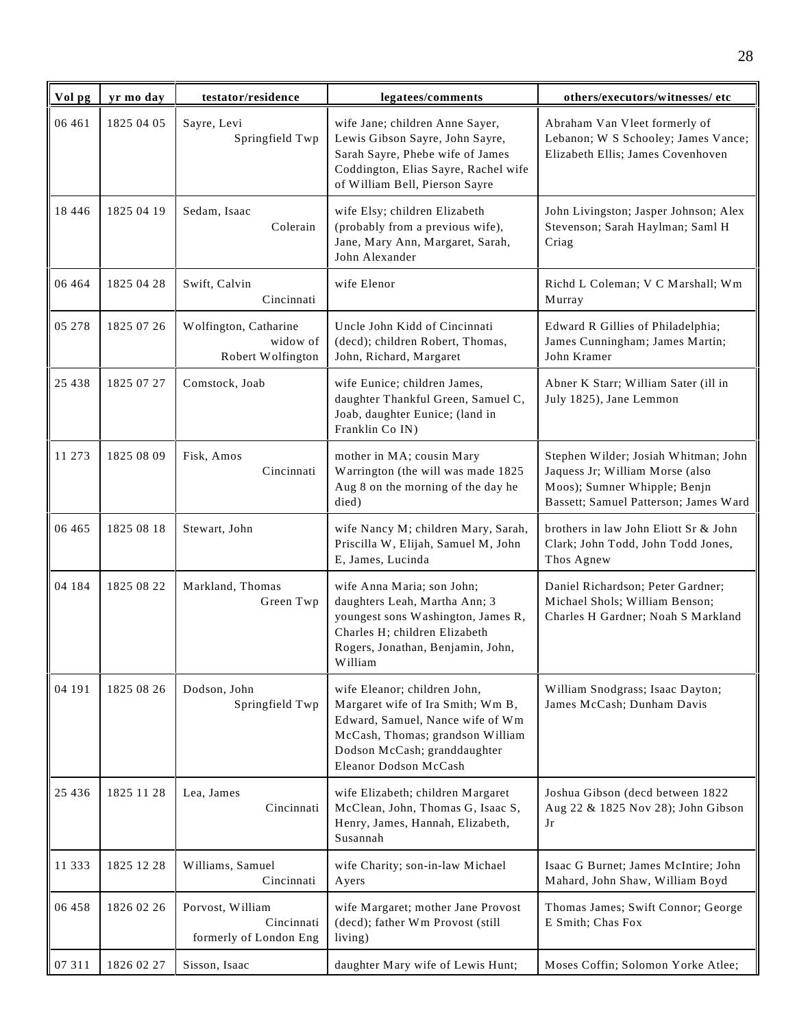| Vol pg | yr mo day | testator/residence | legatees/comments | others/executors/witnesses/ etc |
|---|---|---|---|---|
| 06 461 | 1825 04 05 | Sayre, Levi Springfield Twp | wife Jane; children Anne Sayer, Lewis Gibson Sayre, John Sayre, Sarah Sayre, Phebe wife of James Coddington, Elias Sayre, Rachel wife of William Bell, Pierson Sayre | Abraham Van Vleet formerly of Lebanon; W S Schooley; James Vance; Elizabeth Ellis; James Covenhoven |
| 18 446 | 1825 04 19 | Sedam, Isaac Colerain | wife Elsy; children Elizabeth (probably from a previous wife), Jane, Mary Ann, Margaret, Sarah, John Alexander | John Livingston; Jasper Johnson; Alex Stevenson; Sarah Haylman; Saml H Criag |
| 06 464 | 1825 04 28 | Swift, Calvin Cincinnati | wife Elenor | Richd L Coleman; V C Marshall; Wm Murray |
| 05 278 | 1825 07 26 | Wolfington, Catharine widow of Robert Wolfington | Uncle John Kidd of Cincinnati (decd); children Robert, Thomas, John, Richard, Margaret | Edward R Gillies of Philadelphia; James Cunningham; James Martin; John Kramer |
| 25 438 | 1825 07 27 | Comstock, Joab | wife Eunice; children James, daughter Thankful Green, Samuel C, Joab, daughter Eunice; (land in Franklin Co IN) | Abner K Starr; William Sater (ill in July 1825), Jane Lemmon |
| 11 273 | 1825 08 09 | Fisk, Amos Cincinnati | mother in MA; cousin Mary Warrington (the will was made 1825 Aug 8 on the morning of the day he died) | Stephen Wilder; Josiah Whitman; John Jaquess Jr; William Morse (also Moos); Sumner Whipple; Benjn Bassett; Samuel Patterson; James Ward |
| 06 465 | 1825 08 18 | Stewart, John | wife Nancy M; children Mary, Sarah, Priscilla W, Elijah, Samuel M, John E, James, Lucinda | brothers in law John Eliott Sr & John Clark; John Todd, John Todd Jones, Thos Agnew |
| 04 184 | 1825 08 22 | Markland, Thomas Green Twp | wife Anna Maria; son John; daughters Leah, Martha Ann; 3 youngest sons Washington, James R, Charles H; children Elizabeth Rogers, Jonathan, Benjamin, John, William | Daniel Richardson; Peter Gardner; Michael Shols; William Benson; Charles H Gardner; Noah S Markland |
| 04 191 | 1825 08 26 | Dodson, John Springfield Twp | wife Eleanor; children John, Margaret wife of Ira Smith; Wm B, Edward, Samuel, Nance wife of Wm McCash, Thomas; grandson William Dodson McCash; granddaughter Eleanor Dodson McCash | William Snodgrass; Isaac Dayton; James McCash; Dunham Davis |
| 25 436 | 1825 11 28 | Lea, James Cincinnati | wife Elizabeth; children Margaret McClean, John, Thomas G, Isaac S, Henry, James, Hannah, Elizabeth, Susannah | Joshua Gibson (decd between 1822 Aug 22 & 1825 Nov 28); John Gibson Jr |
| 11 333 | 1825 12 28 | Williams, Samuel Cincinnati | wife Charity; son-in-law Michael Ayers | Isaac G Burnet; James McIntire; John Mahard, John Shaw, William Boyd |
| 06 458 | 1826 02 26 | Porvost, William Cincinnati formerly of London Eng | wife Margaret; mother Jane Provost (decd); father Wm Provost (still living) | Thomas James; Swift Connor; George E Smith; Chas Fox |
| 07 311 | 1826 02 27 | Sisson, Isaac | daughter Mary wife of Lewis Hunt; | Moses Coffin; Solomon Yorke Atlee; |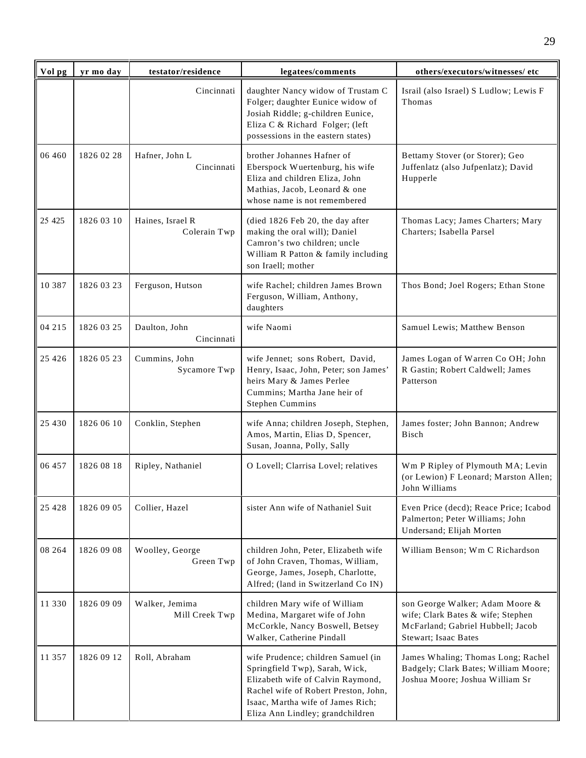| Vol pg | yr mo day | testator/residence | legatees/comments | others/executors/witnesses/ etc |
|---|---|---|---|---|
| | | Cincinnati | daughter Nancy widow of Trustam C Folger; daughter Eunice widow of Josiah Riddle; g-children Eunice, Eliza C & Richard Folger; (left possessions in the eastern states) | Israil (also Israel) S Ludlow; Lewis F Thomas |
| 06 460 | 1826 02 28 | Hafner, John L Cincinnati | brother Johannes Hafner of Eberspock Wuertenburg, his wife Eliza and children Eliza, John Mathias, Jacob, Leonard & one whose name is not remembered | Bettamy Stover (or Storer); Geo Juffenlatz (also Jufpenlatz); David Hupperle |
| 25 425 | 1826 03 10 | Haines, Israel R Colerain Twp | (died 1826 Feb 20, the day after making the oral will); Daniel Camron's two children; uncle William R Patton & family including son Iraell; mother | Thomas Lacy; James Charters; Mary Charters; Isabella Parsel |
| 10 387 | 1826 03 23 | Ferguson, Hutson | wife Rachel; children James Brown Ferguson, William, Anthony, daughters | Thos Bond; Joel Rogers; Ethan Stone |
| 04 215 | 1826 03 25 | Daulton, John Cincinnati | wife Naomi | Samuel Lewis; Matthew Benson |
| 25 426 | 1826 05 23 | Cummins, John Sycamore Twp | wife Jennet; sons Robert, David, Henry, Isaac, John, Peter; son James' heirs Mary & James Perlee Cummins; Martha Jane heir of Stephen Cummins | James Logan of Warren Co OH; John R Gastin; Robert Caldwell; James Patterson |
| 25 430 | 1826 06 10 | Conklin, Stephen | wife Anna; children Joseph, Stephen, Amos, Martin, Elias D, Spencer, Susan, Joanna, Polly, Sally | James foster; John Bannon; Andrew Bisch |
| 06 457 | 1826 08 18 | Ripley, Nathaniel | O Lovell; Clarrisa Lovel; relatives | Wm P Ripley of Plymouth MA; Levin (or Lewion) F Leonard; Marston Allen; John Williams |
| 25 428 | 1826 09 05 | Collier, Hazel | sister Ann wife of Nathaniel Suit | Even Price (decd); Reace Price; Icabod Palmerton; Peter Williams; John Undersand; Elijah Morten |
| 08 264 | 1826 09 08 | Woolley, George Green Twp | children John, Peter, Elizabeth wife of John Craven, Thomas, William, George, James, Joseph, Charlotte, Alfred; (land in Switzerland Co IN) | William Benson; Wm C Richardson |
| 11 330 | 1826 09 09 | Walker, Jemima Mill Creek Twp | children Mary wife of William Medina, Margaret wife of John McCorkle, Nancy Boswell, Betsey Walker, Catherine Pindall | son George Walker; Adam Moore & wife; Clark Bates & wife; Stephen McFarland; Gabriel Hubbell; Jacob Stewart; Isaac Bates |
| 11 357 | 1826 09 12 | Roll, Abraham | wife Prudence; children Samuel (in Springfield Twp), Sarah, Wick, Elizabeth wife of Calvin Raymond, Rachel wife of Robert Preston, John, Isaac, Martha wife of James Rich; Eliza Ann Lindley; grandchildren | James Whaling; Thomas Long; Rachel Badgely; Clark Bates; William Moore; Joshua Moore; Joshua William Sr |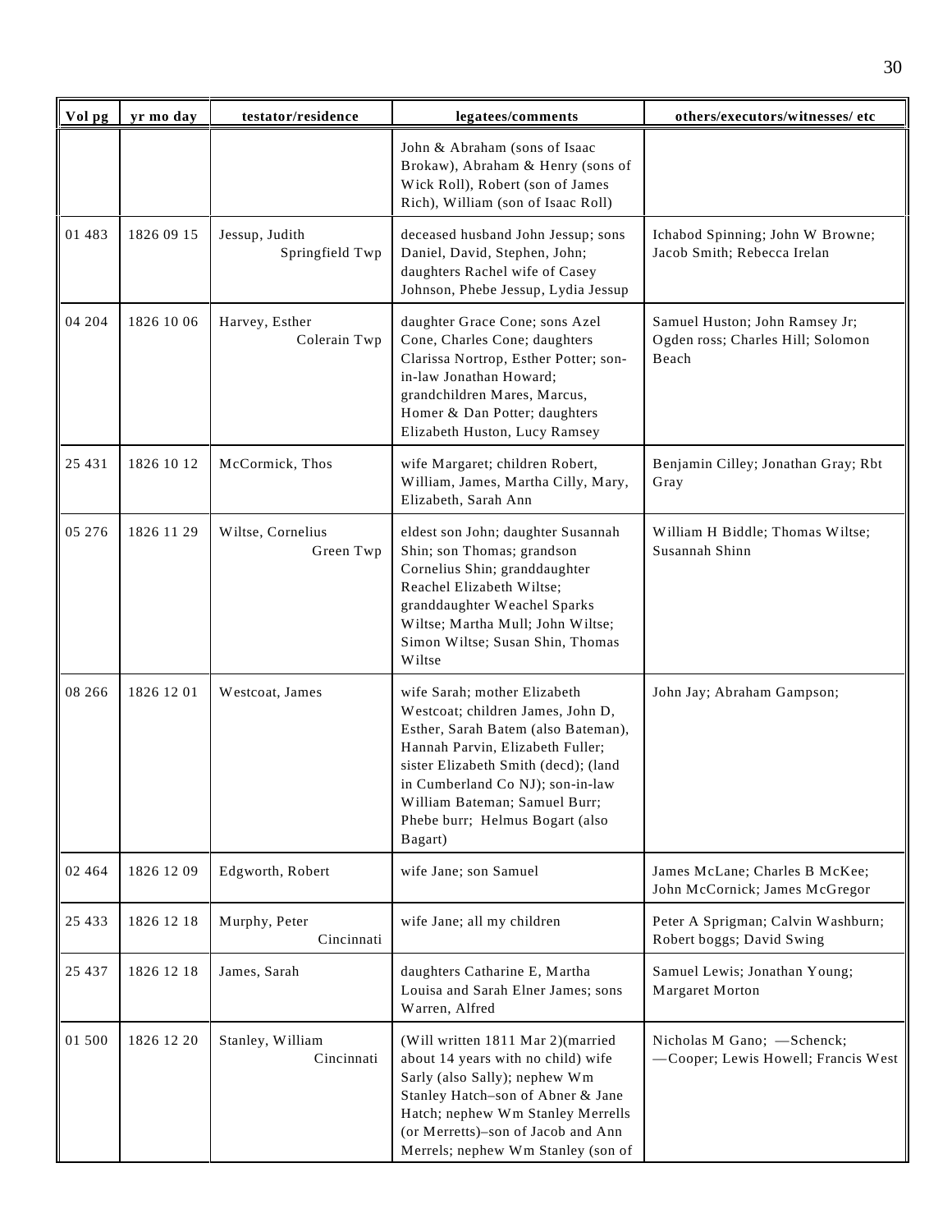| Vol pg | yr mo day | testator/residence | legatees/comments | others/executors/witnesses/ etc |
|---|---|---|---|---|
| | | | John & Abraham (sons of Isaac Brokaw), Abraham & Henry (sons of Wick Roll), Robert (son of James Rich), William (son of Isaac Roll) | |
| 01 483 | 1826 09 15 | Jessup, Judith Springfield Twp | deceased husband John Jessup; sons Daniel, David, Stephen, John; daughters Rachel wife of Casey Johnson, Phebe Jessup, Lydia Jessup | Ichabod Spinning; John W Browne; Jacob Smith; Rebecca Irelan |
| 04 204 | 1826 10 06 | Harvey, Esther Colerain Twp | daughter Grace Cone; sons Azel Cone, Charles Cone; daughters Clarissa Nortrop, Esther Potter; son-in-law Jonathan Howard; grandchildren Mares, Marcus, Homer & Dan Potter; daughters Elizabeth Huston, Lucy Ramsey | Samuel Huston; John Ramsey Jr; Ogden ross; Charles Hill; Solomon Beach |
| 25 431 | 1826 10 12 | McCormick, Thos | wife Margaret; children Robert, William, James, Martha Cilly, Mary, Elizabeth, Sarah Ann | Benjamin Cilley; Jonathan Gray; Rbt Gray |
| 05 276 | 1826 11 29 | Wiltse, Cornelius Green Twp | eldest son John; daughter Susannah Shin; son Thomas; grandson Cornelius Shin; granddaughter Reachel Elizabeth Wiltse; granddaughter Weachel Sparks Wiltse; Martha Mull; John Wiltse; Simon Wiltse; Susan Shin, Thomas Wiltse | William H Biddle; Thomas Wiltse; Susannah Shinn |
| 08 266 | 1826 12 01 | Westcoat, James | wife Sarah; mother Elizabeth Westcoat; children James, John D, Esther, Sarah Batem (also Bateman), Hannah Parvin, Elizabeth Fuller; sister Elizabeth Smith (decd); (land in Cumberland Co NJ); son-in-law William Bateman; Samuel Burr; Phebe burr; Helmus Bogart (also Bagart) | John Jay; Abraham Gampson; |
| 02 464 | 1826 12 09 | Edgworth, Robert | wife Jane; son Samuel | James McLane; Charles B McKee; John McCornick; James McGregor |
| 25 433 | 1826 12 18 | Murphy, Peter Cincinnati | wife Jane; all my children | Peter A Sprigman; Calvin Washburn; Robert boggs; David Swing |
| 25 437 | 1826 12 18 | James, Sarah | daughters Catharine E, Martha Louisa and Sarah Elner James; sons Warren, Alfred | Samuel Lewis; Jonathan Young; Margaret Morton |
| 01 500 | 1826 12 20 | Stanley, William Cincinnati | (Will written 1811 Mar 2)(married about 14 years with no child) wife Sarly (also Sally); nephew Wm Stanley Hatch–son of Abner & Jane Hatch; nephew Wm Stanley Merrells (or Merretts)–son of Jacob and Ann Merrels; nephew Wm Stanley (son of | Nicholas M Gano; —Schenck; —Cooper; Lewis Howell; Francis West |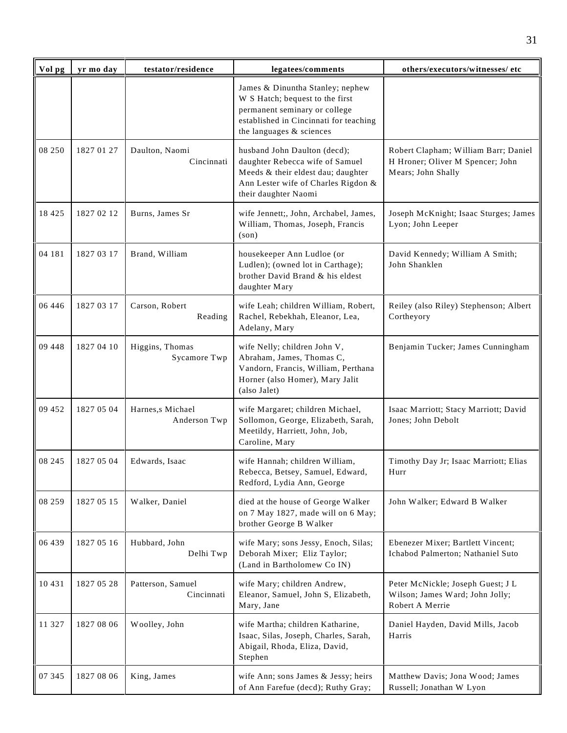| Vol pg | yr mo day | testator/residence | legatees/comments | others/executors/witnesses/ etc |
|---|---|---|---|---|
| | | | James & Dinuntha Stanley; nephew W S Hatch; bequest to the first permanent seminary or college established in Cincinnati for teaching the languages & sciences | |
| 08 250 | 1827 01 27 | Daulton, Naomi Cincinnati | husband John Daulton (decd); daughter Rebecca wife of Samuel Meeds & their eldest dau; daughter Ann Lester wife of Charles Rigdon & their daughter Naomi | Robert Clapham; William Barr; Daniel H Hroner; Oliver M Spencer; John Mears; John Shally |
| 18 425 | 1827 02 12 | Burns, James Sr | wife Jennett;, John, Archabel, James, William, Thomas, Joseph, Francis (son) | Joseph McKnight; Isaac Sturges; James Lyon; John Leeper |
| 04 181 | 1827 03 17 | Brand, William | housekeeper Ann Ludloe (or Ludlen); (owned lot in Carthage); brother David Brand & his eldest daughter Mary | David Kennedy; William A Smith; John Shanklen |
| 06 446 | 1827 03 17 | Carson, Robert Reading | wife Leah; children William, Robert, Rachel, Rebekhah, Eleanor, Lea, Adelany, Mary | Reiley (also Riley) Stephenson; Albert Cortheyory |
| 09 448 | 1827 04 10 | Higgins, Thomas Sycamore Twp | wife Nelly; children John V, Abraham, James, Thomas C, Vandorn, Francis, William, Perthana Horner (also Homer), Mary Jalit (also Jalet) | Benjamin Tucker; James Cunningham |
| 09 452 | 1827 05 04 | Harnes,s Michael Anderson Twp | wife Margaret; children Michael, Sollomon, George, Elizabeth, Sarah, Meetildy, Harriett, John, Job, Caroline, Mary | Isaac Marriott; Stacy Marriott; David Jones; John Debolt |
| 08 245 | 1827 05 04 | Edwards, Isaac | wife Hannah; children William, Rebecca, Betsey, Samuel, Edward, Redford, Lydia Ann, George | Timothy Day Jr; Isaac Marriott; Elias Hurr |
| 08 259 | 1827 05 15 | Walker, Daniel | died at the house of George Walker on 7 May 1827, made will on 6 May; brother George B Walker | John Walker; Edward B Walker |
| 06 439 | 1827 05 16 | Hubbard, John Delhi Twp | wife Mary; sons Jessy, Enoch, Silas; Deborah Mixer; Eliz Taylor; (Land in Bartholomew Co IN) | Ebenezer Mixer; Bartlett Vincent; Ichabod Palmerton; Nathaniel Suto |
| 10 431 | 1827 05 28 | Patterson, Samuel Cincinnati | wife Mary; children Andrew, Eleanor, Samuel, John S, Elizabeth, Mary, Jane | Peter McNickle; Joseph Guest; J L Wilson; James Ward; John Jolly; Robert A Merrie |
| 11 327 | 1827 08 06 | Woolley, John | wife Martha; children Katharine, Isaac, Silas, Joseph, Charles, Sarah, Abigail, Rhoda, Eliza, David, Stephen | Daniel Hayden, David Mills, Jacob Harris |
| 07 345 | 1827 08 06 | King, James | wife Ann; sons James & Jessy; heirs of Ann Farefue (decd); Ruthy Gray; | Matthew Davis; Jona Wood; James Russell; Jonathan W Lyon |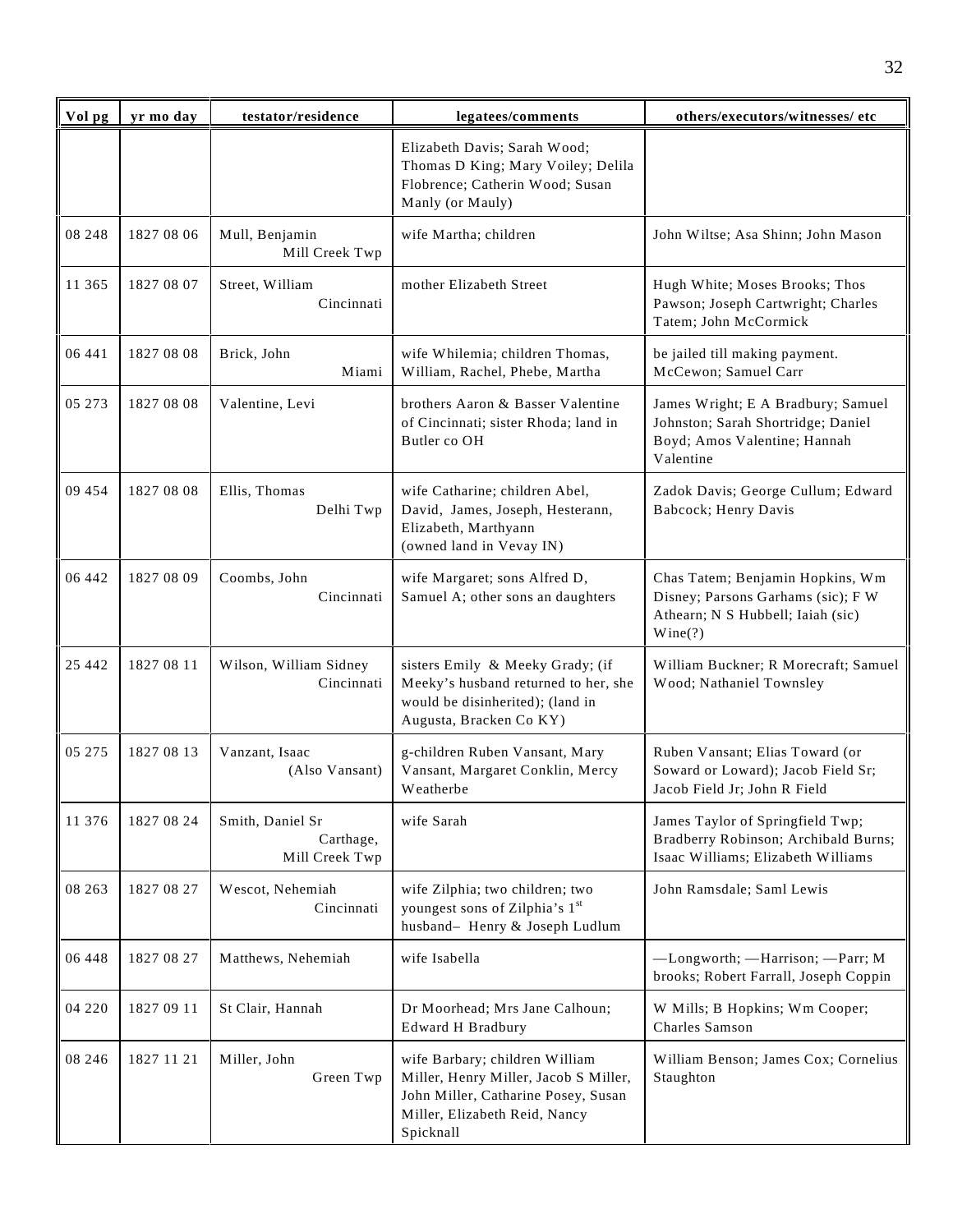| Vol pg | yr mo day | testator/residence | legatees/comments | others/executors/witnesses/ etc |
|---|---|---|---|---|
| | | | Elizabeth Davis; Sarah Wood; Thomas D King; Mary Voiley; Delila Flobrence; Catherin Wood; Susan Manly (or Mauly) | |
| 08 248 | 1827 08 06 | Mull, Benjamin Mill Creek Twp | wife Martha; children | John Wiltse; Asa Shinn; John Mason |
| 11 365 | 1827 08 07 | Street, William Cincinnati | mother Elizabeth Street | Hugh White; Moses Brooks; Thos Pawson; Joseph Cartwright; Charles Tatem; John McCormick |
| 06 441 | 1827 08 08 | Brick, John Miami | wife Whilemia; children Thomas, William, Rachel, Phebe, Martha | be jailed till making payment. McCewon; Samuel Carr |
| 05 273 | 1827 08 08 | Valentine, Levi | brothers Aaron & Basser Valentine of Cincinnati; sister Rhoda; land in Butler co OH | James Wright; E A Bradbury; Samuel Johnston; Sarah Shortridge; Daniel Boyd; Amos Valentine; Hannah Valentine |
| 09 454 | 1827 08 08 | Ellis, Thomas Delhi Twp | wife Catharine; children Abel, David, James, Joseph, Hesterann, Elizabeth, Marthyann (owned land in Vevay IN) | Zadok Davis; George Cullum; Edward Babcock; Henry Davis |
| 06 442 | 1827 08 09 | Coombs, John Cincinnati | wife Margaret; sons Alfred D, Samuel A; other sons an daughters | Chas Tatem; Benjamin Hopkins, Wm Disney; Parsons Garhams (sic); F W Athearn; N S Hubbell; Iaiah (sic) Wine(?) |
| 25 442 | 1827 08 11 | Wilson, William Sidney Cincinnati | sisters Emily & Meeky Grady; (if Meeky's husband returned to her, she would be disinherited); (land in Augusta, Bracken Co KY) | William Buckner; R Morecraft; Samuel Wood; Nathaniel Townsley |
| 05 275 | 1827 08 13 | Vanzant, Isaac (Also Vansant) | g-children Ruben Vansant, Mary Vansant, Margaret Conklin, Mercy Weatherbe | Ruben Vansant; Elias Toward (or Soward or Loward); Jacob Field Sr; Jacob Field Jr; John R Field |
| 11 376 | 1827 08 24 | Smith, Daniel Sr Carthage, Mill Creek Twp | wife Sarah | James Taylor of Springfield Twp; Bradberry Robinson; Archibald Burns; Isaac Williams; Elizabeth Williams |
| 08 263 | 1827 08 27 | Wescot, Nehemiah Cincinnati | wife Zilphia; two children; two youngest sons of Zilphia's 1st husband– Henry & Joseph Ludlum | John Ramsdale; Saml Lewis |
| 06 448 | 1827 08 27 | Matthews, Nehemiah | wife Isabella | —Longworth; —Harrison; —Parr; M brooks; Robert Farrall, Joseph Coppin |
| 04 220 | 1827 09 11 | St Clair, Hannah | Dr Moorhead; Mrs Jane Calhoun; Edward H Bradbury | W Mills; B Hopkins; Wm Cooper; Charles Samson |
| 08 246 | 1827 11 21 | Miller, John Green Twp | wife Barbary; children William Miller, Henry Miller, Jacob S Miller, John Miller, Catharine Posey, Susan Miller, Elizabeth Reid, Nancy Spicknall | William Benson; James Cox; Cornelius Staughton |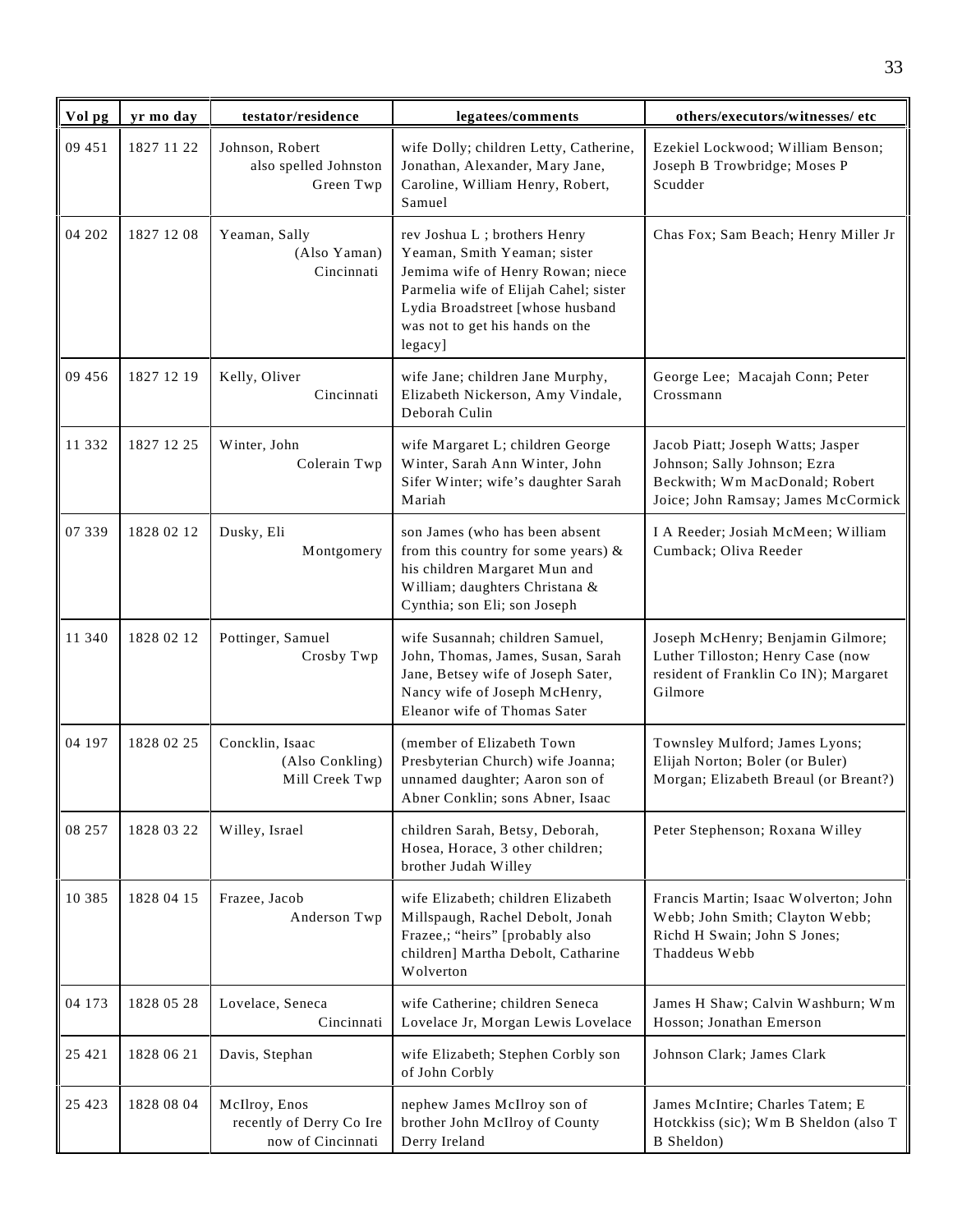| Vol pg | yr mo day | testator/residence | legatees/comments | others/executors/witnesses/ etc |
|---|---|---|---|---|
| 09 451 | 1827 11 22 | Johnson, Robert also spelled Johnston Green Twp | wife Dolly; children Letty, Catherine, Jonathan, Alexander, Mary Jane, Caroline, William Henry, Robert, Samuel | Ezekiel Lockwood; William Benson; Joseph B Trowbridge; Moses P Scudder |
| 04 202 | 1827 12 08 | Yeaman, Sally (Also Yaman) Cincinnati | rev Joshua L ; brothers Henry Yeaman, Smith Yeaman; sister Jemima wife of Henry Rowan; niece Parmelia wife of Elijah Cahel; sister Lydia Broadstreet [whose husband was not to get his hands on the legacy] | Chas Fox; Sam Beach; Henry Miller Jr |
| 09 456 | 1827 12 19 | Kelly, Oliver Cincinnati | wife Jane; children Jane Murphy, Elizabeth Nickerson, Amy Vindale, Deborah Culin | George Lee; Macajah Conn; Peter Crossmann |
| 11 332 | 1827 12 25 | Winter, John Colerain Twp | wife Margaret L; children George Winter, Sarah Ann Winter, John Sifer Winter; wife's daughter Sarah Mariah | Jacob Piatt; Joseph Watts; Jasper Johnson; Sally Johnson; Ezra Beckwith; Wm MacDonald; Robert Joice; John Ramsay; James McCormick |
| 07 339 | 1828 02 12 | Dusky, Eli Montgomery | son James (who has been absent from this country for some years) & his children Margaret Mun and William; daughters Christana & Cynthia; son Eli; son Joseph | I A Reeder; Josiah McMeen; William Cumback; Oliva Reeder |
| 11 340 | 1828 02 12 | Pottinger, Samuel Crosby Twp | wife Susannah; children Samuel, John, Thomas, James, Susan, Sarah Jane, Betsey wife of Joseph Sater, Nancy wife of Joseph McHenry, Eleanor wife of Thomas Sater | Joseph McHenry; Benjamin Gilmore; Luther Tilloston; Henry Case (now resident of Franklin Co IN); Margaret Gilmore |
| 04 197 | 1828 02 25 | Concklin, Isaac (Also Conkling) Mill Creek Twp | (member of Elizabeth Town Presbyterian Church) wife Joanna; unnamed daughter; Aaron son of Abner Conklin; sons Abner, Isaac | Townsley Mulford; James Lyons; Elijah Norton; Boler (or Buler) Morgan; Elizabeth Breaul (or Breant?) |
| 08 257 | 1828 03 22 | Willey, Israel | children Sarah, Betsy, Deborah, Hosea, Horace, 3 other children; brother Judah Willey | Peter Stephenson; Roxana Willey |
| 10 385 | 1828 04 15 | Frazee, Jacob Anderson Twp | wife Elizabeth; children Elizabeth Millspaugh, Rachel Debolt, Jonah Frazee,; "heirs" [probably also children] Martha Debolt, Catharine Wolverton | Francis Martin; Isaac Wolverton; John Webb; John Smith; Clayton Webb; Richd H Swain; John S Jones; Thaddeus Webb |
| 04 173 | 1828 05 28 | Lovelace, Seneca Cincinnati | wife Catherine; children Seneca Lovelace Jr, Morgan Lewis Lovelace | James H Shaw; Calvin Washburn; Wm Hosson; Jonathan Emerson |
| 25 421 | 1828 06 21 | Davis, Stephan | wife Elizabeth; Stephen Corbly son of John Corbly | Johnson Clark; James Clark |
| 25 423 | 1828 08 04 | McIlroy, Enos recently of Derry Co Ire now of Cincinnati | nephew James McIlroy son of brother John McIlroy of County Derry Ireland | James McIntire; Charles Tatem; E Hotckkiss (sic); Wm B Sheldon (also T B Sheldon) |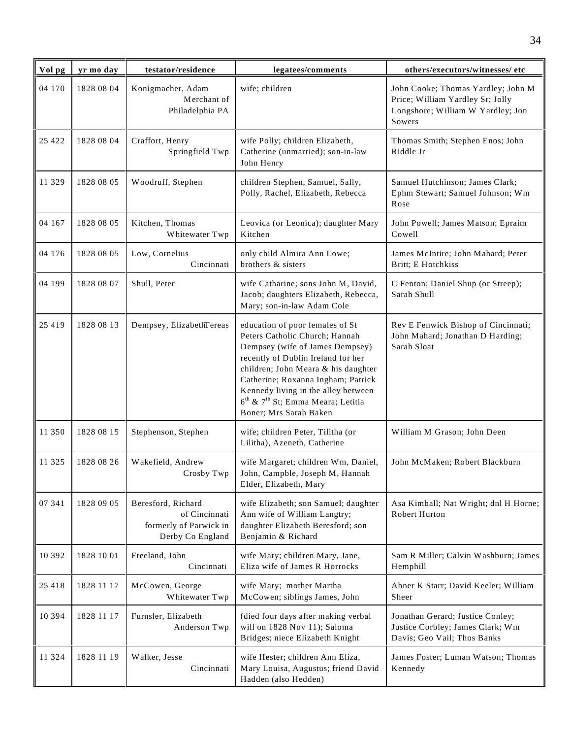| Vol pg | yr mo day | testator/residence | legatees/comments | others/executors/witnesses/ etc |
|---|---|---|---|---|
| 04 170 | 1828 08 04 | Konigmacher, Adam Merchant of Philadelphia PA | wife; children | John Cooke; Thomas Yardley; John M Price; William Yardley Sr; Jolly Longshore; William W Yardley; Jon Sowers |
| 25 422 | 1828 08 04 | Craffort, Henry Springfield Twp | wife Polly; children Elizabeth, Catherine (unmarried); son-in-law John Henry | Thomas Smith; Stephen Enos; John Riddle Jr |
| 11 329 | 1828 08 05 | Woodruff, Stephen | children Stephen, Samuel, Sally, Polly, Rachel, Elizabeth, Rebecca | Samuel Hutchinson; James Clark; Ephm Stewart; Samuel Johnson; Wm Rose |
| 04 167 | 1828 08 05 | Kitchen, Thomas Whitewater Twp | Leovica (or Leonica); daughter Mary Kitchen | John Powell; James Matson; Epraim Cowell |
| 04 176 | 1828 08 05 | Low, Cornelius Cincinnati | only child Almira Ann Lowe; brothers & sisters | James McIntire; John Mahard; Peter Britt; E Hotchkiss |
| 04 199 | 1828 08 07 | Shull, Peter | wife Catharine; sons John M, David, Jacob; daughters Elizabeth, Rebecca, Mary; son-in-law Adam Cole | C Fenton; Daniel Shup (or Streep); Sarah Shull |
| 25 419 | 1828 08 13 | Dempsey, ElizabethTereas | education of poor females of St Peters Catholic Church; Hannah Dempsey (wife of James Dempsey) recently of Dublin Ireland for her children; John Meara & his daughter Catherine; Roxanna Ingham; Patrick Kennedy living in the alley between 6th & 7th St; Emma Meara; Letitia Boner; Mrs Sarah Baken | Rev E Fenwick Bishop of Cincinnati; John Mahard; Jonathan D Harding; Sarah Sloat |
| 11 350 | 1828 08 15 | Stephenson, Stephen | wife; children Peter, Tilitha (or Lilitha), Azeneth, Catherine | William M Grason; John Deen |
| 11 325 | 1828 08 26 | Wakefield, Andrew Crosby Twp | wife Margaret; children Wm, Daniel, John, Campble, Joseph M, Hannah Elder, Elizabeth, Mary | John McMaken; Robert Blackburn |
| 07 341 | 1828 09 05 | Beresford, Richard of Cincinnati formerly of Parwick in Derby Co England | wife Elizabeth; son Samuel; daughter Ann wife of William Langtry; daughter Elizabeth Beresford; son Benjamin & Richard | Asa Kimball; Nat Wright; dnl H Horne; Robert Hurton |
| 10 392 | 1828 10 01 | Freeland, John Cincinnati | wife Mary; children Mary, Jane, Eliza wife of James R Horrocks | Sam R Miller; Calvin Washburn; James Hemphill |
| 25 418 | 1828 11 17 | McCowen, George Whitewater Twp | wife Mary; mother Martha McCowen; siblings James, John | Abner K Starr; David Keeler; William Sheer |
| 10 394 | 1828 11 17 | Furnsler, Elizabeth Anderson Twp | (died four days after making verbal will on 1828 Nov 11); Saloma Bridges; niece Elizabeth Knight | Jonathan Gerard; Justice Conley; Justice Corbley; James Clark; Wm Davis; Geo Vail; Thos Banks |
| 11 324 | 1828 11 19 | Walker, Jesse Cincinnati | wife Hester; children Ann Eliza, Mary Louisa, Augustus; friend David Hadden (also Hedden) | James Foster; Luman Watson; Thomas Kennedy |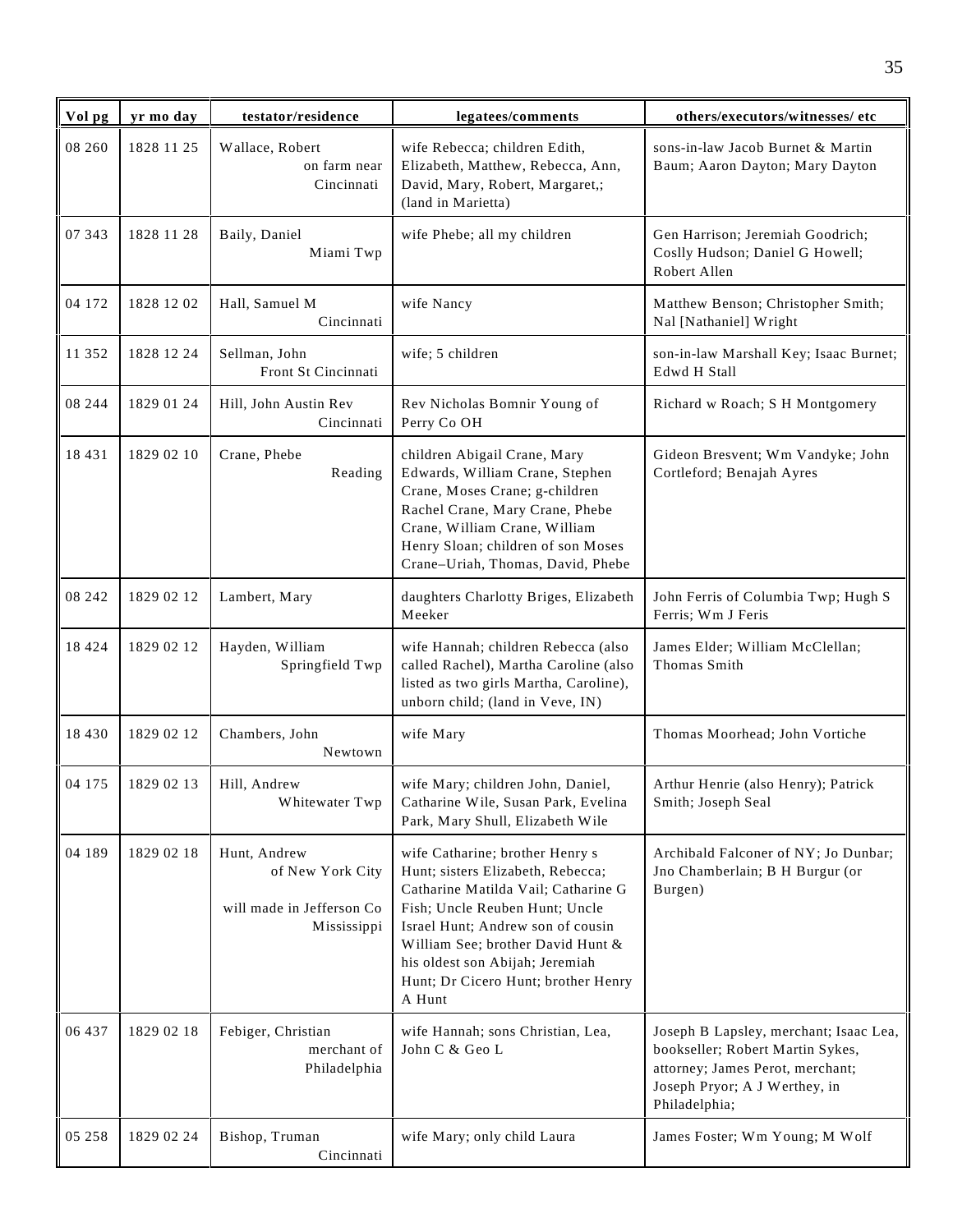| Vol pg | yr mo day | testator/residence | legatees/comments | others/executors/witnesses/ etc |
|---|---|---|---|---|
| 08 260 | 1828 11 25 | Wallace, Robert on farm near Cincinnati | wife Rebecca; children Edith, Elizabeth, Matthew, Rebecca, Ann, David, Mary, Robert, Margaret,; (land in Marietta) | sons-in-law Jacob Burnet & Martin Baum; Aaron Dayton; Mary Dayton |
| 07 343 | 1828 11 28 | Baily, Daniel Miami Twp | wife Phebe; all my children | Gen Harrison; Jeremiah Goodrich; Coslly Hudson; Daniel G Howell; Robert Allen |
| 04 172 | 1828 12 02 | Hall, Samuel M Cincinnati | wife Nancy | Matthew Benson; Christopher Smith; Nal [Nathaniel] Wright |
| 11 352 | 1828 12 24 | Sellman, John Front St Cincinnati | wife; 5 children | son-in-law Marshall Key; Isaac Burnet; Edwd H Stall |
| 08 244 | 1829 01 24 | Hill, John Austin Rev Cincinnati | Rev Nicholas Bomnir Young of Perry Co OH | Richard w Roach; S H Montgomery |
| 18 431 | 1829 02 10 | Crane, Phebe Reading | children Abigail Crane, Mary Edwards, William Crane, Stephen Crane, Moses Crane; g-children Rachel Crane, Mary Crane, Phebe Crane, William Crane, William Henry Sloan; children of son Moses Crane–Uriah, Thomas, David, Phebe | Gideon Bresvent; Wm Vandyke; John Cortleford; Benajah Ayres |
| 08 242 | 1829 02 12 | Lambert, Mary | daughters Charlotty Briges, Elizabeth Meeker | John Ferris of Columbia Twp; Hugh S Ferris; Wm J Feris |
| 18 424 | 1829 02 12 | Hayden, William Springfield Twp | wife Hannah; children Rebecca (also called Rachel), Martha Caroline (also listed as two girls Martha, Caroline), unborn child; (land in Veve, IN) | James Elder; William McClellan; Thomas Smith |
| 18 430 | 1829 02 12 | Chambers, John Newtown | wife Mary | Thomas Moorhead; John Vortiche |
| 04 175 | 1829 02 13 | Hill, Andrew Whitewater Twp | wife Mary; children John, Daniel, Catharine Wile, Susan Park, Evelina Park, Mary Shull, Elizabeth Wile | Arthur Henrie (also Henry); Patrick Smith; Joseph Seal |
| 04 189 | 1829 02 18 | Hunt, Andrew of New York City will made in Jefferson Co Mississippi | wife Catharine; brother Henry s Hunt; sisters Elizabeth, Rebecca; Catharine Matilda Vail; Catharine G Fish; Uncle Reuben Hunt; Uncle Israel Hunt; Andrew son of cousin William See; brother David Hunt & his oldest son Abijah; Jeremiah Hunt; Dr Cicero Hunt; brother Henry A Hunt | Archibald Falconer of NY; Jo Dunbar; Jno Chamberlain; B H Burgur (or Burgen) |
| 06 437 | 1829 02 18 | Febiger, Christian merchant of Philadelphia | wife Hannah; sons Christian, Lea, John C & Geo L | Joseph B Lapsley, merchant; Isaac Lea, bookseller; Robert Martin Sykes, attorney; James Perot, merchant; Joseph Pryor; A J Werthey, in Philadelphia; |
| 05 258 | 1829 02 24 | Bishop, Truman Cincinnati | wife Mary; only child Laura | James Foster; Wm Young; M Wolf |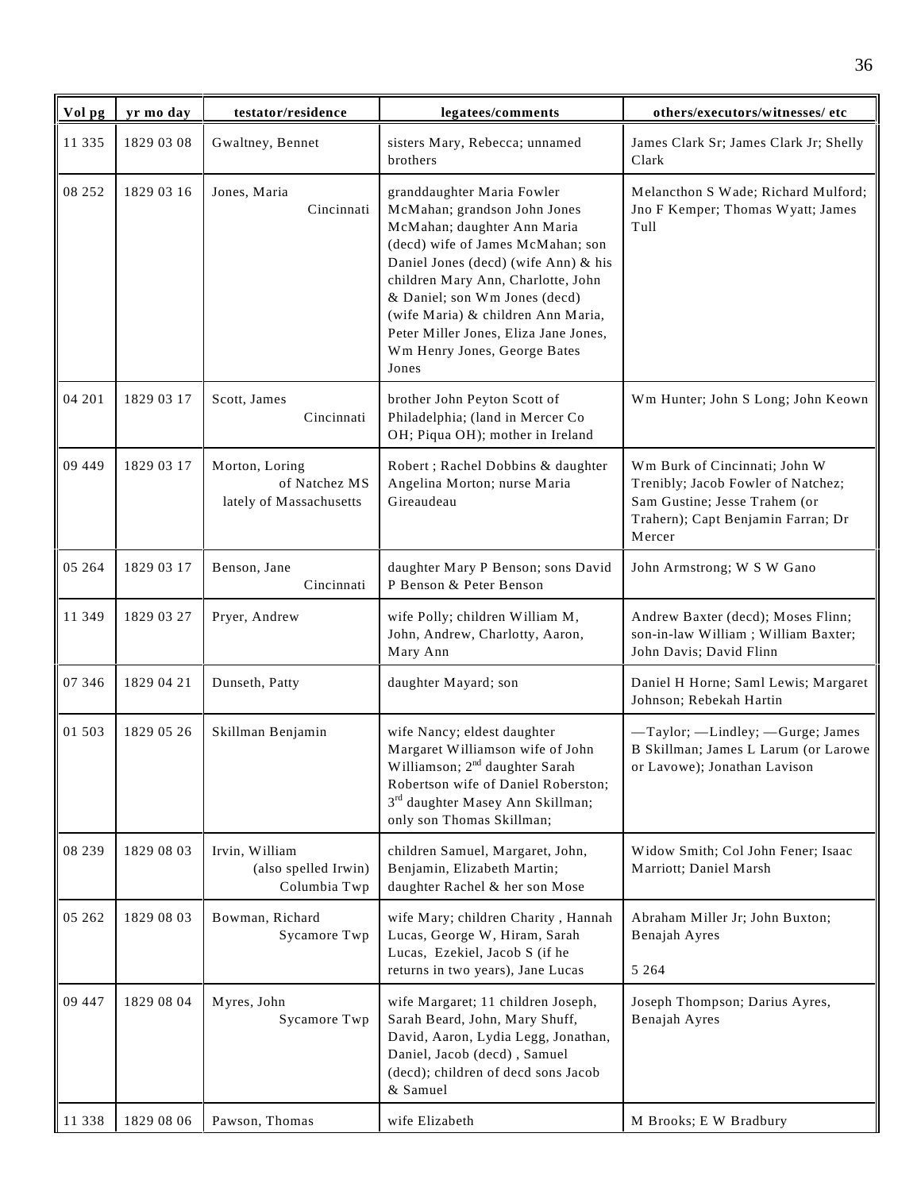| Vol pg | yr mo day | testator/residence | legatees/comments | others/executors/witnesses/ etc |
|---|---|---|---|---|
| 11 335 | 1829 03 08 | Gwaltney, Bennet | sisters Mary, Rebecca; unnamed brothers | James Clark Sr; James Clark Jr; Shelly Clark |
| 08 252 | 1829 03 16 | Jones, Maria Cincinnati | granddaughter Maria Fowler McMahan; grandson John Jones McMahan; daughter Ann Maria (decd) wife of James McMahan; son Daniel Jones (decd) (wife Ann) & his children Mary Ann, Charlotte, John & Daniel; son Wm Jones (decd) (wife Maria) & children Ann Maria, Peter Miller Jones, Eliza Jane Jones, Wm Henry Jones, George Bates Jones | Melancthon S Wade; Richard Mulford; Jno F Kemper; Thomas Wyatt; James Tull |
| 04 201 | 1829 03 17 | Scott, James Cincinnati | brother John Peyton Scott of Philadelphia; (land in Mercer Co OH; Piqua OH); mother in Ireland | Wm Hunter; John S Long; John Keown |
| 09 449 | 1829 03 17 | Morton, Loring of Natchez MS lately of Massachusetts | Robert ; Rachel Dobbins & daughter Angelina Morton; nurse Maria Gireaudeau | Wm Burk of Cincinnati; John W Trenibly; Jacob Fowler of Natchez; Sam Gustine; Jesse Trahem (or Trahern); Capt Benjamin Farran; Dr Mercer |
| 05 264 | 1829 03 17 | Benson, Jane Cincinnati | daughter Mary P Benson; sons David P Benson & Peter Benson | John Armstrong; W S W Gano |
| 11 349 | 1829 03 27 | Pryer, Andrew | wife Polly; children William M, John, Andrew, Charlotty, Aaron, Mary Ann | Andrew Baxter (decd); Moses Flinn; son-in-law William ; William Baxter; John Davis; David Flinn |
| 07 346 | 1829 04 21 | Dunseth, Patty | daughter Mayard; son | Daniel H Horne; Saml Lewis; Margaret Johnson; Rebekah Hartin |
| 01 503 | 1829 05 26 | Skillman Benjamin | wife Nancy; eldest daughter Margaret Williamson wife of John Williamson; 2nd daughter Sarah Robertson wife of Daniel Roberston; 3rd daughter Masey Ann Skillman; only son Thomas Skillman; | —Taylor; —Lindley; —Gurge; James B Skillman; James L Larum (or Larowe or Lavowe); Jonathan Lavison |
| 08 239 | 1829 08 03 | Irvin, William (also spelled Irwin) Columbia Twp | children Samuel, Margaret, John, Benjamin, Elizabeth Martin; daughter Rachel & her son Mose | Widow Smith; Col John Fener; Isaac Marriott; Daniel Marsh |
| 05 262 | 1829 08 03 | Bowman, Richard Sycamore Twp | wife Mary; children Charity , Hannah Lucas, George W, Hiram, Sarah Lucas, Ezekiel, Jacob S (if he returns in two years), Jane Lucas | Abraham Miller Jr; John Buxton; Benajah Ayres 5 264 |
| 09 447 | 1829 08 04 | Myres, John Sycamore Twp | wife Margaret; 11 children Joseph, Sarah Beard, John, Mary Shuff, David, Aaron, Lydia Legg, Jonathan, Daniel, Jacob (decd) , Samuel (decd); children of decd sons Jacob & Samuel | Joseph Thompson; Darius Ayres, Benajah Ayres |
| 11 338 | 1829 08 06 | Pawson, Thomas | wife Elizabeth | M Brooks; E W Bradbury |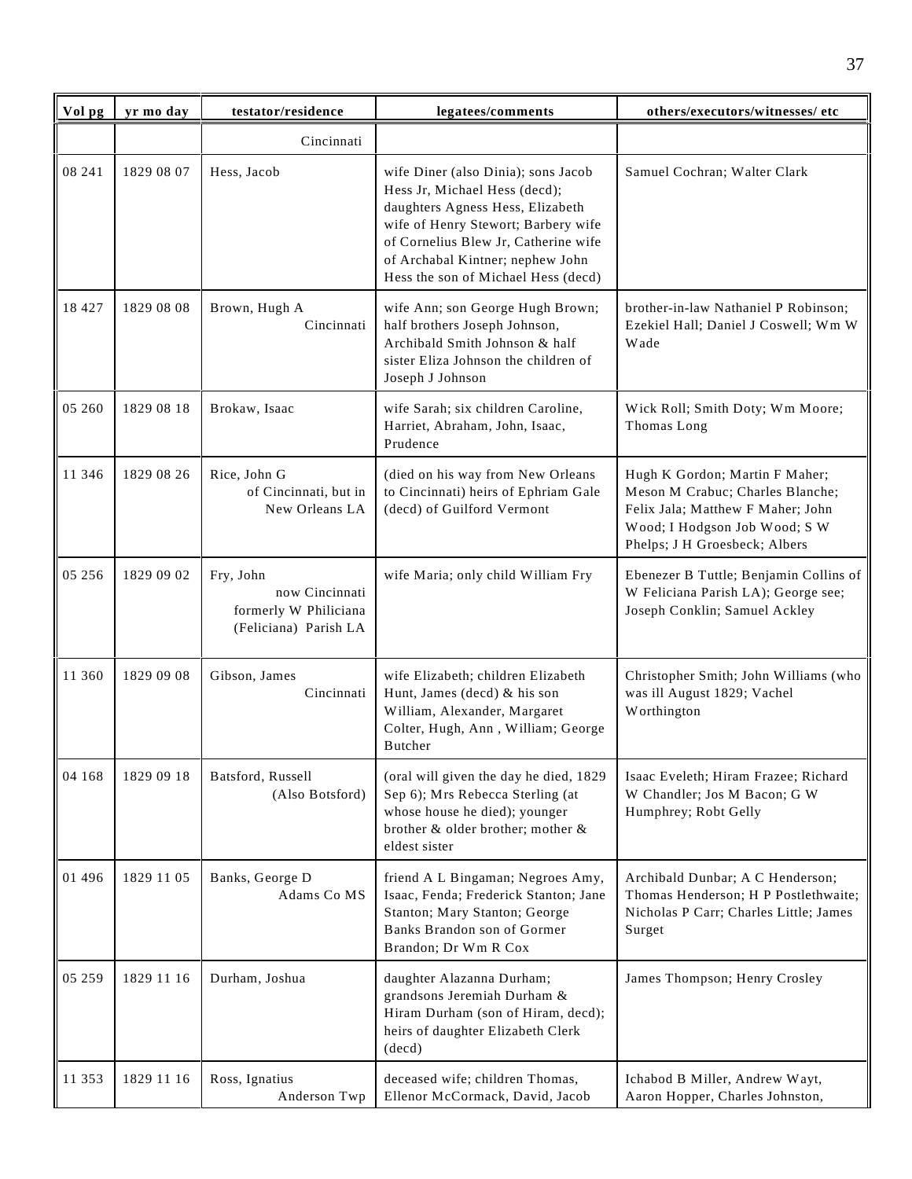| Vol pg | yr mo day | testator/residence | legatees/comments | others/executors/witnesses/ etc |
|---|---|---|---|---|
| | | Cincinnati | | |
| 08 241 | 1829 08 07 | Hess, Jacob | wife Diner (also Dinia); sons Jacob Hess Jr, Michael Hess (decd); daughters Agness Hess, Elizabeth wife of Henry Stewort; Barbery wife of Cornelius Blew Jr, Catherine wife of Archabal Kintner; nephew John Hess the son of Michael Hess (decd) | Samuel Cochran; Walter Clark |
| 18 427 | 1829 08 08 | Brown, Hugh A Cincinnati | wife Ann; son George Hugh Brown; half brothers Joseph Johnson, Archibald Smith Johnson & half sister Eliza Johnson the children of Joseph J Johnson | brother-in-law Nathaniel P Robinson; Ezekiel Hall; Daniel J Coswell; Wm W Wade |
| 05 260 | 1829 08 18 | Brokaw, Isaac | wife Sarah; six children Caroline, Harriet, Abraham, John, Isaac, Prudence | Wick Roll; Smith Doty; Wm Moore; Thomas Long |
| 11 346 | 1829 08 26 | Rice, John G of Cincinnati, but in New Orleans LA | (died on his way from New Orleans to Cincinnati) heirs of Ephriam Gale (decd) of Guilford Vermont | Hugh K Gordon; Martin F Maher; Meson M Crabuc; Charles Blanche; Felix Jala; Matthew F Maher; John Wood; I Hodgson Job Wood; S W Phelps; J H Groesbeck; Albers |
| 05 256 | 1829 09 02 | Fry, John now Cincinnati formerly W Philiciana (Feliciana) Parish LA | wife Maria; only child William Fry | Ebenezer B Tuttle; Benjamin Collins of W Feliciana Parish LA); George see; Joseph Conklin; Samuel Ackley |
| 11 360 | 1829 09 08 | Gibson, James Cincinnati | wife Elizabeth; children Elizabeth Hunt, James (decd) & his son William, Alexander, Margaret Colter, Hugh, Ann , William; George Butcher | Christopher Smith; John Williams (who was ill August 1829; Vachel Worthington |
| 04 168 | 1829 09 18 | Batsford, Russell (Also Botsford) | (oral will given the day he died, 1829 Sep 6); Mrs Rebecca Sterling (at whose house he died); younger brother & older brother; mother & eldest sister | Isaac Eveleth; Hiram Frazee; Richard W Chandler; Jos M Bacon; G W Humphrey; Robt Gelly |
| 01 496 | 1829 11 05 | Banks, George D Adams Co MS | friend A L Bingaman; Negroes Amy, Isaac, Fenda; Frederick Stanton; Jane Stanton; Mary Stanton; George Banks Brandon son of Gormer Brandon; Dr Wm R Cox | Archibald Dunbar; A C Henderson; Thomas Henderson; H P Postlethwaite; Nicholas P Carr; Charles Little; James Surget |
| 05 259 | 1829 11 16 | Durham, Joshua | daughter Alazanna Durham; grandsons Jeremiah Durham & Hiram Durham (son of Hiram, decd); heirs of daughter Elizabeth Clerk (decd) | James Thompson; Henry Crosley |
| 11 353 | 1829 11 16 | Ross, Ignatius Anderson Twp | deceased wife; children Thomas, Ellenor McCormack, David, Jacob | Ichabod B Miller, Andrew Wayt, Aaron Hopper, Charles Johnston, |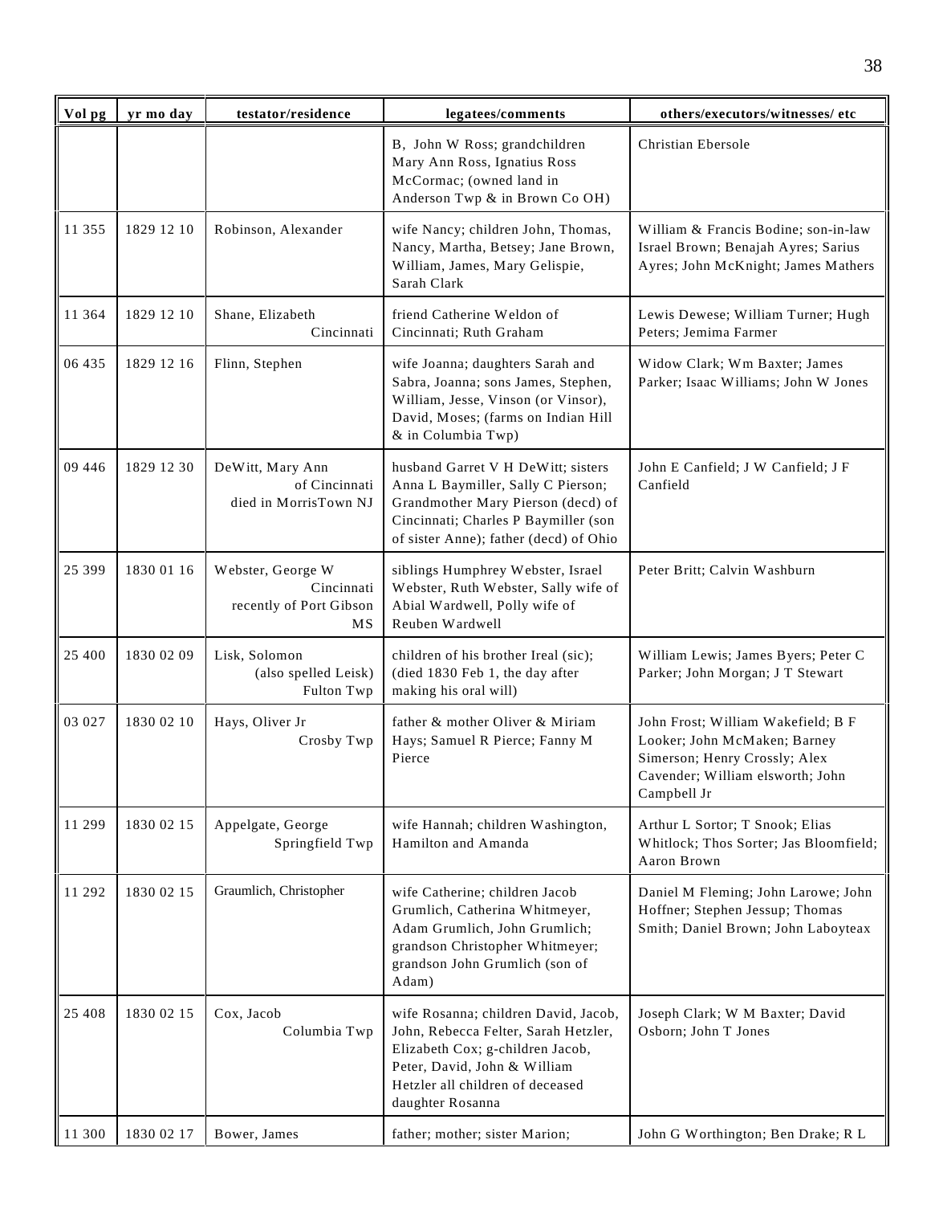| Vol pg | yr mo day | testator/residence | legatees/comments | others/executors/witnesses/ etc |
|---|---|---|---|---|
| | | | B, John W Ross; grandchildren Mary Ann Ross, Ignatius Ross McCormac; (owned land in Anderson Twp & in Brown Co OH) | Christian Ebersole |
| 11 355 | 1829 12 10 | Robinson, Alexander | wife Nancy; children John, Thomas, Nancy, Martha, Betsey; Jane Brown, William, James, Mary Gelispie, Sarah Clark | William & Francis Bodine; son-in-law Israel Brown; Benajah Ayres; Sarius Ayres; John McKnight; James Mathers |
| 11 364 | 1829 12 10 | Shane, Elizabeth Cincinnati | friend Catherine Weldon of Cincinnati; Ruth Graham | Lewis Dewese; William Turner; Hugh Peters; Jemima Farmer |
| 06 435 | 1829 12 16 | Flinn, Stephen | wife Joanna; daughters Sarah and Sabra, Joanna; sons James, Stephen, William, Jesse, Vinson (or Vinsor), David, Moses; (farms on Indian Hill & in Columbia Twp) | Widow Clark; Wm Baxter; James Parker; Isaac Williams; John W Jones |
| 09 446 | 1829 12 30 | DeWitt, Mary Ann of Cincinnati died in MorrisTown NJ | husband Garret V H DeWitt; sisters Anna L Baymiller, Sally C Pierson; Grandmother Mary Pierson (decd) of Cincinnati; Charles P Baymiller (son of sister Anne); father (decd) of Ohio | John E Canfield; J W Canfield; J F Canfield |
| 25 399 | 1830 01 16 | Webster, George W Cincinnati recently of Port Gibson MS | siblings Humphrey Webster, Israel Webster, Ruth Webster, Sally wife of Abial Wardwell, Polly wife of Reuben Wardwell | Peter Britt; Calvin Washburn |
| 25 400 | 1830 02 09 | Lisk, Solomon (also spelled Leisk) Fulton Twp | children of his brother Ireal (sic); (died 1830 Feb 1, the day after making his oral will) | William Lewis; James Byers; Peter C Parker; John Morgan; J T Stewart |
| 03 027 | 1830 02 10 | Hays, Oliver Jr Crosby Twp | father & mother Oliver & Miriam Hays; Samuel R Pierce; Fanny M Pierce | John Frost; William Wakefield; B F Looker; John McMaken; Barney Simerson; Henry Crossly; Alex Cavender; William elsworth; John Campbell Jr |
| 11 299 | 1830 02 15 | Appelgate, George Springfield Twp | wife Hannah; children Washington, Hamilton and Amanda | Arthur L Sortor; T Snook; Elias Whitlock; Thos Sorter; Jas Bloomfield; Aaron Brown |
| 11 292 | 1830 02 15 | Graumlich, Christopher | wife Catherine; children Jacob Grumlich, Catherina Whitmeyer, Adam Grumlich, John Grumlich; grandson Christopher Whitmeyer; grandson John Grumlich (son of Adam) | Daniel M Fleming; John Larowe; John Hoffner; Stephen Jessup; Thomas Smith; Daniel Brown; John Laboyteax |
| 25 408 | 1830 02 15 | Cox, Jacob Columbia Twp | wife Rosanna; children David, Jacob, John, Rebecca Felter, Sarah Hetzler, Elizabeth Cox; g-children Jacob, Peter, David, John & William Hetzler all children of deceased daughter Rosanna | Joseph Clark; W M Baxter; David Osborn; John T Jones |
| 11 300 | 1830 02 17 | Bower, James | father; mother; sister Marion; | John G Worthington; Ben Drake; R L |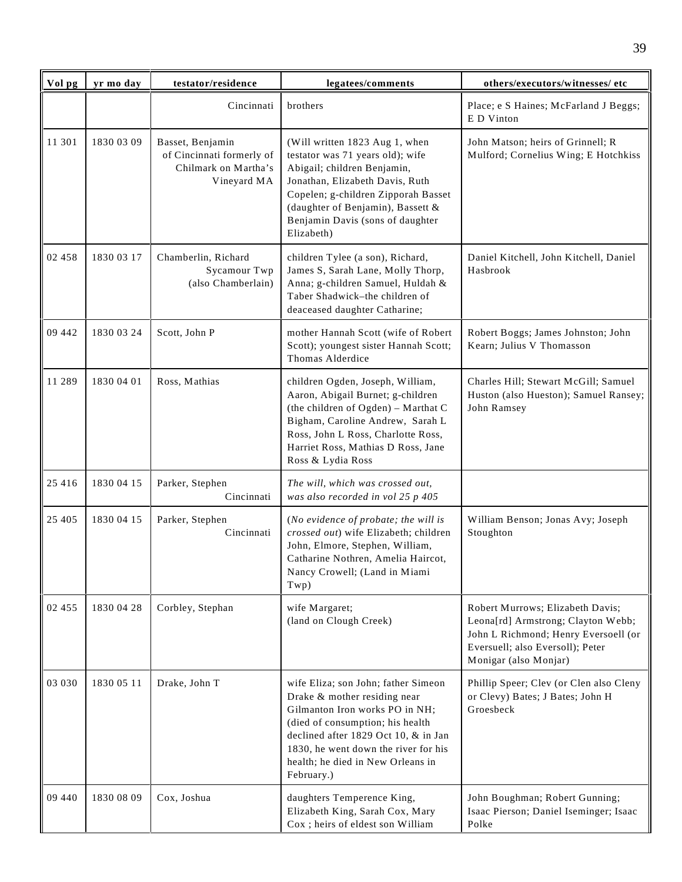| Vol pg | yr mo day | testator/residence | legatees/comments | others/executors/witnesses/ etc |
|---|---|---|---|---|
| | | Cincinnati | brothers | Place; e S Haines; McFarland J Beggs; E D Vinton |
| 11 301 | 1830 03 09 | Basset, Benjamin of Cincinnati formerly of Chilmark on Martha's Vineyard MA | (Will written 1823 Aug 1, when testator was 71 years old); wife Abigail; children Benjamin, Jonathan, Elizabeth Davis, Ruth Copelen; g-children Zipporah Basset (daughter of Benjamin), Bassett & Benjamin Davis (sons of daughter Elizabeth) | John Matson; heirs of Grinnell; R Mulford; Cornelius Wing; E Hotchkiss |
| 02 458 | 1830 03 17 | Chamberlin, Richard Sycamour Twp (also Chamberlain) | children Tylee (a son), Richard, James S, Sarah Lane, Molly Thorp, Anna; g-children Samuel, Huldah & Taber Shadwick–the children of deaceased daughter Catharine; | Daniel Kitchell, John Kitchell, Daniel Hasbrook |
| 09 442 | 1830 03 24 | Scott, John P | mother Hannah Scott (wife of Robert Scott); youngest sister Hannah Scott; Thomas Alderdice | Robert Boggs; James Johnston; John Kearn; Julius V Thomasson |
| 11 289 | 1830 04 01 | Ross, Mathias | children Ogden, Joseph, William, Aaron, Abigail Burnet; g-children (the children of Ogden) – Marthat C Bigham, Caroline Andrew, Sarah L Ross, John L Ross, Charlotte Ross, Harriet Ross, Mathias D Ross, Jane Ross & Lydia Ross | Charles Hill; Stewart McGill; Samuel Huston (also Hueston); Samuel Ransey; John Ramsey |
| 25 416 | 1830 04 15 | Parker, Stephen Cincinnati | *The will, which was crossed out, was also recorded in vol 25 p 405* | |
| 25 405 | 1830 04 15 | Parker, Stephen Cincinnati | (*No evidence of probate; the will is crossed out*) wife Elizabeth; children John, Elmore, Stephen, William, Catharine Nothren, Amelia Haircot, Nancy Crowell; (Land in Miami Twp) | William Benson; Jonas Avy; Joseph Stoughton |
| 02 455 | 1830 04 28 | Corbley, Stephan | wife Margaret; (land on Clough Creek) | Robert Murrows; Elizabeth Davis; Leona[rd] Armstrong; Clayton Webb; John L Richmond; Henry Eversoell (or Eversuell; also Eversoll); Peter Monigar (also Monjar) |
| 03 030 | 1830 05 11 | Drake, John T | wife Eliza; son John; father Simeon Drake & mother residing near Gilmanton Iron works PO in NH; (died of consumption; his health declined after 1829 Oct 10, & in Jan 1830, he went down the river for his health; he died in New Orleans in February.) | Phillip Speer; Clev (or Clen also Cleny or Clevy) Bates; J Bates; John H Groesbeck |
| 09 440 | 1830 08 09 | Cox, Joshua | daughters Temperence King, Elizabeth King, Sarah Cox, Mary Cox ; heirs of eldest son William | John Boughman; Robert Gunning; Isaac Pierson; Daniel Iseminger; Isaac Polke |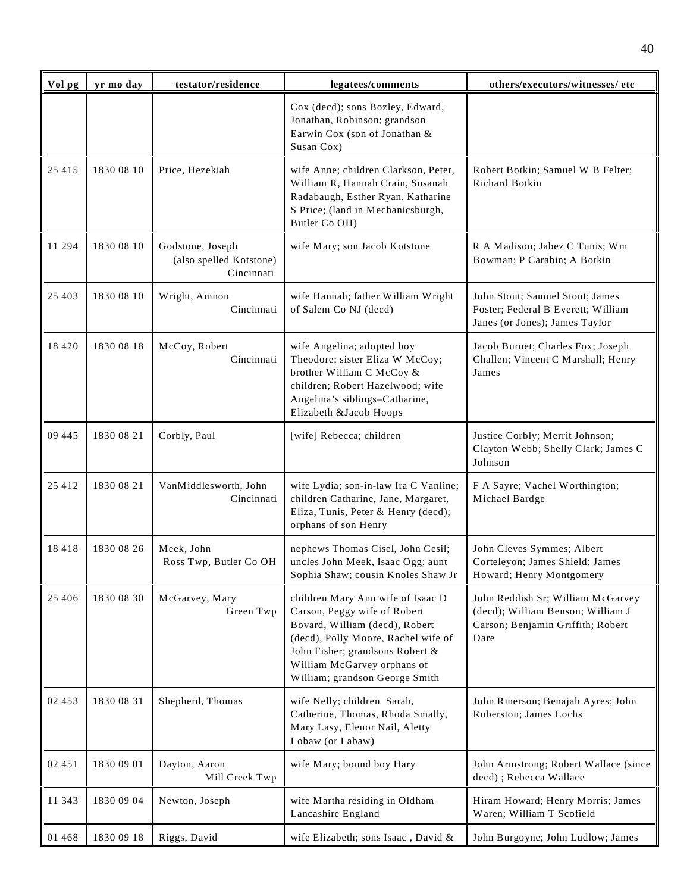| Vol pg | yr mo day | testator/residence | legatees/comments | others/executors/witnesses/ etc |
|---|---|---|---|---|
| | | | Cox (decd); sons Bozley, Edward, Jonathan, Robinson; grandson Earwin Cox (son of Jonathan & Susan Cox) | |
| 25 415 | 1830 08 10 | Price, Hezekiah | wife Anne; children Clarkson, Peter, William R, Hannah Crain, Susanah Radabaugh, Esther Ryan, Katharine S Price; (land in Mechanicsburgh, Butler Co OH) | Robert Botkin; Samuel W B Felter; Richard Botkin |
| 11 294 | 1830 08 10 | Godstone, Joseph (also spelled Kotstone) Cincinnati | wife Mary; son Jacob Kotstone | R A Madison; Jabez C Tunis; Wm Bowman; P Carabin; A Botkin |
| 25 403 | 1830 08 10 | Wright, Amnon Cincinnati | wife Hannah; father William Wright of Salem Co NJ (decd) | John Stout; Samuel Stout; James Foster; Federal B Everett; William Janes (or Jones); James Taylor |
| 18 420 | 1830 08 18 | McCoy, Robert Cincinnati | wife Angelina; adopted boy Theodore; sister Eliza W McCoy; brother William C McCoy & children; Robert Hazelwood; wife Angelina's siblings–Catharine, Elizabeth &Jacob Hoops | Jacob Burnet; Charles Fox; Joseph Challen; Vincent C Marshall; Henry James |
| 09 445 | 1830 08 21 | Corbly, Paul | [wife] Rebecca; children | Justice Corbly; Merrit Johnson; Clayton Webb; Shelly Clark; James C Johnson |
| 25 412 | 1830 08 21 | VanMiddlesworth, John Cincinnati | wife Lydia; son-in-law Ira C Vanline; children Catharine, Jane, Margaret, Eliza, Tunis, Peter & Henry (decd); orphans of son Henry | F A Sayre; Vachel Worthington; Michael Bardge |
| 18 418 | 1830 08 26 | Meek, John Ross Twp, Butler Co OH | nephews Thomas Cisel, John Cesil; uncles John Meek, Isaac Ogg; aunt Sophia Shaw; cousin Knoles Shaw Jr | John Cleves Symmes; Albert Corteleyon; James Shield; James Howard; Henry Montgomery |
| 25 406 | 1830 08 30 | McGarvey, Mary Green Twp | children Mary Ann wife of Isaac D Carson, Peggy wife of Robert Bovard, William (decd), Robert (decd), Polly Moore, Rachel wife of John Fisher; grandsons Robert & William McGarvey orphans of William; grandson George Smith | John Reddish Sr; William McGarvey (decd); William Benson; William J Carson; Benjamin Griffith; Robert Dare |
| 02 453 | 1830 08 31 | Shepherd, Thomas | wife Nelly; children Sarah, Catherine, Thomas, Rhoda Smally, Mary Lasy, Elenor Nail, Aletty Lobaw (or Labaw) | John Rinerson; Benajah Ayres; John Roberston; James Lochs |
| 02 451 | 1830 09 01 | Dayton, Aaron Mill Creek Twp | wife Mary; bound boy Hary | John Armstrong; Robert Wallace (since decd) ; Rebecca Wallace |
| 11 343 | 1830 09 04 | Newton, Joseph | wife Martha residing in Oldham Lancashire England | Hiram Howard; Henry Morris; James Waren; William T Scofield |
| 01 468 | 1830 09 18 | Riggs, David | wife Elizabeth; sons Isaac , David & | John Burgoyne; John Ludlow; James |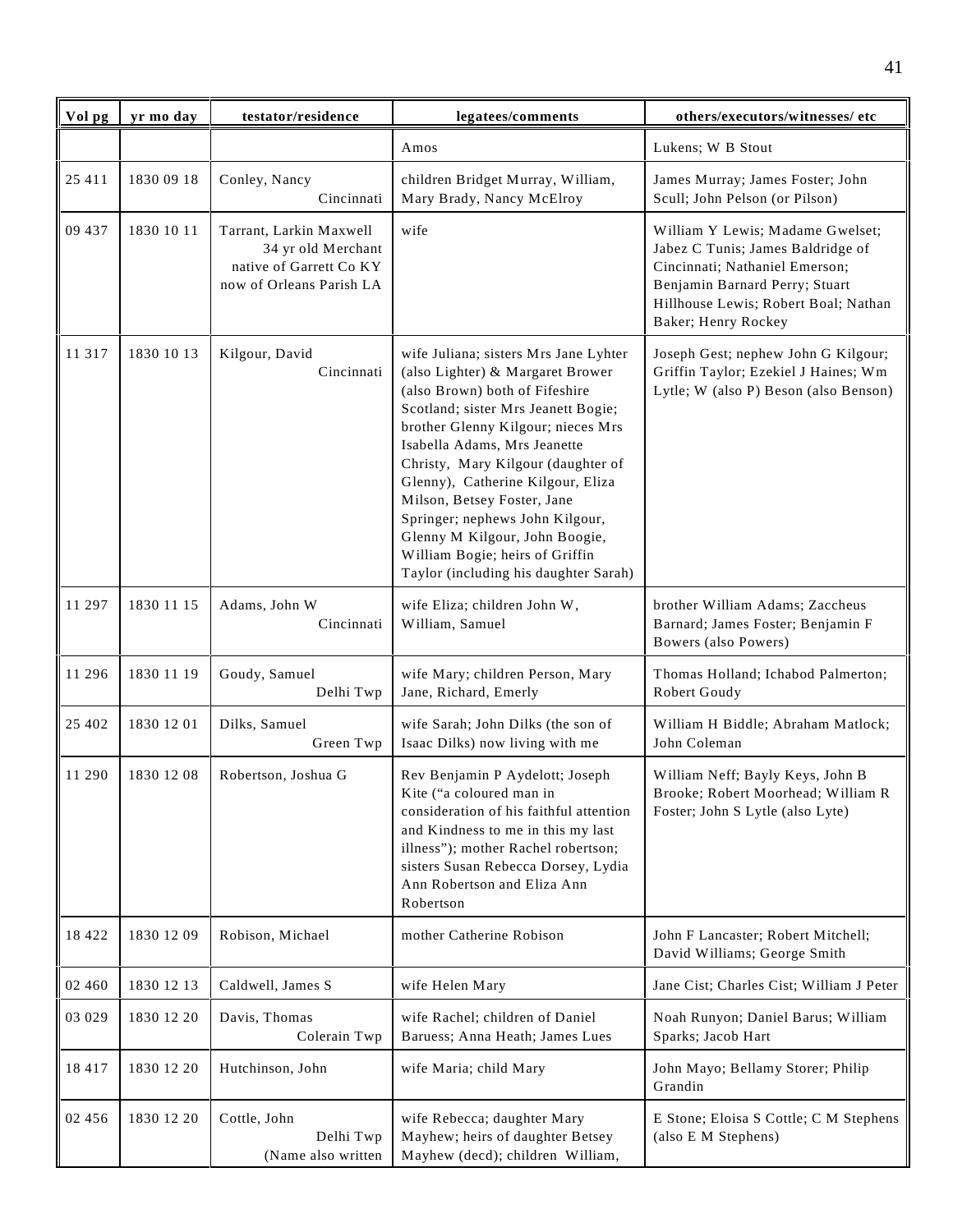| Vol pg | yr mo day | testator/residence | legatees/comments | others/executors/witnesses/ etc |
|---|---|---|---|---|
| | | | Amos | Lukens; W B Stout |
| 25 411 | 1830 09 18 | Conley, Nancy Cincinnati | children Bridget Murray, William, Mary Brady, Nancy McElroy | James Murray; James Foster; John Scull; John Pelson (or Pilson) |
| 09 437 | 1830 10 11 | Tarrant, Larkin Maxwell 34 yr old Merchant native of Garrett Co KY now of Orleans Parish LA | wife | William Y Lewis; Madame Gwelset; Jabez C Tunis; James Baldridge of Cincinnati; Nathaniel Emerson; Benjamin Barnard Perry; Stuart Hillhouse Lewis; Robert Boal; Nathan Baker; Henry Rockey |
| 11 317 | 1830 10 13 | Kilgour, David Cincinnati | wife Juliana; sisters Mrs Jane Lyhter (also Lighter) & Margaret Brower (also Brown) both of Fifeshire Scotland; sister Mrs Jeanett Bogie; brother Glenny Kilgour; nieces Mrs Isabella Adams, Mrs Jeanette Christy, Mary Kilgour (daughter of Glenny), Catherine Kilgour, Eliza Milson, Betsey Foster, Jane Springer; nephews John Kilgour, Glenny M Kilgour, John Boogie, William Bogie; heirs of Griffin Taylor (including his daughter Sarah) | Joseph Gest; nephew John G Kilgour; Griffin Taylor; Ezekiel J Haines; Wm Lytle; W (also P) Beson (also Benson) |
| 11 297 | 1830 11 15 | Adams, John W Cincinnati | wife Eliza; children John W, William, Samuel | brother William Adams; Zaccheus Barnard; James Foster; Benjamin F Bowers (also Powers) |
| 11 296 | 1830 11 19 | Goudy, Samuel Delhi Twp | wife Mary; children Person, Mary Jane, Richard, Emerly | Thomas Holland; Ichabod Palmerton; Robert Goudy |
| 25 402 | 1830 12 01 | Dilks, Samuel Green Twp | wife Sarah; John Dilks (the son of Isaac Dilks) now living with me | William H Biddle; Abraham Matlock; John Coleman |
| 11 290 | 1830 12 08 | Robertson, Joshua G | Rev Benjamin P Aydelott; Joseph Kite ("a coloured man in consideration of his faithful attention and Kindness to me in this my last illness"); mother Rachel robertson; sisters Susan Rebecca Dorsey, Lydia Ann Robertson and Eliza Ann Robertson | William Neff; Bayly Keys, John B Brooke; Robert Moorhead; William R Foster; John S Lytle (also Lyte) |
| 18 422 | 1830 12 09 | Robison, Michael | mother Catherine Robison | John F Lancaster; Robert Mitchell; David Williams; George Smith |
| 02 460 | 1830 12 13 | Caldwell, James S | wife Helen Mary | Jane Cist; Charles Cist; William J Peter |
| 03 029 | 1830 12 20 | Davis, Thomas Colerain Twp | wife Rachel; children of Daniel Baruess; Anna Heath; James Lues | Noah Runyon; Daniel Barus; William Sparks; Jacob Hart |
| 18 417 | 1830 12 20 | Hutchinson, John | wife Maria; child Mary | John Mayo; Bellamy Storer; Philip Grandin |
| 02 456 | 1830 12 20 | Cottle, John Delhi Twp (Name also written | wife Rebecca; daughter Mary Mayhew; heirs of daughter Betsey Mayhew (decd); children William, | E Stone; Eloisa S Cottle; C M Stephens (also E M Stephens) |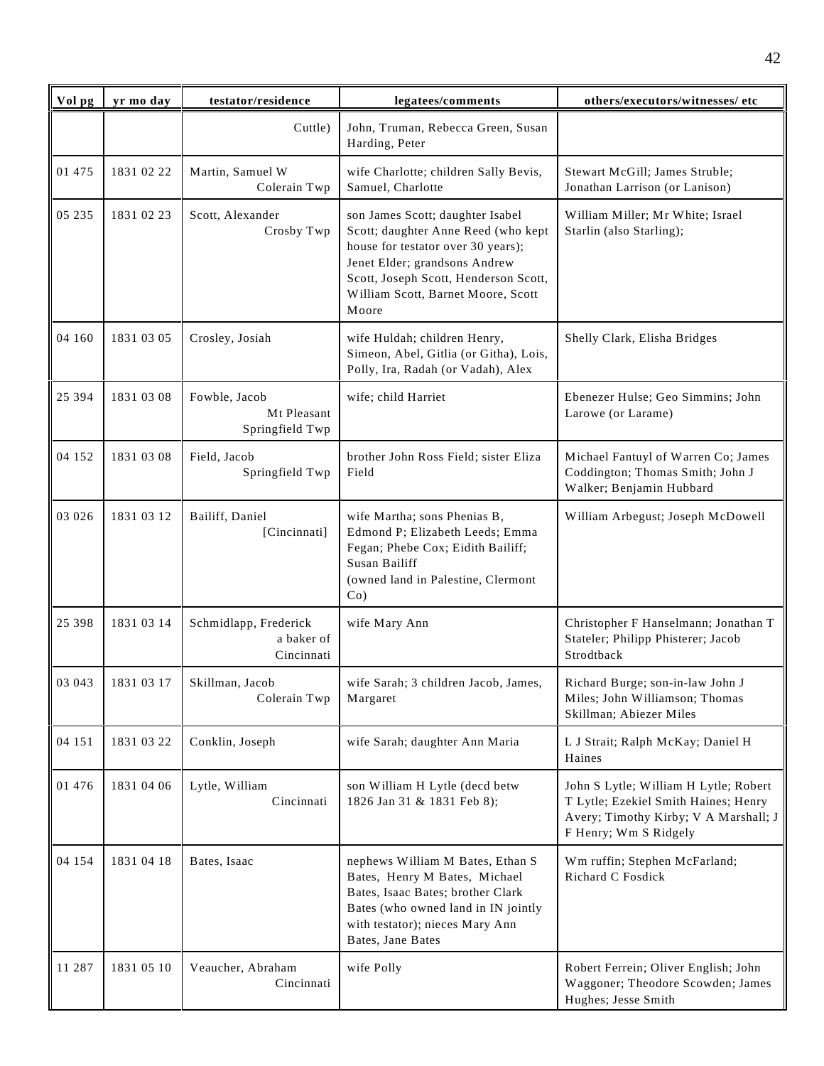| Vol pg | yr mo day | testator/residence | legatees/comments | others/executors/witnesses/ etc |
|---|---|---|---|---|
| | | Cuttle) | John, Truman, Rebecca Green, Susan Harding, Peter | |
| 01 475 | 1831 02 22 | Martin, Samuel W Colerain Twp | wife Charlotte; children Sally Bevis, Samuel, Charlotte | Stewart McGill; James Struble; Jonathan Larrison (or Lanison) |
| 05 235 | 1831 02 23 | Scott, Alexander Crosby Twp | son James Scott; daughter Isabel Scott; daughter Anne Reed (who kept house for testator over 30 years); Jenet Elder; grandsons Andrew Scott, Joseph Scott, Henderson Scott, William Scott, Barnet Moore, Scott Moore | William Miller; Mr White; Israel Starlin (also Starling); |
| 04 160 | 1831 03 05 | Crosley, Josiah | wife Huldah; children Henry, Simeon, Abel, Gitlia (or Githa), Lois, Polly, Ira, Radah (or Vadah), Alex | Shelly Clark, Elisha Bridges |
| 25 394 | 1831 03 08 | Fowble, Jacob Mt Pleasant Springfield Twp | wife; child Harriet | Ebenezer Hulse; Geo Simmins; John Larowe (or Larame) |
| 04 152 | 1831 03 08 | Field, Jacob Springfield Twp | brother John Ross Field; sister Eliza Field | Michael Fantuyl of Warren Co; James Coddington; Thomas Smith; John J Walker; Benjamin Hubbard |
| 03 026 | 1831 03 12 | Bailiff, Daniel [Cincinnati] | wife Martha; sons Phenias B, Edmond P; Elizabeth Leeds; Emma Fegan; Phebe Cox; Eidith Bailiff; Susan Bailiff (owned land in Palestine, Clermont Co) | William Arbegust; Joseph McDowell |
| 25 398 | 1831 03 14 | Schmidlapp, Frederick a baker of Cincinnati | wife Mary Ann | Christopher F Hanselmann; Jonathan T Stateler; Philipp Phisterer; Jacob Strodtback |
| 03 043 | 1831 03 17 | Skillman, Jacob Colerain Twp | wife Sarah; 3 children Jacob, James, Margaret | Richard Burge; son-in-law John J Miles; John Williamson; Thomas Skillman; Abiezer Miles |
| 04 151 | 1831 03 22 | Conklin, Joseph | wife Sarah; daughter Ann Maria | L J Strait; Ralph McKay; Daniel H Haines |
| 01 476 | 1831 04 06 | Lytle, William Cincinnati | son William H Lytle (decd betw 1826 Jan 31 & 1831 Feb 8); | John S Lytle; William H Lytle; Robert T Lytle; Ezekiel Smith Haines; Henry Avery; Timothy Kirby; V A Marshall; J F Henry; Wm S Ridgely |
| 04 154 | 1831 04 18 | Bates, Isaac | nephews William M Bates, Ethan S Bates, Henry M Bates, Michael Bates, Isaac Bates; brother Clark Bates (who owned land in IN jointly with testator); nieces Mary Ann Bates, Jane Bates | Wm ruffin; Stephen McFarland; Richard C Fosdick |
| 11 287 | 1831 05 10 | Veaucher, Abraham Cincinnati | wife Polly | Robert Ferrein; Oliver English; John Waggoner; Theodore Scowden; James Hughes; Jesse Smith |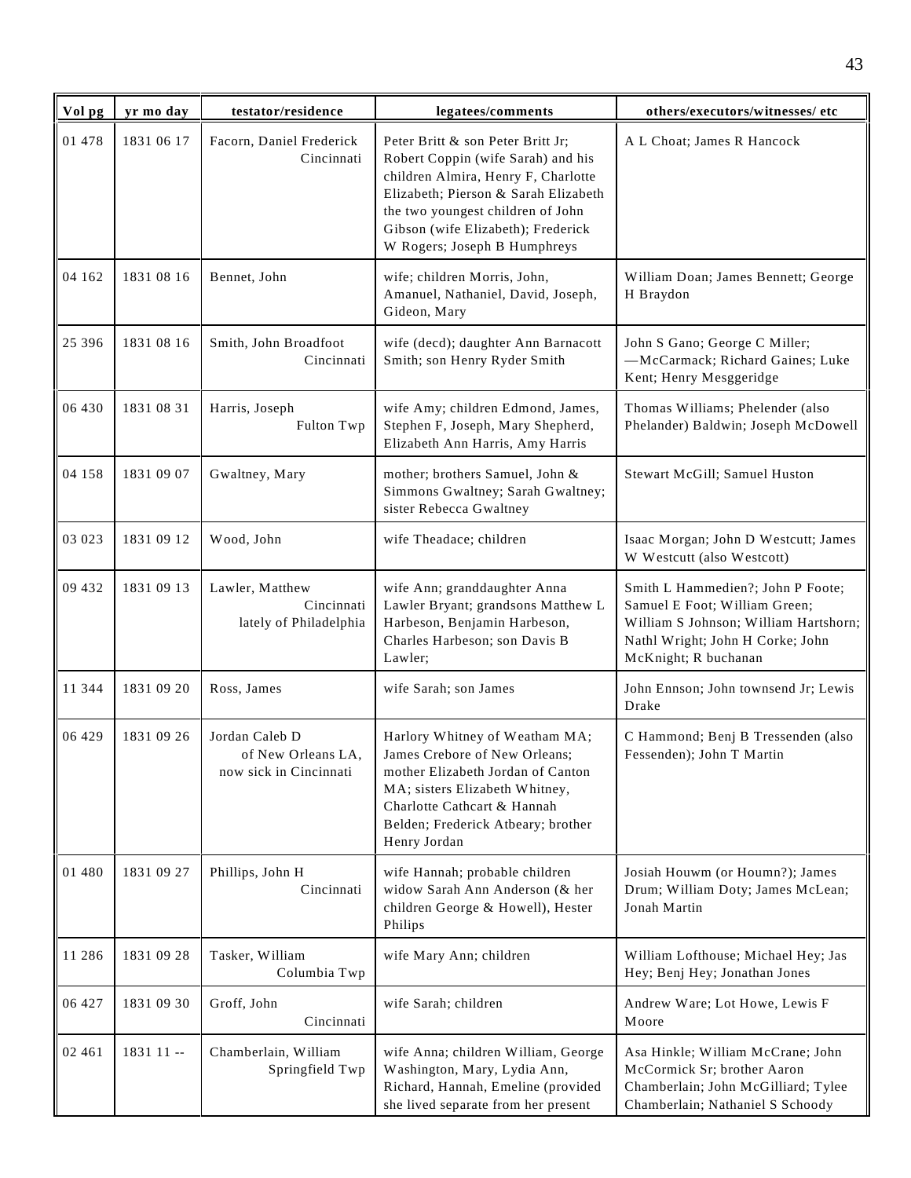| Vol pg | yr mo day | testator/residence | legatees/comments | others/executors/witnesses/ etc |
|---|---|---|---|---|
| 01 478 | 1831 06 17 | Facorn, Daniel Frederick Cincinnati | Peter Britt & son Peter Britt Jr; Robert Coppin (wife Sarah) and his children Almira, Henry F, Charlotte Elizabeth; Pierson & Sarah Elizabeth the two youngest children of John Gibson (wife Elizabeth); Frederick W Rogers; Joseph B Humphreys | A L Choat; James R Hancock |
| 04 162 | 1831 08 16 | Bennet, John | wife; children Morris, John, Amanuel, Nathaniel, David, Joseph, Gideon, Mary | William Doan; James Bennett; George H Braydon |
| 25 396 | 1831 08 16 | Smith, John Broadfoot Cincinnati | wife (decd); daughter Ann Barnacott Smith; son Henry Ryder Smith | John S Gano; George C Miller; —McCarmack; Richard Gaines; Luke Kent; Henry Mesggeridge |
| 06 430 | 1831 08 31 | Harris, Joseph Fulton Twp | wife Amy; children Edmond, James, Stephen F, Joseph, Mary Shepherd, Elizabeth Ann Harris, Amy Harris | Thomas Williams; Phelender (also Phelander) Baldwin; Joseph McDowell |
| 04 158 | 1831 09 07 | Gwaltney, Mary | mother; brothers Samuel, John & Simmons Gwaltney; Sarah Gwaltney; sister Rebecca Gwaltney | Stewart McGill; Samuel Huston |
| 03 023 | 1831 09 12 | Wood, John | wife Theadace; children | Isaac Morgan; John D Westcutt; James W Westcutt (also Westcott) |
| 09 432 | 1831 09 13 | Lawler, Matthew Cincinnati lately of Philadelphia | wife Ann; granddaughter Anna Lawler Bryant; grandsons Matthew L Harbeson, Benjamin Harbeson, Charles Harbeson; son Davis B Lawler; | Smith L Hammedien?; John P Foote; Samuel E Foot; William Green; William S Johnson; William Hartshorn; Nathl Wright; John H Corke; John McKnight; R buchanan |
| 11 344 | 1831 09 20 | Ross, James | wife Sarah; son James | John Ennson; John townsend Jr; Lewis Drake |
| 06 429 | 1831 09 26 | Jordan Caleb D of New Orleans LA, now sick in Cincinnati | Harlory Whitney of Weatham MA; James Crebore of New Orleans; mother Elizabeth Jordan of Canton MA; sisters Elizabeth Whitney, Charlotte Cathcart & Hannah Belden; Frederick Atbeary; brother Henry Jordan | C Hammond; Benj B Tressenden (also Fessenden); John T Martin |
| 01 480 | 1831 09 27 | Phillips, John H Cincinnati | wife Hannah; probable children widow Sarah Ann Anderson (& her children George & Howell), Hester Philips | Josiah Houwm (or Houmn?); James Drum; William Doty; James McLean; Jonah Martin |
| 11 286 | 1831 09 28 | Tasker, William Columbia Twp | wife Mary Ann; children | William Lofthouse; Michael Hey; Jas Hey; Benj Hey; Jonathan Jones |
| 06 427 | 1831 09 30 | Groff, John Cincinnati | wife Sarah; children | Andrew Ware; Lot Howe, Lewis F Moore |
| 02 461 | 1831 11 -- | Chamberlain, William Springfield Twp | wife Anna; children William, George Washington, Mary, Lydia Ann, Richard, Hannah, Emeline (provided she lived separate from her present | Asa Hinkle; William McCrane; John McCormick Sr; brother Aaron Chamberlain; John McGilliard; Tylee Chamberlain; Nathaniel S Schoody |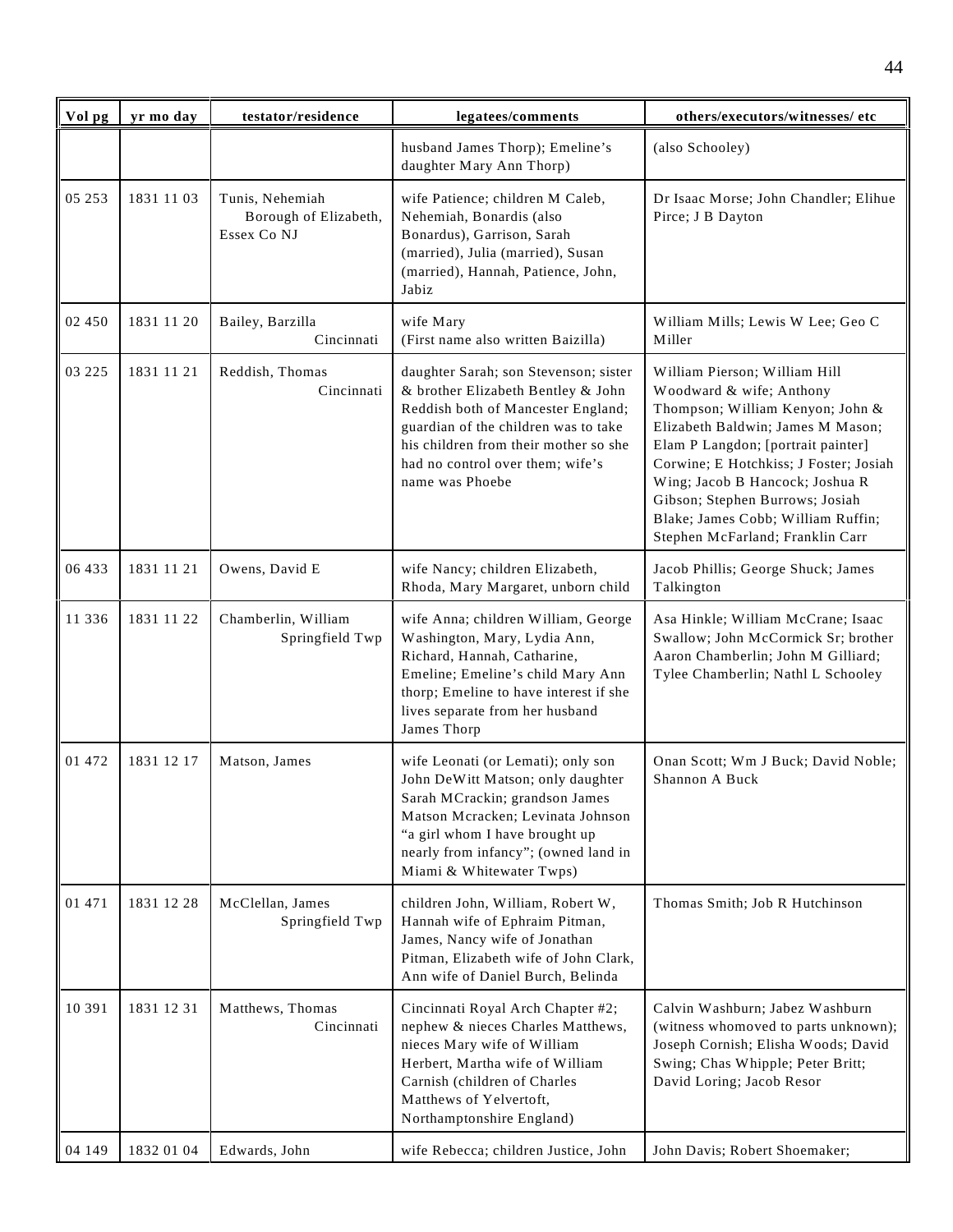| Vol pg | yr mo day | testator/residence | legatees/comments | others/executors/witnesses/ etc |
|---|---|---|---|---|
| | | | husband James Thorp); Emeline's daughter Mary Ann Thorp) | (also Schooley) |
| 05 253 | 1831 11 03 | Tunis, Nehemiah Borough of Elizabeth, Essex Co NJ | wife Patience; children M Caleb, Nehemiah, Bonardis (also Bonardus), Garrison, Sarah (married), Julia (married), Susan (married), Hannah, Patience, John, Jabiz | Dr Isaac Morse; John Chandler; Elihue Pirce; J B Dayton |
| 02 450 | 1831 11 20 | Bailey, Barzilla Cincinnati | wife Mary (First name also written Baizilla) | William Mills; Lewis W Lee; Geo C Miller |
| 03 225 | 1831 11 21 | Reddish, Thomas Cincinnati | daughter Sarah; son Stevenson; sister & brother Elizabeth Bentley & John Reddish both of Mancester England; guardian of the children was to take his children from their mother so she had no control over them; wife's name was Phoebe | William Pierson; William Hill Woodward & wife; Anthony Thompson; William Kenyon; John & Elizabeth Baldwin; James M Mason; Elam P Langdon; [portrait painter] Corwine; E Hotchkiss; J Foster; Josiah Wing; Jacob B Hancock; Joshua R Gibson; Stephen Burrows; Josiah Blake; James Cobb; William Ruffin; Stephen McFarland; Franklin Carr |
| 06 433 | 1831 11 21 | Owens, David E | wife Nancy; children Elizabeth, Rhoda, Mary Margaret, unborn child | Jacob Phillis; George Shuck; James Talkington |
| 11 336 | 1831 11 22 | Chamberlin, William Springfield Twp | wife Anna; children William, George Washington, Mary, Lydia Ann, Richard, Hannah, Catharine, Emeline; Emeline's child Mary Ann thorp; Emeline to have interest if she lives separate from her husband James Thorp | Asa Hinkle; William McCrane; Isaac Swallow; John McCormick Sr; brother Aaron Chamberlin; John M Gilliard; Tylee Chamberlin; Nathl L Schooley |
| 01 472 | 1831 12 17 | Matson, James | wife Leonati (or Lemati); only son John DeWitt Matson; only daughter Sarah MCrackin; grandson James Matson Mcracken; Levinata Johnson "a girl whom I have brought up nearly from infancy"; (owned land in Miami & Whitewater Twps) | Onan Scott; Wm J Buck; David Noble; Shannon A Buck |
| 01 471 | 1831 12 28 | McClellan, James Springfield Twp | children John, William, Robert W, Hannah wife of Ephraim Pitman, James, Nancy wife of Jonathan Pitman, Elizabeth wife of John Clark, Ann wife of Daniel Burch, Belinda | Thomas Smith; Job R Hutchinson |
| 10 391 | 1831 12 31 | Matthews, Thomas Cincinnati | Cincinnati Royal Arch Chapter #2; nephew & nieces Charles Matthews, nieces Mary wife of William Herbert, Martha wife of William Carnish (children of Charles Matthews of Yelvertoft, Northamptonshire England) | Calvin Washburn; Jabez Washburn (witness whomoved to parts unknown); Joseph Cornish; Elisha Woods; David Swing; Chas Whipple; Peter Britt; David Loring; Jacob Resor |
| 04 149 | 1832 01 04 | Edwards, John | wife Rebecca; children Justice, John | John Davis; Robert Shoemaker; |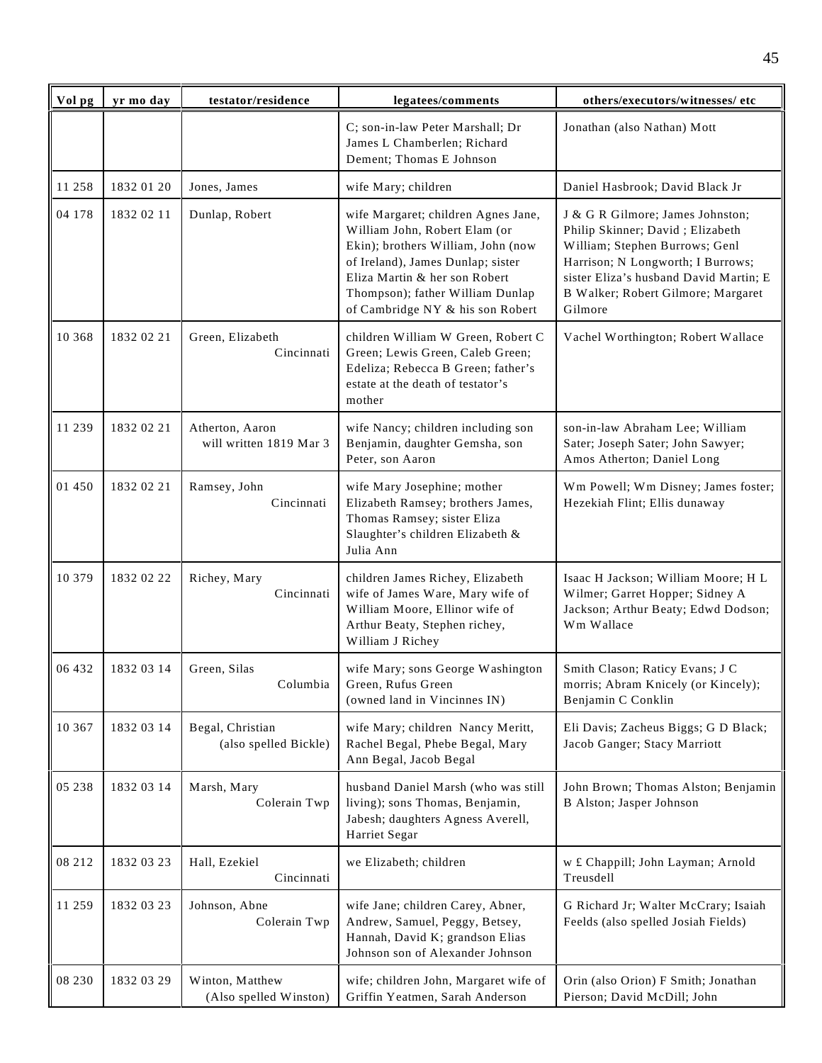| Vol pg | yr mo day | testator/residence | legatees/comments | others/executors/witnesses/ etc |
|---|---|---|---|---|
| | | | C; son-in-law Peter Marshall; Dr James L Chamberlen; Richard Dement; Thomas E Johnson | Jonathan (also Nathan) Mott |
| 11 258 | 1832 01 20 | Jones, James | wife Mary; children | Daniel Hasbrook; David Black Jr |
| 04 178 | 1832 02 11 | Dunlap, Robert | wife Margaret; children Agnes Jane, William John, Robert Elam (or Ekin); brothers William, John (now of Ireland), James Dunlap; sister Eliza Martin & her son Robert Thompson); father William Dunlap of Cambridge NY & his son Robert | J & G R Gilmore; James Johnston; Philip Skinner; David ; Elizabeth William; Stephen Burrows; Genl Harrison; N Longworth; I Burrows; sister Eliza's husband David Martin; E B Walker; Robert Gilmore; Margaret Gilmore |
| 10 368 | 1832 02 21 | Green, Elizabeth Cincinnati | children William W Green, Robert C Green; Lewis Green, Caleb Green; Edeliza; Rebecca B Green; father's estate at the death of testator's mother | Vachel Worthington; Robert Wallace |
| 11 239 | 1832 02 21 | Atherton, Aaron will written 1819 Mar 3 | wife Nancy; children including son Benjamin, daughter Gemsha, son Peter, son Aaron | son-in-law Abraham Lee; William Sater; Joseph Sater; John Sawyer; Amos Atherton; Daniel Long |
| 01 450 | 1832 02 21 | Ramsey, John Cincinnati | wife Mary Josephine; mother Elizabeth Ramsey; brothers James, Thomas Ramsey; sister Eliza Slaughter's children Elizabeth & Julia Ann | Wm Powell; Wm Disney; James foster; Hezekiah Flint; Ellis dunaway |
| 10 379 | 1832 02 22 | Richey, Mary Cincinnati | children James Richey, Elizabeth wife of James Ware, Mary wife of William Moore, Ellinor wife of Arthur Beaty, Stephen richey, William J Richey | Isaac H Jackson; William Moore; H L Wilmer; Garret Hopper; Sidney A Jackson; Arthur Beaty; Edwd Dodson; Wm Wallace |
| 06 432 | 1832 03 14 | Green, Silas Columbia | wife Mary; sons George Washington Green, Rufus Green (owned land in Vincinnes IN) | Smith Clason; Raticy Evans; J C morris; Abram Knicely (or Kincely); Benjamin C Conklin |
| 10 367 | 1832 03 14 | Begal, Christian (also spelled Bickle) | wife Mary; children Nancy Meritt, Rachel Begal, Phebe Begal, Mary Ann Begal, Jacob Begal | Eli Davis; Zacheus Biggs; G D Black; Jacob Ganger; Stacy Marriott |
| 05 238 | 1832 03 14 | Marsh, Mary Colerain Twp | husband Daniel Marsh (who was still living); sons Thomas, Benjamin, Jabesh; daughters Agness Averell, Harriet Segar | John Brown; Thomas Alston; Benjamin B Alston; Jasper Johnson |
| 08 212 | 1832 03 23 | Hall, Ezekiel Cincinnati | we Elizabeth; children | w £ Chappill; John Layman; Arnold Treusdell |
| 11 259 | 1832 03 23 | Johnson, Abne Colerain Twp | wife Jane; children Carey, Abner, Andrew, Samuel, Peggy, Betsey, Hannah, David K; grandson Elias Johnson son of Alexander Johnson | G Richard Jr; Walter McCrary; Isaiah Feelds (also spelled Josiah Fields) |
| 08 230 | 1832 03 29 | Winton, Matthew (Also spelled Winston) | wife; children John, Margaret wife of Griffin Yeatmen, Sarah Anderson | Orin (also Orion) F Smith; Jonathan Pierson; David McDill; John |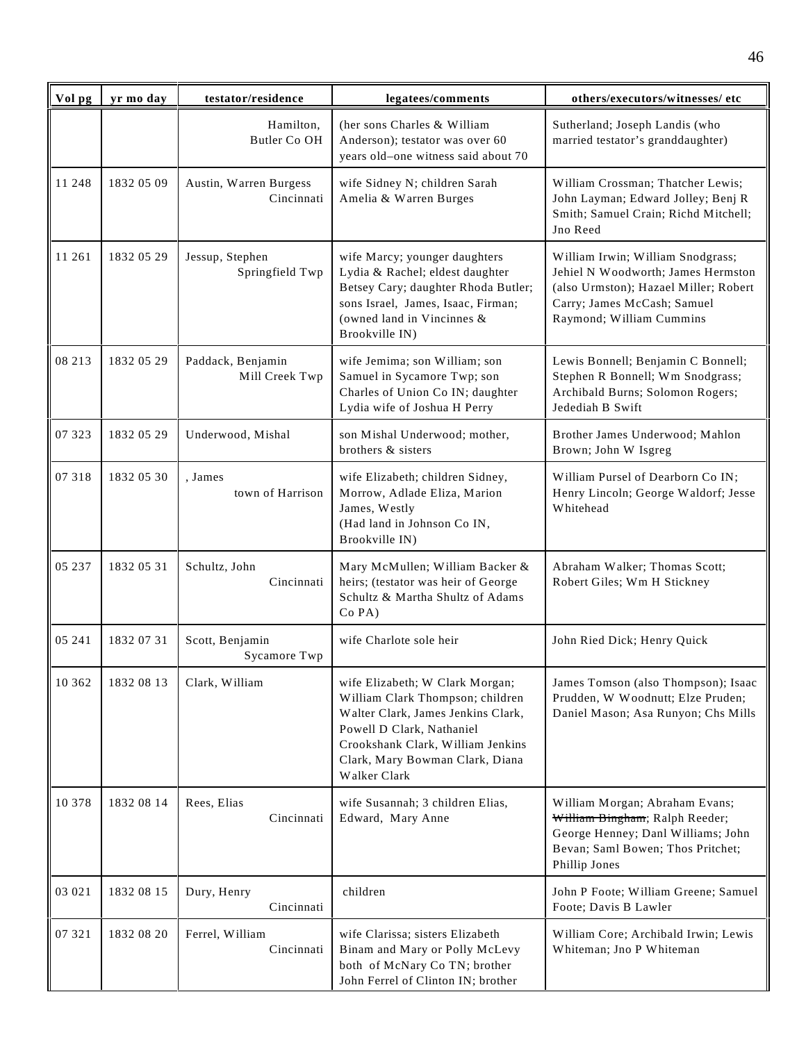| Vol pg | yr mo day | testator/residence | legatees/comments | others/executors/witnesses/ etc |
|---|---|---|---|---|
| | | Hamilton, Butler Co OH | (her sons Charles & William Anderson); testator was over 60 years old–one witness said about 70 | Sutherland; Joseph Landis (who married testator's granddaughter) |
| 11 248 | 1832 05 09 | Austin, Warren Burgess Cincinnati | wife Sidney N; children Sarah Amelia & Warren Burges | William Crossman; Thatcher Lewis; John Layman; Edward Jolley; Benj R Smith; Samuel Crain; Richd Mitchell; Jno Reed |
| 11 261 | 1832 05 29 | Jessup, Stephen Springfield Twp | wife Marcy; younger daughters Lydia & Rachel; eldest daughter Betsey Cary; daughter Rhoda Butler; sons Israel, James, Isaac, Firman; (owned land in Vincinnes & Brookville IN) | William Irwin; William Snodgrass; Jehiel N Woodworth; James Hermston (also Urmston); Hazael Miller; Robert Carry; James McCash; Samuel Raymond; William Cummins |
| 08 213 | 1832 05 29 | Paddack, Benjamin Mill Creek Twp | wife Jemima; son William; son Samuel in Sycamore Twp; son Charles of Union Co IN; daughter Lydia wife of Joshua H Perry | Lewis Bonnell; Benjamin C Bonnell; Stephen R Bonnell; Wm Snodgrass; Archibald Burns; Solomon Rogers; Jedediah B Swift |
| 07 323 | 1832 05 29 | Underwood, Mishal | son Mishal Underwood; mother, brothers & sisters | Brother James Underwood; Mahlon Brown; John W Isgreg |
| 07 318 | 1832 05 30 | , James town of Harrison | wife Elizabeth; children Sidney, Morrow, Adlade Eliza, Marion James, Westly (Had land in Johnson Co IN, Brookville IN) | William Pursel of Dearborn Co IN; Henry Lincoln; George Waldorf; Jesse Whitehead |
| 05 237 | 1832 05 31 | Schultz, John Cincinnati | Mary McMullen; William Backer & heirs; (testator was heir of George Schultz & Martha Shultz of Adams Co PA) | Abraham Walker; Thomas Scott; Robert Giles; Wm H Stickney |
| 05 241 | 1832 07 31 | Scott, Benjamin Sycamore Twp | wife Charlote sole heir | John Ried Dick; Henry Quick |
| 10 362 | 1832 08 13 | Clark, William | wife Elizabeth; W Clark Morgan; William Clark Thompson; children Walter Clark, James Jenkins Clark, Powell D Clark, Nathaniel Crookshank Clark, William Jenkins Clark, Mary Bowman Clark, Diana Walker Clark | James Tomson (also Thompson); Isaac Prudden, W Woodnutt; Elze Pruden; Daniel Mason; Asa Runyon; Chs Mills |
| 10 378 | 1832 08 14 | Rees, Elias Cincinnati | wife Susannah; 3 children Elias, Edward, Mary Anne | William Morgan; Abraham Evans; ~~William Bingham~~; Ralph Reeder; George Henney; Danl Williams; John Bevan; Saml Bowen; Thos Pritchet; Phillip Jones |
| 03 021 | 1832 08 15 | Dury, Henry Cincinnati | children | John P Foote; William Greene; Samuel Foote; Davis B Lawler |
| 07 321 | 1832 08 20 | Ferrel, William Cincinnati | wife Clarissa; sisters Elizabeth Binam and Mary or Polly McLevy both of McNary Co TN; brother John Ferrel of Clinton IN; brother | William Core; Archibald Irwin; Lewis Whiteman; Jno P Whiteman |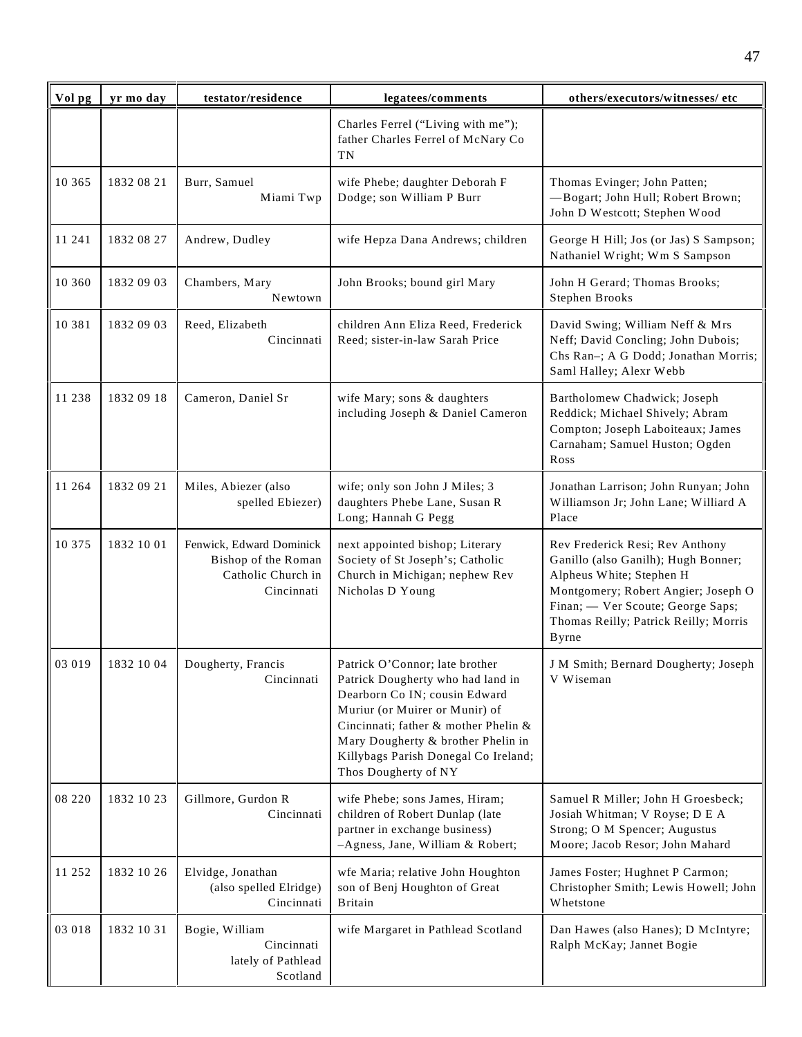| Vol pg | yr mo day | testator/residence | legatees/comments | others/executors/witnesses/ etc |
|---|---|---|---|---|
| | | | Charles Ferrel ("Living with me"); father Charles Ferrel of McNary Co TN | |
| 10 365 | 1832 08 21 | Burr, Samuel Miami Twp | wife Phebe; daughter Deborah F Dodge; son William P Burr | Thomas Evinger; John Patten; —Bogart; John Hull; Robert Brown; John D Westcott; Stephen Wood |
| 11 241 | 1832 08 27 | Andrew, Dudley | wife Hepza Dana Andrews; children | George H Hill; Jos (or Jas) S Sampson; Nathaniel Wright; Wm S Sampson |
| 10 360 | 1832 09 03 | Chambers, Mary Newtown | John Brooks; bound girl Mary | John H Gerard; Thomas Brooks; Stephen Brooks |
| 10 381 | 1832 09 03 | Reed, Elizabeth Cincinnati | children Ann Eliza Reed, Frederick Reed; sister-in-law Sarah Price | David Swing; William Neff & Mrs Neff; David Concling; John Dubois; Chs Ran–; A G Dodd; Jonathan Morris; Saml Halley; Alexr Webb |
| 11 238 | 1832 09 18 | Cameron, Daniel Sr | wife Mary; sons & daughters including Joseph & Daniel Cameron | Bartholomew Chadwick; Joseph Reddick; Michael Shively; Abram Compton; Joseph Laboiteaux; James Carnaham; Samuel Huston; Ogden Ross |
| 11 264 | 1832 09 21 | Miles, Abiezer (also spelled Ebiezer) | wife; only son John J Miles; 3 daughters Phebe Lane, Susan R Long; Hannah G Pegg | Jonathan Larrison; John Runyan; John Williamson Jr; John Lane; Williard A Place |
| 10 375 | 1832 10 01 | Fenwick, Edward Dominick Bishop of the Roman Catholic Church in Cincinnati | next appointed bishop; Literary Society of St Joseph's; Catholic Church in Michigan; nephew Rev Nicholas D Young | Rev Frederick Resi; Rev Anthony Ganillo (also Ganilh); Hugh Bonner; Alpheus White; Stephen H Montgomery; Robert Angier; Joseph O Finan; — Ver Scoute; George Saps; Thomas Reilly; Patrick Reilly; Morris Byrne |
| 03 019 | 1832 10 04 | Dougherty, Francis Cincinnati | Patrick O'Connor; late brother Patrick Dougherty who had land in Dearborn Co IN; cousin Edward Muriur (or Muirer or Munir) of Cincinnati; father & mother Phelin & Mary Dougherty & brother Phelin in Killybags Parish Donegal Co Ireland; Thos Dougherty of NY | J M Smith; Bernard Dougherty; Joseph V Wiseman |
| 08 220 | 1832 10 23 | Gillmore, Gurdon R Cincinnati | wife Phebe; sons James, Hiram; children of Robert Dunlap (late partner in exchange business) –Agness, Jane, William & Robert; | Samuel R Miller; John H Groesbeck; Josiah Whitman; V Royse; D E A Strong; O M Spencer; Augustus Moore; Jacob Resor; John Mahard |
| 11 252 | 1832 10 26 | Elvidge, Jonathan (also spelled Elridge) Cincinnati | wfe Maria; relative John Houghton son of Benj Houghton of Great Britain | James Foster; Hughnet P Carmon; Christopher Smith; Lewis Howell; John Whetstone |
| 03 018 | 1832 10 31 | Bogie, William Cincinnati lately of Pathlead Scotland | wife Margaret in Pathlead Scotland | Dan Hawes (also Hanes); D McIntyre; Ralph McKay; Jannet Bogie |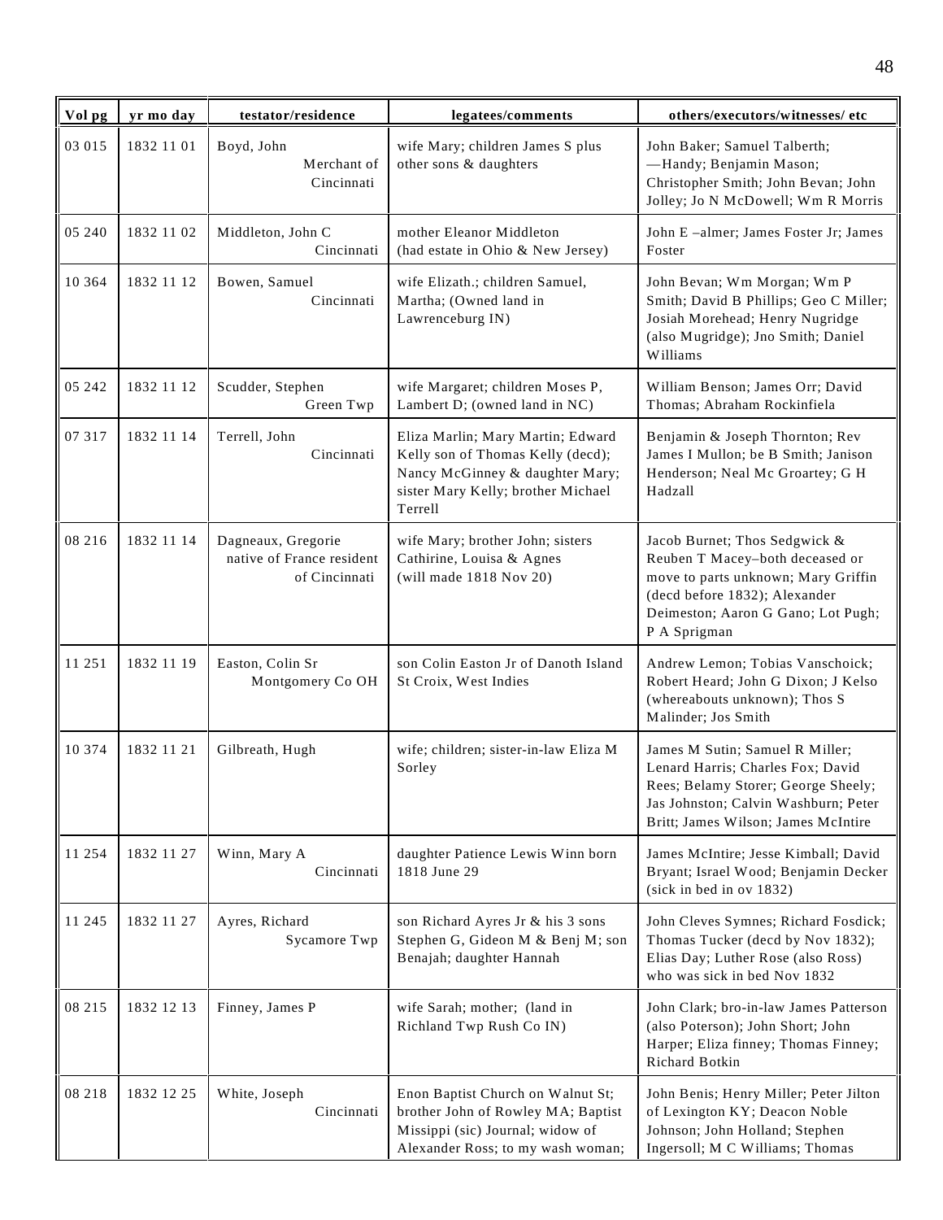| Vol pg | yr mo day | testator/residence | legatees/comments | others/executors/witnesses/ etc |
|---|---|---|---|---|
| 03 015 | 1832 11 01 | Boyd, John Merchant of Cincinnati | wife Mary; children James S plus other sons & daughters | John Baker; Samuel Talberth; —Handy; Benjamin Mason; Christopher Smith; John Bevan; John Jolley; Jo N McDowell; Wm R Morris |
| 05 240 | 1832 11 02 | Middleton, John C Cincinnati | mother Eleanor Middleton (had estate in Ohio & New Jersey) | John E –almer; James Foster Jr; James Foster |
| 10 364 | 1832 11 12 | Bowen, Samuel Cincinnati | wife Elizath.; children Samuel, Martha; (Owned land in Lawrenceburg IN) | John Bevan; Wm Morgan; Wm P Smith; David B Phillips; Geo C Miller; Josiah Morehead; Henry Nugridge (also Mugridge); Jno Smith; Daniel Williams |
| 05 242 | 1832 11 12 | Scudder, Stephen Green Twp | wife Margaret; children Moses P, Lambert D; (owned land in NC) | William Benson; James Orr; David Thomas; Abraham Rockinfiela |
| 07 317 | 1832 11 14 | Terrell, John Cincinnati | Eliza Marlin; Mary Martin; Edward Kelly son of Thomas Kelly (decd); Nancy McGinney & daughter Mary; sister Mary Kelly; brother Michael Terrell | Benjamin & Joseph Thornton; Rev James I Mullon; be B Smith; Janison Henderson; Neal Mc Groartey; G H Hadzall |
| 08 216 | 1832 11 14 | Dagneaux, Gregorie native of France resident of Cincinnati | wife Mary; brother John; sisters Cathirine, Louisa & Agnes (will made 1818 Nov 20) | Jacob Burnet; Thos Sedgwick & Reuben T Macey–both deceased or move to parts unknown; Mary Griffin (decd before 1832); Alexander Deimeston; Aaron G Gano; Lot Pugh; P A Sprigman |
| 11 251 | 1832 11 19 | Easton, Colin Sr Montgomery Co OH | son Colin Easton Jr of Danoth Island St Croix, West Indies | Andrew Lemon; Tobias Vanschoick; Robert Heard; John G Dixon; J Kelso (whereabouts unknown); Thos S Malinder; Jos Smith |
| 10 374 | 1832 11 21 | Gilbreath, Hugh | wife; children; sister-in-law Eliza M Sorley | James M Sutin; Samuel R Miller; Lenard Harris; Charles Fox; David Rees; Belamy Storer; George Sheely; Jas Johnston; Calvin Washburn; Peter Britt; James Wilson; James McIntire |
| 11 254 | 1832 11 27 | Winn, Mary A Cincinnati | daughter Patience Lewis Winn born 1818 June 29 | James McIntire; Jesse Kimball; David Bryant; Israel Wood; Benjamin Decker (sick in bed in ov 1832) |
| 11 245 | 1832 11 27 | Ayres, Richard Sycamore Twp | son Richard Ayres Jr & his 3 sons Stephen G, Gideon M & Benj M; son Benajah; daughter Hannah | John Cleves Symnes; Richard Fosdick; Thomas Tucker (decd by Nov 1832); Elias Day; Luther Rose (also Ross) who was sick in bed Nov 1832 |
| 08 215 | 1832 12 13 | Finney, James P | wife Sarah; mother; (land in Richland Twp Rush Co IN) | John Clark; bro-in-law James Patterson (also Poterson); John Short; John Harper; Eliza finney; Thomas Finney; Richard Botkin |
| 08 218 | 1832 12 25 | White, Joseph Cincinnati | Enon Baptist Church on Walnut St; brother John of Rowley MA; Baptist Missippi (sic) Journal; widow of Alexander Ross; to my wash woman; | John Benis; Henry Miller; Peter Jilton of Lexington KY; Deacon Noble Johnson; John Holland; Stephen Ingersoll; M C Williams; Thomas |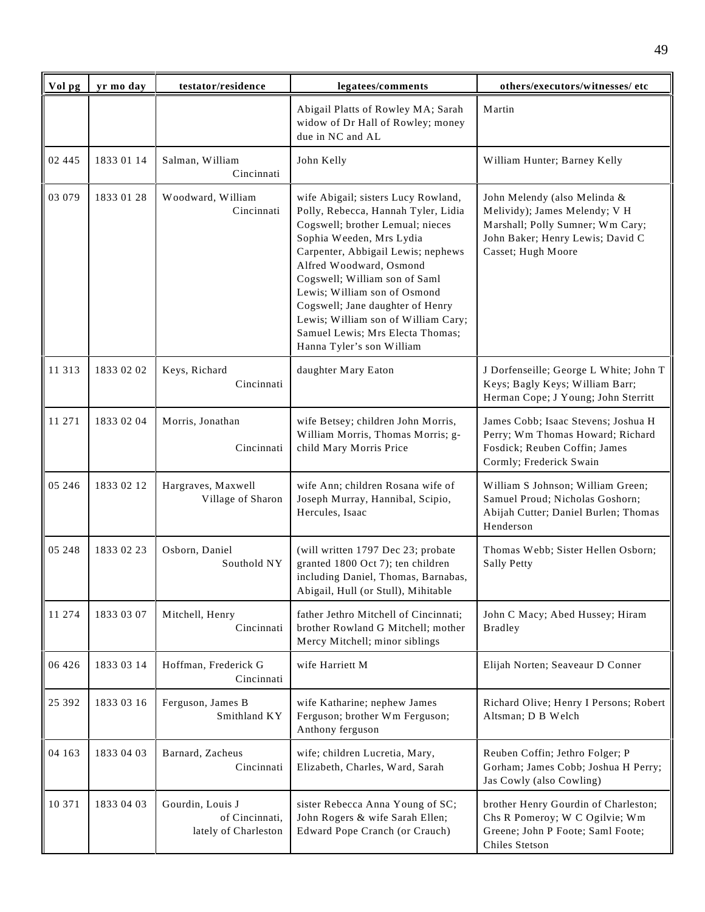| Vol pg | yr mo day | testator/residence | legatees/comments | others/executors/witnesses/ etc |
|---|---|---|---|---|
| | | | Abigail Platts of Rowley MA; Sarah widow of Dr Hall of Rowley; money due in NC and AL | Martin |
| 02 445 | 1833 01 14 | Salman, William Cincinnati | John Kelly | William Hunter; Barney Kelly |
| 03 079 | 1833 01 28 | Woodward, William Cincinnati | wife Abigail; sisters Lucy Rowland, Polly, Rebecca, Hannah Tyler, Lidia Cogswell; brother Lemual; nieces Sophia Weeden, Mrs Lydia Carpenter, Abbigail Lewis; nephews Alfred Woodward, Osmond Cogswell; William son of Saml Lewis; William son of Osmond Cogswell; Jane daughter of Henry Lewis; William son of William Cary; Samuel Lewis; Mrs Electa Thomas; Hanna Tyler's son William | John Melendy (also Melinda & Melividy); James Melendy; V H Marshall; Polly Sumner; Wm Cary; John Baker; Henry Lewis; David C Casset; Hugh Moore |
| 11 313 | 1833 02 02 | Keys, Richard Cincinnati | daughter Mary Eaton | J Dorfenseille; George L White; John T Keys; Bagly Keys; William Barr; Herman Cope; J Young; John Sterritt |
| 11 271 | 1833 02 04 | Morris, Jonathan Cincinnati | wife Betsey; children John Morris, William Morris, Thomas Morris; g-child Mary Morris Price | James Cobb; Isaac Stevens; Joshua H Perry; Wm Thomas Howard; Richard Fosdick; Reuben Coffin; James Cormly; Frederick Swain |
| 05 246 | 1833 02 12 | Hargraves, Maxwell Village of Sharon | wife Ann; children Rosana wife of Joseph Murray, Hannibal, Scipio, Hercules, Isaac | William S Johnson; William Green; Samuel Proud; Nicholas Goshorn; Abijah Cutter; Daniel Burlen; Thomas Henderson |
| 05 248 | 1833 02 23 | Osborn, Daniel Southold NY | (will written 1797 Dec 23; probate granted 1800 Oct 7); ten children including Daniel, Thomas, Barnabas, Abigail, Hull (or Stull), Mihitable | Thomas Webb; Sister Hellen Osborn; Sally Petty |
| 11 274 | 1833 03 07 | Mitchell, Henry Cincinnati | father Jethro Mitchell of Cincinnati; brother Rowland G Mitchell; mother Mercy Mitchell; minor siblings | John C Macy; Abed Hussey; Hiram Bradley |
| 06 426 | 1833 03 14 | Hoffman, Frederick G Cincinnati | wife Harriett M | Elijah Norten; Seaveaur D Conner |
| 25 392 | 1833 03 16 | Ferguson, James B Smithland KY | wife Katharine; nephew James Ferguson; brother Wm Ferguson; Anthony ferguson | Richard Olive; Henry I Persons; Robert Altsman; D B Welch |
| 04 163 | 1833 04 03 | Barnard, Zacheus Cincinnati | wife; children Lucretia, Mary, Elizabeth, Charles, Ward, Sarah | Reuben Coffin; Jethro Folger; P Gorham; James Cobb; Joshua H Perry; Jas Cowly (also Cowling) |
| 10 371 | 1833 04 03 | Gourdin, Louis J of Cincinnati, lately of Charleston | sister Rebecca Anna Young of SC; John Rogers & wife Sarah Ellen; Edward Pope Cranch (or Crauch) | brother Henry Gourdin of Charleston; Chs R Pomeroy; W C Ogilvie; Wm Greene; John P Foote; Saml Foote; Chiles Stetson |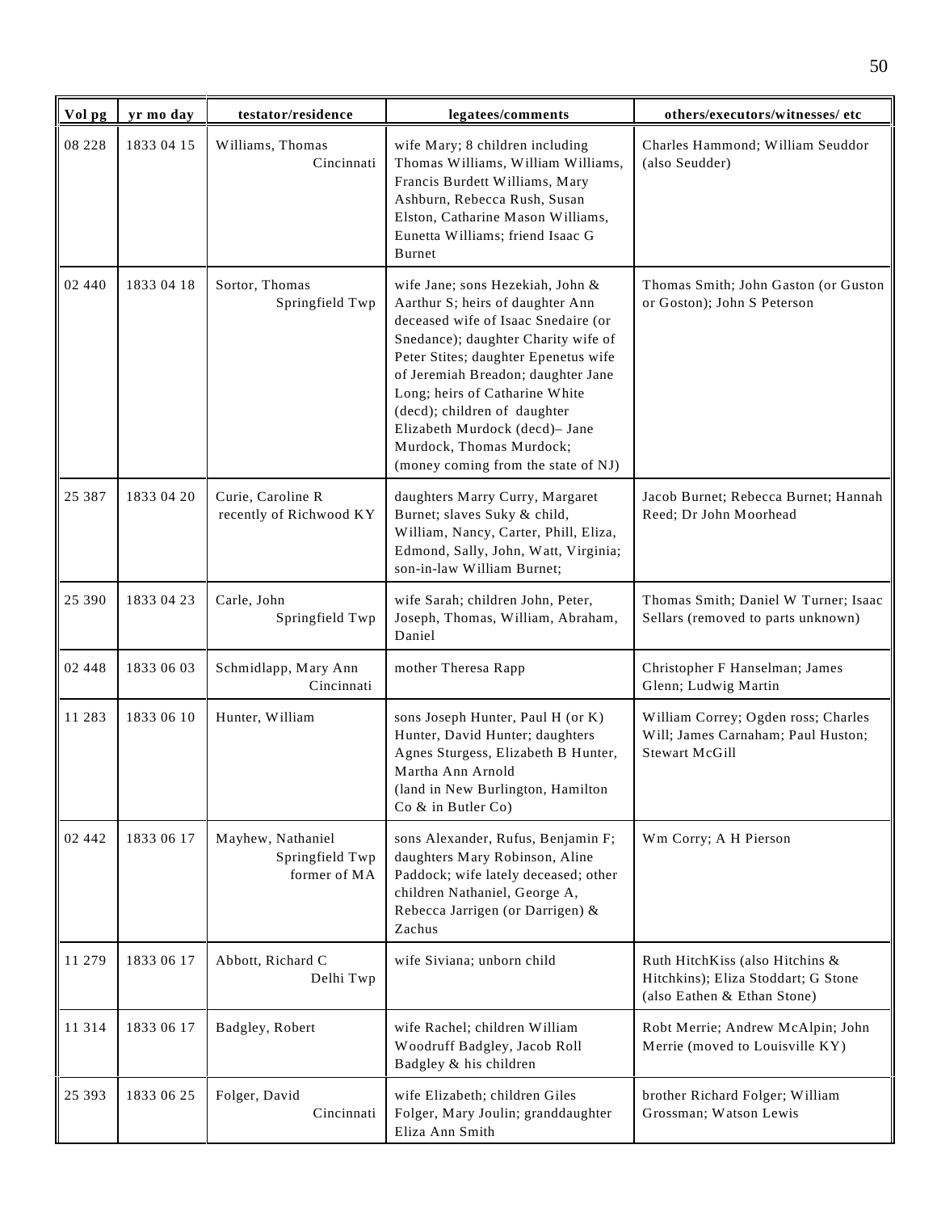| Vol pg | yr mo day | testator/residence | legatees/comments | others/executors/witnesses/ etc |
|---|---|---|---|---|
| 08 228 | 1833 04 15 | Williams, Thomas Cincinnati | wife Mary; 8 children including Thomas Williams, William Williams, Francis Burdett Williams, Mary Ashburn, Rebecca Rush, Susan Elston, Catharine Mason Williams, Eunetta Williams; friend Isaac G Burnet | Charles Hammond; William Seuddor (also Seudder) |
| 02 440 | 1833 04 18 | Sortor, Thomas Springfield Twp | wife Jane; sons Hezekiah, John & Aarthur S; heirs of daughter Ann deceased wife of Isaac Snedaire (or Snedance); daughter Charity wife of Peter Stites; daughter Epenetus wife of Jeremiah Breadon; daughter Jane Long; heirs of Catharine White (decd); children of daughter Elizabeth Murdock (decd)– Jane Murdock, Thomas Murdock; (money coming from the state of NJ) | Thomas Smith; John Gaston (or Guston or Goston); John S Peterson |
| 25 387 | 1833 04 20 | Curie, Caroline R recently of Richwood KY | daughters Marry Curry, Margaret Burnet; slaves Suky & child, William, Nancy, Carter, Phill, Eliza, Edmond, Sally, John, Watt, Virginia; son-in-law William Burnet; | Jacob Burnet; Rebecca Burnet; Hannah Reed; Dr John Moorhead |
| 25 390 | 1833 04 23 | Carle, John Springfield Twp | wife Sarah; children John, Peter, Joseph, Thomas, William, Abraham, Daniel | Thomas Smith; Daniel W Turner; Isaac Sellars (removed to parts unknown) |
| 02 448 | 1833 06 03 | Schmidlapp, Mary Ann Cincinnati | mother Theresa Rapp | Christopher F Hanselman; James Glenn; Ludwig Martin |
| 11 283 | 1833 06 10 | Hunter, William | sons Joseph Hunter, Paul H (or K) Hunter, David Hunter; daughters Agnes Sturgess, Elizabeth B Hunter, Martha Ann Arnold (land in New Burlington, Hamilton Co & in Butler Co) | William Correy; Ogden ross; Charles Will; James Carnaham; Paul Huston; Stewart McGill |
| 02 442 | 1833 06 17 | Mayhew, Nathaniel Springfield Twp former of MA | sons Alexander, Rufus, Benjamin F; daughters Mary Robinson, Aline Paddock; wife lately deceased; other children Nathaniel, George A, Rebecca Jarrigen (or Darrigen) & Zachus | Wm Corry; A H Pierson |
| 11 279 | 1833 06 17 | Abbott, Richard C Delhi Twp | wife Siviana; unborn child | Ruth HitchKiss (also Hitchins & Hitchkins); Eliza Stoddart; G Stone (also Eathen & Ethan Stone) |
| 11 314 | 1833 06 17 | Badgley, Robert | wife Rachel; children William Woodruff Badgley, Jacob Roll Badgley & his children | Robt Merrie; Andrew McAlpin; John Merrie (moved to Louisville KY) |
| 25 393 | 1833 06 25 | Folger, David Cincinnati | wife Elizabeth; children Giles Folger, Mary Joulin; granddaughter Eliza Ann Smith | brother Richard Folger; William Grossman; Watson Lewis |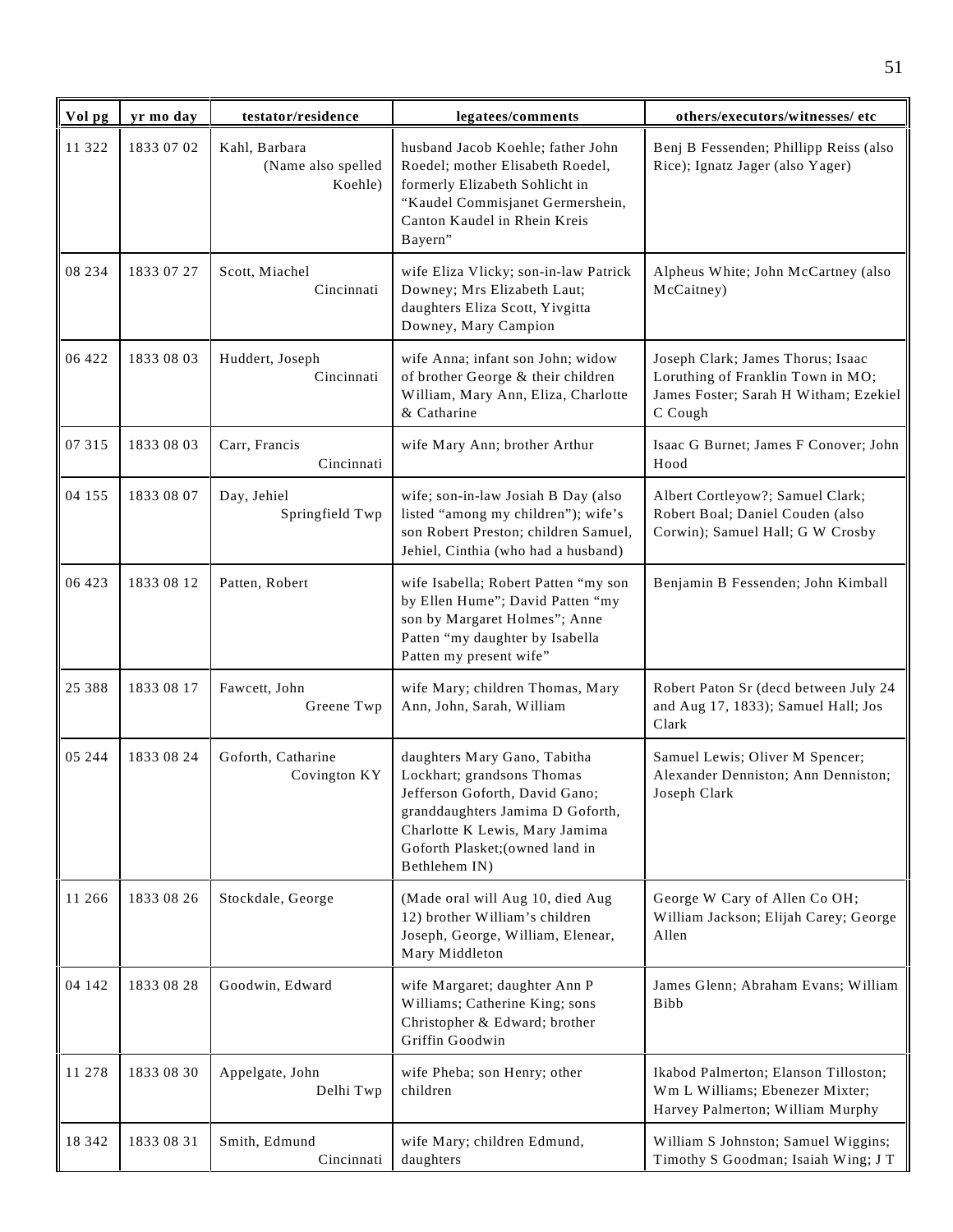| Vol pg | yr mo day | testator/residence | legatees/comments | others/executors/witnesses/ etc |
|---|---|---|---|---|
| 11 322 | 1833 07 02 | Kahl, Barbara (Name also spelled Koehle) | husband Jacob Koehle; father John Roedel; mother Elisabeth Roedel, formerly Elizabeth Sohlicht in "Kaudel Commisjanet Germershein, Canton Kaudel in Rhein Kreis Bayern" | Benj B Fessenden; Phillipp Reiss (also Rice); Ignatz Jager (also Yager) |
| 08 234 | 1833 07 27 | Scott, Miachel Cincinnati | wife Eliza Vlicky; son-in-law Patrick Downey; Mrs Elizabeth Laut; daughters Eliza Scott, Yivgitta Downey, Mary Campion | Alpheus White; John McCartney (also McCaitney) |
| 06 422 | 1833 08 03 | Huddert, Joseph Cincinnati | wife Anna; infant son John; widow of brother George & their children William, Mary Ann, Eliza, Charlotte & Catharine | Joseph Clark; James Thorus; Isaac Loruthing of Franklin Town in MO; James Foster; Sarah H Witham; Ezekiel C Cough |
| 07 315 | 1833 08 03 | Carr, Francis Cincinnati | wife Mary Ann; brother Arthur | Isaac G Burnet; James F Conover; John Hood |
| 04 155 | 1833 08 07 | Day, Jehiel Springfield Twp | wife; son-in-law Josiah B Day (also listed "among my children"); wife's son Robert Preston; children Samuel, Jehiel, Cinthia (who had a husband) | Albert Cortleyow?; Samuel Clark; Robert Boal; Daniel Couden (also Corwin); Samuel Hall; G W Crosby |
| 06 423 | 1833 08 12 | Patten, Robert | wife Isabella; Robert Patten "my son by Ellen Hume"; David Patten "my son by Margaret Holmes"; Anne Patten "my daughter by Isabella Patten my present wife" | Benjamin B Fessenden; John Kimball |
| 25 388 | 1833 08 17 | Fawcett, John Greene Twp | wife Mary; children Thomas, Mary Ann, John, Sarah, William | Robert Paton Sr (decd between July 24 and Aug 17, 1833); Samuel Hall; Jos Clark |
| 05 244 | 1833 08 24 | Goforth, Catharine Covington KY | daughters Mary Gano, Tabitha Lockhart; grandsons Thomas Jefferson Goforth, David Gano; granddaughters Jamima D Goforth, Charlotte K Lewis, Mary Jamima Goforth Plasket;(owned land in Bethlehem IN) | Samuel Lewis; Oliver M Spencer; Alexander Denniston; Ann Denniston; Joseph Clark |
| 11 266 | 1833 08 26 | Stockdale, George | (Made oral will Aug 10, died Aug 12) brother William's children Joseph, George, William, Elenear, Mary Middleton | George W Cary of Allen Co OH; William Jackson; Elijah Carey; George Allen |
| 04 142 | 1833 08 28 | Goodwin, Edward | wife Margaret; daughter Ann P Williams; Catherine King; sons Christopher & Edward; brother Griffin Goodwin | James Glenn; Abraham Evans; William Bibb |
| 11 278 | 1833 08 30 | Appelgate, John Delhi Twp | wife Pheba; son Henry; other children | Ikabod Palmerton; Elanson Tilloston; Wm L Williams; Ebenezer Mixter; Harvey Palmerton; William Murphy |
| 18 342 | 1833 08 31 | Smith, Edmund Cincinnati | wife Mary; children Edmund, daughters | William S Johnston; Samuel Wiggins; Timothy S Goodman; Isaiah Wing; J T |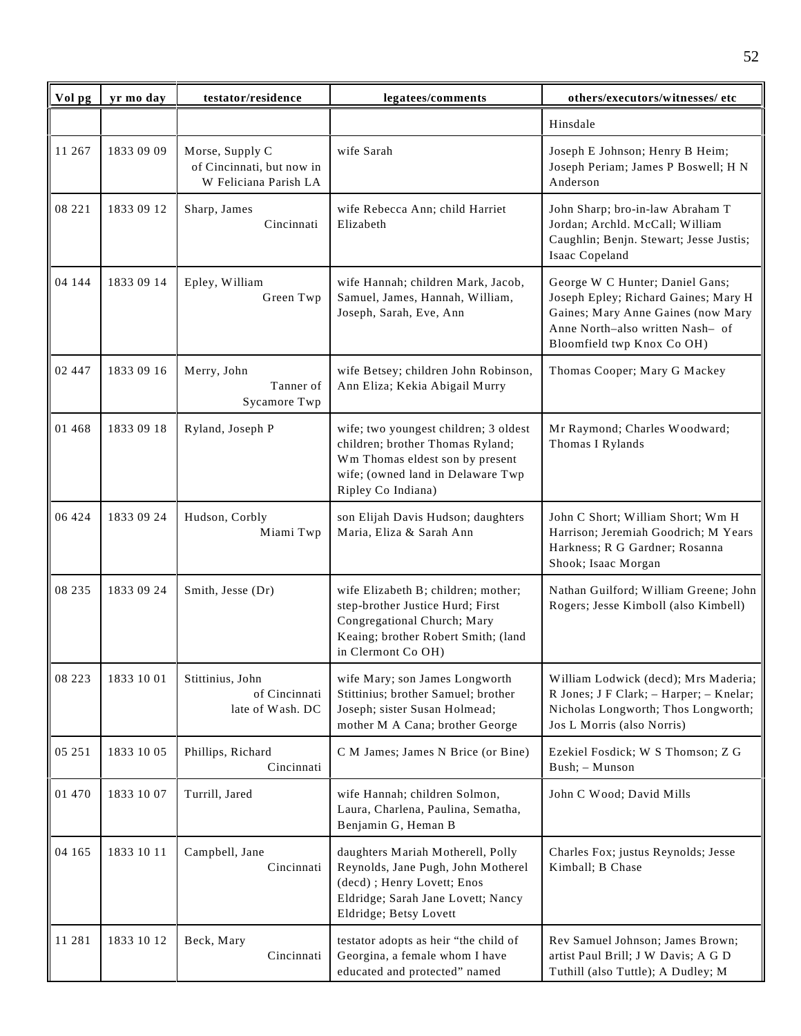| Vol pg | yr mo day | testator/residence | legatees/comments | others/executors/witnesses/ etc |
|---|---|---|---|---|
| | | | | Hinsdale |
| 11 267 | 1833 09 09 | Morse, Supply C of Cincinnati, but now in W Feliciana Parish LA | wife Sarah | Joseph E Johnson; Henry B Heim; Joseph Periam; James P Boswell; H N Anderson |
| 08 221 | 1833 09 12 | Sharp, James Cincinnati | wife Rebecca Ann; child Harriet Elizabeth | John Sharp; bro-in-law Abraham T Jordan; Archld. McCall; William Caughlin; Benjn. Stewart; Jesse Justis; Isaac Copeland |
| 04 144 | 1833 09 14 | Epley, William Green Twp | wife Hannah; children Mark, Jacob, Samuel, James, Hannah, William, Joseph, Sarah, Eve, Ann | George W C Hunter; Daniel Gans; Joseph Epley; Richard Gaines; Mary H Gaines; Mary Anne Gaines (now Mary Anne North–also written Nash– of Bloomfield twp Knox Co OH) |
| 02 447 | 1833 09 16 | Merry, John Tanner of Sycamore Twp | wife Betsey; children John Robinson, Ann Eliza; Kekia Abigail Murry | Thomas Cooper; Mary G Mackey |
| 01 468 | 1833 09 18 | Ryland, Joseph P | wife; two youngest children; 3 oldest children; brother Thomas Ryland; Wm Thomas eldest son by present wife; (owned land in Delaware Twp Ripley Co Indiana) | Mr Raymond; Charles Woodward; Thomas I Rylands |
| 06 424 | 1833 09 24 | Hudson, Corbly Miami Twp | son Elijah Davis Hudson; daughters Maria, Eliza & Sarah Ann | John C Short; William Short; Wm H Harrison; Jeremiah Goodrich; M Years Harkness; R G Gardner; Rosanna Shook; Isaac Morgan |
| 08 235 | 1833 09 24 | Smith, Jesse (Dr) | wife Elizabeth B; children; mother; step-brother Justice Hurd; First Congregational Church; Mary Keaing; brother Robert Smith; (land in Clermont Co OH) | Nathan Guilford; William Greene; John Rogers; Jesse Kimboll (also Kimbell) |
| 08 223 | 1833 10 01 | Stittinius, John of Cincinnati late of Wash. DC | wife Mary; son James Longworth Stittinius; brother Samuel; brother Joseph; sister Susan Holmead; mother M A Cana; brother George | William Lodwick (decd); Mrs Maderia; R Jones; J F Clark; – Harper; – Knelar; Nicholas Longworth; Thos Longworth; Jos L Morris (also Norris) |
| 05 251 | 1833 10 05 | Phillips, Richard Cincinnati | C M James; James N Brice (or Bine) | Ezekiel Fosdick; W S Thomson; Z G Bush; – Munson |
| 01 470 | 1833 10 07 | Turrill, Jared | wife Hannah; children Solmon, Laura, Charlena, Paulina, Sematha, Benjamin G, Heman B | John C Wood; David Mills |
| 04 165 | 1833 10 11 | Campbell, Jane Cincinnati | daughters Mariah Motherell, Polly Reynolds, Jane Pugh, John Motherel (decd) ; Henry Lovett; Enos Eldridge; Sarah Jane Lovett; Nancy Eldridge; Betsy Lovett | Charles Fox; justus Reynolds; Jesse Kimball; B Chase |
| 11 281 | 1833 10 12 | Beck, Mary Cincinnati | testator adopts as heir “the child of Georgina, a female whom I have educated and protected” named | Rev Samuel Johnson; James Brown; artist Paul Brill; J W Davis; A G D Tuthill (also Tuttle); A Dudley; M |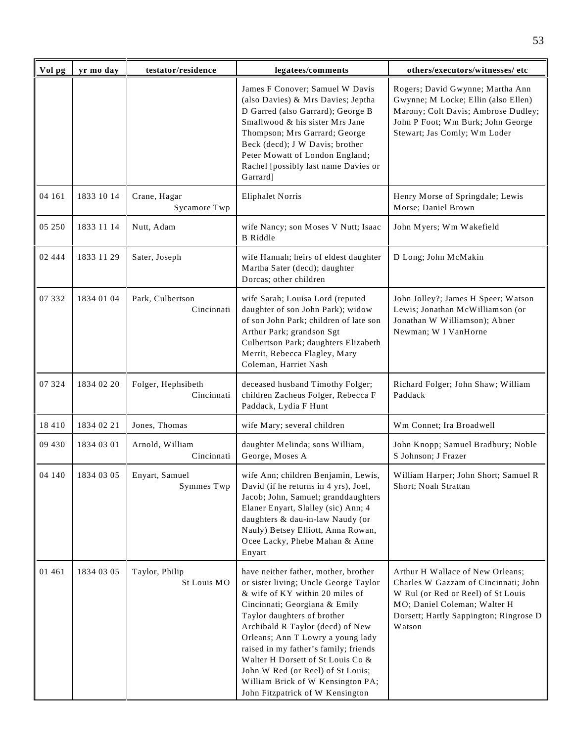| Vol pg | yr mo day | testator/residence | legatees/comments | others/executors/witnesses/ etc |
|---|---|---|---|---|
| | | | James F Conover; Samuel W Davis (also Davies) & Mrs Davies; Jeptha D Garred (also Garrard); George B Smallwood & his sister Mrs Jane Thompson; Mrs Garrard; George Beck (decd); J W Davis; brother Peter Mowatt of London England; Rachel [possibly last name Davies or Garrard] | Rogers; David Gwynne; Martha Ann Gwynne; M Locke; Ellin (also Ellen) Marony; Colt Davis; Ambrose Dudley; John P Foot; Wm Burk; John George Stewart; Jas Comly; Wm Loder |
| 04 161 | 1833 10 14 | Crane, Hagar Sycamore Twp | Eliphalet Norris | Henry Morse of Springdale; Lewis Morse; Daniel Brown |
| 05 250 | 1833 11 14 | Nutt, Adam | wife Nancy; son Moses V Nutt; Isaac B Riddle | John Myers; Wm Wakefield |
| 02 444 | 1833 11 29 | Sater, Joseph | wife Hannah; heirs of eldest daughter Martha Sater (decd); daughter Dorcas; other children | D Long; John McMakin |
| 07 332 | 1834 01 04 | Park, Culbertson Cincinnati | wife Sarah; Louisa Lord (reputed daughter of son John Park); widow of son John Park; children of late son Arthur Park; grandson Sgt Culbertson Park; daughters Elizabeth Merrit, Rebecca Flagley, Mary Coleman, Harriet Nash | John Jolley?; James H Speer; Watson Lewis; Jonathan McWilliamson (or Jonathan W Williamson); Abner Newman; W I VanHorne |
| 07 324 | 1834 02 20 | Folger, Hephsibeth Cincinnati | deceased husband Timothy Folger; children Zacheus Folger, Rebecca F Paddack, Lydia F Hunt | Richard Folger; John Shaw; William Paddack |
| 18 410 | 1834 02 21 | Jones, Thomas | wife Mary; several children | Wm Connet; Ira Broadwell |
| 09 430 | 1834 03 01 | Arnold, William Cincinnati | daughter Melinda; sons William, George, Moses A | John Knopp; Samuel Bradbury; Noble S Johnson; J Frazer |
| 04 140 | 1834 03 05 | Enyart, Samuel Symmes Twp | wife Ann; children Benjamin, Lewis, David (if he returns in 4 yrs), Joel, Jacob; John, Samuel; granddaughters Elaner Enyart, Slalley (sic) Ann; 4 daughters & dau-in-law Naudy (or Nauly) Betsey Elliott, Anna Rowan, Ocee Lacky, Phebe Mahan & Anne Enyart | William Harper; John Short; Samuel R Short; Noah Strattan |
| 01 461 | 1834 03 05 | Taylor, Philip St Louis MO | have neither father, mother, brother or sister living; Uncle George Taylor & wife of KY within 20 miles of Cincinnati; Georgiana & Emily Taylor daughters of brother Archibald R Taylor (decd) of New Orleans; Ann T Lowry a young lady raised in my father's family; friends Walter H Dorsett of St Louis Co & John W Red (or Reel) of St Louis; William Brick of W Kensington PA; John Fitzpatrick of W Kensington | Arthur H Wallace of New Orleans; Charles W Gazzam of Cincinnati; John W Rul (or Red or Reel) of St Louis MO; Daniel Coleman; Walter H Dorsett; Hartly Sappington; Ringrose D Watson |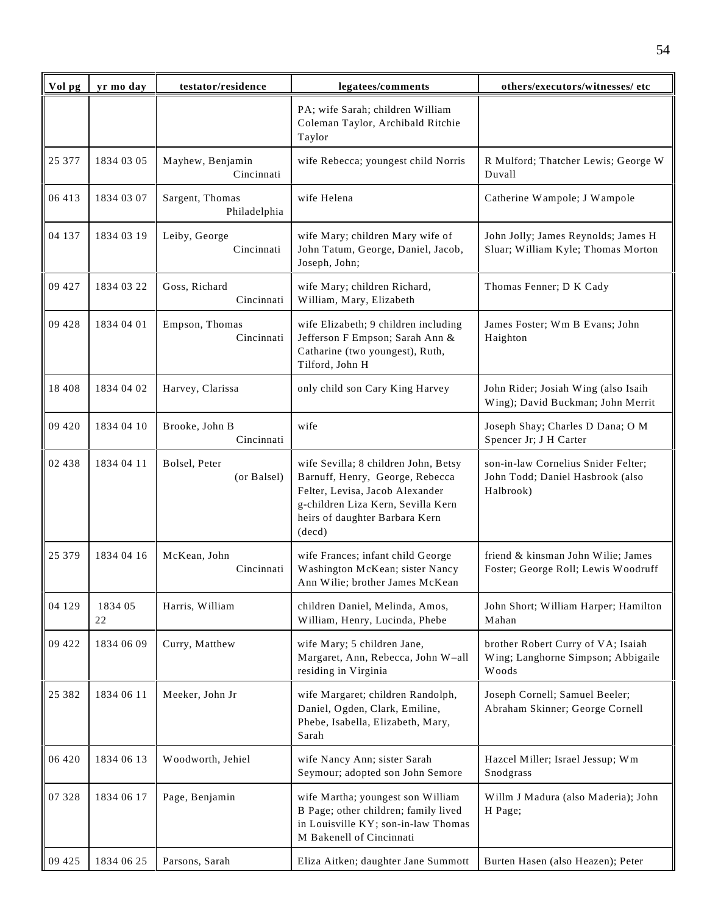| Vol pg | yr mo day | testator/residence | legatees/comments | others/executors/witnesses/ etc |
|---|---|---|---|---|
| | | | PA; wife Sarah; children William Coleman Taylor, Archibald Ritchie Taylor | |
| 25 377 | 1834 03 05 | Mayhew, Benjamin Cincinnati | wife Rebecca; youngest child Norris | R Mulford; Thatcher Lewis; George W Duvall |
| 06 413 | 1834 03 07 | Sargent, Thomas Philadelphia | wife Helena | Catherine Wampole; J Wampole |
| 04 137 | 1834 03 19 | Leiby, George Cincinnati | wife Mary; children Mary wife of John Tatum, George, Daniel, Jacob, Joseph, John; | John Jolly; James Reynolds; James H Sluar; William Kyle; Thomas Morton |
| 09 427 | 1834 03 22 | Goss, Richard Cincinnati | wife Mary; children Richard, William, Mary, Elizabeth | Thomas Fenner; D K Cady |
| 09 428 | 1834 04 01 | Empson, Thomas Cincinnati | wife Elizabeth; 9 children including Jefferson F Empson; Sarah Ann & Catharine (two youngest), Ruth, Tilford, John H | James Foster; Wm B Evans; John Haighton |
| 18 408 | 1834 04 02 | Harvey, Clarissa | only child son Cary King Harvey | John Rider; Josiah Wing (also Isaih Wing); David Buckman; John Merrit |
| 09 420 | 1834 04 10 | Brooke, John B Cincinnati | wife | Joseph Shay; Charles D Dana; O M Spencer Jr; J H Carter |
| 02 438 | 1834 04 11 | Bolsel, Peter (or Balsel) | wife Sevilla; 8 children John, Betsy Barnuff, Henry, George, Rebecca Felter, Levisa, Jacob Alexander g-children Liza Kern, Sevilla Kern heirs of daughter Barbara Kern (decd) | son-in-law Cornelius Snider Felter; John Todd; Daniel Hasbrook (also Halbrook) |
| 25 379 | 1834 04 16 | McKean, John Cincinnati | wife Frances; infant child George Washington McKean; sister Nancy Ann Wilie; brother James McKean | friend & kinsman John Wilie; James Foster; George Roll; Lewis Woodruff |
| 04 129 | 1834 05 22 | Harris, William | children Daniel, Melinda, Amos, William, Henry, Lucinda, Phebe | John Short; William Harper; Hamilton Mahan |
| 09 422 | 1834 06 09 | Curry, Matthew | wife Mary; 5 children Jane, Margaret, Ann, Rebecca, John W–all residing in Virginia | brother Robert Curry of VA; Isaiah Wing; Langhorne Simpson; Abbigaile Woods |
| 25 382 | 1834 06 11 | Meeker, John Jr | wife Margaret; children Randolph, Daniel, Ogden, Clark, Emiline, Phebe, Isabella, Elizabeth, Mary, Sarah | Joseph Cornell; Samuel Beeler; Abraham Skinner; George Cornell |
| 06 420 | 1834 06 13 | Woodworth, Jehiel | wife Nancy Ann; sister Sarah Seymour; adopted son John Semore | Hazcel Miller; Israel Jessup; Wm Snodgrass |
| 07 328 | 1834 06 17 | Page, Benjamin | wife Martha; youngest son William B Page; other children; family lived in Louisville KY; son-in-law Thomas M Bakenell of Cincinnati | Willm J Madura (also Maderia); John H Page; |
| 09 425 | 1834 06 25 | Parsons, Sarah | Eliza Aitken; daughter Jane Summott | Burten Hasen (also Heazen); Peter |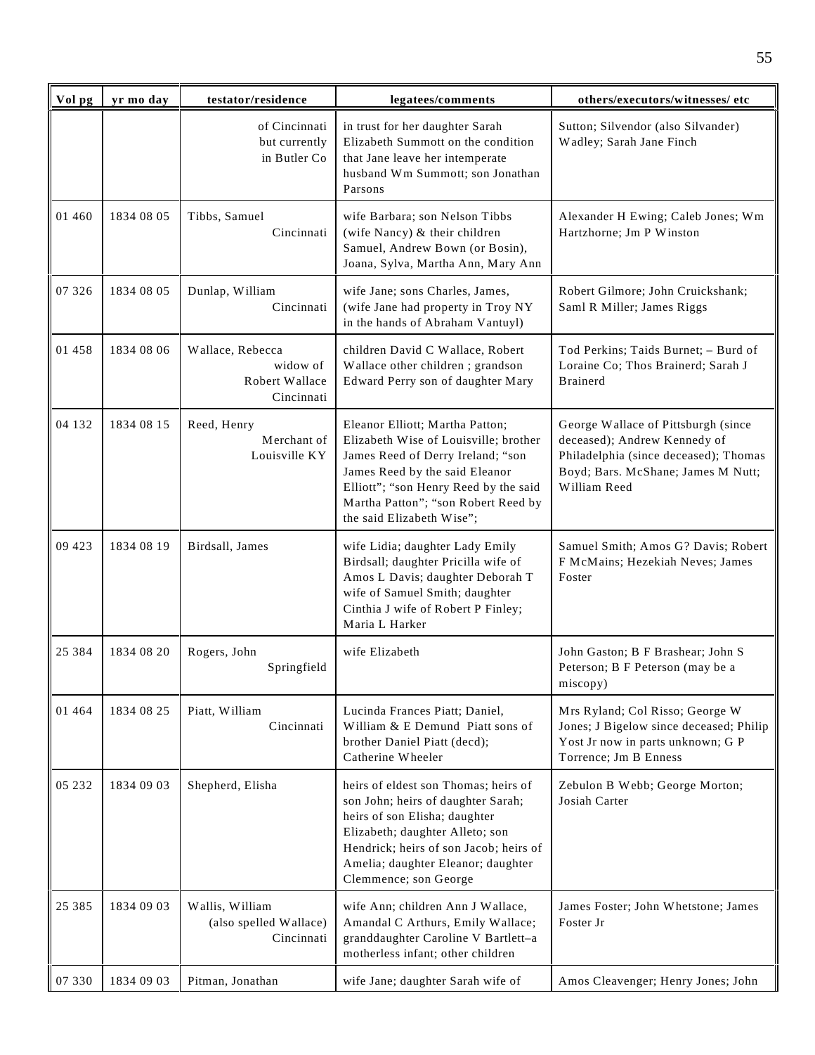| Vol pg | yr mo day | testator/residence | legatees/comments | others/executors/witnesses/ etc |
|---|---|---|---|---|
| | | of Cincinnati but currently in Butler Co | in trust for her daughter Sarah Elizabeth Summott on the condition that Jane leave her intemperate husband Wm Summott; son Jonathan Parsons | Sutton; Silvendor (also Silvander) Wadley; Sarah Jane Finch |
| 01 460 | 1834 08 05 | Tibbs, Samuel Cincinnati | wife Barbara; son Nelson Tibbs (wife Nancy) & their children Samuel, Andrew Bown (or Bosin), Joana, Sylva, Martha Ann, Mary Ann | Alexander H Ewing; Caleb Jones; Wm Hartzhorne; Jm P Winston |
| 07 326 | 1834 08 05 | Dunlap, William Cincinnati | wife Jane; sons Charles, James, (wife Jane had property in Troy NY in the hands of Abraham Vantuyl) | Robert Gilmore; John Cruickshank; Saml R Miller; James Riggs |
| 01 458 | 1834 08 06 | Wallace, Rebecca widow of Robert Wallace Cincinnati | children David C Wallace, Robert Wallace other children ; grandson Edward Perry son of daughter Mary | Tod Perkins; Taids Burnet; – Burd of Loraine Co; Thos Brainerd; Sarah J Brainerd |
| 04 132 | 1834 08 15 | Reed, Henry Merchant of Louisville KY | Eleanor Elliott; Martha Patton; Elizabeth Wise of Louisville; brother James Reed of Derry Ireland; "son James Reed by the said Eleanor Elliott"; "son Henry Reed by the said Martha Patton"; "son Robert Reed by the said Elizabeth Wise"; | George Wallace of Pittsburgh (since deceased); Andrew Kennedy of Philadelphia (since deceased); Thomas Boyd; Bars. McShane; James M Nutt; William Reed |
| 09 423 | 1834 08 19 | Birdsall, James | wife Lidia; daughter Lady Emily Birdsall; daughter Pricilla wife of Amos L Davis; daughter Deborah T wife of Samuel Smith; daughter Cinthia J wife of Robert P Finley; Maria L Harker | Samuel Smith; Amos G? Davis; Robert F McMains; Hezekiah Neves; James Foster |
| 25 384 | 1834 08 20 | Rogers, John Springfield | wife Elizabeth | John Gaston; B F Brashear; John S Peterson; B F Peterson (may be a miscopy) |
| 01 464 | 1834 08 25 | Piatt, William Cincinnati | Lucinda Frances Piatt; Daniel, William & E Demund Piatt sons of brother Daniel Piatt (decd); Catherine Wheeler | Mrs Ryland; Col Risso; George W Jones; J Bigelow since deceased; Philip Yost Jr now in parts unknown; G P Torrence; Jm B Enness |
| 05 232 | 1834 09 03 | Shepherd, Elisha | heirs of eldest son Thomas; heirs of son John; heirs of daughter Sarah; heirs of son Elisha; daughter Elizabeth; daughter Alleto; son Hendrick; heirs of son Jacob; heirs of Amelia; daughter Eleanor; daughter Clemmence; son George | Zebulon B Webb; George Morton; Josiah Carter |
| 25 385 | 1834 09 03 | Wallis, William (also spelled Wallace) Cincinnati | wife Ann; children Ann J Wallace, Amandal C Arthurs, Emily Wallace; granddaughter Caroline V Bartlett–a motherless infant; other children | James Foster; John Whetstone; James Foster Jr |
| 07 330 | 1834 09 03 | Pitman, Jonathan | wife Jane; daughter Sarah wife of | Amos Cleavenger; Henry Jones; John |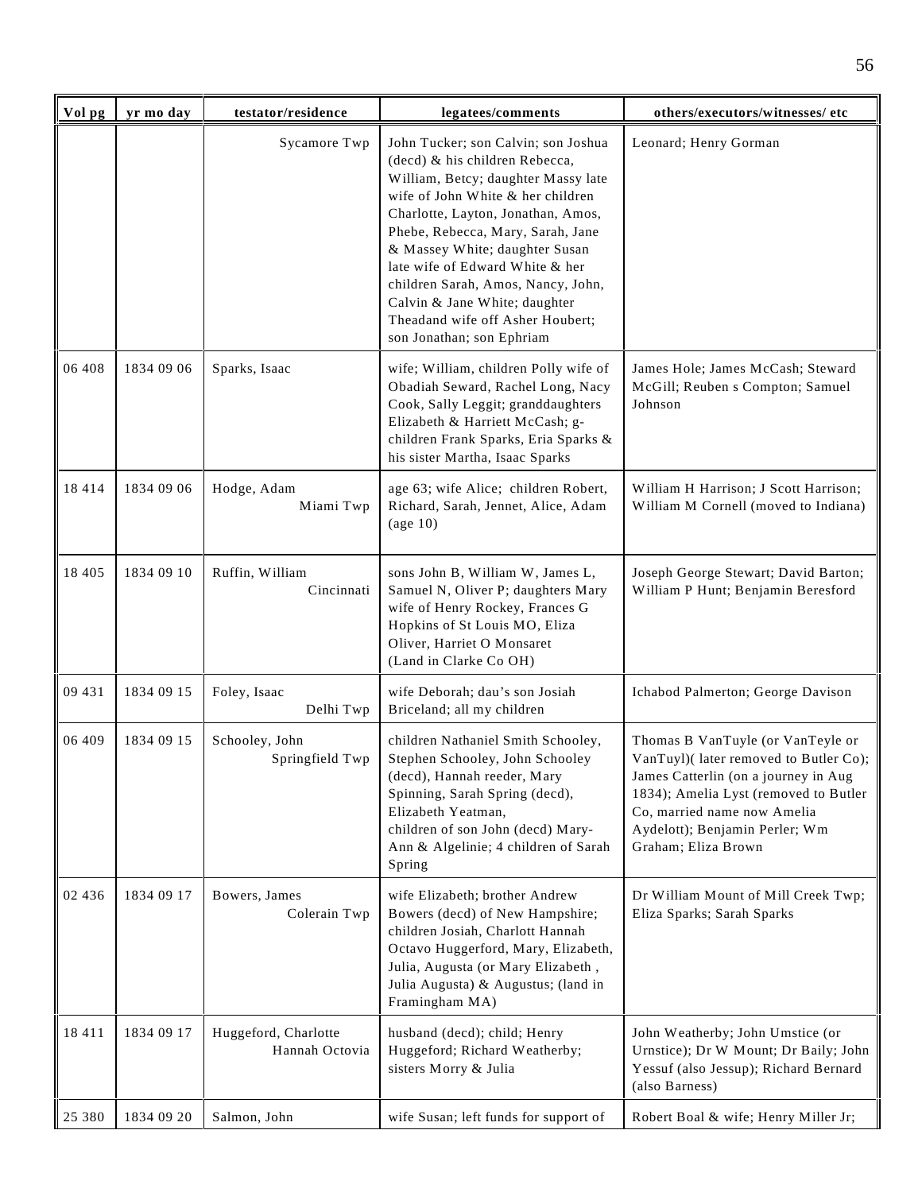| Vol pg | yr mo day | testator/residence | legatees/comments | others/executors/witnesses/ etc |
|---|---|---|---|---|
| | | Sycamore Twp | John Tucker; son Calvin; son Joshua (decd) & his children Rebecca, William, Betcy; daughter Massy late wife of John White & her children Charlotte, Layton, Jonathan, Amos, Phebe, Rebecca, Mary, Sarah, Jane & Massey White; daughter Susan late wife of Edward White & her children Sarah, Amos, Nancy, John, Calvin & Jane White; daughter Theadand wife off Asher Houbert; son Jonathan; son Ephriam | Leonard; Henry Gorman |
| 06 408 | 1834 09 06 | Sparks, Isaac | wife; William, children Polly wife of Obadiah Seward, Rachel Long, Nacy Cook, Sally Leggit; granddaughters Elizabeth & Harriett McCash; g-children Frank Sparks, Eria Sparks & his sister Martha, Isaac Sparks | James Hole; James McCash; Steward McGill; Reuben s Compton; Samuel Johnson |
| 18 414 | 1834 09 06 | Hodge, Adam<br>Miami Twp | age 63; wife Alice; children Robert, Richard, Sarah, Jennet, Alice, Adam (age 10) | William H Harrison; J Scott Harrison; William M Cornell (moved to Indiana) |
| 18 405 | 1834 09 10 | Ruffin, William<br>Cincinnati | sons John B, William W, James L, Samuel N, Oliver P; daughters Mary wife of Henry Rockey, Frances G Hopkins of St Louis MO, Eliza Oliver, Harriet O Monsaret<br>(Land in Clarke Co OH) | Joseph George Stewart; David Barton; William P Hunt; Benjamin Beresford |
| 09 431 | 1834 09 15 | Foley, Isaac<br>Delhi Twp | wife Deborah; dau's son Josiah Briceland; all my children | Ichabod Palmerton; George Davison |
| 06 409 | 1834 09 15 | Schooley, John<br>Springfield Twp | children Nathaniel Smith Schooley, Stephen Schooley, John Schooley (decd), Hannah reeder, Mary Spinning, Sarah Spring (decd), Elizabeth Yeatman,<br>children of son John (decd) Mary-Ann & Algelinie; 4 children of Sarah Spring | Thomas B VanTuyle (or VanTeyle or VanTuyl)( later removed to Butler Co); James Catterlin (on a journey in Aug 1834); Amelia Lyst (removed to Butler Co, married name now Amelia Aydelott); Benjamin Perler; Wm Graham; Eliza Brown |
| 02 436 | 1834 09 17 | Bowers, James<br>Colerain Twp | wife Elizabeth; brother Andrew Bowers (decd) of New Hampshire; children Josiah, Charlott Hannah Octavo Huggerford, Mary, Elizabeth, Julia, Augusta (or Mary Elizabeth , Julia Augusta) & Augustus; (land in Framingham MA) | Dr William Mount of Mill Creek Twp; Eliza Sparks; Sarah Sparks |
| 18 411 | 1834 09 17 | Huggeford, Charlotte<br>Hannah Octovia | husband (decd); child; Henry Huggeford; Richard Weatherby; sisters Morry & Julia | John Weatherby; John Umstice (or Urnstice); Dr W Mount; Dr Baily; John Yessuf (also Jessup); Richard Bernard (also Barness) |
| 25 380 | 1834 09 20 | Salmon, John | wife Susan; left funds for support of | Robert Boal & wife; Henry Miller Jr; |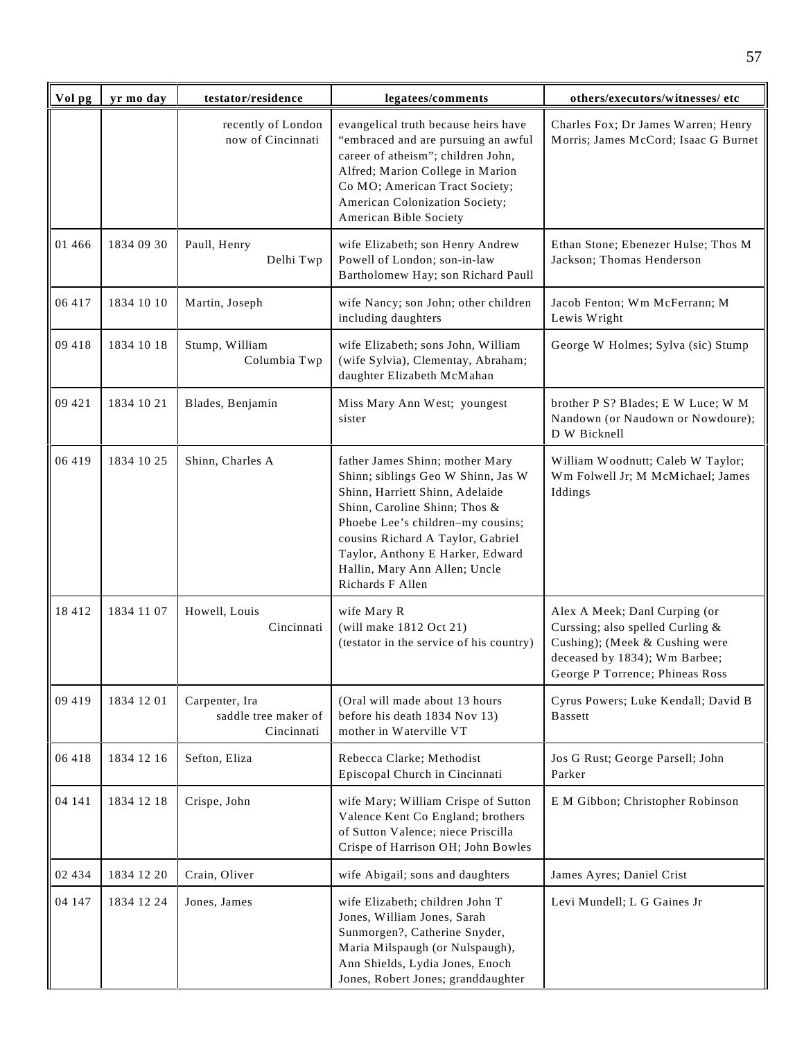| Vol pg | yr mo day | testator/residence | legatees/comments | others/executors/witnesses/ etc |
|---|---|---|---|---|
| | | recently of London now of Cincinnati | evangelical truth because heirs have "embraced and are pursuing an awful career of atheism"; children John, Alfred; Marion College in Marion Co MO; American Tract Society; American Colonization Society; American Bible Society | Charles Fox; Dr James Warren; Henry Morris; James McCord; Isaac G Burnet |
| 01 466 | 1834 09 30 | Paull, Henry Delhi Twp | wife Elizabeth; son Henry Andrew Powell of London; son-in-law Bartholomew Hay; son Richard Paull | Ethan Stone; Ebenezer Hulse; Thos M Jackson; Thomas Henderson |
| 06 417 | 1834 10 10 | Martin, Joseph | wife Nancy; son John; other children including daughters | Jacob Fenton; Wm McFerrann; M Lewis Wright |
| 09 418 | 1834 10 18 | Stump, William Columbia Twp | wife Elizabeth; sons John, William (wife Sylvia), Clementay, Abraham; daughter Elizabeth McMahan | George W Holmes; Sylva (sic) Stump |
| 09 421 | 1834 10 21 | Blades, Benjamin | Miss Mary Ann West; youngest sister | brother P S? Blades; E W Luce; W M Nandown (or Naudown or Nowdoure); D W Bicknell |
| 06 419 | 1834 10 25 | Shinn, Charles A | father James Shinn; mother Mary Shinn; siblings Geo W Shinn, Jas W Shinn, Harriett Shinn, Adelaide Shinn, Caroline Shinn; Thos & Phoebe Lee's children–my cousins; cousins Richard A Taylor, Gabriel Taylor, Anthony E Harker, Edward Hallin, Mary Ann Allen; Uncle Richards F Allen | William Woodnutt; Caleb W Taylor; Wm Folwell Jr; M McMichael; James Iddings |
| 18 412 | 1834 11 07 | Howell, Louis Cincinnati | wife Mary R (will make 1812 Oct 21) (testator in the service of his country) | Alex A Meek; Danl Curping (or Curssing; also spelled Curling & Cushing); (Meek & Cushing were deceased by 1834); Wm Barbee; George P Torrence; Phineas Ross |
| 09 419 | 1834 12 01 | Carpenter, Ira saddle tree maker of Cincinnati | (Oral will made about 13 hours before his death 1834 Nov 13) mother in Waterville VT | Cyrus Powers; Luke Kendall; David B Bassett |
| 06 418 | 1834 12 16 | Sefton, Eliza | Rebecca Clarke; Methodist Episcopal Church in Cincinnati | Jos G Rust; George Parsell; John Parker |
| 04 141 | 1834 12 18 | Crispe, John | wife Mary; William Crispe of Sutton Valence Kent Co England; brothers of Sutton Valence; niece Priscilla Crispe of Harrison OH; John Bowles | E M Gibbon; Christopher Robinson |
| 02 434 | 1834 12 20 | Crain, Oliver | wife Abigail; sons and daughters | James Ayres; Daniel Crist |
| 04 147 | 1834 12 24 | Jones, James | wife Elizabeth; children John T Jones, William Jones, Sarah Sunmorgen?, Catherine Snyder, Maria Milspaugh (or Nulspaugh), Ann Shields, Lydia Jones, Enoch Jones, Robert Jones; granddaughter | Levi Mundell; L G Gaines Jr |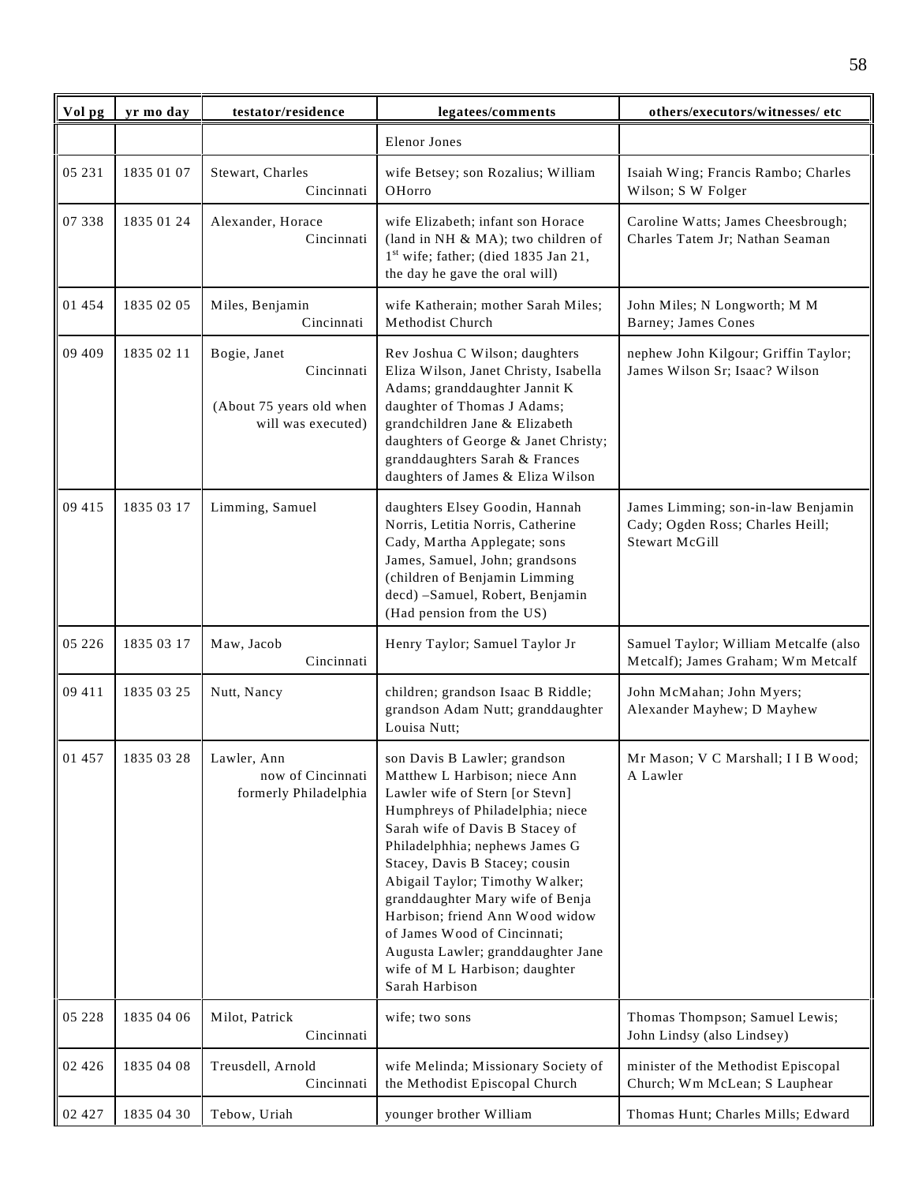| Vol pg | yr mo day | testator/residence | legatees/comments | others/executors/witnesses/ etc |
|---|---|---|---|---|
| | | | Elenor Jones | |
| 05 231 | 1835 01 07 | Stewart, Charles Cincinnati | wife Betsey; son Rozalius; William OHorro | Isaiah Wing; Francis Rambo; Charles Wilson; S W Folger |
| 07 338 | 1835 01 24 | Alexander, Horace Cincinnati | wife Elizabeth; infant son Horace (land in NH & MA); two children of 1st wife; father; (died 1835 Jan 21, the day he gave the oral will) | Caroline Watts; James Cheesbrough; Charles Tatem Jr; Nathan Seaman |
| 01 454 | 1835 02 05 | Miles, Benjamin Cincinnati | wife Katherain; mother Sarah Miles; Methodist Church | John Miles; N Longworth; M M Barney; James Cones |
| 09 409 | 1835 02 11 | Bogie, Janet Cincinnati (About 75 years old when will was executed) | Rev Joshua C Wilson; daughters Eliza Wilson, Janet Christy, Isabella Adams; granddaughter Jannit K daughter of Thomas J Adams; grandchildren Jane & Elizabeth daughters of George & Janet Christy; granddaughters Sarah & Frances daughters of James & Eliza Wilson | nephew John Kilgour; Griffin Taylor; James Wilson Sr; Isaac? Wilson |
| 09 415 | 1835 03 17 | Limming, Samuel | daughters Elsey Goodin, Hannah Norris, Letitia Norris, Catherine Cady, Martha Applegate; sons James, Samuel, John; grandsons (children of Benjamin Limming decd) –Samuel, Robert, Benjamin (Had pension from the US) | James Limming; son-in-law Benjamin Cady; Ogden Ross; Charles Heill; Stewart McGill |
| 05 226 | 1835 03 17 | Maw, Jacob Cincinnati | Henry Taylor; Samuel Taylor Jr | Samuel Taylor; William Metcalfe (also Metcalf); James Graham; Wm Metcalf |
| 09 411 | 1835 03 25 | Nutt, Nancy | children; grandson Isaac B Riddle; grandson Adam Nutt; granddaughter Louisa Nutt; | John McMahan; John Myers; Alexander Mayhew; D Mayhew |
| 01 457 | 1835 03 28 | Lawler, Ann now of Cincinnati formerly Philadelphia | son Davis B Lawler; grandson Matthew L Harbison; niece Ann Lawler wife of Stern [or Stevn] Humphreys of Philadelphia; niece Sarah wife of Davis B Stacey of Philadelphhia; nephews James G Stacey, Davis B Stacey; cousin Abigail Taylor; Timothy Walker; granddaughter Mary wife of Benja Harbison; friend Ann Wood widow of James Wood of Cincinnati; Augusta Lawler; granddaughter Jane wife of M L Harbison; daughter Sarah Harbison | Mr Mason; V C Marshall; I I B Wood; A Lawler |
| 05 228 | 1835 04 06 | Milot, Patrick Cincinnati | wife; two sons | Thomas Thompson; Samuel Lewis; John Lindsy (also Lindsey) |
| 02 426 | 1835 04 08 | Treusdell, Arnold Cincinnati | wife Melinda; Missionary Society of the Methodist Episcopal Church | minister of the Methodist Episcopal Church; Wm McLean; S Lauphear |
| 02 427 | 1835 04 30 | Tebow, Uriah | younger brother William | Thomas Hunt; Charles Mills; Edward |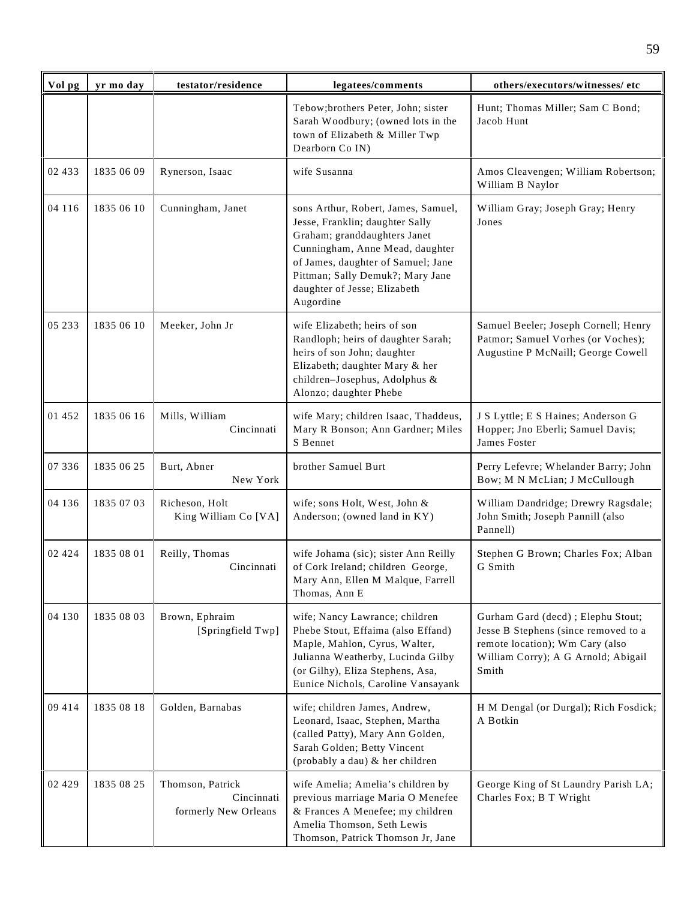| Vol pg | yr mo day | testator/residence | legatees/comments | others/executors/witnesses/ etc |
|---|---|---|---|---|
| | | | Tebow;brothers Peter, John; sister Sarah Woodbury; (owned lots in the town of Elizabeth & Miller Twp Dearborn Co IN) | Hunt; Thomas Miller; Sam C Bond; Jacob Hunt |
| 02 433 | 1835 06 09 | Rynerson, Isaac | wife Susanna | Amos Cleavengen; William Robertson; William B Naylor |
| 04 116 | 1835 06 10 | Cunningham, Janet | sons Arthur, Robert, James, Samuel, Jesse, Franklin; daughter Sally Graham; granddaughters Janet Cunningham, Anne Mead, daughter of James, daughter of Samuel; Jane Pittman; Sally Demuk?; Mary Jane daughter of Jesse; Elizabeth Augordine | William Gray; Joseph Gray; Henry Jones |
| 05 233 | 1835 06 10 | Meeker, John Jr | wife Elizabeth; heirs of son Randloph; heirs of daughter Sarah; heirs of son John; daughter Elizabeth; daughter Mary & her children–Josephus, Adolphus & Alonzo; daughter Phebe | Samuel Beeler; Joseph Cornell; Henry Patmor; Samuel Vorhes (or Voches); Augustine P McNaill; George Cowell |
| 01 452 | 1835 06 16 | Mills, William Cincinnati | wife Mary; children Isaac, Thaddeus, Mary R Bonson; Ann Gardner; Miles S Bennet | J S Lyttle; E S Haines; Anderson G Hopper; Jno Eberli; Samuel Davis; James Foster |
| 07 336 | 1835 06 25 | Burt, Abner New York | brother Samuel Burt | Perry Lefevre; Whelander Barry; John Bow; M N McLian; J McCullough |
| 04 136 | 1835 07 03 | Richeson, Holt King William Co [VA] | wife; sons Holt, West, John & Anderson; (owned land in KY) | William Dandridge; Drewry Ragsdale; John Smith; Joseph Pannill (also Pannell) |
| 02 424 | 1835 08 01 | Reilly, Thomas Cincinnati | wife Johama (sic); sister Ann Reilly of Cork Ireland; children George, Mary Ann, Ellen M Malque, Farrell Thomas, Ann E | Stephen G Brown; Charles Fox; Alban G Smith |
| 04 130 | 1835 08 03 | Brown, Ephraim [Springfield Twp] | wife; Nancy Lawrance; children Phebe Stout, Effaima (also Effand) Maple, Mahlon, Cyrus, Walter, Julianna Weatherby, Lucinda Gilby (or Gilhy), Eliza Stephens, Asa, Eunice Nichols, Caroline Vansayank | Gurham Gard (decd) ; Elephu Stout; Jesse B Stephens (since removed to a remote location); Wm Cary (also William Corry); A G Arnold; Abigail Smith |
| 09 414 | 1835 08 18 | Golden, Barnabas | wife; children James, Andrew, Leonard, Isaac, Stephen, Martha (called Patty), Mary Ann Golden, Sarah Golden; Betty Vincent (probably a dau) & her children | H M Dengal (or Durgal); Rich Fosdick; A Botkin |
| 02 429 | 1835 08 25 | Thomson, Patrick Cincinnati formerly New Orleans | wife Amelia; Amelia's children by previous marriage Maria O Menefee & Frances A Menefee; my children Amelia Thomson, Seth Lewis Thomson, Patrick Thomson Jr, Jane | George King of St Laundry Parish LA; Charles Fox; B T Wright |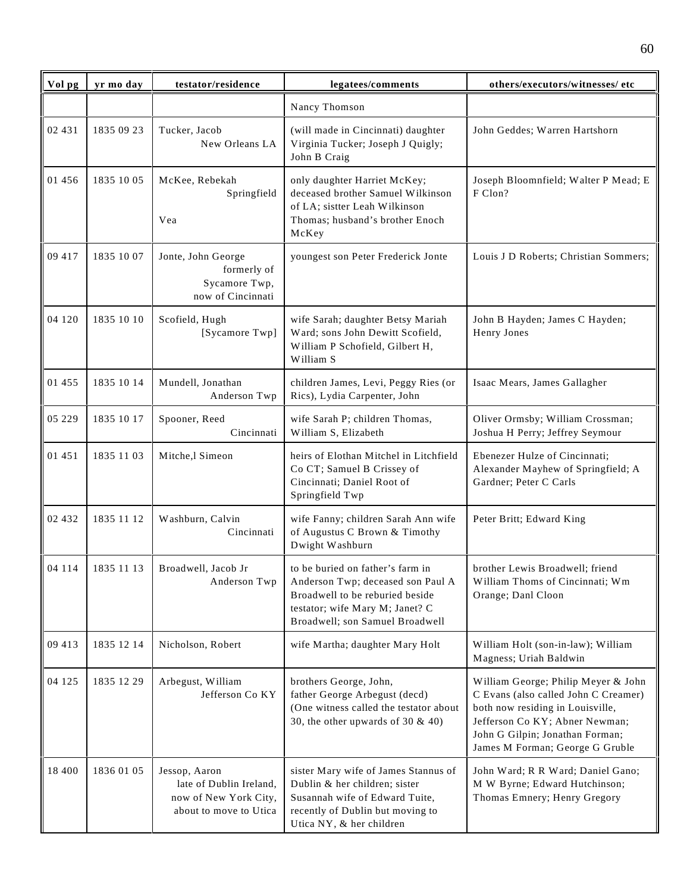| Vol pg | yr mo day | testator/residence | legatees/comments | others/executors/witnesses/ etc |
|---|---|---|---|---|
| | | | Nancy Thomson | |
| 02 431 | 1835 09 23 | Tucker, Jacob New Orleans LA | (will made in Cincinnati) daughter Virginia Tucker; Joseph J Quigly; John B Craig | John Geddes; Warren Hartshorn |
| 01 456 | 1835 10 05 | McKee, Rebekah Springfield Vea | only daughter Harriet McKey; deceased brother Samuel Wilkinson of LA; sistter Leah Wilkinson Thomas; husband's brother Enoch McKey | Joseph Bloomnfield; Walter P Mead; E F Clon? |
| 09 417 | 1835 10 07 | Jonte, John George formerly of Sycamore Twp, now of Cincinnati | youngest son Peter Frederick Jonte | Louis J D Roberts; Christian Sommers; |
| 04 120 | 1835 10 10 | Scofield, Hugh [Sycamore Twp] | wife Sarah; daughter Betsy Mariah Ward; sons John Dewitt Scofield, William P Schofield, Gilbert H, William S | John B Hayden; James C Hayden; Henry Jones |
| 01 455 | 1835 10 14 | Mundell, Jonathan Anderson Twp | children James, Levi, Peggy Ries (or Rics), Lydia Carpenter, John | Isaac Mears, James Gallagher |
| 05 229 | 1835 10 17 | Spooner, Reed Cincinnati | wife Sarah P; children Thomas, William S, Elizabeth | Oliver Ormsby; William Crossman; Joshua H Perry; Jeffrey Seymour |
| 01 451 | 1835 11 03 | Mitche,l Simeon | heirs of Elothan Mitchel in Litchfield Co CT; Samuel B Crissey of Cincinnati; Daniel Root of Springfield Twp | Ebenezer Hulze of Cincinnati; Alexander Mayhew of Springfield; A Gardner; Peter C Carls |
| 02 432 | 1835 11 12 | Washburn, Calvin Cincinnati | wife Fanny; children Sarah Ann wife of Augustus C Brown & Timothy Dwight Washburn | Peter Britt; Edward King |
| 04 114 | 1835 11 13 | Broadwell, Jacob Jr Anderson Twp | to be buried on father's farm in Anderson Twp; deceased son Paul A Broadwell to be reburied beside testator; wife Mary M; Janet? C Broadwell; son Samuel Broadwell | brother Lewis Broadwell; friend William Thoms of Cincinnati; Wm Orange; Danl Cloon |
| 09 413 | 1835 12 14 | Nicholson, Robert | wife Martha; daughter Mary Holt | William Holt (son-in-law); William Magness; Uriah Baldwin |
| 04 125 | 1835 12 29 | Arbegust, William Jefferson Co KY | brothers George, John, father George Arbegust (decd) (One witness called the testator about 30, the other upwards of 30 & 40) | William George; Philip Meyer & John C Evans (also called John C Creamer) both now residing in Louisville, Jefferson Co KY; Abner Newman; John G Gilpin; Jonathan Forman; James M Forman; George G Gruble |
| 18 400 | 1836 01 05 | Jessop, Aaron late of Dublin Ireland, now of New York City, about to move to Utica | sister Mary wife of James Stannus of Dublin & her children; sister Susannah wife of Edward Tuite, recently of Dublin but moving to Utica NY, & her children | John Ward; R R Ward; Daniel Gano; M W Byrne; Edward Hutchinson; Thomas Emnery; Henry Gregory |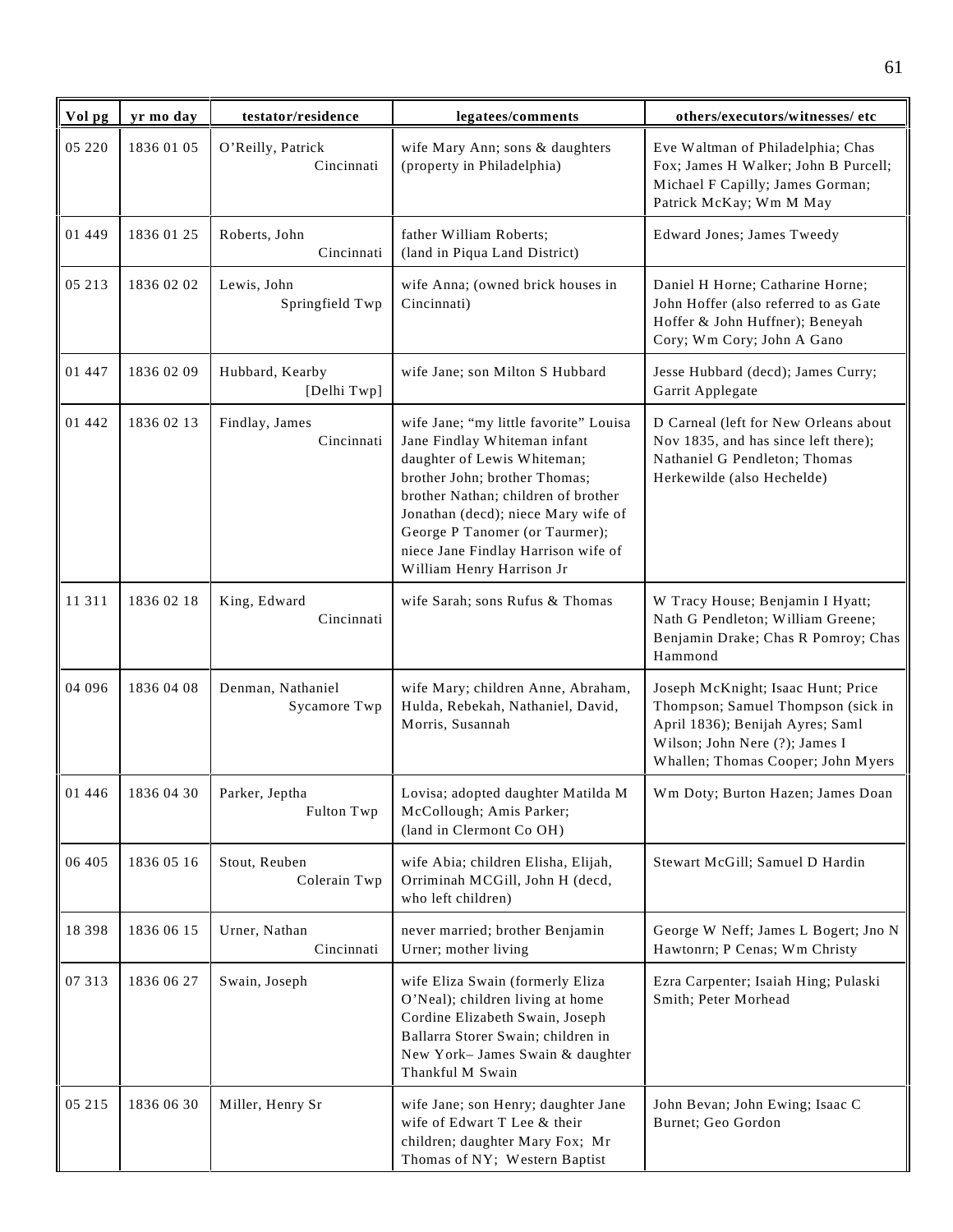| Vol pg | yr mo day | testator/residence | legatees/comments | others/executors/witnesses/ etc |
|---|---|---|---|---|
| 05 220 | 1836 01 05 | O'Reilly, Patrick Cincinnati | wife Mary Ann; sons & daughters (property in Philadelphia) | Eve Waltman of Philadelphia; Chas Fox; James H Walker; John B Purcell; Michael F Capilly; James Gorman; Patrick McKay; Wm M May |
| 01 449 | 1836 01 25 | Roberts, John Cincinnati | father William Roberts; (land in Piqua Land District) | Edward Jones; James Tweedy |
| 05 213 | 1836 02 02 | Lewis, John Springfield Twp | wife Anna; (owned brick houses in Cincinnati) | Daniel H Horne; Catharine Horne; John Hoffer (also referred to as Gate Hoffer & John Huffner); Beneyah Cory; Wm Cory; John A Gano |
| 01 447 | 1836 02 09 | Hubbard, Kearby [Delhi Twp] | wife Jane; son Milton S Hubbard | Jesse Hubbard (decd); James Curry; Garrit Applegate |
| 01 442 | 1836 02 13 | Findlay, James Cincinnati | wife Jane; "my little favorite" Louisa Jane Findlay Whiteman infant daughter of Lewis Whiteman; brother John; brother Thomas; brother Nathan; children of brother Jonathan (decd); niece Mary wife of George P Tanomer (or Taurmer); niece Jane Findlay Harrison wife of William Henry Harrison Jr | D Carneal (left for New Orleans about Nov 1835, and has since left there); Nathaniel G Pendleton; Thomas Herkewilde (also Hechelde) |
| 11 311 | 1836 02 18 | King, Edward Cincinnati | wife Sarah; sons Rufus & Thomas | W Tracy House; Benjamin I Hyatt; Nath G Pendleton; William Greene; Benjamin Drake; Chas R Pomroy; Chas Hammond |
| 04 096 | 1836 04 08 | Denman, Nathaniel Sycamore Twp | wife Mary; children Anne, Abraham, Hulda, Rebekah, Nathaniel, David, Morris, Susannah | Joseph McKnight; Isaac Hunt; Price Thompson; Samuel Thompson (sick in April 1836); Benijah Ayres; Saml Wilson; John Nere (?); James I Whallen; Thomas Cooper; John Myers |
| 01 446 | 1836 04 30 | Parker, Jeptha Fulton Twp | Lovisa; adopted daughter Matilda M McCollough; Amis Parker; (land in Clermont Co OH) | Wm Doty; Burton Hazen; James Doan |
| 06 405 | 1836 05 16 | Stout, Reuben Colerain Twp | wife Abia; children Elisha, Elijah, Orriminah MCGill, John H (decd, who left children) | Stewart McGill; Samuel D Hardin |
| 18 398 | 1836 06 15 | Urner, Nathan Cincinnati | never married; brother Benjamin Urner; mother living | George W Neff; James L Bogert; Jno N Hawtonrn; P Cenas; Wm Christy |
| 07 313 | 1836 06 27 | Swain, Joseph | wife Eliza Swain (formerly Eliza O'Neal); children living at home Cordine Elizabeth Swain, Joseph Ballarra Storer Swain; children in New York– James Swain & daughter Thankful M Swain | Ezra Carpenter; Isaiah Hing; Pulaski Smith; Peter Morhead |
| 05 215 | 1836 06 30 | Miller, Henry Sr | wife Jane; son Henry; daughter Jane wife of Edwart T Lee & their children; daughter Mary Fox; Mr Thomas of NY; Western Baptist | John Bevan; John Ewing; Isaac C Burnet; Geo Gordon |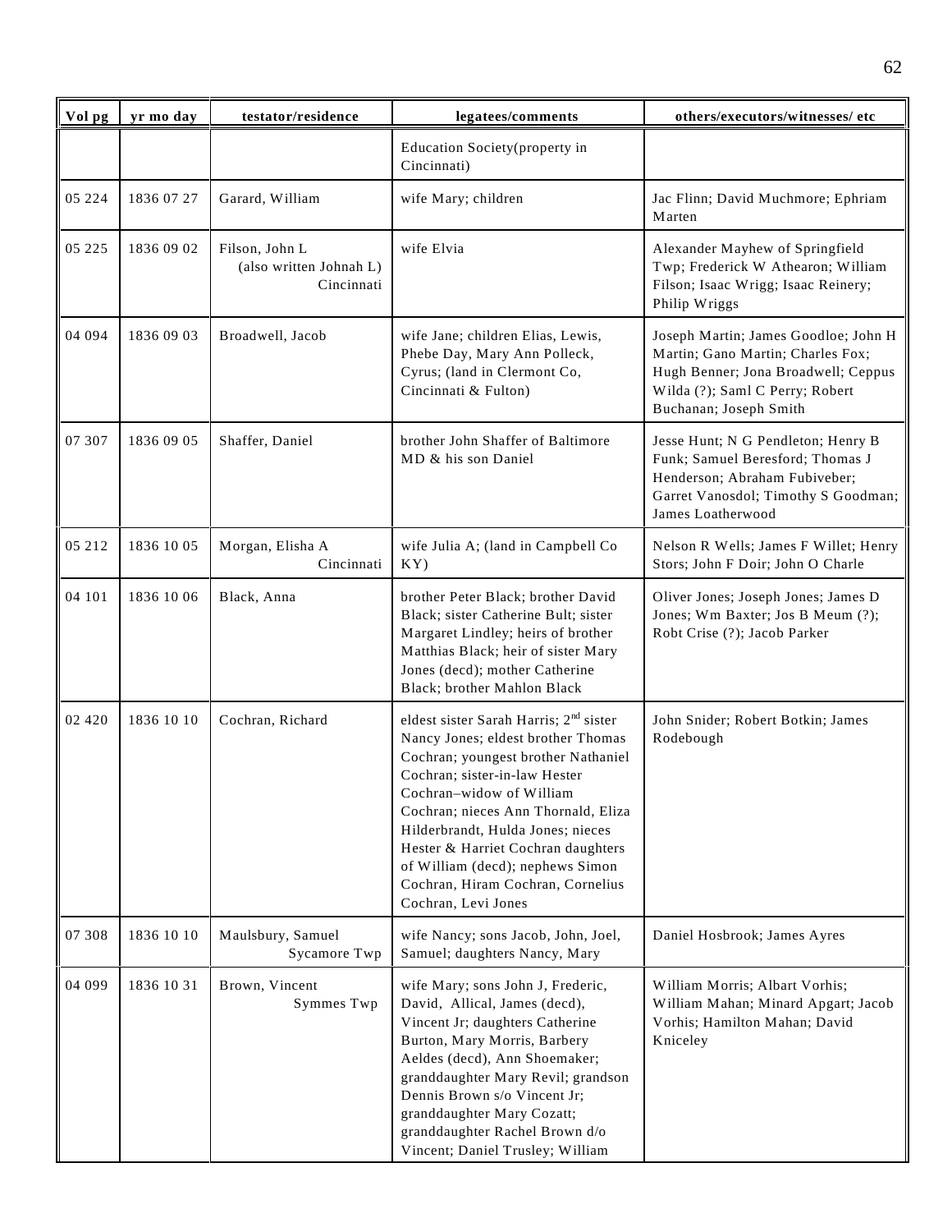| Vol pg | yr mo day | testator/residence | legatees/comments | others/executors/witnesses/ etc |
|---|---|---|---|---|
| | | | Education Society(property in Cincinnati) | |
| 05 224 | 1836 07 27 | Garard, William | wife Mary; children | Jac Flinn; David Muchmore; Ephriam Marten |
| 05 225 | 1836 09 02 | Filson, John L (also written Johnah L) Cincinnati | wife Elvia | Alexander Mayhew of Springfield Twp; Frederick W Athearon; William Filson; Isaac Wrigg; Isaac Reinery; Philip Wriggs |
| 04 094 | 1836 09 03 | Broadwell, Jacob | wife Jane; children Elias, Lewis, Phebe Day, Mary Ann Polleck, Cyrus; (land in Clermont Co, Cincinnati & Fulton) | Joseph Martin; James Goodloe; John H Martin; Gano Martin; Charles Fox; Hugh Benner; Jona Broadwell; Ceppus Wilda (?); Saml C Perry; Robert Buchanan; Joseph Smith |
| 07 307 | 1836 09 05 | Shaffer, Daniel | brother John Shaffer of Baltimore MD & his son Daniel | Jesse Hunt; N G Pendleton; Henry B Funk; Samuel Beresford; Thomas J Henderson; Abraham Fubiveber; Garret Vanosdol; Timothy S Goodman; James Loatherwood |
| 05 212 | 1836 10 05 | Morgan, Elisha A Cincinnati | wife Julia A; (land in Campbell Co KY) | Nelson R Wells; James F Willet; Henry Stors; John F Doir; John O Charle |
| 04 101 | 1836 10 06 | Black, Anna | brother Peter Black; brother David Black; sister Catherine Bult; sister Margaret Lindley; heirs of brother Matthias Black; heir of sister Mary Jones (decd); mother Catherine Black; brother Mahlon Black | Oliver Jones; Joseph Jones; James D Jones; Wm Baxter; Jos B Meum (?); Robt Crise (?); Jacob Parker |
| 02 420 | 1836 10 10 | Cochran, Richard | eldest sister Sarah Harris; 2nd sister Nancy Jones; eldest brother Thomas Cochran; youngest brother Nathaniel Cochran; sister-in-law Hester Cochran–widow of William Cochran; nieces Ann Thornald, Eliza Hilderbrandt, Hulda Jones; nieces Hester & Harriet Cochran daughters of William (decd); nephews Simon Cochran, Hiram Cochran, Cornelius Cochran, Levi Jones | John Snider; Robert Botkin; James Rodebough |
| 07 308 | 1836 10 10 | Maulsbury, Samuel Sycamore Twp | wife Nancy; sons Jacob, John, Joel, Samuel; daughters Nancy, Mary | Daniel Hosbrook; James Ayres |
| 04 099 | 1836 10 31 | Brown, Vincent Symmes Twp | wife Mary; sons John J, Frederic, David, Allical, James (decd), Vincent Jr; daughters Catherine Burton, Mary Morris, Barbery Aeldes (decd), Ann Shoemaker; granddaughter Mary Revil; grandson Dennis Brown s/o Vincent Jr; granddaughter Mary Cozatt; granddaughter Rachel Brown d/o Vincent; Daniel Trusley; William | William Morris; Albert Vorhis; William Mahan; Minard Apgart; Jacob Vorhis; Hamilton Mahan; David Kniceley |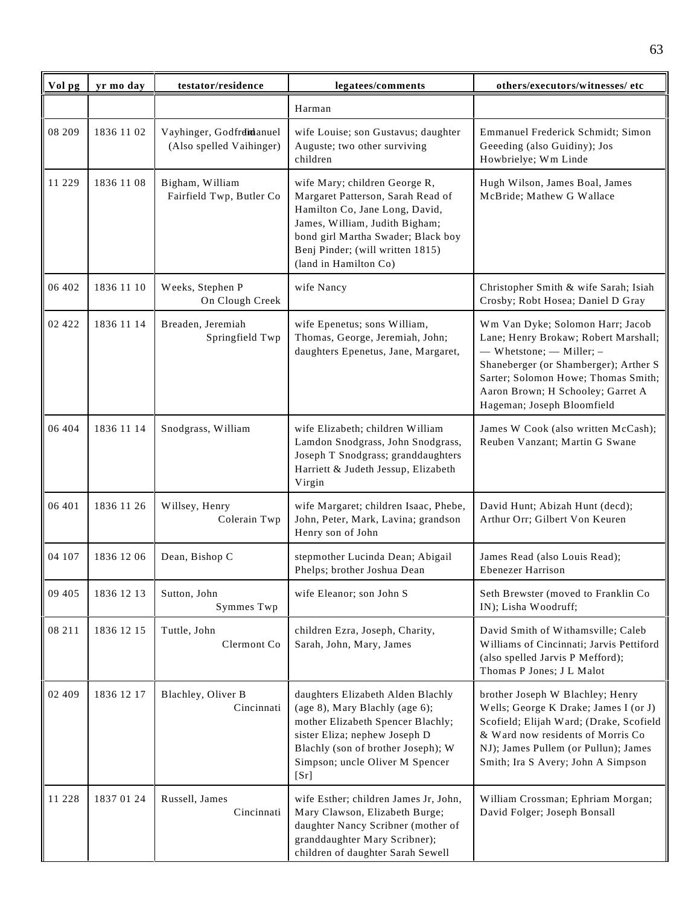| Vol pg | yr mo day | testator/residence | legatees/comments | others/executors/witnesses/ etc |
|---|---|---|---|---|
| | | | Harman | |
| 08 209 | 1836 11 02 | Vayhinger, Godfried Emanuel (Also spelled Vaihinger) | wife Louise; son Gustavus; daughter Auguste; two other surviving children | Emmanuel Frederick Schmidt; Simon Geeeding (also Guidiny); Jos Howbrielye; Wm Linde |
| 11 229 | 1836 11 08 | Bigham, William Fairfield Twp, Butler Co | wife Mary; children George R, Margaret Patterson, Sarah Read of Hamilton Co, Jane Long, David, James, William, Judith Bigham; bond girl Martha Swader; Black boy Benj Pinder; (will written 1815) (land in Hamilton Co) | Hugh Wilson, James Boal, James McBride; Mathew G Wallace |
| 06 402 | 1836 11 10 | Weeks, Stephen P On Clough Creek | wife Nancy | Christopher Smith & wife Sarah; Isiah Crosby; Robt Hosea; Daniel D Gray |
| 02 422 | 1836 11 14 | Breaden, Jeremiah Springfield Twp | wife Epenetus; sons William, Thomas, George, Jeremiah, John; daughters Epenetus, Jane, Margaret, | Wm Van Dyke; Solomon Harr; Jacob Lane; Henry Brokaw; Robert Marshall; — Whetstone; — Miller; – Shaneberger (or Shamberger); Arther S Sarter; Solomon Howe; Thomas Smith; Aaron Brown; H Schooley; Garret A Hageman; Joseph Bloomfield |
| 06 404 | 1836 11 14 | Snodgrass, William | wife Elizabeth; children William Lamdon Snodgrass, John Snodgrass, Joseph T Snodgrass; granddaughters Harriett & Judeth Jessup, Elizabeth Virgin | James W Cook (also written McCash); Reuben Vanzant; Martin G Swane |
| 06 401 | 1836 11 26 | Willsey, Henry Colerain Twp | wife Margaret; children Isaac, Phebe, John, Peter, Mark, Lavina; grandson Henry son of John | David Hunt; Abizah Hunt (decd); Arthur Orr; Gilbert Von Keuren |
| 04 107 | 1836 12 06 | Dean, Bishop C | stepmother Lucinda Dean; Abigail Phelps; brother Joshua Dean | James Read (also Louis Read); Ebenezer Harrison |
| 09 405 | 1836 12 13 | Sutton, John Symmes Twp | wife Eleanor; son John S | Seth Brewster (moved to Franklin Co IN); Lisha Woodruff; |
| 08 211 | 1836 12 15 | Tuttle, John Clermont Co | children Ezra, Joseph, Charity, Sarah, John, Mary, James | David Smith of Withamsville; Caleb Williams of Cincinnati; Jarvis Pettiford (also spelled Jarvis P Mefford); Thomas P Jones; J L Malot |
| 02 409 | 1836 12 17 | Blachley, Oliver B Cincinnati | daughters Elizabeth Alden Blachly (age 8), Mary Blachly (age 6); mother Elizabeth Spencer Blachly; sister Eliza; nephew Joseph D Blachly (son of brother Joseph); W Simpson; uncle Oliver M Spencer [Sr] | brother Joseph W Blachley; Henry Wells; George K Drake; James I (or J) Scofield; Elijah Ward; (Drake, Scofield & Ward now residents of Morris Co NJ); James Pullem (or Pullun); James Smith; Ira S Avery; John A Simpson |
| 11 228 | 1837 01 24 | Russell, James Cincinnati | wife Esther; children James Jr, John, Mary Clawson, Elizabeth Burge; daughter Nancy Scribner (mother of granddaughter Mary Scribner); children of daughter Sarah Sewell | William Crossman; Ephriam Morgan; David Folger; Joseph Bonsall |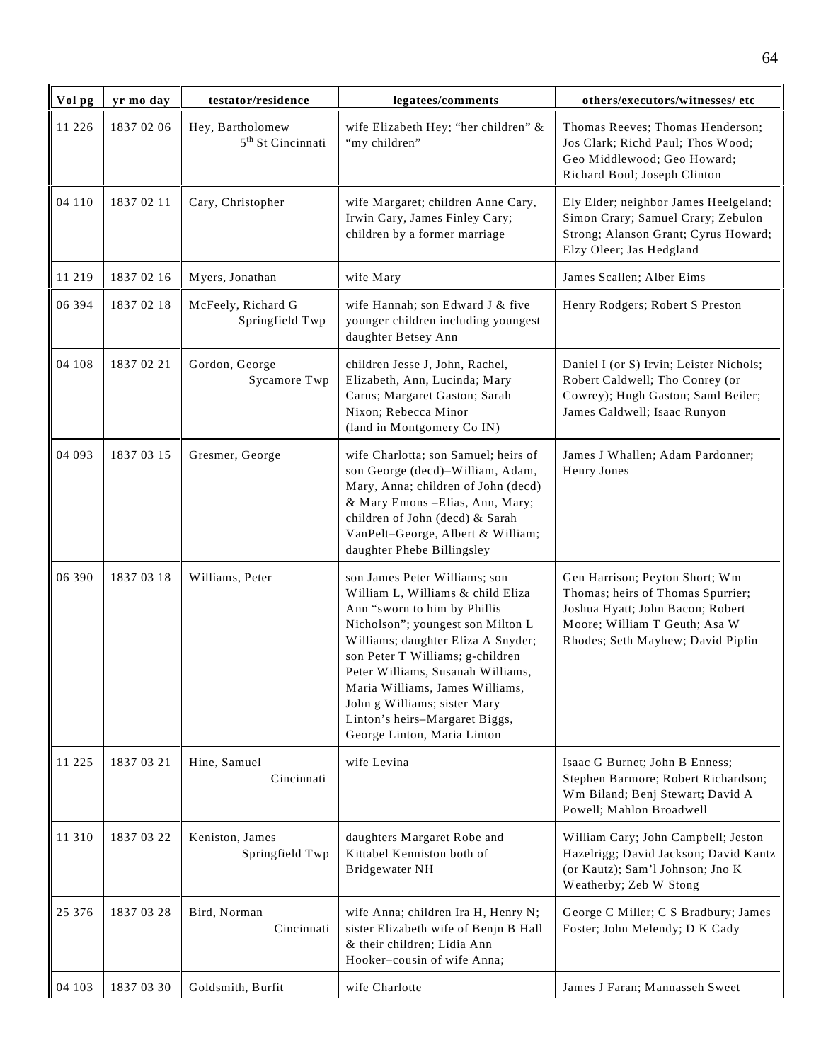| Vol pg | yr mo day | testator/residence | legatees/comments | others/executors/witnesses/ etc |
|---|---|---|---|---|
| 11 226 | 1837 02 06 | Hey, Bartholomew 5th St Cincinnati | wife Elizabeth Hey; "her children" & "my children" | Thomas Reeves; Thomas Henderson; Jos Clark; Richd Paul; Thos Wood; Geo Middlewood; Geo Howard; Richard Boul; Joseph Clinton |
| 04 110 | 1837 02 11 | Cary, Christopher | wife Margaret; children Anne Cary, Irwin Cary, James Finley Cary; children by a former marriage | Ely Elder; neighbor James Heelgeland; Simon Crary; Samuel Crary; Zebulon Strong; Alanson Grant; Cyrus Howard; Elzy Oleer; Jas Hedgland |
| 11 219 | 1837 02 16 | Myers, Jonathan | wife Mary | James Scallen; Alber Eims |
| 06 394 | 1837 02 18 | McFeely, Richard G Springfield Twp | wife Hannah; son Edward J & five younger children including youngest daughter Betsey Ann | Henry Rodgers; Robert S Preston |
| 04 108 | 1837 02 21 | Gordon, George Sycamore Twp | children Jesse J, John, Rachel, Elizabeth, Ann, Lucinda; Mary Carus; Margaret Gaston; Sarah Nixon; Rebecca Minor (land in Montgomery Co IN) | Daniel I (or S) Irvin; Leister Nichols; Robert Caldwell; Tho Conrey (or Cowrey); Hugh Gaston; Saml Beiler; James Caldwell; Isaac Runyon |
| 04 093 | 1837 03 15 | Gresmer, George | wife Charlotta; son Samuel; heirs of son George (decd)–William, Adam, Mary, Anna; children of John (decd) & Mary Emons –Elias, Ann, Mary; children of John (decd) & Sarah VanPelt–George, Albert & William; daughter Phebe Billingsley | James J Whallen; Adam Pardonner; Henry Jones |
| 06 390 | 1837 03 18 | Williams, Peter | son James Peter Williams; son William L, Williams & child Eliza Ann "sworn to him by Phillis Nicholson"; youngest son Milton L Williams; daughter Eliza A Snyder; son Peter T Williams; g-children Peter Williams, Susanah Williams, Maria Williams, James Williams, John g Williams; sister Mary Linton's heirs–Margaret Biggs, George Linton, Maria Linton | Gen Harrison; Peyton Short; Wm Thomas; heirs of Thomas Spurrier; Joshua Hyatt; John Bacon; Robert Moore; William T Geuth; Asa W Rhodes; Seth Mayhew; David Piplin |
| 11 225 | 1837 03 21 | Hine, Samuel Cincinnati | wife Levina | Isaac G Burnet; John B Enness; Stephen Barmore; Robert Richardson; Wm Biland; Benj Stewart; David A Powell; Mahlon Broadwell |
| 11 310 | 1837 03 22 | Keniston, James Springfield Twp | daughters Margaret Robe and Kittabel Kenniston both of Bridgewater NH | William Cary; John Campbell; Jeston Hazelrigg; David Jackson; David Kantz (or Kautz); Sam'l Johnson; Jno K Weatherby; Zeb W Stong |
| 25 376 | 1837 03 28 | Bird, Norman Cincinnati | wife Anna; children Ira H, Henry N; sister Elizabeth wife of Benjn B Hall & their children; Lidia Ann Hooker–cousin of wife Anna; | George C Miller; C S Bradbury; James Foster; John Melendy; D K Cady |
| 04 103 | 1837 03 30 | Goldsmith, Burfit | wife Charlotte | James J Faran; Mannasseh Sweet |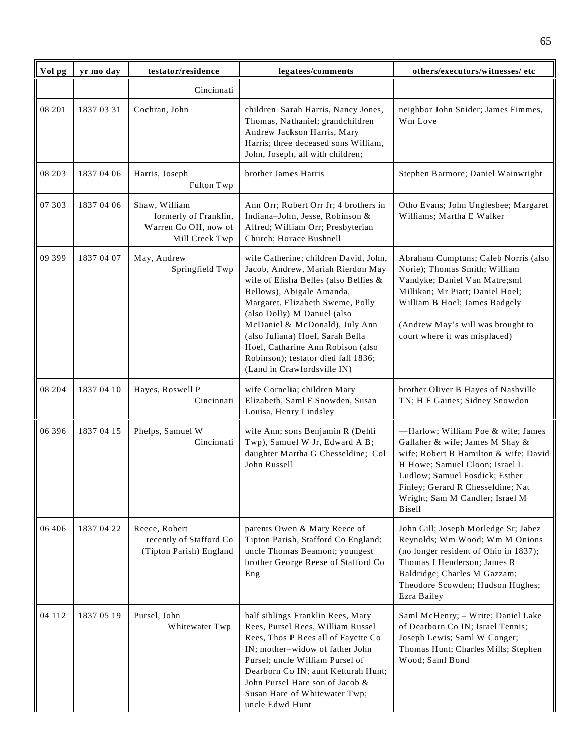| Vol pg | yr mo day | testator/residence | legatees/comments | others/executors/witnesses/ etc |
|---|---|---|---|---|
| | | Cincinnati | | |
| 08 201 | 1837 03 31 | Cochran, John | children Sarah Harris, Nancy Jones, Thomas, Nathaniel; grandchildren Andrew Jackson Harris, Mary Harris; three deceased sons William, John, Joseph, all with children; | neighbor John Snider; James Fimmes, Wm Love |
| 08 203 | 1837 04 06 | Harris, Joseph Fulton Twp | brother James Harris | Stephen Barmore; Daniel Wainwright |
| 07 303 | 1837 04 06 | Shaw, William formerly of Franklin, Warren Co OH, now of Mill Creek Twp | Ann Orr; Robert Orr Jr; 4 brothers in Indiana–John, Jesse, Robinson & Alfred; William Orr; Presbyterian Church; Horace Bushnell | Otho Evans; John Unglesbee; Margaret Williams; Martha E Walker |
| 09 399 | 1837 04 07 | May, Andrew Springfield Twp | wife Catherine; children David, John, Jacob, Andrew, Mariah Rierdon May wife of Elisha Belles (also Bellies & Bellows), Abigale Amanda, Margaret, Elizabeth Sweme, Polly (also Dolly) M Danuel (also McDaniel & McDonald), July Ann (also Juliana) Hoel, Sarah Bella Hoel, Catharine Ann Robison (also Robinson); testator died fall 1836; (Land in Crawfordsville IN) | Abraham Cumptuns; Caleb Norris (also Norie); Thomas Smith; William Vandyke; Daniel Van Matre;sml Millikan; Mr Piatt; Daniel Hoel; William B Hoel; James Badgely<br><br>(Andrew May's will was brought to court where it was misplaced) |
| 08 204 | 1837 04 10 | Hayes, Roswell P Cincinnati | wife Cornelia; children Mary Elizabeth, Saml F Snowden, Susan Louisa, Henry Lindsley | brother Oliver B Hayes of Nashville TN; H F Gaines; Sidney Snowdon |
| 06 396 | 1837 04 15 | Phelps, Samuel W Cincinnati | wife Ann; sons Benjamin R (Dehli Twp), Samuel W Jr, Edward A B; daughter Martha G Chesseldine; Col John Russell | —Harlow; William Poe & wife; James Gallaher & wife; James M Shay & wife; Robert B Hamilton & wife; David H Howe; Samuel Cloon; Israel L Ludlow; Samuel Fosdick; Esther Finley; Gerard R Chesseldine; Nat Wright; Sam M Candler; Israel M Bisell |
| 06 406 | 1837 04 22 | Reece, Robert recently of Stafford Co (Tipton Parish) England | parents Owen & Mary Reece of Tipton Parish, Stafford Co England; uncle Thomas Beamont; youngest brother George Reese of Stafford Co Eng | John Gill; Joseph Morledge Sr; Jabez Reynolds; Wm Wood; Wm M Onions (no longer resident of Ohio in 1837); Thomas J Henderson; James R Baldridge; Charles M Gazzam; Theodore Scowden; Hudson Hughes; Ezra Bailey |
| 04 112 | 1837 05 19 | Pursel, John Whitewater Twp | half siblings Franklin Rees, Mary Rees, Pursel Rees, William Russel Rees, Thos P Rees all of Fayette Co IN; mother–widow of father John Pursel; uncle William Pursel of Dearborn Co IN; aunt Ketturah Hunt; John Pursel Hare son of Jacob & Susan Hare of Whitewater Twp; uncle Edwd Hunt | Saml McHenry; – Write; Daniel Lake of Dearborn Co IN; Israel Tennis; Joseph Lewis; Saml W Conger; Thomas Hunt; Charles Mills; Stephen Wood; Saml Bond |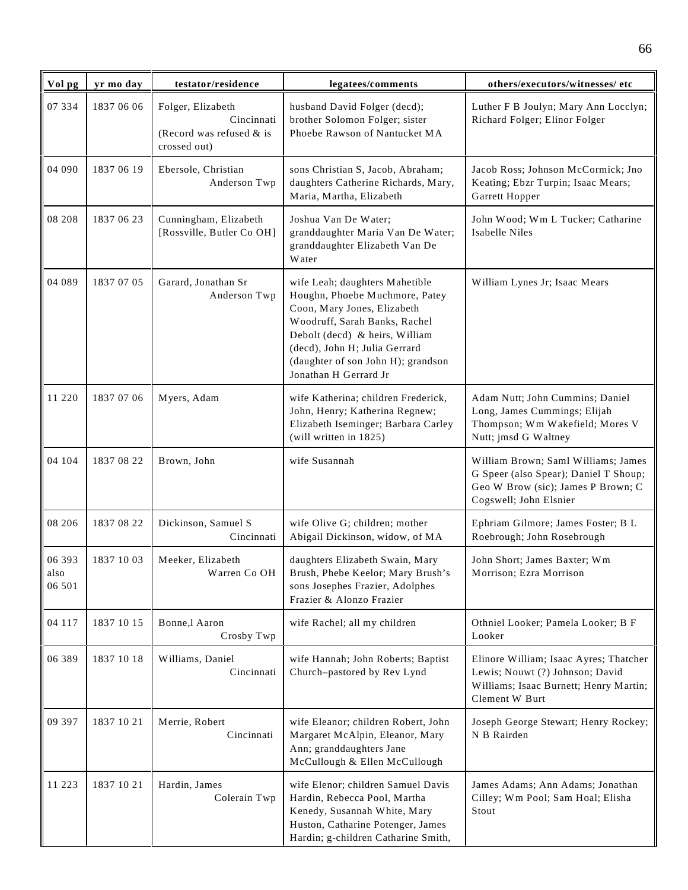| Vol pg | yr mo day | testator/residence | legatees/comments | others/executors/witnesses/ etc |
|---|---|---|---|---|
| 07 334 | 1837 06 06 | Folger, Elizabeth Cincinnati (Record was refused & is crossed out) | husband David Folger (decd); brother Solomon Folger; sister Phoebe Rawson of Nantucket MA | Luther F B Joulyn; Mary Ann Locclyn; Richard Folger; Elinor Folger |
| 04 090 | 1837 06 19 | Ebersole, Christian Anderson Twp | sons Christian S, Jacob, Abraham; daughters Catherine Richards, Mary, Maria, Martha, Elizabeth | Jacob Ross; Johnson McCormick; Jno Keating; Ebzr Turpin; Isaac Mears; Garrett Hopper |
| 08 208 | 1837 06 23 | Cunningham, Elizabeth [Rossville, Butler Co OH] | Joshua Van De Water; granddaughter Maria Van De Water; granddaughter Elizabeth Van De Water | John Wood; Wm L Tucker; Catharine Isabelle Niles |
| 04 089 | 1837 07 05 | Garard, Jonathan Sr Anderson Twp | wife Leah; daughters Mahetible Houghn, Phoebe Muchmore, Patey Coon, Mary Jones, Elizabeth Woodruff, Sarah Banks, Rachel Debolt (decd) & heirs, William (decd), John H; Julia Gerrard (daughter of son John H); grandson Jonathan H Gerrard Jr | William Lynes Jr; Isaac Mears |
| 11 220 | 1837 07 06 | Myers, Adam | wife Katherina; children Frederick, John, Henry; Katherina Regnew; Elizabeth Iseminger; Barbara Carley (will written in 1825) | Adam Nutt; John Cummins; Daniel Long, James Cummings; Elijah Thompson; Wm Wakefield; Mores V Nutt; jmsd G Waltney |
| 04 104 | 1837 08 22 | Brown, John | wife Susannah | William Brown; Saml Williams; James G Speer (also Spear); Daniel T Shoup; Geo W Brow (sic); James P Brown; C Cogswell; John Elsnier |
| 08 206 | 1837 08 22 | Dickinson, Samuel S Cincinnati | wife Olive G; children; mother Abigail Dickinson, widow, of MA | Ephriam Gilmore; James Foster; B L Roebrough; John Rosebrough |
| 06 393 also 06 501 | 1837 10 03 | Meeker, Elizabeth Warren Co OH | daughters Elizabeth Swain, Mary Brush, Phebe Keelor; Mary Brush's sons Josephes Frazier, Adolphes Frazier & Alonzo Frazier | John Short; James Baxter; Wm Morrison; Ezra Morrison |
| 04 117 | 1837 10 15 | Bonne,l Aaron Crosby Twp | wife Rachel; all my children | Othniel Looker; Pamela Looker; B F Looker |
| 06 389 | 1837 10 18 | Williams, Daniel Cincinnati | wife Hannah; John Roberts; Baptist Church–pastored by Rev Lynd | Elinore William; Isaac Ayres; Thatcher Lewis; Nouwt (?) Johnson; David Williams; Isaac Burnett; Henry Martin; Clement W Burt |
| 09 397 | 1837 10 21 | Merrie, Robert Cincinnati | wife Eleanor; children Robert, John Margaret McAlpin, Eleanor, Mary Ann; granddaughters Jane McCullough & Ellen McCullough | Joseph George Stewart; Henry Rockey; N B Rairden |
| 11 223 | 1837 10 21 | Hardin, James Colerain Twp | wife Elenor; children Samuel Davis Hardin, Rebecca Pool, Martha Kenedy, Susannah White, Mary Huston, Catharine Potenger, James Hardin; g-children Catharine Smith, | James Adams; Ann Adams; Jonathan Cilley; Wm Pool; Sam Hoal; Elisha Stout |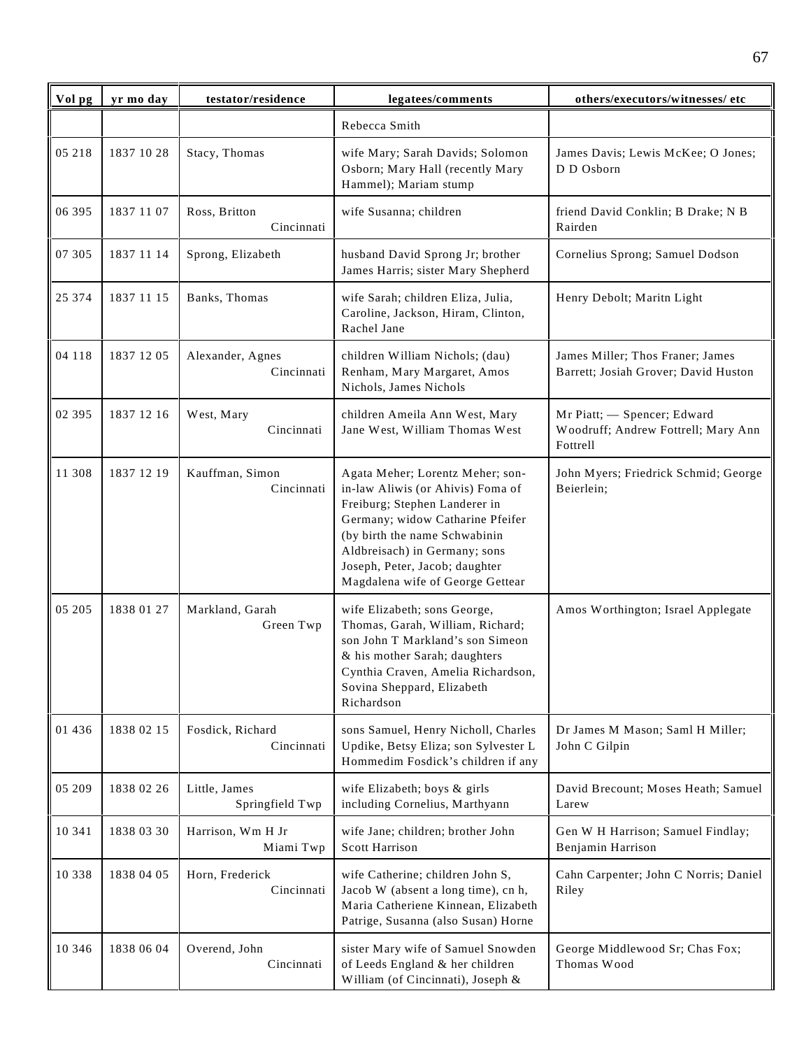| Vol pg | yr mo day | testator/residence | legatees/comments | others/executors/witnesses/ etc |
|---|---|---|---|---|
| | | | Rebecca Smith | |
| 05 218 | 1837 10 28 | Stacy, Thomas | wife Mary; Sarah Davids; Solomon Osborn; Mary Hall (recently Mary Hammel); Mariam stump | James Davis; Lewis McKee; O Jones; D D Osborn |
| 06 395 | 1837 11 07 | Ross, Britton Cincinnati | wife Susanna; children | friend David Conklin; B Drake; N B Rairden |
| 07 305 | 1837 11 14 | Sprong, Elizabeth | husband David Sprong Jr; brother James Harris; sister Mary Shepherd | Cornelius Sprong; Samuel Dodson |
| 25 374 | 1837 11 15 | Banks, Thomas | wife Sarah; children Eliza, Julia, Caroline, Jackson, Hiram, Clinton, Rachel Jane | Henry Debolt; Maritn Light |
| 04 118 | 1837 12 05 | Alexander, Agnes Cincinnati | children William Nichols; (dau) Renham, Mary Margaret, Amos Nichols, James Nichols | James Miller; Thos Franer; James Barrett; Josiah Grover; David Huston |
| 02 395 | 1837 12 16 | West, Mary Cincinnati | children Ameila Ann West, Mary Jane West, William Thomas West | Mr Piatt; — Spencer; Edward Woodruff; Andrew Fottrell; Mary Ann Fottrell |
| 11 308 | 1837 12 19 | Kauffman, Simon Cincinnati | Agata Meher; Lorentz Meher; son-in-law Aliwis (or Ahivis) Foma of Freiburg; Stephen Landerer in Germany; widow Catharine Pfeifer (by birth the name Schwabinin Aldbreisach) in Germany; sons Joseph, Peter, Jacob; daughter Magdalena wife of George Gettear | John Myers; Friedrick Schmid; George Beierlein; |
| 05 205 | 1838 01 27 | Markland, Garah Green Twp | wife Elizabeth; sons George, Thomas, Garah, William, Richard; son John T Markland's son Simeon & his mother Sarah; daughters Cynthia Craven, Amelia Richardson, Sovina Sheppard, Elizabeth Richardson | Amos Worthington; Israel Applegate |
| 01 436 | 1838 02 15 | Fosdick, Richard Cincinnati | sons Samuel, Henry Nicholl, Charles Updike, Betsy Eliza; son Sylvester L Hommedim Fosdick's children if any | Dr James M Mason; Saml H Miller; John C Gilpin |
| 05 209 | 1838 02 26 | Little, James Springfield Twp | wife Elizabeth; boys & girls including Cornelius, Marthyann | David Brecount; Moses Heath; Samuel Larew |
| 10 341 | 1838 03 30 | Harrison, Wm H Jr Miami Twp | wife Jane; children; brother John Scott Harrison | Gen W H Harrison; Samuel Findlay; Benjamin Harrison |
| 10 338 | 1838 04 05 | Horn, Frederick Cincinnati | wife Catherine; children John S, Jacob W (absent a long time), cn h, Maria Catheriene Kinnean, Elizabeth Patrige, Susanna (also Susan) Horne | Cahn Carpenter; John C Norris; Daniel Riley |
| 10 346 | 1838 06 04 | Overend, John Cincinnati | sister Mary wife of Samuel Snowden of Leeds England & her children William (of Cincinnati), Joseph & | George Middlewood Sr; Chas Fox; Thomas Wood |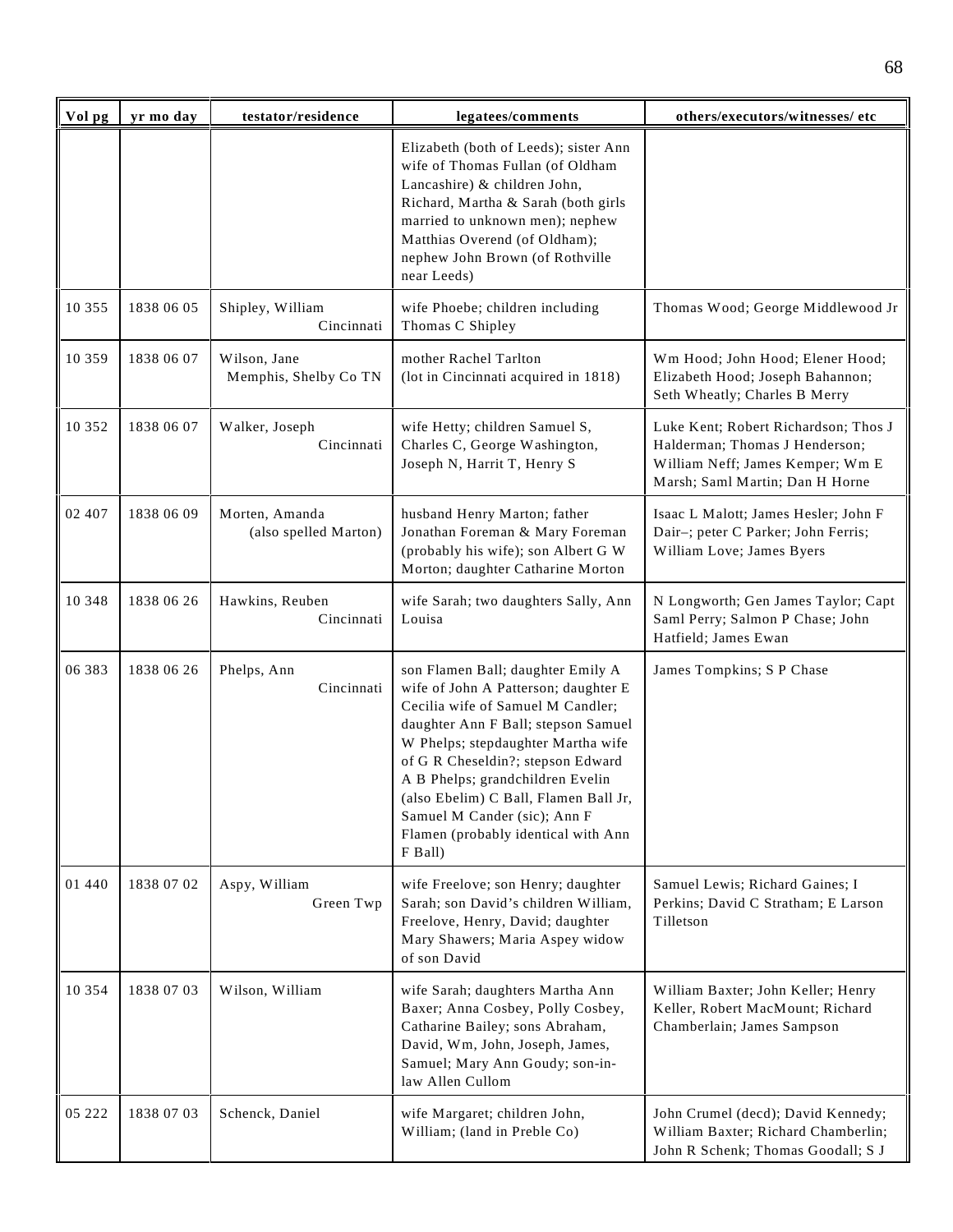| Vol pg | yr mo day | testator/residence | legatees/comments | others/executors/witnesses/ etc |
|---|---|---|---|---|
| | | | Elizabeth (both of Leeds); sister Ann wife of Thomas Fullan (of Oldham Lancashire) & children John, Richard, Martha & Sarah (both girls married to unknown men); nephew Matthias Overend (of Oldham); nephew John Brown (of Rothville near Leeds) | |
| 10 355 | 1838 06 05 | Shipley, William Cincinnati | wife Phoebe; children including Thomas C Shipley | Thomas Wood; George Middlewood Jr |
| 10 359 | 1838 06 07 | Wilson, Jane Memphis, Shelby Co TN | mother Rachel Tarlton (lot in Cincinnati acquired in 1818) | Wm Hood; John Hood; Elener Hood; Elizabeth Hood; Joseph Bahannon; Seth Wheatly; Charles B Merry |
| 10 352 | 1838 06 07 | Walker, Joseph Cincinnati | wife Hetty; children Samuel S, Charles C, George Washington, Joseph N, Harrit T, Henry S | Luke Kent; Robert Richardson; Thos J Halderman; Thomas J Henderson; William Neff; James Kemper; Wm E Marsh; Saml Martin; Dan H Horne |
| 02 407 | 1838 06 09 | Morten, Amanda (also spelled Marton) | husband Henry Marton; father Jonathan Foreman & Mary Foreman (probably his wife); son Albert G W Morton; daughter Catharine Morton | Isaac L Malott; James Hesler; John F Dair–; peter C Parker; John Ferris; William Love; James Byers |
| 10 348 | 1838 06 26 | Hawkins, Reuben Cincinnati | wife Sarah; two daughters Sally, Ann Louisa | N Longworth; Gen James Taylor; Capt Saml Perry; Salmon P Chase; John Hatfield; James Ewan |
| 06 383 | 1838 06 26 | Phelps, Ann Cincinnati | son Flamen Ball; daughter Emily A wife of John A Patterson; daughter E Cecilia wife of Samuel M Candler; daughter Ann F Ball; stepson Samuel W Phelps; stepdaughter Martha wife of G R Cheseldin?; stepson Edward A B Phelps; grandchildren Evelin (also Ebelim) C Ball, Flamen Ball Jr, Samuel M Cander (sic); Ann F Flamen (probably identical with Ann F Ball) | James Tompkins; S P Chase |
| 01 440 | 1838 07 02 | Aspy, William Green Twp | wife Freelove; son Henry; daughter Sarah; son David's children William, Freelove, Henry, David; daughter Mary Shawers; Maria Aspey widow of son David | Samuel Lewis; Richard Gaines; I Perkins; David C Stratham; E Larson Tilletson |
| 10 354 | 1838 07 03 | Wilson, William | wife Sarah; daughters Martha Ann Baxer; Anna Cosbey, Polly Cosbey, Catharine Bailey; sons Abraham, David, Wm, John, Joseph, James, Samuel; Mary Ann Goudy; son-in-law Allen Cullom | William Baxter; John Keller; Henry Keller, Robert MacMount; Richard Chamberlain; James Sampson |
| 05 222 | 1838 07 03 | Schenck, Daniel | wife Margaret; children John, William; (land in Preble Co) | John Crumel (decd); David Kennedy; William Baxter; Richard Chamberlin; John R Schenk; Thomas Goodall; S J |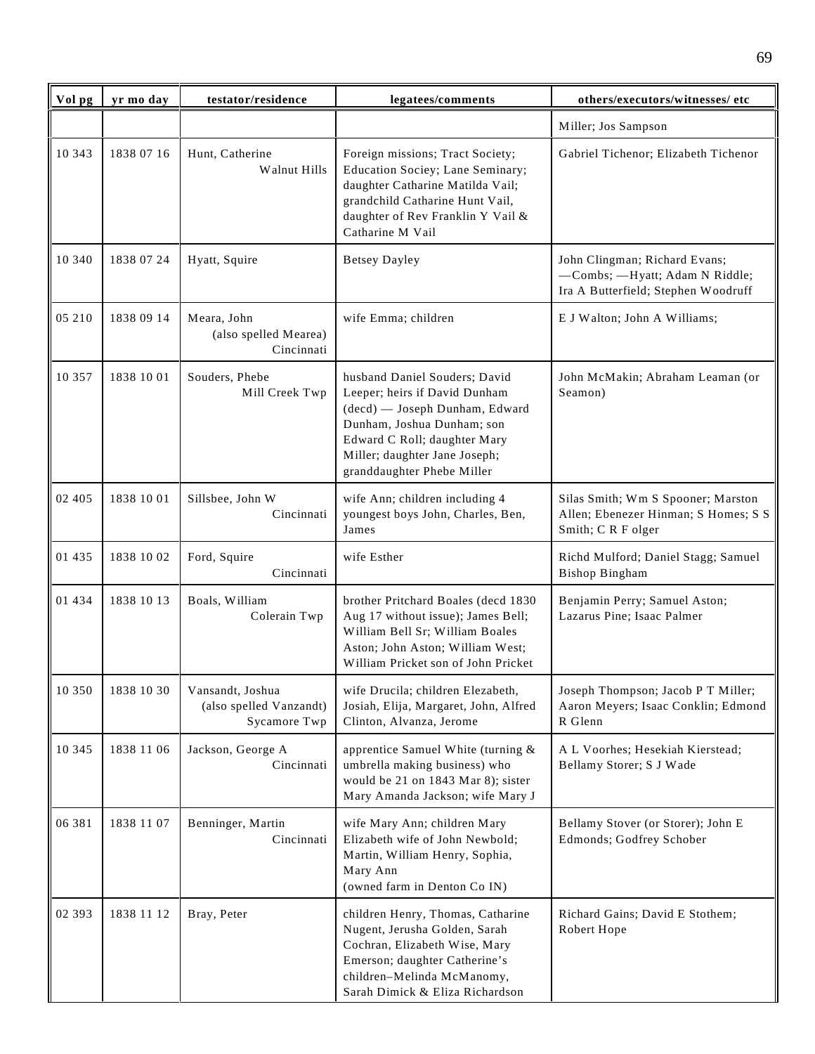| Vol pg | yr mo day | testator/residence | legatees/comments | others/executors/witnesses/ etc |
|---|---|---|---|---|
| | | | | Miller; Jos Sampson |
| 10 343 | 1838 07 16 | Hunt, Catherine Walnut Hills | Foreign missions; Tract Society; Education Sociey; Lane Seminary; daughter Catharine Matilda Vail; grandchild Catharine Hunt Vail, daughter of Rev Franklin Y Vail & Catharine M Vail | Gabriel Tichenor; Elizabeth Tichenor |
| 10 340 | 1838 07 24 | Hyatt, Squire | Betsey Dayley | John Clingman; Richard Evans; —Combs; —Hyatt; Adam N Riddle; Ira A Butterfield; Stephen Woodruff |
| 05 210 | 1838 09 14 | Meara, John (also spelled Mearea) Cincinnati | wife Emma; children | E J Walton; John A Williams; |
| 10 357 | 1838 10 01 | Souders, Phebe Mill Creek Twp | husband Daniel Souders; David Leeper; heirs if David Dunham (decd) — Joseph Dunham, Edward Dunham, Joshua Dunham; son Edward C Roll; daughter Mary Miller; daughter Jane Joseph; granddaughter Phebe Miller | John McMakin; Abraham Leaman (or Seamon) |
| 02 405 | 1838 10 01 | Sillsbee, John W Cincinnati | wife Ann; children including 4 youngest boys John, Charles, Ben, James | Silas Smith; Wm S Spooner; Marston Allen; Ebenezer Hinman; S Homes; S S Smith; C R F olger |
| 01 435 | 1838 10 02 | Ford, Squire Cincinnati | wife Esther | Richd Mulford; Daniel Stagg; Samuel Bishop Bingham |
| 01 434 | 1838 10 13 | Boals, William Colerain Twp | brother Pritchard Boales (decd 1830 Aug 17 without issue); James Bell; William Bell Sr; William Boales Aston; John Aston; William West; William Pricket son of John Pricket | Benjamin Perry; Samuel Aston; Lazarus Pine; Isaac Palmer |
| 10 350 | 1838 10 30 | Vansandt, Joshua (also spelled Vanzandt) Sycamore Twp | wife Drucila; children Elezabeth, Josiah, Elija, Margaret, John, Alfred Clinton, Alvanza, Jerome | Joseph Thompson; Jacob P T Miller; Aaron Meyers; Isaac Conklin; Edmond R Glenn |
| 10 345 | 1838 11 06 | Jackson, George A Cincinnati | apprentice Samuel White (turning & umbrella making business) who would be 21 on 1843 Mar 8); sister Mary Amanda Jackson; wife Mary J | A L Voorhes; Hesekiah Kierstead; Bellamy Storer; S J Wade |
| 06 381 | 1838 11 07 | Benninger, Martin Cincinnati | wife Mary Ann; children Mary Elizabeth wife of John Newbold; Martin, William Henry, Sophia, Mary Ann (owned farm in Denton Co IN) | Bellamy Stover (or Storer); John E Edmonds; Godfrey Schober |
| 02 393 | 1838 11 12 | Bray, Peter | children Henry, Thomas, Catharine Nugent, Jerusha Golden, Sarah Cochran, Elizabeth Wise, Mary Emerson; daughter Catherine's children–Melinda McManomy, Sarah Dimick & Eliza Richardson | Richard Gains; David E Stothem; Robert Hope |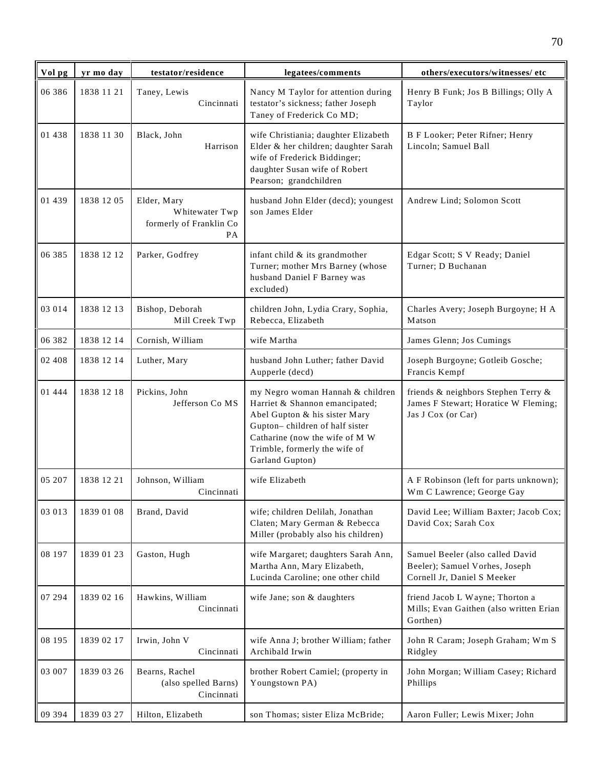| Vol pg | yr mo day | testator/residence | legatees/comments | others/executors/witnesses/ etc |
|---|---|---|---|---|
| 06 386 | 1838 11 21 | Taney, Lewis Cincinnati | Nancy M Taylor for attention during testator's sickness; father Joseph Taney of Frederick Co MD; | Henry B Funk; Jos B Billings; Olly A Taylor |
| 01 438 | 1838 11 30 | Black, John Harrison | wife Christiania; daughter Elizabeth Elder & her children; daughter Sarah wife of Frederick Biddinger; daughter Susan wife of Robert Pearson; grandchildren | B F Looker; Peter Rifner; Henry Lincoln; Samuel Ball |
| 01 439 | 1838 12 05 | Elder, Mary Whitewater Twp formerly of Franklin Co PA | husband John Elder (decd); youngest son James Elder | Andrew Lind; Solomon Scott |
| 06 385 | 1838 12 12 | Parker, Godfrey | infant child & its grandmother Turner; mother Mrs Barney (whose husband Daniel F Barney was excluded) | Edgar Scott; S V Ready; Daniel Turner; D Buchanan |
| 03 014 | 1838 12 13 | Bishop, Deborah Mill Creek Twp | children John, Lydia Crary, Sophia, Rebecca, Elizabeth | Charles Avery; Joseph Burgoyne; H A Matson |
| 06 382 | 1838 12 14 | Cornish, William | wife Martha | James Glenn; Jos Cumings |
| 02 408 | 1838 12 14 | Luther, Mary | husband John Luther; father David Aupperle (decd) | Joseph Burgoyne; Gotleib Gosche; Francis Kempf |
| 01 444 | 1838 12 18 | Pickins, John Jefferson Co MS | my Negro woman Hannah & children Harriet & Shannon emancipated; Abel Gupton & his sister Mary Gupton– children of half sister Catharine (now the wife of M W Trimble, formerly the wife of Garland Gupton) | friends & neighbors Stephen Terry & James F Stewart; Horatice W Fleming; Jas J Cox (or Car) |
| 05 207 | 1838 12 21 | Johnson, William Cincinnati | wife Elizabeth | A F Robinson (left for parts unknown); Wm C Lawrence; George Gay |
| 03 013 | 1839 01 08 | Brand, David | wife; children Delilah, Jonathan Claten; Mary German & Rebecca Miller (probably also his children) | David Lee; William Baxter; Jacob Cox; David Cox; Sarah Cox |
| 08 197 | 1839 01 23 | Gaston, Hugh | wife Margaret; daughters Sarah Ann, Martha Ann, Mary Elizabeth, Lucinda Caroline; one other child | Samuel Beeler (also called David Beeler); Samuel Vorhes, Joseph Cornell Jr, Daniel S Meeker |
| 07 294 | 1839 02 16 | Hawkins, William Cincinnati | wife Jane; son & daughters | friend Jacob L Wayne; Thorton a Mills; Evan Gaithen (also written Erian Gorthen) |
| 08 195 | 1839 02 17 | Irwin, John V Cincinnati | wife Anna J; brother William; father Archibald Irwin | John R Caram; Joseph Graham; Wm S Ridgley |
| 03 007 | 1839 03 26 | Bearns, Rachel (also spelled Barns) Cincinnati | brother Robert Camiel; (property in Youngstown PA) | John Morgan; William Casey; Richard Phillips |
| 09 394 | 1839 03 27 | Hilton, Elizabeth | son Thomas; sister Eliza McBride; | Aaron Fuller; Lewis Mixer; John |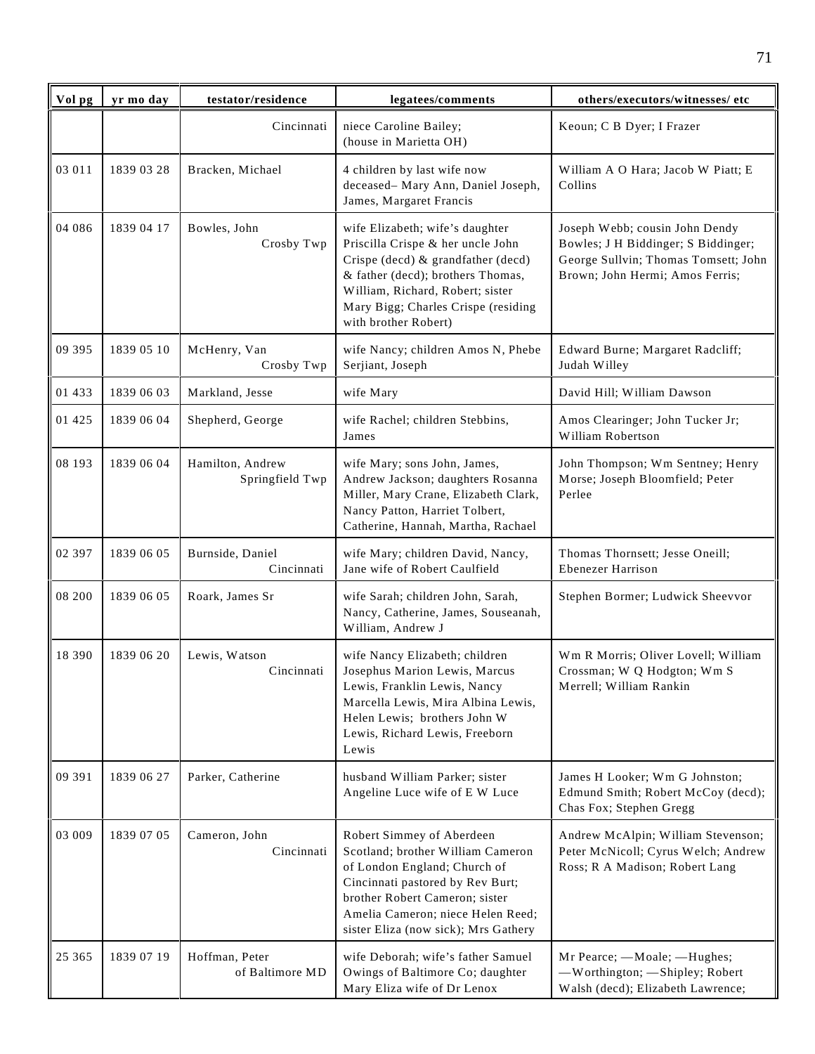| Vol pg | yr mo day | testator/residence | legatees/comments | others/executors/witnesses/ etc |
|---|---|---|---|---|
| | | Cincinnati | niece Caroline Bailey; (house in Marietta OH) | Keoun; C B Dyer; I Frazer |
| 03 011 | 1839 03 28 | Bracken, Michael | 4 children by last wife now deceased– Mary Ann, Daniel Joseph, James, Margaret Francis | William A O Hara; Jacob W Piatt; E Collins |
| 04 086 | 1839 04 17 | Bowles, John Crosby Twp | wife Elizabeth; wife's daughter Priscilla Crispe & her uncle John Crispe (decd) & grandfather (decd) & father (decd); brothers Thomas, William, Richard, Robert; sister Mary Bigg; Charles Crispe (residing with brother Robert) | Joseph Webb; cousin John Dendy Bowles; J H Biddinger; S Biddinger; George Sullvin; Thomas Tomsett; John Brown; John Hermi; Amos Ferris; |
| 09 395 | 1839 05 10 | McHenry, Van Crosby Twp | wife Nancy; children Amos N, Phebe Serjiant, Joseph | Edward Burne; Margaret Radcliff; Judah Willey |
| 01 433 | 1839 06 03 | Markland, Jesse | wife Mary | David Hill; William Dawson |
| 01 425 | 1839 06 04 | Shepherd, George | wife Rachel; children Stebbins, James | Amos Clearinger; John Tucker Jr; William Robertson |
| 08 193 | 1839 06 04 | Hamilton, Andrew Springfield Twp | wife Mary; sons John, James, Andrew Jackson; daughters Rosanna Miller, Mary Crane, Elizabeth Clark, Nancy Patton, Harriet Tolbert, Catherine, Hannah, Martha, Rachael | John Thompson; Wm Sentney; Henry Morse; Joseph Bloomfield; Peter Perlee |
| 02 397 | 1839 06 05 | Burnside, Daniel Cincinnati | wife Mary; children David, Nancy, Jane wife of Robert Caulfield | Thomas Thornsett; Jesse Oneill; Ebenezer Harrison |
| 08 200 | 1839 06 05 | Roark, James Sr | wife Sarah; children John, Sarah, Nancy, Catherine, James, Souseanah, William, Andrew J | Stephen Bormer; Ludwick Sheevvor |
| 18 390 | 1839 06 20 | Lewis, Watson Cincinnati | wife Nancy Elizabeth; children Josephus Marion Lewis, Marcus Lewis, Franklin Lewis, Nancy Marcella Lewis, Mira Albina Lewis, Helen Lewis; brothers John W Lewis, Richard Lewis, Freeborn Lewis | Wm R Morris; Oliver Lovell; William Crossman; W Q Hodgton; Wm S Merrell; William Rankin |
| 09 391 | 1839 06 27 | Parker, Catherine | husband William Parker; sister Angeline Luce wife of E W Luce | James H Looker; Wm G Johnston; Edmund Smith; Robert McCoy (decd); Chas Fox; Stephen Gregg |
| 03 009 | 1839 07 05 | Cameron, John Cincinnati | Robert Simmey of Aberdeen Scotland; brother William Cameron of London England; Church of Cincinnati pastored by Rev Burt; brother Robert Cameron; sister Amelia Cameron; niece Helen Reed; sister Eliza (now sick); Mrs Gathery | Andrew McAlpin; William Stevenson; Peter McNicoll; Cyrus Welch; Andrew Ross; R A Madison; Robert Lang |
| 25 365 | 1839 07 19 | Hoffman, Peter of Baltimore MD | wife Deborah; wife's father Samuel Owings of Baltimore Co; daughter Mary Eliza wife of Dr Lenox | Mr Pearce; —Moale; —Hughes; —Worthington; —Shipley; Robert Walsh (decd); Elizabeth Lawrence; |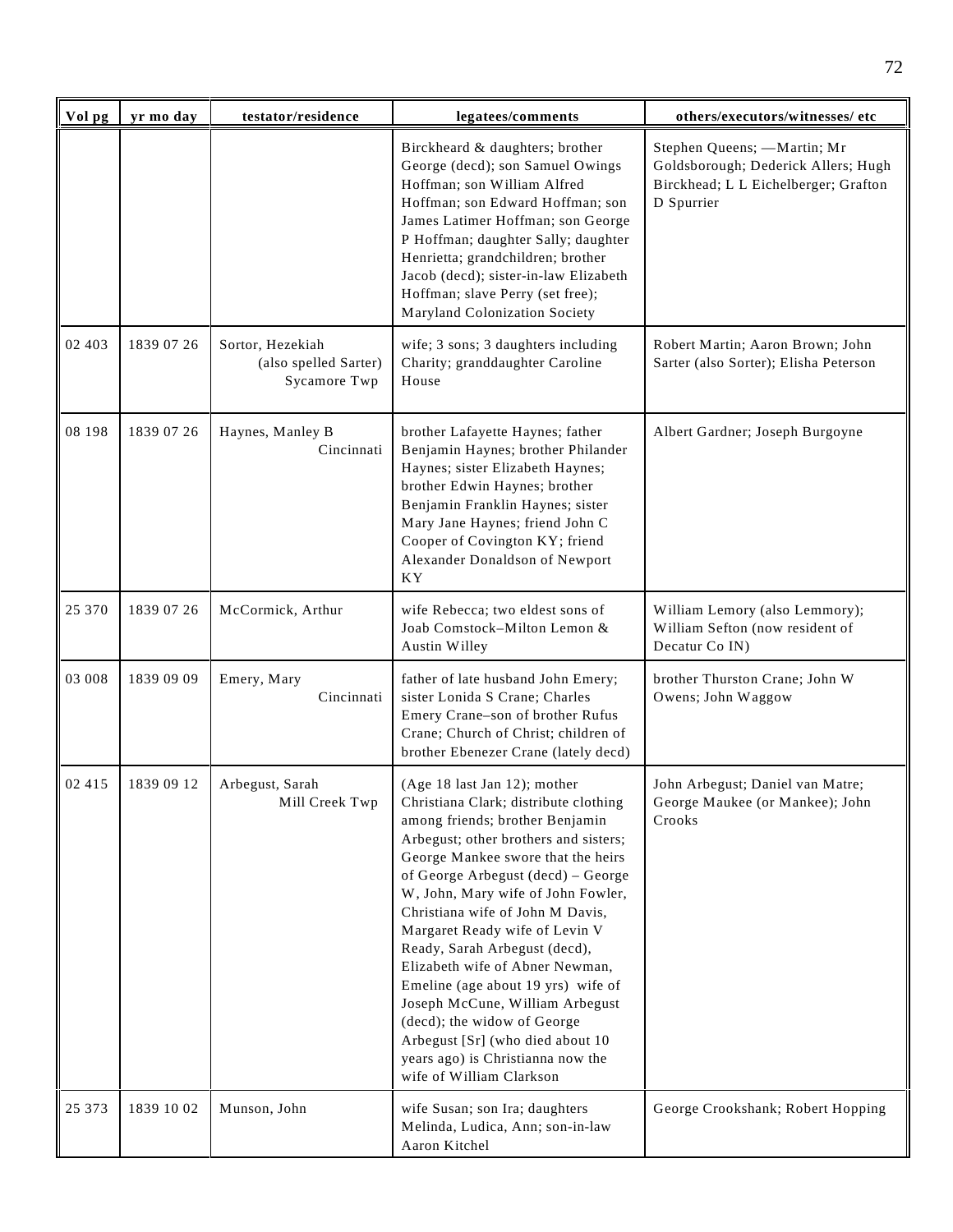| Vol pg | yr mo day | testator/residence | legatees/comments | others/executors/witnesses/ etc |
|---|---|---|---|---|
| | | | Birckheard & daughters; brother George (decd); son Samuel Owings Hoffman; son William Alfred Hoffman; son Edward Hoffman; son James Latimer Hoffman; son George P Hoffman; daughter Sally; daughter Henrietta; grandchildren; brother Jacob (decd); sister-in-law Elizabeth Hoffman; slave Perry (set free); Maryland Colonization Society | Stephen Queens; —Martin; Mr Goldsborough; Dederick Allers; Hugh Birckhead; L L Eichelberger; Grafton D Spurrier |
| 02 403 | 1839 07 26 | Sortor, Hezekiah (also spelled Sarter) Sycamore Twp | wife; 3 sons; 3 daughters including Charity; granddaughter Caroline House | Robert Martin; Aaron Brown; John Sarter (also Sorter); Elisha Peterson |
| 08 198 | 1839 07 26 | Haynes, Manley B Cincinnati | brother Lafayette Haynes; father Benjamin Haynes; brother Philander Haynes; sister Elizabeth Haynes; brother Edwin Haynes; brother Benjamin Franklin Haynes; sister Mary Jane Haynes; friend John C Cooper of Covington KY; friend Alexander Donaldson of Newport KY | Albert Gardner; Joseph Burgoyne |
| 25 370 | 1839 07 26 | McCormick, Arthur | wife Rebecca; two eldest sons of Joab Comstock–Milton Lemon & Austin Willey | William Lemory (also Lemmory); William Sefton (now resident of Decatur Co IN) |
| 03 008 | 1839 09 09 | Emery, Mary Cincinnati | father of late husband John Emery; sister Lonida S Crane; Charles Emery Crane–son of brother Rufus Crane; Church of Christ; children of brother Ebenezer Crane (lately decd) | brother Thurston Crane; John W Owens; John Waggow |
| 02 415 | 1839 09 12 | Arbegust, Sarah Mill Creek Twp | (Age 18 last Jan 12); mother Christiana Clark; distribute clothing among friends; brother Benjamin Arbegust; other brothers and sisters; George Mankee swore that the heirs of George Arbegust (decd) – George W, John, Mary wife of John Fowler, Christiana wife of John M Davis, Margaret Ready wife of Levin V Ready, Sarah Arbegust (decd), Elizabeth wife of Abner Newman, Emeline (age about 19 yrs) wife of Joseph McCune, William Arbegust (decd); the widow of George Arbegust [Sr] (who died about 10 years ago) is Christianna now the wife of William Clarkson | John Arbegust; Daniel van Matre; George Maukee (or Mankee); John Crooks |
| 25 373 | 1839 10 02 | Munson, John | wife Susan; son Ira; daughters Melinda, Ludica, Ann; son-in-law Aaron Kitchel | George Crookshank; Robert Hopping |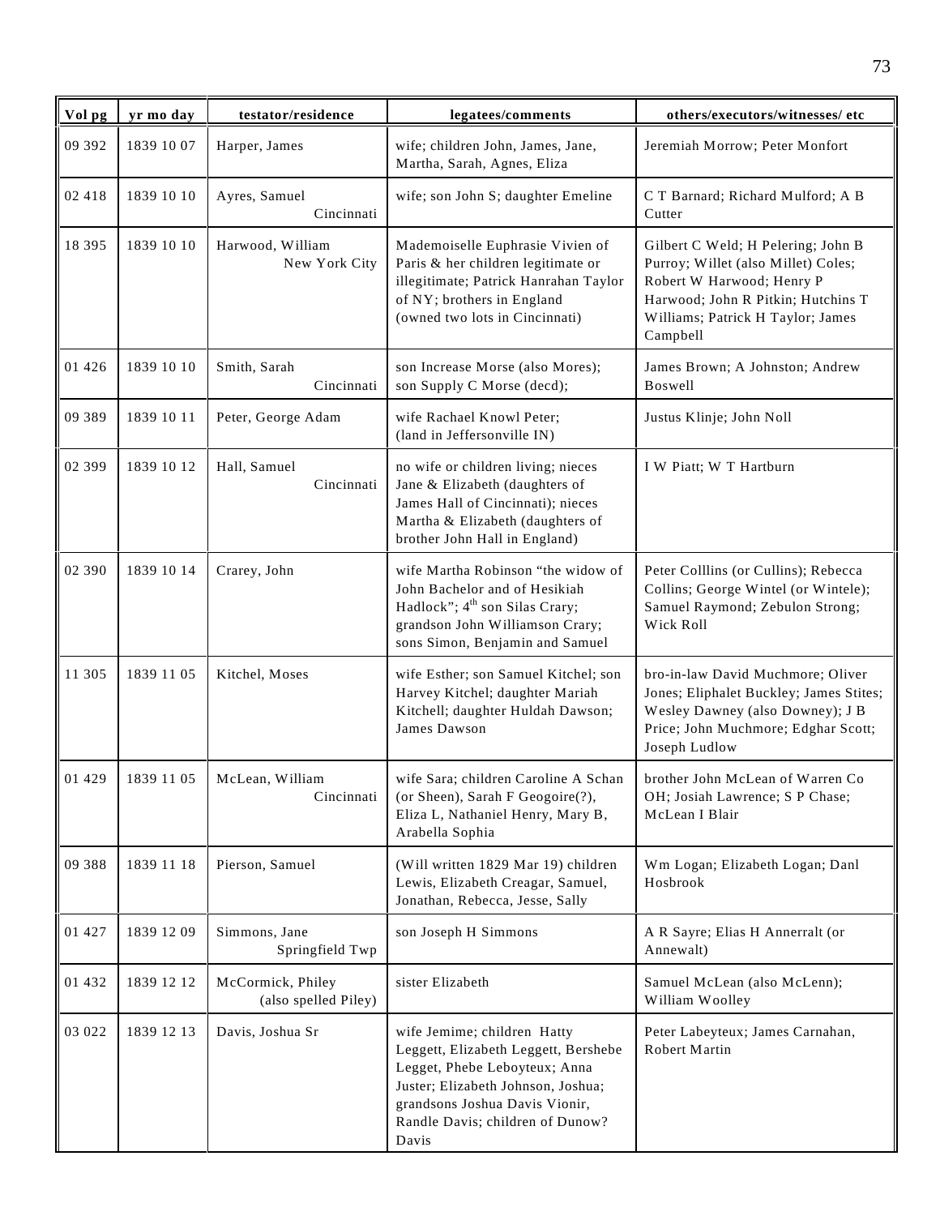| Vol pg | yr mo day | testator/residence | legatees/comments | others/executors/witnesses/ etc |
|---|---|---|---|---|
| 09 392 | 1839 10 07 | Harper, James | wife; children John, James, Jane, Martha, Sarah, Agnes, Eliza | Jeremiah Morrow; Peter Monfort |
| 02 418 | 1839 10 10 | Ayres, Samuel Cincinnati | wife; son John S; daughter Emeline | C T Barnard; Richard Mulford; A B Cutter |
| 18 395 | 1839 10 10 | Harwood, William New York City | Mademoiselle Euphrasie Vivien of Paris & her children legitimate or illegitimate; Patrick Hanrahan Taylor of NY; brothers in England (owned two lots in Cincinnati) | Gilbert C Weld; H Pelering; John B Purroy; Willet (also Millet) Coles; Robert W Harwood; Henry P Harwood; John R Pitkin; Hutchins T Williams; Patrick H Taylor; James Campbell |
| 01 426 | 1839 10 10 | Smith, Sarah Cincinnati | son Increase Morse (also Mores); son Supply C Morse (decd); | James Brown; A Johnston; Andrew Boswell |
| 09 389 | 1839 10 11 | Peter, George Adam | wife Rachael Knowl Peter; (land in Jeffersonville IN) | Justus Klinje; John Noll |
| 02 399 | 1839 10 12 | Hall, Samuel Cincinnati | no wife or children living; nieces Jane & Elizabeth (daughters of James Hall of Cincinnati); nieces Martha & Elizabeth (daughters of brother John Hall in England) | I W Piatt; W T Hartburn |
| 02 390 | 1839 10 14 | Crarey, John | wife Martha Robinson "the widow of John Bachelor and of Hesikiah Hadlock"; 4th son Silas Crary; grandson John Williamson Crary; sons Simon, Benjamin and Samuel | Peter Colllins (or Cullins); Rebecca Collins; George Wintel (or Wintele); Samuel Raymond; Zebulon Strong; Wick Roll |
| 11 305 | 1839 11 05 | Kitchel, Moses | wife Esther; son Samuel Kitchel; son Harvey Kitchel; daughter Mariah Kitchell; daughter Huldah Dawson; James Dawson | bro-in-law David Muchmore; Oliver Jones; Eliphalet Buckley; James Stites; Wesley Dawney (also Downey); J B Price; John Muchmore; Edghar Scott; Joseph Ludlow |
| 01 429 | 1839 11 05 | McLean, William Cincinnati | wife Sara; children Caroline A Schan (or Sheen), Sarah F Geogoire(?), Eliza L, Nathaniel Henry, Mary B, Arabella Sophia | brother John McLean of Warren Co OH; Josiah Lawrence; S P Chase; McLean I Blair |
| 09 388 | 1839 11 18 | Pierson, Samuel | (Will written 1829 Mar 19) children Lewis, Elizabeth Creagar, Samuel, Jonathan, Rebecca, Jesse, Sally | Wm Logan; Elizabeth Logan; Danl Hosbrook |
| 01 427 | 1839 12 09 | Simmons, Jane Springfield Twp | son Joseph H Simmons | A R Sayre; Elias H Annerralt (or Annewalt) |
| 01 432 | 1839 12 12 | McCormick, Philey (also spelled Piley) | sister Elizabeth | Samuel McLean (also McLenn); William Woolley |
| 03 022 | 1839 12 13 | Davis, Joshua Sr | wife Jemime; children Hatty Leggett, Elizabeth Leggett, Bershebe Legget, Phebe Leboyteux; Anna Juster; Elizabeth Johnson, Joshua; grandsons Joshua Davis Vionir, Randle Davis; children of Dunow? Davis | Peter Labeyteux; James Carnahan, Robert Martin |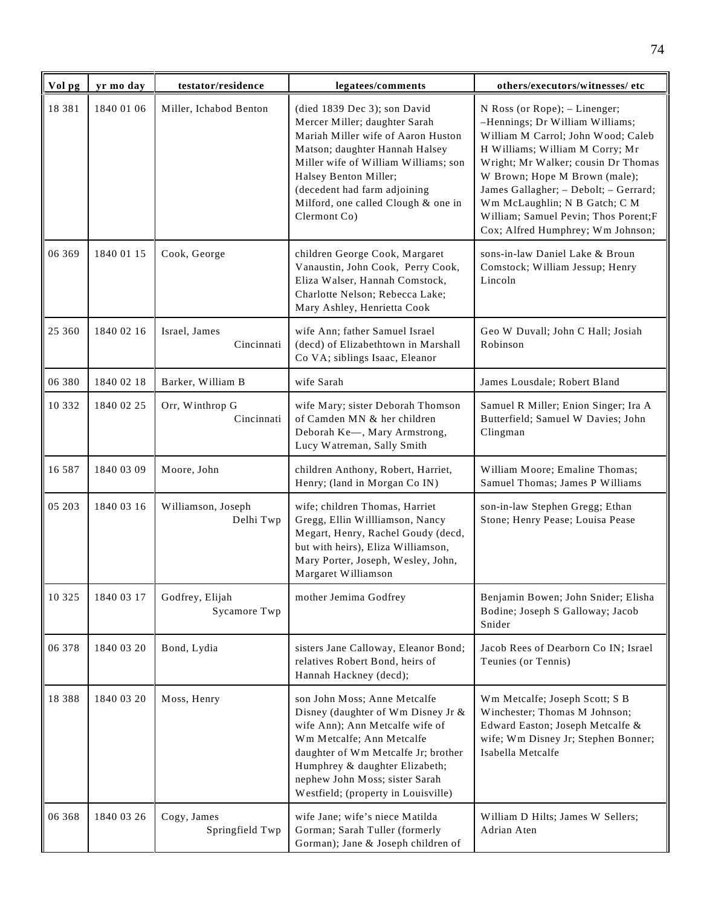| Vol pg | yr mo day | testator/residence | legatees/comments | others/executors/witnesses/ etc |
|---|---|---|---|---|
| 18 381 | 1840 01 06 | Miller, Ichabod Benton | (died 1839 Dec 3); son David Mercer Miller; daughter Sarah Mariah Miller wife of Aaron Huston Matson; daughter Hannah Halsey Miller wife of William Williams; son Halsey Benton Miller; (decedent had farm adjoining Milford, one called Clough & one in Clermont Co) | N Ross (or Rope); – Linenger; –Hennings; Dr William Williams; William M Carrol; John Wood; Caleb H Williams; William M Corry; Mr Wright; Mr Walker; cousin Dr Thomas W Brown; Hope M Brown (male); James Gallagher; – Debolt; – Gerrard; Wm McLaughlin; N B Gatch; C M William; Samuel Pevin; Thos Porent;F Cox; Alfred Humphrey; Wm Johnson; |
| 06 369 | 1840 01 15 | Cook, George | children George Cook, Margaret Vanaustin, John Cook, Perry Cook, Eliza Walser, Hannah Comstock, Charlotte Nelson; Rebecca Lake; Mary Ashley, Henrietta Cook | sons-in-law Daniel Lake & Broun Comstock; William Jessup; Henry Lincoln |
| 25 360 | 1840 02 16 | Israel, James Cincinnati | wife Ann; father Samuel Israel (decd) of Elizabethtown in Marshall Co VA; siblings Isaac, Eleanor | Geo W Duvall; John C Hall; Josiah Robinson |
| 06 380 | 1840 02 18 | Barker, William B | wife Sarah | James Lousdale; Robert Bland |
| 10 332 | 1840 02 25 | Orr, Winthrop G Cincinnati | wife Mary; sister Deborah Thomson of Camden MN & her children Deborah Ke—, Mary Armstrong, Lucy Watreman, Sally Smith | Samuel R Miller; Enion Singer; Ira A Butterfield; Samuel W Davies; John Clingman |
| 16 587 | 1840 03 09 | Moore, John | children Anthony, Robert, Harriet, Henry; (land in Morgan Co IN) | William Moore; Emaline Thomas; Samuel Thomas; James P Williams |
| 05 203 | 1840 03 16 | Williamson, Joseph Delhi Twp | wife; children Thomas, Harriet Gregg, Ellin Willliamson, Nancy Megart, Henry, Rachel Goudy (decd, but with heirs), Eliza Williamson, Mary Porter, Joseph, Wesley, John, Margaret Williamson | son-in-law Stephen Gregg; Ethan Stone; Henry Pease; Louisa Pease |
| 10 325 | 1840 03 17 | Godfrey, Elijah Sycamore Twp | mother Jemima Godfrey | Benjamin Bowen; John Snider; Elisha Bodine; Joseph S Galloway; Jacob Snider |
| 06 378 | 1840 03 20 | Bond, Lydia | sisters Jane Calloway, Eleanor Bond; relatives Robert Bond, heirs of Hannah Hackney (decd); | Jacob Rees of Dearborn Co IN; Israel Teunies (or Tennis) |
| 18 388 | 1840 03 20 | Moss, Henry | son John Moss; Anne Metcalfe Disney (daughter of Wm Disney Jr & wife Ann); Ann Metcalfe wife of Wm Metcalfe; Ann Metcalfe daughter of Wm Metcalfe Jr; brother Humphrey & daughter Elizabeth; nephew John Moss; sister Sarah Westfield; (property in Louisville) | Wm Metcalfe; Joseph Scott; S B Winchester; Thomas M Johnson; Edward Easton; Joseph Metcalfe & wife; Wm Disney Jr; Stephen Bonner; Isabella Metcalfe |
| 06 368 | 1840 03 26 | Cogy, James Springfield Twp | wife Jane; wife's niece Matilda Gorman; Sarah Tuller (formerly Gorman); Jane & Joseph children of | William D Hilts; James W Sellers; Adrian Aten |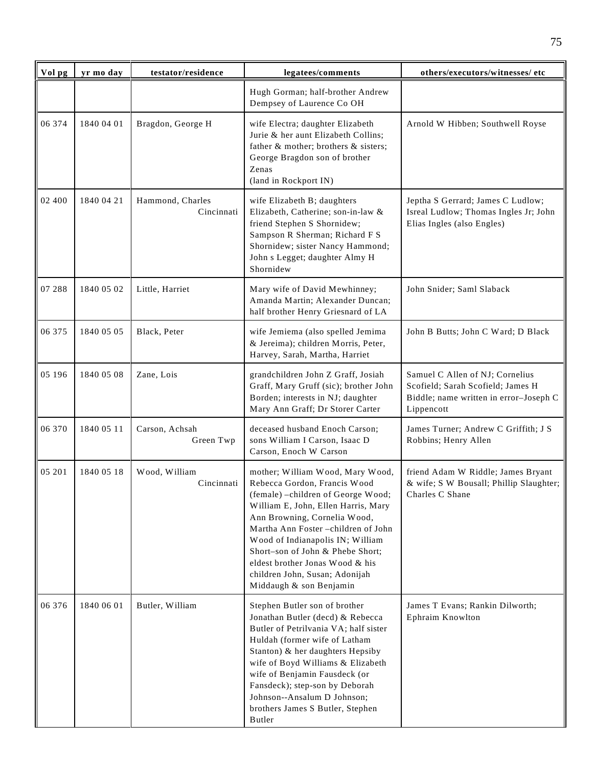| Vol pg | yr mo day | testator/residence | legatees/comments | others/executors/witnesses/ etc |
|---|---|---|---|---|
| | | | Hugh Gorman; half-brother Andrew Dempsey of Laurence Co OH | |
| 06 374 | 1840 04 01 | Bragdon, George H | wife Electra; daughter Elizabeth Jurie & her aunt Elizabeth Collins; father & mother; brothers & sisters; George Bragdon son of brother Zenas (land in Rockport IN) | Arnold W Hibben; Southwell Royse |
| 02 400 | 1840 04 21 | Hammond, Charles Cincinnati | wife Elizabeth B; daughters Elizabeth, Catherine; son-in-law & friend Stephen S Shornidew; Sampson R Sherman; Richard F S Shornidew; sister Nancy Hammond; John s Legget; daughter Almy H Shornidew | Jeptha S Gerrard; James C Ludlow; Isreal Ludlow; Thomas Ingles Jr; John Elias Ingles (also Engles) |
| 07 288 | 1840 05 02 | Little, Harriet | Mary wife of David Mewhinney; Amanda Martin; Alexander Duncan; half brother Henry Griesnard of LA | John Snider; Saml Slaback |
| 06 375 | 1840 05 05 | Black, Peter | wife Jemiema (also spelled Jemima & Jereima); children Morris, Peter, Harvey, Sarah, Martha, Harriet | John B Butts; John C Ward; D Black |
| 05 196 | 1840 05 08 | Zane, Lois | grandchildren John Z Graff, Josiah Graff, Mary Gruff (sic); brother John Borden; interests in NJ; daughter Mary Ann Graff; Dr Storer Carter | Samuel C Allen of NJ; Cornelius Scofield; Sarah Scofield; James H Biddle; name written in error–Joseph C Lippencott |
| 06 370 | 1840 05 11 | Carson, Achsah Green Twp | deceased husband Enoch Carson; sons William I Carson, Isaac D Carson, Enoch W Carson | James Turner; Andrew C Griffith; J S Robbins; Henry Allen |
| 05 201 | 1840 05 18 | Wood, William Cincinnati | mother; William Wood, Mary Wood, Rebecca Gordon, Francis Wood (female) –children of George Wood; William E, John, Ellen Harris, Mary Ann Browning, Cornelia Wood, Martha Ann Foster –children of John Wood of Indianapolis IN; William Short–son of John & Phebe Short; eldest brother Jonas Wood & his children John, Susan; Adonijah Middaugh & son Benjamin | friend Adam W Riddle; James Bryant & wife; S W Bousall; Phillip Slaughter; Charles C Shane |
| 06 376 | 1840 06 01 | Butler, William | Stephen Butler son of brother Jonathan Butler (decd) & Rebecca Butler of Petrilvania VA; half sister Huldah (former wife of Latham Stanton) & her daughters Hepsiby wife of Boyd Williams & Elizabeth wife of Benjamin Fausdeck (or Fansdeck); step-son by Deborah Johnson--Ansalum D Johnson; brothers James S Butler, Stephen Butler | James T Evans; Rankin Dilworth; Ephraim Knowlton |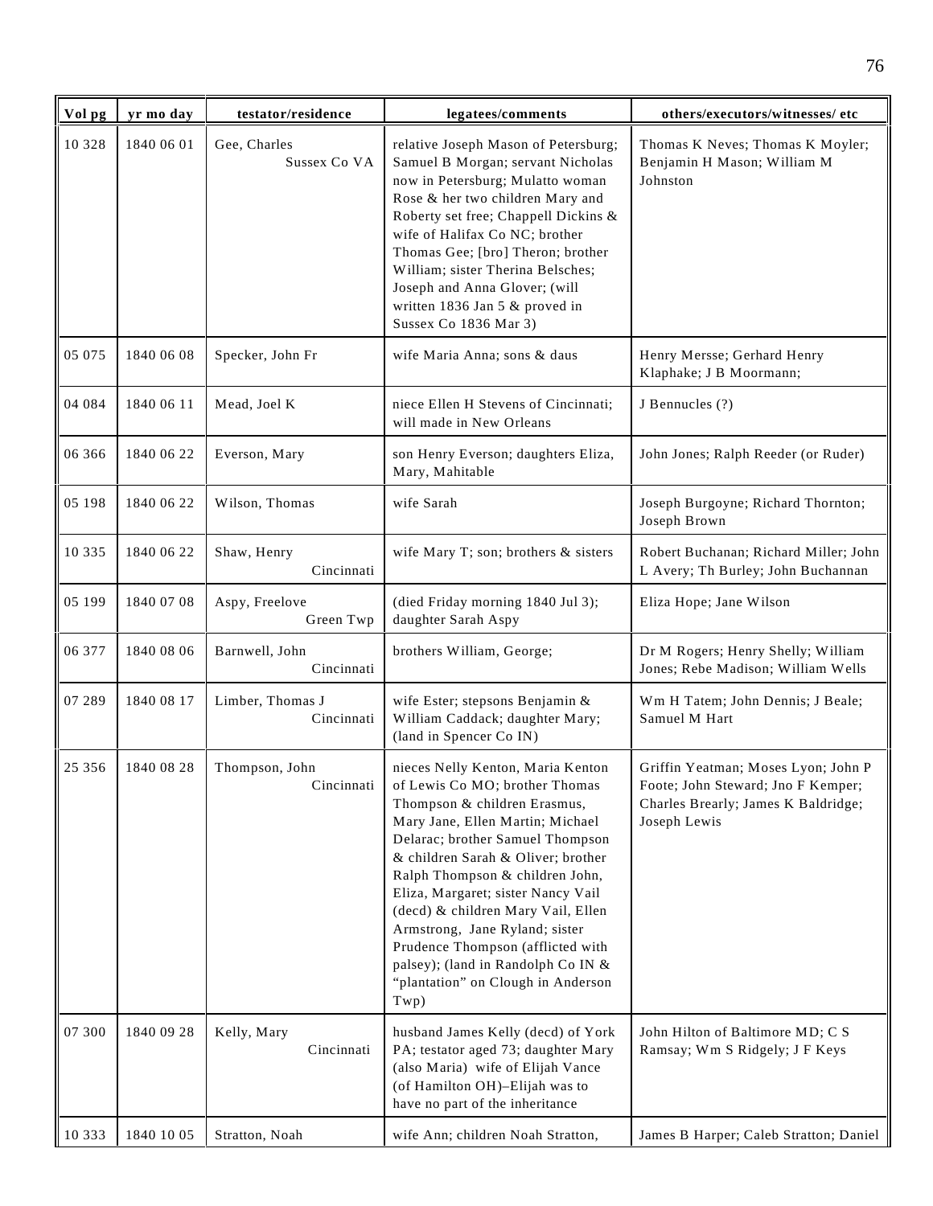| Vol pg | yr mo day | testator/residence | legatees/comments | others/executors/witnesses/ etc |
|---|---|---|---|---|
| 10 328 | 1840 06 01 | Gee, Charles Sussex Co VA | relative Joseph Mason of Petersburg; Samuel B Morgan; servant Nicholas now in Petersburg; Mulatto woman Rose & her two children Mary and Roberty set free; Chappell Dickins & wife of Halifax Co NC; brother Thomas Gee; [bro] Theron; brother William; sister Therina Belsches; Joseph and Anna Glover; (will written 1836 Jan 5 & proved in Sussex Co 1836 Mar 3) | Thomas K Neves; Thomas K Moyler; Benjamin H Mason; William M Johnston |
| 05 075 | 1840 06 08 | Specker, John Fr | wife Maria Anna; sons & daus | Henry Mersse; Gerhard Henry Klaphake; J B Moormann; |
| 04 084 | 1840 06 11 | Mead, Joel K | niece Ellen H Stevens of Cincinnati; will made in New Orleans | J Bennucles (?) |
| 06 366 | 1840 06 22 | Everson, Mary | son Henry Everson; daughters Eliza, Mary, Mahitable | John Jones; Ralph Reeder (or Ruder) |
| 05 198 | 1840 06 22 | Wilson, Thomas | wife Sarah | Joseph Burgoyne; Richard Thornton; Joseph Brown |
| 10 335 | 1840 06 22 | Shaw, Henry Cincinnati | wife Mary T; son; brothers & sisters | Robert Buchanan; Richard Miller; John L Avery; Th Burley; John Buchannan |
| 05 199 | 1840 07 08 | Aspy, Freelove Green Twp | (died Friday morning 1840 Jul 3); daughter Sarah Aspy | Eliza Hope; Jane Wilson |
| 06 377 | 1840 08 06 | Barnwell, John Cincinnati | brothers William, George; | Dr M Rogers; Henry Shelly; William Jones; Rebe Madison; William Wells |
| 07 289 | 1840 08 17 | Limber, Thomas J Cincinnati | wife Ester; stepsons Benjamin & William Caddack; daughter Mary; (land in Spencer Co IN) | Wm H Tatem; John Dennis; J Beale; Samuel M Hart |
| 25 356 | 1840 08 28 | Thompson, John Cincinnati | nieces Nelly Kenton, Maria Kenton of Lewis Co MO; brother Thomas Thompson & children Erasmus, Mary Jane, Ellen Martin; Michael Delarac; brother Samuel Thompson & children Sarah & Oliver; brother Ralph Thompson & children John, Eliza, Margaret; sister Nancy Vail (decd) & children Mary Vail, Ellen Armstrong, Jane Ryland; sister Prudence Thompson (afflicted with palsey); (land in Randolph Co IN & "plantation" on Clough in Anderson Twp) | Griffin Yeatman; Moses Lyon; John P Foote; John Steward; Jno F Kemper; Charles Brearly; James K Baldridge; Joseph Lewis |
| 07 300 | 1840 09 28 | Kelly, Mary Cincinnati | husband James Kelly (decd) of York PA; testator aged 73; daughter Mary (also Maria) wife of Elijah Vance (of Hamilton OH)–Elijah was to have no part of the inheritance | John Hilton of Baltimore MD; C S Ramsay; Wm S Ridgely; J F Keys |
| 10 333 | 1840 10 05 | Stratton, Noah | wife Ann; children Noah Stratton, | James B Harper; Caleb Stratton; Daniel |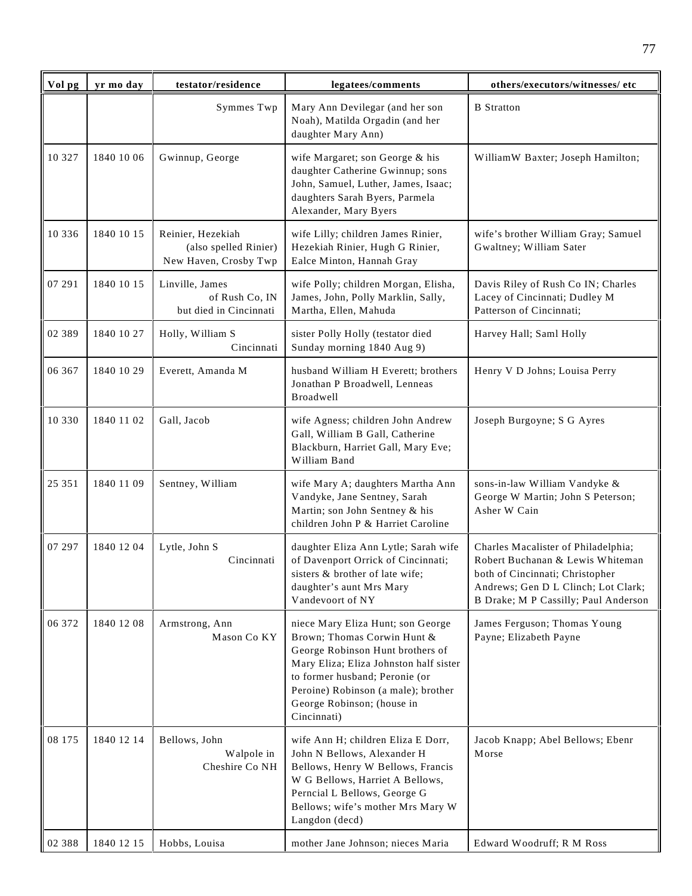| Vol pg | yr mo day | testator/residence | legatees/comments | others/executors/witnesses/ etc |
|---|---|---|---|---|
| | | Symmes Twp | Mary Ann Devilegar (and her son Noah), Matilda Orgadin (and her daughter Mary Ann) | B Stratton |
| 10 327 | 1840 10 06 | Gwinnup, George | wife Margaret; son George & his daughter Catherine Gwinnup; sons John, Samuel, Luther, James, Isaac; daughters Sarah Byers, Parmela Alexander, Mary Byers | WilliamW Baxter; Joseph Hamilton; |
| 10 336 | 1840 10 15 | Reinier, Hezekiah (also spelled Rinier) New Haven, Crosby Twp | wife Lilly; children James Rinier, Hezekiah Rinier, Hugh G Rinier, Ealce Minton, Hannah Gray | wife's brother William Gray; Samuel Gwaltney; William Sater |
| 07 291 | 1840 10 15 | Linville, James of Rush Co, IN but died in Cincinnati | wife Polly; children Morgan, Elisha, James, John, Polly Marklin, Sally, Martha, Ellen, Mahuda | Davis Riley of Rush Co IN; Charles Lacey of Cincinnati; Dudley M Patterson of Cincinnati; |
| 02 389 | 1840 10 27 | Holly, William S Cincinnati | sister Polly Holly (testator died Sunday morning 1840 Aug 9) | Harvey Hall; Saml Holly |
| 06 367 | 1840 10 29 | Everett, Amanda M | husband William H Everett; brothers Jonathan P Broadwell, Lenneas Broadwell | Henry V D Johns; Louisa Perry |
| 10 330 | 1840 11 02 | Gall, Jacob | wife Agness; children John Andrew Gall, William B Gall, Catherine Blackburn, Harriet Gall, Mary Eve; William Band | Joseph Burgoyne; S G Ayres |
| 25 351 | 1840 11 09 | Sentney, William | wife Mary A; daughters Martha Ann Vandyke, Jane Sentney, Sarah Martin; son John Sentney & his children John P & Harriet Caroline | sons-in-law William Vandyke & George W Martin; John S Peterson; Asher W Cain |
| 07 297 | 1840 12 04 | Lytle, John S Cincinnati | daughter Eliza Ann Lytle; Sarah wife of Davenport Orrick of Cincinnati; sisters & brother of late wife; daughter's aunt Mrs Mary Vandevoort of NY | Charles Macalister of Philadelphia; Robert Buchanan & Lewis Whiteman both of Cincinnati; Christopher Andrews; Gen D L Clinch; Lot Clark; B Drake; M P Cassilly; Paul Anderson |
| 06 372 | 1840 12 08 | Armstrong, Ann Mason Co KY | niece Mary Eliza Hunt; son George Brown; Thomas Corwin Hunt & George Robinson Hunt brothers of Mary Eliza; Eliza Johnston half sister to former husband; Peronie (or Peroine) Robinson (a male); brother George Robinson; (house in Cincinnati) | James Ferguson; Thomas Young Payne; Elizabeth Payne |
| 08 175 | 1840 12 14 | Bellows, John Walpole in Cheshire Co NH | wife Ann H; children Eliza E Dorr, John N Bellows, Alexander H Bellows, Henry W Bellows, Francis W G Bellows, Harriet A Bellows, Perncial L Bellows, George G Bellows; wife's mother Mrs Mary W Langdon (decd) | Jacob Knapp; Abel Bellows; Ebenr Morse |
| 02 388 | 1840 12 15 | Hobbs, Louisa | mother Jane Johnson; nieces Maria | Edward Woodruff; R M Ross |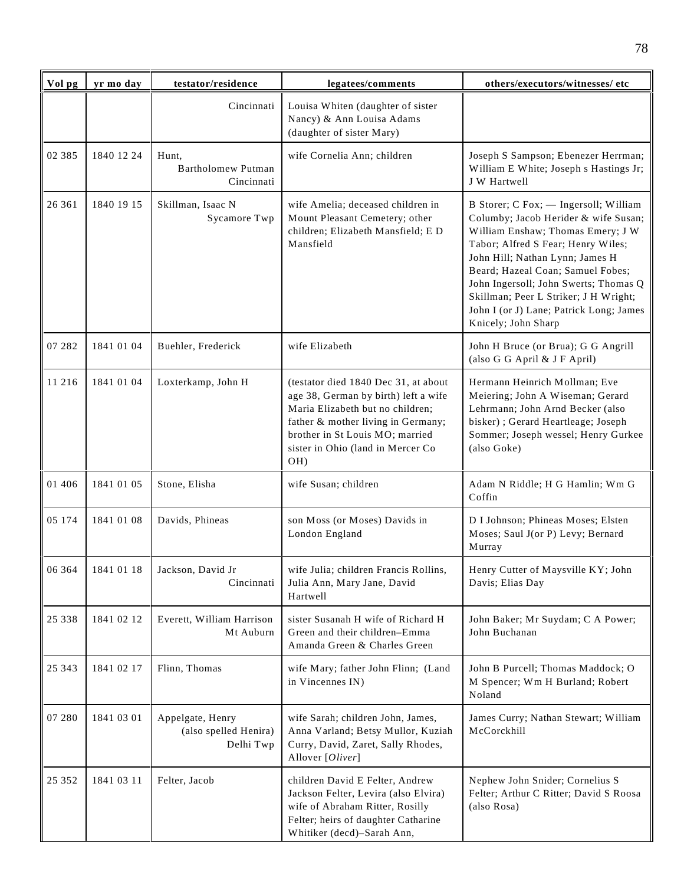| Vol pg | yr mo day | testator/residence | legatees/comments | others/executors/witnesses/ etc |
|---|---|---|---|---|
| | | Cincinnati | Louisa Whiten (daughter of sister Nancy) & Ann Louisa Adams (daughter of sister Mary) | |
| 02 385 | 1840 12 24 | Hunt, Bartholomew Putman Cincinnati | wife Cornelia Ann; children | Joseph S Sampson; Ebenezer Herrman; William E White; Joseph s Hastings Jr; J W Hartwell |
| 26 361 | 1840 19 15 | Skillman, Isaac N Sycamore Twp | wife Amelia; deceased children in Mount Pleasant Cemetery; other children; Elizabeth Mansfield; E D Mansfield | B Storer; C Fox; — Ingersoll; William Columby; Jacob Herider & wife Susan; William Enshaw; Thomas Emery; J W Tabor; Alfred S Fear; Henry Wiles; John Hill; Nathan Lynn; James H Beard; Hazeal Coan; Samuel Fobes; John Ingersoll; John Swerts; Thomas Q Skillman; Peer L Striker; J H Wright; John I (or J) Lane; Patrick Long; James Knicely; John Sharp |
| 07 282 | 1841 01 04 | Buehler, Frederick | wife Elizabeth | John H Bruce (or Brua); G G Angrill (also G G April & J F April) |
| 11 216 | 1841 01 04 | Loxterkamp, John H | (testator died 1840 Dec 31, at about age 38, German by birth) left a wife Maria Elizabeth but no children; father & mother living in Germany; brother in St Louis MO; married sister in Ohio (land in Mercer Co OH) | Hermann Heinrich Mollman; Eve Meiering; John A Wiseman; Gerard Lehrmann; John Arnd Becker (also bisker) ; Gerard Heartleage; Joseph Sommer; Joseph wessel; Henry Gurkee (also Goke) |
| 01 406 | 1841 01 05 | Stone, Elisha | wife Susan; children | Adam N Riddle; H G Hamlin; Wm G Coffin |
| 05 174 | 1841 01 08 | Davids, Phineas | son Moss (or Moses) Davids in London England | D I Johnson; Phineas Moses; Elsten Moses; Saul J(or P) Levy; Bernard Murray |
| 06 364 | 1841 01 18 | Jackson, David Jr Cincinnati | wife Julia; children Francis Rollins, Julia Ann, Mary Jane, David Hartwell | Henry Cutter of Maysville KY; John Davis; Elias Day |
| 25 338 | 1841 02 12 | Everett, William Harrison Mt Auburn | sister Susanah H wife of Richard H Green and their children–Emma Amanda Green & Charles Green | John Baker; Mr Suydam; C A Power; John Buchanan |
| 25 343 | 1841 02 17 | Flinn, Thomas | wife Mary; father John Flinn; (Land in Vincennes IN) | John B Purcell; Thomas Maddock; O M Spencer; Wm H Burland; Robert Noland |
| 07 280 | 1841 03 01 | Appelgate, Henry (also spelled Henira) Delhi Twp | wife Sarah; children John, James, Anna Varland; Betsy Mullor, Kuziah Curry, David, Zaret, Sally Rhodes, Allover [*Oliver*] | James Curry; Nathan Stewart; William McCorckhill |
| 25 352 | 1841 03 11 | Felter, Jacob | children David E Felter, Andrew Jackson Felter, Levira (also Elvira) wife of Abraham Ritter, Rosilly Felter; heirs of daughter Catharine Whitiker (decd)–Sarah Ann, | Nephew John Snider; Cornelius S Felter; Arthur C Ritter; David S Roosa (also Rosa) |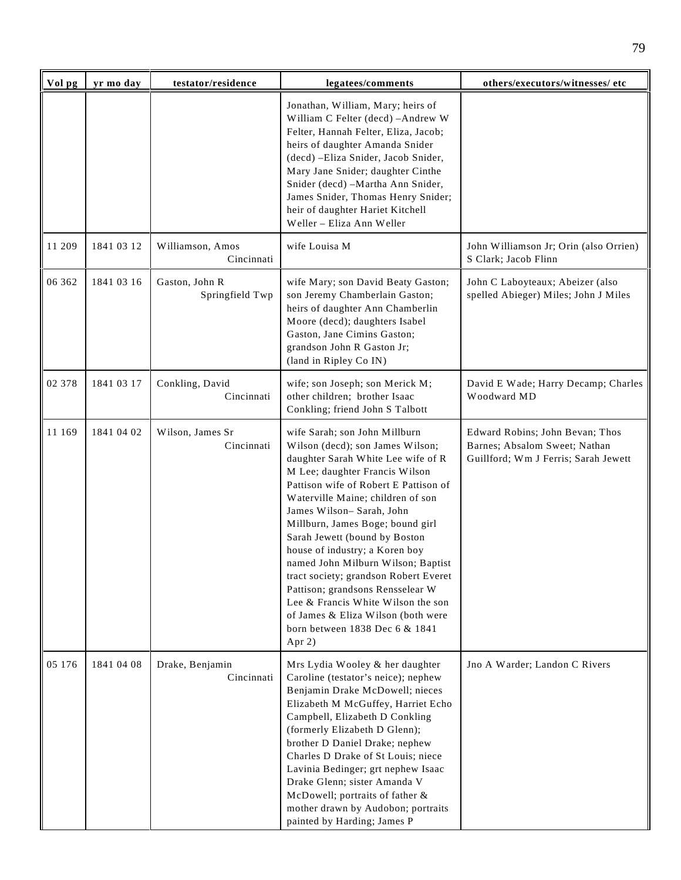| Vol pg | yr mo day | testator/residence | legatees/comments | others/executors/witnesses/ etc |
|---|---|---|---|---|
| | | | Jonathan, William, Mary; heirs of William C Felter (decd) –Andrew W Felter, Hannah Felter, Eliza, Jacob; heirs of daughter Amanda Snider (decd) –Eliza Snider, Jacob Snider, Mary Jane Snider; daughter Cinthe Snider (decd) –Martha Ann Snider, James Snider, Thomas Henry Snider; heir of daughter Hariet Kitchell Weller – Eliza Ann Weller | |
| 11 209 | 1841 03 12 | Williamson, Amos Cincinnati | wife Louisa M | John Williamson Jr; Orin (also Orrien) S Clark; Jacob Flinn |
| 06 362 | 1841 03 16 | Gaston, John R Springfield Twp | wife Mary; son David Beaty Gaston; son Jeremy Chamberlain Gaston; heirs of daughter Ann Chamberlin Moore (decd); daughters Isabel Gaston, Jane Cimins Gaston; grandson John R Gaston Jr; (land in Ripley Co IN) | John C Laboyteaux; Abeizer (also spelled Abieger) Miles; John J Miles |
| 02 378 | 1841 03 17 | Conkling, David Cincinnati | wife; son Joseph; son Merick M; other children; brother Isaac Conkling; friend John S Talbott | David E Wade; Harry Decamp; Charles Woodward MD |
| 11 169 | 1841 04 02 | Wilson, James Sr Cincinnati | wife Sarah; son John Millburn Wilson (decd); son James Wilson; daughter Sarah White Lee wife of R M Lee; daughter Francis Wilson Pattison wife of Robert E Pattison of Waterville Maine; children of son James Wilson– Sarah, John Millburn, James Boge; bound girl Sarah Jewett (bound by Boston house of industry; a Koren boy named John Milburn Wilson; Baptist tract society; grandson Robert Everet Pattison; grandsons Rensselear W Lee & Francis White Wilson the son of James & Eliza Wilson (both were born between 1838 Dec 6 & 1841 Apr 2) | Edward Robins; John Bevan; Thos Barnes; Absalom Sweet; Nathan Guillford; Wm J Ferris; Sarah Jewett |
| 05 176 | 1841 04 08 | Drake, Benjamin Cincinnati | Mrs Lydia Wooley & her daughter Caroline (testator's neice); nephew Benjamin Drake McDowell; nieces Elizabeth M McGuffey, Harriet Echo Campbell, Elizabeth D Conkling (formerly Elizabeth D Glenn); brother D Daniel Drake; nephew Charles D Drake of St Louis; niece Lavinia Bedinger; grt nephew Isaac Drake Glenn; sister Amanda V McDowell; portraits of father & mother drawn by Audobon; portraits painted by Harding; James P | Jno A Warder; Landon C Rivers |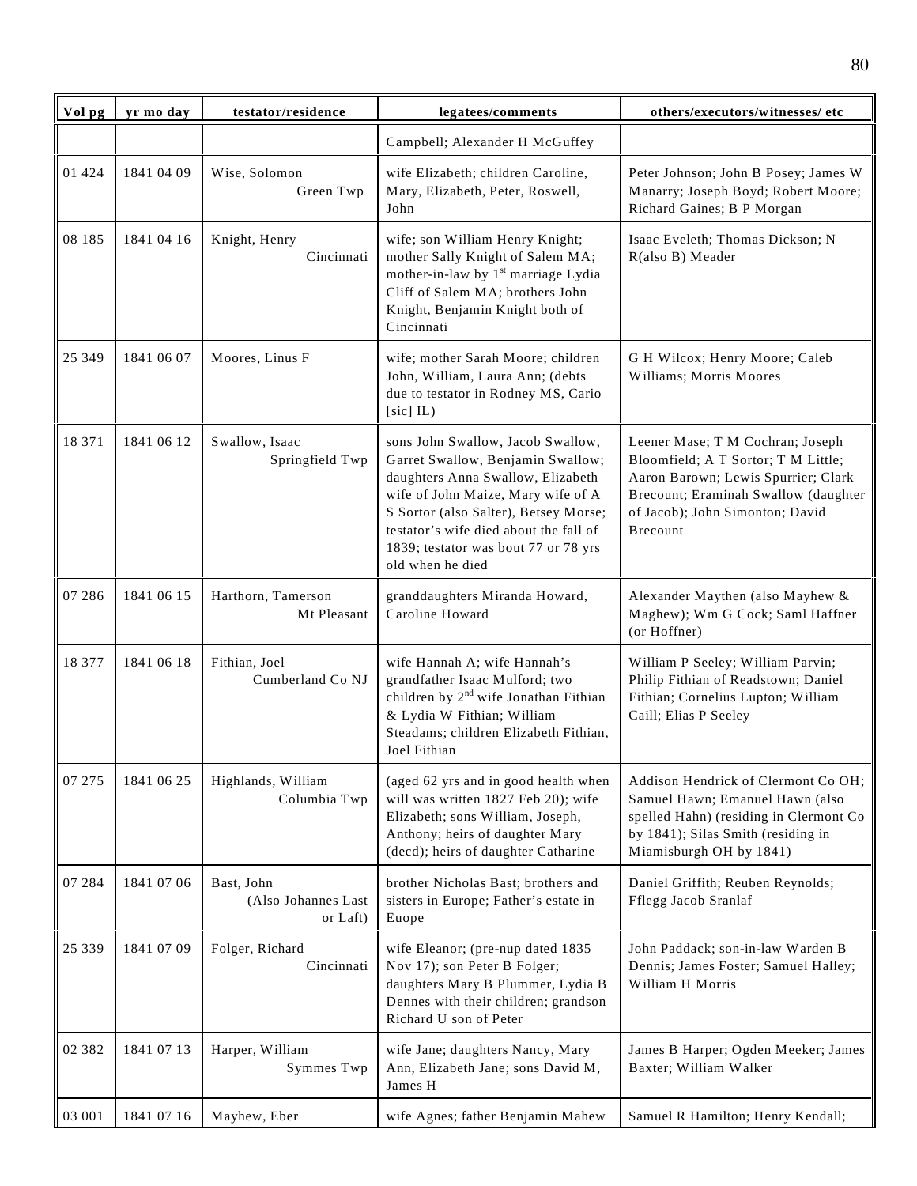| Vol pg | yr mo day | testator/residence | legatees/comments | others/executors/witnesses/ etc |
|---|---|---|---|---|
| | | | Campbell; Alexander H McGuffey | |
| 01 424 | 1841 04 09 | Wise, Solomon Green Twp | wife Elizabeth; children Caroline, Mary, Elizabeth, Peter, Roswell, John | Peter Johnson; John B Posey; James W Manarry; Joseph Boyd; Robert Moore; Richard Gaines; B P Morgan |
| 08 185 | 1841 04 16 | Knight, Henry Cincinnati | wife; son William Henry Knight; mother Sally Knight of Salem MA; mother-in-law by 1st marriage Lydia Cliff of Salem MA; brothers John Knight, Benjamin Knight both of Cincinnati | Isaac Eveleth; Thomas Dickson; N R(also B) Meader |
| 25 349 | 1841 06 07 | Moores, Linus F | wife; mother Sarah Moore; children John, William, Laura Ann; (debts due to testator in Rodney MS, Cario [sic] IL) | G H Wilcox; Henry Moore; Caleb Williams; Morris Moores |
| 18 371 | 1841 06 12 | Swallow, Isaac Springfield Twp | sons John Swallow, Jacob Swallow, Garret Swallow, Benjamin Swallow; daughters Anna Swallow, Elizabeth wife of John Maize, Mary wife of A S Sortor (also Salter), Betsey Morse; testator's wife died about the fall of 1839; testator was bout 77 or 78 yrs old when he died | Leener Mase; T M Cochran; Joseph Bloomfield; A T Sortor; T M Little; Aaron Barown; Lewis Spurrier; Clark Brecount; Eraminah Swallow (daughter of Jacob); John Simonton; David Brecount |
| 07 286 | 1841 06 15 | Harthorn, Tamerson Mt Pleasant | granddaughters Miranda Howard, Caroline Howard | Alexander Maythen (also Mayhew & Maghew); Wm G Cock; Saml Haffner (or Hoffner) |
| 18 377 | 1841 06 18 | Fithian, Joel Cumberland Co NJ | wife Hannah A; wife Hannah's grandfather Isaac Mulford; two children by 2nd wife Jonathan Fithian & Lydia W Fithian; William Steadams; children Elizabeth Fithian, Joel Fithian | William P Seeley; William Parvin; Philip Fithian of Readstown; Daniel Fithian; Cornelius Lupton; William Caill; Elias P Seeley |
| 07 275 | 1841 06 25 | Highlands, William Columbia Twp | (aged 62 yrs and in good health when will was written 1827 Feb 20); wife Elizabeth; sons William, Joseph, Anthony; heirs of daughter Mary (decd); heirs of daughter Catharine | Addison Hendrick of Clermont Co OH; Samuel Hawn; Emanuel Hawn (also spelled Hahn) (residing in Clermont Co by 1841); Silas Smith (residing in Miamisburgh OH by 1841) |
| 07 284 | 1841 07 06 | Bast, John (Also Johannes Last or Laft) | brother Nicholas Bast; brothers and sisters in Europe; Father's estate in Euope | Daniel Griffith; Reuben Reynolds; Fflegg Jacob Sranlaf |
| 25 339 | 1841 07 09 | Folger, Richard Cincinnati | wife Eleanor; (pre-nup dated 1835 Nov 17); son Peter B Folger; daughters Mary B Plummer, Lydia B Dennes with their children; grandson Richard U son of Peter | John Paddack; son-in-law Warden B Dennis; James Foster; Samuel Halley; William H Morris |
| 02 382 | 1841 07 13 | Harper, William Symmes Twp | wife Jane; daughters Nancy, Mary Ann, Elizabeth Jane; sons David M, James H | James B Harper; Ogden Meeker; James Baxter; William Walker |
| 03 001 | 1841 07 16 | Mayhew, Eber | wife Agnes; father Benjamin Mahew | Samuel R Hamilton; Henry Kendall; |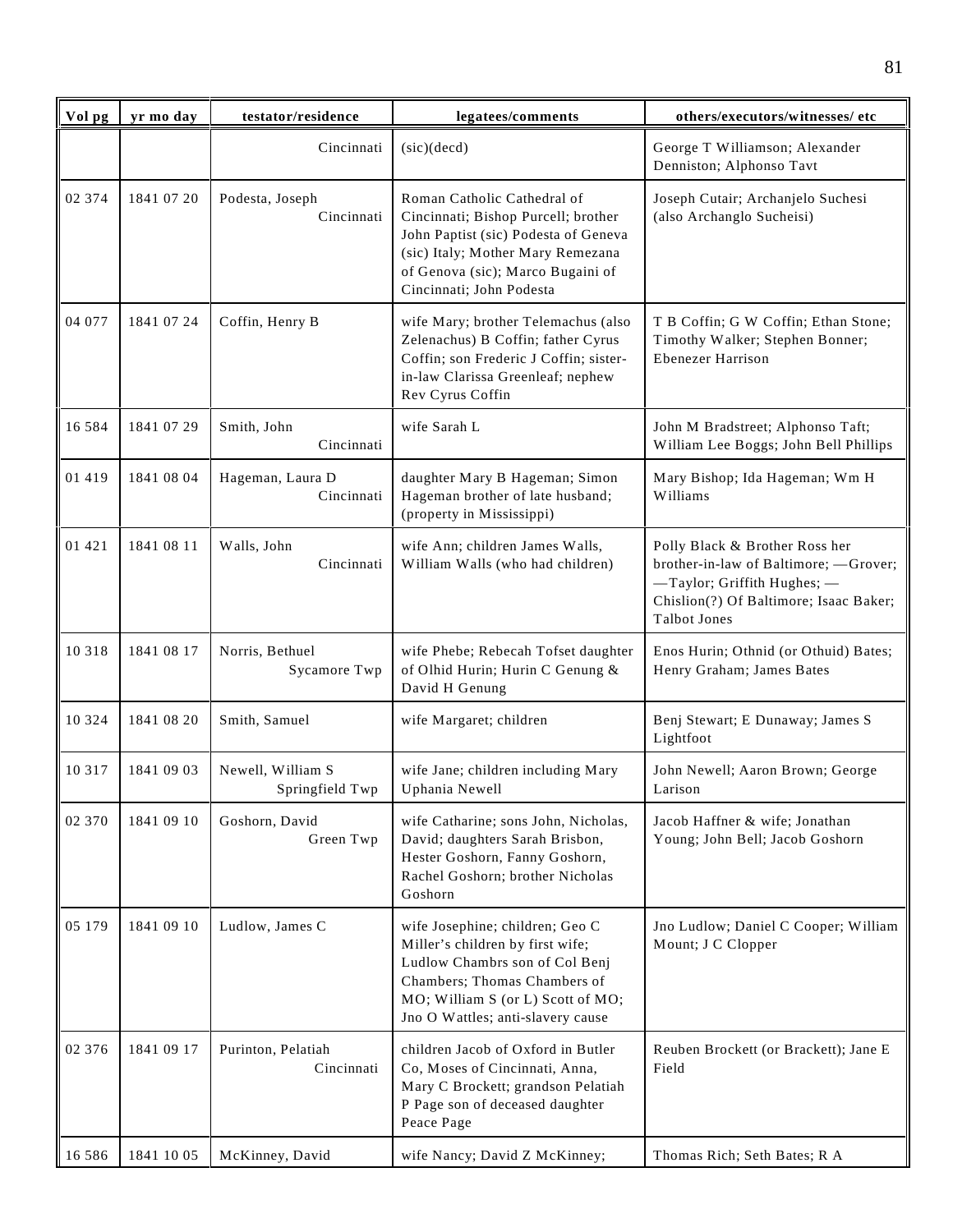| Vol pg | yr mo day | testator/residence | legatees/comments | others/executors/witnesses/ etc |
|---|---|---|---|---|
| | | Cincinnati | (sic)(decd) | George T Williamson; Alexander Denniston; Alphonso Tavt |
| 02 374 | 1841 07 20 | Podesta, Joseph Cincinnati | Roman Catholic Cathedral of Cincinnati; Bishop Purcell; brother John Paptist (sic) Podesta of Geneva (sic) Italy; Mother Mary Remezana of Genova (sic); Marco Bugaini of Cincinnati; John Podesta | Joseph Cutair; Archanjelo Suchesi (also Archanglo Sucheisi) |
| 04 077 | 1841 07 24 | Coffin, Henry B | wife Mary; brother Telemachus (also Zelenachus) B Coffin; father Cyrus Coffin; son Frederic J Coffin; sister-in-law Clarissa Greenleaf; nephew Rev Cyrus Coffin | T B Coffin; G W Coffin; Ethan Stone; Timothy Walker; Stephen Bonner; Ebenezer Harrison |
| 16 584 | 1841 07 29 | Smith, John Cincinnati | wife Sarah L | John M Bradstreet; Alphonso Taft; William Lee Boggs; John Bell Phillips |
| 01 419 | 1841 08 04 | Hageman, Laura D Cincinnati | daughter Mary B Hageman; Simon Hageman brother of late husband; (property in Mississippi) | Mary Bishop; Ida Hageman; Wm H Williams |
| 01 421 | 1841 08 11 | Walls, John Cincinnati | wife Ann; children James Walls, William Walls (who had children) | Polly Black & Brother Ross her brother-in-law of Baltimore; —Grover; —Taylor; Griffith Hughes; —Chislion(?) Of Baltimore; Isaac Baker; Talbot Jones |
| 10 318 | 1841 08 17 | Norris, Bethuel Sycamore Twp | wife Phebe; Rebecah Tofset daughter of Olhid Hurin; Hurin C Genung & David H Genung | Enos Hurin; Othnid (or Othuid) Bates; Henry Graham; James Bates |
| 10 324 | 1841 08 20 | Smith, Samuel | wife Margaret; children | Benj Stewart; E Dunaway; James S Lightfoot |
| 10 317 | 1841 09 03 | Newell, William S Springfield Twp | wife Jane; children including Mary Uphania Newell | John Newell; Aaron Brown; George Larison |
| 02 370 | 1841 09 10 | Goshorn, David Green Twp | wife Catharine; sons John, Nicholas, David; daughters Sarah Brisbon, Hester Goshorn, Fanny Goshorn, Rachel Goshorn; brother Nicholas Goshorn | Jacob Haffner & wife; Jonathan Young; John Bell; Jacob Goshorn |
| 05 179 | 1841 09 10 | Ludlow, James C | wife Josephine; children; Geo C Miller's children by first wife; Ludlow Chambrs son of Col Benj Chambers; Thomas Chambers of MO; William S (or L) Scott of MO; Jno O Wattles; anti-slavery cause | Jno Ludlow; Daniel C Cooper; William Mount; J C Clopper |
| 02 376 | 1841 09 17 | Purinton, Pelatiah Cincinnati | children Jacob of Oxford in Butler Co, Moses of Cincinnati, Anna, Mary C Brockett; grandson Pelatiah P Page son of deceased daughter Peace Page | Reuben Brockett (or Brackett); Jane E Field |
| 16 586 | 1841 10 05 | McKinney, David | wife Nancy; David Z McKinney; | Thomas Rich; Seth Bates; R A |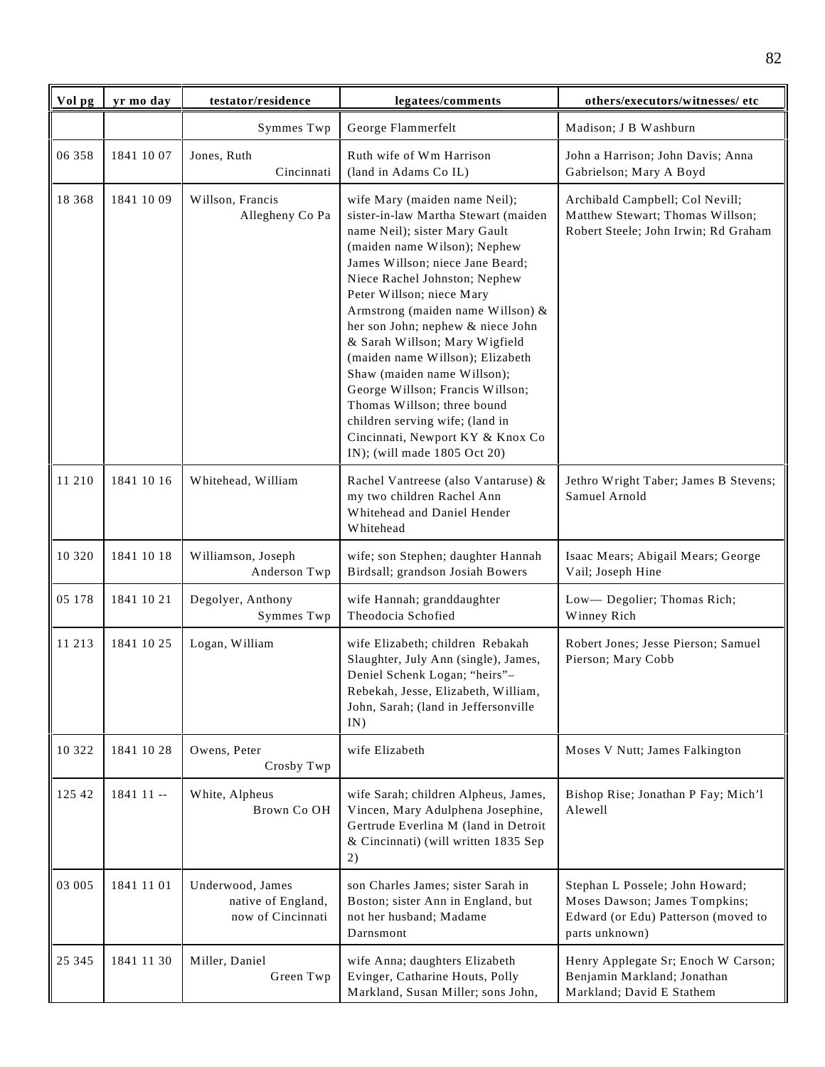| Vol pg | yr mo day | testator/residence | legatees/comments | others/executors/witnesses/ etc |
|---|---|---|---|---|
| | | Symmes Twp | George Flammerfelt | Madison; J B Washburn |
| 06 358 | 1841 10 07 | Jones, Ruth Cincinnati | Ruth wife of Wm Harrison (land in Adams Co IL) | John a Harrison; John Davis; Anna Gabrielson; Mary A Boyd |
| 18 368 | 1841 10 09 | Willson, Francis Allegheny Co Pa | wife Mary (maiden name Neil); sister-in-law Martha Stewart (maiden name Neil); sister Mary Gault (maiden name Wilson); Nephew James Willson; niece Jane Beard; Niece Rachel Johnston; Nephew Peter Willson; niece Mary Armstrong (maiden name Willson) & her son John; nephew & niece John & Sarah Willson; Mary Wigfield (maiden name Willson); Elizabeth Shaw (maiden name Willson); George Willson; Francis Willson; Thomas Willson; three bound children serving wife; (land in Cincinnati, Newport KY & Knox Co IN); (will made 1805 Oct 20) | Archibald Campbell; Col Nevill; Matthew Stewart; Thomas Willson; Robert Steele; John Irwin; Rd Graham |
| 11 210 | 1841 10 16 | Whitehead, William | Rachel Vantreese (also Vantaruse) & my two children Rachel Ann Whitehead and Daniel Hender Whitehead | Jethro Wright Taber; James B Stevens; Samuel Arnold |
| 10 320 | 1841 10 18 | Williamson, Joseph Anderson Twp | wife; son Stephen; daughter Hannah Birdsall; grandson Josiah Bowers | Isaac Mears; Abigail Mears; George Vail; Joseph Hine |
| 05 178 | 1841 10 21 | Degolyer, Anthony Symmes Twp | wife Hannah; granddaughter Theodocia Schofied | Low— Degolier; Thomas Rich; Winney Rich |
| 11 213 | 1841 10 25 | Logan, William | wife Elizabeth; children Rebakah Slaughter, July Ann (single), James, Deniel Schenk Logan; "heirs"– Rebekah, Jesse, Elizabeth, William, John, Sarah; (land in Jeffersonville IN) | Robert Jones; Jesse Pierson; Samuel Pierson; Mary Cobb |
| 10 322 | 1841 10 28 | Owens, Peter Crosby Twp | wife Elizabeth | Moses V Nutt; James Falkington |
| 125 42 | 1841 11 -- | White, Alpheus Brown Co OH | wife Sarah; children Alpheus, James, Vincen, Mary Adulphena Josephine, Gertrude Everlina M (land in Detroit & Cincinnati) (will written 1835 Sep 2) | Bishop Rise; Jonathan P Fay; Mich'l Alewell |
| 03 005 | 1841 11 01 | Underwood, James native of England, now of Cincinnati | son Charles James; sister Sarah in Boston; sister Ann in England, but not her husband; Madame Darnsmont | Stephan L Possele; John Howard; Moses Dawson; James Tompkins; Edward (or Edu) Patterson (moved to parts unknown) |
| 25 345 | 1841 11 30 | Miller, Daniel Green Twp | wife Anna; daughters Elizabeth Evinger, Catharine Houts, Polly Markland, Susan Miller; sons John, | Henry Applegate Sr; Enoch W Carson; Benjamin Markland; Jonathan Markland; David E Stathem |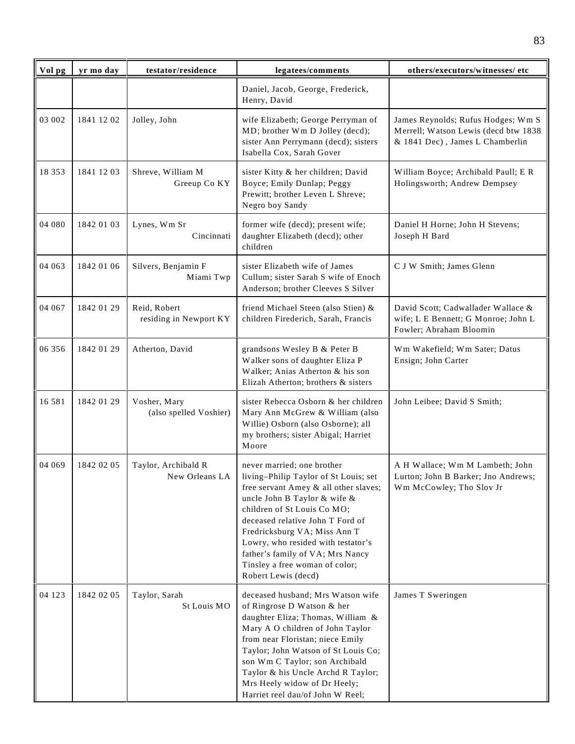| Vol pg | yr mo day | testator/residence | legatees/comments | others/executors/witnesses/ etc |
|---|---|---|---|---|
| | | | Daniel, Jacob, George, Frederick, Henry, David | |
| 03 002 | 1841 12 02 | Jolley, John | wife Elizabeth; George Perryman of MD; brother Wm D Jolley (decd); sister Ann Perrymann (decd); sisters Isabella Cox, Sarah Gover | James Reynolds; Rufus Hodges; Wm S Merrell; Watson Lewis (decd btw 1838 & 1841 Dec) , James L Chamberlin |
| 18 353 | 1841 12 03 | Shreve, William M Greeup Co KY | sister Kitty & her children; David Boyce; Emily Dunlap; Peggy Prewitt; brother Leven L Shreve; Negro boy Sandy | William Boyce; Archibald Paull; E R Holingsworth; Andrew Dempsey |
| 04 080 | 1842 01 03 | Lynes, Wm Sr Cincinnati | former wife (decd); present wife; daughter Elizabeth (decd); other children | Daniel H Horne; John H Stevens; Joseph H Bard |
| 04 063 | 1842 01 06 | Silvers, Benjamin F Miami Twp | sister Elizabeth wife of James Cullum; sister Sarah S wife of Enoch Anderson; brother Cleeves S Silver | C J W Smith; James Glenn |
| 04 067 | 1842 01 29 | Reid, Robert residing in Newport KY | friend Michael Steen (also Stien) & children Firederich, Sarah, Francis | David Scott; Cadwallader Wallace & wife; L E Bennett; G Monroe; John L Fowler; Abraham Bloomin |
| 06 356 | 1842 01 29 | Atherton, David | grandsons Wesley B & Peter B Walker sons of daughter Eliza P Walker; Anias Atherton & his son Elizah Atherton; brothers & sisters | Wm Wakefield; Wm Sater; Datus Ensign; John Carter |
| 16 581 | 1842 01 29 | Vosher, Mary (also spelled Voshier) | sister Rebecca Osborn & her children Mary Ann McGrew & William (also Willie) Osborn (also Osborne); all my brothers; sister Abigal; Harriet Moore | John Leibee; David S Smith; |
| 04 069 | 1842 02 05 | Taylor, Archibald R New Orleans LA | never married; one brother living–Philip Taylor of St Louis; set free servant Amey & all other slaves; uncle John B Taylor & wife & children of St Louis Co MO; deceased relative John T Ford of Fredricksburg VA; Miss Ann T Lowry, who resided with testator's father's family of VA; Mrs Nancy Tinsley a free woman of color; Robert Lewis (decd) | A H Wallace; Wm M Lambeth; John Lurton; John B Barker; Jno Andrews; Wm McCowley; Tho Slov Jr |
| 04 123 | 1842 02 05 | Taylor, Sarah St Louis MO | deceased husband; Mrs Watson wife of Ringrose D Watson & her daughter Eliza; Thomas, William & Mary A O children of John Taylor from near Floristan; niece Emily Taylor; John Watson of St Louis Co; son Wm C Taylor; son Archibald Taylor & his Uncle Archd R Taylor; Mrs Heely widow of Dr Heely; Harriet reel dau/of John W Reel; | James T Sweringen |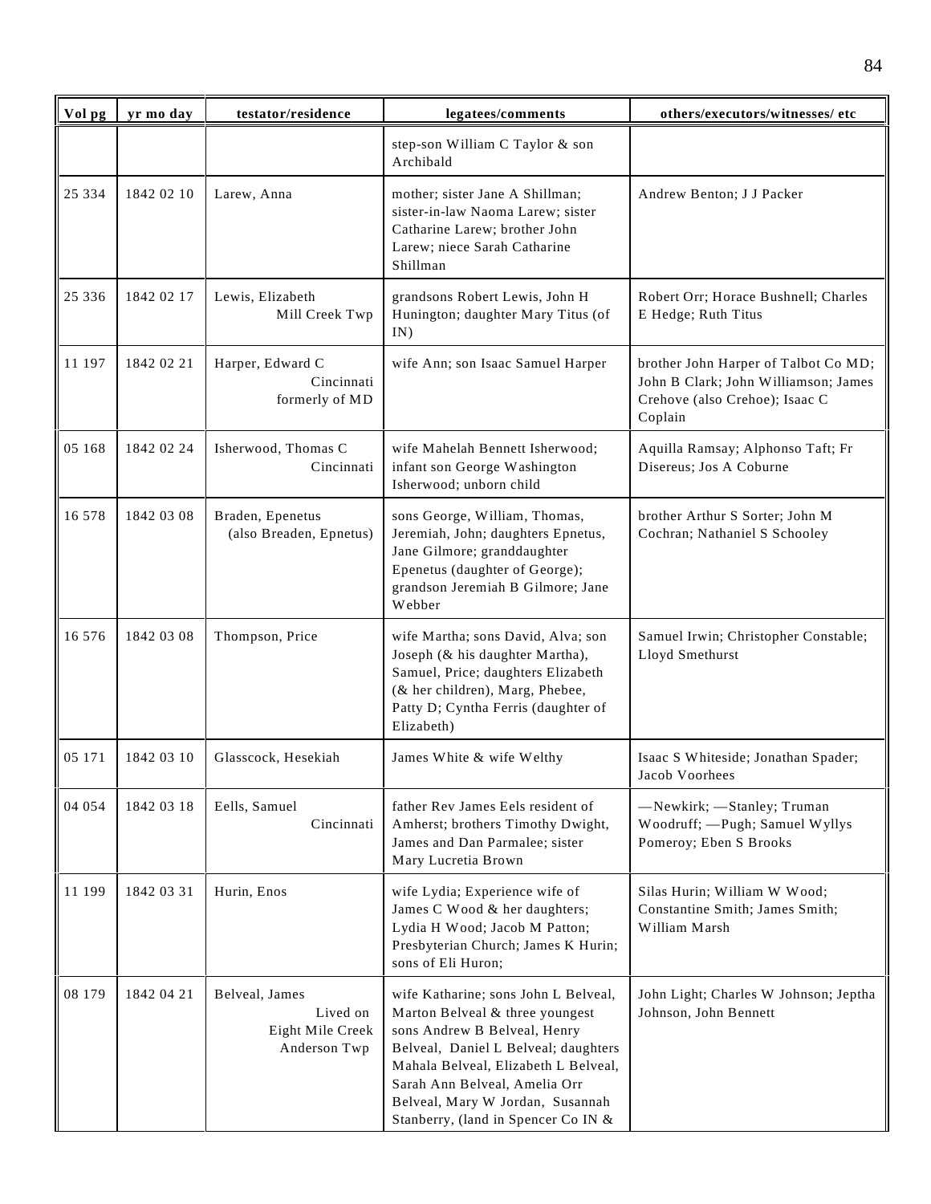| Vol pg | yr mo day | testator/residence | legatees/comments | others/executors/witnesses/ etc |
|---|---|---|---|---|
| | | | step-son William C Taylor & son Archibald | |
| 25 334 | 1842 02 10 | Larew, Anna | mother; sister Jane A Shillman; sister-in-law Naoma Larew; sister Catharine Larew; brother John Larew; niece Sarah Catharine Shillman | Andrew Benton; J J Packer |
| 25 336 | 1842 02 17 | Lewis, Elizabeth Mill Creek Twp | grandsons Robert Lewis, John H Hunington; daughter Mary Titus (of IN) | Robert Orr; Horace Bushnell; Charles E Hedge; Ruth Titus |
| 11 197 | 1842 02 21 | Harper, Edward C Cincinnati formerly of MD | wife Ann; son Isaac Samuel Harper | brother John Harper of Talbot Co MD; John B Clark; John Williamson; James Crehove (also Crehoe); Isaac C Coplain |
| 05 168 | 1842 02 24 | Isherwood, Thomas C Cincinnati | wife Mahelah Bennett Isherwood; infant son George Washington Isherwood; unborn child | Aquilla Ramsay; Alphonso Taft; Fr Disereus; Jos A Coburne |
| 16 578 | 1842 03 08 | Braden, Epenetus (also Breaden, Epnetus) | sons George, William, Thomas, Jeremiah, John; daughters Epnetus, Jane Gilmore; granddaughter Epenetus (daughter of George); grandson Jeremiah B Gilmore; Jane Webber | brother Arthur S Sorter; John M Cochran; Nathaniel S Schooley |
| 16 576 | 1842 03 08 | Thompson, Price | wife Martha; sons David, Alva; son Joseph (& his daughter Martha), Samuel, Price; daughters Elizabeth (& her children), Marg, Phebee, Patty D; Cyntha Ferris (daughter of Elizabeth) | Samuel Irwin; Christopher Constable; Lloyd Smethurst |
| 05 171 | 1842 03 10 | Glasscock, Hesekiah | James White & wife Welthy | Isaac S Whiteside; Jonathan Spader; Jacob Voorhees |
| 04 054 | 1842 03 18 | Eells, Samuel Cincinnati | father Rev James Eels resident of Amherst; brothers Timothy Dwight, James and Dan Parmalee; sister Mary Lucretia Brown | —Newkirk; —Stanley; Truman Woodruff; —Pugh; Samuel Wyllys Pomeroy; Eben S Brooks |
| 11 199 | 1842 03 31 | Hurin, Enos | wife Lydia; Experience wife of James C Wood & her daughters; Lydia H Wood; Jacob M Patton; Presbyterian Church; James K Hurin; sons of Eli Huron; | Silas Hurin; William W Wood; Constantine Smith; James Smith; William Marsh |
| 08 179 | 1842 04 21 | Belveal, James Lived on Eight Mile Creek Anderson Twp | wife Katharine; sons John L Belveal, Marton Belveal & three youngest sons Andrew B Belveal, Henry Belveal, Daniel L Belveal; daughters Mahala Belveal, Elizabeth L Belveal, Sarah Ann Belveal, Amelia Orr Belveal, Mary W Jordan, Susannah Stanberry, (land in Spencer Co IN & | John Light; Charles W Johnson; Jeptha Johnson, John Bennett |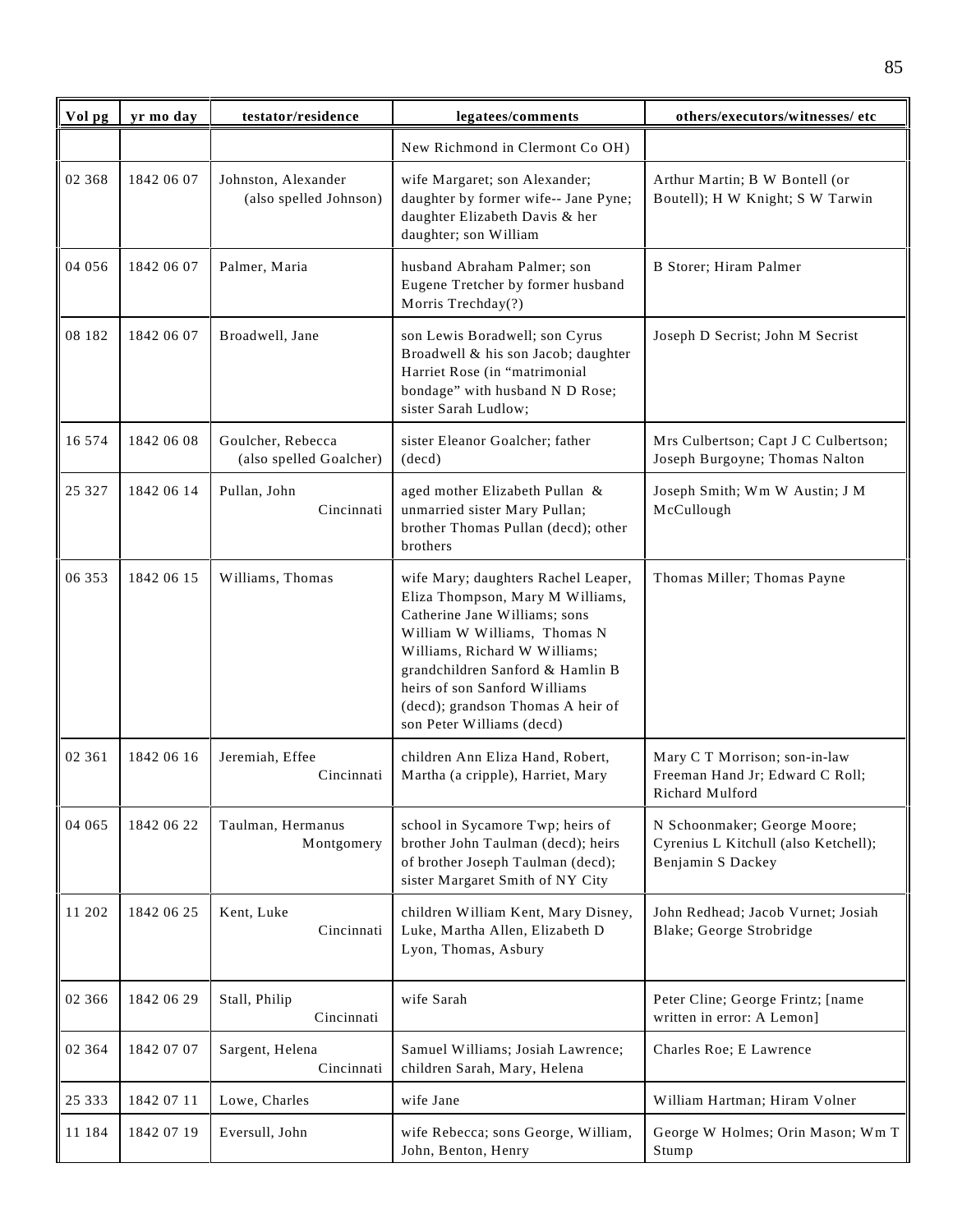| Vol pg | yr mo day | testator/residence | legatees/comments | others/executors/witnesses/ etc |
|---|---|---|---|---|
| | | | New Richmond in Clermont Co OH) | |
| 02 368 | 1842 06 07 | Johnston, Alexander (also spelled Johnson) | wife Margaret; son Alexander; daughter by former wife-- Jane Pyne; daughter Elizabeth Davis & her daughter; son William | Arthur Martin; B W Bontell (or Boutell); H W Knight; S W Tarwin |
| 04 056 | 1842 06 07 | Palmer, Maria | husband Abraham Palmer; son Eugene Tretcher by former husband Morris Trechday(?) | B Storer; Hiram Palmer |
| 08 182 | 1842 06 07 | Broadwell, Jane | son Lewis Boradwell; son Cyrus Broadwell & his son Jacob; daughter Harriet Rose (in “matrimonial bondage” with husband N D Rose; sister Sarah Ludlow; | Joseph D Secrist; John M Secrist |
| 16 574 | 1842 06 08 | Goulcher, Rebecca (also spelled Goalcher) | sister Eleanor Goalcher; father (decd) | Mrs Culbertson; Capt J C Culbertson; Joseph Burgoyne; Thomas Nalton |
| 25 327 | 1842 06 14 | Pullan, John Cincinnati | aged mother Elizabeth Pullan & unmarried sister Mary Pullan; brother Thomas Pullan (decd); other brothers | Joseph Smith; Wm W Austin; J M McCullough |
| 06 353 | 1842 06 15 | Williams, Thomas | wife Mary; daughters Rachel Leaper, Eliza Thompson, Mary M Williams, Catherine Jane Williams; sons William W Williams, Thomas N Williams, Richard W Williams; grandchildren Sanford & Hamlin B heirs of son Sanford Williams (decd); grandson Thomas A heir of son Peter Williams (decd) | Thomas Miller; Thomas Payne |
| 02 361 | 1842 06 16 | Jeremiah, Effee Cincinnati | children Ann Eliza Hand, Robert, Martha (a cripple), Harriet, Mary | Mary C T Morrison; son-in-law Freeman Hand Jr; Edward C Roll; Richard Mulford |
| 04 065 | 1842 06 22 | Taulman, Hermanus Montgomery | school in Sycamore Twp; heirs of brother John Taulman (decd); heirs of brother Joseph Taulman (decd); sister Margaret Smith of NY City | N Schoonmaker; George Moore; Cyrenius L Kitchull (also Ketchell); Benjamin S Dackey |
| 11 202 | 1842 06 25 | Kent, Luke Cincinnati | children William Kent, Mary Disney, Luke, Martha Allen, Elizabeth D Lyon, Thomas, Asbury | John Redhead; Jacob Vurnet; Josiah Blake; George Strobridge |
| 02 366 | 1842 06 29 | Stall, Philip Cincinnati | wife Sarah | Peter Cline; George Frintz; [name written in error: A Lemon] |
| 02 364 | 1842 07 07 | Sargent, Helena Cincinnati | Samuel Williams; Josiah Lawrence; children Sarah, Mary, Helena | Charles Roe; E Lawrence |
| 25 333 | 1842 07 11 | Lowe, Charles | wife Jane | William Hartman; Hiram Volner |
| 11 184 | 1842 07 19 | Eversull, John | wife Rebecca; sons George, William, John, Benton, Henry | George W Holmes; Orin Mason; Wm T Stump |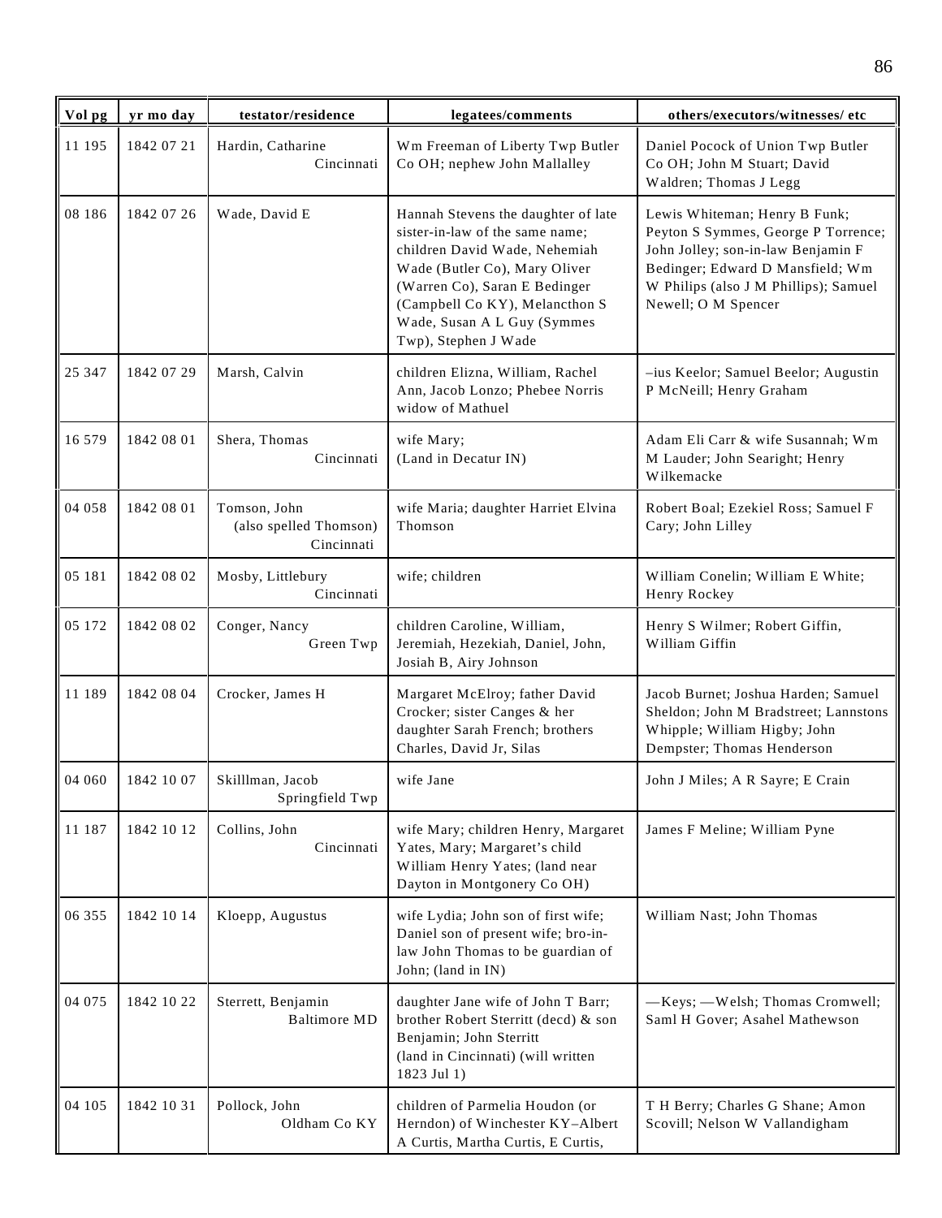| Vol pg | yr mo day | testator/residence | legatees/comments | others/executors/witnesses/ etc |
|---|---|---|---|---|
| 11 195 | 1842 07 21 | Hardin, Catharine Cincinnati | Wm Freeman of Liberty Twp Butler Co OH; nephew John Mallalley | Daniel Pocock of Union Twp Butler Co OH; John M Stuart; David Waldren; Thomas J Legg |
| 08 186 | 1842 07 26 | Wade, David E | Hannah Stevens the daughter of late sister-in-law of the same name; children David Wade, Nehemiah Wade (Butler Co), Mary Oliver (Warren Co), Saran E Bedinger (Campbell Co KY), Melancthon S Wade, Susan A L Guy (Symmes Twp), Stephen J Wade | Lewis Whiteman; Henry B Funk; Peyton S Symmes, George P Torrence; John Jolley; son-in-law Benjamin F Bedinger; Edward D Mansfield; Wm W Philips (also J M Phillips); Samuel Newell; O M Spencer |
| 25 347 | 1842 07 29 | Marsh, Calvin | children Elizna, William, Rachel Ann, Jacob Lonzo; Phebee Norris widow of Mathuel | –ius Keelor; Samuel Beelor; Augustin P McNeill; Henry Graham |
| 16 579 | 1842 08 01 | Shera, Thomas Cincinnati | wife Mary; (Land in Decatur IN) | Adam Eli Carr & wife Susannah; Wm M Lauder; John Searight; Henry Wilkemacke |
| 04 058 | 1842 08 01 | Tomson, John (also spelled Thomson) Cincinnati | wife Maria; daughter Harriet Elvina Thomson | Robert Boal; Ezekiel Ross; Samuel F Cary; John Lilley |
| 05 181 | 1842 08 02 | Mosby, Littlebury Cincinnati | wife; children | William Conelin; William E White; Henry Rockey |
| 05 172 | 1842 08 02 | Conger, Nancy Green Twp | children Caroline, William, Jeremiah, Hezekiah, Daniel, John, Josiah B, Airy Johnson | Henry S Wilmer; Robert Giffin, William Giffin |
| 11 189 | 1842 08 04 | Crocker, James H | Margaret McElroy; father David Crocker; sister Canges & her daughter Sarah French; brothers Charles, David Jr, Silas | Jacob Burnet; Joshua Harden; Samuel Sheldon; John M Bradstreet; Lannstons Whipple; William Higby; John Dempster; Thomas Henderson |
| 04 060 | 1842 10 07 | Skilllman, Jacob Springfield Twp | wife Jane | John J Miles; A R Sayre; E Crain |
| 11 187 | 1842 10 12 | Collins, John Cincinnati | wife Mary; children Henry, Margaret Yates, Mary; Margaret's child William Henry Yates; (land near Dayton in Montgonery Co OH) | James F Meline; William Pyne |
| 06 355 | 1842 10 14 | Kloepp, Augustus | wife Lydia; John son of first wife; Daniel son of present wife; bro-in-law John Thomas to be guardian of John; (land in IN) | William Nast; John Thomas |
| 04 075 | 1842 10 22 | Sterrett, Benjamin Baltimore MD | daughter Jane wife of John T Barr; brother Robert Sterritt (decd) & son Benjamin; John Sterritt (land in Cincinnati) (will written 1823 Jul 1) | —Keys; —Welsh; Thomas Cromwell; Saml H Gover; Asahel Mathewson |
| 04 105 | 1842 10 31 | Pollock, John Oldham Co KY | children of Parmelia Houdon (or Herndon) of Winchester KY–Albert A Curtis, Martha Curtis, E Curtis, | T H Berry; Charles G Shane; Amon Scovill; Nelson W Vallandigham |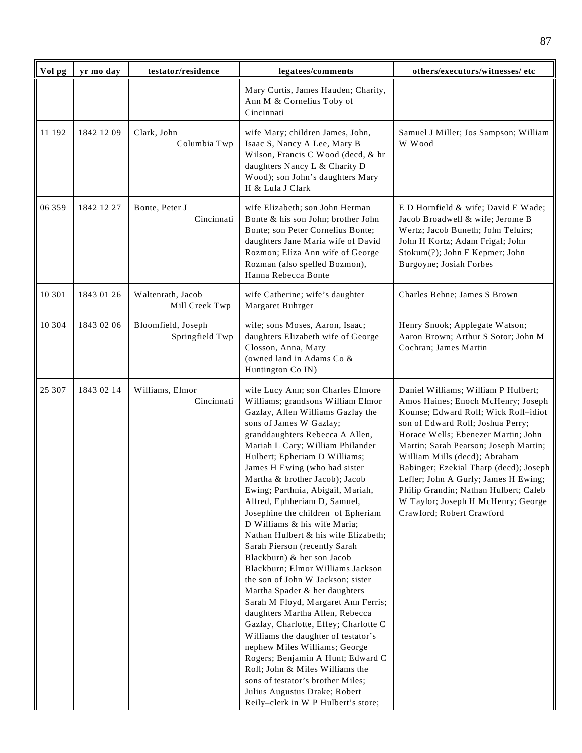| Vol pg | yr mo day | testator/residence | legatees/comments | others/executors/witnesses/ etc |
|---|---|---|---|---|
| | | | Mary Curtis, James Hauden; Charity, Ann M & Cornelius Toby of Cincinnati | |
| 11 192 | 1842 12 09 | Clark, John Columbia Twp | wife Mary; children James, John, Isaac S, Nancy A Lee, Mary B Wilson, Francis C Wood (decd, & hr daughters Nancy L & Charity D Wood); son John's daughters Mary H & Lula J Clark | Samuel J Miller; Jos Sampson; William W Wood |
| 06 359 | 1842 12 27 | Bonte, Peter J Cincinnati | wife Elizabeth; son John Herman Bonte & his son John; brother John Bonte; son Peter Cornelius Bonte; daughters Jane Maria wife of David Rozmon; Eliza Ann wife of George Rozman (also spelled Bozmon), Hanna Rebecca Bonte | E D Hornfield & wife; David E Wade; Jacob Broadwell & wife; Jerome B Wertz; Jacob Buneth; John Teluirs; John H Kortz; Adam Frigal; John Stokum(?); John F Kepmer; John Burgoyne; Josiah Forbes |
| 10 301 | 1843 01 26 | Waltenrath, Jacob Mill Creek Twp | wife Catherine; wife's daughter Margaret Buhrger | Charles Behne; James S Brown |
| 10 304 | 1843 02 06 | Bloomfield, Joseph Springfield Twp | wife; sons Moses, Aaron, Isaac; daughters Elizabeth wife of George Closson, Anna, Mary (owned land in Adams Co & Huntington Co IN) | Henry Snook; Applegate Watson; Aaron Brown; Arthur S Sotor; John M Cochran; James Martin |
| 25 307 | 1843 02 14 | Williams, Elmor Cincinnati | wife Lucy Ann; son Charles Elmore Williams; grandsons William Elmor Gazlay, Allen Williams Gazlay the sons of James W Gazlay; granddaughters Rebecca A Allen, Mariah L Cary; William Philander Hulbert; Epheriam D Williams; James H Ewing (who had sister Martha & brother Jacob); Jacob Ewing; Parthnia, Abigail, Mariah, Alfred, Ephheriam D, Samuel, Josephine the children of Epheriam D Williams & his wife Maria; Nathan Hulbert & his wife Elizabeth; Sarah Pierson (recently Sarah Blackburn) & her son Jacob Blackburn; Elmor Williams Jackson the son of John W Jackson; sister Martha Spader & her daughters Sarah M Floyd, Margaret Ann Ferris; daughters Martha Allen, Rebecca Gazlay, Charlotte, Effey; Charlotte C Williams the daughter of testator's nephew Miles Williams; George Rogers; Benjamin A Hunt; Edward C Roll; John & Miles Williams the sons of testator's brother Miles; Julius Augustus Drake; Robert Reily–clerk in W P Hulbert's store; | Daniel Williams; William P Hulbert; Amos Haines; Enoch McHenry; Joseph Kounse; Edward Roll; Wick Roll–idiot son of Edward Roll; Joshua Perry; Horace Wells; Ebenezer Martin; John Martin; Sarah Pearson; Joseph Martin; William Mills (decd); Abraham Babinger; Ezekial Tharp (decd); Joseph Lefler; John A Gurly; James H Ewing; Philip Grandin; Nathan Hulbert; Caleb W Taylor; Joseph H McHenry; George Crawford; Robert Crawford |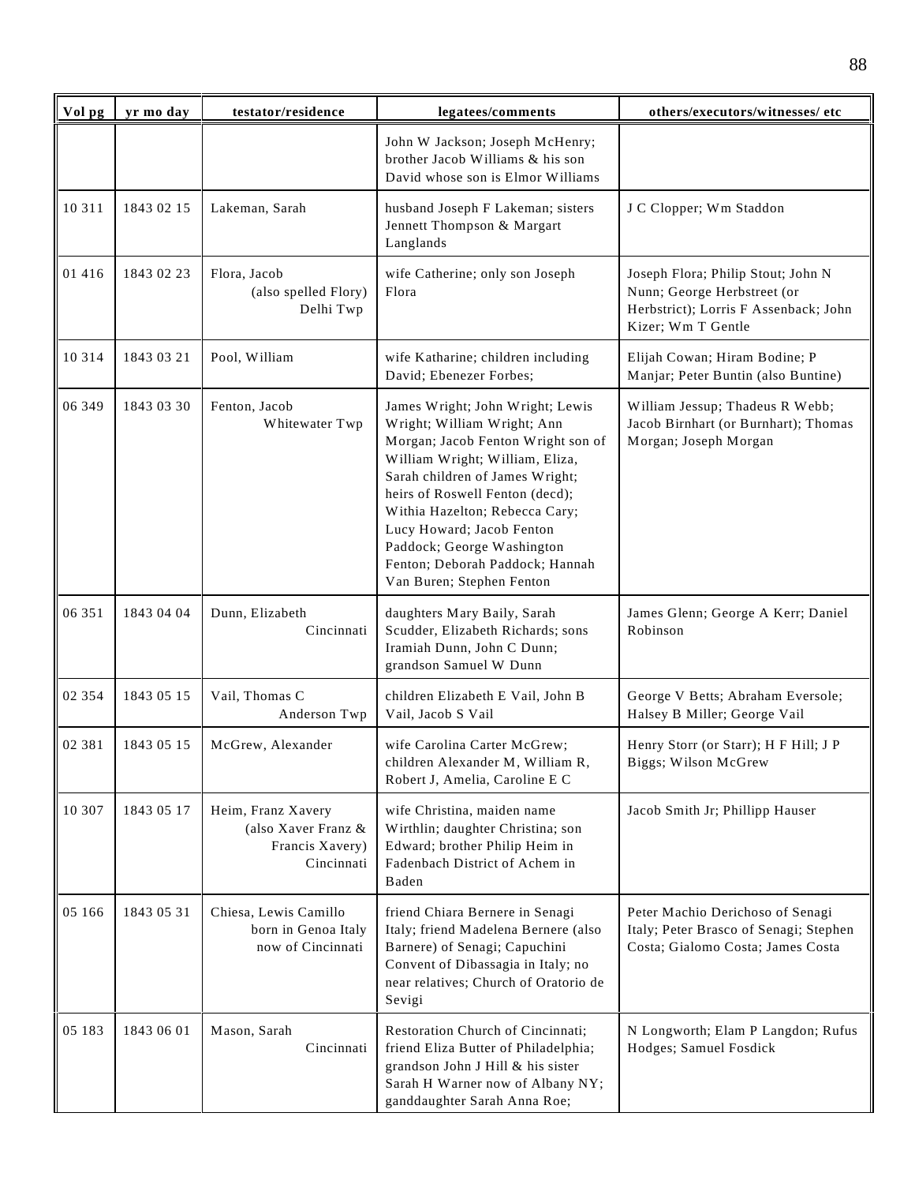| Vol pg | yr mo day | testator/residence | legatees/comments | others/executors/witnesses/ etc |
|---|---|---|---|---|
| | | | John W Jackson; Joseph McHenry; brother Jacob Williams & his son David whose son is Elmor Williams | |
| 10 311 | 1843 02 15 | Lakeman, Sarah | husband Joseph F Lakeman; sisters Jennett Thompson & Margart Langlands | J C Clopper; Wm Staddon |
| 01 416 | 1843 02 23 | Flora, Jacob (also spelled Flory) Delhi Twp | wife Catherine; only son Joseph Flora | Joseph Flora; Philip Stout; John N Nunn; George Herbstreet (or Herbstrict); Lorris F Assenback; John Kizer; Wm T Gentle |
| 10 314 | 1843 03 21 | Pool, William | wife Katharine; children including David; Ebenezer Forbes; | Elijah Cowan; Hiram Bodine; P Manjar; Peter Buntin (also Buntine) |
| 06 349 | 1843 03 30 | Fenton, Jacob Whitewater Twp | James Wright; John Wright; Lewis Wright; William Wright; Ann Morgan; Jacob Fenton Wright son of William Wright; William, Eliza, Sarah children of James Wright; heirs of Roswell Fenton (decd); Withia Hazelton; Rebecca Cary; Lucy Howard; Jacob Fenton Paddock; George Washington Fenton; Deborah Paddock; Hannah Van Buren; Stephen Fenton | William Jessup; Thadeus R Webb; Jacob Birnhart (or Burnhart); Thomas Morgan; Joseph Morgan |
| 06 351 | 1843 04 04 | Dunn, Elizabeth Cincinnati | daughters Mary Baily, Sarah Scudder, Elizabeth Richards; sons Iramiah Dunn, John C Dunn; grandson Samuel W Dunn | James Glenn; George A Kerr; Daniel Robinson |
| 02 354 | 1843 05 15 | Vail, Thomas C Anderson Twp | children Elizabeth E Vail, John B Vail, Jacob S Vail | George V Betts; Abraham Eversole; Halsey B Miller; George Vail |
| 02 381 | 1843 05 15 | McGrew, Alexander | wife Carolina Carter McGrew; children Alexander M, William R, Robert J, Amelia, Caroline E C | Henry Storr (or Starr); H F Hill; J P Biggs; Wilson McGrew |
| 10 307 | 1843 05 17 | Heim, Franz Xavery (also Xaver Franz & Francis Xavery) Cincinnati | wife Christina, maiden name Wirthlin; daughter Christina; son Edward; brother Philip Heim in Fadenbach District of Achem in Baden | Jacob Smith Jr; Phillipp Hauser |
| 05 166 | 1843 05 31 | Chiesa, Lewis Camillo born in Genoa Italy now of Cincinnati | friend Chiara Bernere in Senagi Italy; friend Madelena Bernere (also Barnere) of Senagi; Capuchini Convent of Dibassagia in Italy; no near relatives; Church of Oratorio de Sevigi | Peter Machio Derichoso of Senagi Italy; Peter Brasco of Senagi; Stephen Costa; Gialomo Costa; James Costa |
| 05 183 | 1843 06 01 | Mason, Sarah Cincinnati | Restoration Church of Cincinnati; friend Eliza Butter of Philadelphia; grandson John J Hill & his sister Sarah H Warner now of Albany NY; ganddaughter Sarah Anna Roe; | N Longworth; Elam P Langdon; Rufus Hodges; Samuel Fosdick |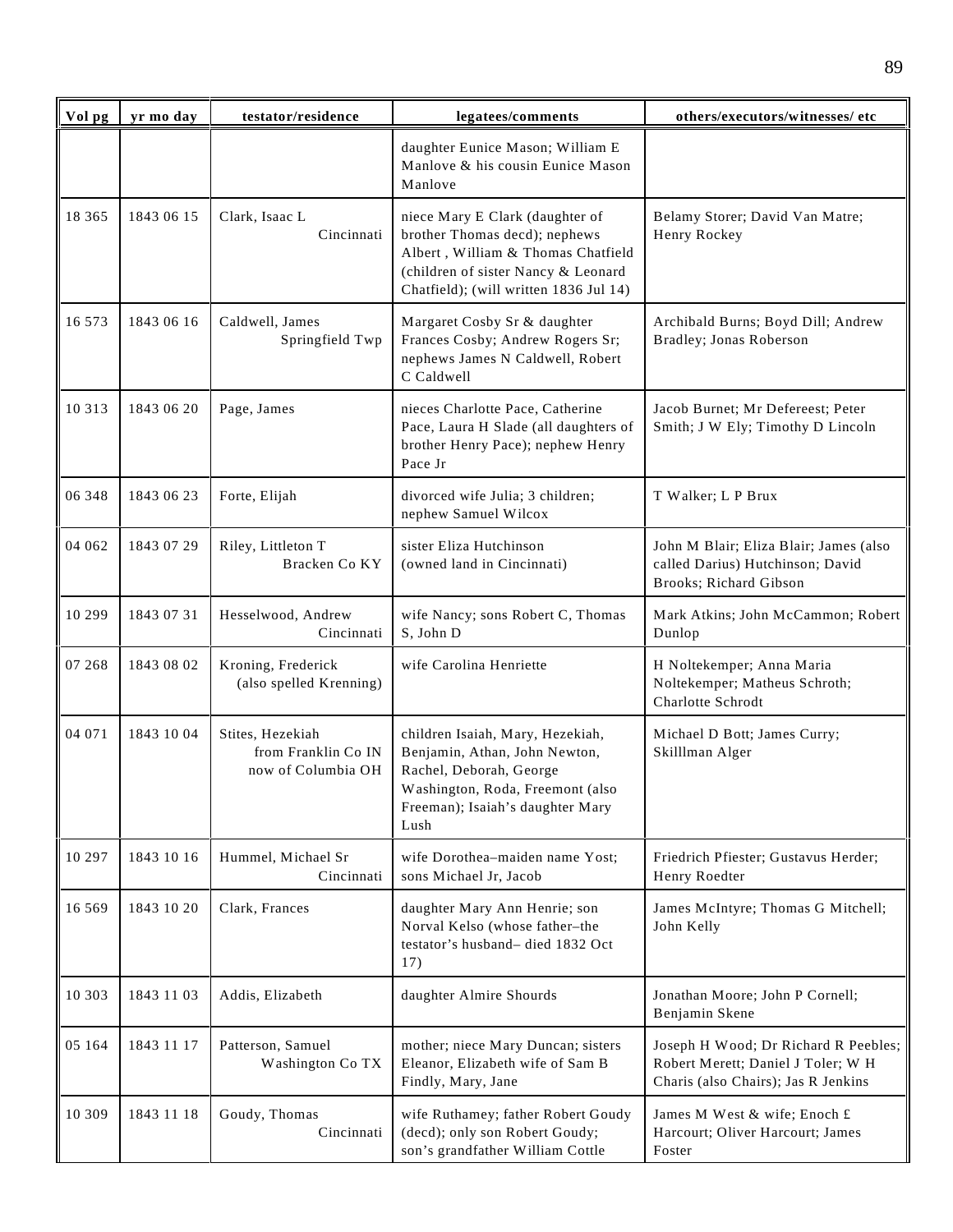| Vol pg | yr mo day | testator/residence | legatees/comments | others/executors/witnesses/ etc |
|---|---|---|---|---|
| | | | daughter Eunice Mason; William E Manlove & his cousin Eunice Mason Manlove | |
| 18 365 | 1843 06 15 | Clark, Isaac L Cincinnati | niece Mary E Clark (daughter of brother Thomas decd); nephews Albert , William & Thomas Chatfield (children of sister Nancy & Leonard Chatfield); (will written 1836 Jul 14) | Belamy Storer; David Van Matre; Henry Rockey |
| 16 573 | 1843 06 16 | Caldwell, James Springfield Twp | Margaret Cosby Sr & daughter Frances Cosby; Andrew Rogers Sr; nephews James N Caldwell, Robert C Caldwell | Archibald Burns; Boyd Dill; Andrew Bradley; Jonas Roberson |
| 10 313 | 1843 06 20 | Page, James | nieces Charlotte Pace, Catherine Pace, Laura H Slade (all daughters of brother Henry Pace); nephew Henry Pace Jr | Jacob Burnet; Mr Defereest; Peter Smith; J W Ely; Timothy D Lincoln |
| 06 348 | 1843 06 23 | Forte, Elijah | divorced wife Julia; 3 children; nephew Samuel Wilcox | T Walker; L P Brux |
| 04 062 | 1843 07 29 | Riley, Littleton T Bracken Co KY | sister Eliza Hutchinson (owned land in Cincinnati) | John M Blair; Eliza Blair; James (also called Darius) Hutchinson; David Brooks; Richard Gibson |
| 10 299 | 1843 07 31 | Hesselwood, Andrew Cincinnati | wife Nancy; sons Robert C, Thomas S, John D | Mark Atkins; John McCammon; Robert Dunlop |
| 07 268 | 1843 08 02 | Kroning, Frederick (also spelled Krenning) | wife Carolina Henriette | H Noltekemper; Anna Maria Noltekemper; Matheus Schroth; Charlotte Schrodt |
| 04 071 | 1843 10 04 | Stites, Hezekiah from Franklin Co IN now of Columbia OH | children Isaiah, Mary, Hezekiah, Benjamin, Athan, John Newton, Rachel, Deborah, George Washington, Roda, Freemont (also Freeman); Isaiah's daughter Mary Lush | Michael D Bott; James Curry; Skilllman Alger |
| 10 297 | 1843 10 16 | Hummel, Michael Sr Cincinnati | wife Dorothea–maiden name Yost; sons Michael Jr, Jacob | Friedrich Pfiester; Gustavus Herder; Henry Roedter |
| 16 569 | 1843 10 20 | Clark, Frances | daughter Mary Ann Henrie; son Norval Kelso (whose father–the testator's husband– died 1832 Oct 17) | James McIntyre; Thomas G Mitchell; John Kelly |
| 10 303 | 1843 11 03 | Addis, Elizabeth | daughter Almire Shourds | Jonathan Moore; John P Cornell; Benjamin Skene |
| 05 164 | 1843 11 17 | Patterson, Samuel Washington Co TX | mother; niece Mary Duncan; sisters Eleanor, Elizabeth wife of Sam B Findly, Mary, Jane | Joseph H Wood; Dr Richard R Peebles; Robert Merett; Daniel J Toler; W H Charis (also Chairs); Jas R Jenkins |
| 10 309 | 1843 11 18 | Goudy, Thomas Cincinnati | wife Ruthamey; father Robert Goudy (decd); only son Robert Goudy; son's grandfather William Cottle | James M West & wife; Enoch £ Harcourt; Oliver Harcourt; James Foster |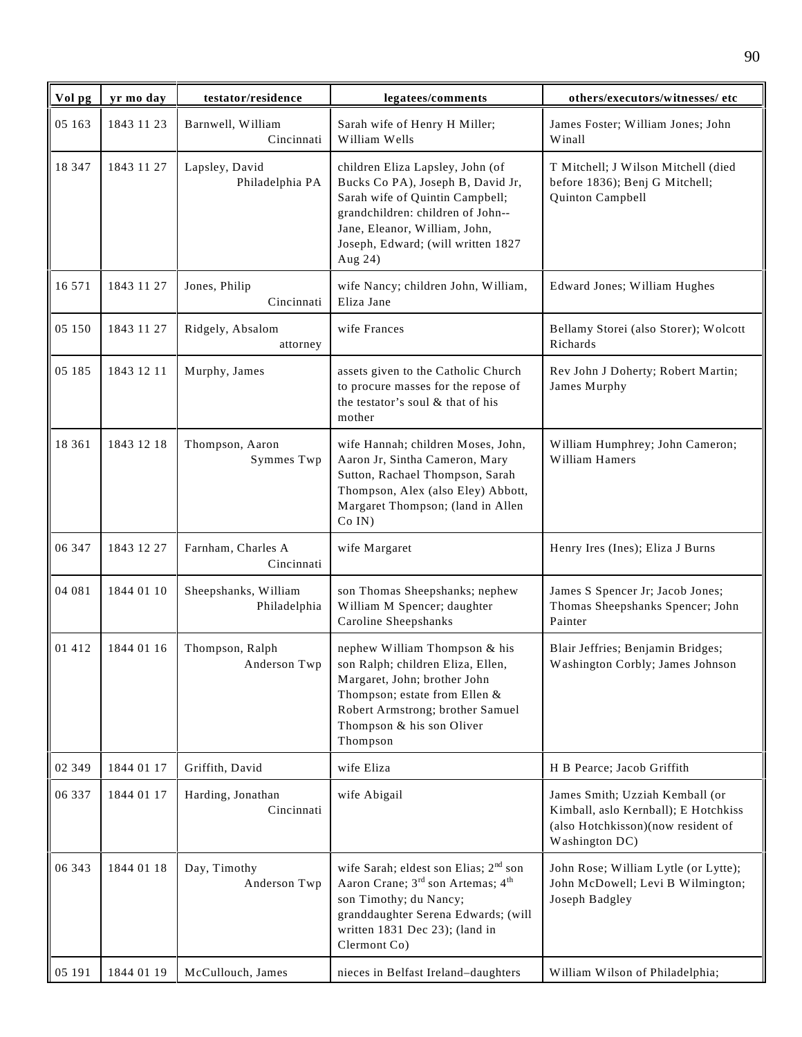| Vol pg | yr mo day | testator/residence | legatees/comments | others/executors/witnesses/ etc |
|---|---|---|---|---|
| 05 163 | 1843 11 23 | Barnwell, William Cincinnati | Sarah wife of Henry H Miller; William Wells | James Foster; William Jones; John Winall |
| 18 347 | 1843 11 27 | Lapsley, David Philadelphia PA | children Eliza Lapsley, John (of Bucks Co PA), Joseph B, David Jr, Sarah wife of Quintin Campbell; grandchildren: children of John--Jane, Eleanor, William, John, Joseph, Edward; (will written 1827 Aug 24) | T Mitchell; J Wilson Mitchell (died before 1836); Benj G Mitchell; Quinton Campbell |
| 16 571 | 1843 11 27 | Jones, Philip Cincinnati | wife Nancy; children John, William, Eliza Jane | Edward Jones; William Hughes |
| 05 150 | 1843 11 27 | Ridgely, Absalom attorney | wife Frances | Bellamy Storei (also Storer); Wolcott Richards |
| 05 185 | 1843 12 11 | Murphy, James | assets given to the Catholic Church to procure masses for the repose of the testator's soul & that of his mother | Rev John J Doherty; Robert Martin; James Murphy |
| 18 361 | 1843 12 18 | Thompson, Aaron Symmes Twp | wife Hannah; children Moses, John, Aaron Jr, Sintha Cameron, Mary Sutton, Rachael Thompson, Sarah Thompson, Alex (also Eley) Abbott, Margaret Thompson; (land in Allen Co IN) | William Humphrey; John Cameron; William Hamers |
| 06 347 | 1843 12 27 | Farnham, Charles A Cincinnati | wife Margaret | Henry Ires (Ines); Eliza J Burns |
| 04 081 | 1844 01 10 | Sheepshanks, William Philadelphia | son Thomas Sheepshanks; nephew William M Spencer; daughter Caroline Sheepshanks | James S Spencer Jr; Jacob Jones; Thomas Sheepshanks Spencer; John Painter |
| 01 412 | 1844 01 16 | Thompson, Ralph Anderson Twp | nephew William Thompson & his son Ralph; children Eliza, Ellen, Margaret, John; brother John Thompson; estate from Ellen & Robert Armstrong; brother Samuel Thompson & his son Oliver Thompson | Blair Jeffries; Benjamin Bridges; Washington Corbly; James Johnson |
| 02 349 | 1844 01 17 | Griffith, David | wife Eliza | H B Pearce; Jacob Griffith |
| 06 337 | 1844 01 17 | Harding, Jonathan Cincinnati | wife Abigail | James Smith; Uzziah Kemball (or Kimball, aslo Kernball); E Hotchkiss (also Hotchkisson)(now resident of Washington DC) |
| 06 343 | 1844 01 18 | Day, Timothy Anderson Twp | wife Sarah; eldest son Elias; 2nd son Aaron Crane; 3rd son Artemas; 4th son Timothy; du Nancy; granddaughter Serena Edwards; (will written 1831 Dec 23); (land in Clermont Co) | John Rose; William Lytle (or Lytte); John McDowell; Levi B Wilmington; Joseph Badgley |
| 05 191 | 1844 01 19 | McCullouch, James | nieces in Belfast Ireland–daughters | William Wilson of Philadelphia; |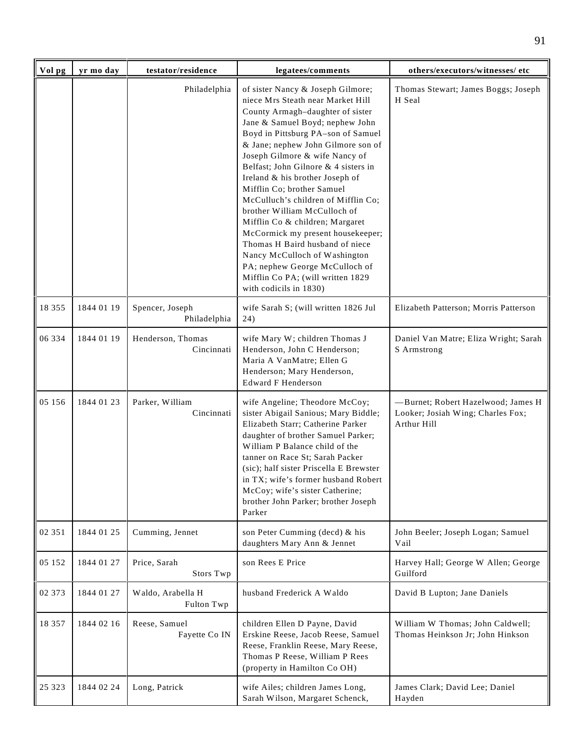| Vol pg | yr mo day | testator/residence | legatees/comments | others/executors/witnesses/ etc |
|---|---|---|---|---|
| | | Philadelphia | of sister Nancy & Joseph Gilmore; niece Mrs Steath near Market Hill County Armagh–daughter of sister Jane & Samuel Boyd; nephew John Boyd in Pittsburg PA–son of Samuel & Jane; nephew John Gilmore son of Joseph Gilmore & wife Nancy of Belfast; John Gilnore & 4 sisters in Ireland & his brother Joseph of Mifflin Co; brother Samuel McCulluch's children of Mifflin Co; brother William McCulloch of Mifflin Co & children; Margaret McCormick my present housekeeper; Thomas H Baird husband of niece Nancy McCulloch of Washington PA; nephew George McCulloch of Mifflin Co PA; (will written 1829 with codicils in 1830) | Thomas Stewart; James Boggs; Joseph H Seal |
| 18 355 | 1844 01 19 | Spencer, Joseph Philadelphia | wife Sarah S; (will written 1826 Jul 24) | Elizabeth Patterson; Morris Patterson |
| 06 334 | 1844 01 19 | Henderson, Thomas Cincinnati | wife Mary W; children Thomas J Henderson, John C Henderson; Maria A VanMatre; Ellen G Henderson; Mary Henderson, Edward F Henderson | Daniel Van Matre; Eliza Wright; Sarah S Armstrong |
| 05 156 | 1844 01 23 | Parker, William Cincinnati | wife Angeline; Theodore McCoy; sister Abigail Sanious; Mary Biddle; Elizabeth Starr; Catherine Parker daughter of brother Samuel Parker; William P Balance child of the tanner on Race St; Sarah Packer (sic); half sister Priscella E Brewster in TX; wife's former husband Robert McCoy; wife's sister Catherine; brother John Parker; brother Joseph Parker | —Burnet; Robert Hazelwood; James H Looker; Josiah Wing; Charles Fox; Arthur Hill |
| 02 351 | 1844 01 25 | Cumming, Jennet | son Peter Cumming (decd) & his daughters Mary Ann & Jennet | John Beeler; Joseph Logan; Samuel Vail |
| 05 152 | 1844 01 27 | Price, Sarah Stors Twp | son Rees E Price | Harvey Hall; George W Allen; George Guilford |
| 02 373 | 1844 01 27 | Waldo, Arabella H Fulton Twp | husband Frederick A Waldo | David B Lupton; Jane Daniels |
| 18 357 | 1844 02 16 | Reese, Samuel Fayette Co IN | children Ellen D Payne, David Erskine Reese, Jacob Reese, Samuel Reese, Franklin Reese, Mary Reese, Thomas P Reese, William P Rees (property in Hamilton Co OH) | William W Thomas; John Caldwell; Thomas Heinkson Jr; John Hinkson |
| 25 323 | 1844 02 24 | Long, Patrick | wife Ailes; children James Long, Sarah Wilson, Margaret Schenck, | James Clark; David Lee; Daniel Hayden |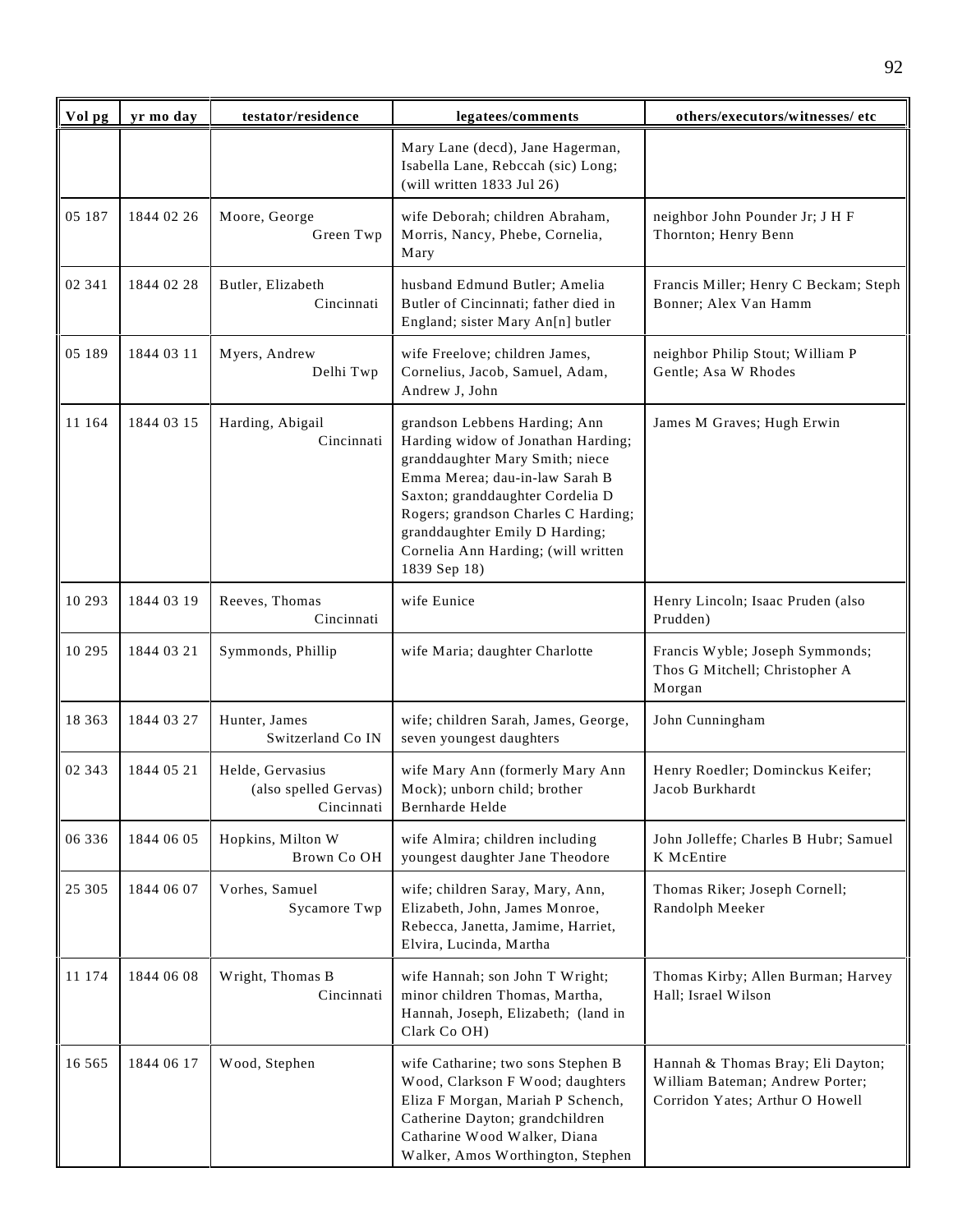| Vol pg | yr mo day | testator/residence | legatees/comments | others/executors/witnesses/ etc |
|---|---|---|---|---|
| | | | Mary Lane (decd), Jane Hagerman, Isabella Lane, Rebccah (sic) Long; (will written 1833 Jul 26) | |
| 05 187 | 1844 02 26 | Moore, George Green Twp | wife Deborah; children Abraham, Morris, Nancy, Phebe, Cornelia, Mary | neighbor John Pounder Jr; J H F Thornton; Henry Benn |
| 02 341 | 1844 02 28 | Butler, Elizabeth Cincinnati | husband Edmund Butler; Amelia Butler of Cincinnati; father died in England; sister Mary An[n] butler | Francis Miller; Henry C Beckam; Steph Bonner; Alex Van Hamm |
| 05 189 | 1844 03 11 | Myers, Andrew Delhi Twp | wife Freelove; children James, Cornelius, Jacob, Samuel, Adam, Andrew J, John | neighbor Philip Stout; William P Gentle; Asa W Rhodes |
| 11 164 | 1844 03 15 | Harding, Abigail Cincinnati | grandson Lebbens Harding; Ann Harding widow of Jonathan Harding; granddaughter Mary Smith; niece Emma Merea; dau-in-law Sarah B Saxton; granddaughter Cordelia D Rogers; grandson Charles C Harding; granddaughter Emily D Harding; Cornelia Ann Harding; (will written 1839 Sep 18) | James M Graves; Hugh Erwin |
| 10 293 | 1844 03 19 | Reeves, Thomas Cincinnati | wife Eunice | Henry Lincoln; Isaac Pruden (also Prudden) |
| 10 295 | 1844 03 21 | Symmonds, Phillip | wife Maria; daughter Charlotte | Francis Wyble; Joseph Symmonds; Thos G Mitchell; Christopher A Morgan |
| 18 363 | 1844 03 27 | Hunter, James Switzerland Co IN | wife; children Sarah, James, George, seven youngest daughters | John Cunningham |
| 02 343 | 1844 05 21 | Helde, Gervasius (also spelled Gervas) Cincinnati | wife Mary Ann (formerly Mary Ann Mock); unborn child; brother Bernharde Helde | Henry Roedler; Dominckus Keifer; Jacob Burkhardt |
| 06 336 | 1844 06 05 | Hopkins, Milton W Brown Co OH | wife Almira; children including youngest daughter Jane Theodore | John Jolleffe; Charles B Hubr; Samuel K McEntire |
| 25 305 | 1844 06 07 | Vorhes, Samuel Sycamore Twp | wife; children Saray, Mary, Ann, Elizabeth, John, James Monroe, Rebecca, Janetta, Jamime, Harriet, Elvira, Lucinda, Martha | Thomas Riker; Joseph Cornell; Randolph Meeker |
| 11 174 | 1844 06 08 | Wright, Thomas B Cincinnati | wife Hannah; son John T Wright; minor children Thomas, Martha, Hannah, Joseph, Elizabeth; (land in Clark Co OH) | Thomas Kirby; Allen Burman; Harvey Hall; Israel Wilson |
| 16 565 | 1844 06 17 | Wood, Stephen | wife Catharine; two sons Stephen B Wood, Clarkson F Wood; daughters Eliza F Morgan, Mariah P Schench, Catherine Dayton; grandchildren Catharine Wood Walker, Diana Walker, Amos Worthington, Stephen | Hannah & Thomas Bray; Eli Dayton; William Bateman; Andrew Porter; Corridon Yates; Arthur O Howell |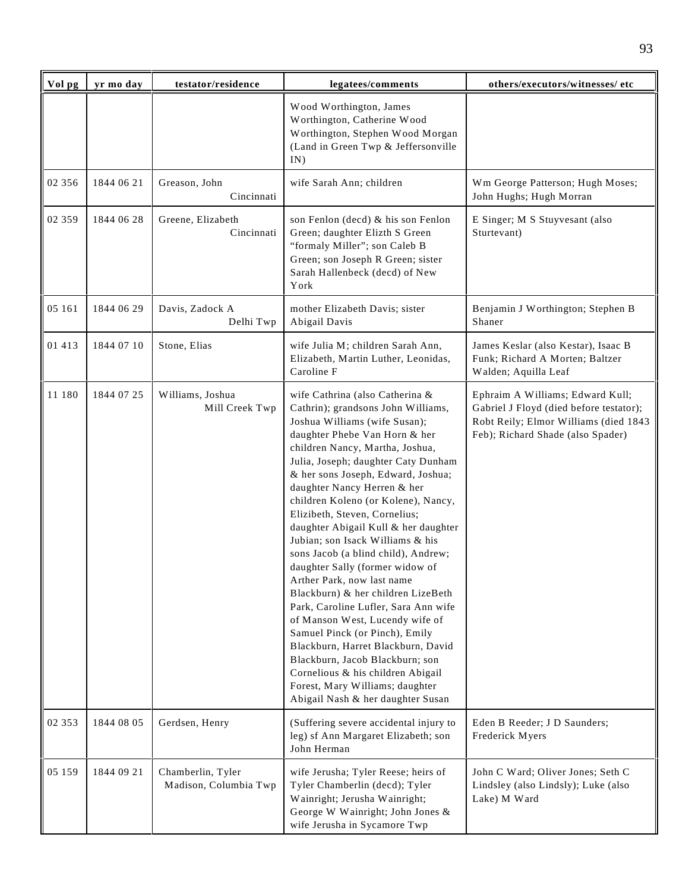| Vol pg | yr mo day | testator/residence | legatees/comments | others/executors/witnesses/ etc |
|---|---|---|---|---|
| | | | Wood Worthington, James Worthington, Catherine Wood Worthington, Stephen Wood Morgan (Land in Green Twp & Jeffersonville IN) | |
| 02 356 | 1844 06 21 | Greason, John Cincinnati | wife Sarah Ann; children | Wm George Patterson; Hugh Moses; John Hughs; Hugh Morran |
| 02 359 | 1844 06 28 | Greene, Elizabeth Cincinnati | son Fenlon (decd) & his son Fenlon Green; daughter Elizth S Green "formaly Miller"; son Caleb B Green; son Joseph R Green; sister Sarah Hallenbeck (decd) of New York | E Singer; M S Stuyvesant (also Sturtevant) |
| 05 161 | 1844 06 29 | Davis, Zadock A Delhi Twp | mother Elizabeth Davis; sister Abigail Davis | Benjamin J Worthington; Stephen B Shaner |
| 01 413 | 1844 07 10 | Stone, Elias | wife Julia M; children Sarah Ann, Elizabeth, Martin Luther, Leonidas, Caroline F | James Keslar (also Kestar), Isaac B Funk; Richard A Morten; Baltzer Walden; Aquilla Leaf |
| 11 180 | 1844 07 25 | Williams, Joshua Mill Creek Twp | wife Cathrina (also Catherina & Cathrin); grandsons John Williams, Joshua Williams (wife Susan); daughter Phebe Van Horn & her children Nancy, Martha, Joshua, Julia, Joseph; daughter Caty Dunham & her sons Joseph, Edward, Joshua; daughter Nancy Herren & her children Koleno (or Kolene), Nancy, Elizibeth, Steven, Cornelius; daughter Abigail Kull & her daughter Jubian; son Isack Williams & his sons Jacob (a blind child), Andrew; daughter Sally (former widow of Arther Park, now last name Blackburn) & her children LizeBeth Park, Caroline Lufler, Sara Ann wife of Manson West, Lucendy wife of Samuel Pinck (or Pinch), Emily Blackburn, Harret Blackburn, David Blackburn, Jacob Blackburn; son Cornelious & his children Abigail Forest, Mary Williams; daughter Abigail Nash & her daughter Susan | Ephraim A Williams; Edward Kull; Gabriel J Floyd (died before testator); Robt Reily; Elmor Williams (died 1843 Feb); Richard Shade (also Spader) |
| 02 353 | 1844 08 05 | Gerdsen, Henry | (Suffering severe accidental injury to leg) sf Ann Margaret Elizabeth; son John Herman | Eden B Reeder; J D Saunders; Frederick Myers |
| 05 159 | 1844 09 21 | Chamberlin, Tyler Madison, Columbia Twp | wife Jerusha; Tyler Reese; heirs of Tyler Chamberlin (decd); Tyler Wainright; Jerusha Wainright; George W Wainright; John Jones & wife Jerusha in Sycamore Twp | John C Ward; Oliver Jones; Seth C Lindsley (also Lindsly); Luke (also Lake) M Ward |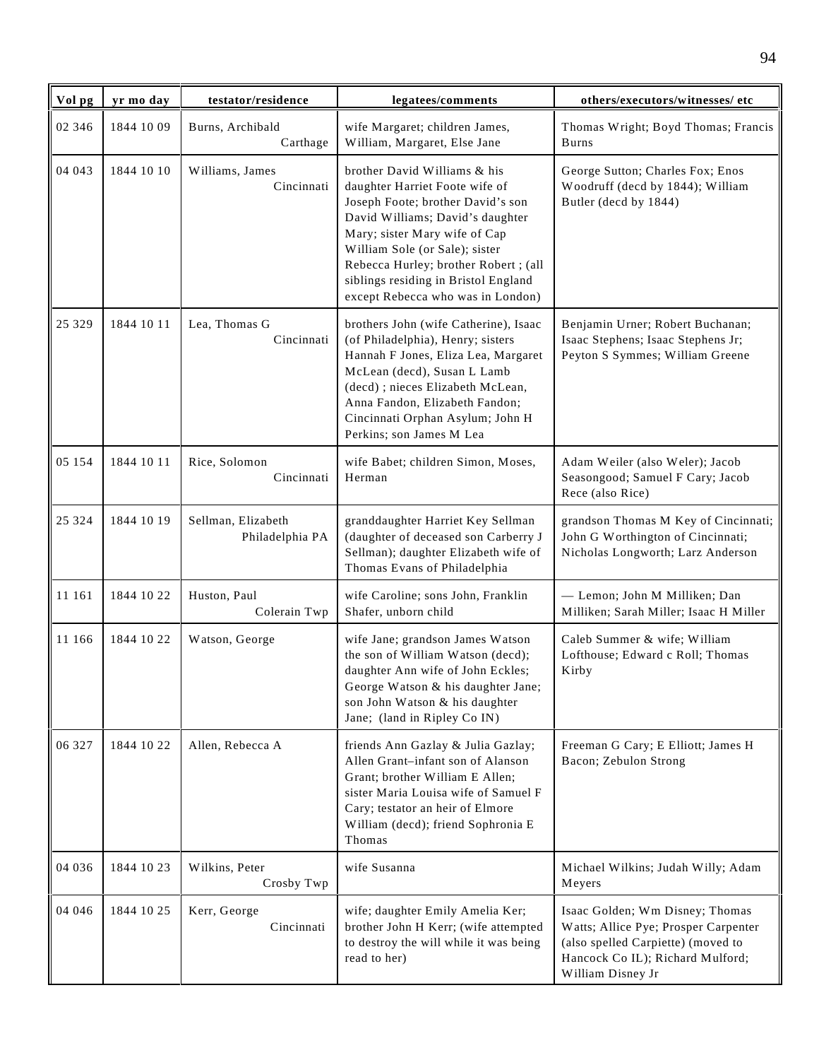| Vol pg | yr mo day | testator/residence | legatees/comments | others/executors/witnesses/ etc |
|---|---|---|---|---|
| 02 346 | 1844 10 09 | Burns, Archibald Carthage | wife Margaret; children James, William, Margaret, Else Jane | Thomas Wright; Boyd Thomas; Francis Burns |
| 04 043 | 1844 10 10 | Williams, James Cincinnati | brother David Williams & his daughter Harriet Foote wife of Joseph Foote; brother David's son David Williams; David's daughter Mary; sister Mary wife of Cap William Sole (or Sale); sister Rebecca Hurley; brother Robert ; (all siblings residing in Bristol England except Rebecca who was in London) | George Sutton; Charles Fox; Enos Woodruff (decd by 1844); William Butler (decd by 1844) |
| 25 329 | 1844 10 11 | Lea, Thomas G Cincinnati | brothers John (wife Catherine), Isaac (of Philadelphia), Henry; sisters Hannah F Jones, Eliza Lea, Margaret McLean (decd), Susan L Lamb (decd) ; nieces Elizabeth McLean, Anna Fandon, Elizabeth Fandon; Cincinnati Orphan Asylum; John H Perkins; son James M Lea | Benjamin Urner; Robert Buchanan; Isaac Stephens; Isaac Stephens Jr; Peyton S Symmes; William Greene |
| 05 154 | 1844 10 11 | Rice, Solomon Cincinnati | wife Babet; children Simon, Moses, Herman | Adam Weiler (also Weler); Jacob Seasongood; Samuel F Cary; Jacob Rece (also Rice) |
| 25 324 | 1844 10 19 | Sellman, Elizabeth Philadelphia PA | granddaughter Harriet Key Sellman (daughter of deceased son Carberry J Sellman); daughter Elizabeth wife of Thomas Evans of Philadelphia | grandson Thomas M Key of Cincinnati; John G Worthington of Cincinnati; Nicholas Longworth; Larz Anderson |
| 11 161 | 1844 10 22 | Huston, Paul Colerain Twp | wife Caroline; sons John, Franklin Shafer, unborn child | — Lemon; John M Milliken; Dan Milliken; Sarah Miller; Isaac H Miller |
| 11 166 | 1844 10 22 | Watson, George | wife Jane; grandson James Watson the son of William Watson (decd); daughter Ann wife of John Eckles; George Watson & his daughter Jane; son John Watson & his daughter Jane; (land in Ripley Co IN) | Caleb Summer & wife; William Lofthouse; Edward c Roll; Thomas Kirby |
| 06 327 | 1844 10 22 | Allen, Rebecca A | friends Ann Gazlay & Julia Gazlay; Allen Grant–infant son of Alanson Grant; brother William E Allen; sister Maria Louisa wife of Samuel F Cary; testator an heir of Elmore William (decd); friend Sophronia E Thomas | Freeman G Cary; E Elliott; James H Bacon; Zebulon Strong |
| 04 036 | 1844 10 23 | Wilkins, Peter Crosby Twp | wife Susanna | Michael Wilkins; Judah Willy; Adam Meyers |
| 04 046 | 1844 10 25 | Kerr, George Cincinnati | wife; daughter Emily Amelia Ker; brother John H Kerr; (wife attempted to destroy the will while it was being read to her) | Isaac Golden; Wm Disney; Thomas Watts; Allice Pye; Prosper Carpenter (also spelled Carpiette) (moved to Hancock Co IL); Richard Mulford; William Disney Jr |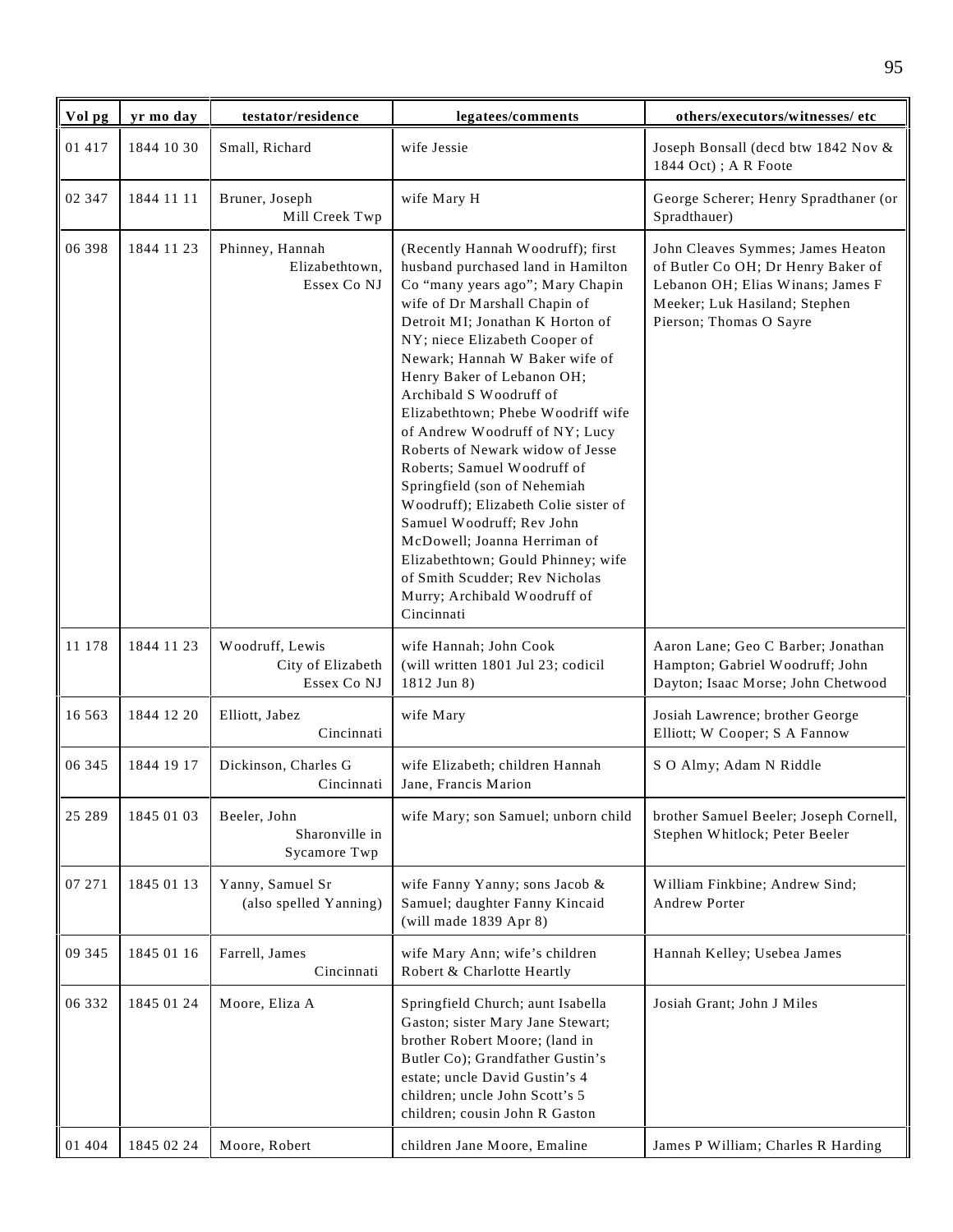| Vol pg | yr mo day | testator/residence | legatees/comments | others/executors/witnesses/ etc |
|---|---|---|---|---|
| 01 417 | 1844 10 30 | Small, Richard | wife Jessie | Joseph Bonsall (decd btw 1842 Nov & 1844 Oct) ; A R Foote |
| 02 347 | 1844 11 11 | Bruner, Joseph Mill Creek Twp | wife Mary H | George Scherer; Henry Spradthaner (or Spradthauer) |
| 06 398 | 1844 11 23 | Phinney, Hannah Elizabethtown, Essex Co NJ | (Recently Hannah Woodruff); first husband purchased land in Hamilton Co "many years ago"; Mary Chapin wife of Dr Marshall Chapin of Detroit MI; Jonathan K Horton of NY; niece Elizabeth Cooper of Newark; Hannah W Baker wife of Henry Baker of Lebanon OH; Archibald S Woodruff of Elizabethtown; Phebe Woodriff wife of Andrew Woodruff of NY; Lucy Roberts of Newark widow of Jesse Roberts; Samuel Woodruff of Springfield (son of Nehemiah Woodruff); Elizabeth Colie sister of Samuel Woodruff; Rev John McDowell; Joanna Herriman of Elizabethtown; Gould Phinney; wife of Smith Scudder; Rev Nicholas Murry; Archibald Woodruff of Cincinnati | John Cleaves Symmes; James Heaton of Butler Co OH; Dr Henry Baker of Lebanon OH; Elias Winans; James F Meeker; Luk Hasiland; Stephen Pierson; Thomas O Sayre |
| 11 178 | 1844 11 23 | Woodruff, Lewis City of Elizabeth Essex Co NJ | wife Hannah; John Cook (will written 1801 Jul 23; codicil 1812 Jun 8) | Aaron Lane; Geo C Barber; Jonathan Hampton; Gabriel Woodruff; John Dayton; Isaac Morse; John Chetwood |
| 16 563 | 1844 12 20 | Elliott, Jabez Cincinnati | wife Mary | Josiah Lawrence; brother George Elliott; W Cooper; S A Fannow |
| 06 345 | 1844 19 17 | Dickinson, Charles G Cincinnati | wife Elizabeth; children Hannah Jane, Francis Marion | S O Almy; Adam N Riddle |
| 25 289 | 1845 01 03 | Beeler, John Sharonville in Sycamore Twp | wife Mary; son Samuel; unborn child | brother Samuel Beeler; Joseph Cornell, Stephen Whitlock; Peter Beeler |
| 07 271 | 1845 01 13 | Yanny, Samuel Sr (also spelled Yanning) | wife Fanny Yanny; sons Jacob & Samuel; daughter Fanny Kincaid (will made 1839 Apr 8) | William Finkbine; Andrew Sind; Andrew Porter |
| 09 345 | 1845 01 16 | Farrell, James Cincinnati | wife Mary Ann; wife's children Robert & Charlotte Heartly | Hannah Kelley; Usebea James |
| 06 332 | 1845 01 24 | Moore, Eliza A | Springfield Church; aunt Isabella Gaston; sister Mary Jane Stewart; brother Robert Moore; (land in Butler Co); Grandfather Gustin's estate; uncle David Gustin's 4 children; uncle John Scott's 5 children; cousin John R Gaston | Josiah Grant; John J Miles |
| 01 404 | 1845 02 24 | Moore, Robert | children Jane Moore, Emaline | James P William; Charles R Harding |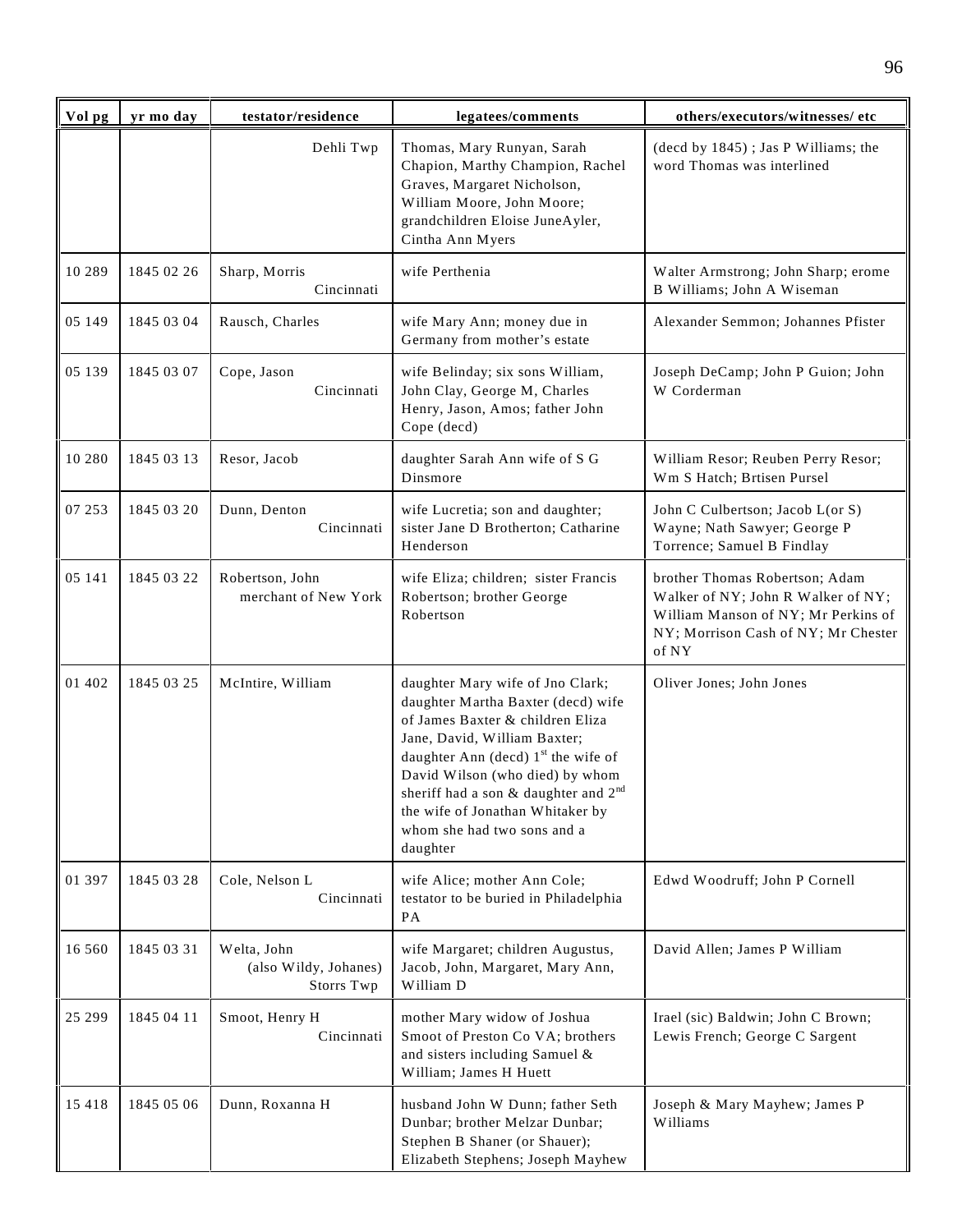| Vol pg | yr mo day | testator/residence | legatees/comments | others/executors/witnesses/ etc |
|---|---|---|---|---|
| | | Dehli Twp | Thomas, Mary Runyan, Sarah Chapion, Marthy Champion, Rachel Graves, Margaret Nicholson, William Moore, John Moore; grandchildren Eloise JuneAyler, Cintha Ann Myers | (decd by 1845) ; Jas P Williams; the word Thomas was interlined |
| 10 289 | 1845 02 26 | Sharp, Morris Cincinnati | wife Perthenia | Walter Armstrong; John Sharp; erome B Williams; John A Wiseman |
| 05 149 | 1845 03 04 | Rausch, Charles | wife Mary Ann; money due in Germany from mother's estate | Alexander Semmon; Johannes Pfister |
| 05 139 | 1845 03 07 | Cope, Jason Cincinnati | wife Belinday; six sons William, John Clay, George M, Charles Henry, Jason, Amos; father John Cope (decd) | Joseph DeCamp; John P Guion; John W Corderman |
| 10 280 | 1845 03 13 | Resor, Jacob | daughter Sarah Ann wife of S G Dinsmore | William Resor; Reuben Perry Resor; Wm S Hatch; Brtisen Pursel |
| 07 253 | 1845 03 20 | Dunn, Denton Cincinnati | wife Lucretia; son and daughter; sister Jane D Brotherton; Catharine Henderson | John C Culbertson; Jacob L(or S) Wayne; Nath Sawyer; George P Torrence; Samuel B Findlay |
| 05 141 | 1845 03 22 | Robertson, John merchant of New York | wife Eliza; children; sister Francis Robertson; brother George Robertson | brother Thomas Robertson; Adam Walker of NY; John R Walker of NY; William Manson of NY; Mr Perkins of NY; Morrison Cash of NY; Mr Chester of NY |
| 01 402 | 1845 03 25 | McIntire, William | daughter Mary wife of Jno Clark; daughter Martha Baxter (decd) wife of James Baxter & children Eliza Jane, David, William Baxter; daughter Ann (decd) 1st the wife of David Wilson (who died) by whom sheriff had a son & daughter and 2nd the wife of Jonathan Whitaker by whom she had two sons and a daughter | Oliver Jones; John Jones |
| 01 397 | 1845 03 28 | Cole, Nelson L Cincinnati | wife Alice; mother Ann Cole; testator to be buried in Philadelphia PA | Edwd Woodruff; John P Cornell |
| 16 560 | 1845 03 31 | Welta, John (also Wildy, Johanes) Storrs Twp | wife Margaret; children Augustus, Jacob, John, Margaret, Mary Ann, William D | David Allen; James P William |
| 25 299 | 1845 04 11 | Smoot, Henry H Cincinnati | mother Mary widow of Joshua Smoot of Preston Co VA; brothers and sisters including Samuel & William; James H Huett | Irael (sic) Baldwin; John C Brown; Lewis French; George C Sargent |
| 15 418 | 1845 05 06 | Dunn, Roxanna H | husband John W Dunn; father Seth Dunbar; brother Melzar Dunbar; Stephen B Shaner (or Shauer); Elizabeth Stephens; Joseph Mayhew | Joseph & Mary Mayhew; James P Williams |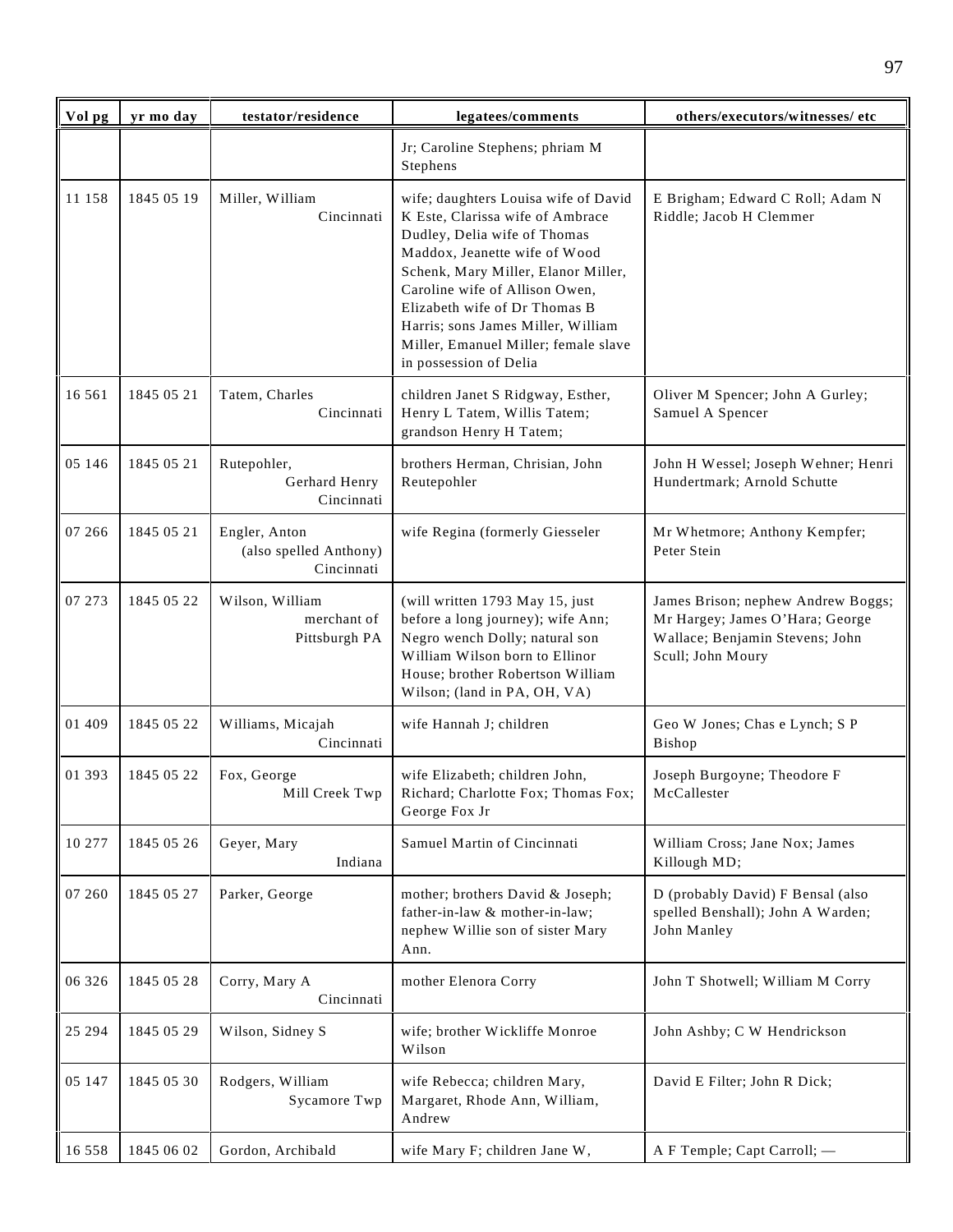| Vol pg | yr mo day | testator/residence | legatees/comments | others/executors/witnesses/ etc |
|---|---|---|---|---|
| | | | Jr; Caroline Stephens; phriam M Stephens | |
| 11 158 | 1845 05 19 | Miller, William Cincinnati | wife; daughters Louisa wife of David K Este, Clarissa wife of Ambrace Dudley, Delia wife of Thomas Maddox, Jeanette wife of Wood Schenk, Mary Miller, Elanor Miller, Caroline wife of Allison Owen, Elizabeth wife of Dr Thomas B Harris; sons James Miller, William Miller, Emanuel Miller; female slave in possession of Delia | E Brigham; Edward C Roll; Adam N Riddle; Jacob H Clemmer |
| 16 561 | 1845 05 21 | Tatem, Charles Cincinnati | children Janet S Ridgway, Esther, Henry L Tatem, Willis Tatem; grandson Henry H Tatem; | Oliver M Spencer; John A Gurley; Samuel A Spencer |
| 05 146 | 1845 05 21 | Rutepohler, Gerhard Henry Cincinnati | brothers Herman, Chrisian, John Reutepohler | John H Wessel; Joseph Wehner; Henri Hundertmark; Arnold Schutte |
| 07 266 | 1845 05 21 | Engler, Anton (also spelled Anthony) Cincinnati | wife Regina (formerly Giesseler | Mr Whetmore; Anthony Kempfer; Peter Stein |
| 07 273 | 1845 05 22 | Wilson, William merchant of Pittsburgh PA | (will written 1793 May 15, just before a long journey); wife Ann; Negro wench Dolly; natural son William Wilson born to Ellinor House; brother Robertson William Wilson; (land in PA, OH, VA) | James Brison; nephew Andrew Boggs; Mr Hargey; James O'Hara; George Wallace; Benjamin Stevens; John Scull; John Moury |
| 01 409 | 1845 05 22 | Williams, Micajah Cincinnati | wife Hannah J; children | Geo W Jones; Chas e Lynch; S P Bishop |
| 01 393 | 1845 05 22 | Fox, George Mill Creek Twp | wife Elizabeth; children John, Richard; Charlotte Fox; Thomas Fox; George Fox Jr | Joseph Burgoyne; Theodore F McCallester |
| 10 277 | 1845 05 26 | Geyer, Mary Indiana | Samuel Martin of Cincinnati | William Cross; Jane Nox; James Killough MD; |
| 07 260 | 1845 05 27 | Parker, George | mother; brothers David & Joseph; father-in-law & mother-in-law; nephew Willie son of sister Mary Ann. | D (probably David) F Bensal (also spelled Benshall); John A Warden; John Manley |
| 06 326 | 1845 05 28 | Corry, Mary A Cincinnati | mother Elenora Corry | John T Shotwell; William M Corry |
| 25 294 | 1845 05 29 | Wilson, Sidney S | wife; brother Wickliffe Monroe Wilson | John Ashby; C W Hendrickson |
| 05 147 | 1845 05 30 | Rodgers, William Sycamore Twp | wife Rebecca; children Mary, Margaret, Rhode Ann, William, Andrew | David E Filter; John R Dick; |
| 16 558 | 1845 06 02 | Gordon, Archibald | wife Mary F; children Jane W, | A F Temple; Capt Carroll; — |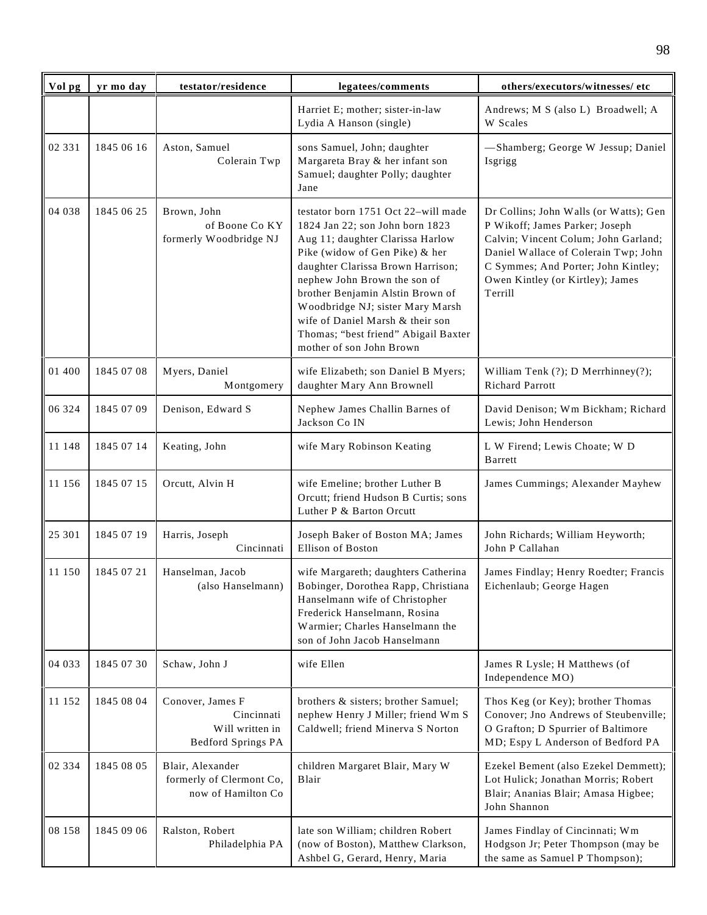| Vol pg | yr mo day | testator/residence | legatees/comments | others/executors/witnesses/ etc |
|---|---|---|---|---|
| | | | Harriet E; mother; sister-in-law Lydia A Hanson (single) | Andrews; M S (also L) Broadwell; A W Scales |
| 02 331 | 1845 06 16 | Aston, Samuel Colerain Twp | sons Samuel, John; daughter Margareta Bray & her infant son Samuel; daughter Polly; daughter Jane | —Shamberg; George W Jessup; Daniel Isgrigg |
| 04 038 | 1845 06 25 | Brown, John of Boone Co KY formerly Woodbridge NJ | testator born 1751 Oct 22–will made 1824 Jan 22; son John born 1823 Aug 11; daughter Clarissa Harlow Pike (widow of Gen Pike) & her daughter Clarissa Brown Harrison; nephew John Brown the son of brother Benjamin Alstin Brown of Woodbridge NJ; sister Mary Marsh wife of Daniel Marsh & their son Thomas; "best friend" Abigail Baxter mother of son John Brown | Dr Collins; John Walls (or Watts); Gen P Wikoff; James Parker; Joseph Calvin; Vincent Colum; John Garland; Daniel Wallace of Colerain Twp; John C Symmes; And Porter; John Kintley; Owen Kintley (or Kirtley); James Terrill |
| 01 400 | 1845 07 08 | Myers, Daniel Montgomery | wife Elizabeth; son Daniel B Myers; daughter Mary Ann Brownell | William Tenk (?); D Merrhinney(?); Richard Parrott |
| 06 324 | 1845 07 09 | Denison, Edward S | Nephew James Challin Barnes of Jackson Co IN | David Denison; Wm Bickham; Richard Lewis; John Henderson |
| 11 148 | 1845 07 14 | Keating, John | wife Mary Robinson Keating | L W Firend; Lewis Choate; W D Barrett |
| 11 156 | 1845 07 15 | Orcutt, Alvin H | wife Emeline; brother Luther B Orcutt; friend Hudson B Curtis; sons Luther P & Barton Orcutt | James Cummings; Alexander Mayhew |
| 25 301 | 1845 07 19 | Harris, Joseph Cincinnati | Joseph Baker of Boston MA; James Ellison of Boston | John Richards; William Heyworth; John P Callahan |
| 11 150 | 1845 07 21 | Hanselman, Jacob (also Hanselmann) | wife Margareth; daughters Catherina Bobinger, Dorothea Rapp, Christiana Hanselmann wife of Christopher Frederick Hanselmann, Rosina Warmier; Charles Hanselmann the son of John Jacob Hanselmann | James Findlay; Henry Roedter; Francis Eichenlaub; George Hagen |
| 04 033 | 1845 07 30 | Schaw, John J | wife Ellen | James R Lysle; H Matthews (of Independence MO) |
| 11 152 | 1845 08 04 | Conover, James F Cincinnati Will written in Bedford Springs PA | brothers & sisters; brother Samuel; nephew Henry J Miller; friend Wm S Caldwell; friend Minerva S Norton | Thos Keg (or Key); brother Thomas Conover; Jno Andrews of Steubenville; O Grafton; D Spurrier of Baltimore MD; Espy L Anderson of Bedford PA |
| 02 334 | 1845 08 05 | Blair, Alexander formerly of Clermont Co, now of Hamilton Co | children Margaret Blair, Mary W Blair | Ezekel Bement (also Ezekel Demmett); Lot Hulick; Jonathan Morris; Robert Blair; Ananias Blair; Amasa Higbee; John Shannon |
| 08 158 | 1845 09 06 | Ralston, Robert Philadelphia PA | late son William; children Robert (now of Boston), Matthew Clarkson, Ashbel G, Gerard, Henry, Maria | James Findlay of Cincinnati; Wm Hodgson Jr; Peter Thompson (may be the same as Samuel P Thompson); |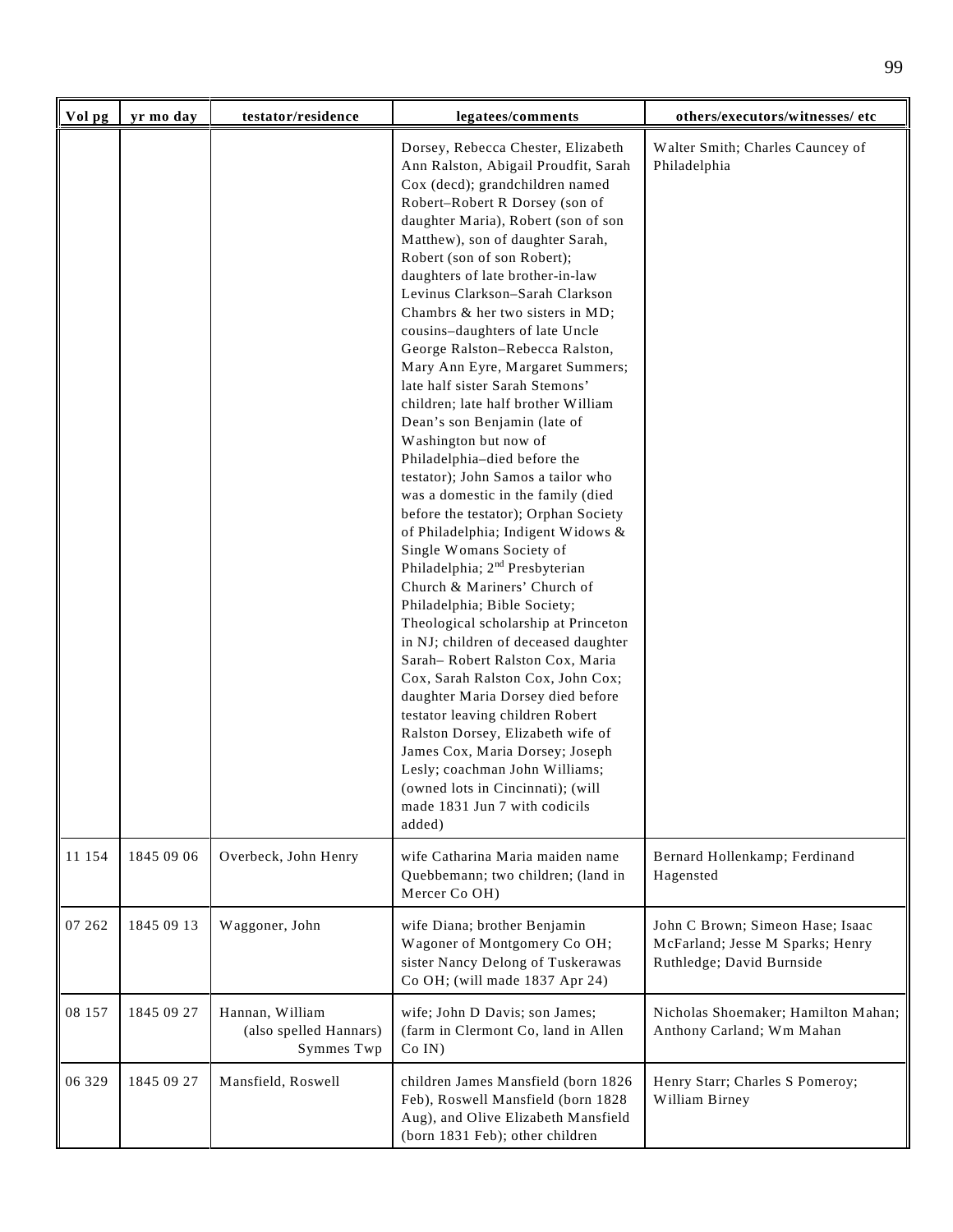| Vol pg | yr mo day | testator/residence | legatees/comments | others/executors/witnesses/ etc |
|---|---|---|---|---|
| | | | Dorsey, Rebecca Chester, Elizabeth Ann Ralston, Abigail Proudfit, Sarah Cox (decd); grandchildren named Robert–Robert R Dorsey (son of daughter Maria), Robert (son of son Matthew), son of daughter Sarah, Robert (son of son Robert); daughters of late brother-in-law Levinus Clarkson–Sarah Clarkson Chambrs & her two sisters in MD; cousins–daughters of late Uncle George Ralston–Rebecca Ralston, Mary Ann Eyre, Margaret Summers; late half sister Sarah Stemons' children; late half brother William Dean's son Benjamin (late of Washington but now of Philadelphia–died before the testator); John Samos a tailor who was a domestic in the family (died before the testator); Orphan Society of Philadelphia; Indigent Widows & Single Womans Society of Philadelphia; 2nd Presbyterian Church & Mariners' Church of Philadelphia; Bible Society; Theological scholarship at Princeton in NJ; children of deceased daughter Sarah– Robert Ralston Cox, Maria Cox, Sarah Ralston Cox, John Cox; daughter Maria Dorsey died before testator leaving children Robert Ralston Dorsey, Elizabeth wife of James Cox, Maria Dorsey; Joseph Lesly; coachman John Williams; (owned lots in Cincinnati); (will made 1831 Jun 7 with codicils added) | Walter Smith; Charles Cauncey of Philadelphia |
| 11 154 | 1845 09 06 | Overbeck, John Henry | wife Catharina Maria maiden name Quebbemann; two children; (land in Mercer Co OH) | Bernard Hollenkamp; Ferdinand Hagensted |
| 07 262 | 1845 09 13 | Waggoner, John | wife Diana; brother Benjamin Wagoner of Montgomery Co OH; sister Nancy Delong of Tuskerawas Co OH; (will made 1837 Apr 24) | John C Brown; Simeon Hase; Isaac McFarland; Jesse M Sparks; Henry Ruthledge; David Burnside |
| 08 157 | 1845 09 27 | Hannan, William (also spelled Hannars) Symmes Twp | wife; John D Davis; son James; (farm in Clermont Co, land in Allen Co IN) | Nicholas Shoemaker; Hamilton Mahan; Anthony Carland; Wm Mahan |
| 06 329 | 1845 09 27 | Mansfield, Roswell | children James Mansfield (born 1826 Feb), Roswell Mansfield (born 1828 Aug), and Olive Elizabeth Mansfield (born 1831 Feb); other children | Henry Starr; Charles S Pomeroy; William Birney |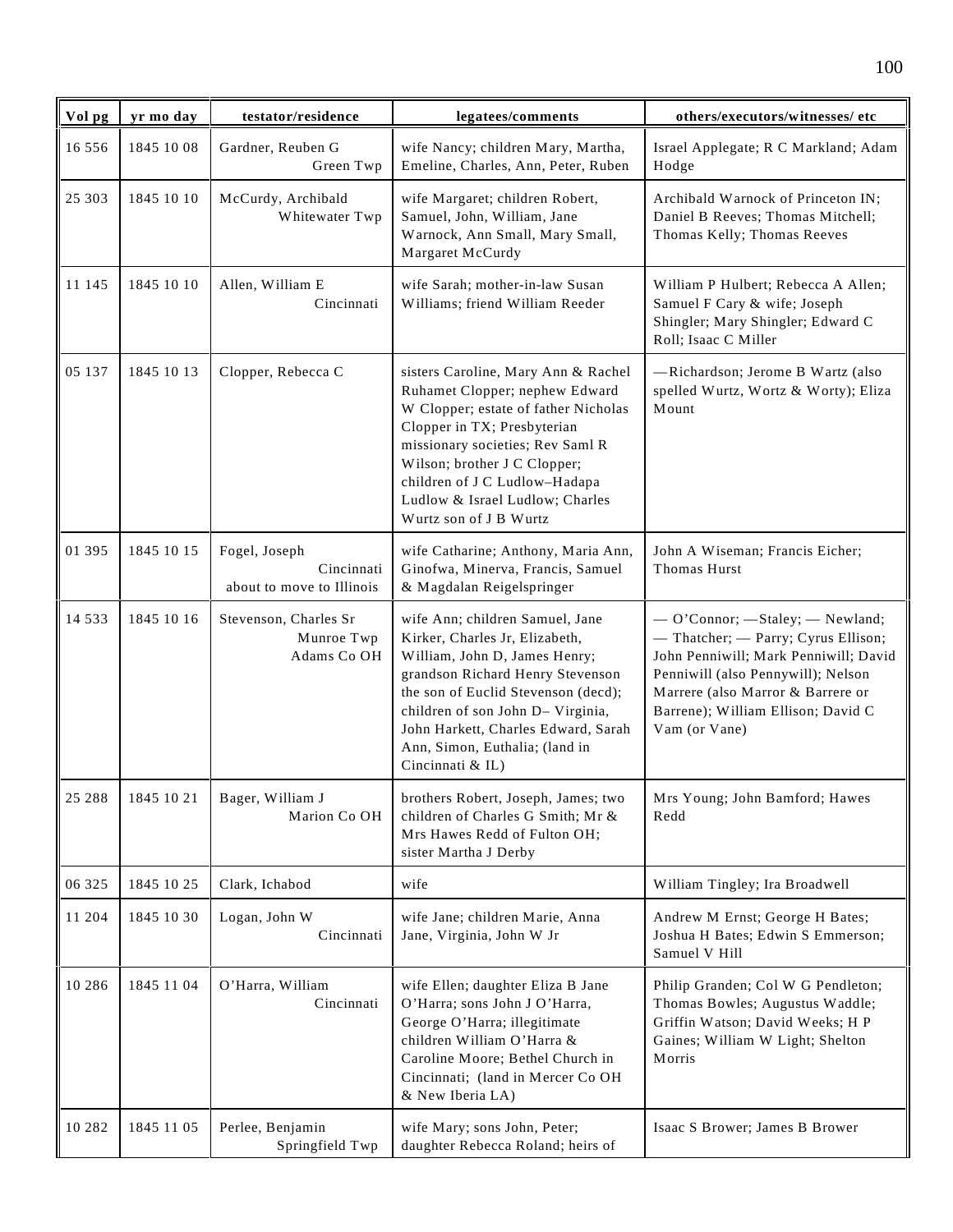| Vol pg | yr mo day | testator/residence | legatees/comments | others/executors/witnesses/ etc |
|---|---|---|---|---|
| 16 556 | 1845 10 08 | Gardner, Reuben G Green Twp | wife Nancy; children Mary, Martha, Emeline, Charles, Ann, Peter, Ruben | Israel Applegate; R C Markland; Adam Hodge |
| 25 303 | 1845 10 10 | McCurdy, Archibald Whitewater Twp | wife Margaret; children Robert, Samuel, John, William, Jane Warnock, Ann Small, Mary Small, Margaret McCurdy | Archibald Warnock of Princeton IN; Daniel B Reeves; Thomas Mitchell; Thomas Kelly; Thomas Reeves |
| 11 145 | 1845 10 10 | Allen, William E Cincinnati | wife Sarah; mother-in-law Susan Williams; friend William Reeder | William P Hulbert; Rebecca A Allen; Samuel F Cary & wife; Joseph Shingler; Mary Shingler; Edward C Roll; Isaac C Miller |
| 05 137 | 1845 10 13 | Clopper, Rebecca C | sisters Caroline, Mary Ann & Rachel Ruhamet Clopper; nephew Edward W Clopper; estate of father Nicholas Clopper in TX; Presbyterian missionary societies; Rev Saml R Wilson; brother J C Clopper; children of J C Ludlow–Hadapa Ludlow & Israel Ludlow; Charles Wurtz son of J B Wurtz | —Richardson; Jerome B Wartz (also spelled Wurtz, Wortz & Worty); Eliza Mount |
| 01 395 | 1845 10 15 | Fogel, Joseph Cincinnati about to move to Illinois | wife Catharine; Anthony, Maria Ann, Ginofwa, Minerva, Francis, Samuel & Magdalan Reigelspringer | John A Wiseman; Francis Eicher; Thomas Hurst |
| 14 533 | 1845 10 16 | Stevenson, Charles Sr Munroe Twp Adams Co OH | wife Ann; children Samuel, Jane Kirker, Charles Jr, Elizabeth, William, John D, James Henry; grandson Richard Henry Stevenson the son of Euclid Stevenson (decd); children of son John D– Virginia, John Harkett, Charles Edward, Sarah Ann, Simon, Euthalia; (land in Cincinnati & IL) | — O'Connor; —Staley; — Newland; — Thatcher; — Parry; Cyrus Ellison; John Penniwill; Mark Penniwill; David Penniwill (also Pennywill); Nelson Marrere (also Marror & Barrere or Barrene); William Ellison; David C Vam (or Vane) |
| 25 288 | 1845 10 21 | Bager, William J Marion Co OH | brothers Robert, Joseph, James; two children of Charles G Smith; Mr & Mrs Hawes Redd of Fulton OH; sister Martha J Derby | Mrs Young; John Bamford; Hawes Redd |
| 06 325 | 1845 10 25 | Clark, Ichabod | wife | William Tingley; Ira Broadwell |
| 11 204 | 1845 10 30 | Logan, John W Cincinnati | wife Jane; children Marie, Anna Jane, Virginia, John W Jr | Andrew M Ernst; George H Bates; Joshua H Bates; Edwin S Emmerson; Samuel V Hill |
| 10 286 | 1845 11 04 | O'Harra, William Cincinnati | wife Ellen; daughter Eliza B Jane O'Harra; sons John J O'Harra, George O'Harra; illegitimate children William O'Harra & Caroline Moore; Bethel Church in Cincinnati; (land in Mercer Co OH & New Iberia LA) | Philip Granden; Col W G Pendleton; Thomas Bowles; Augustus Waddle; Griffin Watson; David Weeks; H P Gaines; William W Light; Shelton Morris |
| 10 282 | 1845 11 05 | Perlee, Benjamin Springfield Twp | wife Mary; sons John, Peter; daughter Rebecca Roland; heirs of | Isaac S Brower; James B Brower |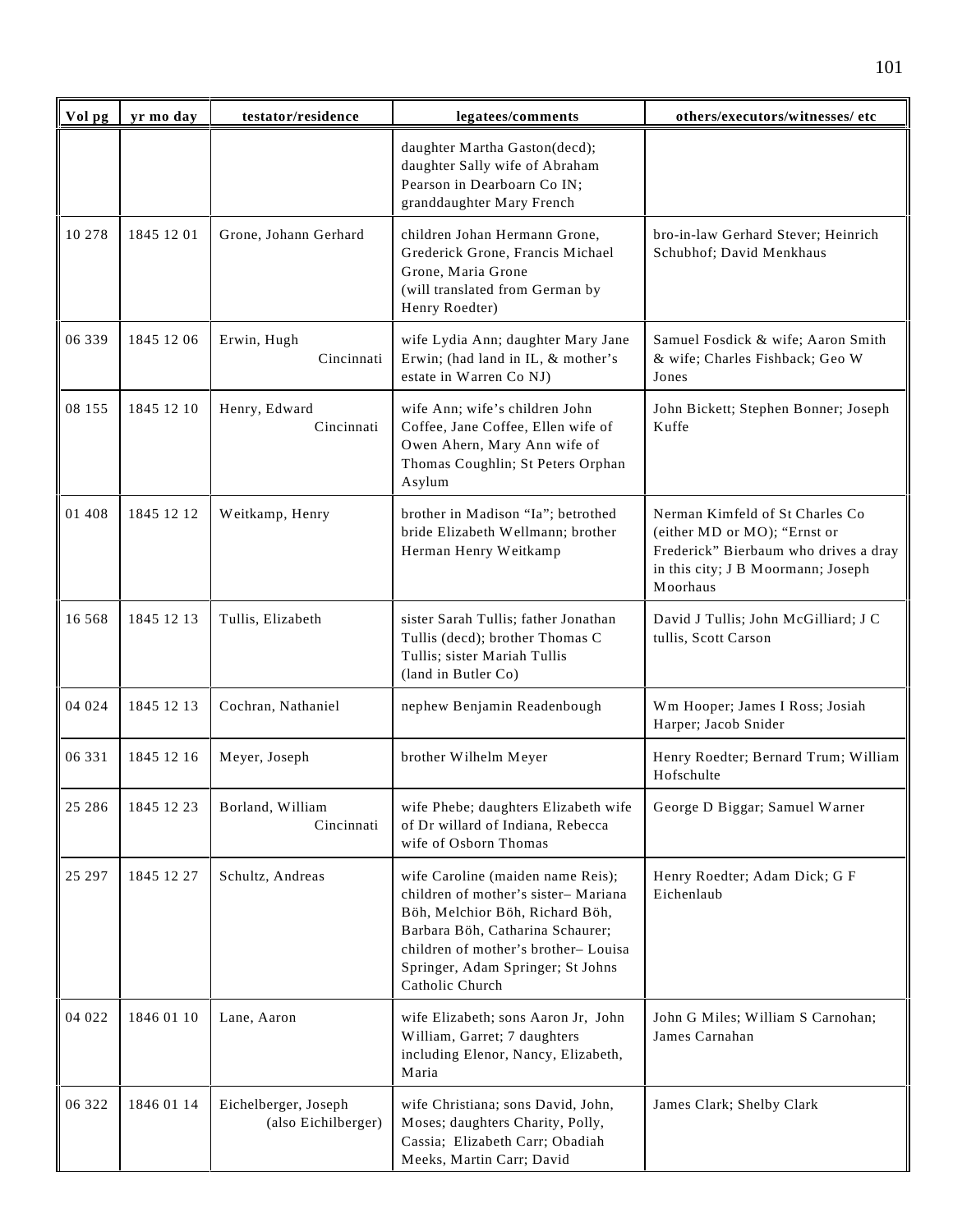| Vol pg | yr mo day | testator/residence | legatees/comments | others/executors/witnesses/ etc |
|---|---|---|---|---|
| | | | daughter Martha Gaston(decd); daughter Sally wife of Abraham Pearson in Dearboarn Co IN; granddaughter Mary French | |
| 10 278 | 1845 12 01 | Grone, Johann Gerhard | children Johan Hermann Grone, Grederick Grone, Francis Michael Grone, Maria Grone (will translated from German by Henry Roedter) | bro-in-law Gerhard Stever; Heinrich Schubhof; David Menkhaus |
| 06 339 | 1845 12 06 | Erwin, Hugh Cincinnati | wife Lydia Ann; daughter Mary Jane Erwin; (had land in IL, & mother's estate in Warren Co NJ) | Samuel Fosdick & wife; Aaron Smith & wife; Charles Fishback; Geo W Jones |
| 08 155 | 1845 12 10 | Henry, Edward Cincinnati | wife Ann; wife's children John Coffee, Jane Coffee, Ellen wife of Owen Ahern, Mary Ann wife of Thomas Coughlin; St Peters Orphan Asylum | John Bickett; Stephen Bonner; Joseph Kuffe |
| 01 408 | 1845 12 12 | Weitkamp, Henry | brother in Madison "Ia"; betrothed bride Elizabeth Wellmann; brother Herman Henry Weitkamp | Nerman Kimfeld of St Charles Co (either MD or MO); "Ernst or Frederick" Bierbaum who drives a dray in this city; J B Moormann; Joseph Moorhaus |
| 16 568 | 1845 12 13 | Tullis, Elizabeth | sister Sarah Tullis; father Jonathan Tullis (decd); brother Thomas C Tullis; sister Mariah Tullis (land in Butler Co) | David J Tullis; John McGilliard; J C tullis, Scott Carson |
| 04 024 | 1845 12 13 | Cochran, Nathaniel | nephew Benjamin Readenbough | Wm Hooper; James I Ross; Josiah Harper; Jacob Snider |
| 06 331 | 1845 12 16 | Meyer, Joseph | brother Wilhelm Meyer | Henry Roedter; Bernard Trum; William Hofschulte |
| 25 286 | 1845 12 23 | Borland, William Cincinnati | wife Phebe; daughters Elizabeth wife of Dr willard of Indiana, Rebecca wife of Osborn Thomas | George D Biggar; Samuel Warner |
| 25 297 | 1845 12 27 | Schultz, Andreas | wife Caroline (maiden name Reis); children of mother's sister– Mariana Böh, Melchior Böh, Richard Böh, Barbara Böh, Catharina Schaurer; children of mother's brother– Louisa Springer, Adam Springer; St Johns Catholic Church | Henry Roedter; Adam Dick; G F Eichenlaub |
| 04 022 | 1846 01 10 | Lane, Aaron | wife Elizabeth; sons Aaron Jr, John William, Garret; 7 daughters including Elenor, Nancy, Elizabeth, Maria | John G Miles; William S Carnohan; James Carnahan |
| 06 322 | 1846 01 14 | Eichelberger, Joseph (also Eichilberger) | wife Christiana; sons David, John, Moses; daughters Charity, Polly, Cassia; Elizabeth Carr; Obadiah Meeks, Martin Carr; David | James Clark; Shelby Clark |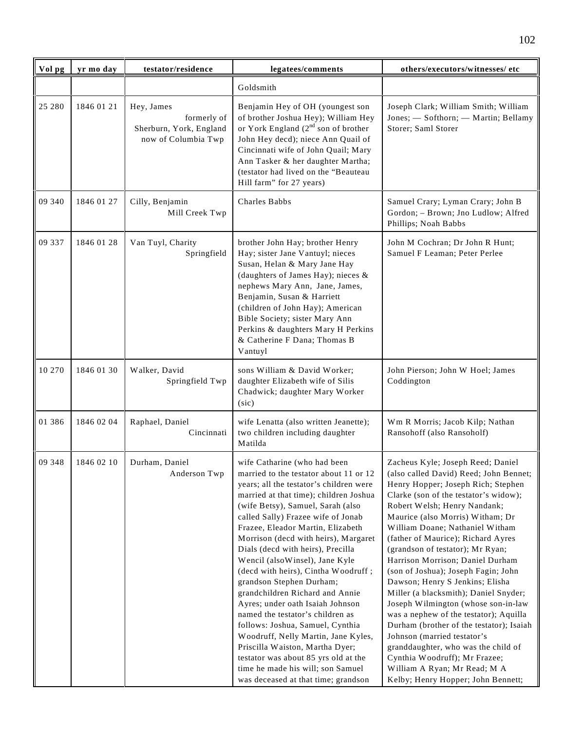| Vol pg | yr mo day | testator/residence | legatees/comments | others/executors/witnesses/ etc |
|---|---|---|---|---|
| | | | Goldsmith | |
| 25 280 | 1846 01 21 | Hey, James formerly of Sherburn, York, England now of Columbia Twp | Benjamin Hey of OH (youngest son of brother Joshua Hey); William Hey or York England (2nd son of brother John Hey decd); niece Ann Quail of Cincinnati wife of John Quail; Mary Ann Tasker & her daughter Martha; (testator had lived on the "Beauteau Hill farm" for 27 years) | Joseph Clark; William Smith; William Jones; — Softhorn; — Martin; Bellamy Storer; Saml Storer |
| 09 340 | 1846 01 27 | Cilly, Benjamin Mill Creek Twp | Charles Babbs | Samuel Crary; Lyman Crary; John B Gordon; – Brown; Jno Ludlow; Alfred Phillips; Noah Babbs |
| 09 337 | 1846 01 28 | Van Tuyl, Charity Springfield | brother John Hay; brother Henry Hay; sister Jane Vantuyl; nieces Susan, Helan & Mary Jane Hay (daughters of James Hay); nieces & nephews Mary Ann, Jane, James, Benjamin, Susan & Harriett (children of John Hay); American Bible Society; sister Mary Ann Perkins & daughters Mary H Perkins & Catherine F Dana; Thomas B Vantuyl | John M Cochran; Dr John R Hunt; Samuel F Leaman; Peter Perlee |
| 10 270 | 1846 01 30 | Walker, David Springfield Twp | sons William & David Worker; daughter Elizabeth wife of Silis Chadwick; daughter Mary Worker (sic) | John Pierson; John W Hoel; James Coddington |
| 01 386 | 1846 02 04 | Raphael, Daniel Cincinnati | wife Lenatta (also written Jeanette); two children including daughter Matilda | Wm R Morris; Jacob Kilp; Nathan Ransohoff (also Ransoholf) |
| 09 348 | 1846 02 10 | Durham, Daniel Anderson Twp | wife Catharine (who had been married to the testator about 11 or 12 years; all the testator's children were married at that time); children Joshua (wife Betsy), Samuel, Sarah (also called Sally) Frazee wife of Jonab Frazee, Eleador Martin, Elizabeth Morrison (decd with heirs), Margaret Dials (decd with heirs), Precilla Wencil (alsoWinsel), Jane Kyle (decd with heirs), Cintha Woodruff ; grandson Stephen Durham; grandchildren Richard and Annie Ayres; under oath Isaiah Johnson named the testator's children as follows: Joshua, Samuel, Cynthia Woodruff, Nelly Martin, Jane Kyles, Priscilla Waiston, Martha Dyer; testator was about 85 yrs old at the time he made his will; son Samuel was deceased at that time; grandson | Zacheus Kyle; Joseph Reed; Daniel (also called David) Reed; John Bennet; Henry Hopper; Joseph Rich; Stephen Clarke (son of the testator's widow); Robert Welsh; Henry Nandank; Maurice (also Morris) Witham; Dr William Doane; Nathaniel Witham (father of Maurice); Richard Ayres (grandson of testator); Mr Ryan; Harrison Morrison; Daniel Durham (son of Joshua); Joseph Fagin; John Dawson; Henry S Jenkins; Elisha Miller (a blacksmith); Daniel Snyder; Joseph Wilmington (whose son-in-law was a nephew of the testator); Aquilla Durham (brother of the testator); Isaiah Johnson (married testator's granddaughter, who was the child of Cynthia Woodruff); Mr Frazee; William A Ryan; Mr Read; M A Kelby; Henry Hopper; John Bennett; |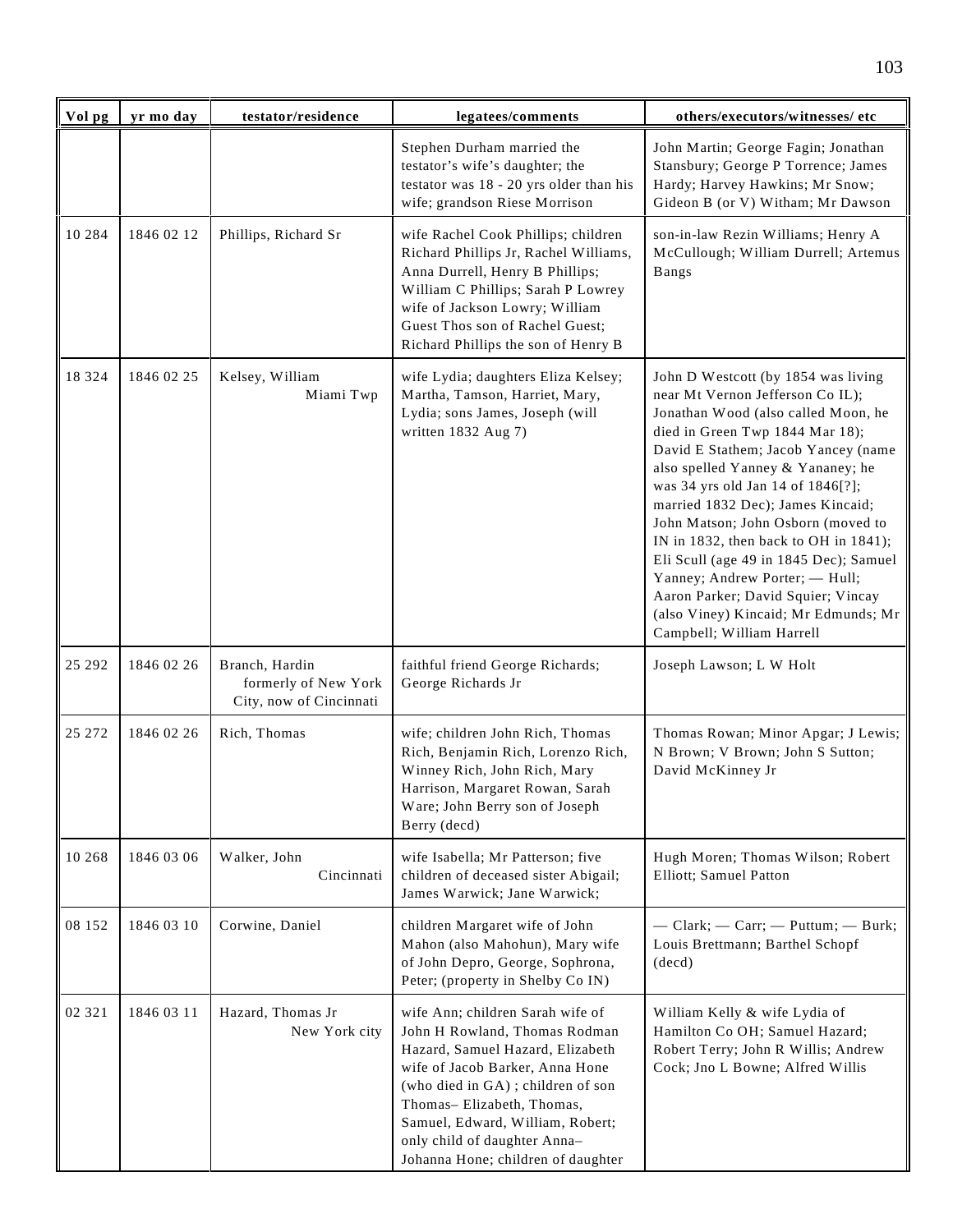| Vol pg | yr mo day | testator/residence | legatees/comments | others/executors/witnesses/ etc |
|---|---|---|---|---|
| | | | Stephen Durham married the testator's wife's daughter; the testator was 18 - 20 yrs older than his wife; grandson Riese Morrison | John Martin; George Fagin; Jonathan Stansbury; George P Torrence; James Hardy; Harvey Hawkins; Mr Snow; Gideon B (or V) Witham; Mr Dawson |
| 10 284 | 1846 02 12 | Phillips, Richard Sr | wife Rachel Cook Phillips; children Richard Phillips Jr, Rachel Williams, Anna Durrell, Henry B Phillips; William C Phillips; Sarah P Lowrey wife of Jackson Lowry; William Guest Thos son of Rachel Guest; Richard Phillips the son of Henry B | son-in-law Rezin Williams; Henry A McCullough; William Durrell; Artemus Bangs |
| 18 324 | 1846 02 25 | Kelsey, William Miami Twp | wife Lydia; daughters Eliza Kelsey; Martha, Tamson, Harriet, Mary, Lydia; sons James, Joseph (will written 1832 Aug 7) | John D Westcott (by 1854 was living near Mt Vernon Jefferson Co IL); Jonathan Wood (also called Moon, he died in Green Twp 1844 Mar 18); David E Stathem; Jacob Yancey (name also spelled Yanney & Yananey; he was 34 yrs old Jan 14 of 1846[?]; married 1832 Dec); James Kincaid; John Matson; John Osborn (moved to IN in 1832, then back to OH in 1841); Eli Scull (age 49 in 1845 Dec); Samuel Yanney; Andrew Porter; — Hull; Aaron Parker; David Squier; Vincay (also Viney) Kincaid; Mr Edmunds; Mr Campbell; William Harrell |
| 25 292 | 1846 02 26 | Branch, Hardin formerly of New York City, now of Cincinnati | faithful friend George Richards; George Richards Jr | Joseph Lawson; L W Holt |
| 25 272 | 1846 02 26 | Rich, Thomas | wife; children John Rich, Thomas Rich, Benjamin Rich, Lorenzo Rich, Winney Rich, John Rich, Mary Harrison, Margaret Rowan, Sarah Ware; John Berry son of Joseph Berry (decd) | Thomas Rowan; Minor Apgar; J Lewis; N Brown; V Brown; John S Sutton; David McKinney Jr |
| 10 268 | 1846 03 06 | Walker, John Cincinnati | wife Isabella; Mr Patterson; five children of deceased sister Abigail; James Warwick; Jane Warwick; | Hugh Moren; Thomas Wilson; Robert Elliott; Samuel Patton |
| 08 152 | 1846 03 10 | Corwine, Daniel | children Margaret wife of John Mahon (also Mahohun), Mary wife of John Depro, George, Sophrona, Peter; (property in Shelby Co IN) | — Clark; — Carr; — Puttum; — Burk; Louis Brettmann; Barthel Schopf (decd) |
| 02 321 | 1846 03 11 | Hazard, Thomas Jr New York city | wife Ann; children Sarah wife of John H Rowland, Thomas Rodman Hazard, Samuel Hazard, Elizabeth wife of Jacob Barker, Anna Hone (who died in GA) ; children of son Thomas– Elizabeth, Thomas, Samuel, Edward, William, Robert; only child of daughter Anna– Johanna Hone; children of daughter | William Kelly & wife Lydia of Hamilton Co OH; Samuel Hazard; Robert Terry; John R Willis; Andrew Cock; Jno L Bowne; Alfred Willis |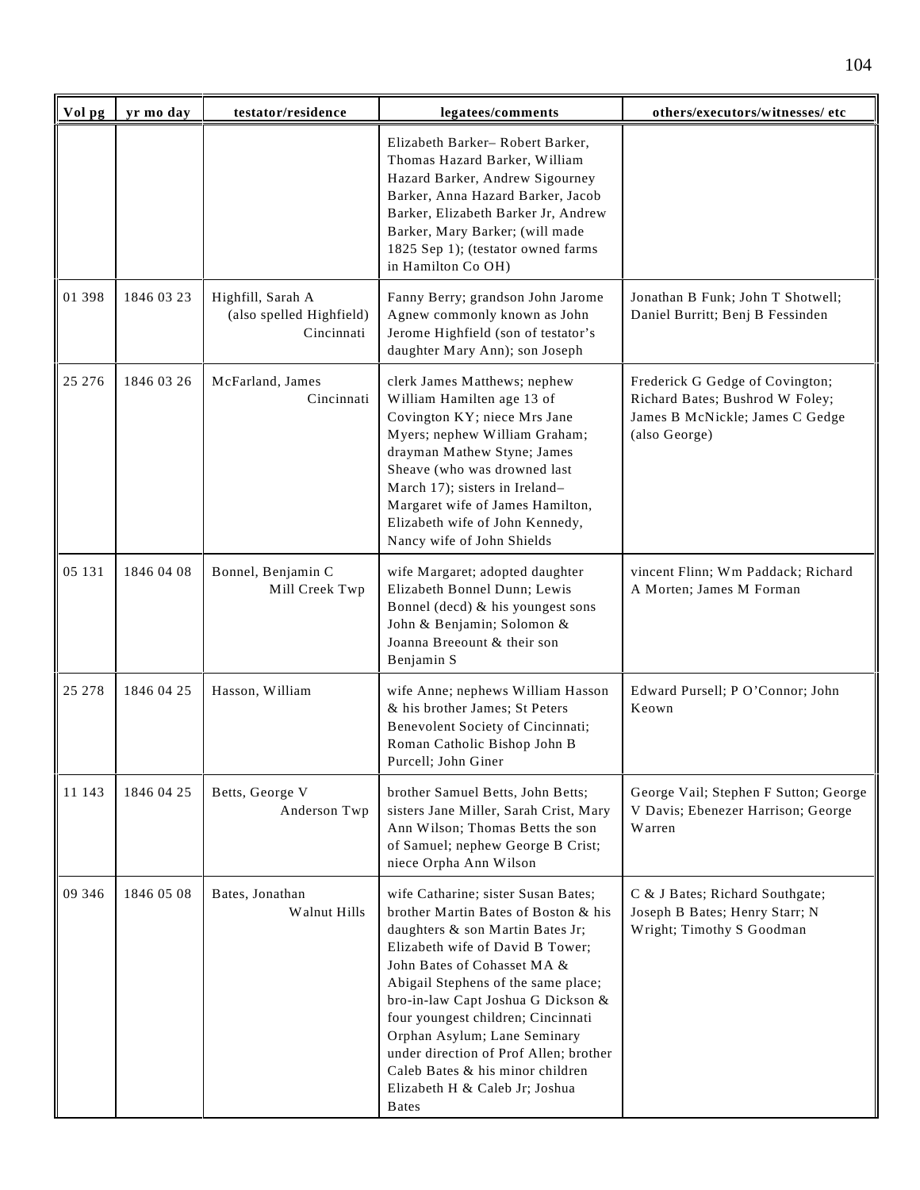| Vol pg | yr mo day | testator/residence | legatees/comments | others/executors/witnesses/ etc |
|---|---|---|---|---|
| | | | Elizabeth Barker– Robert Barker, Thomas Hazard Barker, William Hazard Barker, Andrew Sigourney Barker, Anna Hazard Barker, Jacob Barker, Elizabeth Barker Jr, Andrew Barker, Mary Barker; (will made 1825 Sep 1); (testator owned farms in Hamilton Co OH) | |
| 01 398 | 1846 03 23 | Highfill, Sarah A (also spelled Highfield) Cincinnati | Fanny Berry; grandson John Jarome Agnew commonly known as John Jerome Highfield (son of testator's daughter Mary Ann); son Joseph | Jonathan B Funk; John T Shotwell; Daniel Burritt; Benj B Fessinden |
| 25 276 | 1846 03 26 | McFarland, James Cincinnati | clerk James Matthews; nephew William Hamilten age 13 of Covington KY; niece Mrs Jane Myers; nephew William Graham; drayman Mathew Styne; James Sheave (who was drowned last March 17); sisters in Ireland– Margaret wife of James Hamilton, Elizabeth wife of John Kennedy, Nancy wife of John Shields | Frederick G Gedge of Covington; Richard Bates; Bushrod W Foley; James B McNickle; James C Gedge (also George) |
| 05 131 | 1846 04 08 | Bonnel, Benjamin C Mill Creek Twp | wife Margaret; adopted daughter Elizabeth Bonnel Dunn; Lewis Bonnel (decd) & his youngest sons John & Benjamin; Solomon & Joanna Breeount & their son Benjamin S | vincent Flinn; Wm Paddack; Richard A Morten; James M Forman |
| 25 278 | 1846 04 25 | Hasson, William | wife Anne; nephews William Hasson & his brother James; St Peters Benevolent Society of Cincinnati; Roman Catholic Bishop John B Purcell; John Giner | Edward Pursell; P O'Connor; John Keown |
| 11 143 | 1846 04 25 | Betts, George V Anderson Twp | brother Samuel Betts, John Betts; sisters Jane Miller, Sarah Crist, Mary Ann Wilson; Thomas Betts the son of Samuel; nephew George B Crist; niece Orpha Ann Wilson | George Vail; Stephen F Sutton; George V Davis; Ebenezer Harrison; George Warren |
| 09 346 | 1846 05 08 | Bates, Jonathan Walnut Hills | wife Catharine; sister Susan Bates; brother Martin Bates of Boston & his daughters & son Martin Bates Jr; Elizabeth wife of David B Tower; John Bates of Cohasset MA & Abigail Stephens of the same place; bro-in-law Capt Joshua G Dickson & four youngest children; Cincinnati Orphan Asylum; Lane Seminary under direction of Prof Allen; brother Caleb Bates & his minor children Elizabeth H & Caleb Jr; Joshua Bates | C & J Bates; Richard Southgate; Joseph B Bates; Henry Starr; N Wright; Timothy S Goodman |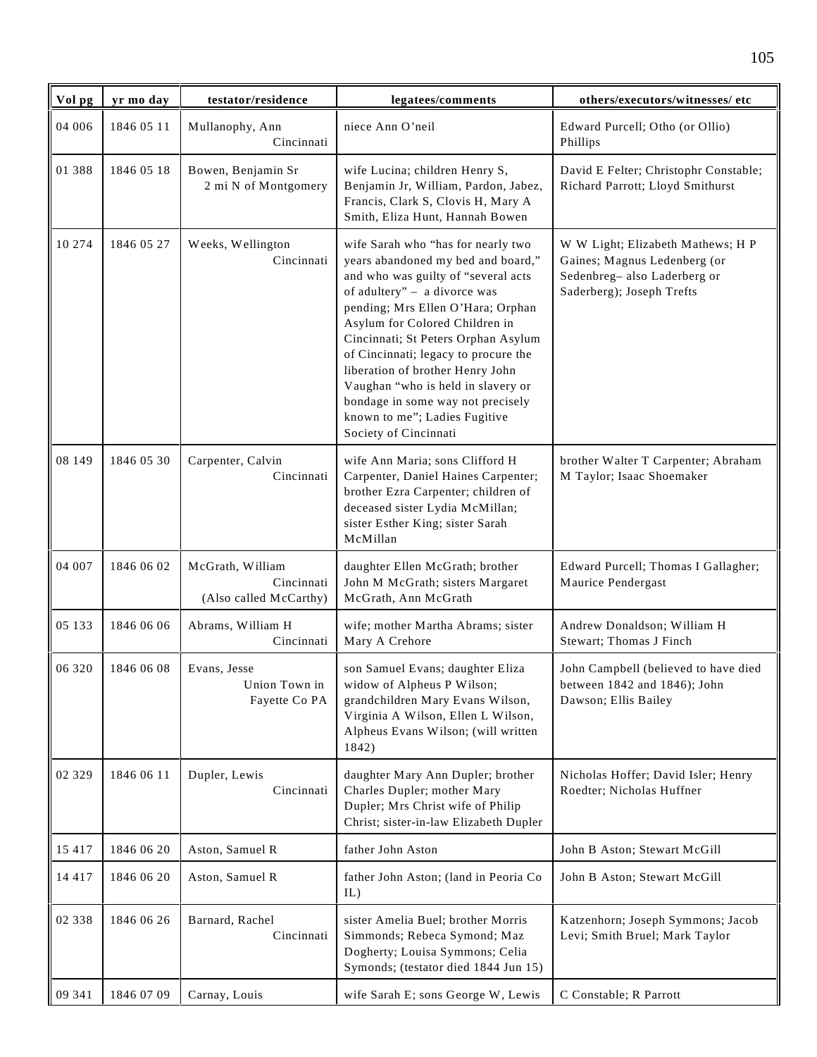| Vol pg | yr mo day | testator/residence | legatees/comments | others/executors/witnesses/ etc |
|---|---|---|---|---|
| 04 006 | 1846 05 11 | Mullanophy, Ann Cincinnati | niece Ann O'neil | Edward Purcell; Otho (or Ollio) Phillips |
| 01 388 | 1846 05 18 | Bowen, Benjamin Sr 2 mi N of Montgomery | wife Lucina; children Henry S, Benjamin Jr, William, Pardon, Jabez, Francis, Clark S, Clovis H, Mary A Smith, Eliza Hunt, Hannah Bowen | David E Felter; Christophr Constable; Richard Parrott; Lloyd Smithurst |
| 10 274 | 1846 05 27 | Weeks, Wellington Cincinnati | wife Sarah who "has for nearly two years abandoned my bed and board," and who was guilty of "several acts of adultery" – a divorce was pending; Mrs Ellen O'Hara; Orphan Asylum for Colored Children in Cincinnati; St Peters Orphan Asylum of Cincinnati; legacy to procure the liberation of brother Henry John Vaughan "who is held in slavery or bondage in some way not precisely known to me"; Ladies Fugitive Society of Cincinnati | W W Light; Elizabeth Mathews; H P Gaines; Magnus Ledenberg (or Sedenbreg– also Laderberg or Saderberg); Joseph Trefts |
| 08 149 | 1846 05 30 | Carpenter, Calvin Cincinnati | wife Ann Maria; sons Clifford H Carpenter, Daniel Haines Carpenter; brother Ezra Carpenter; children of deceased sister Lydia McMillan; sister Esther King; sister Sarah McMillan | brother Walter T Carpenter; Abraham M Taylor; Isaac Shoemaker |
| 04 007 | 1846 06 02 | McGrath, William Cincinnati (Also called McCarthy) | daughter Ellen McGrath; brother John M McGrath; sisters Margaret McGrath, Ann McGrath | Edward Purcell; Thomas I Gallagher; Maurice Pendergast |
| 05 133 | 1846 06 06 | Abrams, William H Cincinnati | wife; mother Martha Abrams; sister Mary A Crehore | Andrew Donaldson; William H Stewart; Thomas J Finch |
| 06 320 | 1846 06 08 | Evans, Jesse Union Town in Fayette Co PA | son Samuel Evans; daughter Eliza widow of Alpheus P Wilson; grandchildren Mary Evans Wilson, Virginia A Wilson, Ellen L Wilson, Alpheus Evans Wilson; (will written 1842) | John Campbell (believed to have died between 1842 and 1846); John Dawson; Ellis Bailey |
| 02 329 | 1846 06 11 | Dupler, Lewis Cincinnati | daughter Mary Ann Dupler; brother Charles Dupler; mother Mary Dupler; Mrs Christ wife of Philip Christ; sister-in-law Elizabeth Dupler | Nicholas Hoffer; David Isler; Henry Roedter; Nicholas Huffner |
| 15 417 | 1846 06 20 | Aston, Samuel R | father John Aston | John B Aston; Stewart McGill |
| 14 417 | 1846 06 20 | Aston, Samuel R | father John Aston; (land in Peoria Co IL) | John B Aston; Stewart McGill |
| 02 338 | 1846 06 26 | Barnard, Rachel Cincinnati | sister Amelia Buel; brother Morris Simmonds; Rebeca Symond; Maz Dogherty; Louisa Symmons; Celia Symonds; (testator died 1844 Jun 15) | Katzenhorn; Joseph Symmons; Jacob Levi; Smith Bruel; Mark Taylor |
| 09 341 | 1846 07 09 | Carnay, Louis | wife Sarah E; sons George W, Lewis | C Constable; R Parrott |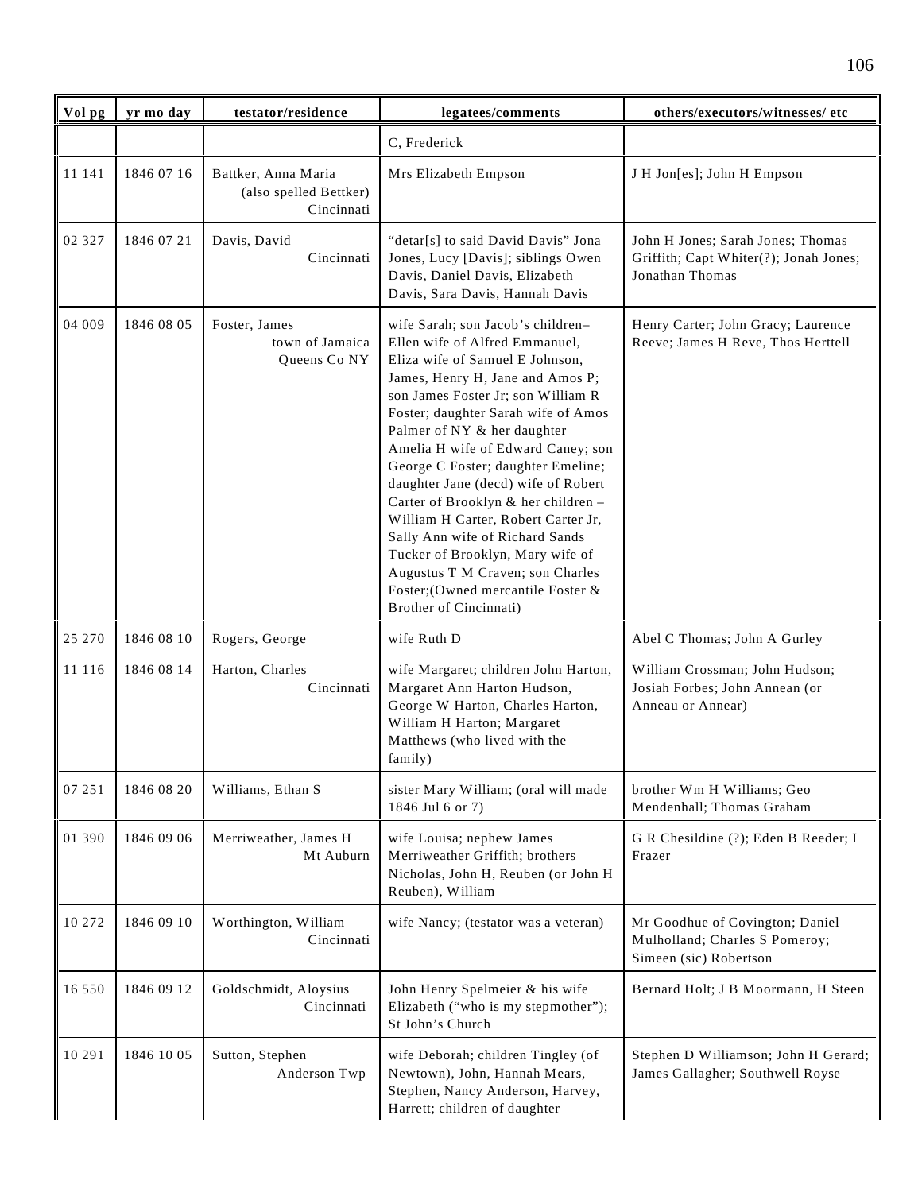| Vol pg | yr mo day | testator/residence | legatees/comments | others/executors/witnesses/ etc |
|---|---|---|---|---|
| | | | C, Frederick | |
| 11 141 | 1846 07 16 | Battker, Anna Maria (also spelled Bettker) Cincinnati | Mrs Elizabeth Empson | J H Jon[es]; John H Empson |
| 02 327 | 1846 07 21 | Davis, David Cincinnati | "detar[s] to said David Davis" Jona Jones, Lucy [Davis]; siblings Owen Davis, Daniel Davis, Elizabeth Davis, Sara Davis, Hannah Davis | John H Jones; Sarah Jones; Thomas Griffith; Capt Whiter(?); Jonah Jones; Jonathan Thomas |
| 04 009 | 1846 08 05 | Foster, James town of Jamaica Queens Co NY | wife Sarah; son Jacob's children– Ellen wife of Alfred Emmanuel, Eliza wife of Samuel E Johnson, James, Henry H, Jane and Amos P; son James Foster Jr; son William R Foster; daughter Sarah wife of Amos Palmer of NY & her daughter Amelia H wife of Edward Caney; son George C Foster; daughter Emeline; daughter Jane (decd) wife of Robert Carter of Brooklyn & her children – William H Carter, Robert Carter Jr, Sally Ann wife of Richard Sands Tucker of Brooklyn, Mary wife of Augustus T M Craven; son Charles Foster;(Owned mercantile Foster & Brother of Cincinnati) | Henry Carter; John Gracy; Laurence Reeve; James H Reve, Thos Herttell |
| 25 270 | 1846 08 10 | Rogers, George | wife Ruth D | Abel C Thomas; John A Gurley |
| 11 116 | 1846 08 14 | Harton, Charles Cincinnati | wife Margaret; children John Harton, Margaret Ann Harton Hudson, George W Harton, Charles Harton, William H Harton; Margaret Matthews (who lived with the family) | William Crossman; John Hudson; Josiah Forbes; John Annean (or Anneau or Annear) |
| 07 251 | 1846 08 20 | Williams, Ethan S | sister Mary William; (oral will made 1846 Jul 6 or 7) | brother Wm H Williams; Geo Mendenhall; Thomas Graham |
| 01 390 | 1846 09 06 | Merriweather, James H Mt Auburn | wife Louisa; nephew James Merriweather Griffith; brothers Nicholas, John H, Reuben (or John H Reuben), William | G R Chesildine (?); Eden B Reeder; I Frazer |
| 10 272 | 1846 09 10 | Worthington, William Cincinnati | wife Nancy; (testator was a veteran) | Mr Goodhue of Covington; Daniel Mulholland; Charles S Pomeroy; Simeen (sic) Robertson |
| 16 550 | 1846 09 12 | Goldschmidt, Aloysius Cincinnati | John Henry Spelmeier & his wife Elizabeth ("who is my stepmother"); St John's Church | Bernard Holt; J B Moormann, H Steen |
| 10 291 | 1846 10 05 | Sutton, Stephen Anderson Twp | wife Deborah; children Tingley (of Newtown), John, Hannah Mears, Stephen, Nancy Anderson, Harvey, Harrett; children of daughter | Stephen D Williamson; John H Gerard; James Gallagher; Southwell Royse |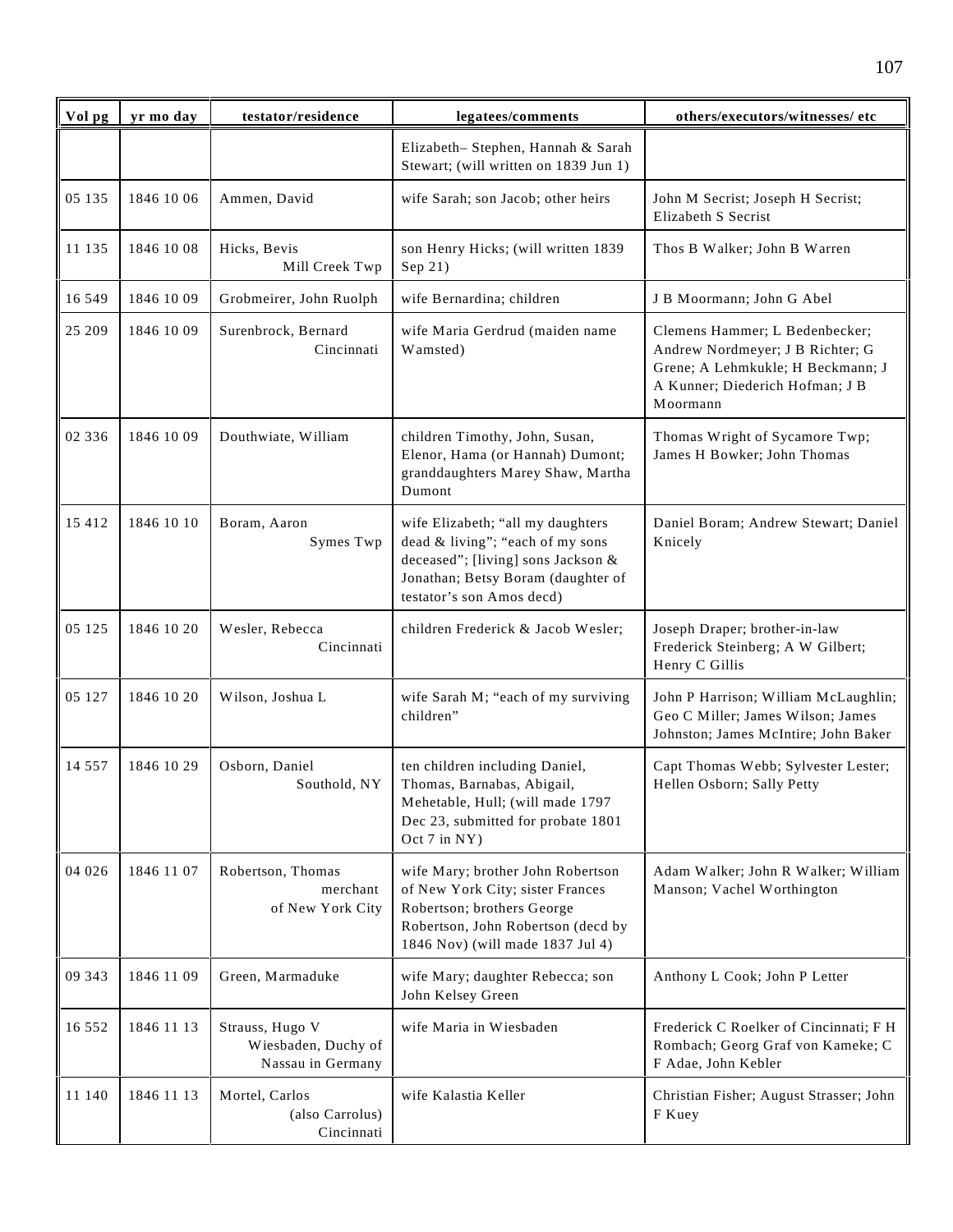| Vol pg | yr mo day | testator/residence | legatees/comments | others/executors/witnesses/ etc |
|---|---|---|---|---|
| | | | Elizabeth– Stephen, Hannah & Sarah Stewart; (will written on 1839 Jun 1) | |
| 05 135 | 1846 10 06 | Ammen, David | wife Sarah; son Jacob; other heirs | John M Secrist; Joseph H Secrist; Elizabeth S Secrist |
| 11 135 | 1846 10 08 | Hicks, Bevis Mill Creek Twp | son Henry Hicks; (will written 1839 Sep 21) | Thos B Walker; John B Warren |
| 16 549 | 1846 10 09 | Grobmeirer, John Ruolph | wife Bernardina; children | J B Moormann; John G Abel |
| 25 209 | 1846 10 09 | Surenbrock, Bernard Cincinnati | wife Maria Gerdrud (maiden name Wamsted) | Clemens Hammer; L Bedenbecker; Andrew Nordmeyer; J B Richter; G Grene; A Lehmkukle; H Beckmann; J A Kunner; Diederich Hofman; J B Moormann |
| 02 336 | 1846 10 09 | Douthwiate, William | children Timothy, John, Susan, Elenor, Hama (or Hannah) Dumont; granddaughters Marey Shaw, Martha Dumont | Thomas Wright of Sycamore Twp; James H Bowker; John Thomas |
| 15 412 | 1846 10 10 | Boram, Aaron Symes Twp | wife Elizabeth; "all my daughters dead & living"; "each of my sons deceased"; [living] sons Jackson & Jonathan; Betsy Boram (daughter of testator's son Amos decd) | Daniel Boram; Andrew Stewart; Daniel Knicely |
| 05 125 | 1846 10 20 | Wesler, Rebecca Cincinnati | children Frederick & Jacob Wesler; | Joseph Draper; brother-in-law Frederick Steinberg; A W Gilbert; Henry C Gillis |
| 05 127 | 1846 10 20 | Wilson, Joshua L | wife Sarah M; "each of my surviving children" | John P Harrison; William McLaughlin; Geo C Miller; James Wilson; James Johnston; James McIntire; John Baker |
| 14 557 | 1846 10 29 | Osborn, Daniel Southold, NY | ten children including Daniel, Thomas, Barnabas, Abigail, Mehetable, Hull; (will made 1797 Dec 23, submitted for probate 1801 Oct 7 in NY) | Capt Thomas Webb; Sylvester Lester; Hellen Osborn; Sally Petty |
| 04 026 | 1846 11 07 | Robertson, Thomas merchant of New York City | wife Mary; brother John Robertson of New York City; sister Frances Robertson; brothers George Robertson, John Robertson (decd by 1846 Nov) (will made 1837 Jul 4) | Adam Walker; John R Walker; William Manson; Vachel Worthington |
| 09 343 | 1846 11 09 | Green, Marmaduke | wife Mary; daughter Rebecca; son John Kelsey Green | Anthony L Cook; John P Letter |
| 16 552 | 1846 11 13 | Strauss, Hugo V Wiesbaden, Duchy of Nassau in Germany | wife Maria in Wiesbaden | Frederick C Roelker of Cincinnati; F H Rombach; Georg Graf von Kameke; C F Adae, John Kebler |
| 11 140 | 1846 11 13 | Mortel, Carlos (also Carrolus) Cincinnati | wife Kalastia Keller | Christian Fisher; August Strasser; John F Kuey |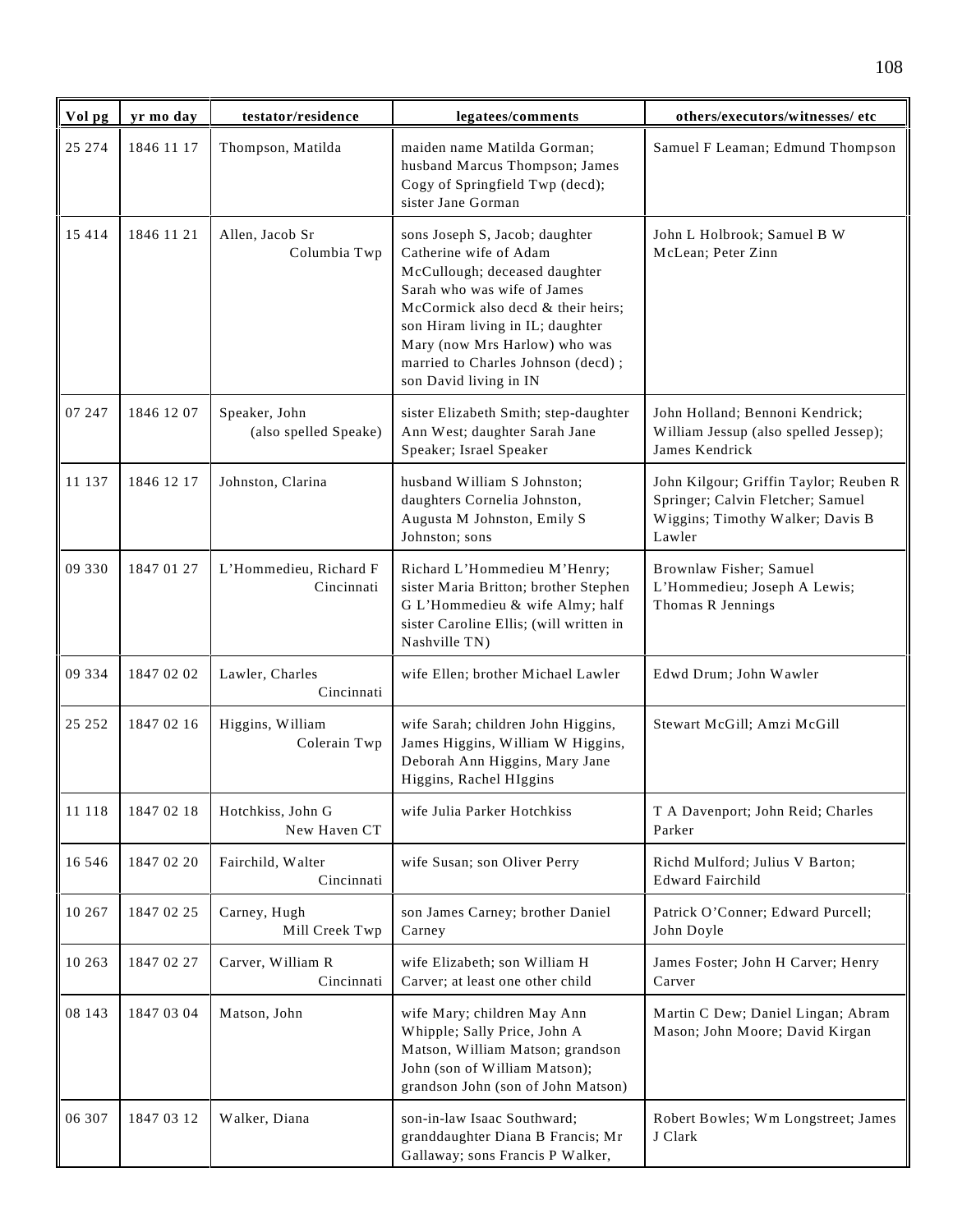| Vol pg | yr mo day | testator/residence | legatees/comments | others/executors/witnesses/ etc |
|---|---|---|---|---|
| 25 274 | 1846 11 17 | Thompson, Matilda | maiden name Matilda Gorman; husband Marcus Thompson; James Cogy of Springfield Twp (decd); sister Jane Gorman | Samuel F Leaman; Edmund Thompson |
| 15 414 | 1846 11 21 | Allen, Jacob Sr Columbia Twp | sons Joseph S, Jacob; daughter Catherine wife of Adam McCullough; deceased daughter Sarah who was wife of James McCormick also decd & their heirs; son Hiram living in IL; daughter Mary (now Mrs Harlow) who was married to Charles Johnson (decd) ; son David living in IN | John L Holbrook; Samuel B W McLean; Peter Zinn |
| 07 247 | 1846 12 07 | Speaker, John (also spelled Speake) | sister Elizabeth Smith; step-daughter Ann West; daughter Sarah Jane Speaker; Israel Speaker | John Holland; Bennoni Kendrick; William Jessup (also spelled Jessep); James Kendrick |
| 11 137 | 1846 12 17 | Johnston, Clarina | husband William S Johnston; daughters Cornelia Johnston, Augusta M Johnston, Emily S Johnston; sons | John Kilgour; Griffin Taylor; Reuben R Springer; Calvin Fletcher; Samuel Wiggins; Timothy Walker; Davis B Lawler |
| 09 330 | 1847 01 27 | L'Hommedieu, Richard F Cincinnati | Richard L'Hommedieu M'Henry; sister Maria Britton; brother Stephen G L'Hommedieu & wife Almy; half sister Caroline Ellis; (will written in Nashville TN) | Brownlaw Fisher; Samuel L'Hommedieu; Joseph A Lewis; Thomas R Jennings |
| 09 334 | 1847 02 02 | Lawler, Charles Cincinnati | wife Ellen; brother Michael Lawler | Edwd Drum; John Wawler |
| 25 252 | 1847 02 16 | Higgins, William Colerain Twp | wife Sarah; children John Higgins, James Higgins, William W Higgins, Deborah Ann Higgins, Mary Jane Higgins, Rachel HIggins | Stewart McGill; Amzi McGill |
| 11 118 | 1847 02 18 | Hotchkiss, John G New Haven CT | wife Julia Parker Hotchkiss | T A Davenport; John Reid; Charles Parker |
| 16 546 | 1847 02 20 | Fairchild, Walter Cincinnati | wife Susan; son Oliver Perry | Richd Mulford; Julius V Barton; Edward Fairchild |
| 10 267 | 1847 02 25 | Carney, Hugh Mill Creek Twp | son James Carney; brother Daniel Carney | Patrick O'Conner; Edward Purcell; John Doyle |
| 10 263 | 1847 02 27 | Carver, William R Cincinnati | wife Elizabeth; son William H Carver; at least one other child | James Foster; John H Carver; Henry Carver |
| 08 143 | 1847 03 04 | Matson, John | wife Mary; children May Ann Whipple; Sally Price, John A Matson, William Matson; grandson John (son of William Matson); grandson John (son of John Matson) | Martin C Dew; Daniel Lingan; Abram Mason; John Moore; David Kirgan |
| 06 307 | 1847 03 12 | Walker, Diana | son-in-law Isaac Southward; granddaughter Diana B Francis; Mr Gallaway; sons Francis P Walker, | Robert Bowles; Wm Longstreet; James J Clark |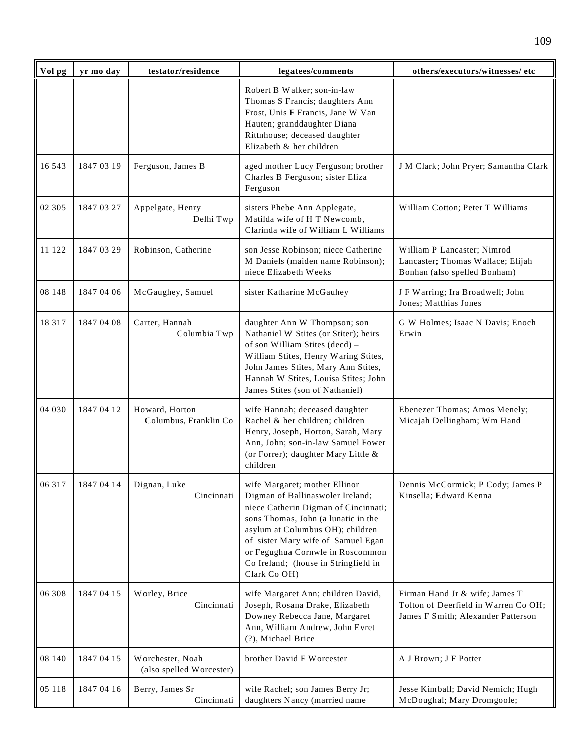| Vol pg | yr mo day | testator/residence | legatees/comments | others/executors/witnesses/ etc |
|---|---|---|---|---|
| | | | Robert B Walker; son-in-law Thomas S Francis; daughters Ann Frost, Unis F Francis, Jane W Van Hauten; granddaughter Diana Rittnhouse; deceased daughter Elizabeth & her children | |
| 16 543 | 1847 03 19 | Ferguson, James B | aged mother Lucy Ferguson; brother Charles B Ferguson; sister Eliza Ferguson | J M Clark; John Pryer; Samantha Clark |
| 02 305 | 1847 03 27 | Appelgate, Henry Delhi Twp | sisters Phebe Ann Applegate, Matilda wife of H T Newcomb, Clarinda wife of William L Williams | William Cotton; Peter T Williams |
| 11 122 | 1847 03 29 | Robinson, Catherine | son Jesse Robinson; niece Catherine M Daniels (maiden name Robinson); niece Elizabeth Weeks | William P Lancaster; Nimrod Lancaster; Thomas Wallace; Elijah Bonhan (also spelled Bonham) |
| 08 148 | 1847 04 06 | McGaughey, Samuel | sister Katharine McGauhey | J F Warring; Ira Broadwell; John Jones; Matthias Jones |
| 18 317 | 1847 04 08 | Carter, Hannah Columbia Twp | daughter Ann W Thompson; son Nathaniel W Stites (or Stiter); heirs of son William Stites (decd) – William Stites, Henry Waring Stites, John James Stites, Mary Ann Stites, Hannah W Stites, Louisa Stites; John James Stites (son of Nathaniel) | G W Holmes; Isaac N Davis; Enoch Erwin |
| 04 030 | 1847 04 12 | Howard, Horton Columbus, Franklin Co | wife Hannah; deceased daughter Rachel & her children; children Henry, Joseph, Horton, Sarah, Mary Ann, John; son-in-law Samuel Fower (or Forrer); daughter Mary Little & children | Ebenezer Thomas; Amos Menely; Micajah Dellingham; Wm Hand |
| 06 317 | 1847 04 14 | Dignan, Luke Cincinnati | wife Margaret; mother Ellinor Digman of Ballinaswoler Ireland; niece Catherin Digman of Cincinnati; sons Thomas, John (a lunatic in the asylum at Columbus OH); children of sister Mary wife of Samuel Egan or Fegughua Cornwle in Roscommon Co Ireland; (house in Stringfield in Clark Co OH) | Dennis McCormick; P Cody; James P Kinsella; Edward Kenna |
| 06 308 | 1847 04 15 | Worley, Brice Cincinnati | wife Margaret Ann; children David, Joseph, Rosana Drake, Elizabeth Downey Rebecca Jane, Margaret Ann, William Andrew, John Evret (?), Michael Brice | Firman Hand Jr & wife; James T Tolton of Deerfield in Warren Co OH; James F Smith; Alexander Patterson |
| 08 140 | 1847 04 15 | Worchester, Noah (also spelled Worcester) | brother David F Worcester | A J Brown; J F Potter |
| 05 118 | 1847 04 16 | Berry, James Sr Cincinnati | wife Rachel; son James Berry Jr; daughters Nancy (married name | Jesse Kimball; David Nemich; Hugh McDoughal; Mary Dromgoole; |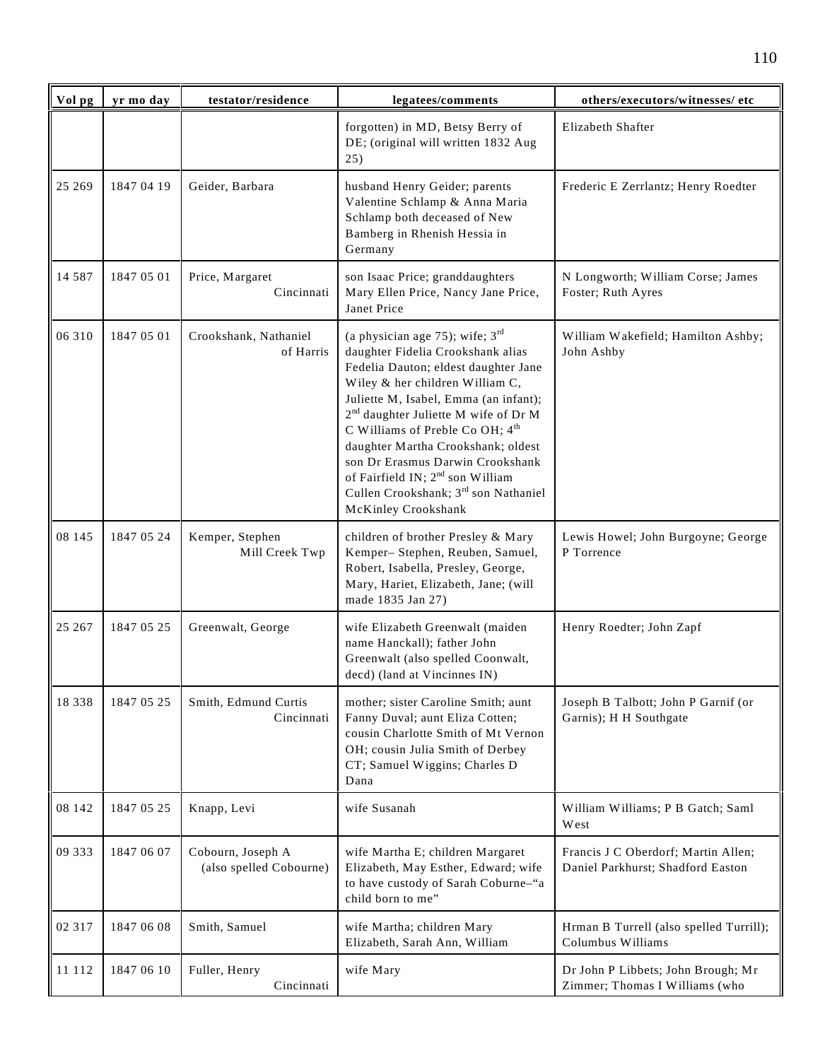| Vol pg | yr mo day | testator/residence | legatees/comments | others/executors/witnesses/ etc |
|---|---|---|---|---|
| | | | forgotten) in MD, Betsy Berry of DE; (original will written 1832 Aug 25) | Elizabeth Shafter |
| 25 269 | 1847 04 19 | Geider, Barbara | husband Henry Geider; parents Valentine Schlamp & Anna Maria Schlamp both deceased of New Bamberg in Rhenish Hessia in Germany | Frederic E Zerrlantz; Henry Roedter |
| 14 587 | 1847 05 01 | Price, Margaret Cincinnati | son Isaac Price; granddaughters Mary Ellen Price, Nancy Jane Price, Janet Price | N Longworth; William Corse; James Foster; Ruth Ayres |
| 06 310 | 1847 05 01 | Crookshank, Nathaniel of Harris | (a physician age 75); wife; 3rd daughter Fidelia Crookshank alias Fedelia Dauton; eldest daughter Jane Wiley & her children William C, Juliette M, Isabel, Emma (an infant); 2nd daughter Juliette M wife of Dr M C Williams of Preble Co OH; 4th daughter Martha Crookshank; oldest son Dr Erasmus Darwin Crookshank of Fairfield IN; 2nd son William Cullen Crookshank; 3rd son Nathaniel McKinley Crookshank | William Wakefield; Hamilton Ashby; John Ashby |
| 08 145 | 1847 05 24 | Kemper, Stephen Mill Creek Twp | children of brother Presley & Mary Kemper– Stephen, Reuben, Samuel, Robert, Isabella, Presley, George, Mary, Hariet, Elizabeth, Jane; (will made 1835 Jan 27) | Lewis Howel; John Burgoyne; George P Torrence |
| 25 267 | 1847 05 25 | Greenwalt, George | wife Elizabeth Greenwalt (maiden name Hanckall); father John Greenwalt (also spelled Coonwalt, decd) (land at Vincinnes IN) | Henry Roedter; John Zapf |
| 18 338 | 1847 05 25 | Smith, Edmund Curtis Cincinnati | mother; sister Caroline Smith; aunt Fanny Duval; aunt Eliza Cotten; cousin Charlotte Smith of Mt Vernon OH; cousin Julia Smith of Derbey CT; Samuel Wiggins; Charles D Dana | Joseph B Talbott; John P Garnif (or Garnis); H H Southgate |
| 08 142 | 1847 05 25 | Knapp, Levi | wife Susanah | William Williams; P B Gatch; Saml West |
| 09 333 | 1847 06 07 | Cobourn, Joseph A (also spelled Cobourne) | wife Martha E; children Margaret Elizabeth, May Esther, Edward; wife to have custody of Sarah Coburne–"a child born to me" | Francis J C Oberdorf; Martin Allen; Daniel Parkhurst; Shadford Easton |
| 02 317 | 1847 06 08 | Smith, Samuel | wife Martha; children Mary Elizabeth, Sarah Ann, William | Hrman B Turrell (also spelled Turrill); Columbus Williams |
| 11 112 | 1847 06 10 | Fuller, Henry Cincinnati | wife Mary | Dr John P Libbets; John Brough; Mr Zimmer; Thomas I Williams (who |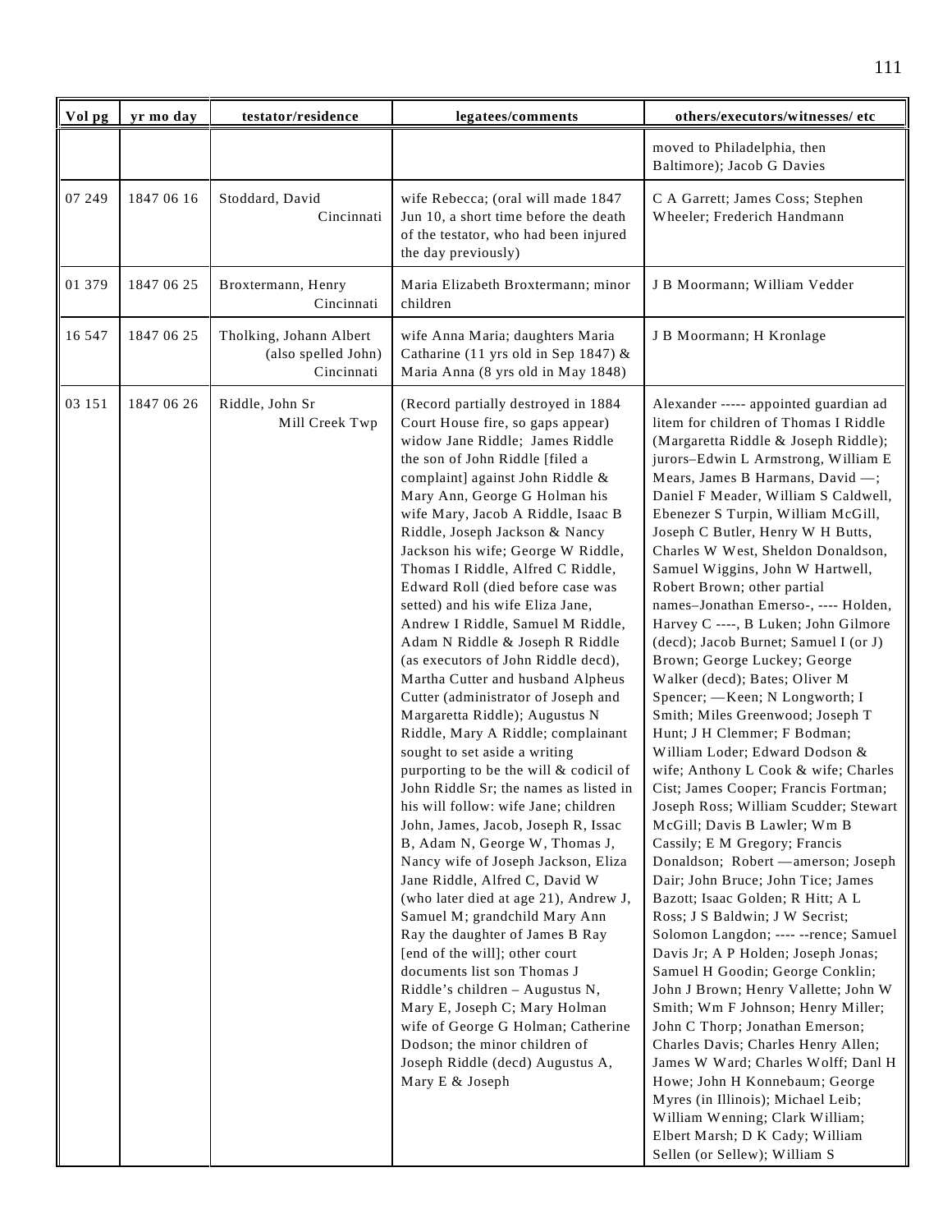| Vol pg | yr mo day | testator/residence | legatees/comments | others/executors/witnesses/ etc |
|---|---|---|---|---|
| | | | | moved to Philadelphia, then Baltimore); Jacob G Davies |
| 07 249 | 1847 06 16 | Stoddard, David Cincinnati | wife Rebecca; (oral will made 1847 Jun 10, a short time before the death of the testator, who had been injured the day previously) | C A Garrett; James Coss; Stephen Wheeler; Frederich Handmann |
| 01 379 | 1847 06 25 | Broxtermann, Henry Cincinnati | Maria Elizabeth Broxtermann; minor children | J B Moormann; William Vedder |
| 16 547 | 1847 06 25 | Tholking, Johann Albert (also spelled John) Cincinnati | wife Anna Maria; daughters Maria Catharine (11 yrs old in Sep 1847) & Maria Anna (8 yrs old in May 1848) | J B Moormann; H Kronlage |
| 03 151 | 1847 06 26 | Riddle, John Sr Mill Creek Twp | (Record partially destroyed in 1884 Court House fire, so gaps appear) widow Jane Riddle; James Riddle the son of John Riddle [filed a complaint] against John Riddle & Mary Ann, George G Holman his wife Mary, Jacob A Riddle, Isaac B Riddle, Joseph Jackson & Nancy Jackson his wife; George W Riddle, Thomas I Riddle, Alfred C Riddle, Edward Roll (died before case was setted) and his wife Eliza Jane, Andrew I Riddle, Samuel M Riddle, Adam N Riddle & Joseph R Riddle (as executors of John Riddle decd), Martha Cutter and husband Alpheus Cutter (administrator of Joseph and Margaretta Riddle); Augustus N Riddle, Mary A Riddle; complainant sought to set aside a writing purporting to be the will & codicil of John Riddle Sr; the names as listed in his will follow: wife Jane; children John, James, Jacob, Joseph R, Issac B, Adam N, George W, Thomas J, Nancy wife of Joseph Jackson, Eliza Jane Riddle, Alfred C, David W (who later died at age 21), Andrew J, Samuel M; grandchild Mary Ann Ray the daughter of James B Ray [end of the will]; other court documents list son Thomas J Riddle's children – Augustus N, Mary E, Joseph C; Mary Holman wife of George G Holman; Catherine Dodson; the minor children of Joseph Riddle (decd) Augustus A, Mary E & Joseph | Alexander ----- appointed guardian ad litem for children of Thomas I Riddle (Margaretta Riddle & Joseph Riddle); jurors–Edwin L Armstrong, William E Mears, James B Harmans, David —; Daniel F Meader, William S Caldwell, Ebenezer S Turpin, William McGill, Joseph C Butler, Henry W H Butts, Charles W West, Sheldon Donaldson, Samuel Wiggins, John W Hartwell, Robert Brown; other partial names–Jonathan Emerso-, ---- Holden, Harvey C ----, B Luken; John Gilmore (decd); Jacob Burnet; Samuel I (or J) Brown; George Luckey; George Walker (decd); Bates; Oliver M Spencer; —Keen; N Longworth; I Smith; Miles Greenwood; Joseph T Hunt; J H Clemmer; F Bodman; William Loder; Edward Dodson & wife; Anthony L Cook & wife; Charles Cist; James Cooper; Francis Fortman; Joseph Ross; William Scudder; Stewart McGill; Davis B Lawler; Wm B Cassily; E M Gregory; Francis Donaldson; Robert —amerson; Joseph Dair; John Bruce; John Tice; James Bazott; Isaac Golden; R Hitt; A L Ross; J S Baldwin; J W Secrist; Solomon Langdon; ---- --rence; Samuel Davis Jr; A P Holden; Joseph Jonas; Samuel H Goodin; George Conklin; John J Brown; Henry Vallette; John W Smith; Wm F Johnson; Henry Miller; John C Thorp; Jonathan Emerson; Charles Davis; Charles Henry Allen; James W Ward; Charles Wolff; Danl H Howe; John H Konnebaum; George Myres (in Illinois); Michael Leib; William Wenning; Clark William; Elbert Marsh; D K Cady; William Sellen (or Sellew); William S |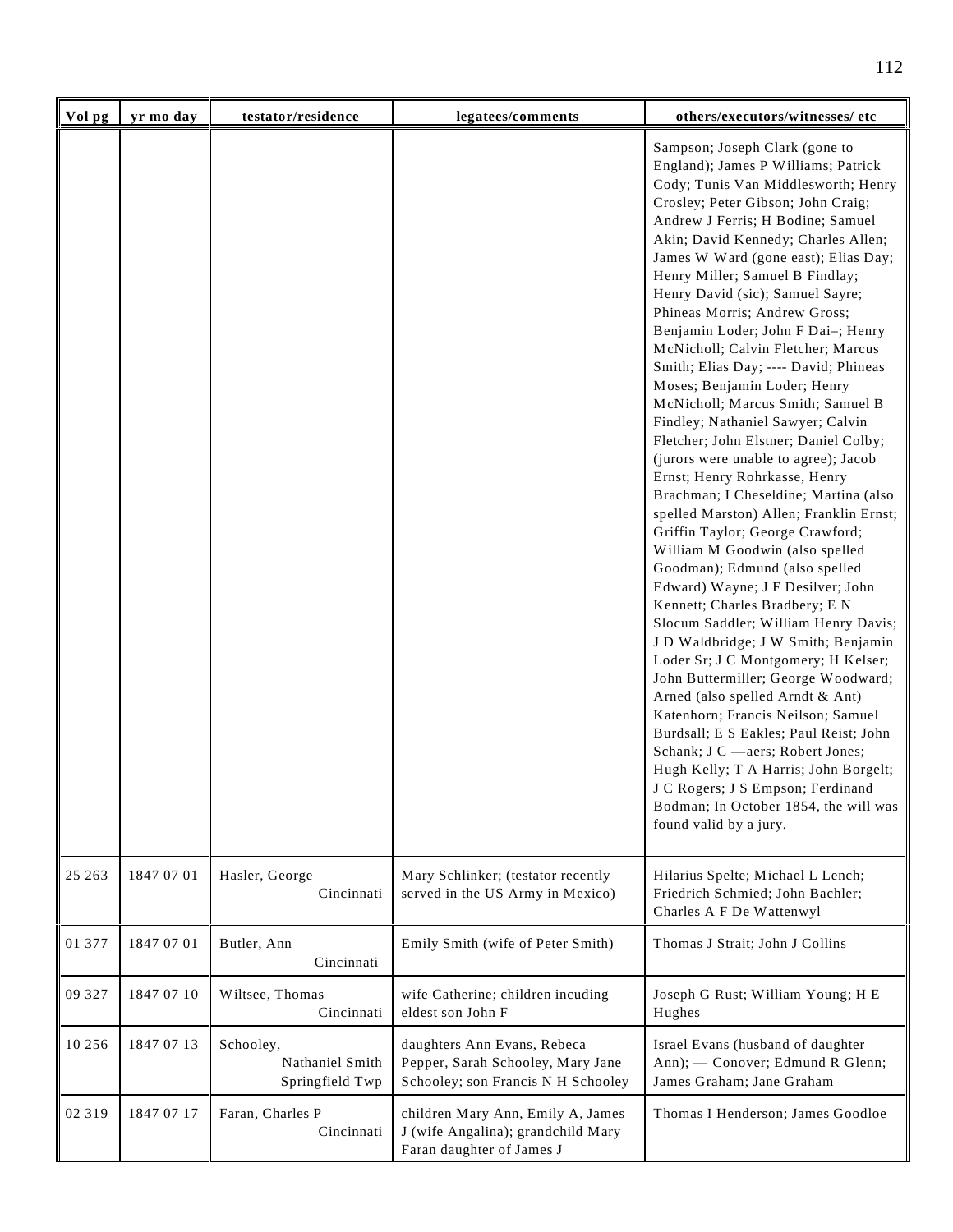| Vol pg | yr mo day | testator/residence | legatees/comments | others/executors/witnesses/ etc |
|---|---|---|---|---|
| | | | | Sampson; Joseph Clark (gone to England); James P Williams; Patrick Cody; Tunis Van Middlesworth; Henry Crosley; Peter Gibson; John Craig; Andrew J Ferris; H Bodine; Samuel Akin; David Kennedy; Charles Allen; James W Ward (gone east); Elias Day; Henry Miller; Samuel B Findlay; Henry David (sic); Samuel Sayre; Phineas Morris; Andrew Gross; Benjamin Loder; John F Dai–; Henry McNicholl; Calvin Fletcher; Marcus Smith; Elias Day; ---- David; Phineas Moses; Benjamin Loder; Henry McNicholl; Marcus Smith; Samuel B Findley; Nathaniel Sawyer; Calvin Fletcher; John Elstner; Daniel Colby; (jurors were unable to agree); Jacob Ernst; Henry Rohrkasse, Henry Brachman; I Cheseldine; Martina (also spelled Marston) Allen; Franklin Ernst; Griffin Taylor; George Crawford; William M Goodwin (also spelled Goodman); Edmund (also spelled Edward) Wayne; J F Desilver; John Kennett; Charles Bradbery; E N Slocum Saddler; William Henry Davis; J D Waldbridge; J W Smith; Benjamin Loder Sr; J C Montgomery; H Kelser; John Buttermiller; George Woodward; Arned (also spelled Arndt & Ant) Katenhorn; Francis Neilson; Samuel Burdsall; E S Eakles; Paul Reist; John Schank; J C —aers; Robert Jones; Hugh Kelly; T A Harris; John Borgelt; J C Rogers; J S Empson; Ferdinand Bodman; In October 1854, the will was found valid by a jury. |
| 25 263 | 1847 07 01 | Hasler, George Cincinnati | Mary Schlinker; (testator recently served in the US Army in Mexico) | Hilarius Spelte; Michael L Lench; Friedrich Schmied; John Bachler; Charles A F De Wattenwyl |
| 01 377 | 1847 07 01 | Butler, Ann Cincinnati | Emily Smith (wife of Peter Smith) | Thomas J Strait; John J Collins |
| 09 327 | 1847 07 10 | Wiltsee, Thomas Cincinnati | wife Catherine; children incuding eldest son John F | Joseph G Rust; William Young; H E Hughes |
| 10 256 | 1847 07 13 | Schooley, Nathaniel Smith Springfield Twp | daughters Ann Evans, Rebeca Pepper, Sarah Schooley, Mary Jane Schooley; son Francis N H Schooley | Israel Evans (husband of daughter Ann); — Conover; Edmund R Glenn; James Graham; Jane Graham |
| 02 319 | 1847 07 17 | Faran, Charles P Cincinnati | children Mary Ann, Emily A, James J (wife Angalina); grandchild Mary Faran daughter of James J | Thomas I Henderson; James Goodloe |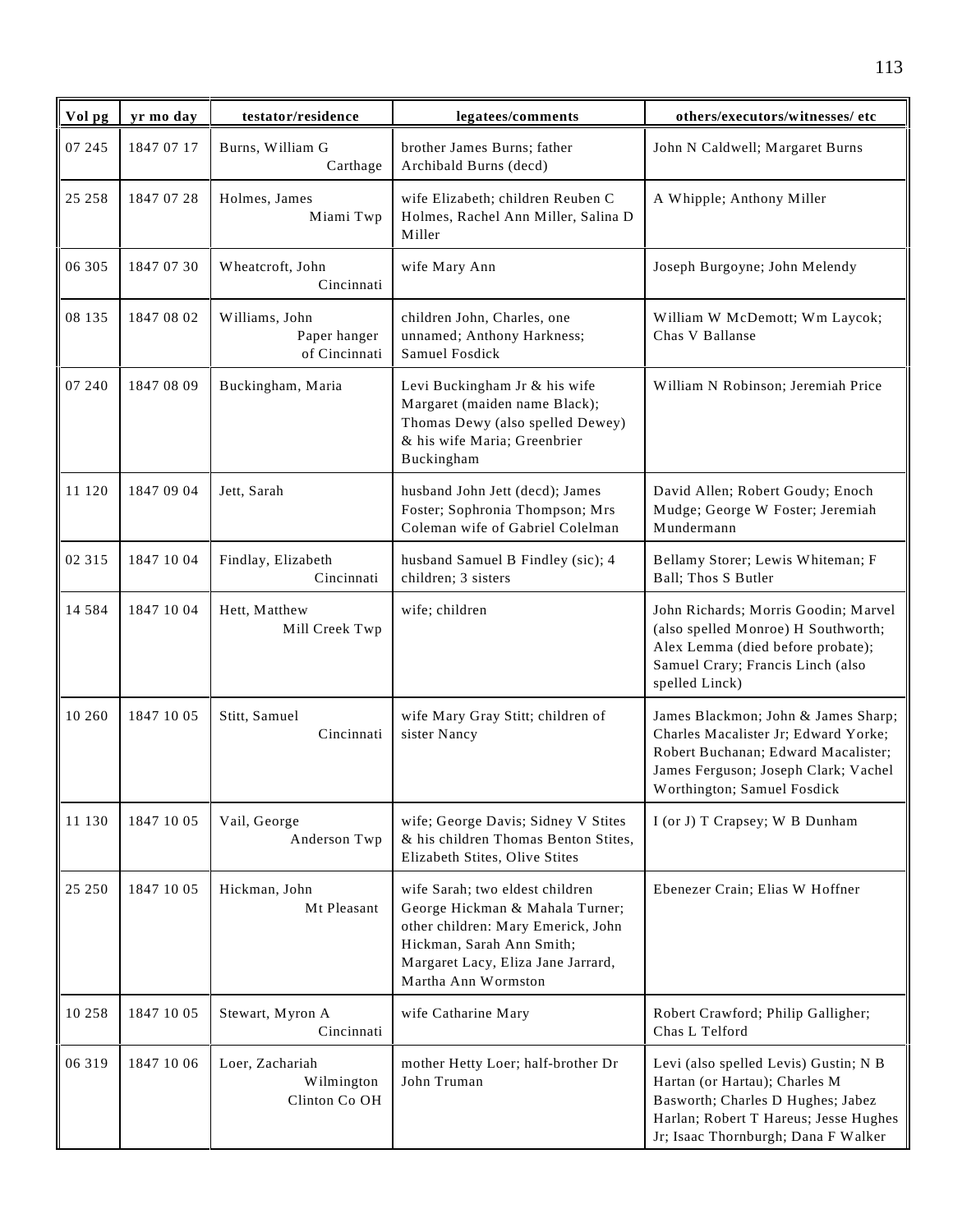| Vol pg | yr mo day | testator/residence | legatees/comments | others/executors/witnesses/ etc |
|---|---|---|---|---|
| 07 245 | 1847 07 17 | Burns, William G Carthage | brother James Burns; father Archibald Burns (decd) | John N Caldwell; Margaret Burns |
| 25 258 | 1847 07 28 | Holmes, James Miami Twp | wife Elizabeth; children Reuben C Holmes, Rachel Ann Miller, Salina D Miller | A Whipple; Anthony Miller |
| 06 305 | 1847 07 30 | Wheatcroft, John Cincinnati | wife Mary Ann | Joseph Burgoyne; John Melendy |
| 08 135 | 1847 08 02 | Williams, John Paper hanger of Cincinnati | children John, Charles, one unnamed; Anthony Harkness; Samuel Fosdick | William W McDemott; Wm Laycok; Chas V Ballanse |
| 07 240 | 1847 08 09 | Buckingham, Maria | Levi Buckingham Jr & his wife Margaret (maiden name Black); Thomas Dewy (also spelled Dewey) & his wife Maria; Greenbrier Buckingham | William N Robinson; Jeremiah Price |
| 11 120 | 1847 09 04 | Jett, Sarah | husband John Jett (decd); James Foster; Sophronia Thompson; Mrs Coleman wife of Gabriel Colelman | David Allen; Robert Goudy; Enoch Mudge; George W Foster; Jeremiah Mundermann |
| 02 315 | 1847 10 04 | Findlay, Elizabeth Cincinnati | husband Samuel B Findley (sic); 4 children; 3 sisters | Bellamy Storer; Lewis Whiteman; F Ball; Thos S Butler |
| 14 584 | 1847 10 04 | Hett, Matthew Mill Creek Twp | wife; children | John Richards; Morris Goodin; Marvel (also spelled Monroe) H Southworth; Alex Lemma (died before probate); Samuel Crary; Francis Linch (also spelled Linck) |
| 10 260 | 1847 10 05 | Stitt, Samuel Cincinnati | wife Mary Gray Stitt; children of sister Nancy | James Blackmon; John & James Sharp; Charles Macalister Jr; Edward Yorke; Robert Buchanan; Edward Macalister; James Ferguson; Joseph Clark; Vachel Worthington; Samuel Fosdick |
| 11 130 | 1847 10 05 | Vail, George Anderson Twp | wife; George Davis; Sidney V Stites & his children Thomas Benton Stites, Elizabeth Stites, Olive Stites | I (or J) T Crapsey; W B Dunham |
| 25 250 | 1847 10 05 | Hickman, John Mt Pleasant | wife Sarah; two eldest children George Hickman & Mahala Turner; other children: Mary Emerick, John Hickman, Sarah Ann Smith; Margaret Lacy, Eliza Jane Jarrard, Martha Ann Wormston | Ebenezer Crain; Elias W Hoffner |
| 10 258 | 1847 10 05 | Stewart, Myron A Cincinnati | wife Catharine Mary | Robert Crawford; Philip Galligher; Chas L Telford |
| 06 319 | 1847 10 06 | Loer, Zachariah Wilmington Clinton Co OH | mother Hetty Loer; half-brother Dr John Truman | Levi (also spelled Levis) Gustin; N B Hartan (or Hartau); Charles M Basworth; Charles D Hughes; Jabez Harlan; Robert T Hareus; Jesse Hughes Jr; Isaac Thornburgh; Dana F Walker |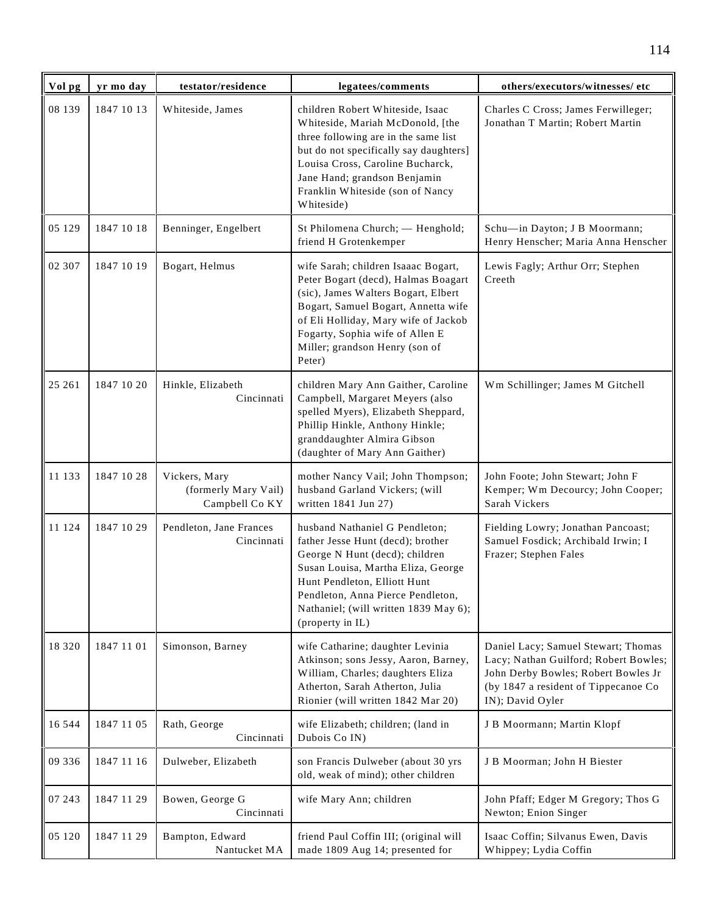| Vol pg | yr mo day | testator/residence | legatees/comments | others/executors/witnesses/ etc |
|---|---|---|---|---|
| 08 139 | 1847 10 13 | Whiteside, James | children Robert Whiteside, Isaac Whiteside, Mariah McDonold, [the three following are in the same list but do not specifically say daughters] Louisa Cross, Caroline Bucharck, Jane Hand; grandson Benjamin Franklin Whiteside (son of Nancy Whiteside) | Charles C Cross; James Ferwilleger; Jonathan T Martin; Robert Martin |
| 05 129 | 1847 10 18 | Benninger, Engelbert | St Philomena Church; — Henghold; friend H Grotenkemper | Schu—in Dayton; J B Moormann; Henry Henscher; Maria Anna Henscher |
| 02 307 | 1847 10 19 | Bogart, Helmus | wife Sarah; children Isaaac Bogart, Peter Bogart (decd), Halmas Boagart (sic), James Walters Bogart, Elbert Bogart, Samuel Bogart, Annetta wife of Eli Holliday, Mary wife of Jackob Fogarty, Sophia wife of Allen E Miller; grandson Henry (son of Peter) | Lewis Fagly; Arthur Orr; Stephen Creeth |
| 25 261 | 1847 10 20 | Hinkle, Elizabeth Cincinnati | children Mary Ann Gaither, Caroline Campbell, Margaret Meyers (also spelled Myers), Elizabeth Sheppard, Phillip Hinkle, Anthony Hinkle; granddaughter Almira Gibson (daughter of Mary Ann Gaither) | Wm Schillinger; James M Gitchell |
| 11 133 | 1847 10 28 | Vickers, Mary (formerly Mary Vail) Campbell Co KY | mother Nancy Vail; John Thompson; husband Garland Vickers; (will written 1841 Jun 27) | John Foote; John Stewart; John F Kemper; Wm Decourcy; John Cooper; Sarah Vickers |
| 11 124 | 1847 10 29 | Pendleton, Jane Frances Cincinnati | husband Nathaniel G Pendleton; father Jesse Hunt (decd); brother George N Hunt (decd); children Susan Louisa, Martha Eliza, George Hunt Pendleton, Elliott Hunt Pendleton, Anna Pierce Pendleton, Nathaniel; (will written 1839 May 6); (property in IL) | Fielding Lowry; Jonathan Pancoast; Samuel Fosdick; Archibald Irwin; I Frazer; Stephen Fales |
| 18 320 | 1847 11 01 | Simonson, Barney | wife Catharine; daughter Levinia Atkinson; sons Jessy, Aaron, Barney, William, Charles; daughters Eliza Atherton, Sarah Atherton, Julia Rionier (will written 1842 Mar 20) | Daniel Lacy; Samuel Stewart; Thomas Lacy; Nathan Guilford; Robert Bowles; John Derby Bowles; Robert Bowles Jr (by 1847 a resident of Tippecanoe Co IN); David Oyler |
| 16 544 | 1847 11 05 | Rath, George Cincinnati | wife Elizabeth; children; (land in Dubois Co IN) | J B Moormann; Martin Klopf |
| 09 336 | 1847 11 16 | Dulweber, Elizabeth | son Francis Dulweber (about 30 yrs old, weak of mind); other children | J B Moorman; John H Biester |
| 07 243 | 1847 11 29 | Bowen, George G Cincinnati | wife Mary Ann; children | John Pfaff; Edger M Gregory; Thos G Newton; Enion Singer |
| 05 120 | 1847 11 29 | Bampton, Edward Nantucket MA | friend Paul Coffin III; (original will made 1809 Aug 14; presented for | Isaac Coffin; Silvanus Ewen, Davis Whippey; Lydia Coffin |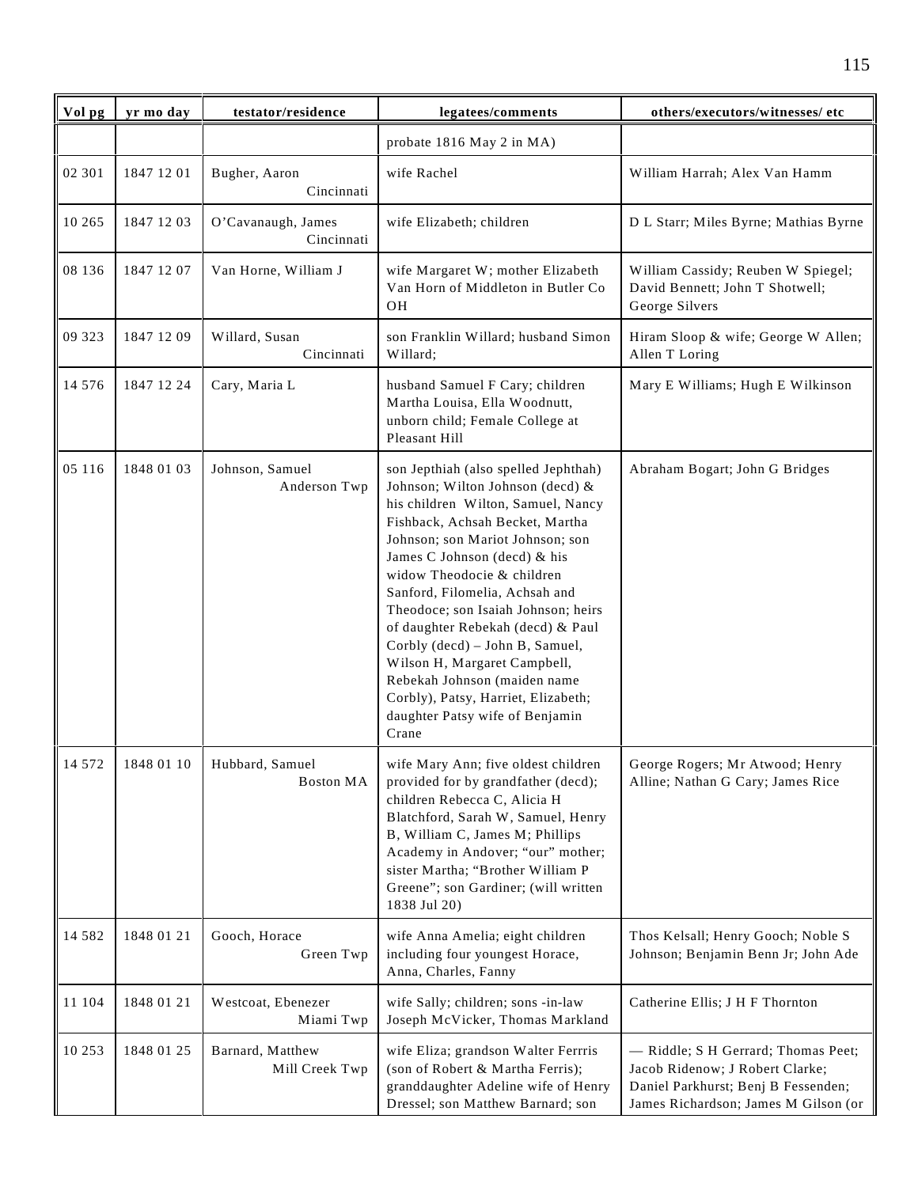| Vol pg | yr mo day | testator/residence | legatees/comments | others/executors/witnesses/ etc |
|---|---|---|---|---|
| | | | probate 1816 May 2 in MA) | |
| 02 301 | 1847 12 01 | Bugher, Aaron Cincinnati | wife Rachel | William Harrah; Alex Van Hamm |
| 10 265 | 1847 12 03 | O'Cavanaugh, James Cincinnati | wife Elizabeth; children | D L Starr; Miles Byrne; Mathias Byrne |
| 08 136 | 1847 12 07 | Van Horne, William J | wife Margaret W; mother Elizabeth Van Horn of Middleton in Butler Co OH | William Cassidy; Reuben W Spiegel; David Bennett; John T Shotwell; George Silvers |
| 09 323 | 1847 12 09 | Willard, Susan Cincinnati | son Franklin Willard; husband Simon Willard; | Hiram Sloop & wife; George W Allen; Allen T Loring |
| 14 576 | 1847 12 24 | Cary, Maria L | husband Samuel F Cary; children Martha Louisa, Ella Woodnutt, unborn child; Female College at Pleasant Hill | Mary E Williams; Hugh E Wilkinson |
| 05 116 | 1848 01 03 | Johnson, Samuel Anderson Twp | son Jepthiah (also spelled Jephthah) Johnson; Wilton Johnson (decd) & his children Wilton, Samuel, Nancy Fishback, Achsah Becket, Martha Johnson; son Mariot Johnson; son James C Johnson (decd) & his widow Theodocie & children Sanford, Filomelia, Achsah and Theodoce; son Isaiah Johnson; heirs of daughter Rebekah (decd) & Paul Corbly (decd) – John B, Samuel, Wilson H, Margaret Campbell, Rebekah Johnson (maiden name Corbly), Patsy, Harriet, Elizabeth; daughter Patsy wife of Benjamin Crane | Abraham Bogart; John G Bridges |
| 14 572 | 1848 01 10 | Hubbard, Samuel Boston MA | wife Mary Ann; five oldest children provided for by grandfather (decd); children Rebecca C, Alicia H Blatchford, Sarah W, Samuel, Henry B, William C, James M; Phillips Academy in Andover; "our" mother; sister Martha; "Brother William P Greene"; son Gardiner; (will written 1838 Jul 20) | George Rogers; Mr Atwood; Henry Alline; Nathan G Cary; James Rice |
| 14 582 | 1848 01 21 | Gooch, Horace Green Twp | wife Anna Amelia; eight children including four youngest Horace, Anna, Charles, Fanny | Thos Kelsall; Henry Gooch; Noble S Johnson; Benjamin Benn Jr; John Ade |
| 11 104 | 1848 01 21 | Westcoat, Ebenezer Miami Twp | wife Sally; children; sons -in-law Joseph McVicker, Thomas Markland | Catherine Ellis; J H F Thornton |
| 10 253 | 1848 01 25 | Barnard, Matthew Mill Creek Twp | wife Eliza; grandson Walter Ferrris (son of Robert & Martha Ferris); granddaughter Adeline wife of Henry Dressel; son Matthew Barnard; son | — Riddle; S H Gerrard; Thomas Peet; Jacob Ridenow; J Robert Clarke; Daniel Parkhurst; Benj B Fessenden; James Richardson; James M Gilson (or |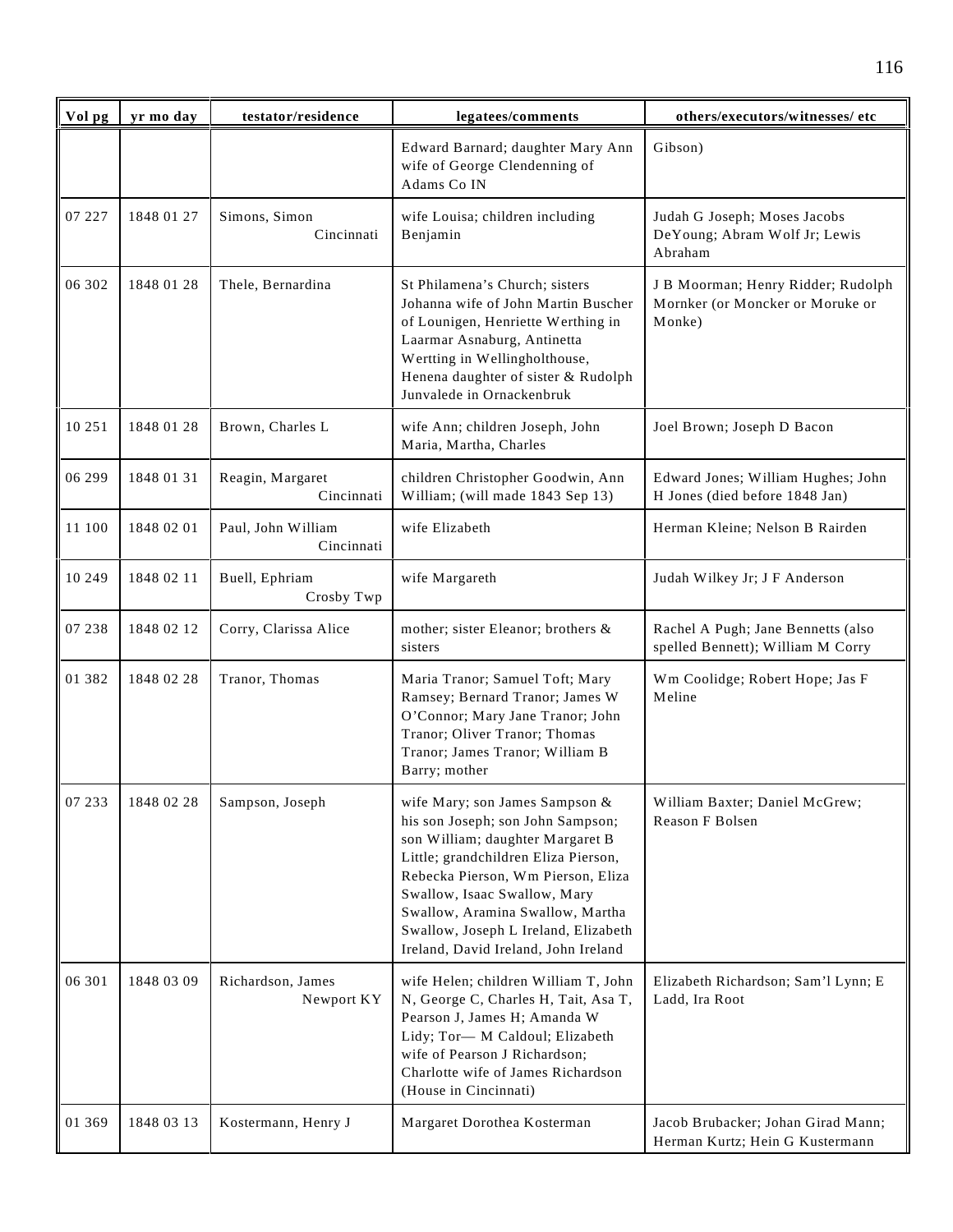| Vol pg | yr mo day | testator/residence | legatees/comments | others/executors/witnesses/ etc |
|---|---|---|---|---|
| | | | Edward Barnard; daughter Mary Ann wife of George Clendenning of Adams Co IN | Gibson) |
| 07 227 | 1848 01 27 | Simons, Simon Cincinnati | wife Louisa; children including Benjamin | Judah G Joseph; Moses Jacobs DeYoung; Abram Wolf Jr; Lewis Abraham |
| 06 302 | 1848 01 28 | Thele, Bernardina | St Philamena's Church; sisters Johanna wife of John Martin Buscher of Lounigen, Henriette Werthing in Laarmar Asnaburg, Antinetta Wertting in Wellingholthouse, Henena daughter of sister & Rudolph Junvalede in Ornackenbruk | J B Moorman; Henry Ridder; Rudolph Mornker (or Moncker or Moruke or Monke) |
| 10 251 | 1848 01 28 | Brown, Charles L | wife Ann; children Joseph, John Maria, Martha, Charles | Joel Brown; Joseph D Bacon |
| 06 299 | 1848 01 31 | Reagin, Margaret Cincinnati | children Christopher Goodwin, Ann William; (will made 1843 Sep 13) | Edward Jones; William Hughes; John H Jones (died before 1848 Jan) |
| 11 100 | 1848 02 01 | Paul, John William Cincinnati | wife Elizabeth | Herman Kleine; Nelson B Rairden |
| 10 249 | 1848 02 11 | Buell, Ephriam Crosby Twp | wife Margareth | Judah Wilkey Jr; J F Anderson |
| 07 238 | 1848 02 12 | Corry, Clarissa Alice | mother; sister Eleanor; brothers & sisters | Rachel A Pugh; Jane Bennetts (also spelled Bennett); William M Corry |
| 01 382 | 1848 02 28 | Tranor, Thomas | Maria Tranor; Samuel Toft; Mary Ramsey; Bernard Tranor; James W O'Connor; Mary Jane Tranor; John Tranor; Oliver Tranor; Thomas Tranor; James Tranor; William B Barry; mother | Wm Coolidge; Robert Hope; Jas F Meline |
| 07 233 | 1848 02 28 | Sampson, Joseph | wife Mary; son James Sampson & his son Joseph; son John Sampson; son William; daughter Margaret B Little; grandchildren Eliza Pierson, Rebecka Pierson, Wm Pierson, Eliza Swallow, Isaac Swallow, Mary Swallow, Aramina Swallow, Martha Swallow, Joseph L Ireland, Elizabeth Ireland, David Ireland, John Ireland | William Baxter; Daniel McGrew; Reason F Bolsen |
| 06 301 | 1848 03 09 | Richardson, James Newport KY | wife Helen; children William T, John N, George C, Charles H, Tait, Asa T, Pearson J, James H; Amanda W Lidy; Tor— M Caldoul; Elizabeth wife of Pearson J Richardson; Charlotte wife of James Richardson (House in Cincinnati) | Elizabeth Richardson; Sam'l Lynn; E Ladd, Ira Root |
| 01 369 | 1848 03 13 | Kostermann, Henry J | Margaret Dorothea Kosterman | Jacob Brubacker; Johan Girad Mann; Herman Kurtz; Hein G Kustermann |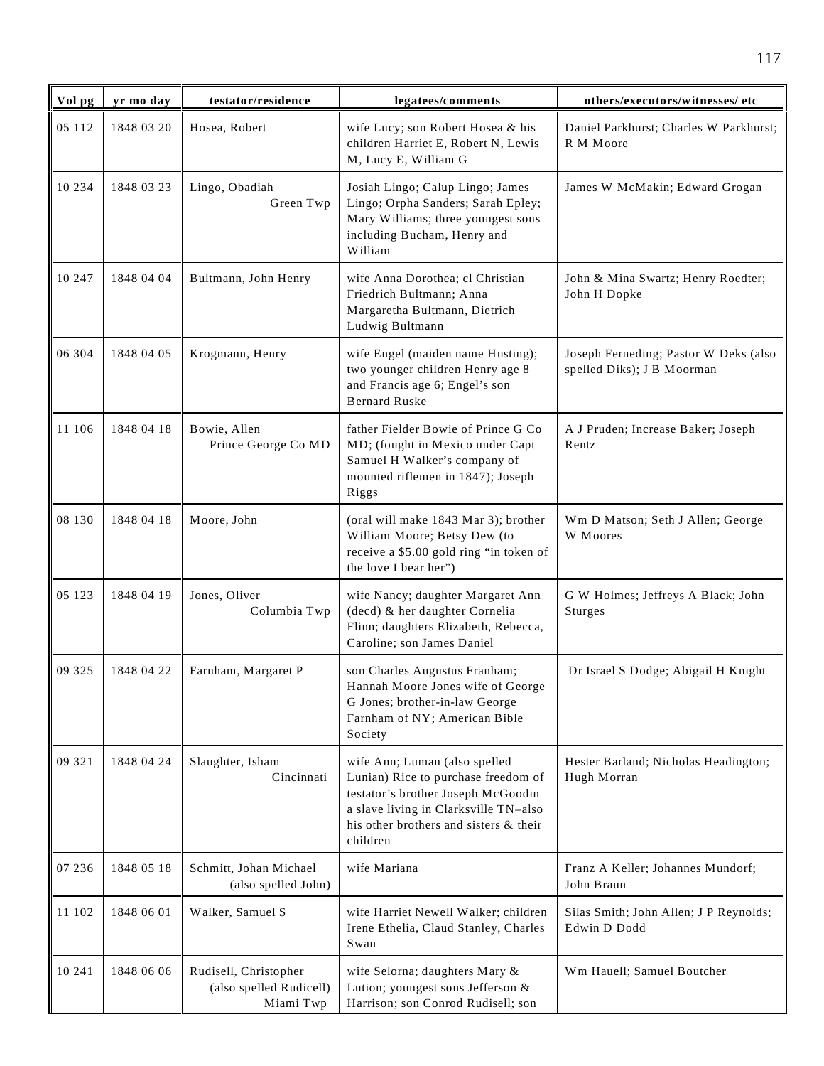| Vol pg | yr mo day | testator/residence | legatees/comments | others/executors/witnesses/ etc |
|---|---|---|---|---|
| 05 112 | 1848 03 20 | Hosea, Robert | wife Lucy; son Robert Hosea & his children Harriet E, Robert N, Lewis M, Lucy E, William G | Daniel Parkhurst; Charles W Parkhurst; R M Moore |
| 10 234 | 1848 03 23 | Lingo, Obadiah Green Twp | Josiah Lingo; Calup Lingo; James Lingo; Orpha Sanders; Sarah Epley; Mary Williams; three youngest sons including Bucham, Henry and William | James W McMakin; Edward Grogan |
| 10 247 | 1848 04 04 | Bultmann, John Henry | wife Anna Dorothea; cl Christian Friedrich Bultmann; Anna Margaretha Bultmann, Dietrich Ludwig Bultmann | John & Mina Swartz; Henry Roedter; John H Dopke |
| 06 304 | 1848 04 05 | Krogmann, Henry | wife Engel (maiden name Husting); two younger children Henry age 8 and Francis age 6; Engel's son Bernard Ruske | Joseph Ferneding; Pastor W Deks (also spelled Diks); J B Moorman |
| 11 106 | 1848 04 18 | Bowie, Allen Prince George Co MD | father Fielder Bowie of Prince G Co MD; (fought in Mexico under Capt Samuel H Walker's company of mounted riflemen in 1847); Joseph Riggs | A J Pruden; Increase Baker; Joseph Rentz |
| 08 130 | 1848 04 18 | Moore, John | (oral will make 1843 Mar 3); brother William Moore; Betsy Dew (to receive a $5.00 gold ring "in token of the love I bear her") | Wm D Matson; Seth J Allen; George W Moores |
| 05 123 | 1848 04 19 | Jones, Oliver Columbia Twp | wife Nancy; daughter Margaret Ann (decd) & her daughter Cornelia Flinn; daughters Elizabeth, Rebecca, Caroline; son James Daniel | G W Holmes; Jeffreys A Black; John Sturges |
| 09 325 | 1848 04 22 | Farnham, Margaret P | son Charles Augustus Franham; Hannah Moore Jones wife of George G Jones; brother-in-law George Farnham of NY; American Bible Society | Dr Israel S Dodge; Abigail H Knight |
| 09 321 | 1848 04 24 | Slaughter, Isham Cincinnati | wife Ann; Luman (also spelled Lunian) Rice to purchase freedom of testator's brother Joseph McGoodin a slave living in Clarksville TN–also his other brothers and sisters & their children | Hester Barland; Nicholas Headington; Hugh Morran |
| 07 236 | 1848 05 18 | Schmitt, Johan Michael (also spelled John) | wife Mariana | Franz A Keller; Johannes Mundorf; John Braun |
| 11 102 | 1848 06 01 | Walker, Samuel S | wife Harriet Newell Walker; children Irene Ethelia, Claud Stanley, Charles Swan | Silas Smith; John Allen; J P Reynolds; Edwin D Dodd |
| 10 241 | 1848 06 06 | Rudisell, Christopher (also spelled Rudicell) Miami Twp | wife Selorna; daughters Mary & Lution; youngest sons Jefferson & Harrison; son Conrod Rudisell; son | Wm Hauell; Samuel Boutcher |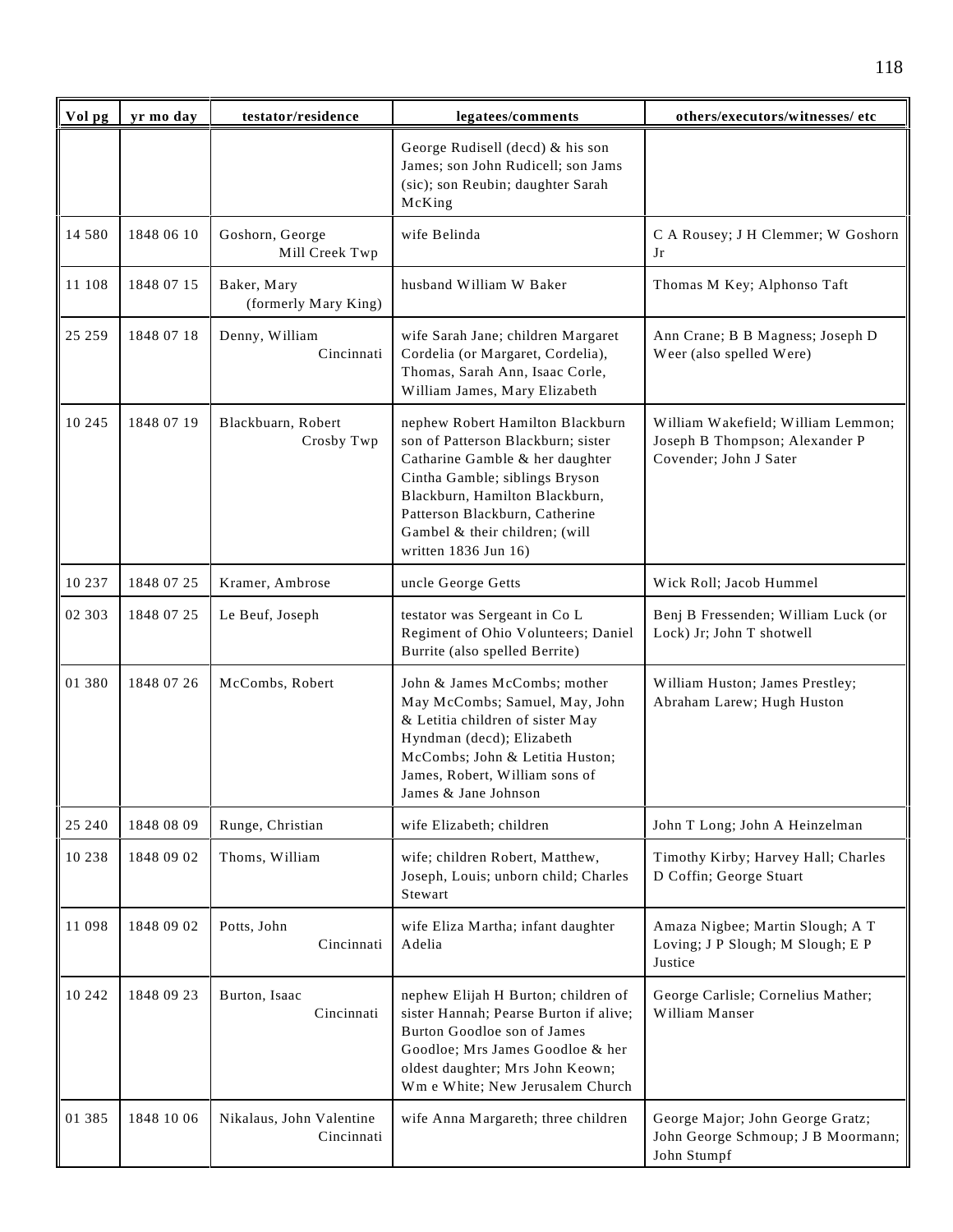| Vol pg | yr mo day | testator/residence | legatees/comments | others/executors/witnesses/ etc |
|---|---|---|---|---|
| | | | George Rudisell (decd) & his son James; son John Rudicell; son Jams (sic); son Reubin; daughter Sarah McKing | |
| 14 580 | 1848 06 10 | Goshorn, George Mill Creek Twp | wife Belinda | C A Rousey; J H Clemmer; W Goshorn Jr |
| 11 108 | 1848 07 15 | Baker, Mary (formerly Mary King) | husband William W Baker | Thomas M Key; Alphonso Taft |
| 25 259 | 1848 07 18 | Denny, William Cincinnati | wife Sarah Jane; children Margaret Cordelia (or Margaret, Cordelia), Thomas, Sarah Ann, Isaac Corle, William James, Mary Elizabeth | Ann Crane; B B Magness; Joseph D Weer (also spelled Were) |
| 10 245 | 1848 07 19 | Blackbuarn, Robert Crosby Twp | nephew Robert Hamilton Blackburn son of Patterson Blackburn; sister Catharine Gamble & her daughter Cintha Gamble; siblings Bryson Blackburn, Hamilton Blackburn, Patterson Blackburn, Catherine Gambel & their children; (will written 1836 Jun 16) | William Wakefield; William Lemmon; Joseph B Thompson; Alexander P Covender; John J Sater |
| 10 237 | 1848 07 25 | Kramer, Ambrose | uncle George Getts | Wick Roll; Jacob Hummel |
| 02 303 | 1848 07 25 | Le Beuf, Joseph | testator was Sergeant in Co L Regiment of Ohio Volunteers; Daniel Burrite (also spelled Berrite) | Benj B Fressenden; William Luck (or Lock) Jr; John T shotwell |
| 01 380 | 1848 07 26 | McCombs, Robert | John & James McCombs; mother May McCombs; Samuel, May, John & Letitia children of sister May Hyndman (decd); Elizabeth McCombs; John & Letitia Huston; James, Robert, William sons of James & Jane Johnson | William Huston; James Prestley; Abraham Larew; Hugh Huston |
| 25 240 | 1848 08 09 | Runge, Christian | wife Elizabeth; children | John T Long; John A Heinzelman |
| 10 238 | 1848 09 02 | Thoms, William | wife; children Robert, Matthew, Joseph, Louis; unborn child; Charles Stewart | Timothy Kirby; Harvey Hall; Charles D Coffin; George Stuart |
| 11 098 | 1848 09 02 | Potts, John Cincinnati | wife Eliza Martha; infant daughter Adelia | Amaza Nigbee; Martin Slough; A T Loving; J P Slough; M Slough; E P Justice |
| 10 242 | 1848 09 23 | Burton, Isaac Cincinnati | nephew Elijah H Burton; children of sister Hannah; Pearse Burton if alive; Burton Goodloe son of James Goodloe; Mrs James Goodloe & her oldest daughter; Mrs John Keown; Wm e White; New Jerusalem Church | George Carlisle; Cornelius Mather; William Manser |
| 01 385 | 1848 10 06 | Nikalaus, John Valentine Cincinnati | wife Anna Margareth; three children | George Major; John George Gratz; John George Schmoup; J B Moormann; John Stumpf |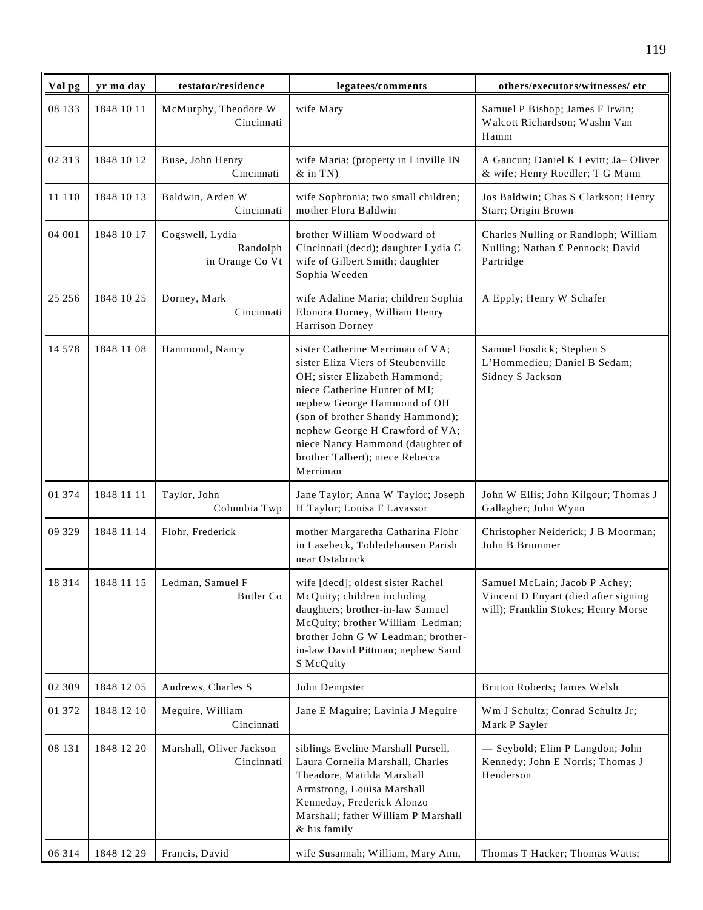| Vol pg | yr mo day | testator/residence | legatees/comments | others/executors/witnesses/ etc |
|---|---|---|---|---|
| 08 133 | 1848 10 11 | McMurphy, Theodore W Cincinnati | wife Mary | Samuel P Bishop; James F Irwin; Walcott Richardson; Washn Van Hamm |
| 02 313 | 1848 10 12 | Buse, John Henry Cincinnati | wife Maria; (property in Linville IN & in TN) | A Gaucun; Daniel K Levitt; Ja– Oliver & wife; Henry Roedler; T G Mann |
| 11 110 | 1848 10 13 | Baldwin, Arden W Cincinnati | wife Sophronia; two small children; mother Flora Baldwin | Jos Baldwin; Chas S Clarkson; Henry Starr; Origin Brown |
| 04 001 | 1848 10 17 | Cogswell, Lydia Randolph in Orange Co Vt | brother William Woodward of Cincinnati (decd); daughter Lydia C wife of Gilbert Smith; daughter Sophia Weeden | Charles Nulling or Randloph; William Nulling; Nathan £ Pennock; David Partridge |
| 25 256 | 1848 10 25 | Dorney, Mark Cincinnati | wife Adaline Maria; children Sophia Elonora Dorney, William Henry Harrison Dorney | A Epply; Henry W Schafer |
| 14 578 | 1848 11 08 | Hammond, Nancy | sister Catherine Merriman of VA; sister Eliza Viers of Steubenville OH; sister Elizabeth Hammond; niece Catherine Hunter of MI; nephew George Hammond of OH (son of brother Shandy Hammond); nephew George H Crawford of VA; niece Nancy Hammond (daughter of brother Talbert); niece Rebecca Merriman | Samuel Fosdick; Stephen S L'Hommedieu; Daniel B Sedam; Sidney S Jackson |
| 01 374 | 1848 11 11 | Taylor, John Columbia Twp | Jane Taylor; Anna W Taylor; Joseph H Taylor; Louisa F Lavassor | John W Ellis; John Kilgour; Thomas J Gallagher; John Wynn |
| 09 329 | 1848 11 14 | Flohr, Frederick | mother Margaretha Catharina Flohr in Lasebeck, Tohledehausen Parish near Ostabruck | Christopher Neiderick; J B Moorman; John B Brummer |
| 18 314 | 1848 11 15 | Ledman, Samuel F Butler Co | wife [decd]; oldest sister Rachel McQuity; children including daughters; brother-in-law Samuel McQuity; brother William Ledman; brother John G W Leadman; brother-in-law David Pittman; nephew Saml S McQuity | Samuel McLain; Jacob P Achey; Vincent D Enyart (died after signing will); Franklin Stokes; Henry Morse |
| 02 309 | 1848 12 05 | Andrews, Charles S | John Dempster | Britton Roberts; James Welsh |
| 01 372 | 1848 12 10 | Meguire, William Cincinnati | Jane E Maguire; Lavinia J Meguire | Wm J Schultz; Conrad Schultz Jr; Mark P Sayler |
| 08 131 | 1848 12 20 | Marshall, Oliver Jackson Cincinnati | siblings Eveline Marshall Pursell, Laura Cornelia Marshall, Charles Theadore, Matilda Marshall Armstrong, Louisa Marshall Kenneday, Frederick Alonzo Marshall; father William P Marshall & his family | — Seybold; Elim P Langdon; John Kennedy; John E Norris; Thomas J Henderson |
| 06 314 | 1848 12 29 | Francis, David | wife Susannah; William, Mary Ann, | Thomas T Hacker; Thomas Watts; |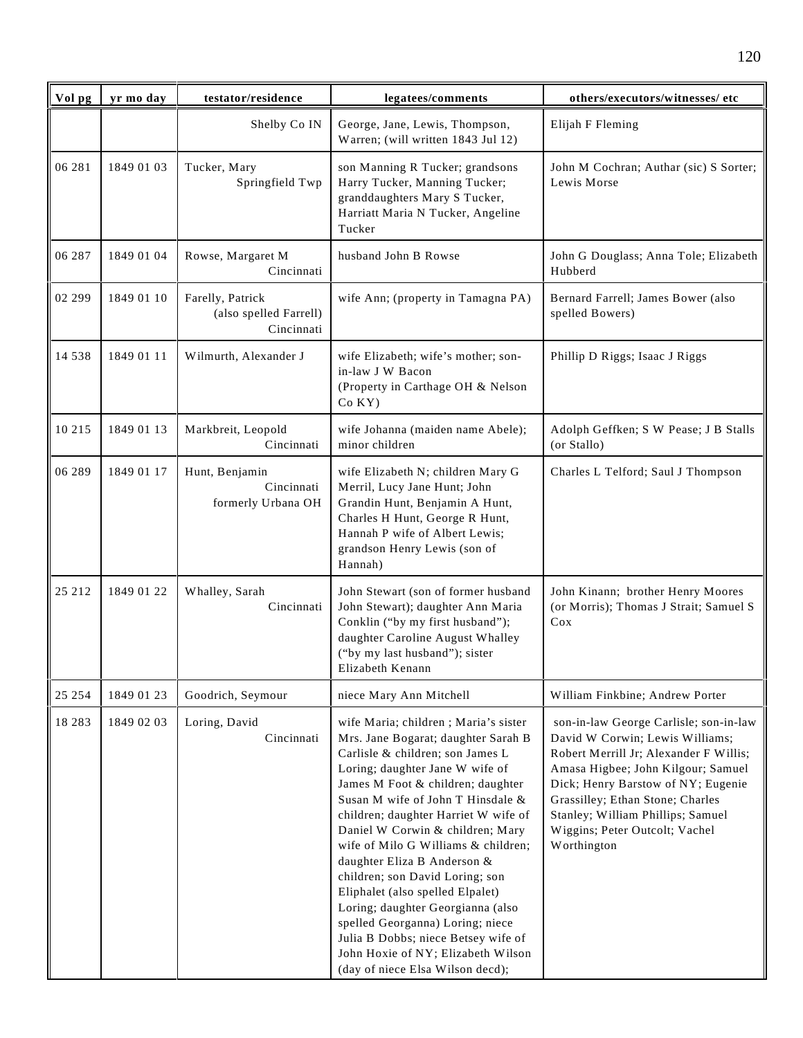| Vol pg | yr mo day | testator/residence | legatees/comments | others/executors/witnesses/ etc |
|---|---|---|---|---|
| | | Shelby Co IN | George, Jane, Lewis, Thompson, Warren; (will written 1843 Jul 12) | Elijah F Fleming |
| 06 281 | 1849 01 03 | Tucker, Mary Springfield Twp | son Manning R Tucker; grandsons Harry Tucker, Manning Tucker; granddaughters Mary S Tucker, Harriatt Maria N Tucker, Angeline Tucker | John M Cochran; Authar (sic) S Sorter; Lewis Morse |
| 06 287 | 1849 01 04 | Rowse, Margaret M Cincinnati | husband John B Rowse | John G Douglass; Anna Tole; Elizabeth Hubberd |
| 02 299 | 1849 01 10 | Farelly, Patrick (also spelled Farrell) Cincinnati | wife Ann; (property in Tamagna PA) | Bernard Farrell; James Bower (also spelled Bowers) |
| 14 538 | 1849 01 11 | Wilmurth, Alexander J | wife Elizabeth; wife's mother; son-in-law J W Bacon (Property in Carthage OH & Nelson Co KY) | Phillip D Riggs; Isaac J Riggs |
| 10 215 | 1849 01 13 | Markbreit, Leopold Cincinnati | wife Johanna (maiden name Abele); minor children | Adolph Geffken; S W Pease; J B Stalls (or Stallo) |
| 06 289 | 1849 01 17 | Hunt, Benjamin Cincinnati formerly Urbana OH | wife Elizabeth N; children Mary G Merril, Lucy Jane Hunt; John Grandin Hunt, Benjamin A Hunt, Charles H Hunt, George R Hunt, Hannah P wife of Albert Lewis; grandson Henry Lewis (son of Hannah) | Charles L Telford; Saul J Thompson |
| 25 212 | 1849 01 22 | Whalley, Sarah Cincinnati | John Stewart (son of former husband John Stewart); daughter Ann Maria Conklin ("by my first husband"); daughter Caroline August Whalley ("by my last husband"); sister Elizabeth Kenann | John Kinann; brother Henry Moores (or Morris); Thomas J Strait; Samuel S Cox |
| 25 254 | 1849 01 23 | Goodrich, Seymour | niece Mary Ann Mitchell | William Finkbine; Andrew Porter |
| 18 283 | 1849 02 03 | Loring, David Cincinnati | wife Maria; children ; Maria's sister Mrs. Jane Bogarat; daughter Sarah B Carlisle & children; son James L Loring; daughter Jane W wife of James M Foot & children; daughter Susan M wife of John T Hinsdale & children; daughter Harriet W wife of Daniel W Corwin & children; Mary wife of Milo G Williams & children; daughter Eliza B Anderson & children; son David Loring; son Eliphalet (also spelled Elpalet) Loring; daughter Georgianna (also spelled Georganna) Loring; niece Julia B Dobbs; niece Betsey wife of John Hoxie of NY; Elizabeth Wilson (day of niece Elsa Wilson decd); | son-in-law George Carlisle; son-in-law David W Corwin; Lewis Williams; Robert Merrill Jr; Alexander F Willis; Amasa Higbee; John Kilgour; Samuel Dick; Henry Barstow of NY; Eugenie Grassilley; Ethan Stone; Charles Stanley; William Phillips; Samuel Wiggins; Peter Outcolt; Vachel Worthington |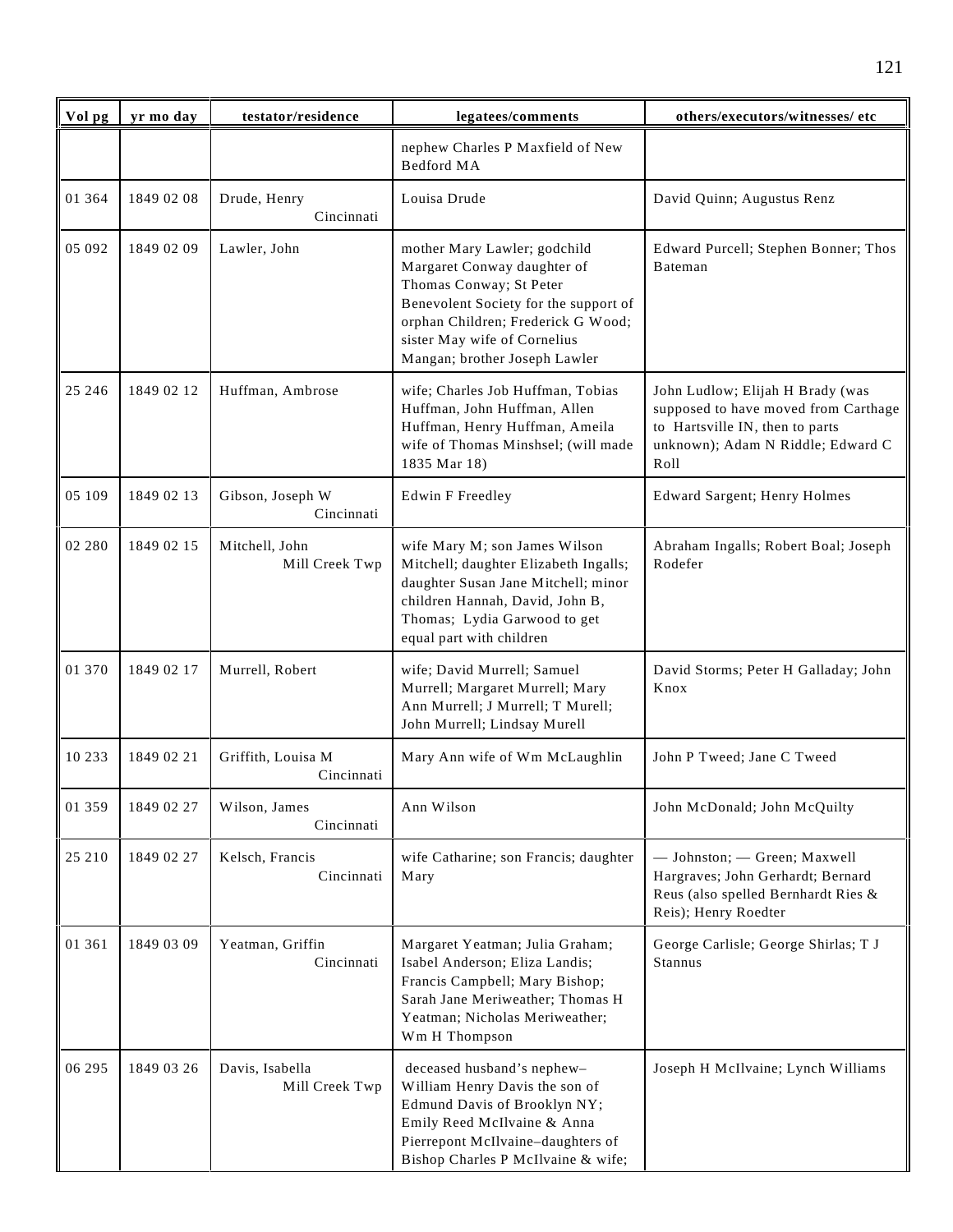| Vol pg | yr mo day | testator/residence | legatees/comments | others/executors/witnesses/ etc |
|---|---|---|---|---|
| | | | nephew Charles P Maxfield of New Bedford MA | |
| 01 364 | 1849 02 08 | Drude, Henry Cincinnati | Louisa Drude | David Quinn; Augustus Renz |
| 05 092 | 1849 02 09 | Lawler, John | mother Mary Lawler; godchild Margaret Conway daughter of Thomas Conway; St Peter Benevolent Society for the support of orphan Children; Frederick G Wood; sister May wife of Cornelius Mangan; brother Joseph Lawler | Edward Purcell; Stephen Bonner; Thos Bateman |
| 25 246 | 1849 02 12 | Huffman, Ambrose | wife; Charles Job Huffman, Tobias Huffman, John Huffman, Allen Huffman, Henry Huffman, Ameila wife of Thomas Minshsel; (will made 1835 Mar 18) | John Ludlow; Elijah H Brady (was supposed to have moved from Carthage to Hartsville IN, then to parts unknown); Adam N Riddle; Edward C Roll |
| 05 109 | 1849 02 13 | Gibson, Joseph W Cincinnati | Edwin F Freedley | Edward Sargent; Henry Holmes |
| 02 280 | 1849 02 15 | Mitchell, John Mill Creek Twp | wife Mary M; son James Wilson Mitchell; daughter Elizabeth Ingalls; daughter Susan Jane Mitchell; minor children Hannah, David, John B, Thomas; Lydia Garwood to get equal part with children | Abraham Ingalls; Robert Boal; Joseph Rodefer |
| 01 370 | 1849 02 17 | Murrell, Robert | wife; David Murrell; Samuel Murrell; Margaret Murrell; Mary Ann Murrell; J Murrell; T Murell; John Murrell; Lindsay Murell | David Storms; Peter H Galladay; John Knox |
| 10 233 | 1849 02 21 | Griffith, Louisa M Cincinnati | Mary Ann wife of Wm McLaughlin | John P Tweed; Jane C Tweed |
| 01 359 | 1849 02 27 | Wilson, James Cincinnati | Ann Wilson | John McDonald; John McQuilty |
| 25 210 | 1849 02 27 | Kelsch, Francis Cincinnati | wife Catharine; son Francis; daughter Mary | — Johnston; — Green; Maxwell Hargraves; John Gerhardt; Bernard Reus (also spelled Bernhardt Ries & Reis); Henry Roedter |
| 01 361 | 1849 03 09 | Yeatman, Griffin Cincinnati | Margaret Yeatman; Julia Graham; Isabel Anderson; Eliza Landis; Francis Campbell; Mary Bishop; Sarah Jane Meriweather; Thomas H Yeatman; Nicholas Meriweather; Wm H Thompson | George Carlisle; George Shirlas; T J Stannus |
| 06 295 | 1849 03 26 | Davis, Isabella Mill Creek Twp | deceased husband's nephew– William Henry Davis the son of Edmund Davis of Brooklyn NY; Emily Reed McIlvaine & Anna Pierrepont McIlvaine–daughters of Bishop Charles P McIlvaine & wife; | Joseph H McIlvaine; Lynch Williams |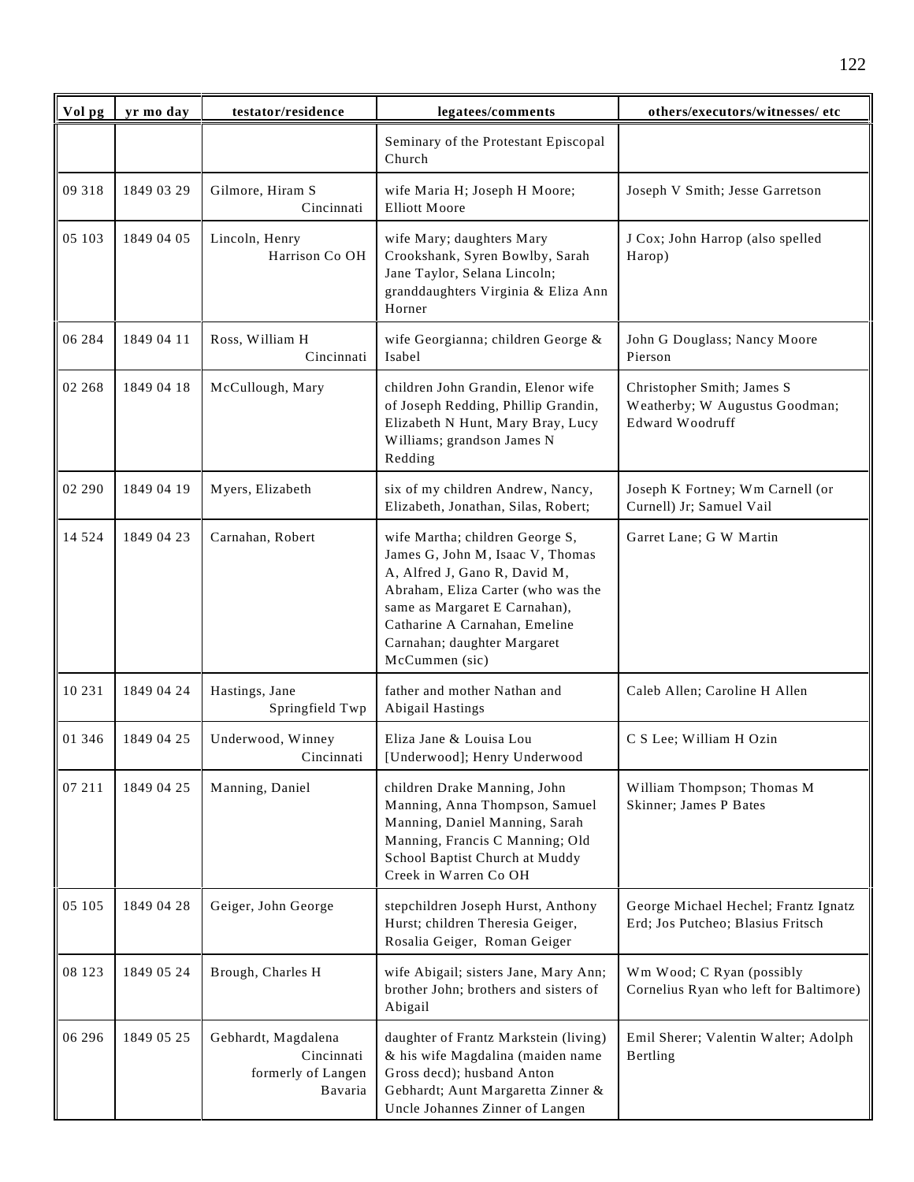| Vol pg | yr mo day | testator/residence | legatees/comments | others/executors/witnesses/ etc |
|---|---|---|---|---|
| | | | Seminary of the Protestant Episcopal Church | |
| 09 318 | 1849 03 29 | Gilmore, Hiram S Cincinnati | wife Maria H; Joseph H Moore; Elliott Moore | Joseph V Smith; Jesse Garretson |
| 05 103 | 1849 04 05 | Lincoln, Henry Harrison Co OH | wife Mary; daughters Mary Crookshank, Syren Bowlby, Sarah Jane Taylor, Selana Lincoln; granddaughters Virginia & Eliza Ann Horner | J Cox; John Harrop (also spelled Harop) |
| 06 284 | 1849 04 11 | Ross, William H Cincinnati | wife Georgianna; children George & Isabel | John G Douglass; Nancy Moore Pierson |
| 02 268 | 1849 04 18 | McCullough, Mary | children John Grandin, Elenor wife of Joseph Redding, Phillip Grandin, Elizabeth N Hunt, Mary Bray, Lucy Williams; grandson James N Redding | Christopher Smith; James S Weatherby; W Augustus Goodman; Edward Woodruff |
| 02 290 | 1849 04 19 | Myers, Elizabeth | six of my children Andrew, Nancy, Elizabeth, Jonathan, Silas, Robert; | Joseph K Fortney; Wm Carnell (or Curnell) Jr; Samuel Vail |
| 14 524 | 1849 04 23 | Carnahan, Robert | wife Martha; children George S, James G, John M, Isaac V, Thomas A, Alfred J, Gano R, David M, Abraham, Eliza Carter (who was the same as Margaret E Carnahan), Catharine A Carnahan, Emeline Carnahan; daughter Margaret McCummen (sic) | Garret Lane; G W Martin |
| 10 231 | 1849 04 24 | Hastings, Jane Springfield Twp | father and mother Nathan and Abigail Hastings | Caleb Allen; Caroline H Allen |
| 01 346 | 1849 04 25 | Underwood, Winney Cincinnati | Eliza Jane & Louisa Lou [Underwood]; Henry Underwood | C S Lee; William H Ozin |
| 07 211 | 1849 04 25 | Manning, Daniel | children Drake Manning, John Manning, Anna Thompson, Samuel Manning, Daniel Manning, Sarah Manning, Francis C Manning; Old School Baptist Church at Muddy Creek in Warren Co OH | William Thompson; Thomas M Skinner; James P Bates |
| 05 105 | 1849 04 28 | Geiger, John George | stepchildren Joseph Hurst, Anthony Hurst; children Theresia Geiger, Rosalia Geiger, Roman Geiger | George Michael Hechel; Frantz Ignatz Erd; Jos Putcheo; Blasius Fritsch |
| 08 123 | 1849 05 24 | Brough, Charles H | wife Abigail; sisters Jane, Mary Ann; brother John; brothers and sisters of Abigail | Wm Wood; C Ryan (possibly Cornelius Ryan who left for Baltimore) |
| 06 296 | 1849 05 25 | Gebhardt, Magdalena Cincinnati formerly of Langen Bavaria | daughter of Frantz Markstein (living) & his wife Magdalina (maiden name Gross decd); husband Anton Gebhardt; Aunt Margaretta Zinner & Uncle Johannes Zinner of Langen | Emil Sherer; Valentin Walter; Adolph Bertling |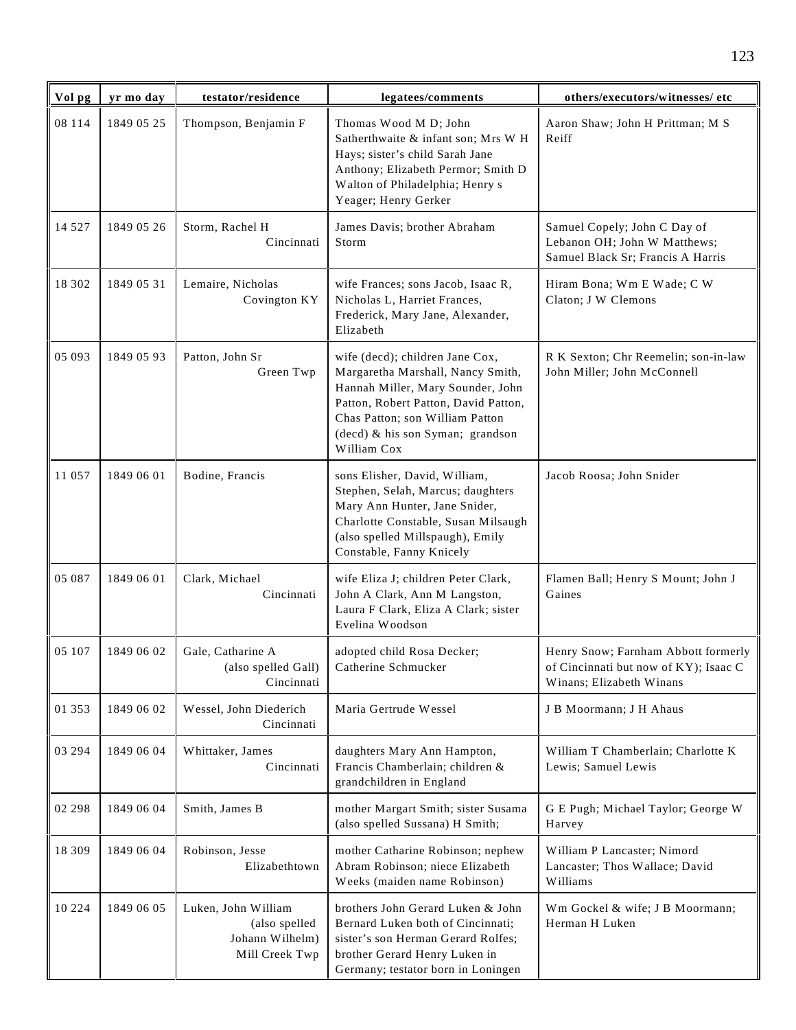| Vol pg | yr mo day | testator/residence | legatees/comments | others/executors/witnesses/ etc |
|---|---|---|---|---|
| 08 114 | 1849 05 25 | Thompson, Benjamin F | Thomas Wood M D; John Satherthwaite & infant son; Mrs W H Hays; sister's child Sarah Jane Anthony; Elizabeth Permor; Smith D Walton of Philadelphia; Henry s Yeager; Henry Gerker | Aaron Shaw; John H Prittman; M S Reiff |
| 14 527 | 1849 05 26 | Storm, Rachel H Cincinnati | James Davis; brother Abraham Storm | Samuel Copely; John C Day of Lebanon OH; John W Matthews; Samuel Black Sr; Francis A Harris |
| 18 302 | 1849 05 31 | Lemaire, Nicholas Covington KY | wife Frances; sons Jacob, Isaac R, Nicholas L, Harriet Frances, Frederick, Mary Jane, Alexander, Elizabeth | Hiram Bona; Wm E Wade; C W Claton; J W Clemons |
| 05 093 | 1849 05 93 | Patton, John Sr Green Twp | wife (decd); children Jane Cox, Margaretha Marshall, Nancy Smith, Hannah Miller, Mary Sounder, John Patton, Robert Patton, David Patton, Chas Patton; son William Patton (decd) & his son Syman; grandson William Cox | R K Sexton; Chr Reemelin; son-in-law John Miller; John McConnell |
| 11 057 | 1849 06 01 | Bodine, Francis | sons Elisher, David, William, Stephen, Selah, Marcus; daughters Mary Ann Hunter, Jane Snider, Charlotte Constable, Susan Milsaugh (also spelled Millspaugh), Emily Constable, Fanny Knicely | Jacob Roosa; John Snider |
| 05 087 | 1849 06 01 | Clark, Michael Cincinnati | wife Eliza J; children Peter Clark, John A Clark, Ann M Langston, Laura F Clark, Eliza A Clark; sister Evelina Woodson | Flamen Ball; Henry S Mount; John J Gaines |
| 05 107 | 1849 06 02 | Gale, Catharine A (also spelled Gall) Cincinnati | adopted child Rosa Decker; Catherine Schmucker | Henry Snow; Farnham Abbott formerly of Cincinnati but now of KY); Isaac C Winans; Elizabeth Winans |
| 01 353 | 1849 06 02 | Wessel, John Diederich Cincinnati | Maria Gertrude Wessel | J B Moormann; J H Ahaus |
| 03 294 | 1849 06 04 | Whittaker, James Cincinnati | daughters Mary Ann Hampton, Francis Chamberlain; children & grandchildren in England | William T Chamberlain; Charlotte K Lewis; Samuel Lewis |
| 02 298 | 1849 06 04 | Smith, James B | mother Margart Smith; sister Susama (also spelled Sussana) H Smith; | G E Pugh; Michael Taylor; George W Harvey |
| 18 309 | 1849 06 04 | Robinson, Jesse Elizabethtown | mother Catharine Robinson; nephew Abram Robinson; niece Elizabeth Weeks (maiden name Robinson) | William P Lancaster; Nimord Lancaster; Thos Wallace; David Williams |
| 10 224 | 1849 06 05 | Luken, John William (also spelled Johann Wilhelm) Mill Creek Twp | brothers John Gerard Luken & John Bernard Luken both of Cincinnati; sister's son Herman Gerard Rolfes; brother Gerard Henry Luken in Germany; testator born in Loningen | Wm Gockel & wife; J B Moormann; Herman H Luken |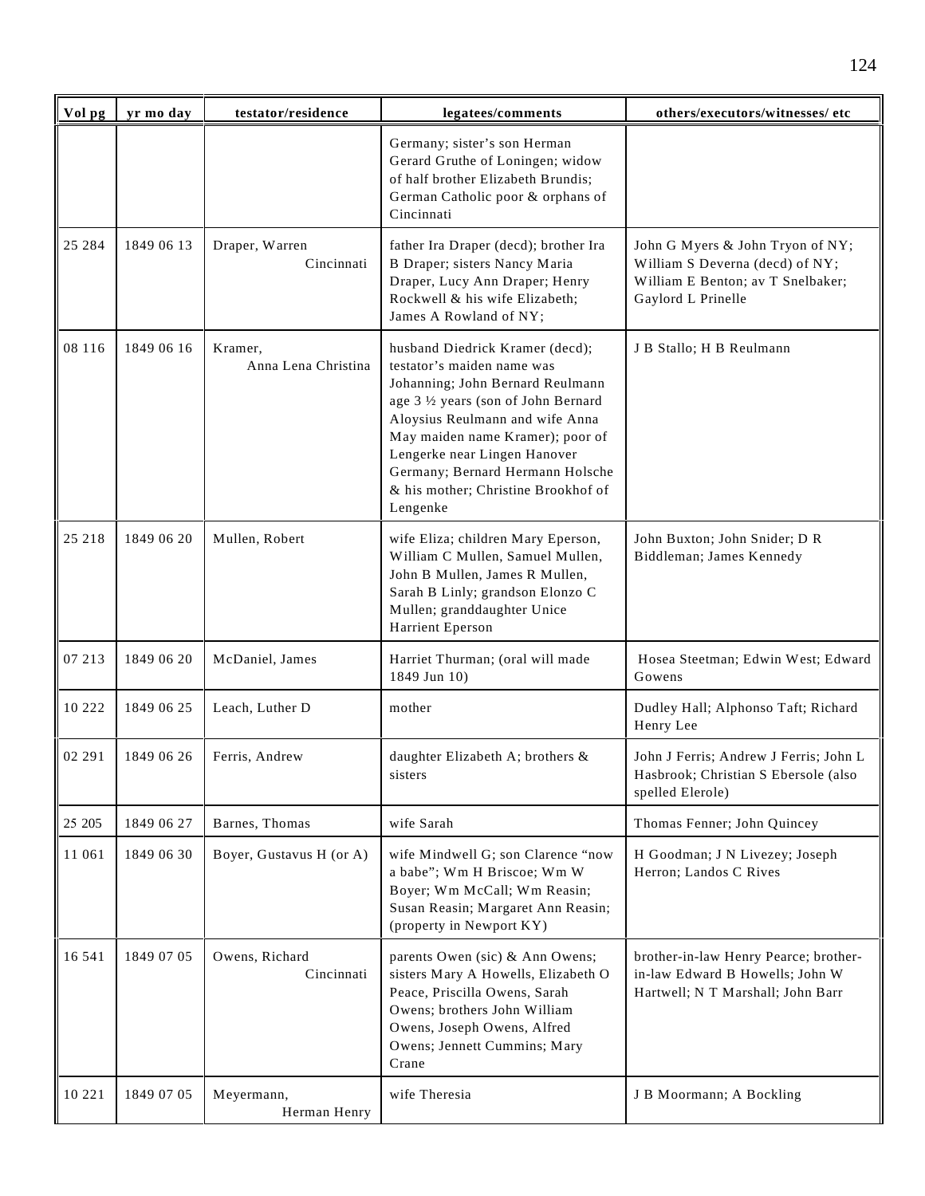| Vol pg | yr mo day | testator/residence | legatees/comments | others/executors/witnesses/ etc |
|---|---|---|---|---|
| | | | Germany; sister's son Herman Gerard Gruthe of Loningen; widow of half brother Elizabeth Brundis; German Catholic poor & orphans of Cincinnati | |
| 25 284 | 1849 06 13 | Draper, Warren Cincinnati | father Ira Draper (decd); brother Ira B Draper; sisters Nancy Maria Draper, Lucy Ann Draper; Henry Rockwell & his wife Elizabeth; James A Rowland of NY; | John G Myers & John Tryon of NY; William S Deverna (decd) of NY; William E Benton; av T Snelbaker; Gaylord L Prinelle |
| 08 116 | 1849 06 16 | Kramer, Anna Lena Christina | husband Diedrick Kramer (decd); testator's maiden name was Johanning; John Bernard Reulmann age 3 ½ years (son of John Bernard Aloysius Reulmann and wife Anna May maiden name Kramer); poor of Lengerke near Lingen Hanover Germany; Bernard Hermann Holsche & his mother; Christine Brookhof of Lengenke | J B Stallo; H B Reulmann |
| 25 218 | 1849 06 20 | Mullen, Robert | wife Eliza; children Mary Eperson, William C Mullen, Samuel Mullen, John B Mullen, James R Mullen, Sarah B Linly; grandson Elonzo C Mullen; granddaughter Unice Harrient Eperson | John Buxton; John Snider; D R Biddleman; James Kennedy |
| 07 213 | 1849 06 20 | McDaniel, James | Harriet Thurman; (oral will made 1849 Jun 10) | Hosea Steetman; Edwin West; Edward Gowens |
| 10 222 | 1849 06 25 | Leach, Luther D | mother | Dudley Hall; Alphonso Taft; Richard Henry Lee |
| 02 291 | 1849 06 26 | Ferris, Andrew | daughter Elizabeth A; brothers & sisters | John J Ferris; Andrew J Ferris; John L Hasbrook; Christian S Ebersole (also spelled Elerole) |
| 25 205 | 1849 06 27 | Barnes, Thomas | wife Sarah | Thomas Fenner; John Quincey |
| 11 061 | 1849 06 30 | Boyer, Gustavus H (or A) | wife Mindwell G; son Clarence "now a babe"; Wm H Briscoe; Wm W Boyer; Wm McCall; Wm Reasin; Susan Reasin; Margaret Ann Reasin; (property in Newport KY) | H Goodman; J N Livezey; Joseph Herron; Landos C Rives |
| 16 541 | 1849 07 05 | Owens, Richard Cincinnati | parents Owen (sic) & Ann Owens; sisters Mary A Howells, Elizabeth O Peace, Priscilla Owens, Sarah Owens; brothers John William Owens, Joseph Owens, Alfred Owens; Jennett Cummins; Mary Crane | brother-in-law Henry Pearce; brother-in-law Edward B Howells; John W Hartwell; N T Marshall; John Barr |
| 10 221 | 1849 07 05 | Meyermann, Herman Henry | wife Theresia | J B Moormann; A Bockling |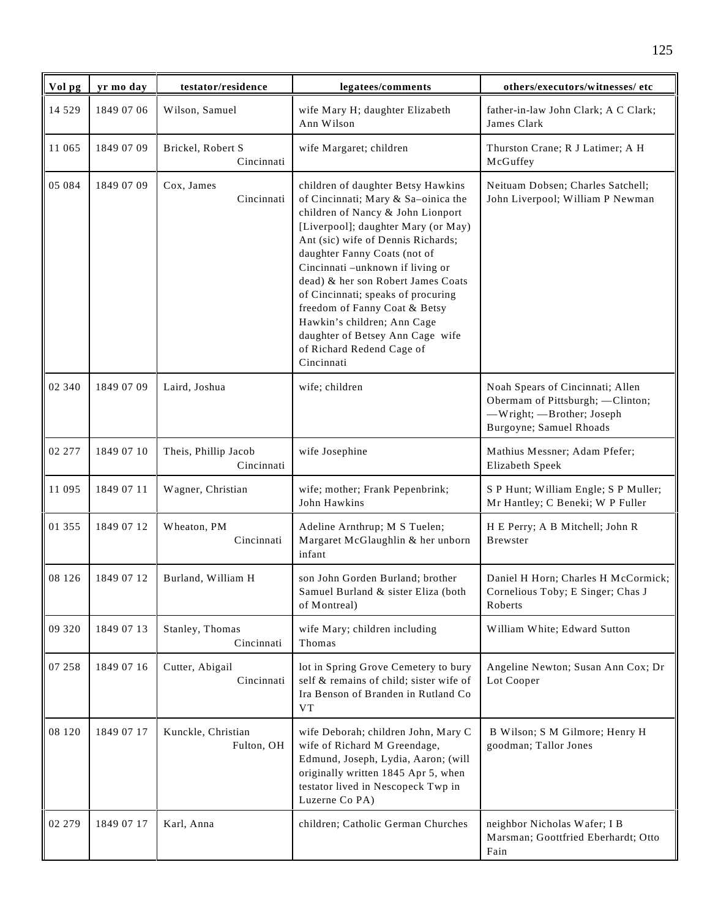| Vol pg | yr mo day | testator/residence | legatees/comments | others/executors/witnesses/ etc |
|---|---|---|---|---|
| 14 529 | 1849 07 06 | Wilson, Samuel | wife Mary H; daughter Elizabeth Ann Wilson | father-in-law John Clark; A C Clark; James Clark |
| 11 065 | 1849 07 09 | Brickel, Robert S Cincinnati | wife Margaret; children | Thurston Crane; R J Latimer; A H McGuffey |
| 05 084 | 1849 07 09 | Cox, James Cincinnati | children of daughter Betsy Hawkins of Cincinnati; Mary & Sa–oinica the children of Nancy & John Lionport [Liverpool]; daughter Mary (or May) Ant (sic) wife of Dennis Richards; daughter Fanny Coats (not of Cincinnati –unknown if living or dead) & her son Robert James Coats of Cincinnati; speaks of procuring freedom of Fanny Coat & Betsy Hawkin's children; Ann Cage daughter of Betsey Ann Cage wife of Richard Redend Cage of Cincinnati | Neituam Dobsen; Charles Satchell; John Liverpool; William P Newman |
| 02 340 | 1849 07 09 | Laird, Joshua | wife; children | Noah Spears of Cincinnati; Allen Obermam of Pittsburgh; —Clinton; —Wright; —Brother; Joseph Burgoyne; Samuel Rhoads |
| 02 277 | 1849 07 10 | Theis, Phillip Jacob Cincinnati | wife Josephine | Mathius Messner; Adam Pfefer; Elizabeth Speek |
| 11 095 | 1849 07 11 | Wagner, Christian | wife; mother; Frank Pepenbrink; John Hawkins | S P Hunt; William Engle; S P Muller; Mr Hantley; C Beneki; W P Fuller |
| 01 355 | 1849 07 12 | Wheaton, PM Cincinnati | Adeline Arnthrup; M S Tuelen; Margaret McGlaughlin & her unborn infant | H E Perry; A B Mitchell; John R Brewster |
| 08 126 | 1849 07 12 | Burland, William H | son John Gorden Burland; brother Samuel Burland & sister Eliza (both of Montreal) | Daniel H Horn; Charles H McCormick; Cornelious Toby; E Singer; Chas J Roberts |
| 09 320 | 1849 07 13 | Stanley, Thomas Cincinnati | wife Mary; children including Thomas | William White; Edward Sutton |
| 07 258 | 1849 07 16 | Cutter, Abigail Cincinnati | lot in Spring Grove Cemetery to bury self & remains of child; sister wife of Ira Benson of Branden in Rutland Co VT | Angeline Newton; Susan Ann Cox; Dr Lot Cooper |
| 08 120 | 1849 07 17 | Kunckle, Christian Fulton, OH | wife Deborah; children John, Mary C wife of Richard M Greendage, Edmund, Joseph, Lydia, Aaron; (will originally written 1845 Apr 5, when testator lived in Nescopeck Twp in Luzerne Co PA) | B Wilson; S M Gilmore; Henry H goodman; Tallor Jones |
| 02 279 | 1849 07 17 | Karl, Anna | children; Catholic German Churches | neighbor Nicholas Wafer; I B Marsman; Goottfried Eberhardt; Otto Fain |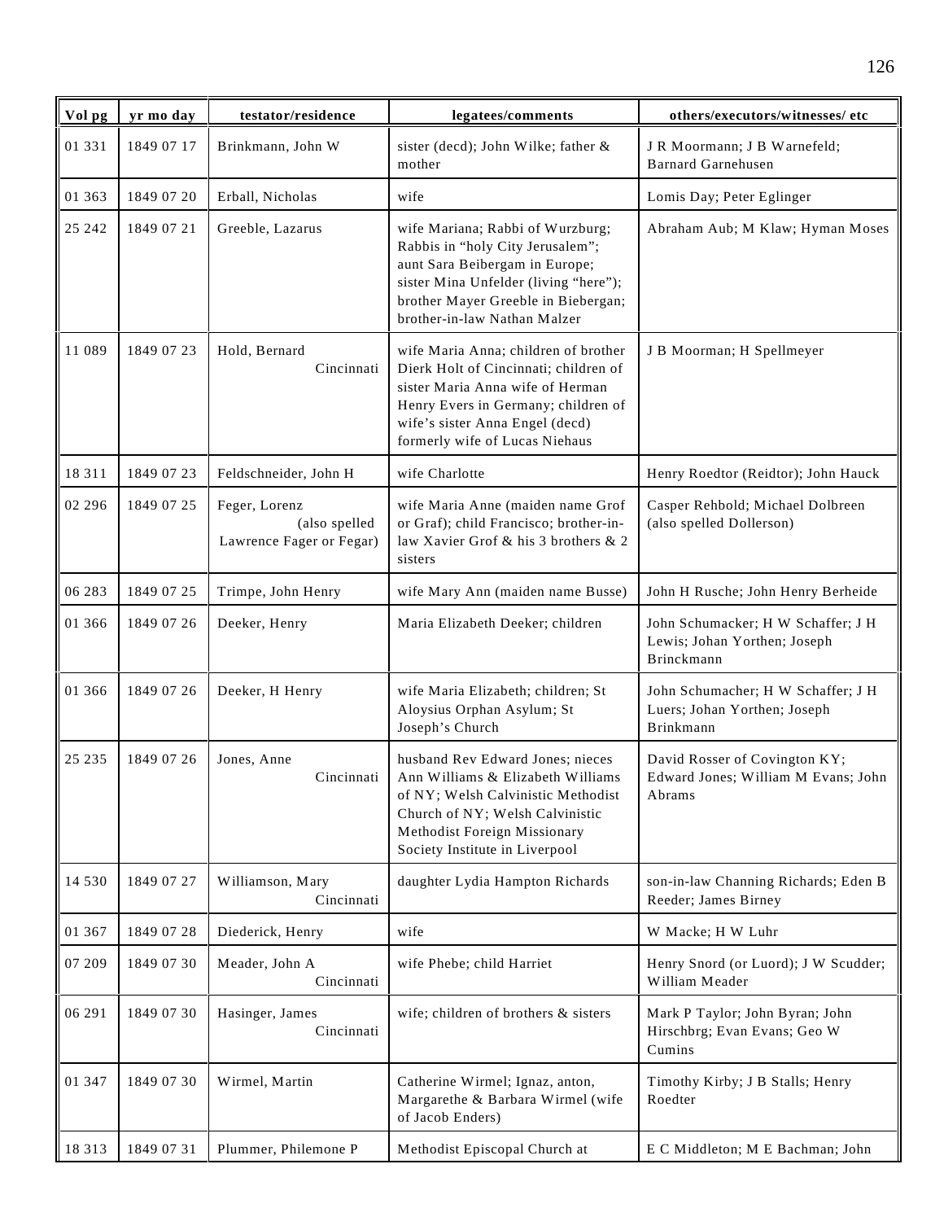| Vol pg | yr mo day | testator/residence | legatees/comments | others/executors/witnesses/ etc |
|---|---|---|---|---|
| 01 331 | 1849 07 17 | Brinkmann, John W | sister (decd); John Wilke; father & mother | J R Moormann; J B Warnefeld; Barnard Garnehusen |
| 01 363 | 1849 07 20 | Erball, Nicholas | wife | Lomis Day; Peter Eglinger |
| 25 242 | 1849 07 21 | Greeble, Lazarus | wife Mariana; Rabbi of Wurzburg; Rabbis in "holy City Jerusalem"; aunt Sara Beibergam in Europe; sister Mina Unfelder (living "here"); brother Mayer Greeble in Biebergan; brother-in-law Nathan Malzer | Abraham Aub; M Klaw; Hyman Moses |
| 11 089 | 1849 07 23 | Hold, Bernard Cincinnati | wife Maria Anna; children of brother Dierk Holt of Cincinnati; children of sister Maria Anna wife of Herman Henry Evers in Germany; children of wife's sister Anna Engel (decd) formerly wife of Lucas Niehaus | J B Moorman; H Spellmeyer |
| 18 311 | 1849 07 23 | Feldschneider, John H | wife Charlotte | Henry Roedtor (Reidtor); John Hauck |
| 02 296 | 1849 07 25 | Feger, Lorenz (also spelled Lawrence Fager or Fegar) | wife Maria Anne (maiden name Grof or Graf); child Francisco; brother-in-law Xavier Grof & his 3 brothers & 2 sisters | Casper Rehbold; Michael Dolbreen (also spelled Dollerson) |
| 06 283 | 1849 07 25 | Trimpe, John Henry | wife Mary Ann (maiden name Busse) | John H Rusche; John Henry Berheide |
| 01 366 | 1849 07 26 | Deeker, Henry | Maria Elizabeth Deeker; children | John Schumacker; H W Schaffer; J H Lewis; Johan Yorthen; Joseph Brinckmann |
| 01 366 | 1849 07 26 | Deeker, H Henry | wife Maria Elizabeth; children; St Aloysius Orphan Asylum; St Joseph's Church | John Schumacher; H W Schaffer; J H Luers; Johan Yorthen; Joseph Brinkmann |
| 25 235 | 1849 07 26 | Jones, Anne Cincinnati | husband Rev Edward Jones; nieces Ann Williams & Elizabeth Williams of NY; Welsh Calvinistic Methodist Church of NY; Welsh Calvinistic Methodist Foreign Missionary Society Institute in Liverpool | David Rosser of Covington KY; Edward Jones; William M Evans; John Abrams |
| 14 530 | 1849 07 27 | Williamson, Mary Cincinnati | daughter Lydia Hampton Richards | son-in-law Channing Richards; Eden B Reeder; James Birney |
| 01 367 | 1849 07 28 | Diederick, Henry | wife | W Macke; H W Luhr |
| 07 209 | 1849 07 30 | Meader, John A Cincinnati | wife Phebe; child Harriet | Henry Snord (or Luord); J W Scudder; William Meader |
| 06 291 | 1849 07 30 | Hasinger, James Cincinnati | wife; children of brothers & sisters | Mark P Taylor; John Byran; John Hirschbrg; Evan Evans; Geo W Cumins |
| 01 347 | 1849 07 30 | Wirmel, Martin | Catherine Wirmel; Ignaz, anton, Margarethe & Barbara Wirmel (wife of Jacob Enders) | Timothy Kirby; J B Stalls; Henry Roedter |
| 18 313 | 1849 07 31 | Plummer, Philemone P | Methodist Episcopal Church at | E C Middleton; M E Bachman; John |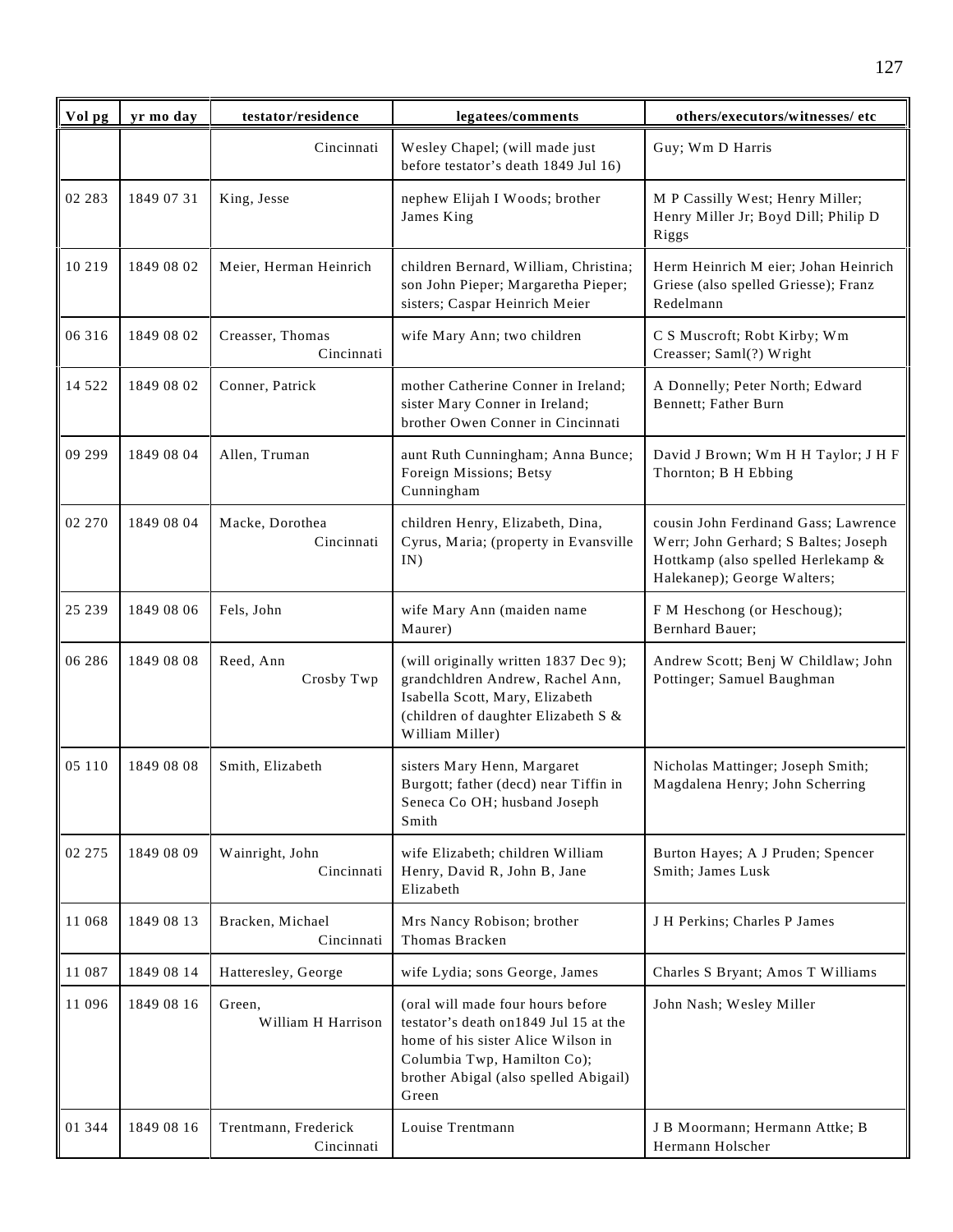| Vol pg | yr mo day | testator/residence | legatees/comments | others/executors/witnesses/ etc |
|---|---|---|---|---|
| | | Cincinnati | Wesley Chapel; (will made just before testator's death 1849 Jul 16) | Guy; Wm D Harris |
| 02 283 | 1849 07 31 | King, Jesse | nephew Elijah I Woods; brother James King | M P Cassilly West; Henry Miller; Henry Miller Jr; Boyd Dill; Philip D Riggs |
| 10 219 | 1849 08 02 | Meier, Herman Heinrich | children Bernard, William, Christina; son John Pieper; Margaretha Pieper; sisters; Caspar Heinrich Meier | Herm Heinrich M eier; Johan Heinrich Griese (also spelled Griesse); Franz Redelmann |
| 06 316 | 1849 08 02 | Creasser, Thomas Cincinnati | wife Mary Ann; two children | C S Muscroft; Robt Kirby; Wm Creasser; Saml(?) Wright |
| 14 522 | 1849 08 02 | Conner, Patrick | mother Catherine Conner in Ireland; sister Mary Conner in Ireland; brother Owen Conner in Cincinnati | A Donnelly; Peter North; Edward Bennett; Father Burn |
| 09 299 | 1849 08 04 | Allen, Truman | aunt Ruth Cunningham; Anna Bunce; Foreign Missions; Betsy Cunningham | David J Brown; Wm H H Taylor; J H F Thornton; B H Ebbing |
| 02 270 | 1849 08 04 | Macke, Dorothea Cincinnati | children Henry, Elizabeth, Dina, Cyrus, Maria; (property in Evansville IN) | cousin John Ferdinand Gass; Lawrence Werr; John Gerhard; S Baltes; Joseph Hottkamp (also spelled Herlekamp & Halekanep); George Walters; |
| 25 239 | 1849 08 06 | Fels, John | wife Mary Ann (maiden name Maurer) | F M Heschong (or Heschoug); Bernhard Bauer; |
| 06 286 | 1849 08 08 | Reed, Ann Crosby Twp | (will originally written 1837 Dec 9); grandchldren Andrew, Rachel Ann, Isabella Scott, Mary, Elizabeth (children of daughter Elizabeth S & William Miller) | Andrew Scott; Benj W Childlaw; John Pottinger; Samuel Baughman |
| 05 110 | 1849 08 08 | Smith, Elizabeth | sisters Mary Henn, Margaret Burgott; father (decd) near Tiffin in Seneca Co OH; husband Joseph Smith | Nicholas Mattinger; Joseph Smith; Magdalena Henry; John Scherring |
| 02 275 | 1849 08 09 | Wainright, John Cincinnati | wife Elizabeth; children William Henry, David R, John B, Jane Elizabeth | Burton Hayes; A J Pruden; Spencer Smith; James Lusk |
| 11 068 | 1849 08 13 | Bracken, Michael Cincinnati | Mrs Nancy Robison; brother Thomas Bracken | J H Perkins; Charles P James |
| 11 087 | 1849 08 14 | Hatteresley, George | wife Lydia; sons George, James | Charles S Bryant; Amos T Williams |
| 11 096 | 1849 08 16 | Green, William H Harrison | (oral will made four hours before testator's death on1849 Jul 15 at the home of his sister Alice Wilson in Columbia Twp, Hamilton Co); brother Abigal (also spelled Abigail) Green | John Nash; Wesley Miller |
| 01 344 | 1849 08 16 | Trentmann, Frederick Cincinnati | Louise Trentmann | J B Moormann; Hermann Attke; B Hermann Holscher |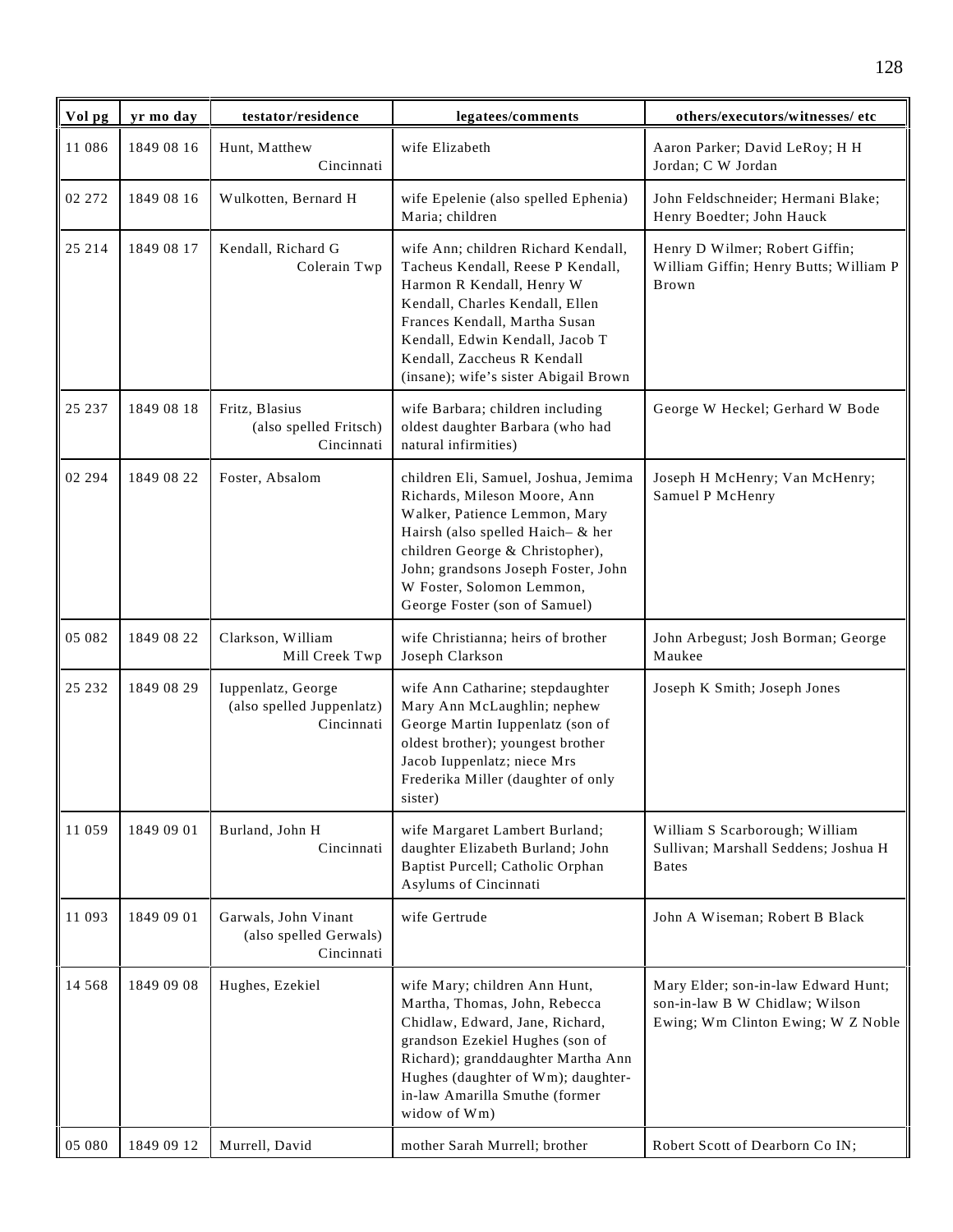| Vol pg | yr mo day | testator/residence | legatees/comments | others/executors/witnesses/ etc |
|---|---|---|---|---|
| 11 086 | 1849 08 16 | Hunt, Matthew Cincinnati | wife Elizabeth | Aaron Parker; David LeRoy; H H Jordan; C W Jordan |
| 02 272 | 1849 08 16 | Wulkotten, Bernard H | wife Epelenie (also spelled Ephenia) Maria; children | John Feldschneider; Hermani Blake; Henry Boedter; John Hauck |
| 25 214 | 1849 08 17 | Kendall, Richard G Colerain Twp | wife Ann; children Richard Kendall, Tacheus Kendall, Reese P Kendall, Harmon R Kendall, Henry W Kendall, Charles Kendall, Ellen Frances Kendall, Martha Susan Kendall, Edwin Kendall, Jacob T Kendall, Zaccheus R Kendall (insane); wife's sister Abigail Brown | Henry D Wilmer; Robert Giffin; William Giffin; Henry Butts; William P Brown |
| 25 237 | 1849 08 18 | Fritz, Blasius (also spelled Fritsch) Cincinnati | wife Barbara; children including oldest daughter Barbara (who had natural infirmities) | George W Heckel; Gerhard W Bode |
| 02 294 | 1849 08 22 | Foster, Absalom | children Eli, Samuel, Joshua, Jemima Richards, Mileson Moore, Ann Walker, Patience Lemmon, Mary Hairsh (also spelled Haich– & her children George & Christopher), John; grandsons Joseph Foster, John W Foster, Solomon Lemmon, George Foster (son of Samuel) | Joseph H McHenry; Van McHenry; Samuel P McHenry |
| 05 082 | 1849 08 22 | Clarkson, William Mill Creek Twp | wife Christianna; heirs of brother Joseph Clarkson | John Arbegust; Josh Borman; George Maukee |
| 25 232 | 1849 08 29 | Iuppenlatz, George (also spelled Juppenlatz) Cincinnati | wife Ann Catharine; stepdaughter Mary Ann McLaughlin; nephew George Martin Iuppenlatz (son of oldest brother); youngest brother Jacob Iuppenlatz; niece Mrs Frederika Miller (daughter of only sister) | Joseph K Smith; Joseph Jones |
| 11 059 | 1849 09 01 | Burland, John H Cincinnati | wife Margaret Lambert Burland; daughter Elizabeth Burland; John Baptist Purcell; Catholic Orphan Asylums of Cincinnati | William S Scarborough; William Sullivan; Marshall Seddens; Joshua H Bates |
| 11 093 | 1849 09 01 | Garwals, John Vinant (also spelled Gerwals) Cincinnati | wife Gertrude | John A Wiseman; Robert B Black |
| 14 568 | 1849 09 08 | Hughes, Ezekiel | wife Mary; children Ann Hunt, Martha, Thomas, John, Rebecca Chidlaw, Edward, Jane, Richard, grandson Ezekiel Hughes (son of Richard); granddaughter Martha Ann Hughes (daughter of Wm); daughter-in-law Amarilla Smuthe (former widow of Wm) | Mary Elder; son-in-law Edward Hunt; son-in-law B W Chidlaw; Wilson Ewing; Wm Clinton Ewing; W Z Noble |
| 05 080 | 1849 09 12 | Murrell, David | mother Sarah Murrell; brother | Robert Scott of Dearborn Co IN; |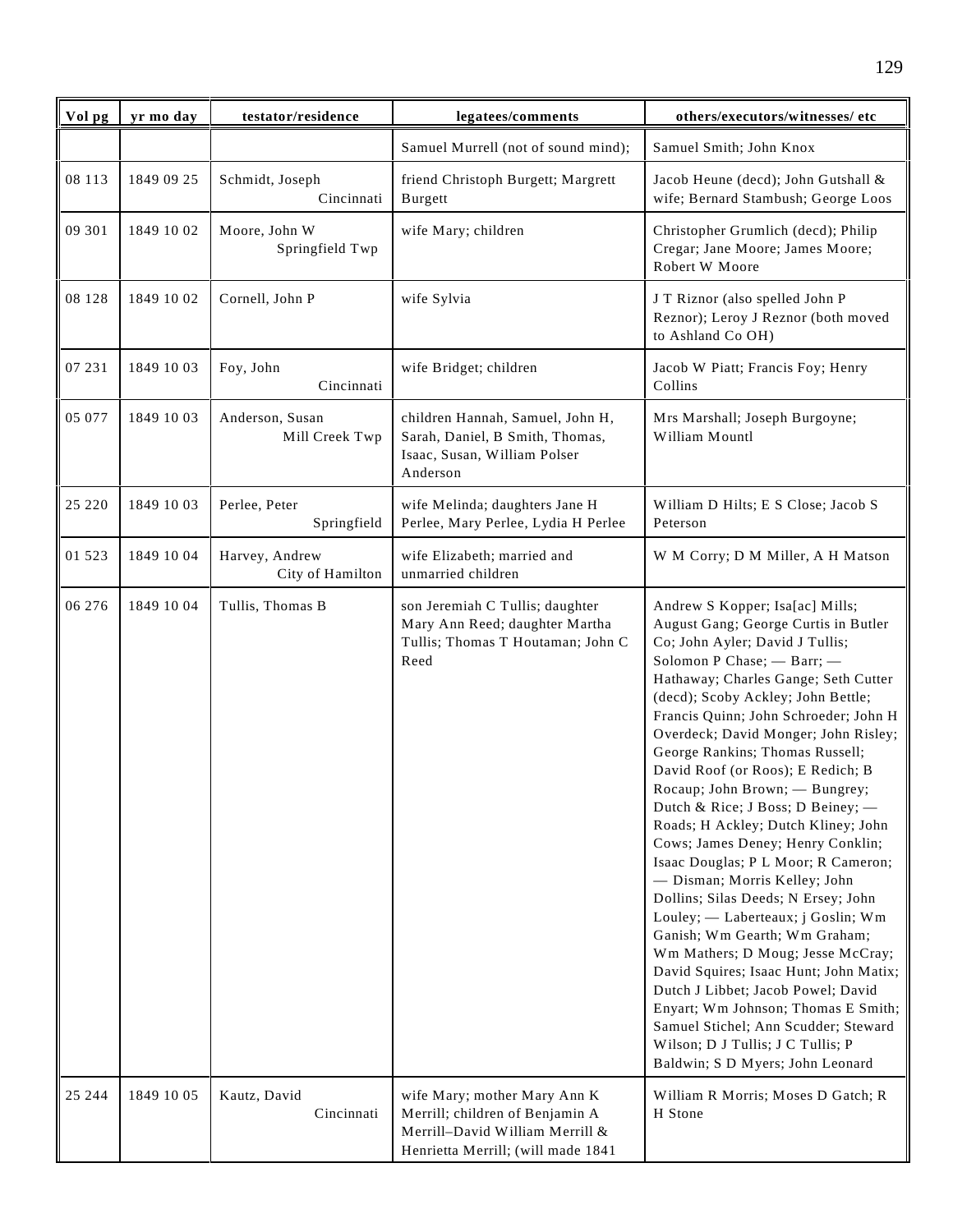| Vol pg | yr mo day | testator/residence | legatees/comments | others/executors/witnesses/ etc |
|---|---|---|---|---|
| | | | Samuel Murrell (not of sound mind); | Samuel Smith; John Knox |
| 08 113 | 1849 09 25 | Schmidt, Joseph Cincinnati | friend Christoph Burgett; Margrett Burgett | Jacob Heune (decd); John Gutshall & wife; Bernard Stambush; George Loos |
| 09 301 | 1849 10 02 | Moore, John W Springfield Twp | wife Mary; children | Christopher Grumlich (decd); Philip Cregar; Jane Moore; James Moore; Robert W Moore |
| 08 128 | 1849 10 02 | Cornell, John P | wife Sylvia | J T Riznor (also spelled John P Reznor); Leroy J Reznor (both moved to Ashland Co OH) |
| 07 231 | 1849 10 03 | Foy, John Cincinnati | wife Bridget; children | Jacob W Piatt; Francis Foy; Henry Collins |
| 05 077 | 1849 10 03 | Anderson, Susan Mill Creek Twp | children Hannah, Samuel, John H, Sarah, Daniel, B Smith, Thomas, Isaac, Susan, William Polser Anderson | Mrs Marshall; Joseph Burgoyne; William Mountl |
| 25 220 | 1849 10 03 | Perlee, Peter Springfield | wife Melinda; daughters Jane H Perlee, Mary Perlee, Lydia H Perlee | William D Hilts; E S Close; Jacob S Peterson |
| 01 523 | 1849 10 04 | Harvey, Andrew City of Hamilton | wife Elizabeth; married and unmarried children | W M Corry; D M Miller, A H Matson |
| 06 276 | 1849 10 04 | Tullis, Thomas B | son Jeremiah C Tullis; daughter Mary Ann Reed; daughter Martha Tullis; Thomas T Houtaman; John C Reed | Andrew S Kopper; Isa[ac] Mills; August Gang; George Curtis in Butler Co; John Ayler; David J Tullis; Solomon P Chase; — Barr; — Hathaway; Charles Gange; Seth Cutter (decd); Scoby Ackley; John Bettle; Francis Quinn; John Schroeder; John H Overdeck; David Monger; John Risley; George Rankins; Thomas Russell; David Roof (or Roos); E Redich; B Rocaup; John Brown; — Bungrey; Dutch & Rice; J Boss; D Beiney; — Roads; H Ackley; Dutch Kliney; John Cows; James Deney; Henry Conklin; Isaac Douglas; P L Moor; R Cameron; — Disman; Morris Kelley; John Dollins; Silas Deeds; N Ersey; John Louley; — Laberteaux; j Goslin; Wm Ganish; Wm Gearth; Wm Graham; Wm Mathers; D Moug; Jesse McCray; David Squires; Isaac Hunt; John Matix; Dutch J Libbet; Jacob Powel; David Enyart; Wm Johnson; Thomas E Smith; Samuel Stichel; Ann Scudder; Steward Wilson; D J Tullis; J C Tullis; P Baldwin; S D Myers; John Leonard |
| 25 244 | 1849 10 05 | Kautz, David Cincinnati | wife Mary; mother Mary Ann K Merrill; children of Benjamin A Merrill–David William Merrill & Henrietta Merrill; (will made 1841 | William R Morris; Moses D Gatch; R H Stone |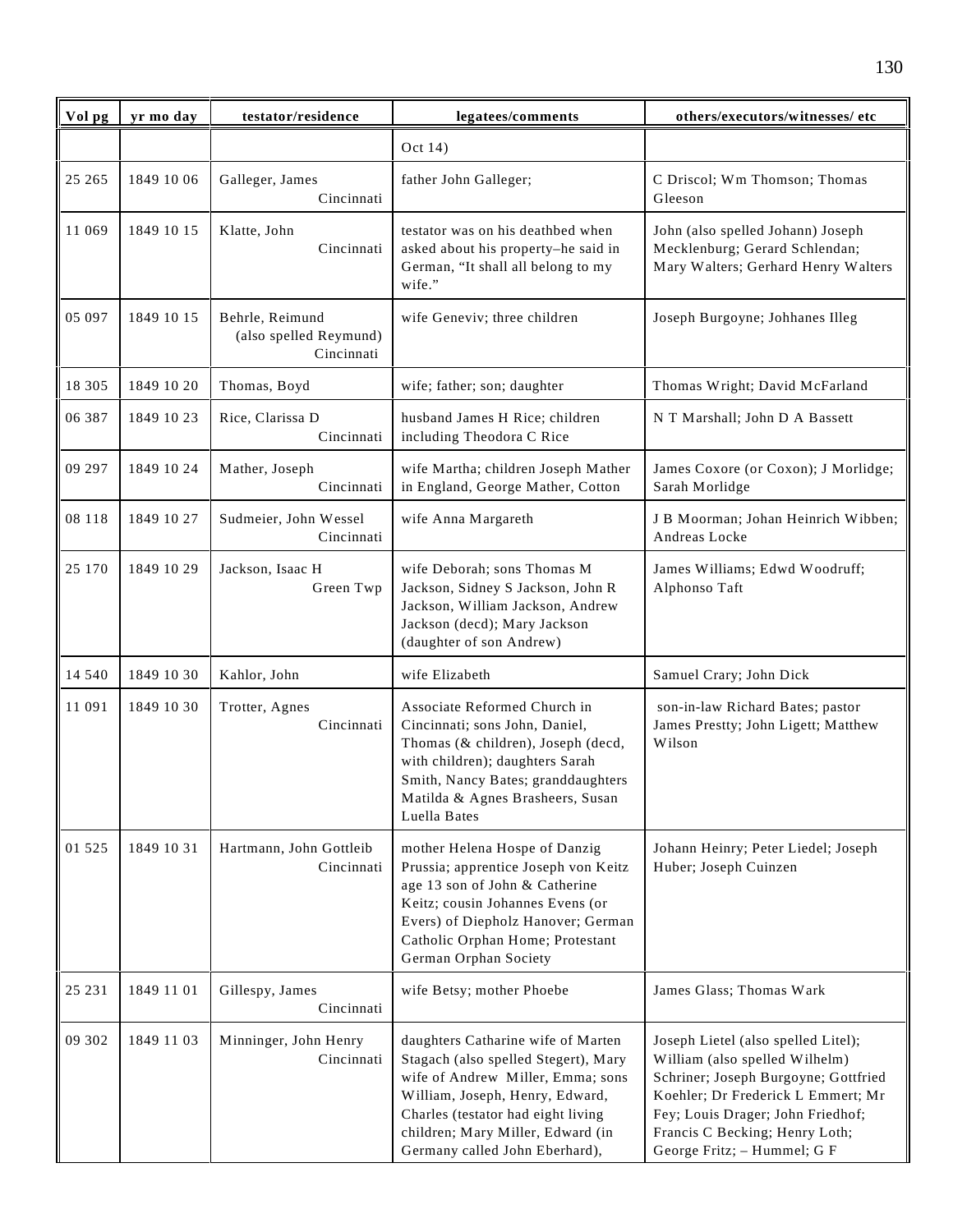| Vol pg | yr mo day | testator/residence | legatees/comments | others/executors/witnesses/ etc |
|---|---|---|---|---|
| | | | Oct 14) | |
| 25 265 | 1849 10 06 | Galleger, James Cincinnati | father John Galleger; | C Driscol; Wm Thomson; Thomas Gleeson |
| 11 069 | 1849 10 15 | Klatte, John Cincinnati | testator was on his deathbed when asked about his property–he said in German, "It shall all belong to my wife." | John (also spelled Johann) Joseph Mecklenburg; Gerard Schlendan; Mary Walters; Gerhard Henry Walters |
| 05 097 | 1849 10 15 | Behrle, Reimund (also spelled Reymund) Cincinnati | wife Geneviv; three children | Joseph Burgoyne; Johhanes Illeg |
| 18 305 | 1849 10 20 | Thomas, Boyd | wife; father; son; daughter | Thomas Wright; David McFarland |
| 06 387 | 1849 10 23 | Rice, Clarissa D Cincinnati | husband James H Rice; children including Theodora C Rice | N T Marshall; John D A Bassett |
| 09 297 | 1849 10 24 | Mather, Joseph Cincinnati | wife Martha; children Joseph Mather in England, George Mather, Cotton | James Coxore (or Coxon); J Morlidge; Sarah Morlidge |
| 08 118 | 1849 10 27 | Sudmeier, John Wessel Cincinnati | wife Anna Margareth | J B Moorman; Johan Heinrich Wibben; Andreas Locke |
| 25 170 | 1849 10 29 | Jackson, Isaac H Green Twp | wife Deborah; sons Thomas M Jackson, Sidney S Jackson, John R Jackson, William Jackson, Andrew Jackson (decd); Mary Jackson (daughter of son Andrew) | James Williams; Edwd Woodruff; Alphonso Taft |
| 14 540 | 1849 10 30 | Kahlor, John | wife Elizabeth | Samuel Crary; John Dick |
| 11 091 | 1849 10 30 | Trotter, Agnes Cincinnati | Associate Reformed Church in Cincinnati; sons John, Daniel, Thomas (& children), Joseph (decd, with children); daughters Sarah Smith, Nancy Bates; granddaughters Matilda & Agnes Brasheers, Susan Luella Bates | son-in-law Richard Bates; pastor James Prestty; John Ligett; Matthew Wilson |
| 01 525 | 1849 10 31 | Hartmann, John Gottleib Cincinnati | mother Helena Hospe of Danzig Prussia; apprentice Joseph von Keitz age 13 son of John & Catherine Keitz; cousin Johannes Evens (or Evers) of Diepholz Hanover; German Catholic Orphan Home; Protestant German Orphan Society | Johann Heinry; Peter Liedel; Joseph Huber; Joseph Cuinzen |
| 25 231 | 1849 11 01 | Gillespy, James Cincinnati | wife Betsy; mother Phoebe | James Glass; Thomas Wark |
| 09 302 | 1849 11 03 | Minninger, John Henry Cincinnati | daughters Catharine wife of Marten Stagach (also spelled Stegert), Mary wife of Andrew Miller, Emma; sons William, Joseph, Henry, Edward, Charles (testator had eight living children; Mary Miller, Edward (in Germany called John Eberhard), | Joseph Lietel (also spelled Litel); William (also spelled Wilhelm) Schriner; Joseph Burgoyne; Gottfried Koehler; Dr Frederick L Emmert; Mr Fey; Louis Drager; John Friedhof; Francis C Becking; Henry Loth; George Fritz; – Hummel; G F |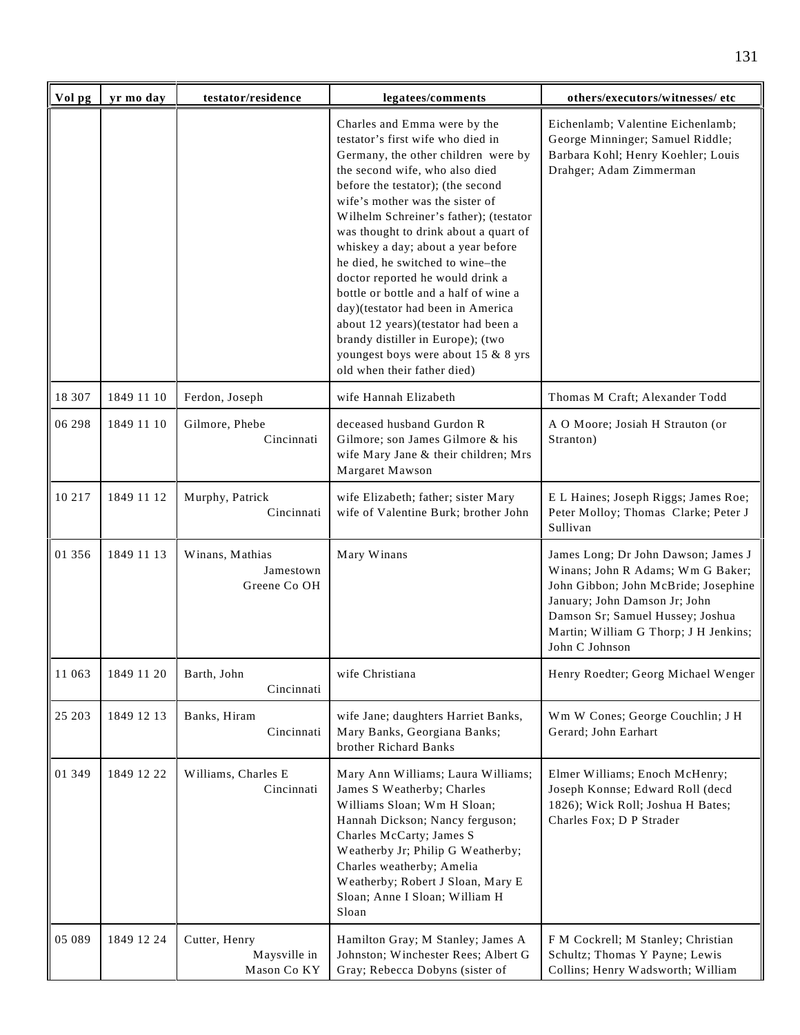| Vol pg | yr mo day | testator/residence | legatees/comments | others/executors/witnesses/ etc |
|---|---|---|---|---|
| | | | Charles and Emma were by the testator's first wife who died in Germany, the other children were by the second wife, who also died before the testator); (the second wife's mother was the sister of Wilhelm Schreiner's father); (testator was thought to drink about a quart of whiskey a day; about a year before he died, he switched to wine–the doctor reported he would drink a bottle or bottle and a half of wine a day)(testator had been in America about 12 years)(testator had been a brandy distiller in Europe); (two youngest boys were about 15 & 8 yrs old when their father died) | Eichenlamb; Valentine Eichenlamb; George Minninger; Samuel Riddle; Barbara Kohl; Henry Koehler; Louis Drahger; Adam Zimmerman |
| 18 307 | 1849 11 10 | Ferdon, Joseph | wife Hannah Elizabeth | Thomas M Craft; Alexander Todd |
| 06 298 | 1849 11 10 | Gilmore, Phebe Cincinnati | deceased husband Gurdon R Gilmore; son James Gilmore & his wife Mary Jane & their children; Mrs Margaret Mawson | A O Moore; Josiah H Strauton (or Stranton) |
| 10 217 | 1849 11 12 | Murphy, Patrick Cincinnati | wife Elizabeth; father; sister Mary wife of Valentine Burk; brother John | E L Haines; Joseph Riggs; James Roe; Peter Molloy; Thomas Clarke; Peter J Sullivan |
| 01 356 | 1849 11 13 | Winans, Mathias Jamestown Greene Co OH | Mary Winans | James Long; Dr John Dawson; James J Winans; John R Adams; Wm G Baker; John Gibbon; John McBride; Josephine January; John Damson Jr; John Damson Sr; Samuel Hussey; Joshua Martin; William G Thorp; J H Jenkins; John C Johnson |
| 11 063 | 1849 11 20 | Barth, John Cincinnati | wife Christiana | Henry Roedter; Georg Michael Wenger |
| 25 203 | 1849 12 13 | Banks, Hiram Cincinnati | wife Jane; daughters Harriet Banks, Mary Banks, Georgiana Banks; brother Richard Banks | Wm W Cones; George Couchlin; J H Gerard; John Earhart |
| 01 349 | 1849 12 22 | Williams, Charles E Cincinnati | Mary Ann Williams; Laura Williams; James S Weatherby; Charles Williams Sloan; Wm H Sloan; Hannah Dickson; Nancy ferguson; Charles McCarty; James S Weatherby Jr; Philip G Weatherby; Charles weatherby; Amelia Weatherby; Robert J Sloan, Mary E Sloan; Anne I Sloan; William H Sloan | Elmer Williams; Enoch McHenry; Joseph Konnse; Edward Roll (decd 1826); Wick Roll; Joshua H Bates; Charles Fox; D P Strader |
| 05 089 | 1849 12 24 | Cutter, Henry Maysville in Mason Co KY | Hamilton Gray; M Stanley; James A Johnston; Winchester Rees; Albert G Gray; Rebecca Dobyns (sister of | F M Cockrell; M Stanley; Christian Schultz; Thomas Y Payne; Lewis Collins; Henry Wadsworth; William |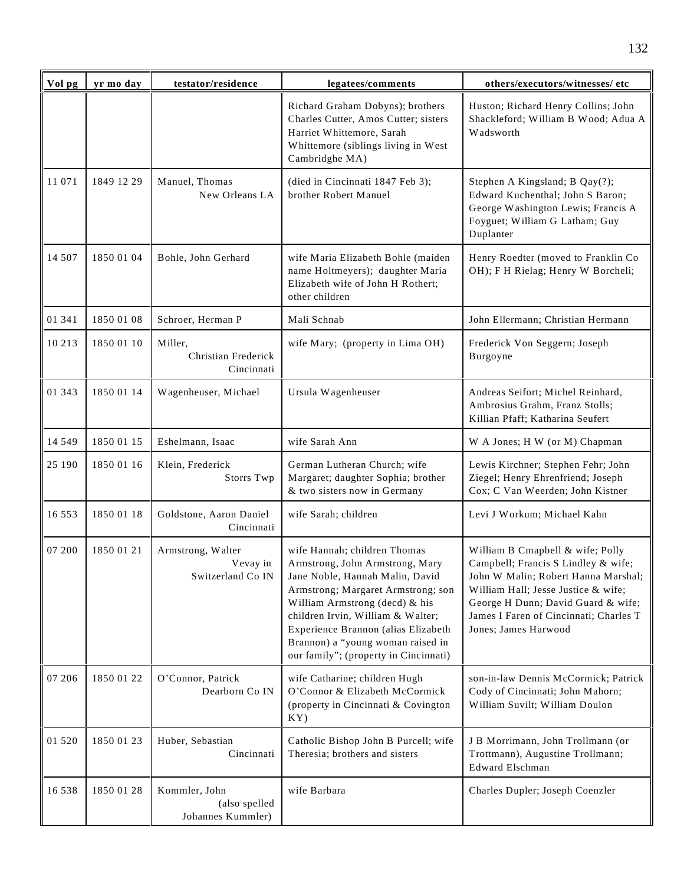| Vol pg | yr mo day | testator/residence | legatees/comments | others/executors/witnesses/ etc |
|---|---|---|---|---|
| | | | Richard Graham Dobyns); brothers Charles Cutter, Amos Cutter; sisters Harriet Whittemore, Sarah Whittemore (siblings living in West Cambridghe MA) | Huston; Richard Henry Collins; John Shackleford; William B Wood; Adua A Wadsworth |
| 11 071 | 1849 12 29 | Manuel, Thomas New Orleans LA | (died in Cincinnati 1847 Feb 3); brother Robert Manuel | Stephen A Kingsland; B Qay(?); Edward Kuchenthal; John S Baron; George Washington Lewis; Francis A Foyguet; William G Latham; Guy Duplanter |
| 14 507 | 1850 01 04 | Bohle, John Gerhard | wife Maria Elizabeth Bohle (maiden name Holtmeyers); daughter Maria Elizabeth wife of John H Rothert; other children | Henry Roedter (moved to Franklin Co OH); F H Rielag; Henry W Borcheli; |
| 01 341 | 1850 01 08 | Schroer, Herman P | Mali Schnab | John Ellermann; Christian Hermann |
| 10 213 | 1850 01 10 | Miller, Christian Frederick Cincinnati | wife Mary; (property in Lima OH) | Frederick Von Seggern; Joseph Burgoyne |
| 01 343 | 1850 01 14 | Wagenheuser, Michael | Ursula Wagenheuser | Andreas Seifort; Michel Reinhard, Ambrosius Grahm, Franz Stolls; Killian Pfaff; Katharina Seufert |
| 14 549 | 1850 01 15 | Eshelmann, Isaac | wife Sarah Ann | W A Jones; H W (or M) Chapman |
| 25 190 | 1850 01 16 | Klein, Frederick Storrs Twp | German Lutheran Church; wife Margaret; daughter Sophia; brother & two sisters now in Germany | Lewis Kirchner; Stephen Fehr; John Ziegel; Henry Ehrenfriend; Joseph Cox; C Van Weerden; John Kistner |
| 16 553 | 1850 01 18 | Goldstone, Aaron Daniel Cincinnati | wife Sarah; children | Levi J Workum; Michael Kahn |
| 07 200 | 1850 01 21 | Armstrong, Walter Vevay in Switzerland Co IN | wife Hannah; children Thomas Armstrong, John Armstrong, Mary Jane Noble, Hannah Malin, David Armstrong; Margaret Armstrong; son William Armstrong (decd) & his children Irvin, William & Walter; Experience Brannon (alias Elizabeth Brannon) a "young woman raised in our family"; (property in Cincinnati) | William B Cmapbell & wife; Polly Campbell; Francis S Lindley & wife; John W Malin; Robert Hanna Marshal; William Hall; Jesse Justice & wife; George H Dunn; David Guard & wife; James I Faren of Cincinnati; Charles T Jones; James Harwood |
| 07 206 | 1850 01 22 | O'Connor, Patrick Dearborn Co IN | wife Catharine; children Hugh O'Connor & Elizabeth McCormick (property in Cincinnati & Covington KY) | son-in-law Dennis McCormick; Patrick Cody of Cincinnati; John Mahorn; William Suvilt; William Doulon |
| 01 520 | 1850 01 23 | Huber, Sebastian Cincinnati | Catholic Bishop John B Purcell; wife Theresia; brothers and sisters | J B Morrimann, John Trollmann (or Trottmann), Augustine Trollmann; Edward Elschman |
| 16 538 | 1850 01 28 | Kommler, John (also spelled Johannes Kummler) | wife Barbara | Charles Dupler; Joseph Coenzler |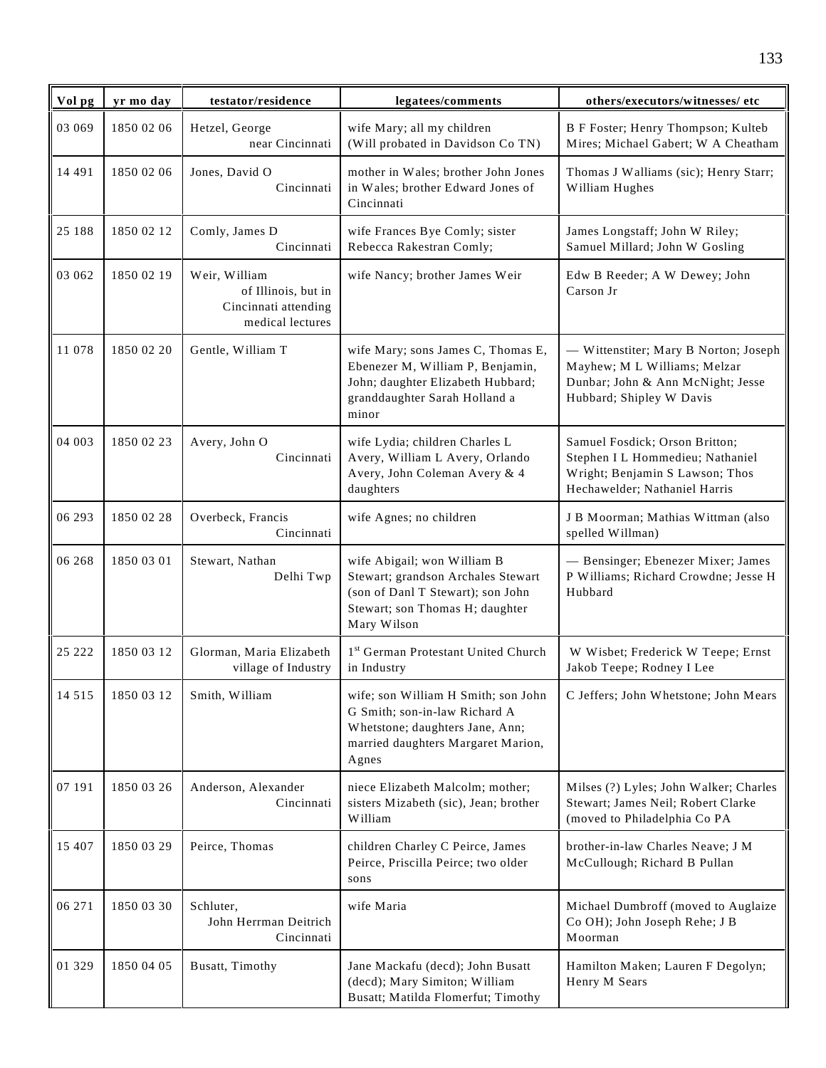| Vol pg | yr mo day | testator/residence | legatees/comments | others/executors/witnesses/ etc |
|---|---|---|---|---|
| 03 069 | 1850 02 06 | Hetzel, George near Cincinnati | wife Mary; all my children (Will probated in Davidson Co TN) | B F Foster; Henry Thompson; Kulteb Mires; Michael Gabert; W A Cheatham |
| 14 491 | 1850 02 06 | Jones, David O Cincinnati | mother in Wales; brother John Jones in Wales; brother Edward Jones of Cincinnati | Thomas J Walliams (sic); Henry Starr; William Hughes |
| 25 188 | 1850 02 12 | Comly, James D Cincinnati | wife Frances Bye Comly; sister Rebecca Rakestran Comly; | James Longstaff; John W Riley; Samuel Millard; John W Gosling |
| 03 062 | 1850 02 19 | Weir, William of Illinois, but in Cincinnati attending medical lectures | wife Nancy; brother James Weir | Edw B Reeder; A W Dewey; John Carson Jr |
| 11 078 | 1850 02 20 | Gentle, William T | wife Mary; sons James C, Thomas E, Ebenezer M, William P, Benjamin, John; daughter Elizabeth Hubbard; granddaughter Sarah Holland a minor | — Wittenstiter; Mary B Norton; Joseph Mayhew; M L Williams; Melzar Dunbar; John & Ann McNight; Jesse Hubbard; Shipley W Davis |
| 04 003 | 1850 02 23 | Avery, John O Cincinnati | wife Lydia; children Charles L Avery, William L Avery, Orlando Avery, John Coleman Avery & 4 daughters | Samuel Fosdick; Orson Britton; Stephen I L Hommedieu; Nathaniel Wright; Benjamin S Lawson; Thos Hechawelder; Nathaniel Harris |
| 06 293 | 1850 02 28 | Overbeck, Francis Cincinnati | wife Agnes; no children | J B Moorman; Mathias Wittman (also spelled Willman) |
| 06 268 | 1850 03 01 | Stewart, Nathan Delhi Twp | wife Abigail; won William B Stewart; grandson Archales Stewart (son of Danl T Stewart); son John Stewart; son Thomas H; daughter Mary Wilson | — Bensinger; Ebenezer Mixer; James P Williams; Richard Crowdne; Jesse H Hubbard |
| 25 222 | 1850 03 12 | Glorman, Maria Elizabeth village of Industry | 1st German Protestant United Church in Industry | W Wisbet; Frederick W Teepe; Ernst Jakob Teepe; Rodney I Lee |
| 14 515 | 1850 03 12 | Smith, William | wife; son William H Smith; son John G Smith; son-in-law Richard A Whetstone; daughters Jane, Ann; married daughters Margaret Marion, Agnes | C Jeffers; John Whetstone; John Mears |
| 07 191 | 1850 03 26 | Anderson, Alexander Cincinnati | niece Elizabeth Malcolm; mother; sisters Mizabeth (sic), Jean; brother William | Milses (?) Lyles; John Walker; Charles Stewart; James Neil; Robert Clarke (moved to Philadelphia Co PA |
| 15 407 | 1850 03 29 | Peirce, Thomas | children Charley C Peirce, James Peirce, Priscilla Peirce; two older sons | brother-in-law Charles Neave; J M McCullough; Richard B Pullan |
| 06 271 | 1850 03 30 | Schluter, John Herrman Deitrich Cincinnati | wife Maria | Michael Dumbroff (moved to Auglaize Co OH); John Joseph Rehe; J B Moorman |
| 01 329 | 1850 04 05 | Busatt, Timothy | Jane Mackafu (decd); John Busatt (decd); Mary Simiton; William Busatt; Matilda Flomerfut; Timothy | Hamilton Maken; Lauren F Degolyn; Henry M Sears |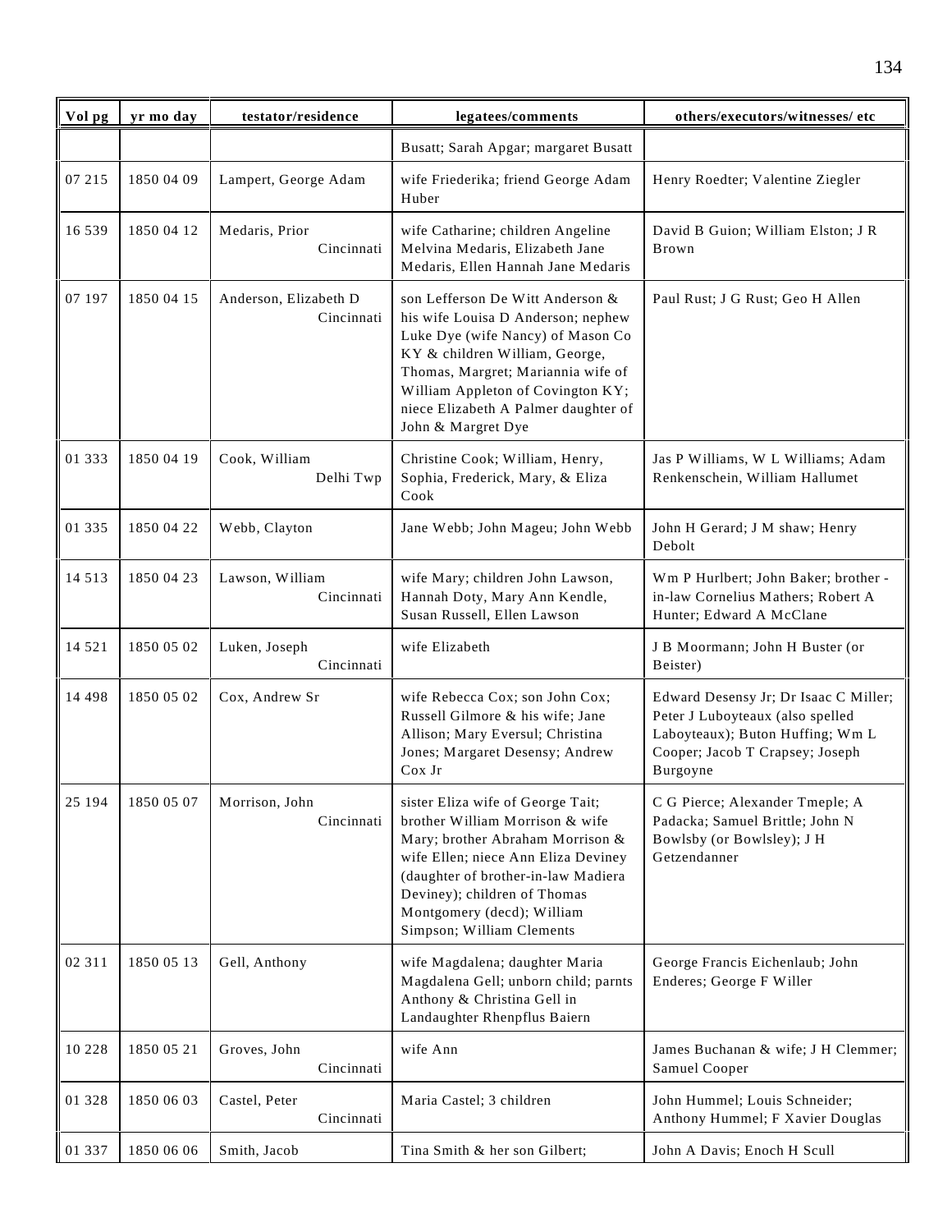| Vol pg | yr mo day | testator/residence | legatees/comments | others/executors/witnesses/ etc |
|---|---|---|---|---|
| | | | Busatt; Sarah Apgar; margaret Busatt | |
| 07 215 | 1850 04 09 | Lampert, George Adam | wife Friederika; friend George Adam Huber | Henry Roedter; Valentine Ziegler |
| 16 539 | 1850 04 12 | Medaris, Prior Cincinnati | wife Catharine; children Angeline Melvina Medaris, Elizabeth Jane Medaris, Ellen Hannah Jane Medaris | David B Guion; William Elston; J R Brown |
| 07 197 | 1850 04 15 | Anderson, Elizabeth D Cincinnati | son Lefferson De Witt Anderson & his wife Louisa D Anderson; nephew Luke Dye (wife Nancy) of Mason Co KY & children William, George, Thomas, Margret; Mariannia wife of William Appleton of Covington KY; niece Elizabeth A Palmer daughter of John & Margret Dye | Paul Rust; J G Rust; Geo H Allen |
| 01 333 | 1850 04 19 | Cook, William Delhi Twp | Christine Cook; William, Henry, Sophia, Frederick, Mary, & Eliza Cook | Jas P Williams, W L Williams; Adam Renkenschein, William Hallumet |
| 01 335 | 1850 04 22 | Webb, Clayton | Jane Webb; John Mageu; John Webb | John H Gerard; J M shaw; Henry Debolt |
| 14 513 | 1850 04 23 | Lawson, William Cincinnati | wife Mary; children John Lawson, Hannah Doty, Mary Ann Kendle, Susan Russell, Ellen Lawson | Wm P Hurlbert; John Baker; brother -in-law Cornelius Mathers; Robert A Hunter; Edward A McClane |
| 14 521 | 1850 05 02 | Luken, Joseph Cincinnati | wife Elizabeth | J B Moormann; John H Buster (or Beister) |
| 14 498 | 1850 05 02 | Cox, Andrew Sr | wife Rebecca Cox; son John Cox; Russell Gilmore & his wife; Jane Allison; Mary Eversul; Christina Jones; Margaret Desensy; Andrew Cox Jr | Edward Desensy Jr; Dr Isaac C Miller; Peter J Luboyteaux (also spelled Laboyteaux); Buton Huffing; Wm L Cooper; Jacob T Crapsey; Joseph Burgoyne |
| 25 194 | 1850 05 07 | Morrison, John Cincinnati | sister Eliza wife of George Tait; brother William Morrison & wife Mary; brother Abraham Morrison & wife Ellen; niece Ann Eliza Deviney (daughter of brother-in-law Madiera Deviney); children of Thomas Montgomery (decd); William Simpson; William Clements | C G Pierce; Alexander Tmeple; A Padacka; Samuel Brittle; John N Bowlsby (or Bowlsley); J H Getzendanner |
| 02 311 | 1850 05 13 | Gell, Anthony | wife Magdalena; daughter Maria Magdalena Gell; unborn child; parnts Anthony & Christina Gell in Landaughter Rhenpflus Baiern | George Francis Eichenlaub; John Enderes; George F Willer |
| 10 228 | 1850 05 21 | Groves, John Cincinnati | wife Ann | James Buchanan & wife; J H Clemmer; Samuel Cooper |
| 01 328 | 1850 06 03 | Castel, Peter Cincinnati | Maria Castel; 3 children | John Hummel; Louis Schneider; Anthony Hummel; F Xavier Douglas |
| 01 337 | 1850 06 06 | Smith, Jacob | Tina Smith & her son Gilbert; | John A Davis; Enoch H Scull |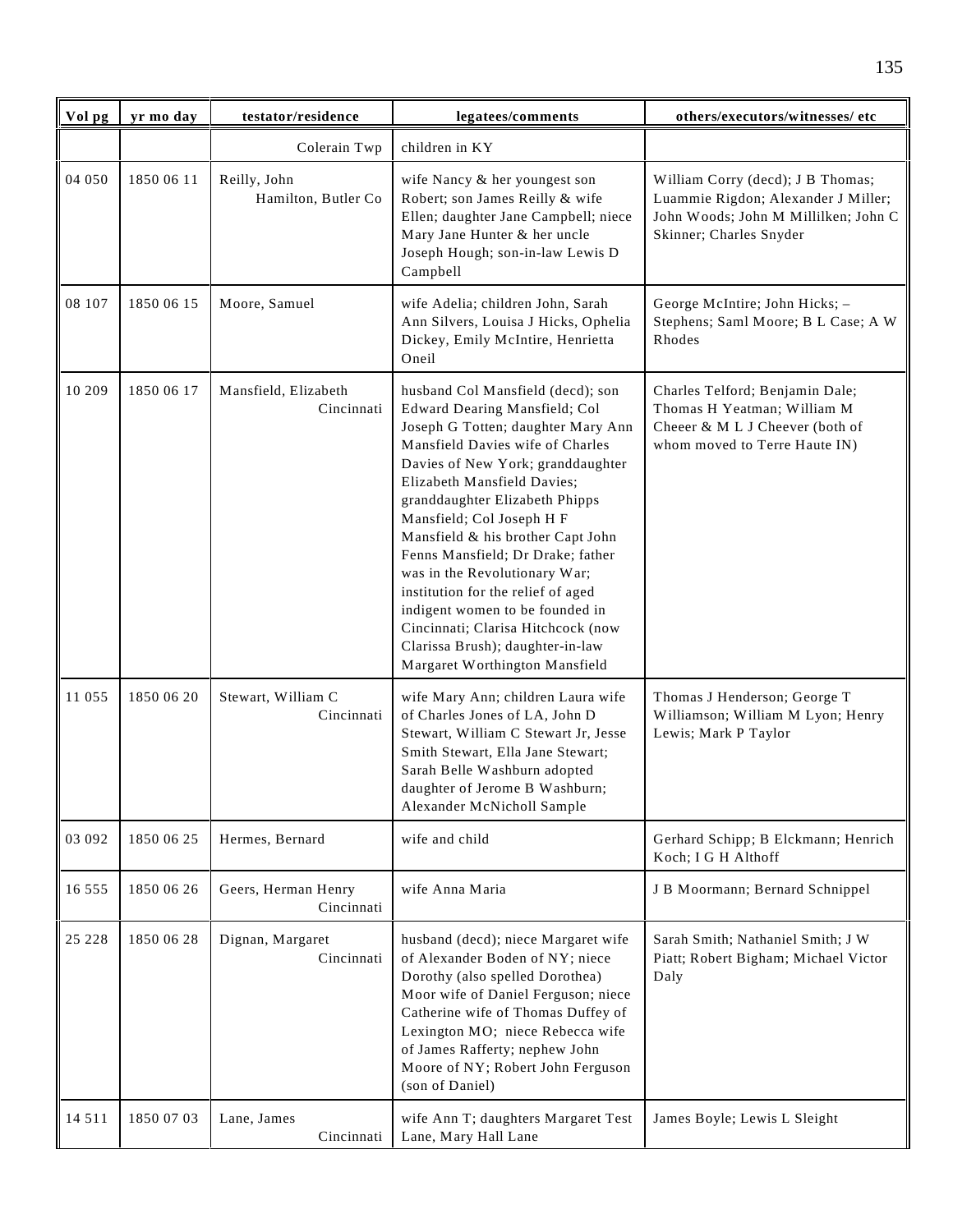| Vol pg | yr mo day | testator/residence | legatees/comments | others/executors/witnesses/ etc |
|---|---|---|---|---|
| | | Colerain Twp | children in KY | |
| 04 050 | 1850 06 11 | Reilly, John Hamilton, Butler Co | wife Nancy & her youngest son Robert; son James Reilly & wife Ellen; daughter Jane Campbell; niece Mary Jane Hunter & her uncle Joseph Hough; son-in-law Lewis D Campbell | William Corry (decd); J B Thomas; Luammie Rigdon; Alexander J Miller; John Woods; John M Millilken; John C Skinner; Charles Snyder |
| 08 107 | 1850 06 15 | Moore, Samuel | wife Adelia; children John, Sarah Ann Silvers, Louisa J Hicks, Ophelia Dickey, Emily McIntire, Henrietta Oneil | George McIntire; John Hicks; – Stephens; Saml Moore; B L Case; A W Rhodes |
| 10 209 | 1850 06 17 | Mansfield, Elizabeth Cincinnati | husband Col Mansfield (decd); son Edward Dearing Mansfield; Col Joseph G Totten; daughter Mary Ann Mansfield Davies wife of Charles Davies of New York; granddaughter Elizabeth Mansfield Davies; granddaughter Elizabeth Phipps Mansfield; Col Joseph H F Mansfield & his brother Capt John Fenns Mansfield; Dr Drake; father was in the Revolutionary War; institution for the relief of aged indigent women to be founded in Cincinnati; Clarisa Hitchcock (now Clarissa Brush); daughter-in-law Margaret Worthington Mansfield | Charles Telford; Benjamin Dale; Thomas H Yeatman; William M Cheeer & M L J Cheever (both of whom moved to Terre Haute IN) |
| 11 055 | 1850 06 20 | Stewart, William C Cincinnati | wife Mary Ann; children Laura wife of Charles Jones of LA, John D Stewart, William C Stewart Jr, Jesse Smith Stewart, Ella Jane Stewart; Sarah Belle Washburn adopted daughter of Jerome B Washburn; Alexander McNicholl Sample | Thomas J Henderson; George T Williamson; William M Lyon; Henry Lewis; Mark P Taylor |
| 03 092 | 1850 06 25 | Hermes, Bernard | wife and child | Gerhard Schipp; B Elckmann; Henrich Koch; I G H Althoff |
| 16 555 | 1850 06 26 | Geers, Herman Henry Cincinnati | wife Anna Maria | J B Moormann; Bernard Schnippel |
| 25 228 | 1850 06 28 | Dignan, Margaret Cincinnati | husband (decd); niece Margaret wife of Alexander Boden of NY; niece Dorothy (also spelled Dorothea) Moor wife of Daniel Ferguson; niece Catherine wife of Thomas Duffey of Lexington MO; niece Rebecca wife of James Rafferty; nephew John Moore of NY; Robert John Ferguson (son of Daniel) | Sarah Smith; Nathaniel Smith; J W Piatt; Robert Bigham; Michael Victor Daly |
| 14 511 | 1850 07 03 | Lane, James Cincinnati | wife Ann T; daughters Margaret Test Lane, Mary Hall Lane | James Boyle; Lewis L Sleight |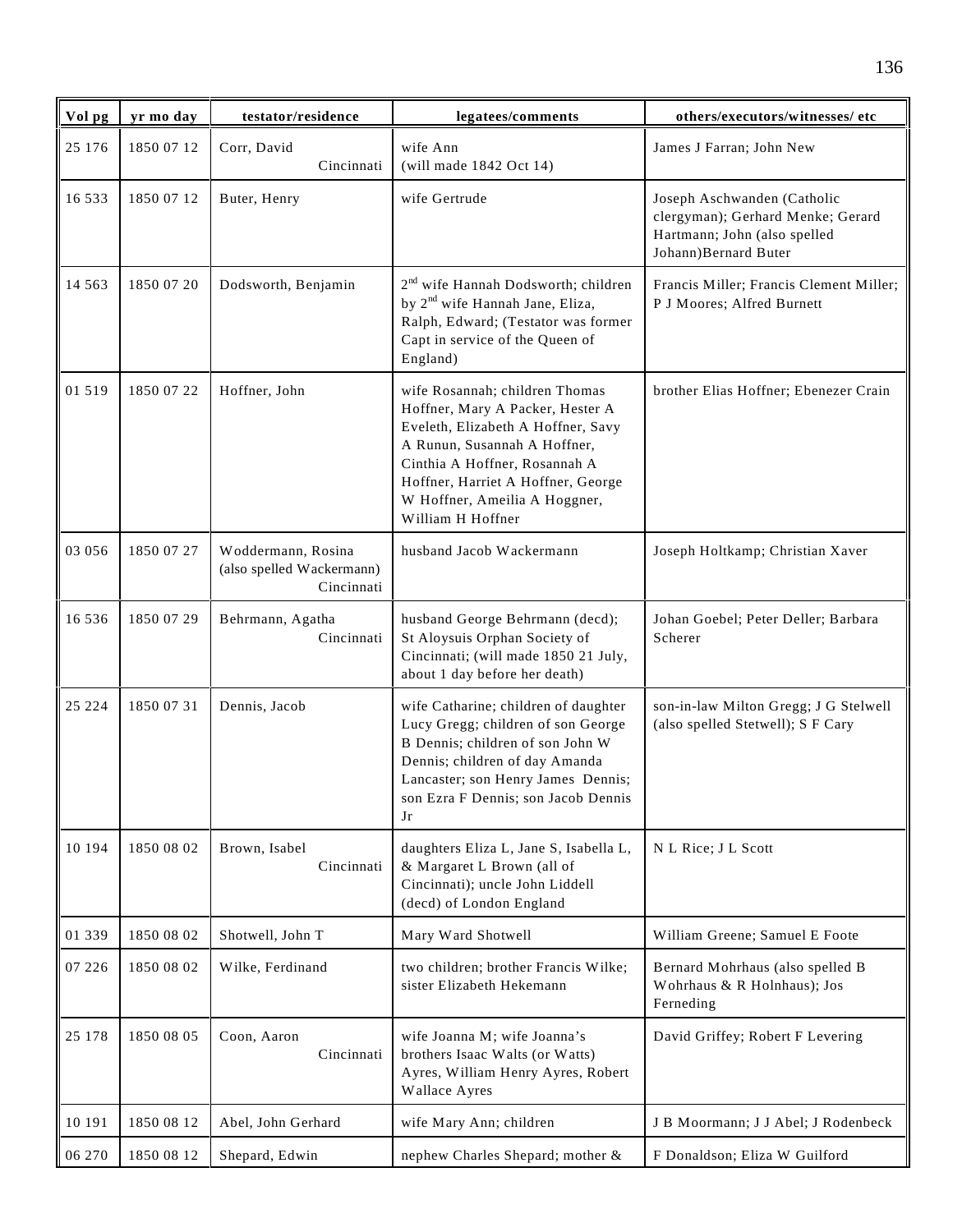| Vol pg | yr mo day | testator/residence | legatees/comments | others/executors/witnesses/ etc |
|---|---|---|---|---|
| 25 176 | 1850 07 12 | Corr, David Cincinnati | wife Ann (will made 1842 Oct 14) | James J Farran; John New |
| 16 533 | 1850 07 12 | Buter, Henry | wife Gertrude | Joseph Aschwanden (Catholic clergyman); Gerhard Menke; Gerard Hartmann; John (also spelled Johann)Bernard Buter |
| 14 563 | 1850 07 20 | Dodsworth, Benjamin | 2nd wife Hannah Dodsworth; children by 2nd wife Hannah Jane, Eliza, Ralph, Edward; (Testator was former Capt in service of the Queen of England) | Francis Miller; Francis Clement Miller; P J Moores; Alfred Burnett |
| 01 519 | 1850 07 22 | Hoffner, John | wife Rosannah; children Thomas Hoffner, Mary A Packer, Hester A Eveleth, Elizabeth A Hoffner, Savy A Runun, Susannah A Hoffner, Cinthia A Hoffner, Rosannah A Hoffner, Harriet A Hoffner, George W Hoffner, Ameilia A Hoggner, William H Hoffner | brother Elias Hoffner; Ebenezer Crain |
| 03 056 | 1850 07 27 | Woddermann, Rosina (also spelled Wackermann) Cincinnati | husband Jacob Wackermann | Joseph Holtkamp; Christian Xaver |
| 16 536 | 1850 07 29 | Behrmann, Agatha Cincinnati | husband George Behrmann (decd); St Aloysuis Orphan Society of Cincinnati; (will made 1850 21 July, about 1 day before her death) | Johan Goebel; Peter Deller; Barbara Scherer |
| 25 224 | 1850 07 31 | Dennis, Jacob | wife Catharine; children of daughter Lucy Gregg; children of son George B Dennis; children of son John W Dennis; children of day Amanda Lancaster; son Henry James Dennis; son Ezra F Dennis; son Jacob Dennis Jr | son-in-law Milton Gregg; J G Stelwell (also spelled Stetwell); S F Cary |
| 10 194 | 1850 08 02 | Brown, Isabel Cincinnati | daughters Eliza L, Jane S, Isabella L, & Margaret L Brown (all of Cincinnati); uncle John Liddell (decd) of London England | N L Rice; J L Scott |
| 01 339 | 1850 08 02 | Shotwell, John T | Mary Ward Shotwell | William Greene; Samuel E Foote |
| 07 226 | 1850 08 02 | Wilke, Ferdinand | two children; brother Francis Wilke; sister Elizabeth Hekemann | Bernard Mohrhaus (also spelled B Wohrhaus & R Holnhaus); Jos Ferneding |
| 25 178 | 1850 08 05 | Coon, Aaron Cincinnati | wife Joanna M; wife Joanna's brothers Isaac Walts (or Watts) Ayres, William Henry Ayres, Robert Wallace Ayres | David Griffey; Robert F Levering |
| 10 191 | 1850 08 12 | Abel, John Gerhard | wife Mary Ann; children | J B Moormann; J J Abel; J Rodenbeck |
| 06 270 | 1850 08 12 | Shepard, Edwin | nephew Charles Shepard; mother & | F Donaldson; Eliza W Guilford |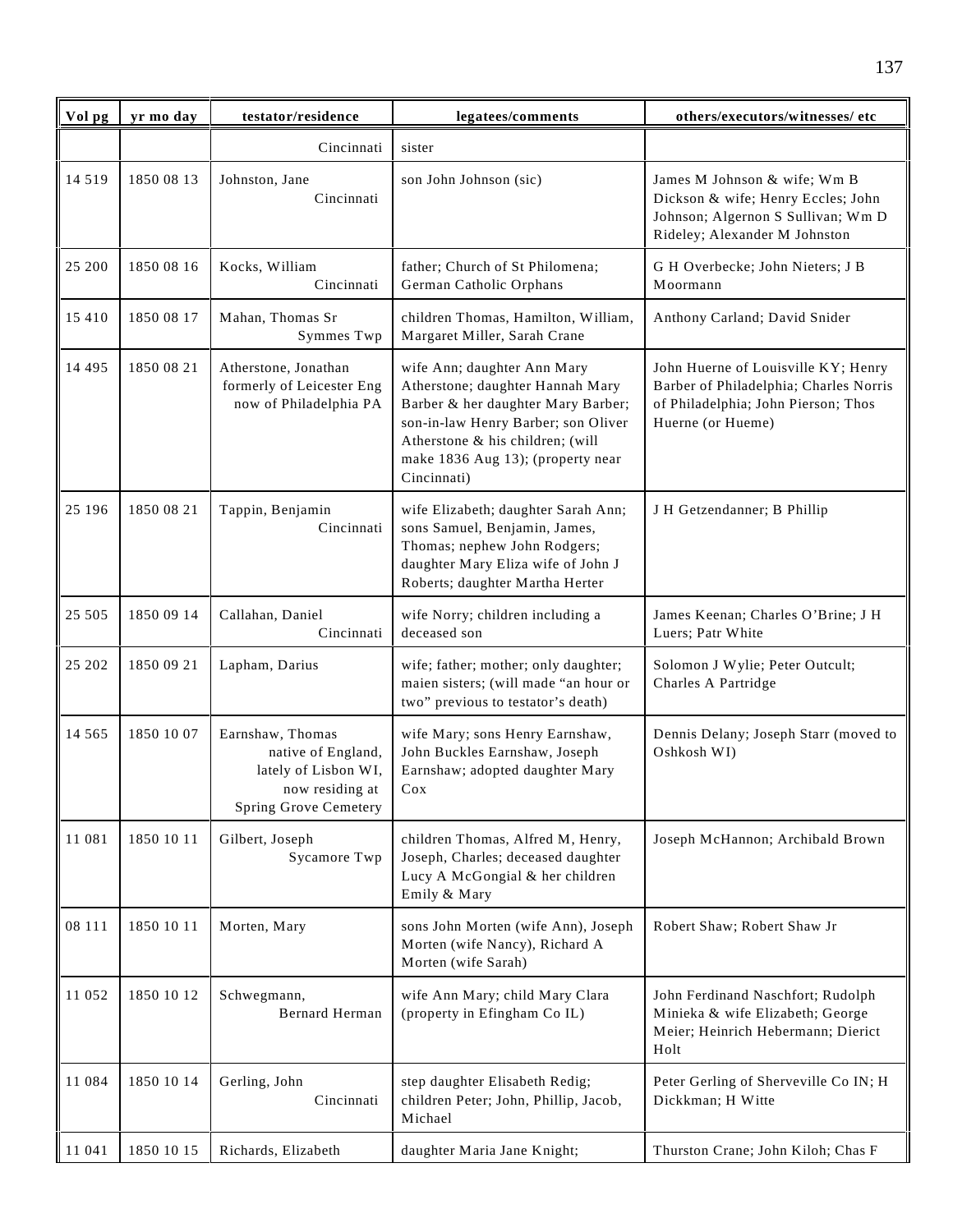| Vol pg | yr mo day | testator/residence | legatees/comments | others/executors/witnesses/ etc |
|---|---|---|---|---|
| | | Cincinnati | sister | |
| 14 519 | 1850 08 13 | Johnston, Jane Cincinnati | son John Johnson (sic) | James M Johnson & wife; Wm B Dickson & wife; Henry Eccles; John Johnson; Algernon S Sullivan; Wm D Rideley; Alexander M Johnston |
| 25 200 | 1850 08 16 | Kocks, William Cincinnati | father; Church of St Philomena; German Catholic Orphans | G H Overbecke; John Nieters; J B Moormann |
| 15 410 | 1850 08 17 | Mahan, Thomas Sr Symmes Twp | children Thomas, Hamilton, William, Margaret Miller, Sarah Crane | Anthony Carland; David Snider |
| 14 495 | 1850 08 21 | Atherstone, Jonathan formerly of Leicester Eng now of Philadelphia PA | wife Ann; daughter Ann Mary Atherstone; daughter Hannah Mary Barber & her daughter Mary Barber; son-in-law Henry Barber; son Oliver Atherstone & his children; (will make 1836 Aug 13); (property near Cincinnati) | John Huerne of Louisville KY; Henry Barber of Philadelphia; Charles Norris of Philadelphia; John Pierson; Thos Huerne (or Hueme) |
| 25 196 | 1850 08 21 | Tappin, Benjamin Cincinnati | wife Elizabeth; daughter Sarah Ann; sons Samuel, Benjamin, James, Thomas; nephew John Rodgers; daughter Mary Eliza wife of John J Roberts; daughter Martha Herter | J H Getzendanner; B Phillip |
| 25 505 | 1850 09 14 | Callahan, Daniel Cincinnati | wife Norry; children including a deceased son | James Keenan; Charles O'Brine; J H Luers; Patr White |
| 25 202 | 1850 09 21 | Lapham, Darius | wife; father; mother; only daughter; maien sisters; (will made "an hour or two" previous to testator's death) | Solomon J Wylie; Peter Outcult; Charles A Partridge |
| 14 565 | 1850 10 07 | Earnshaw, Thomas native of England, lately of Lisbon WI, now residing at Spring Grove Cemetery | wife Mary; sons Henry Earnshaw, John Buckles Earnshaw, Joseph Earnshaw; adopted daughter Mary Cox | Dennis Delany; Joseph Starr (moved to Oshkosh WI) |
| 11 081 | 1850 10 11 | Gilbert, Joseph Sycamore Twp | children Thomas, Alfred M, Henry, Joseph, Charles; deceased daughter Lucy A McGongial & her children Emily & Mary | Joseph McHannon; Archibald Brown |
| 08 111 | 1850 10 11 | Morten, Mary | sons John Morten (wife Ann), Joseph Morten (wife Nancy), Richard A Morten (wife Sarah) | Robert Shaw; Robert Shaw Jr |
| 11 052 | 1850 10 12 | Schwegmann, Bernard Herman | wife Ann Mary; child Mary Clara (property in Efingham Co IL) | John Ferdinand Naschfort; Rudolph Minieka & wife Elizabeth; George Meier; Heinrich Hebermann; Dierict Holt |
| 11 084 | 1850 10 14 | Gerling, John Cincinnati | step daughter Elisabeth Redig; children Peter; John, Phillip, Jacob, Michael | Peter Gerling of Sherveville Co IN; H Dickkman; H Witte |
| 11 041 | 1850 10 15 | Richards, Elizabeth | daughter Maria Jane Knight; | Thurston Crane; John Kiloh; Chas F |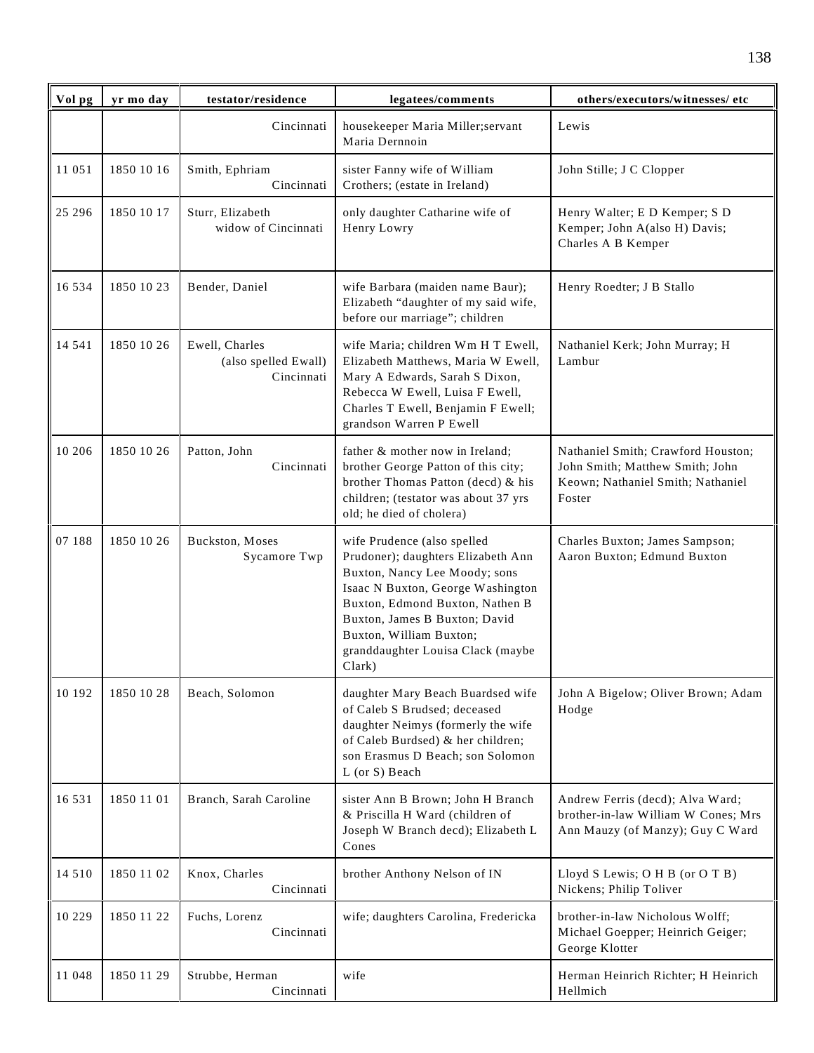| Vol pg | yr mo day | testator/residence | legatees/comments | others/executors/witnesses/ etc |
|---|---|---|---|---|
| | | Cincinnati | housekeeper Maria Miller;servant Maria Dernnoin | Lewis |
| 11 051 | 1850 10 16 | Smith, Ephriam Cincinnati | sister Fanny wife of William Crothers; (estate in Ireland) | John Stille; J C Clopper |
| 25 296 | 1850 10 17 | Sturr, Elizabeth widow of Cincinnati | only daughter Catharine wife of Henry Lowry | Henry Walter; E D Kemper; S D Kemper; John A(also H) Davis; Charles A B Kemper |
| 16 534 | 1850 10 23 | Bender, Daniel | wife Barbara (maiden name Baur); Elizabeth "daughter of my said wife, before our marriage"; children | Henry Roedter; J B Stallo |
| 14 541 | 1850 10 26 | Ewell, Charles (also spelled Ewall) Cincinnati | wife Maria; children Wm H T Ewell, Elizabeth Matthews, Maria W Ewell, Mary A Edwards, Sarah S Dixon, Rebecca W Ewell, Luisa F Ewell, Charles T Ewell, Benjamin F Ewell; grandson Warren P Ewell | Nathaniel Kerk; John Murray; H Lambur |
| 10 206 | 1850 10 26 | Patton, John Cincinnati | father & mother now in Ireland; brother George Patton of this city; brother Thomas Patton (decd) & his children; (testator was about 37 yrs old; he died of cholera) | Nathaniel Smith; Crawford Houston; John Smith; Matthew Smith; John Keown; Nathaniel Smith; Nathaniel Foster |
| 07 188 | 1850 10 26 | Buckston, Moses Sycamore Twp | wife Prudence (also spelled Prudoner); daughters Elizabeth Ann Buxton, Nancy Lee Moody; sons Isaac N Buxton, George Washington Buxton, Edmond Buxton, Nathen B Buxton, James B Buxton; David Buxton, William Buxton; granddaughter Louisa Clack (maybe Clark) | Charles Buxton; James Sampson; Aaron Buxton; Edmund Buxton |
| 10 192 | 1850 10 28 | Beach, Solomon | daughter Mary Beach Buardsed wife of Caleb S Brudsed; deceased daughter Neimys (formerly the wife of Caleb Burdsed) & her children; son Erasmus D Beach; son Solomon L (or S) Beach | John A Bigelow; Oliver Brown; Adam Hodge |
| 16 531 | 1850 11 01 | Branch, Sarah Caroline | sister Ann B Brown; John H Branch & Priscilla H Ward (children of Joseph W Branch decd); Elizabeth L Cones | Andrew Ferris (decd); Alva Ward; brother-in-law William W Cones; Mrs Ann Mauzy (of Manzy); Guy C Ward |
| 14 510 | 1850 11 02 | Knox, Charles Cincinnati | brother Anthony Nelson of IN | Lloyd S Lewis; O H B (or O T B) Nickens; Philip Toliver |
| 10 229 | 1850 11 22 | Fuchs, Lorenz Cincinnati | wife; daughters Carolina, Fredericka | brother-in-law Nicholous Wolff; Michael Goepper; Heinrich Geiger; George Klotter |
| 11 048 | 1850 11 29 | Strubbe, Herman Cincinnati | wife | Herman Heinrich Richter; H Heinrich Hellmich |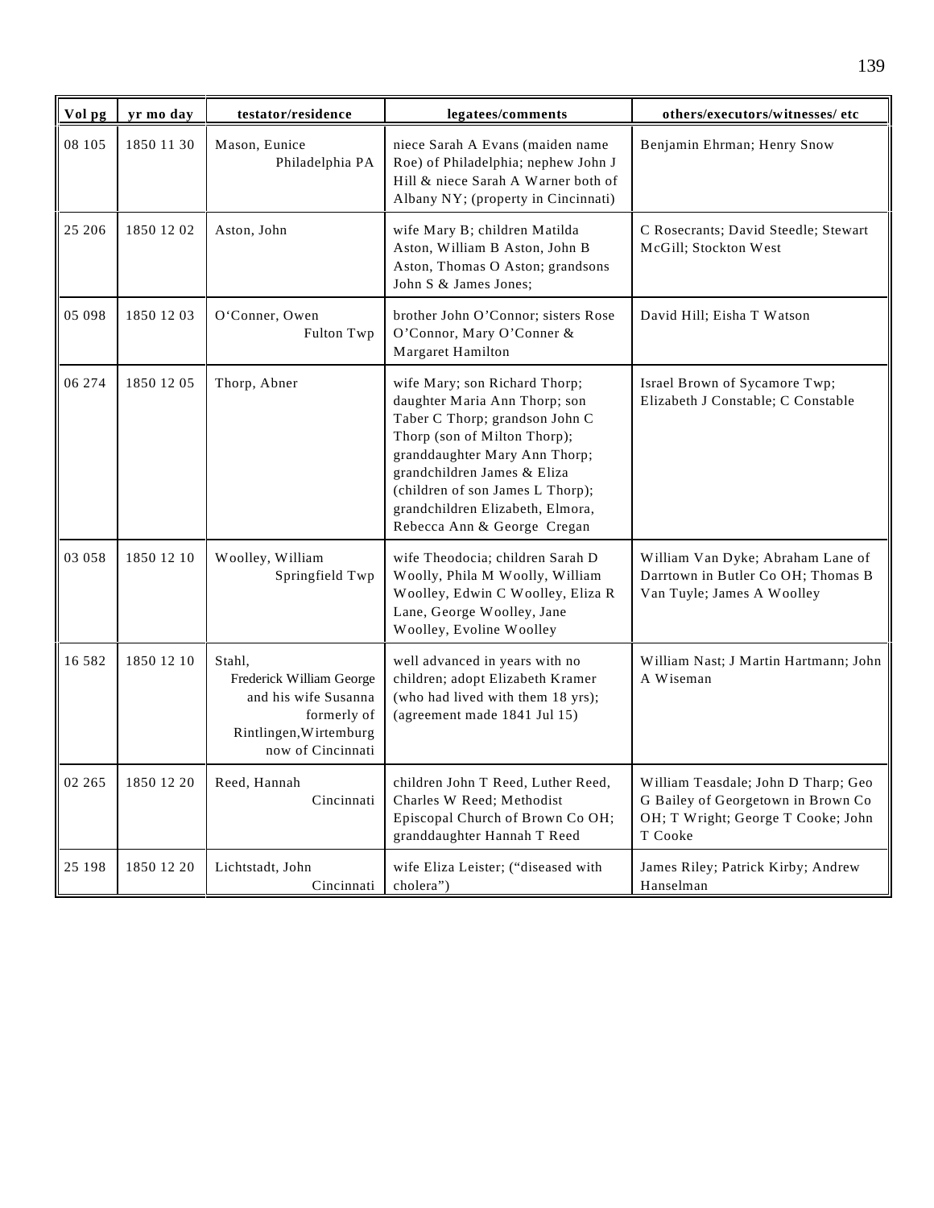| Vol pg | yr mo day | testator/residence | legatees/comments | others/executors/witnesses/ etc |
|---|---|---|---|---|
| 08 105 | 1850 11 30 | Mason, Eunice Philadelphia PA | niece Sarah A Evans (maiden name Roe) of Philadelphia; nephew John J Hill & niece Sarah A Warner both of Albany NY; (property in Cincinnati) | Benjamin Ehrman; Henry Snow |
| 25 206 | 1850 12 02 | Aston, John | wife Mary B; children Matilda Aston, William B Aston, John B Aston, Thomas O Aston; grandsons John S & James Jones; | C Rosecrants; David Steedle; Stewart McGill; Stockton West |
| 05 098 | 1850 12 03 | O'Conner, Owen Fulton Twp | brother John O'Connor; sisters Rose O'Connor, Mary O'Conner & Margaret Hamilton | David Hill; Eisha T Watson |
| 06 274 | 1850 12 05 | Thorp, Abner | wife Mary; son Richard Thorp; daughter Maria Ann Thorp; son Taber C Thorp; grandson John C Thorp (son of Milton Thorp); granddaughter Mary Ann Thorp; grandchildren James & Eliza (children of son James L Thorp); grandchildren Elizabeth, Elmora, Rebecca Ann & George Cregan | Israel Brown of Sycamore Twp; Elizabeth J Constable; C Constable |
| 03 058 | 1850 12 10 | Woolley, William Springfield Twp | wife Theodocia; children Sarah D Woolly, Phila M Woolly, William Woolley, Edwin C Woolley, Eliza R Lane, George Woolley, Jane Woolley, Evoline Woolley | William Van Dyke; Abraham Lane of Darrtown in Butler Co OH; Thomas B Van Tuyle; James A Woolley |
| 16 582 | 1850 12 10 | Stahl, Frederick William George and his wife Susanna formerly of Rintlingen, Wirtemburg now of Cincinnati | well advanced in years with no children; adopt Elizabeth Kramer (who had lived with them 18 yrs); (agreement made 1841 Jul 15) | William Nast; J Martin Hartmann; John A Wiseman |
| 02 265 | 1850 12 20 | Reed, Hannah Cincinnati | children John T Reed, Luther Reed, Charles W Reed; Methodist Episcopal Church of Brown Co OH; granddaughter Hannah T Reed | William Teasdale; John D Tharp; Geo G Bailey of Georgetown in Brown Co OH; T Wright; George T Cooke; John T Cooke |
| 25 198 | 1850 12 20 | Lichtstadt, John Cincinnati | wife Eliza Leister; ("diseased with cholera") | James Riley; Patrick Kirby; Andrew Hanselman |